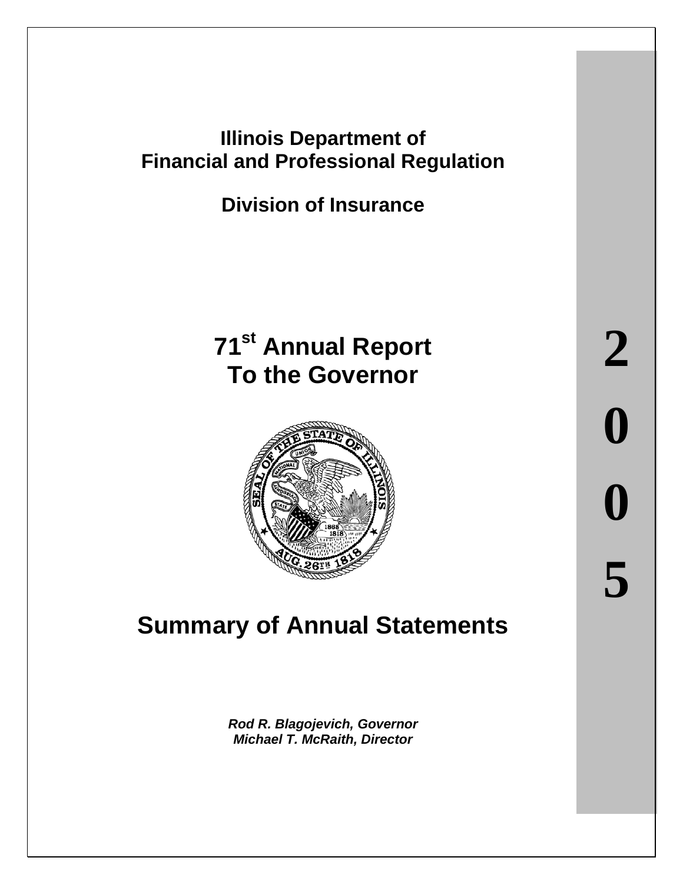# Illinois Department of Financial and Professional Regulation

## Division of Insurance

# 71st Annual Report To the Governor

2005

# Summary of Annual Statements

***Rod R. Blagojevich, Governor***
***Michael T. McRaith, Director***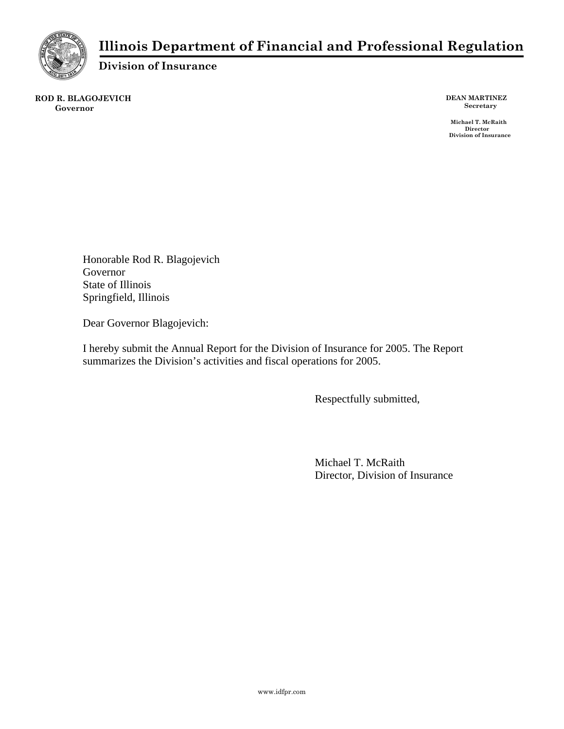# Illinois Department of Financial and Professional Regulation

**Division of Insurance**

**ROD R. BLAGOJEVICH**
**Governor**

**DEAN MARTINEZ**
**Secretary**

**Michael T. McRaith**
**Director**
**Division of Insurance**

Honorable Rod R. Blagojevich
Governor
State of Illinois
Springfield, Illinois

Dear Governor Blagojevich:

I hereby submit the Annual Report for the Division of Insurance for 2005. The Report summarizes the Division's activities and fiscal operations for 2005.

Respectfully submitted,

Michael T. McRaith
Director, Division of Insurance

www.idfpr.com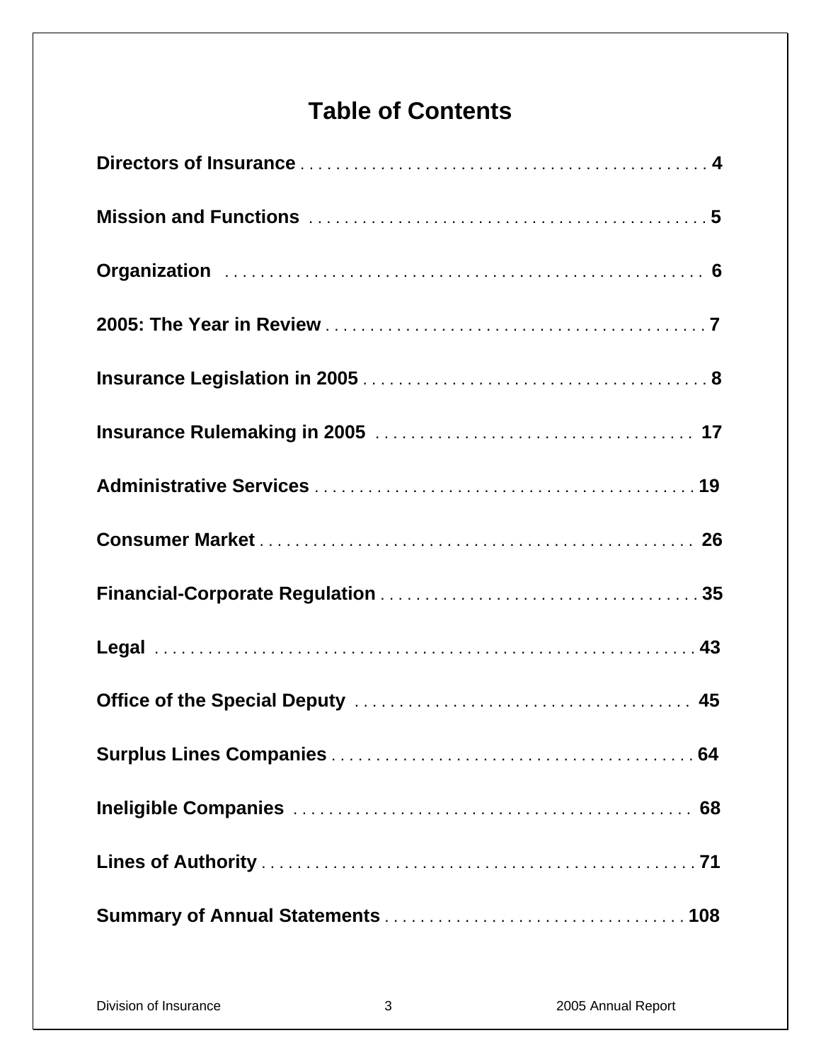# Table of Contents

| | |
|---|---|
| **Directors of Insurance** | **4** |
| **Mission and Functions** | **5** |
| **Organization** | **6** |
| **2005: The Year in Review** | **7** |
| **Insurance Legislation in 2005** | **8** |
| **Insurance Rulemaking in 2005** | **17** |
| **Administrative Services** | **19** |
| **Consumer Market** | **26** |
| **Financial-Corporate Regulation** | **35** |
| **Legal** | **43** |
| **Office of the Special Deputy** | **45** |
| **Surplus Lines Companies** | **64** |
| **Ineligible Companies** | **68** |
| **Lines of Authority** | **71** |
| **Summary of Annual Statements** | **108** |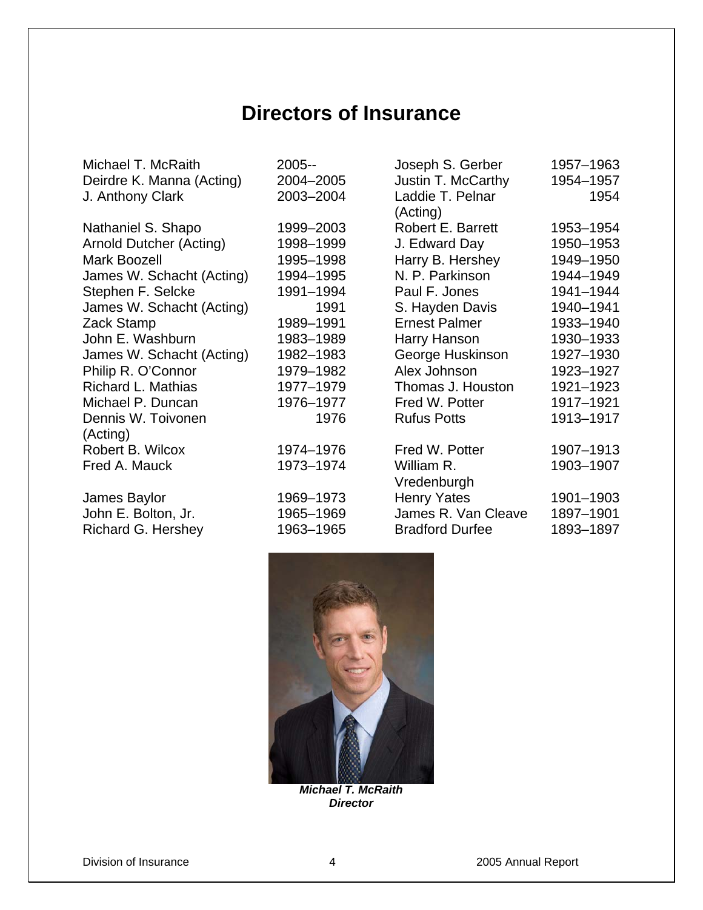# Directors of Insurance

| Name | Term | Name | Term |
|---|---|---|---|
| Michael T. McRaith | 2005-- | Joseph S. Gerber | 1957–1963 |
| Deirdre K. Manna (Acting) | 2004–2005 | Justin T. McCarthy | 1954–1957 |
| J. Anthony Clark | 2003–2004 | Laddie T. Pelnar (Acting) | 1954 |
| Nathaniel S. Shapo | 1999–2003 | Robert E. Barrett | 1953–1954 |
| Arnold Dutcher (Acting) | 1998–1999 | J. Edward Day | 1950–1953 |
| Mark Boozell | 1995–1998 | Harry B. Hershey | 1949–1950 |
| James W. Schacht (Acting) | 1994–1995 | N. P. Parkinson | 1944–1949 |
| Stephen F. Selcke | 1991–1994 | Paul F. Jones | 1941–1944 |
| James W. Schacht (Acting) | 1991 | S. Hayden Davis | 1940–1941 |
| Zack Stamp | 1989–1991 | Ernest Palmer | 1933–1940 |
| John E. Washburn | 1983–1989 | Harry Hanson | 1930–1933 |
| James W. Schacht (Acting) | 1982–1983 | George Huskinson | 1927–1930 |
| Philip R. O'Connor | 1979–1982 | Alex Johnson | 1923–1927 |
| Richard L. Mathias | 1977–1979 | Thomas J. Houston | 1921–1923 |
| Michael P. Duncan | 1976–1977 | Fred W. Potter | 1917–1921 |
| Dennis W. Toivonen (Acting) | 1976 | Rufus Potts | 1913–1917 |
| Robert B. Wilcox | 1974–1976 | Fred W. Potter | 1907–1913 |
| Fred A. Mauck | 1973–1974 | William R. Vredenburgh | 1903–1907 |
| James Baylor | 1969–1973 | Henry Yates | 1901–1903 |
| John E. Bolton, Jr. | 1965–1969 | James R. Van Cleave | 1897–1901 |
| Richard G. Hershey | 1963–1965 | Bradford Durfee | 1893–1897 |

***Michael T. McRaith***
***Director***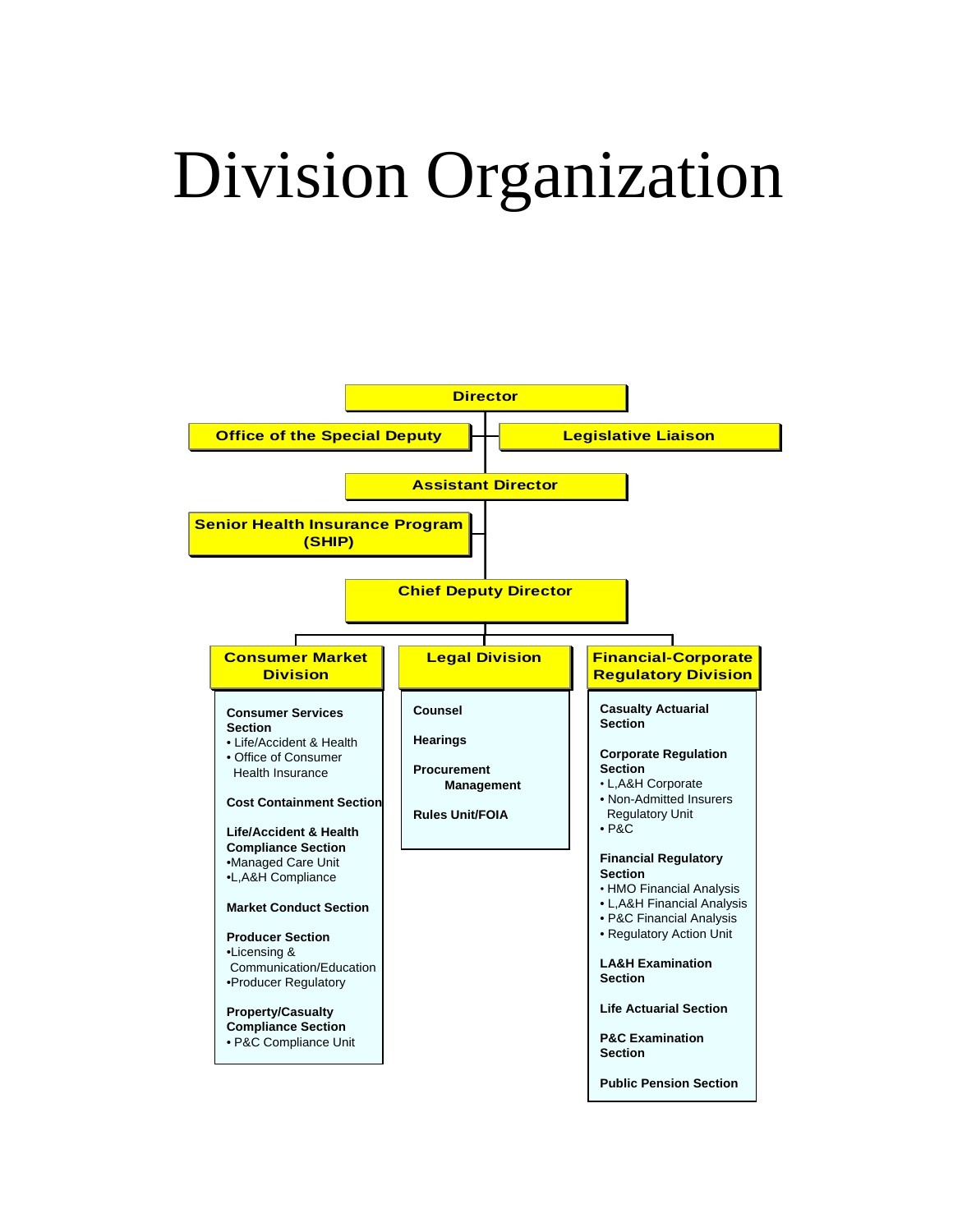# Division Organization

**Director**

- **Office of the Special Deputy**
- **Legislative Liaison**

**Assistant Director**

- **Senior Health Insurance Program (SHIP)**

**Chief Deputy Director**

## Consumer Market Division

**Consumer Services Section**
- Life/Accident & Health
- Office of Consumer Health Insurance

**Cost Containment Section**

**Life/Accident & Health Compliance Section**
- Managed Care Unit
- L,A&H Compliance

**Market Conduct Section**

**Producer Section**
- Licensing & Communication/Education
- Producer Regulatory

**Property/Casualty Compliance Section**
- P&C Compliance Unit

## Legal Division

**Counsel**

**Hearings**

**Procurement Management**

**Rules Unit/FOIA**

## Financial-Corporate Regulatory Division

**Casualty Actuarial Section**

**Corporate Regulation Section**
- L,A&H Corporate
- Non-Admitted Insurers Regulatory Unit
- P&C

**Financial Regulatory Section**
- HMO Financial Analysis
- L,A&H Financial Analysis
- P&C Financial Analysis
- Regulatory Action Unit

**LA&H Examination Section**

**Life Actuarial Section**

**P&C Examination Section**

**Public Pension Section**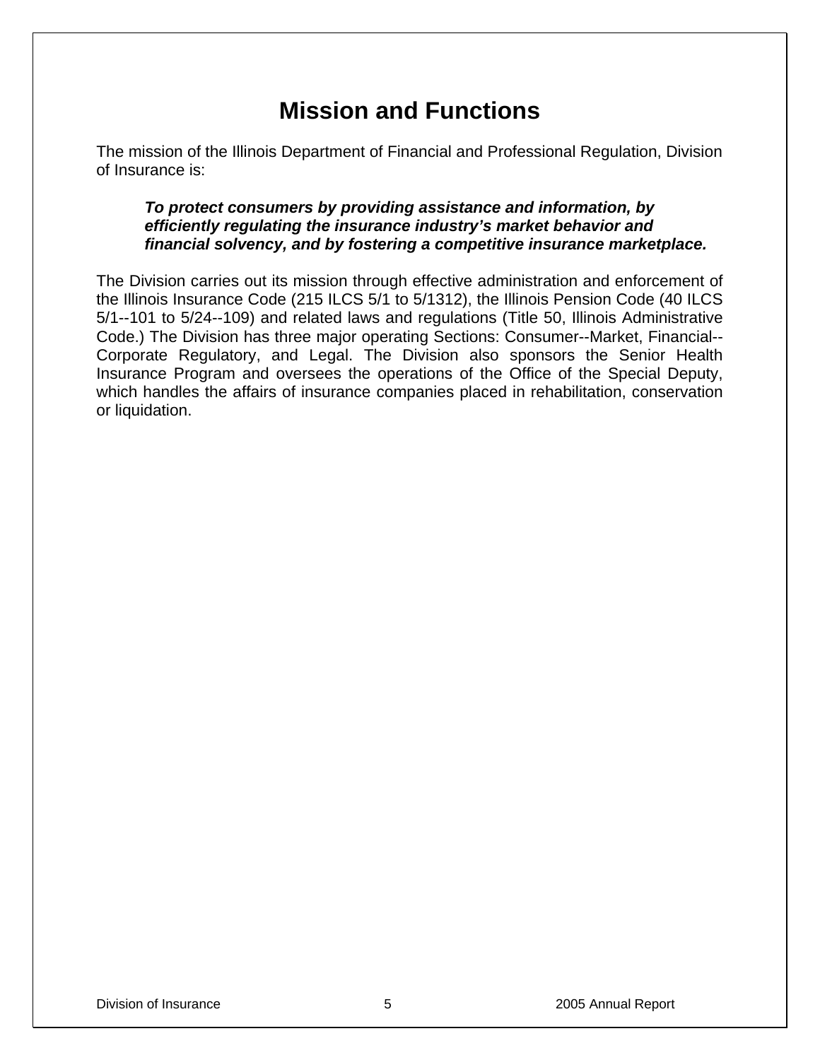# Mission and Functions

The mission of the Illinois Department of Financial and Professional Regulation, Division of Insurance is:

> ***To protect consumers by providing assistance and information, by efficiently regulating the insurance industry's market behavior and financial solvency, and by fostering a competitive insurance marketplace.***

The Division carries out its mission through effective administration and enforcement of the Illinois Insurance Code (215 ILCS 5/1 to 5/1312), the Illinois Pension Code (40 ILCS 5/1--101 to 5/24--109) and related laws and regulations (Title 50, Illinois Administrative Code.) The Division has three major operating Sections: Consumer--Market, Financial--Corporate Regulatory, and Legal. The Division also sponsors the Senior Health Insurance Program and oversees the operations of the Office of the Special Deputy, which handles the affairs of insurance companies placed in rehabilitation, conservation or liquidation.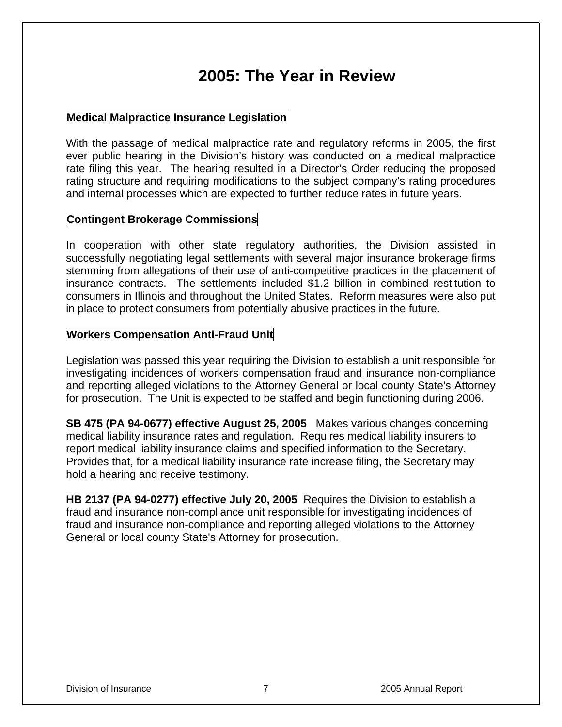# 2005: The Year in Review

## Medical Malpractice Insurance Legislation

With the passage of medical malpractice rate and regulatory reforms in 2005, the first ever public hearing in the Division's history was conducted on a medical malpractice rate filing this year. The hearing resulted in a Director's Order reducing the proposed rating structure and requiring modifications to the subject company's rating procedures and internal processes which are expected to further reduce rates in future years.

## Contingent Brokerage Commissions

In cooperation with other state regulatory authorities, the Division assisted in successfully negotiating legal settlements with several major insurance brokerage firms stemming from allegations of their use of anti-competitive practices in the placement of insurance contracts. The settlements included $1.2 billion in combined restitution to consumers in Illinois and throughout the United States. Reform measures were also put in place to protect consumers from potentially abusive practices in the future.

## Workers Compensation Anti-Fraud Unit

Legislation was passed this year requiring the Division to establish a unit responsible for investigating incidences of workers compensation fraud and insurance non-compliance and reporting alleged violations to the Attorney General or local county State's Attorney for prosecution. The Unit is expected to be staffed and begin functioning during 2006.

**SB 475 (PA 94-0677) effective August 25, 2005** Makes various changes concerning medical liability insurance rates and regulation. Requires medical liability insurers to report medical liability insurance claims and specified information to the Secretary. Provides that, for a medical liability insurance rate increase filing, the Secretary may hold a hearing and receive testimony.

**HB 2137 (PA 94-0277) effective July 20, 2005** Requires the Division to establish a fraud and insurance non-compliance unit responsible for investigating incidences of fraud and insurance non-compliance and reporting alleged violations to the Attorney General or local county State's Attorney for prosecution.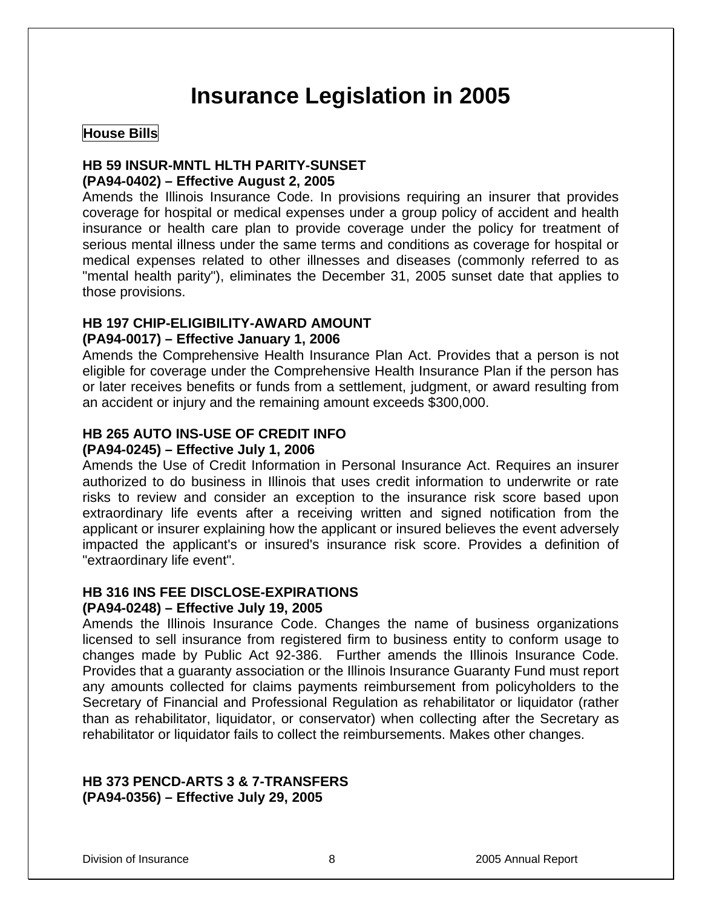# Insurance Legislation in 2005

## House Bills

### HB 59 INSUR-MNTL HLTH PARITY-SUNSET
**(PA94-0402) – Effective August 2, 2005**

Amends the Illinois Insurance Code. In provisions requiring an insurer that provides coverage for hospital or medical expenses under a group policy of accident and health insurance or health care plan to provide coverage under the policy for treatment of serious mental illness under the same terms and conditions as coverage for hospital or medical expenses related to other illnesses and diseases (commonly referred to as "mental health parity"), eliminates the December 31, 2005 sunset date that applies to those provisions.

### HB 197 CHIP-ELIGIBILITY-AWARD AMOUNT
**(PA94-0017) – Effective January 1, 2006**

Amends the Comprehensive Health Insurance Plan Act. Provides that a person is not eligible for coverage under the Comprehensive Health Insurance Plan if the person has or later receives benefits or funds from a settlement, judgment, or award resulting from an accident or injury and the remaining amount exceeds $300,000.

### HB 265 AUTO INS-USE OF CREDIT INFO
**(PA94-0245) – Effective July 1, 2006**

Amends the Use of Credit Information in Personal Insurance Act. Requires an insurer authorized to do business in Illinois that uses credit information to underwrite or rate risks to review and consider an exception to the insurance risk score based upon extraordinary life events after a receiving written and signed notification from the applicant or insurer explaining how the applicant or insured believes the event adversely impacted the applicant's or insured's insurance risk score. Provides a definition of "extraordinary life event".

### HB 316 INS FEE DISCLOSE-EXPIRATIONS
**(PA94-0248) – Effective July 19, 2005**

Amends the Illinois Insurance Code. Changes the name of business organizations licensed to sell insurance from registered firm to business entity to conform usage to changes made by Public Act 92-386. Further amends the Illinois Insurance Code. Provides that a guaranty association or the Illinois Insurance Guaranty Fund must report any amounts collected for claims payments reimbursement from policyholders to the Secretary of Financial and Professional Regulation as rehabilitator or liquidator (rather than as rehabilitator, liquidator, or conservator) when collecting after the Secretary as rehabilitator or liquidator fails to collect the reimbursements. Makes other changes.

### HB 373 PENCD-ARTS 3 & 7-TRANSFERS
**(PA94-0356) – Effective July 29, 2005**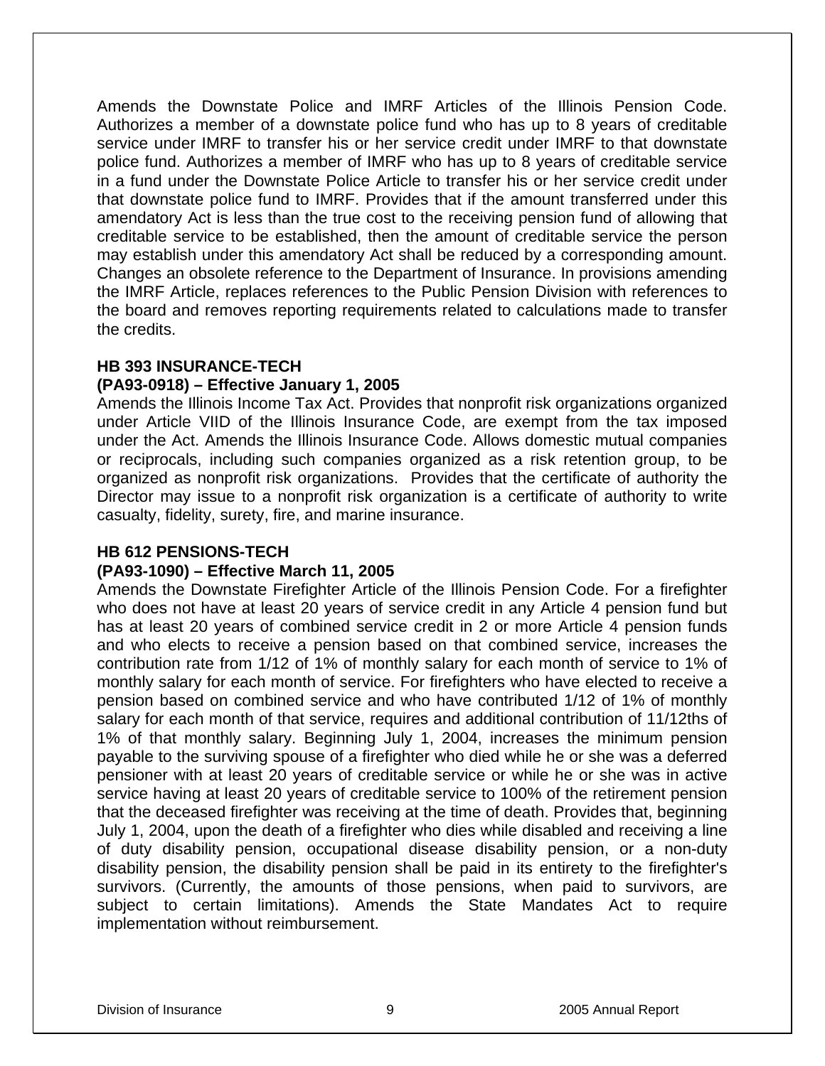Amends the Downstate Police and IMRF Articles of the Illinois Pension Code. Authorizes a member of a downstate police fund who has up to 8 years of creditable service under IMRF to transfer his or her service credit under IMRF to that downstate police fund. Authorizes a member of IMRF who has up to 8 years of creditable service in a fund under the Downstate Police Article to transfer his or her service credit under that downstate police fund to IMRF. Provides that if the amount transferred under this amendatory Act is less than the true cost to the receiving pension fund of allowing that creditable service to be established, then the amount of creditable service the person may establish under this amendatory Act shall be reduced by a corresponding amount. Changes an obsolete reference to the Department of Insurance. In provisions amending the IMRF Article, replaces references to the Public Pension Division with references to the board and removes reporting requirements related to calculations made to transfer the credits.

**HB 393 INSURANCE-TECH**
**(PA93-0918) – Effective January 1, 2005**

Amends the Illinois Income Tax Act. Provides that nonprofit risk organizations organized under Article VIID of the Illinois Insurance Code, are exempt from the tax imposed under the Act. Amends the Illinois Insurance Code. Allows domestic mutual companies or reciprocals, including such companies organized as a risk retention group, to be organized as nonprofit risk organizations. Provides that the certificate of authority the Director may issue to a nonprofit risk organization is a certificate of authority to write casualty, fidelity, surety, fire, and marine insurance.

**HB 612 PENSIONS-TECH**
**(PA93-1090) – Effective March 11, 2005**

Amends the Downstate Firefighter Article of the Illinois Pension Code. For a firefighter who does not have at least 20 years of service credit in any Article 4 pension fund but has at least 20 years of combined service credit in 2 or more Article 4 pension funds and who elects to receive a pension based on that combined service, increases the contribution rate from 1/12 of 1% of monthly salary for each month of service to 1% of monthly salary for each month of service. For firefighters who have elected to receive a pension based on combined service and who have contributed 1/12 of 1% of monthly salary for each month of that service, requires and additional contribution of 11/12ths of 1% of that monthly salary. Beginning July 1, 2004, increases the minimum pension payable to the surviving spouse of a firefighter who died while he or she was a deferred pensioner with at least 20 years of creditable service or while he or she was in active service having at least 20 years of creditable service to 100% of the retirement pension that the deceased firefighter was receiving at the time of death. Provides that, beginning July 1, 2004, upon the death of a firefighter who dies while disabled and receiving a line of duty disability pension, occupational disease disability pension, or a non-duty disability pension, the disability pension shall be paid in its entirety to the firefighter's survivors. (Currently, the amounts of those pensions, when paid to survivors, are subject to certain limitations). Amends the State Mandates Act to require implementation without reimbursement.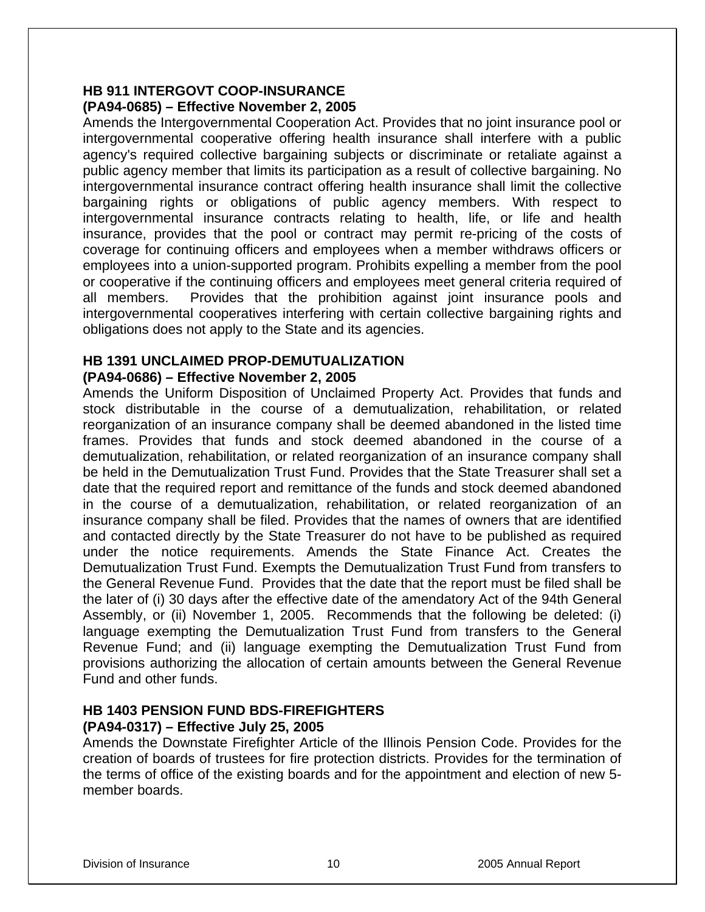**HB 911 INTERGOVT COOP-INSURANCE**
**(PA94-0685) – Effective November 2, 2005**

Amends the Intergovernmental Cooperation Act. Provides that no joint insurance pool or intergovernmental cooperative offering health insurance shall interfere with a public agency's required collective bargaining subjects or discriminate or retaliate against a public agency member that limits its participation as a result of collective bargaining. No intergovernmental insurance contract offering health insurance shall limit the collective bargaining rights or obligations of public agency members. With respect to intergovernmental insurance contracts relating to health, life, or life and health insurance, provides that the pool or contract may permit re-pricing of the costs of coverage for continuing officers and employees when a member withdraws officers or employees into a union-supported program. Prohibits expelling a member from the pool or cooperative if the continuing officers and employees meet general criteria required of all members. Provides that the prohibition against joint insurance pools and intergovernmental cooperatives interfering with certain collective bargaining rights and obligations does not apply to the State and its agencies.

**HB 1391 UNCLAIMED PROP-DEMUTUALIZATION**
**(PA94-0686) – Effective November 2, 2005**

Amends the Uniform Disposition of Unclaimed Property Act. Provides that funds and stock distributable in the course of a demutualization, rehabilitation, or related reorganization of an insurance company shall be deemed abandoned in the listed time frames. Provides that funds and stock deemed abandoned in the course of a demutualization, rehabilitation, or related reorganization of an insurance company shall be held in the Demutualization Trust Fund. Provides that the State Treasurer shall set a date that the required report and remittance of the funds and stock deemed abandoned in the course of a demutualization, rehabilitation, or related reorganization of an insurance company shall be filed. Provides that the names of owners that are identified and contacted directly by the State Treasurer do not have to be published as required under the notice requirements. Amends the State Finance Act. Creates the Demutualization Trust Fund. Exempts the Demutualization Trust Fund from transfers to the General Revenue Fund. Provides that the date that the report must be filed shall be the later of (i) 30 days after the effective date of the amendatory Act of the 94th General Assembly, or (ii) November 1, 2005. Recommends that the following be deleted: (i) language exempting the Demutualization Trust Fund from transfers to the General Revenue Fund; and (ii) language exempting the Demutualization Trust Fund from provisions authorizing the allocation of certain amounts between the General Revenue Fund and other funds.

**HB 1403 PENSION FUND BDS-FIREFIGHTERS**
**(PA94-0317) – Effective July 25, 2005**

Amends the Downstate Firefighter Article of the Illinois Pension Code. Provides for the creation of boards of trustees for fire protection districts. Provides for the termination of the terms of office of the existing boards and for the appointment and election of new 5-member boards.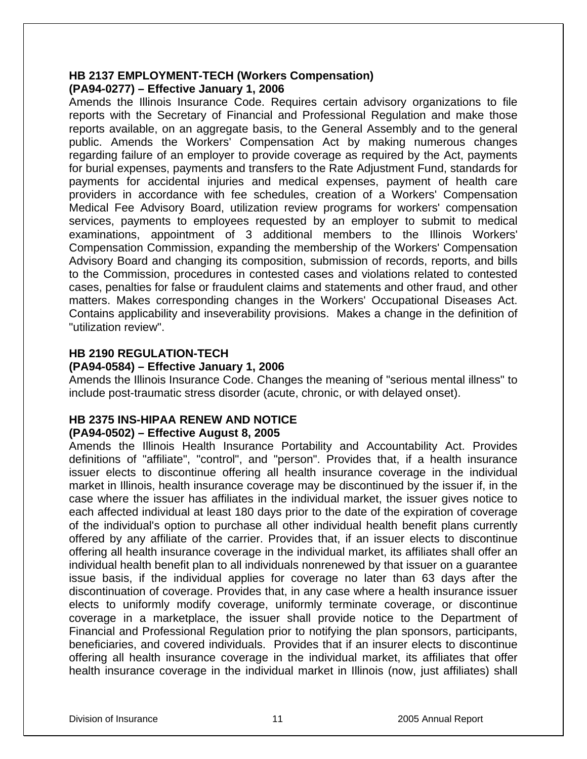**HB 2137 EMPLOYMENT-TECH (Workers Compensation)**
**(PA94-0277) – Effective January 1, 2006**

Amends the Illinois Insurance Code. Requires certain advisory organizations to file reports with the Secretary of Financial and Professional Regulation and make those reports available, on an aggregate basis, to the General Assembly and to the general public. Amends the Workers' Compensation Act by making numerous changes regarding failure of an employer to provide coverage as required by the Act, payments for burial expenses, payments and transfers to the Rate Adjustment Fund, standards for payments for accidental injuries and medical expenses, payment of health care providers in accordance with fee schedules, creation of a Workers' Compensation Medical Fee Advisory Board, utilization review programs for workers' compensation services, payments to employees requested by an employer to submit to medical examinations, appointment of 3 additional members to the Illinois Workers' Compensation Commission, expanding the membership of the Workers' Compensation Advisory Board and changing its composition, submission of records, reports, and bills to the Commission, procedures in contested cases and violations related to contested cases, penalties for false or fraudulent claims and statements and other fraud, and other matters. Makes corresponding changes in the Workers' Occupational Diseases Act. Contains applicability and inseverability provisions. Makes a change in the definition of "utilization review".

**HB 2190 REGULATION-TECH**
**(PA94-0584) – Effective January 1, 2006**

Amends the Illinois Insurance Code. Changes the meaning of "serious mental illness" to include post-traumatic stress disorder (acute, chronic, or with delayed onset).

**HB 2375 INS-HIPAA RENEW AND NOTICE**
**(PA94-0502) – Effective August 8, 2005**

Amends the Illinois Health Insurance Portability and Accountability Act. Provides definitions of "affiliate", "control", and "person". Provides that, if a health insurance issuer elects to discontinue offering all health insurance coverage in the individual market in Illinois, health insurance coverage may be discontinued by the issuer if, in the case where the issuer has affiliates in the individual market, the issuer gives notice to each affected individual at least 180 days prior to the date of the expiration of coverage of the individual's option to purchase all other individual health benefit plans currently offered by any affiliate of the carrier. Provides that, if an issuer elects to discontinue offering all health insurance coverage in the individual market, its affiliates shall offer an individual health benefit plan to all individuals nonrenewed by that issuer on a guarantee issue basis, if the individual applies for coverage no later than 63 days after the discontinuation of coverage. Provides that, in any case where a health insurance issuer elects to uniformly modify coverage, uniformly terminate coverage, or discontinue coverage in a marketplace, the issuer shall provide notice to the Department of Financial and Professional Regulation prior to notifying the plan sponsors, participants, beneficiaries, and covered individuals. Provides that if an insurer elects to discontinue offering all health insurance coverage in the individual market, its affiliates that offer health insurance coverage in the individual market in Illinois (now, just affiliates) shall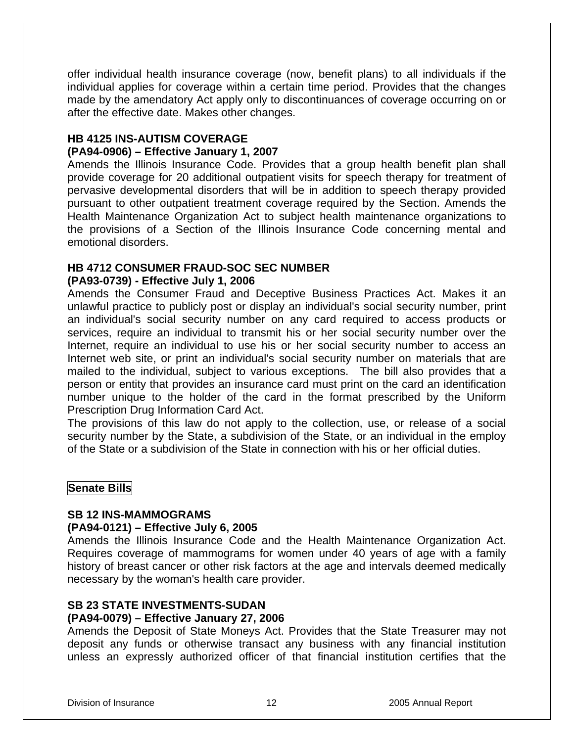offer individual health insurance coverage (now, benefit plans) to all individuals if the individual applies for coverage within a certain time period. Provides that the changes made by the amendatory Act apply only to discontinuances of coverage occurring on or after the effective date. Makes other changes.

**HB 4125 INS-AUTISM COVERAGE**
**(PA94-0906) – Effective January 1, 2007**

Amends the Illinois Insurance Code. Provides that a group health benefit plan shall provide coverage for 20 additional outpatient visits for speech therapy for treatment of pervasive developmental disorders that will be in addition to speech therapy provided pursuant to other outpatient treatment coverage required by the Section. Amends the Health Maintenance Organization Act to subject health maintenance organizations to the provisions of a Section of the Illinois Insurance Code concerning mental and emotional disorders.

**HB 4712 CONSUMER FRAUD-SOC SEC NUMBER**
**(PA93-0739) - Effective July 1, 2006**

Amends the Consumer Fraud and Deceptive Business Practices Act. Makes it an unlawful practice to publicly post or display an individual's social security number, print an individual's social security number on any card required to access products or services, require an individual to transmit his or her social security number over the Internet, require an individual to use his or her social security number to access an Internet web site, or print an individual's social security number on materials that are mailed to the individual, subject to various exceptions. The bill also provides that a person or entity that provides an insurance card must print on the card an identification number unique to the holder of the card in the format prescribed by the Uniform Prescription Drug Information Card Act.

The provisions of this law do not apply to the collection, use, or release of a social security number by the State, a subdivision of the State, or an individual in the employ of the State or a subdivision of the State in connection with his or her official duties.

## Senate Bills

**SB 12 INS-MAMMOGRAMS**
**(PA94-0121) – Effective July 6, 2005**

Amends the Illinois Insurance Code and the Health Maintenance Organization Act. Requires coverage of mammograms for women under 40 years of age with a family history of breast cancer or other risk factors at the age and intervals deemed medically necessary by the woman's health care provider.

**SB 23 STATE INVESTMENTS-SUDAN**
**(PA94-0079) – Effective January 27, 2006**

Amends the Deposit of State Moneys Act. Provides that the State Treasurer may not deposit any funds or otherwise transact any business with any financial institution unless an expressly authorized officer of that financial institution certifies that the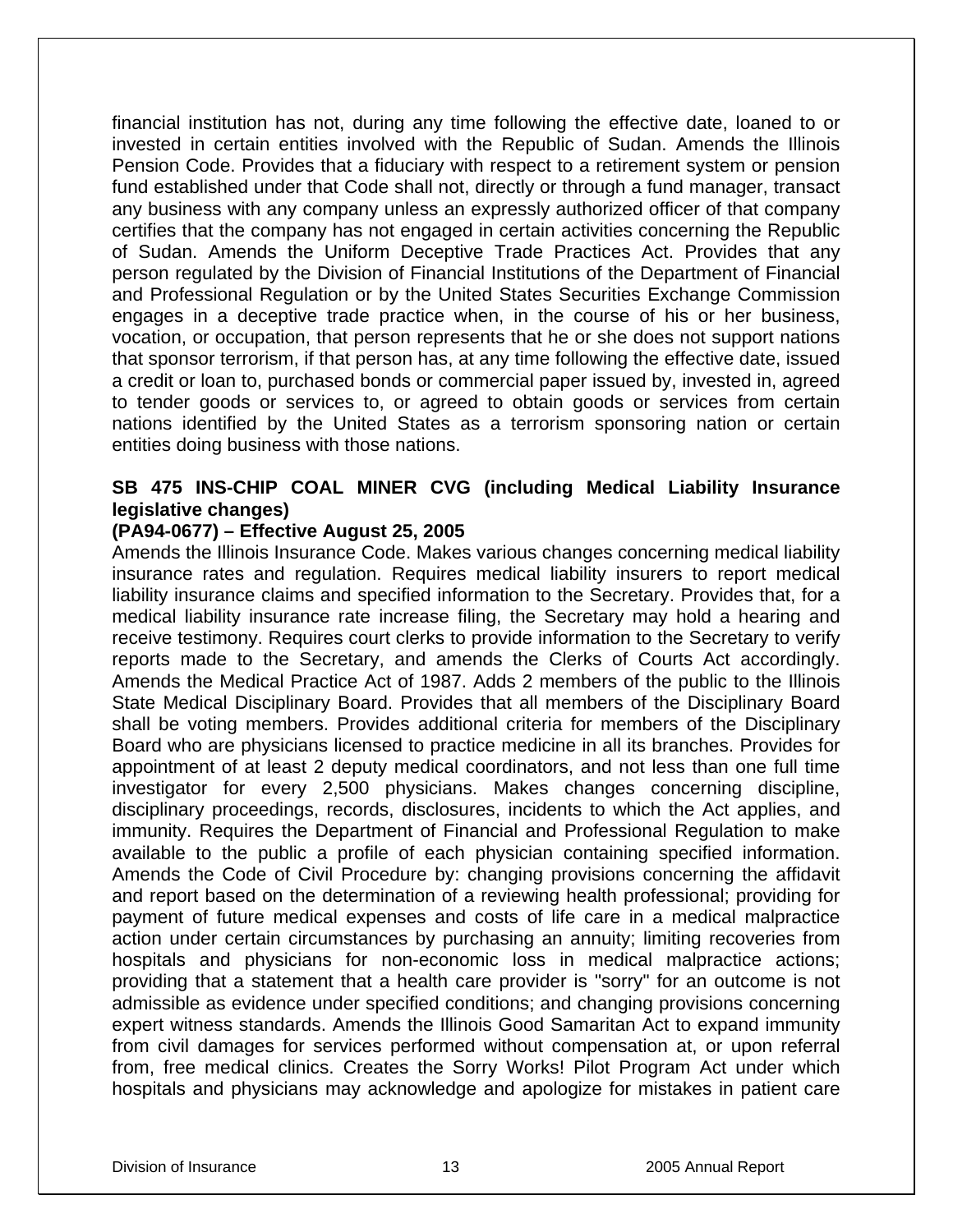financial institution has not, during any time following the effective date, loaned to or invested in certain entities involved with the Republic of Sudan. Amends the Illinois Pension Code. Provides that a fiduciary with respect to a retirement system or pension fund established under that Code shall not, directly or through a fund manager, transact any business with any company unless an expressly authorized officer of that company certifies that the company has not engaged in certain activities concerning the Republic of Sudan. Amends the Uniform Deceptive Trade Practices Act. Provides that any person regulated by the Division of Financial Institutions of the Department of Financial and Professional Regulation or by the United States Securities Exchange Commission engages in a deceptive trade practice when, in the course of his or her business, vocation, or occupation, that person represents that he or she does not support nations that sponsor terrorism, if that person has, at any time following the effective date, issued a credit or loan to, purchased bonds or commercial paper issued by, invested in, agreed to tender goods or services to, or agreed to obtain goods or services from certain nations identified by the United States as a terrorism sponsoring nation or certain entities doing business with those nations.

**SB 475 INS-CHIP COAL MINER CVG (including Medical Liability Insurance legislative changes)**
**(PA94-0677) – Effective August 25, 2005**

Amends the Illinois Insurance Code. Makes various changes concerning medical liability insurance rates and regulation. Requires medical liability insurers to report medical liability insurance claims and specified information to the Secretary. Provides that, for a medical liability insurance rate increase filing, the Secretary may hold a hearing and receive testimony. Requires court clerks to provide information to the Secretary to verify reports made to the Secretary, and amends the Clerks of Courts Act accordingly. Amends the Medical Practice Act of 1987. Adds 2 members of the public to the Illinois State Medical Disciplinary Board. Provides that all members of the Disciplinary Board shall be voting members. Provides additional criteria for members of the Disciplinary Board who are physicians licensed to practice medicine in all its branches. Provides for appointment of at least 2 deputy medical coordinators, and not less than one full time investigator for every 2,500 physicians. Makes changes concerning discipline, disciplinary proceedings, records, disclosures, incidents to which the Act applies, and immunity. Requires the Department of Financial and Professional Regulation to make available to the public a profile of each physician containing specified information. Amends the Code of Civil Procedure by: changing provisions concerning the affidavit and report based on the determination of a reviewing health professional; providing for payment of future medical expenses and costs of life care in a medical malpractice action under certain circumstances by purchasing an annuity; limiting recoveries from hospitals and physicians for non-economic loss in medical malpractice actions; providing that a statement that a health care provider is "sorry" for an outcome is not admissible as evidence under specified conditions; and changing provisions concerning expert witness standards. Amends the Illinois Good Samaritan Act to expand immunity from civil damages for services performed without compensation at, or upon referral from, free medical clinics. Creates the Sorry Works! Pilot Program Act under which hospitals and physicians may acknowledge and apologize for mistakes in patient care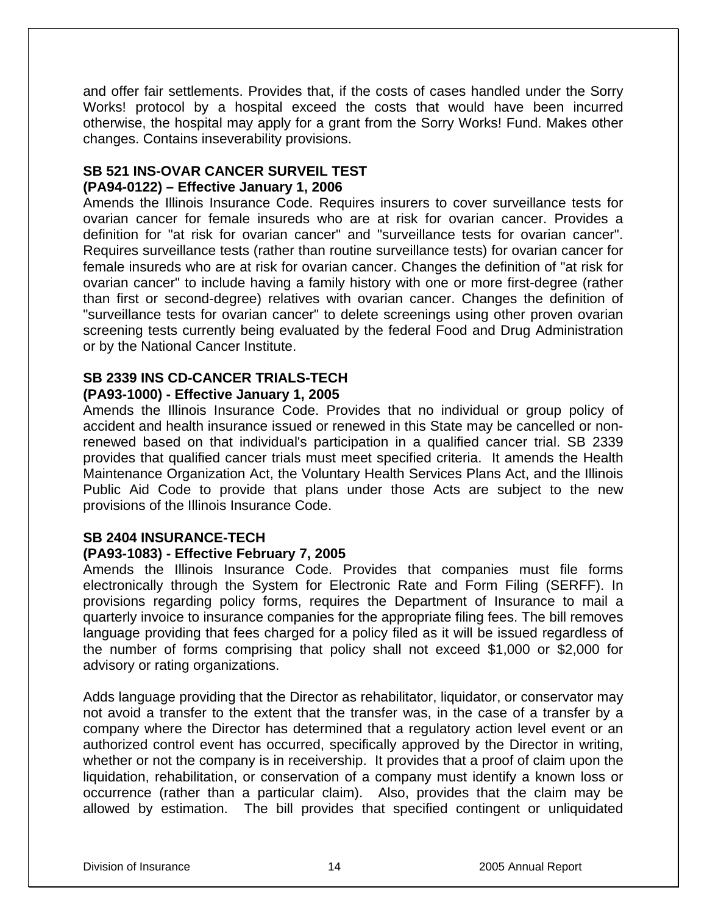and offer fair settlements. Provides that, if the costs of cases handled under the Sorry Works! protocol by a hospital exceed the costs that would have been incurred otherwise, the hospital may apply for a grant from the Sorry Works! Fund. Makes other changes. Contains inseverability provisions.

**SB 521 INS-OVAR CANCER SURVEIL TEST**
**(PA94-0122) – Effective January 1, 2006**

Amends the Illinois Insurance Code. Requires insurers to cover surveillance tests for ovarian cancer for female insureds who are at risk for ovarian cancer. Provides a definition for "at risk for ovarian cancer" and "surveillance tests for ovarian cancer". Requires surveillance tests (rather than routine surveillance tests) for ovarian cancer for female insureds who are at risk for ovarian cancer. Changes the definition of "at risk for ovarian cancer" to include having a family history with one or more first-degree (rather than first or second-degree) relatives with ovarian cancer. Changes the definition of "surveillance tests for ovarian cancer" to delete screenings using other proven ovarian screening tests currently being evaluated by the federal Food and Drug Administration or by the National Cancer Institute.

**SB 2339 INS CD-CANCER TRIALS-TECH**
**(PA93-1000) - Effective January 1, 2005**

Amends the Illinois Insurance Code. Provides that no individual or group policy of accident and health insurance issued or renewed in this State may be cancelled or non-renewed based on that individual's participation in a qualified cancer trial. SB 2339 provides that qualified cancer trials must meet specified criteria. It amends the Health Maintenance Organization Act, the Voluntary Health Services Plans Act, and the Illinois Public Aid Code to provide that plans under those Acts are subject to the new provisions of the Illinois Insurance Code.

**SB 2404 INSURANCE-TECH**
**(PA93-1083) - Effective February 7, 2005**

Amends the Illinois Insurance Code. Provides that companies must file forms electronically through the System for Electronic Rate and Form Filing (SERFF). In provisions regarding policy forms, requires the Department of Insurance to mail a quarterly invoice to insurance companies for the appropriate filing fees. The bill removes language providing that fees charged for a policy filed as it will be issued regardless of the number of forms comprising that policy shall not exceed $1,000 or $2,000 for advisory or rating organizations.

Adds language providing that the Director as rehabilitator, liquidator, or conservator may not avoid a transfer to the extent that the transfer was, in the case of a transfer by a company where the Director has determined that a regulatory action level event or an authorized control event has occurred, specifically approved by the Director in writing, whether or not the company is in receivership. It provides that a proof of claim upon the liquidation, rehabilitation, or conservation of a company must identify a known loss or occurrence (rather than a particular claim). Also, provides that the claim may be allowed by estimation. The bill provides that specified contingent or unliquidated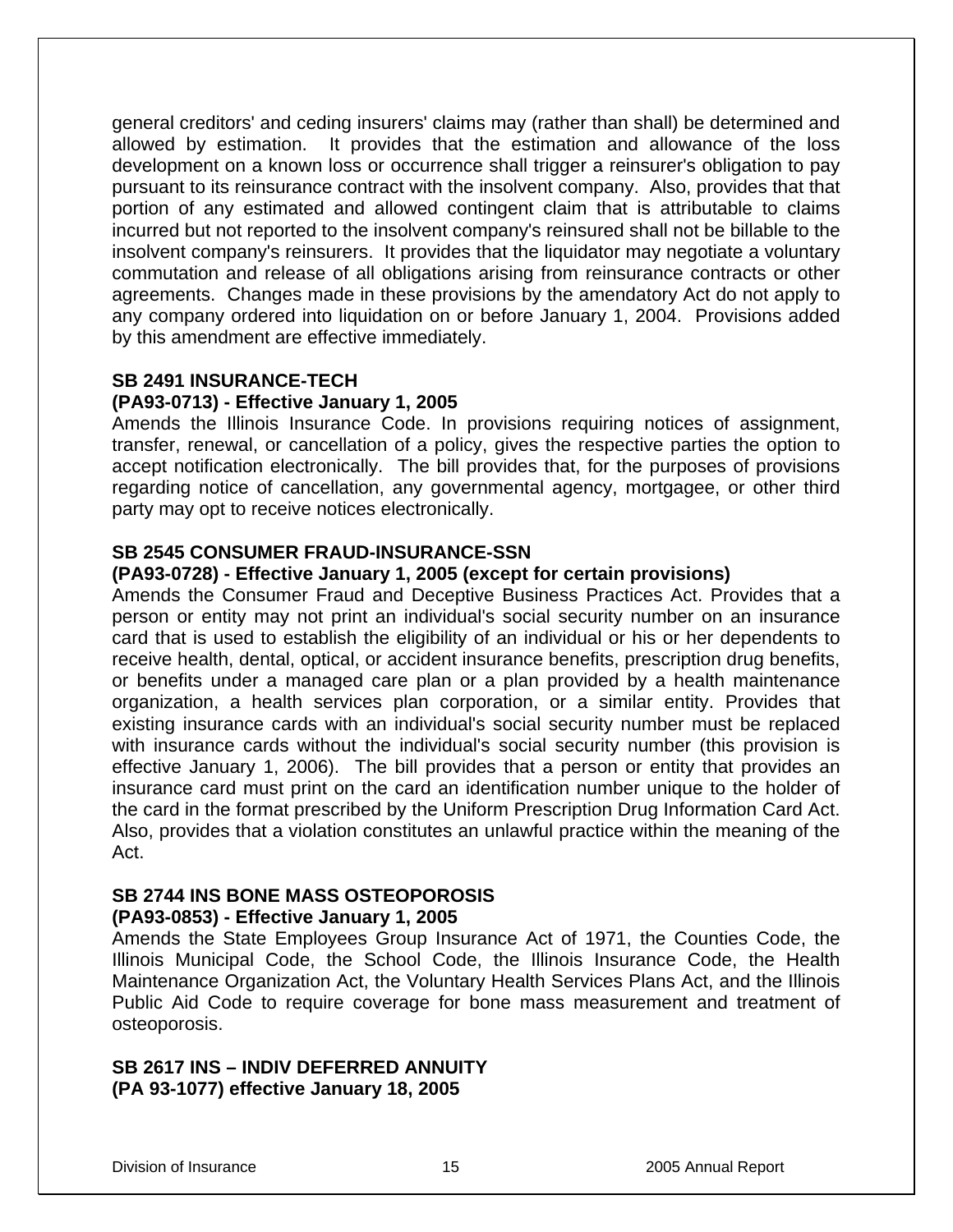general creditors' and ceding insurers' claims may (rather than shall) be determined and allowed by estimation. It provides that the estimation and allowance of the loss development on a known loss or occurrence shall trigger a reinsurer's obligation to pay pursuant to its reinsurance contract with the insolvent company. Also, provides that that portion of any estimated and allowed contingent claim that is attributable to claims incurred but not reported to the insolvent company's reinsured shall not be billable to the insolvent company's reinsurers. It provides that the liquidator may negotiate a voluntary commutation and release of all obligations arising from reinsurance contracts or other agreements. Changes made in these provisions by the amendatory Act do not apply to any company ordered into liquidation on or before January 1, 2004. Provisions added by this amendment are effective immediately.

**SB 2491 INSURANCE-TECH**
**(PA93-0713) - Effective January 1, 2005**

Amends the Illinois Insurance Code. In provisions requiring notices of assignment, transfer, renewal, or cancellation of a policy, gives the respective parties the option to accept notification electronically. The bill provides that, for the purposes of provisions regarding notice of cancellation, any governmental agency, mortgagee, or other third party may opt to receive notices electronically.

**SB 2545 CONSUMER FRAUD-INSURANCE-SSN**
**(PA93-0728) - Effective January 1, 2005 (except for certain provisions)**

Amends the Consumer Fraud and Deceptive Business Practices Act. Provides that a person or entity may not print an individual's social security number on an insurance card that is used to establish the eligibility of an individual or his or her dependents to receive health, dental, optical, or accident insurance benefits, prescription drug benefits, or benefits under a managed care plan or a plan provided by a health maintenance organization, a health services plan corporation, or a similar entity. Provides that existing insurance cards with an individual's social security number must be replaced with insurance cards without the individual's social security number (this provision is effective January 1, 2006). The bill provides that a person or entity that provides an insurance card must print on the card an identification number unique to the holder of the card in the format prescribed by the Uniform Prescription Drug Information Card Act. Also, provides that a violation constitutes an unlawful practice within the meaning of the Act.

**SB 2744 INS BONE MASS OSTEOPOROSIS**
**(PA93-0853) - Effective January 1, 2005**

Amends the State Employees Group Insurance Act of 1971, the Counties Code, the Illinois Municipal Code, the School Code, the Illinois Insurance Code, the Health Maintenance Organization Act, the Voluntary Health Services Plans Act, and the Illinois Public Aid Code to require coverage for bone mass measurement and treatment of osteoporosis.

**SB 2617 INS – INDIV DEFERRED ANNUITY**
**(PA 93-1077) effective January 18, 2005**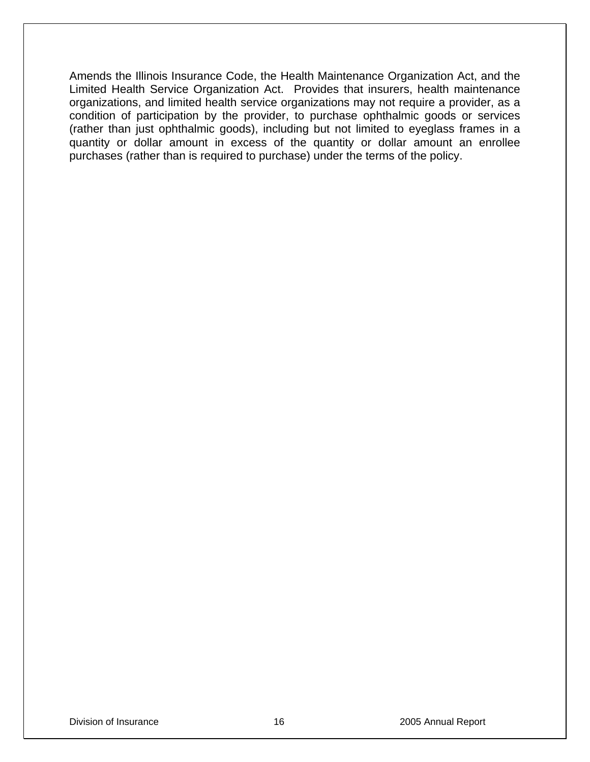Amends the Illinois Insurance Code, the Health Maintenance Organization Act, and the Limited Health Service Organization Act. Provides that insurers, health maintenance organizations, and limited health service organizations may not require a provider, as a condition of participation by the provider, to purchase ophthalmic goods or services (rather than just ophthalmic goods), including but not limited to eyeglass frames in a quantity or dollar amount in excess of the quantity or dollar amount an enrollee purchases (rather than is required to purchase) under the terms of the policy.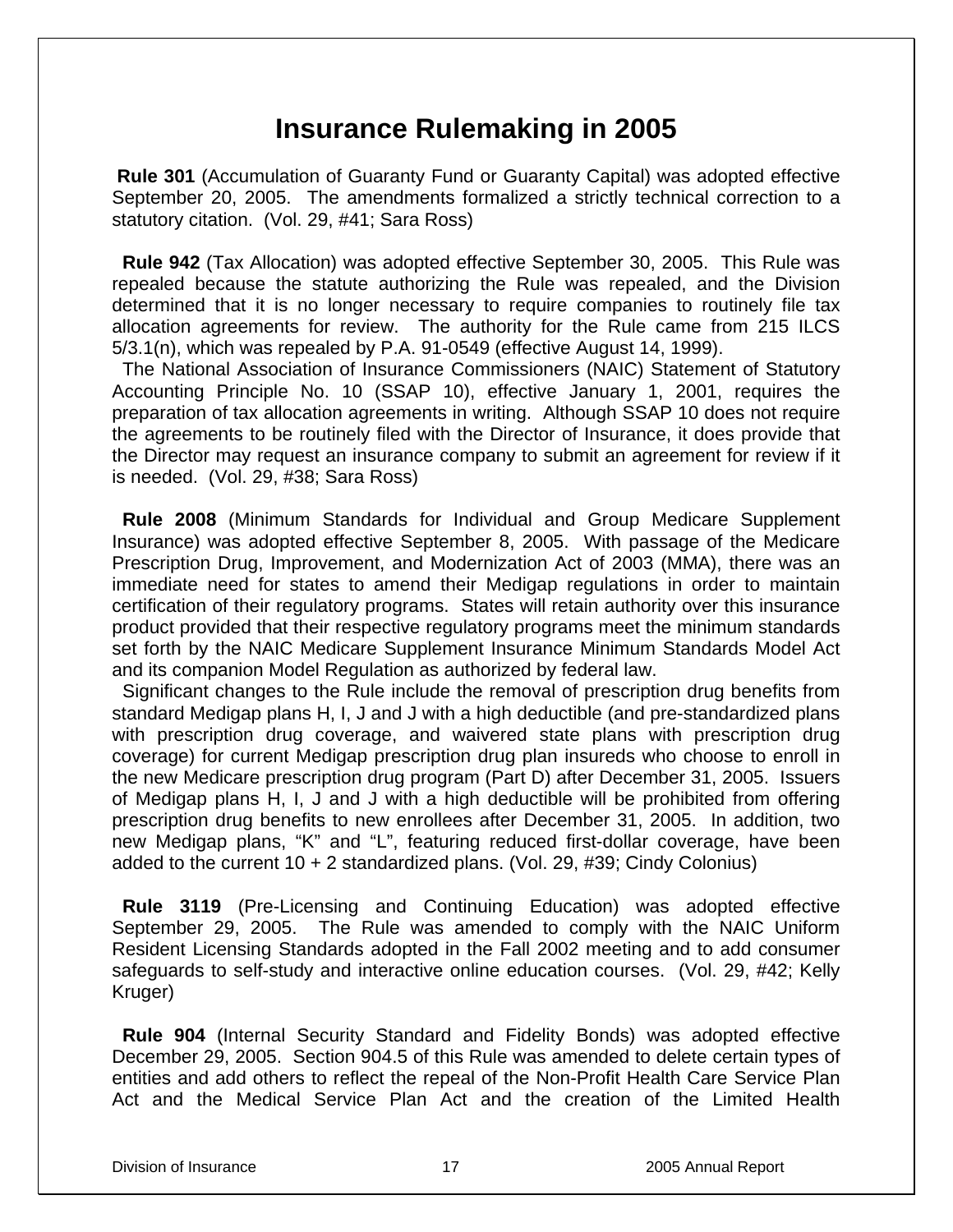# Insurance Rulemaking in 2005

**Rule 301** (Accumulation of Guaranty Fund or Guaranty Capital) was adopted effective September 20, 2005. The amendments formalized a strictly technical correction to a statutory citation. (Vol. 29, #41; Sara Ross)

**Rule 942** (Tax Allocation) was adopted effective September 30, 2005. This Rule was repealed because the statute authorizing the Rule was repealed, and the Division determined that it is no longer necessary to require companies to routinely file tax allocation agreements for review. The authority for the Rule came from 215 ILCS 5/3.1(n), which was repealed by P.A. 91-0549 (effective August 14, 1999).

The National Association of Insurance Commissioners (NAIC) Statement of Statutory Accounting Principle No. 10 (SSAP 10), effective January 1, 2001, requires the preparation of tax allocation agreements in writing. Although SSAP 10 does not require the agreements to be routinely filed with the Director of Insurance, it does provide that the Director may request an insurance company to submit an agreement for review if it is needed. (Vol. 29, #38; Sara Ross)

**Rule 2008** (Minimum Standards for Individual and Group Medicare Supplement Insurance) was adopted effective September 8, 2005. With passage of the Medicare Prescription Drug, Improvement, and Modernization Act of 2003 (MMA), there was an immediate need for states to amend their Medigap regulations in order to maintain certification of their regulatory programs. States will retain authority over this insurance product provided that their respective regulatory programs meet the minimum standards set forth by the NAIC Medicare Supplement Insurance Minimum Standards Model Act and its companion Model Regulation as authorized by federal law.

Significant changes to the Rule include the removal of prescription drug benefits from standard Medigap plans H, I, J and J with a high deductible (and pre-standardized plans with prescription drug coverage, and waivered state plans with prescription drug coverage) for current Medigap prescription drug plan insureds who choose to enroll in the new Medicare prescription drug program (Part D) after December 31, 2005. Issuers of Medigap plans H, I, J and J with a high deductible will be prohibited from offering prescription drug benefits to new enrollees after December 31, 2005. In addition, two new Medigap plans, "K" and "L", featuring reduced first-dollar coverage, have been added to the current 10 + 2 standardized plans. (Vol. 29, #39; Cindy Colonius)

**Rule 3119** (Pre-Licensing and Continuing Education) was adopted effective September 29, 2005. The Rule was amended to comply with the NAIC Uniform Resident Licensing Standards adopted in the Fall 2002 meeting and to add consumer safeguards to self-study and interactive online education courses. (Vol. 29, #42; Kelly Kruger)

**Rule 904** (Internal Security Standard and Fidelity Bonds) was adopted effective December 29, 2005. Section 904.5 of this Rule was amended to delete certain types of entities and add others to reflect the repeal of the Non-Profit Health Care Service Plan Act and the Medical Service Plan Act and the creation of the Limited Health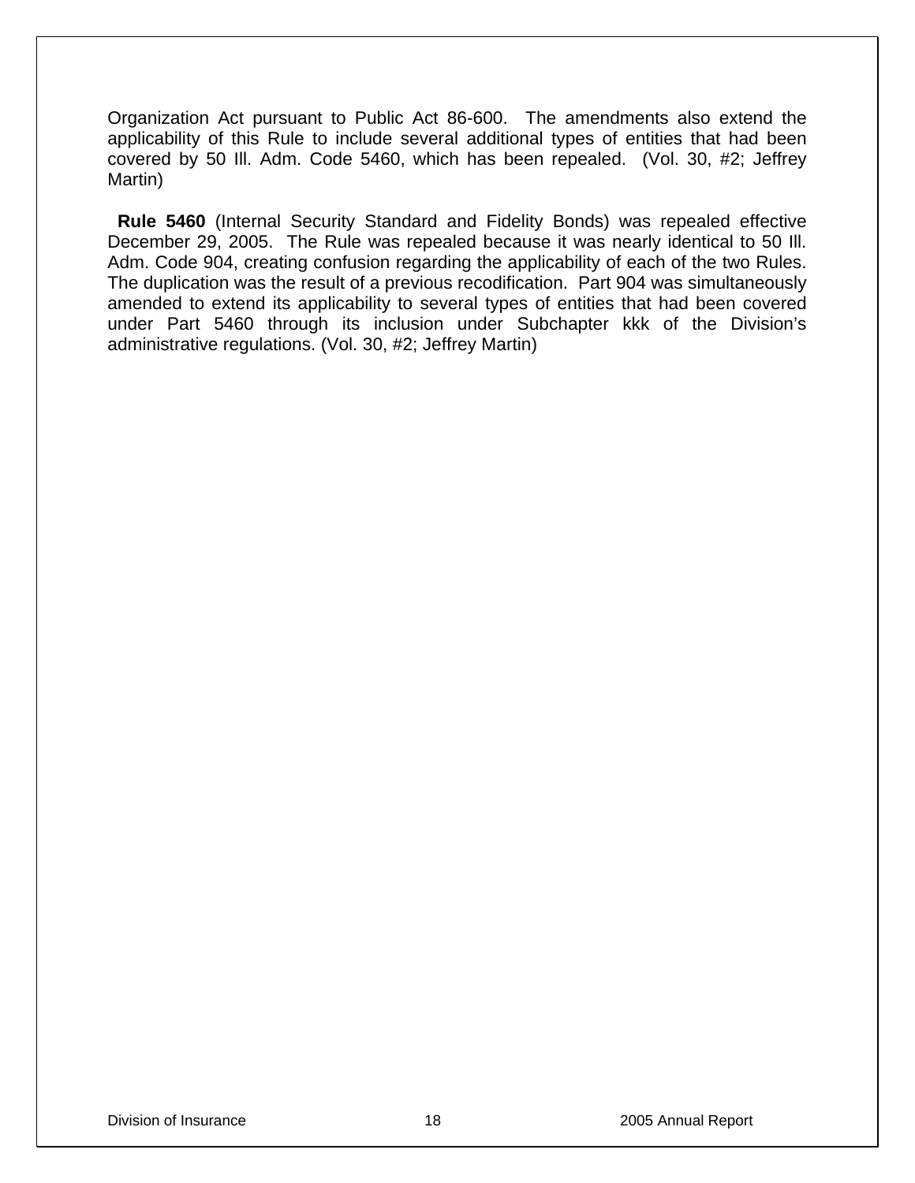Organization Act pursuant to Public Act 86-600. The amendments also extend the applicability of this Rule to include several additional types of entities that had been covered by 50 Ill. Adm. Code 5460, which has been repealed. (Vol. 30, #2; Jeffrey Martin)

**Rule 5460** (Internal Security Standard and Fidelity Bonds) was repealed effective December 29, 2005. The Rule was repealed because it was nearly identical to 50 Ill. Adm. Code 904, creating confusion regarding the applicability of each of the two Rules. The duplication was the result of a previous recodification. Part 904 was simultaneously amended to extend its applicability to several types of entities that had been covered under Part 5460 through its inclusion under Subchapter kkk of the Division's administrative regulations. (Vol. 30, #2; Jeffrey Martin)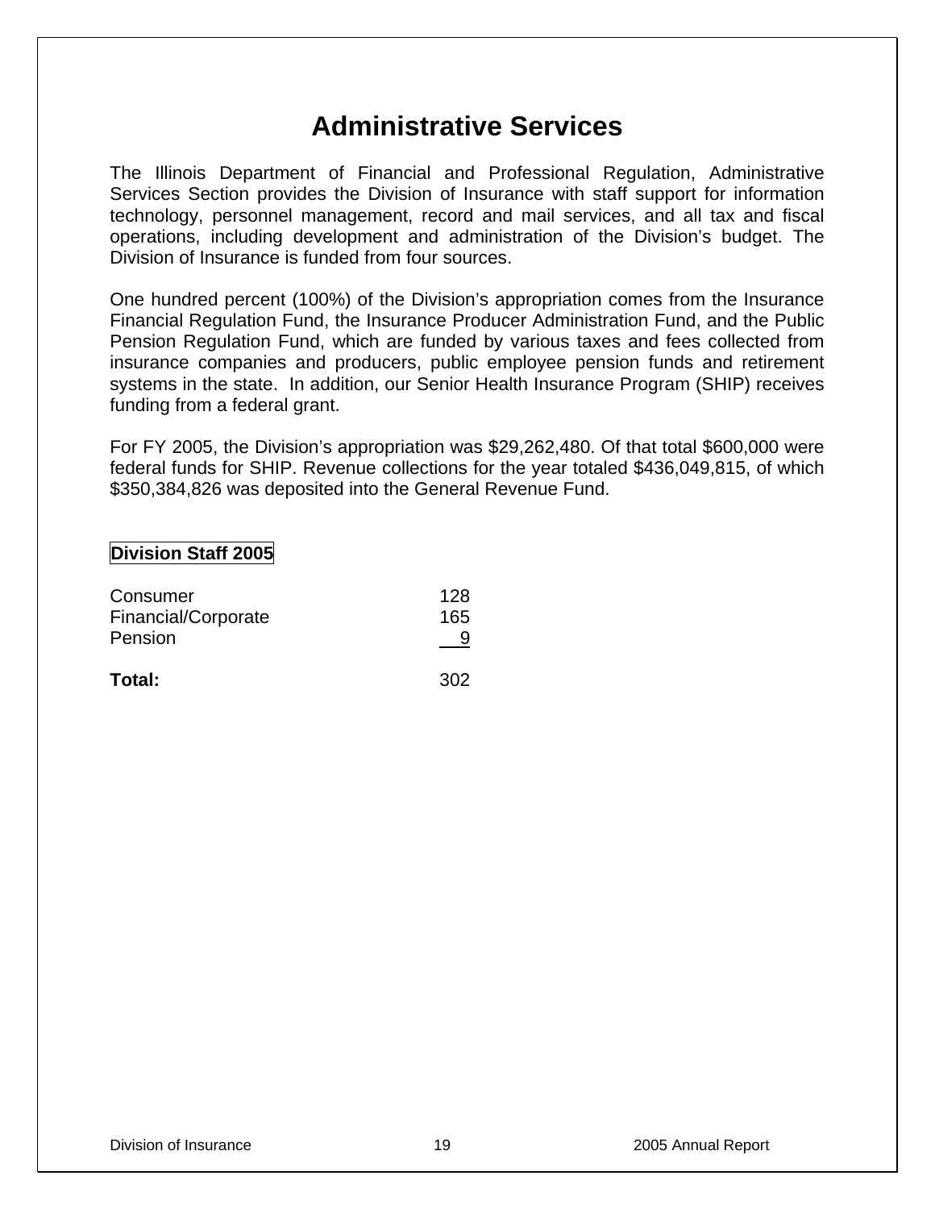# Administrative Services

The Illinois Department of Financial and Professional Regulation, Administrative Services Section provides the Division of Insurance with staff support for information technology, personnel management, record and mail services, and all tax and fiscal operations, including development and administration of the Division's budget. The Division of Insurance is funded from four sources.

One hundred percent (100%) of the Division's appropriation comes from the Insurance Financial Regulation Fund, the Insurance Producer Administration Fund, and the Public Pension Regulation Fund, which are funded by various taxes and fees collected from insurance companies and producers, public employee pension funds and retirement systems in the state. In addition, our Senior Health Insurance Program (SHIP) receives funding from a federal grant.

For FY 2005, the Division's appropriation was $29,262,480. Of that total $600,000 were federal funds for SHIP. Revenue collections for the year totaled $436,049,815, of which $350,384,826 was deposited into the General Revenue Fund.

**Division Staff 2005**

| | |
|---|---|
| Consumer | 128 |
| Financial/Corporate | 165 |
| Pension | 9 |
| **Total:** | 302 |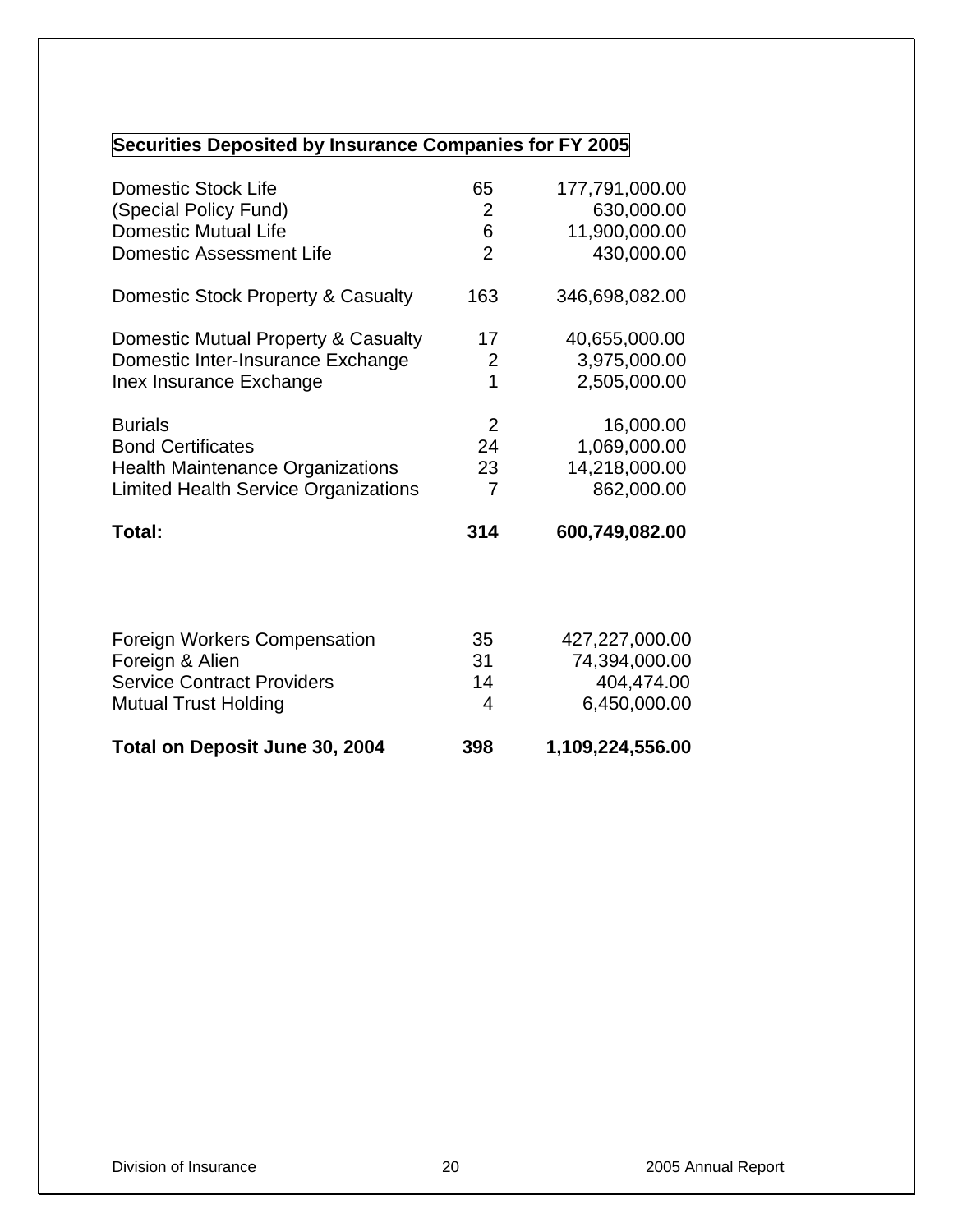**Securities Deposited by Insurance Companies for FY 2005**

| | | |
|---|---|---|
| Domestic Stock Life | 65 | 177,791,000.00 |
| (Special Policy Fund) | 2 | 630,000.00 |
| Domestic Mutual Life | 6 | 11,900,000.00 |
| Domestic Assessment Life | 2 | 430,000.00 |
| | | |
| Domestic Stock Property & Casualty | 163 | 346,698,082.00 |
| | | |
| Domestic Mutual Property & Casualty | 17 | 40,655,000.00 |
| Domestic Inter-Insurance Exchange | 2 | 3,975,000.00 |
| Inex Insurance Exchange | 1 | 2,505,000.00 |
| | | |
| Burials | 2 | 16,000.00 |
| Bond Certificates | 24 | 1,069,000.00 |
| Health Maintenance Organizations | 23 | 14,218,000.00 |
| Limited Health Service Organizations | 7 | 862,000.00 |
| | | |
| **Total:** | **314** | **600,749,082.00** |
| | | |
| Foreign Workers Compensation | 35 | 427,227,000.00 |
| Foreign & Alien | 31 | 74,394,000.00 |
| Service Contract Providers | 14 | 404,474.00 |
| Mutual Trust Holding | 4 | 6,450,000.00 |
| | | |
| **Total on Deposit June 30, 2004** | **398** | **1,109,224,556.00** |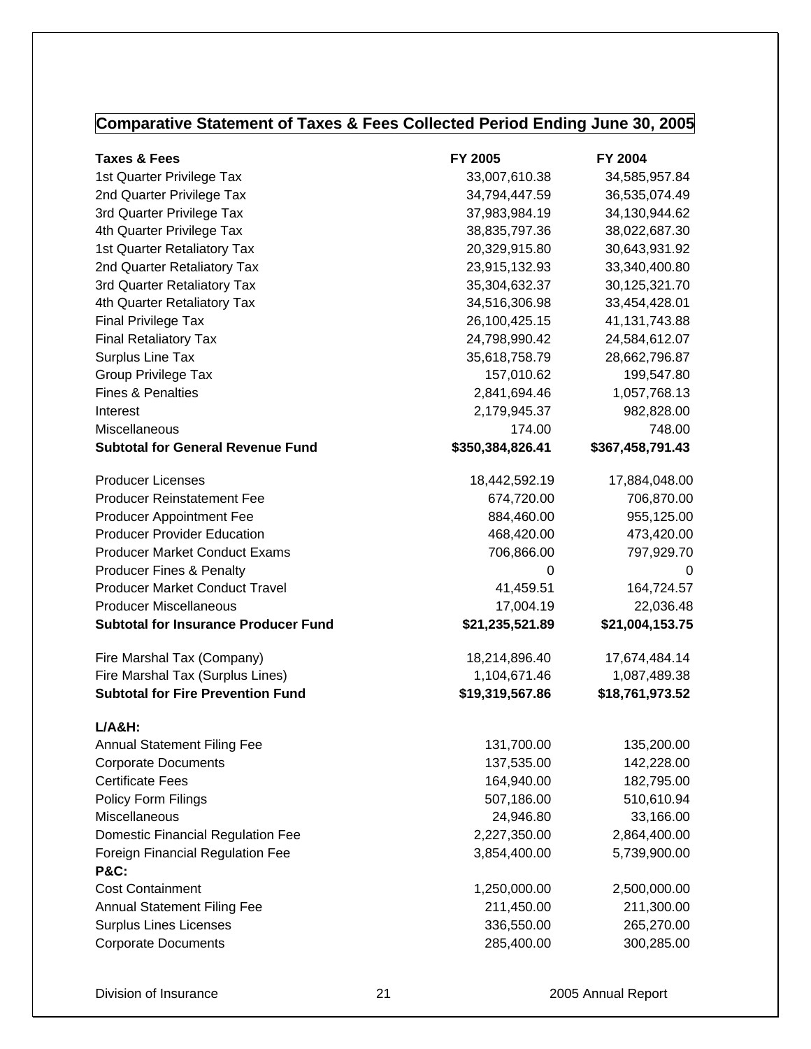## Comparative Statement of Taxes & Fees Collected Period Ending June 30, 2005

| Taxes & Fees | FY 2005 | FY 2004 |
|---|---|---|
| 1st Quarter Privilege Tax | 33,007,610.38 | 34,585,957.84 |
| 2nd Quarter Privilege Tax | 34,794,447.59 | 36,535,074.49 |
| 3rd Quarter Privilege Tax | 37,983,984.19 | 34,130,944.62 |
| 4th Quarter Privilege Tax | 38,835,797.36 | 38,022,687.30 |
| 1st Quarter Retaliatory Tax | 20,329,915.80 | 30,643,931.92 |
| 2nd Quarter Retaliatory Tax | 23,915,132.93 | 33,340,400.80 |
| 3rd Quarter Retaliatory Tax | 35,304,632.37 | 30,125,321.70 |
| 4th Quarter Retaliatory Tax | 34,516,306.98 | 33,454,428.01 |
| Final Privilege Tax | 26,100,425.15 | 41,131,743.88 |
| Final Retaliatory Tax | 24,798,990.42 | 24,584,612.07 |
| Surplus Line Tax | 35,618,758.79 | 28,662,796.87 |
| Group Privilege Tax | 157,010.62 | 199,547.80 |
| Fines & Penalties | 2,841,694.46 | 1,057,768.13 |
| Interest | 2,179,945.37 | 982,828.00 |
| Miscellaneous | 174.00 | 748.00 |
| **Subtotal for General Revenue Fund** | **$350,384,826.41** | **$367,458,791.43** |
| | | |
| Producer Licenses | 18,442,592.19 | 17,884,048.00 |
| Producer Reinstatement Fee | 674,720.00 | 706,870.00 |
| Producer Appointment Fee | 884,460.00 | 955,125.00 |
| Producer Provider Education | 468,420.00 | 473,420.00 |
| Producer Market Conduct Exams | 706,866.00 | 797,929.70 |
| Producer Fines & Penalty | 0 | 0 |
| Producer Market Conduct Travel | 41,459.51 | 164,724.57 |
| Producer Miscellaneous | 17,004.19 | 22,036.48 |
| **Subtotal for Insurance Producer Fund** | **$21,235,521.89** | **$21,004,153.75** |
| | | |
| Fire Marshal Tax (Company) | 18,214,896.40 | 17,674,484.14 |
| Fire Marshal Tax (Surplus Lines) | 1,104,671.46 | 1,087,489.38 |
| **Subtotal for Fire Prevention Fund** | **$19,319,567.86** | **$18,761,973.52** |
| | | |
| **L/A&H:** | | |
| Annual Statement Filing Fee | 131,700.00 | 135,200.00 |
| Corporate Documents | 137,535.00 | 142,228.00 |
| Certificate Fees | 164,940.00 | 182,795.00 |
| Policy Form Filings | 507,186.00 | 510,610.94 |
| Miscellaneous | 24,946.80 | 33,166.00 |
| Domestic Financial Regulation Fee | 2,227,350.00 | 2,864,400.00 |
| Foreign Financial Regulation Fee | 3,854,400.00 | 5,739,900.00 |
| **P&C:** | | |
| Cost Containment | 1,250,000.00 | 2,500,000.00 |
| Annual Statement Filing Fee | 211,450.00 | 211,300.00 |
| Surplus Lines Licenses | 336,550.00 | 265,270.00 |
| Corporate Documents | 285,400.00 | 300,285.00 |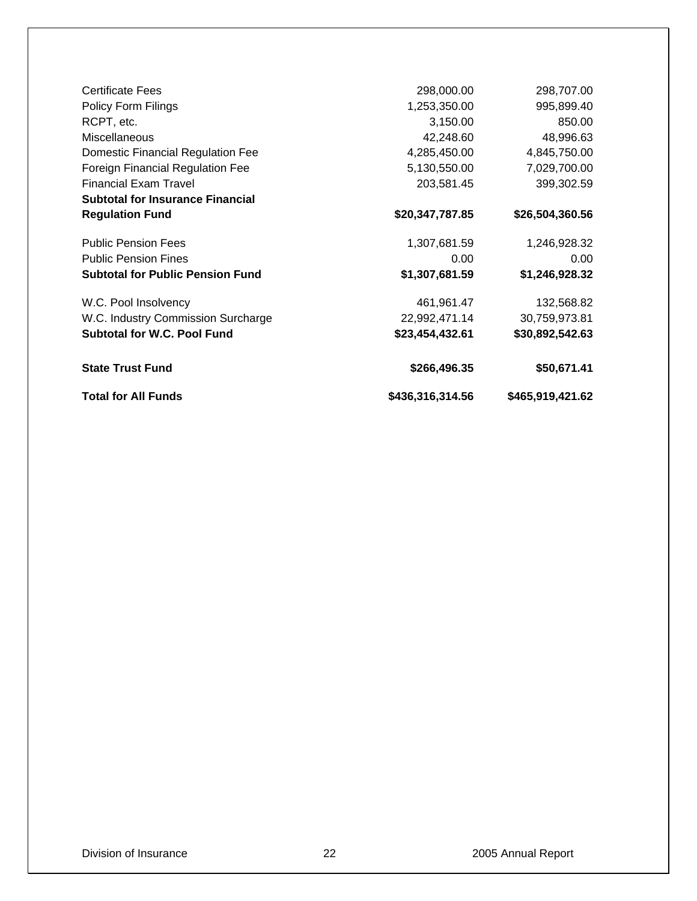| | | |
|---|---|---|
| Certificate Fees | 298,000.00 | 298,707.00 |
| Policy Form Filings | 1,253,350.00 | 995,899.40 |
| RCPT, etc. | 3,150.00 | 850.00 |
| Miscellaneous | 42,248.60 | 48,996.63 |
| Domestic Financial Regulation Fee | 4,285,450.00 | 4,845,750.00 |
| Foreign Financial Regulation Fee | 5,130,550.00 | 7,029,700.00 |
| Financial Exam Travel | 203,581.45 | 399,302.59 |
| **Subtotal for Insurance Financial Regulation Fund** | **$20,347,787.85** | **$26,504,360.56** |
| Public Pension Fees | 1,307,681.59 | 1,246,928.32 |
| Public Pension Fines | 0.00 | 0.00 |
| **Subtotal for Public Pension Fund** | **$1,307,681.59** | **$1,246,928.32** |
| W.C. Pool Insolvency | 461,961.47 | 132,568.82 |
| W.C. Industry Commission Surcharge | 22,992,471.14 | 30,759,973.81 |
| **Subtotal for W.C. Pool Fund** | **$23,454,432.61** | **$30,892,542.63** |
| **State Trust Fund** | **$266,496.35** | **$50,671.41** |
| **Total for All Funds** | **$436,316,314.56** | **$465,919,421.62** |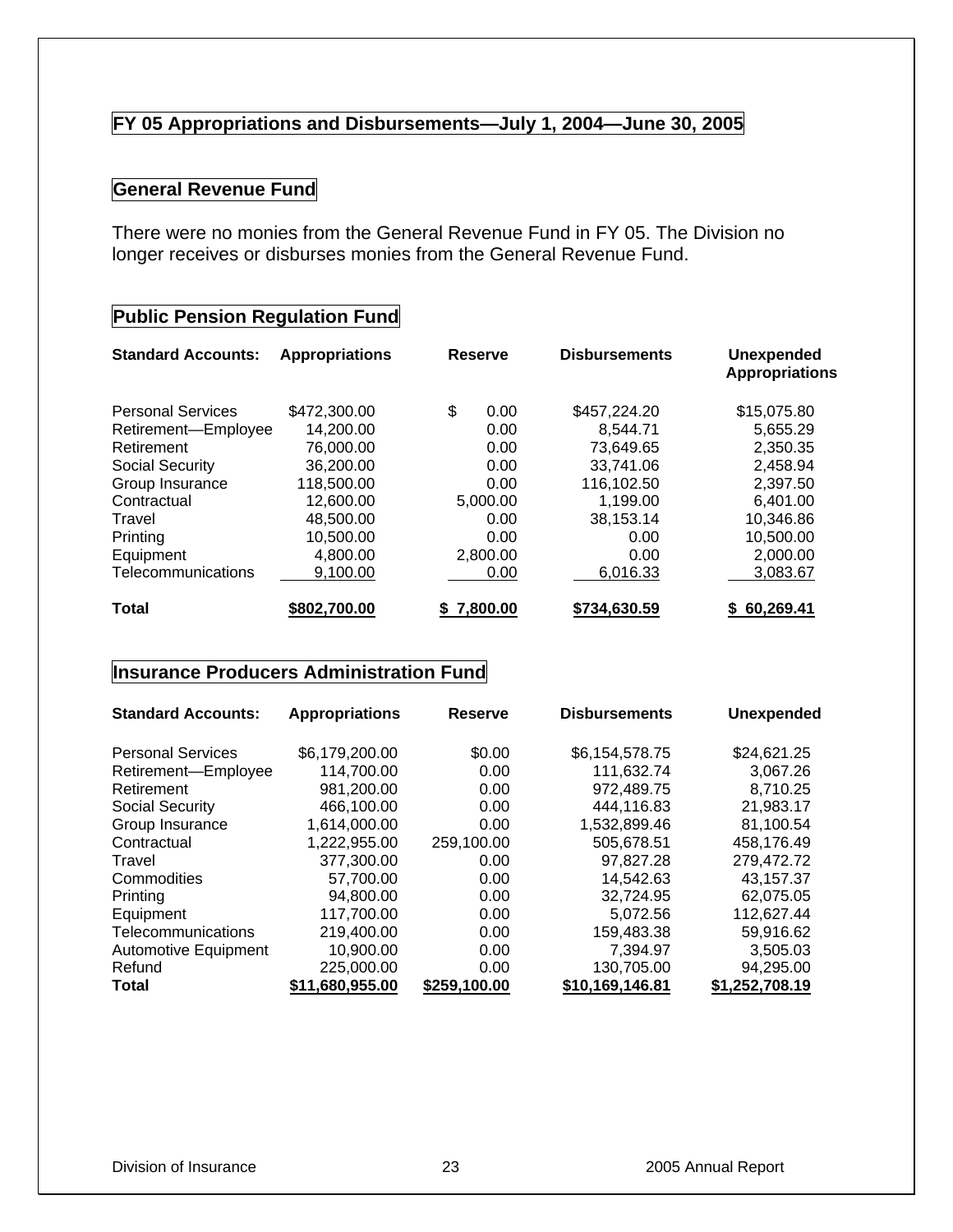## FY 05 Appropriations and Disbursements—July 1, 2004—June 30, 2005

### General Revenue Fund

There were no monies from the General Revenue Fund in FY 05. The Division no longer receives or disburses monies from the General Revenue Fund.

### Public Pension Regulation Fund

| Standard Accounts: | Appropriations | Reserve | Disbursements | Unexpended Appropriations |
|---|---|---|---|---|
| Personal Services | $472,300.00 | $ 0.00 | $457,224.20 | $15,075.80 |
| Retirement—Employee | 14,200.00 | 0.00 | 8,544.71 | 5,655.29 |
| Retirement | 76,000.00 | 0.00 | 73,649.65 | 2,350.35 |
| Social Security | 36,200.00 | 0.00 | 33,741.06 | 2,458.94 |
| Group Insurance | 118,500.00 | 0.00 | 116,102.50 | 2,397.50 |
| Contractual | 12,600.00 | 5,000.00 | 1,199.00 | 6,401.00 |
| Travel | 48,500.00 | 0.00 | 38,153.14 | 10,346.86 |
| Printing | 10,500.00 | 0.00 | 0.00 | 10,500.00 |
| Equipment | 4,800.00 | 2,800.00 | 0.00 | 2,000.00 |
| Telecommunications | 9,100.00 | 0.00 | 6,016.33 | 3,083.67 |
| **Total** | **$802,700.00** | **$ 7,800.00** | **$734,630.59** | **$ 60,269.41** |

### Insurance Producers Administration Fund

| Standard Accounts: | Appropriations | Reserve | Disbursements | Unexpended |
|---|---|---|---|---|
| Personal Services | $6,179,200.00 | $0.00 | $6,154,578.75 | $24,621.25 |
| Retirement—Employee | 114,700.00 | 0.00 | 111,632.74 | 3,067.26 |
| Retirement | 981,200.00 | 0.00 | 972,489.75 | 8,710.25 |
| Social Security | 466,100.00 | 0.00 | 444,116.83 | 21,983.17 |
| Group Insurance | 1,614,000.00 | 0.00 | 1,532,899.46 | 81,100.54 |
| Contractual | 1,222,955.00 | 259,100.00 | 505,678.51 | 458,176.49 |
| Travel | 377,300.00 | 0.00 | 97,827.28 | 279,472.72 |
| Commodities | 57,700.00 | 0.00 | 14,542.63 | 43,157.37 |
| Printing | 94,800.00 | 0.00 | 32,724.95 | 62,075.05 |
| Equipment | 117,700.00 | 0.00 | 5,072.56 | 112,627.44 |
| Telecommunications | 219,400.00 | 0.00 | 159,483.38 | 59,916.62 |
| Automotive Equipment | 10,900.00 | 0.00 | 7,394.97 | 3,505.03 |
| Refund | 225,000.00 | 0.00 | 130,705.00 | 94,295.00 |
| **Total** | **$11,680,955.00** | **$259,100.00** | **$10,169,146.81** | **$1,252,708.19** |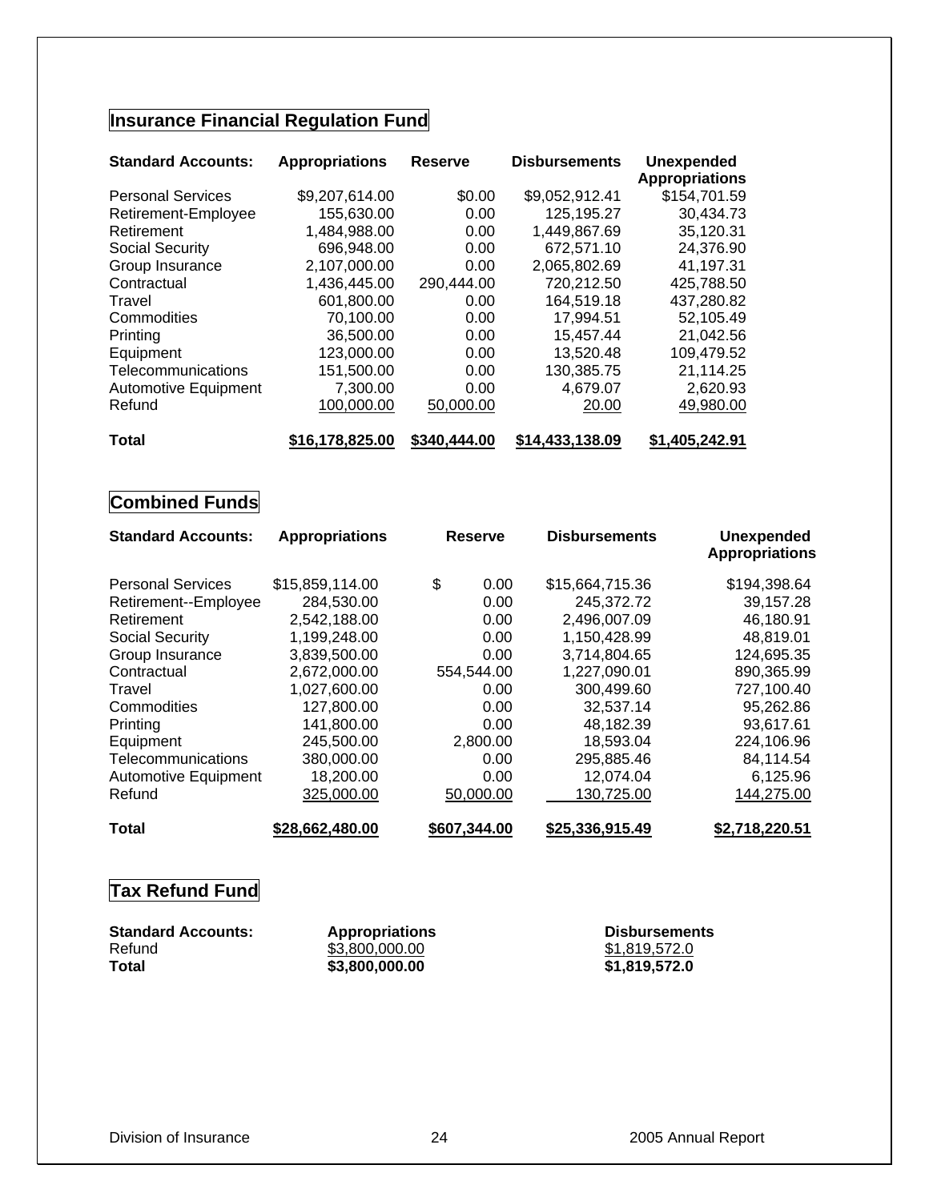## Insurance Financial Regulation Fund

| Standard Accounts: | Appropriations | Reserve | Disbursements | Unexpended Appropriations |
|---|---|---|---|---|
| Personal Services | $9,207,614.00 | $0.00 | $9,052,912.41 | $154,701.59 |
| Retirement-Employee | 155,630.00 | 0.00 | 125,195.27 | 30,434.73 |
| Retirement | 1,484,988.00 | 0.00 | 1,449,867.69 | 35,120.31 |
| Social Security | 696,948.00 | 0.00 | 672,571.10 | 24,376.90 |
| Group Insurance | 2,107,000.00 | 0.00 | 2,065,802.69 | 41,197.31 |
| Contractual | 1,436,445.00 | 290,444.00 | 720,212.50 | 425,788.50 |
| Travel | 601,800.00 | 0.00 | 164,519.18 | 437,280.82 |
| Commodities | 70,100.00 | 0.00 | 17,994.51 | 52,105.49 |
| Printing | 36,500.00 | 0.00 | 15,457.44 | 21,042.56 |
| Equipment | 123,000.00 | 0.00 | 13,520.48 | 109,479.52 |
| Telecommunications | 151,500.00 | 0.00 | 130,385.75 | 21,114.25 |
| Automotive Equipment | 7,300.00 | 0.00 | 4,679.07 | 2,620.93 |
| Refund | 100,000.00 | 50,000.00 | 20.00 | 49,980.00 |
| **Total** | **$16,178,825.00** | **$340,444.00** | **$14,433,138.09** | **$1,405,242.91** |

## Combined Funds

| Standard Accounts: | Appropriations | Reserve | Disbursements | Unexpended Appropriations |
|---|---|---|---|---|
| Personal Services | $15,859,114.00 | $ 0.00 | $15,664,715.36 | $194,398.64 |
| Retirement--Employee | 284,530.00 | 0.00 | 245,372.72 | 39,157.28 |
| Retirement | 2,542,188.00 | 0.00 | 2,496,007.09 | 46,180.91 |
| Social Security | 1,199,248.00 | 0.00 | 1,150,428.99 | 48,819.01 |
| Group Insurance | 3,839,500.00 | 0.00 | 3,714,804.65 | 124,695.35 |
| Contractual | 2,672,000.00 | 554,544.00 | 1,227,090.01 | 890,365.99 |
| Travel | 1,027,600.00 | 0.00 | 300,499.60 | 727,100.40 |
| Commodities | 127,800.00 | 0.00 | 32,537.14 | 95,262.86 |
| Printing | 141,800.00 | 0.00 | 48,182.39 | 93,617.61 |
| Equipment | 245,500.00 | 2,800.00 | 18,593.04 | 224,106.96 |
| Telecommunications | 380,000.00 | 0.00 | 295,885.46 | 84,114.54 |
| Automotive Equipment | 18,200.00 | 0.00 | 12,074.04 | 6,125.96 |
| Refund | 325,000.00 | 50,000.00 | 130,725.00 | 144,275.00 |
| **Total** | **$28,662,480.00** | **$607,344.00** | **$25,336,915.49** | **$2,718,220.51** |

## Tax Refund Fund

| Standard Accounts: | Appropriations | Disbursements |
|---|---|---|
| Refund | $3,800,000.00 | $1,819,572.0 |
| **Total** | **$3,800,000.00** | **$1,819,572.0** |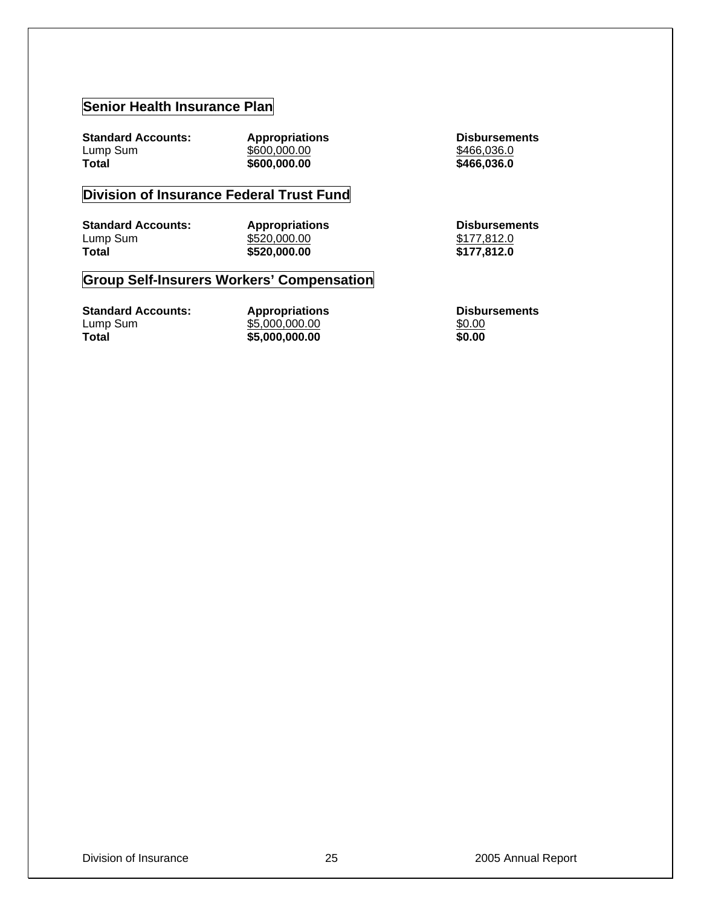## Senior Health Insurance Plan

| Standard Accounts: | Appropriations | Disbursements |
|---|---|---|
| Lump Sum | $600,000.00 | $466,036.0 |
| **Total** | **$600,000.00** | **$466,036.0** |

## Division of Insurance Federal Trust Fund

| Standard Accounts: | Appropriations | Disbursements |
|---|---|---|
| Lump Sum | $520,000.00 | $177,812.0 |
| **Total** | **$520,000.00** | **$177,812.0** |

## Group Self-Insurers Workers' Compensation

| Standard Accounts: | Appropriations | Disbursements |
|---|---|---|
| Lump Sum | $5,000,000.00 | $0.00 |
| **Total** | **$5,000,000.00** | **$0.00** |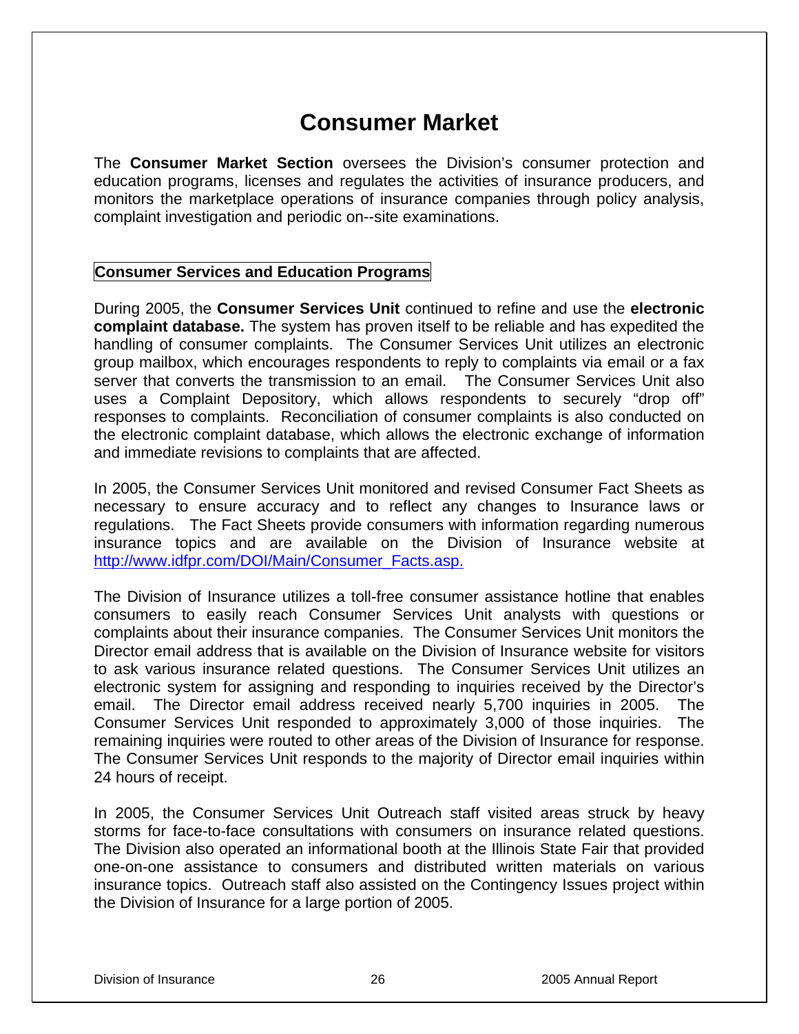# Consumer Market

The **Consumer Market Section** oversees the Division's consumer protection and education programs, licenses and regulates the activities of insurance producers, and monitors the marketplace operations of insurance companies through policy analysis, complaint investigation and periodic on--site examinations.

## Consumer Services and Education Programs

During 2005, the **Consumer Services Unit** continued to refine and use the **electronic complaint database.** The system has proven itself to be reliable and has expedited the handling of consumer complaints. The Consumer Services Unit utilizes an electronic group mailbox, which encourages respondents to reply to complaints via email or a fax server that converts the transmission to an email. The Consumer Services Unit also uses a Complaint Depository, which allows respondents to securely "drop off" responses to complaints. Reconciliation of consumer complaints is also conducted on the electronic complaint database, which allows the electronic exchange of information and immediate revisions to complaints that are affected.

In 2005, the Consumer Services Unit monitored and revised Consumer Fact Sheets as necessary to ensure accuracy and to reflect any changes to Insurance laws or regulations. The Fact Sheets provide consumers with information regarding numerous insurance topics and are available on the Division of Insurance website at http://www.idfpr.com/DOI/Main/Consumer_Facts.asp.

The Division of Insurance utilizes a toll-free consumer assistance hotline that enables consumers to easily reach Consumer Services Unit analysts with questions or complaints about their insurance companies. The Consumer Services Unit monitors the Director email address that is available on the Division of Insurance website for visitors to ask various insurance related questions. The Consumer Services Unit utilizes an electronic system for assigning and responding to inquiries received by the Director's email. The Director email address received nearly 5,700 inquiries in 2005. The Consumer Services Unit responded to approximately 3,000 of those inquiries. The remaining inquiries were routed to other areas of the Division of Insurance for response. The Consumer Services Unit responds to the majority of Director email inquiries within 24 hours of receipt.

In 2005, the Consumer Services Unit Outreach staff visited areas struck by heavy storms for face-to-face consultations with consumers on insurance related questions. The Division also operated an informational booth at the Illinois State Fair that provided one-on-one assistance to consumers and distributed written materials on various insurance topics. Outreach staff also assisted on the Contingency Issues project within the Division of Insurance for a large portion of 2005.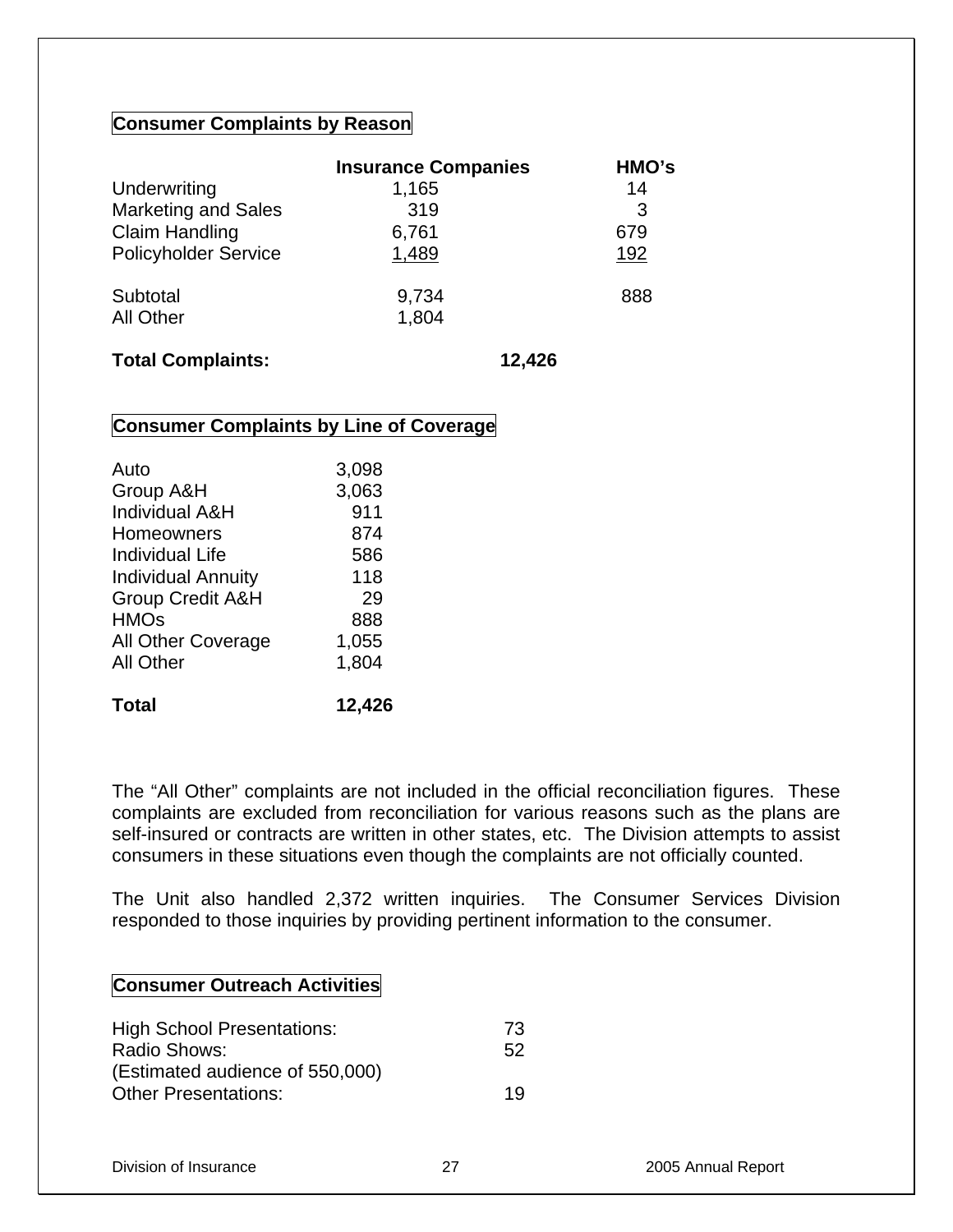## Consumer Complaints by Reason

| | Insurance Companies | HMO's |
|---|---|---|
| Underwriting | 1,165 | 14 |
| Marketing and Sales | 319 | 3 |
| Claim Handling | 6,761 | 679 |
| Policyholder Service | 1,489 | 192 |
| Subtotal | 9,734 | 888 |
| All Other | 1,804 | |
| **Total Complaints:** | **12,426** | |

## Consumer Complaints by Line of Coverage

| | |
|---|---|
| Auto | 3,098 |
| Group A&H | 3,063 |
| Individual A&H | 911 |
| Homeowners | 874 |
| Individual Life | 586 |
| Individual Annuity | 118 |
| Group Credit A&H | 29 |
| HMOs | 888 |
| All Other Coverage | 1,055 |
| All Other | 1,804 |
| **Total** | **12,426** |

The "All Other" complaints are not included in the official reconciliation figures. These complaints are excluded from reconciliation for various reasons such as the plans are self-insured or contracts are written in other states, etc. The Division attempts to assist consumers in these situations even though the complaints are not officially counted.

The Unit also handled 2,372 written inquiries. The Consumer Services Division responded to those inquiries by providing pertinent information to the consumer.

## Consumer Outreach Activities

| | |
|---|---|
| High School Presentations: | 73 |
| Radio Shows: (Estimated audience of 550,000) | 52 |
| Other Presentations: | 19 |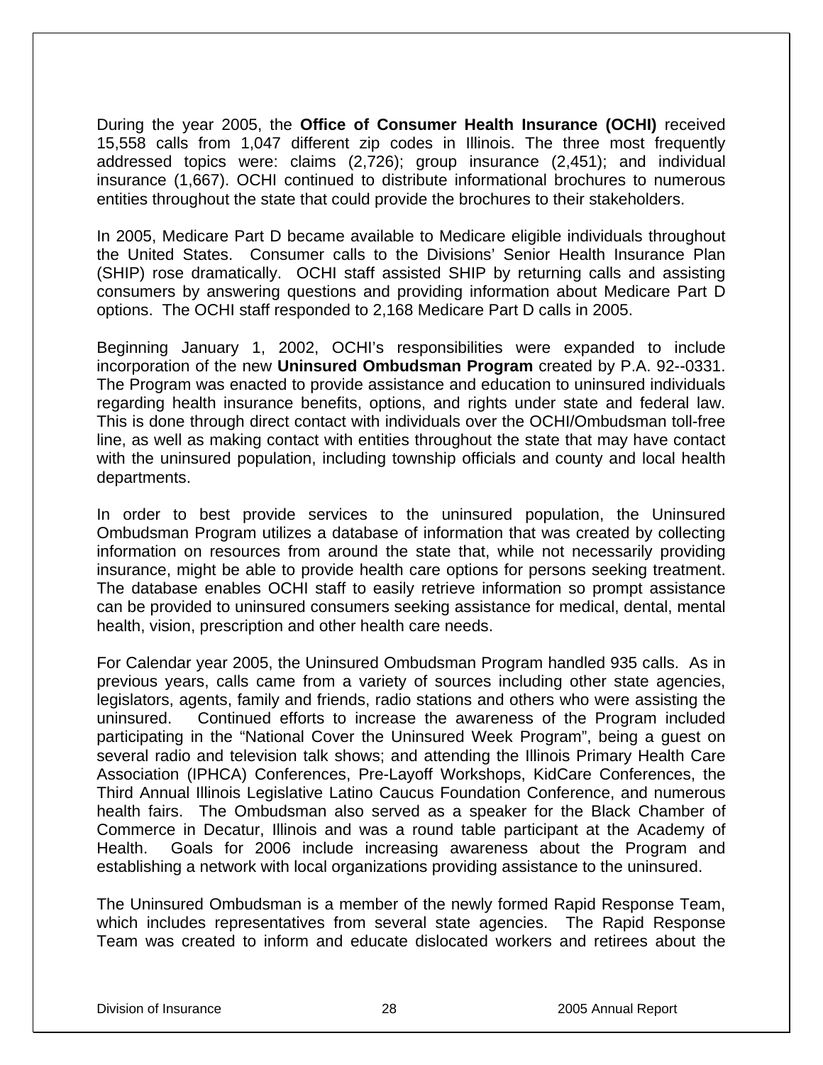During the year 2005, the **Office of Consumer Health Insurance (OCHI)** received 15,558 calls from 1,047 different zip codes in Illinois. The three most frequently addressed topics were: claims (2,726); group insurance (2,451); and individual insurance (1,667). OCHI continued to distribute informational brochures to numerous entities throughout the state that could provide the brochures to their stakeholders.

In 2005, Medicare Part D became available to Medicare eligible individuals throughout the United States. Consumer calls to the Divisions' Senior Health Insurance Plan (SHIP) rose dramatically. OCHI staff assisted SHIP by returning calls and assisting consumers by answering questions and providing information about Medicare Part D options. The OCHI staff responded to 2,168 Medicare Part D calls in 2005.

Beginning January 1, 2002, OCHI's responsibilities were expanded to include incorporation of the new **Uninsured Ombudsman Program** created by P.A. 92--0331. The Program was enacted to provide assistance and education to uninsured individuals regarding health insurance benefits, options, and rights under state and federal law. This is done through direct contact with individuals over the OCHI/Ombudsman toll-free line, as well as making contact with entities throughout the state that may have contact with the uninsured population, including township officials and county and local health departments.

In order to best provide services to the uninsured population, the Uninsured Ombudsman Program utilizes a database of information that was created by collecting information on resources from around the state that, while not necessarily providing insurance, might be able to provide health care options for persons seeking treatment. The database enables OCHI staff to easily retrieve information so prompt assistance can be provided to uninsured consumers seeking assistance for medical, dental, mental health, vision, prescription and other health care needs.

For Calendar year 2005, the Uninsured Ombudsman Program handled 935 calls. As in previous years, calls came from a variety of sources including other state agencies, legislators, agents, family and friends, radio stations and others who were assisting the uninsured. Continued efforts to increase the awareness of the Program included participating in the "National Cover the Uninsured Week Program", being a guest on several radio and television talk shows; and attending the Illinois Primary Health Care Association (IPHCA) Conferences, Pre-Layoff Workshops, KidCare Conferences, the Third Annual Illinois Legislative Latino Caucus Foundation Conference, and numerous health fairs. The Ombudsman also served as a speaker for the Black Chamber of Commerce in Decatur, Illinois and was a round table participant at the Academy of Health. Goals for 2006 include increasing awareness about the Program and establishing a network with local organizations providing assistance to the uninsured.

The Uninsured Ombudsman is a member of the newly formed Rapid Response Team, which includes representatives from several state agencies. The Rapid Response Team was created to inform and educate dislocated workers and retirees about the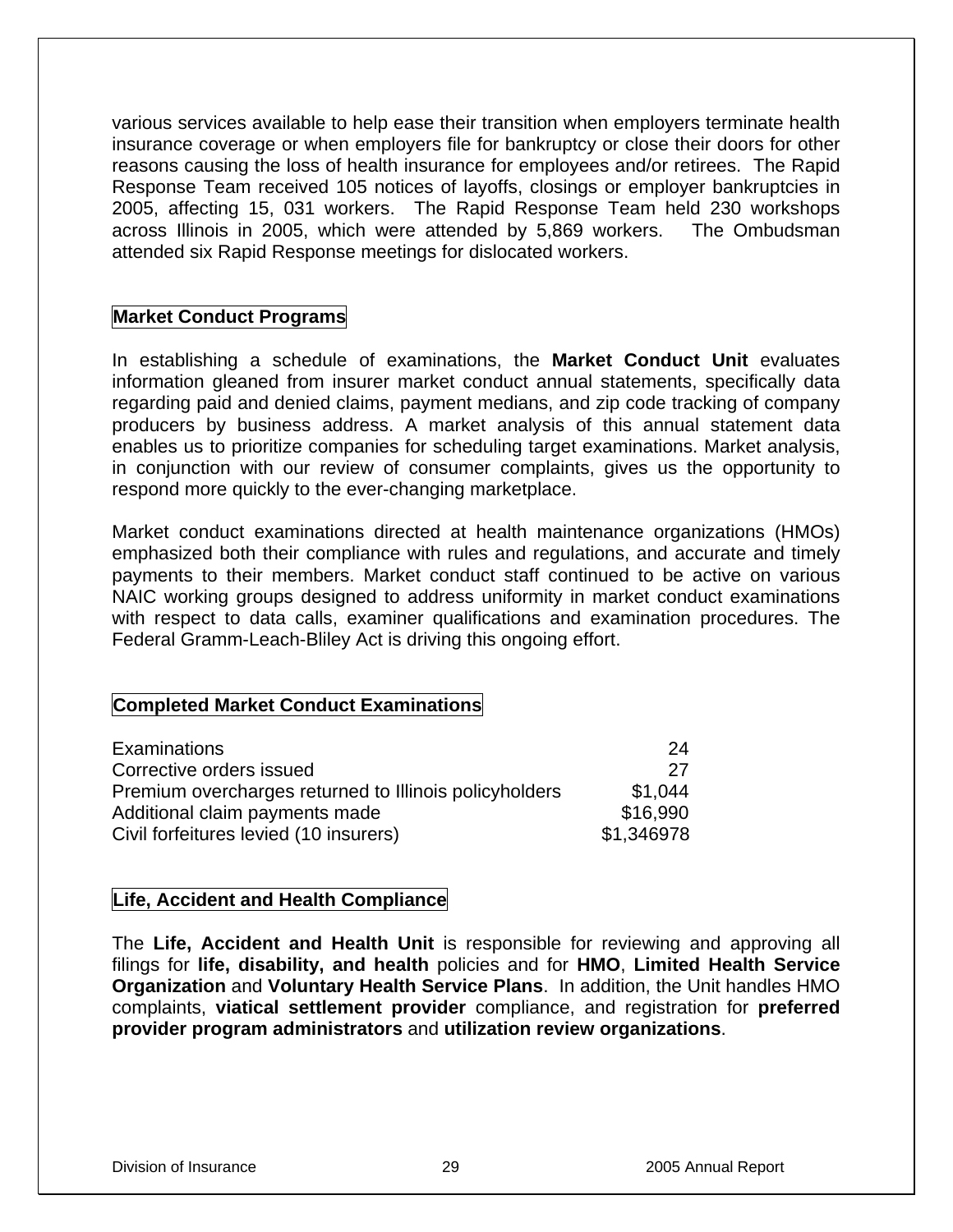various services available to help ease their transition when employers terminate health insurance coverage or when employers file for bankruptcy or close their doors for other reasons causing the loss of health insurance for employees and/or retirees. The Rapid Response Team received 105 notices of layoffs, closings or employer bankruptcies in 2005, affecting 15, 031 workers. The Rapid Response Team held 230 workshops across Illinois in 2005, which were attended by 5,869 workers. The Ombudsman attended six Rapid Response meetings for dislocated workers.

## Market Conduct Programs

In establishing a schedule of examinations, the **Market Conduct Unit** evaluates information gleaned from insurer market conduct annual statements, specifically data regarding paid and denied claims, payment medians, and zip code tracking of company producers by business address. A market analysis of this annual statement data enables us to prioritize companies for scheduling target examinations. Market analysis, in conjunction with our review of consumer complaints, gives us the opportunity to respond more quickly to the ever-changing marketplace.

Market conduct examinations directed at health maintenance organizations (HMOs) emphasized both their compliance with rules and regulations, and accurate and timely payments to their members. Market conduct staff continued to be active on various NAIC working groups designed to address uniformity in market conduct examinations with respect to data calls, examiner qualifications and examination procedures. The Federal Gramm-Leach-Bliley Act is driving this ongoing effort.

## Completed Market Conduct Examinations

| | |
|---|---|
| Examinations | 24 |
| Corrective orders issued | 27 |
| Premium overcharges returned to Illinois policyholders | \$1,044 |
| Additional claim payments made | \$16,990 |
| Civil forfeitures levied (10 insurers) | \$1,346978 |

## Life, Accident and Health Compliance

The **Life, Accident and Health Unit** is responsible for reviewing and approving all filings for **life, disability, and health** policies and for **HMO**, **Limited Health Service Organization** and **Voluntary Health Service Plans**. In addition, the Unit handles HMO complaints, **viatical settlement provider** compliance, and registration for **preferred provider program administrators** and **utilization review organizations**.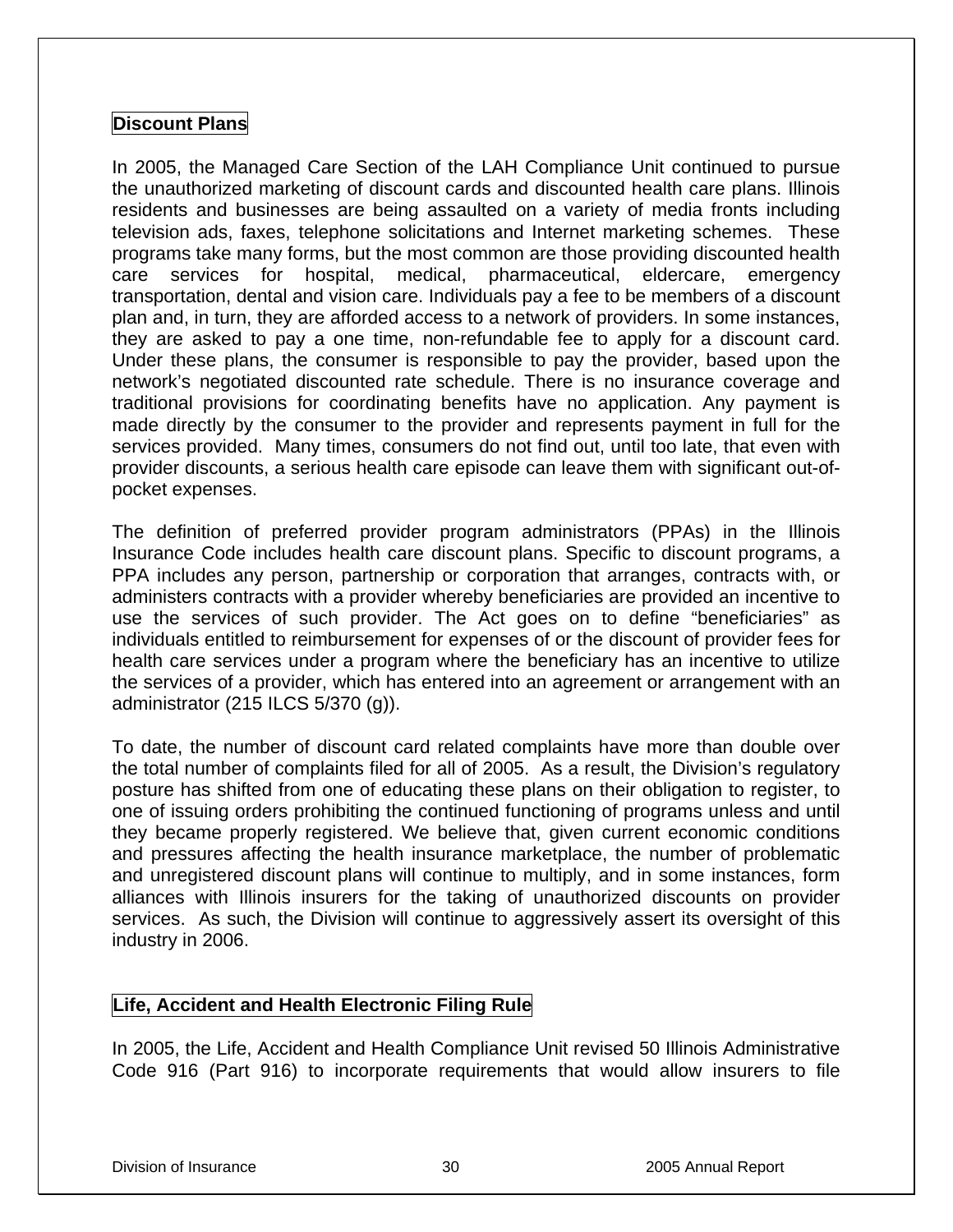## Discount Plans

In 2005, the Managed Care Section of the LAH Compliance Unit continued to pursue the unauthorized marketing of discount cards and discounted health care plans. Illinois residents and businesses are being assaulted on a variety of media fronts including television ads, faxes, telephone solicitations and Internet marketing schemes. These programs take many forms, but the most common are those providing discounted health care services for hospital, medical, pharmaceutical, eldercare, emergency transportation, dental and vision care. Individuals pay a fee to be members of a discount plan and, in turn, they are afforded access to a network of providers. In some instances, they are asked to pay a one time, non-refundable fee to apply for a discount card. Under these plans, the consumer is responsible to pay the provider, based upon the network's negotiated discounted rate schedule. There is no insurance coverage and traditional provisions for coordinating benefits have no application. Any payment is made directly by the consumer to the provider and represents payment in full for the services provided. Many times, consumers do not find out, until too late, that even with provider discounts, a serious health care episode can leave them with significant out-of-pocket expenses.

The definition of preferred provider program administrators (PPAs) in the Illinois Insurance Code includes health care discount plans. Specific to discount programs, a PPA includes any person, partnership or corporation that arranges, contracts with, or administers contracts with a provider whereby beneficiaries are provided an incentive to use the services of such provider. The Act goes on to define "beneficiaries" as individuals entitled to reimbursement for expenses of or the discount of provider fees for health care services under a program where the beneficiary has an incentive to utilize the services of a provider, which has entered into an agreement or arrangement with an administrator (215 ILCS 5/370 (g)).

To date, the number of discount card related complaints have more than double over the total number of complaints filed for all of 2005. As a result, the Division's regulatory posture has shifted from one of educating these plans on their obligation to register, to one of issuing orders prohibiting the continued functioning of programs unless and until they became properly registered. We believe that, given current economic conditions and pressures affecting the health insurance marketplace, the number of problematic and unregistered discount plans will continue to multiply, and in some instances, form alliances with Illinois insurers for the taking of unauthorized discounts on provider services. As such, the Division will continue to aggressively assert its oversight of this industry in 2006.

## Life, Accident and Health Electronic Filing Rule

In 2005, the Life, Accident and Health Compliance Unit revised 50 Illinois Administrative Code 916 (Part 916) to incorporate requirements that would allow insurers to file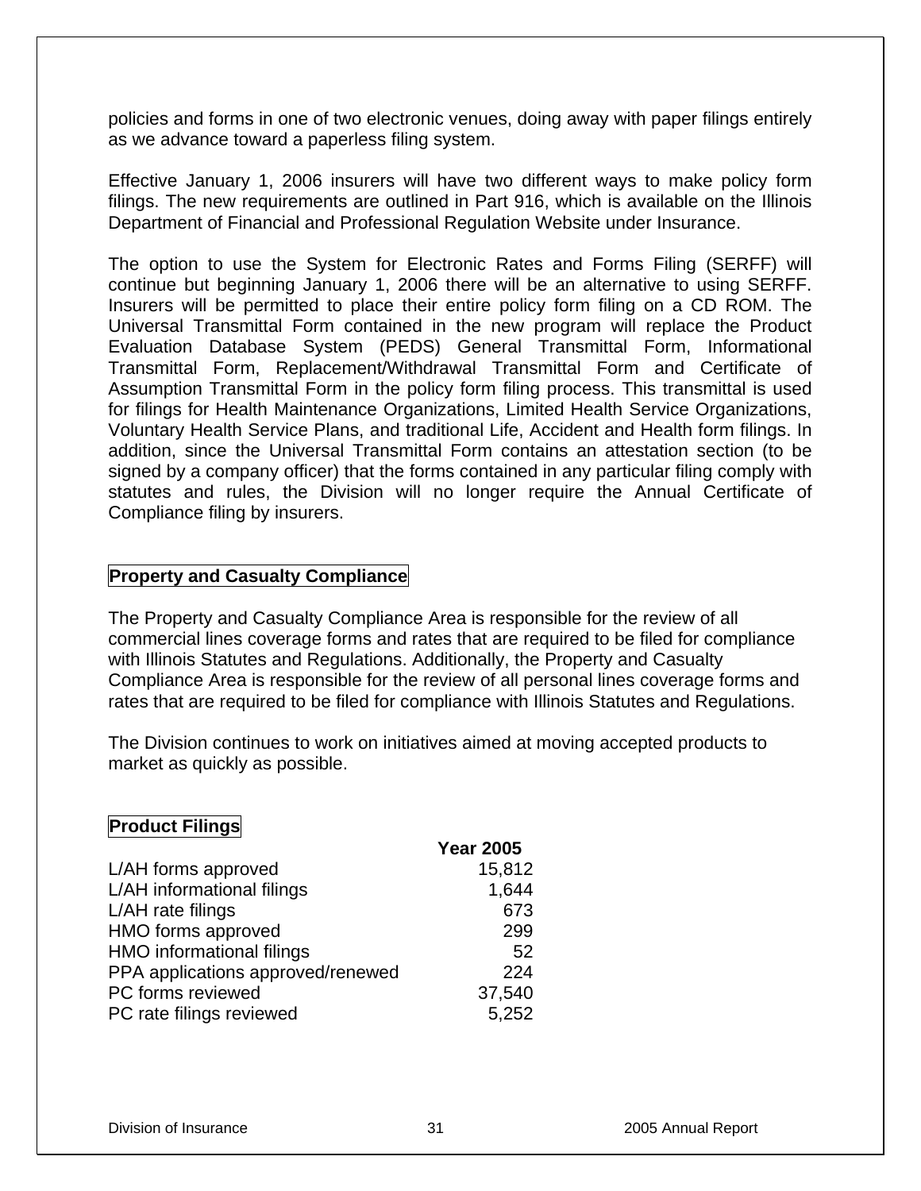policies and forms in one of two electronic venues, doing away with paper filings entirely as we advance toward a paperless filing system.

Effective January 1, 2006 insurers will have two different ways to make policy form filings. The new requirements are outlined in Part 916, which is available on the Illinois Department of Financial and Professional Regulation Website under Insurance.

The option to use the System for Electronic Rates and Forms Filing (SERFF) will continue but beginning January 1, 2006 there will be an alternative to using SERFF. Insurers will be permitted to place their entire policy form filing on a CD ROM. The Universal Transmittal Form contained in the new program will replace the Product Evaluation Database System (PEDS) General Transmittal Form, Informational Transmittal Form, Replacement/Withdrawal Transmittal Form and Certificate of Assumption Transmittal Form in the policy form filing process. This transmittal is used for filings for Health Maintenance Organizations, Limited Health Service Organizations, Voluntary Health Service Plans, and traditional Life, Accident and Health form filings. In addition, since the Universal Transmittal Form contains an attestation section (to be signed by a company officer) that the forms contained in any particular filing comply with statutes and rules, the Division will no longer require the Annual Certificate of Compliance filing by insurers.

## Property and Casualty Compliance

The Property and Casualty Compliance Area is responsible for the review of all commercial lines coverage forms and rates that are required to be filed for compliance with Illinois Statutes and Regulations. Additionally, the Property and Casualty Compliance Area is responsible for the review of all personal lines coverage forms and rates that are required to be filed for compliance with Illinois Statutes and Regulations.

The Division continues to work on initiatives aimed at moving accepted products to market as quickly as possible.

## Product Filings

| | Year 2005 |
|---|---|
| L/AH forms approved | 15,812 |
| L/AH informational filings | 1,644 |
| L/AH rate filings | 673 |
| HMO forms approved | 299 |
| HMO informational filings | 52 |
| PPA applications approved/renewed | 224 |
| PC forms reviewed | 37,540 |
| PC rate filings reviewed | 5,252 |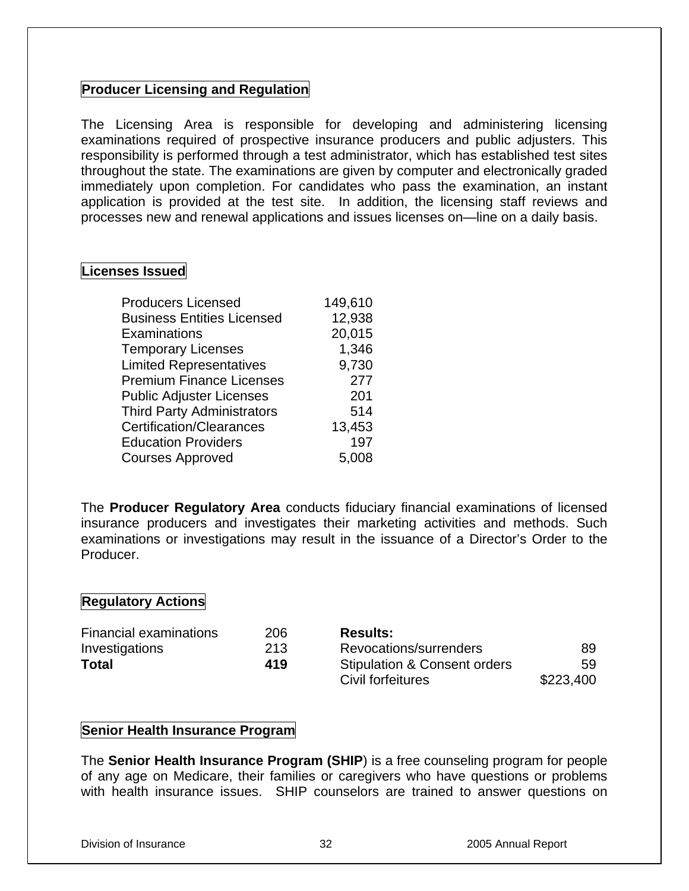## Producer Licensing and Regulation

The Licensing Area is responsible for developing and administering licensing examinations required of prospective insurance producers and public adjusters. This responsibility is performed through a test administrator, which has established test sites throughout the state. The examinations are given by computer and electronically graded immediately upon completion. For candidates who pass the examination, an instant application is provided at the test site. In addition, the licensing staff reviews and processes new and renewal applications and issues licenses on—line on a daily basis.

## Licenses Issued

| | |
|---|---:|
| Producers Licensed | 149,610 |
| Business Entities Licensed | 12,938 |
| Examinations | 20,015 |
| Temporary Licenses | 1,346 |
| Limited Representatives | 9,730 |
| Premium Finance Licenses | 277 |
| Public Adjuster Licenses | 201 |
| Third Party Administrators | 514 |
| Certification/Clearances | 13,453 |
| Education Providers | 197 |
| Courses Approved | 5,008 |

The **Producer Regulatory Area** conducts fiduciary financial examinations of licensed insurance producers and investigates their marketing activities and methods. Such examinations or investigations may result in the issuance of a Director's Order to the Producer.

## Regulatory Actions

| | | | |
|---|---:|---|---:|
| Financial examinations | 206 | **Results:** | |
| Investigations | 213 | Revocations/surrenders | 89 |
| **Total** | **419** | Stipulation & Consent orders | 59 |
| | | Civil forfeitures | $223,400 |

## Senior Health Insurance Program

The **Senior Health Insurance Program (SHIP**) is a free counseling program for people of any age on Medicare, their families or caregivers who have questions or problems with health insurance issues. SHIP counselors are trained to answer questions on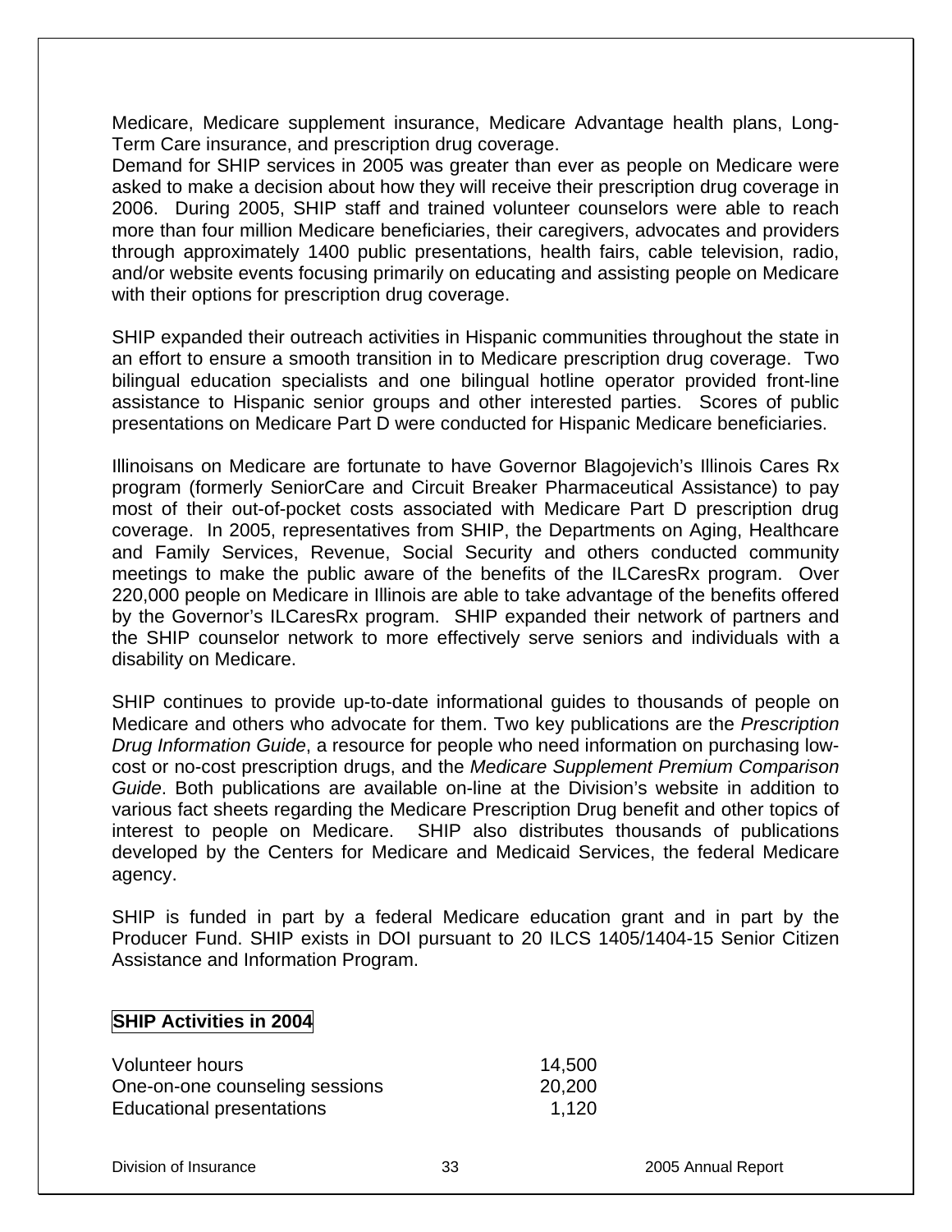Medicare, Medicare supplement insurance, Medicare Advantage health plans, Long-Term Care insurance, and prescription drug coverage.
Demand for SHIP services in 2005 was greater than ever as people on Medicare were asked to make a decision about how they will receive their prescription drug coverage in 2006. During 2005, SHIP staff and trained volunteer counselors were able to reach more than four million Medicare beneficiaries, their caregivers, advocates and providers through approximately 1400 public presentations, health fairs, cable television, radio, and/or website events focusing primarily on educating and assisting people on Medicare with their options for prescription drug coverage.

SHIP expanded their outreach activities in Hispanic communities throughout the state in an effort to ensure a smooth transition in to Medicare prescription drug coverage. Two bilingual education specialists and one bilingual hotline operator provided front-line assistance to Hispanic senior groups and other interested parties. Scores of public presentations on Medicare Part D were conducted for Hispanic Medicare beneficiaries.

Illinoisans on Medicare are fortunate to have Governor Blagojevich's Illinois Cares Rx program (formerly SeniorCare and Circuit Breaker Pharmaceutical Assistance) to pay most of their out-of-pocket costs associated with Medicare Part D prescription drug coverage. In 2005, representatives from SHIP, the Departments on Aging, Healthcare and Family Services, Revenue, Social Security and others conducted community meetings to make the public aware of the benefits of the ILCaresRx program. Over 220,000 people on Medicare in Illinois are able to take advantage of the benefits offered by the Governor's ILCaresRx program. SHIP expanded their network of partners and the SHIP counselor network to more effectively serve seniors and individuals with a disability on Medicare.

SHIP continues to provide up-to-date informational guides to thousands of people on Medicare and others who advocate for them. Two key publications are the *Prescription Drug Information Guide*, a resource for people who need information on purchasing low-cost or no-cost prescription drugs, and the *Medicare Supplement Premium Comparison Guide*. Both publications are available on-line at the Division's website in addition to various fact sheets regarding the Medicare Prescription Drug benefit and other topics of interest to people on Medicare. SHIP also distributes thousands of publications developed by the Centers for Medicare and Medicaid Services, the federal Medicare agency.

SHIP is funded in part by a federal Medicare education grant and in part by the Producer Fund. SHIP exists in DOI pursuant to 20 ILCS 1405/1404-15 Senior Citizen Assistance and Information Program.

**SHIP Activities in 2004**

| | |
|---|---|
| Volunteer hours | 14,500 |
| One-on-one counseling sessions | 20,200 |
| Educational presentations | 1,120 |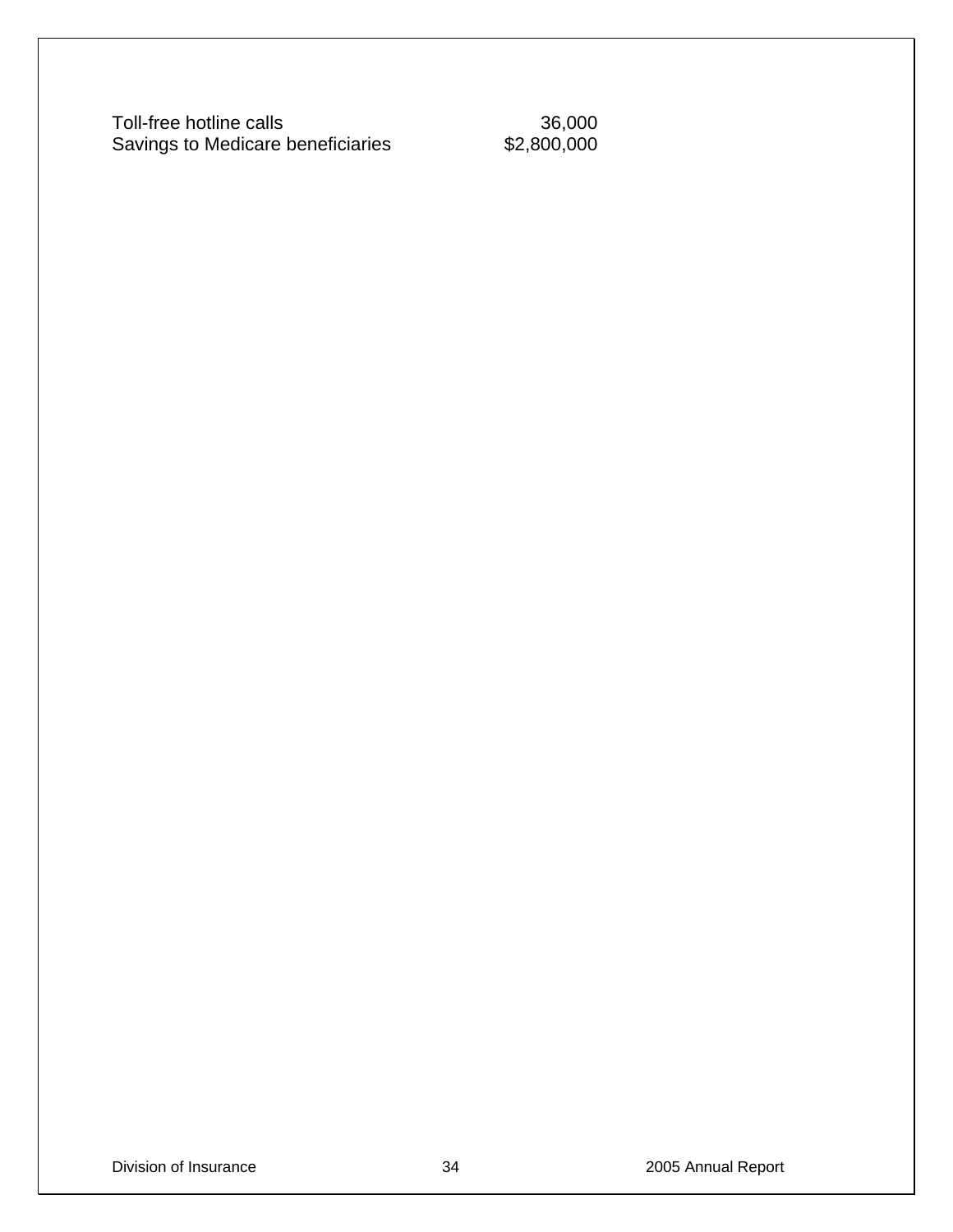| | |
|---|---|
| Toll-free hotline calls | 36,000 |
| Savings to Medicare beneficiaries | $2,800,000 |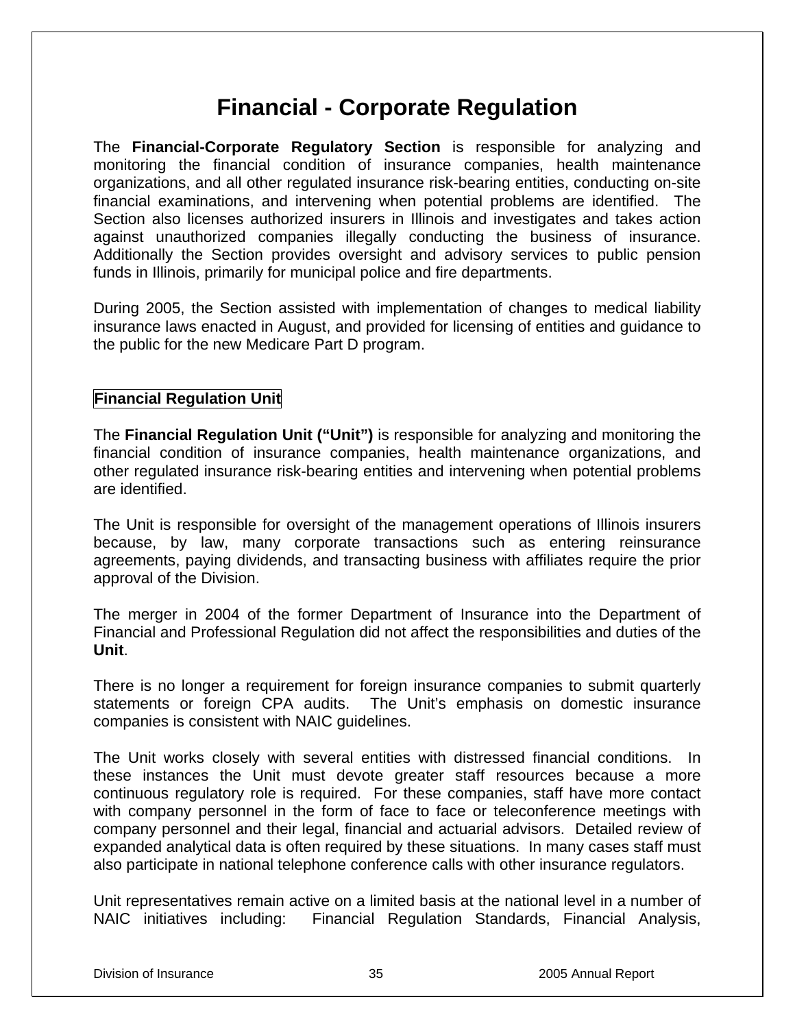# Financial - Corporate Regulation

The **Financial-Corporate Regulatory Section** is responsible for analyzing and monitoring the financial condition of insurance companies, health maintenance organizations, and all other regulated insurance risk-bearing entities, conducting on-site financial examinations, and intervening when potential problems are identified. The Section also licenses authorized insurers in Illinois and investigates and takes action against unauthorized companies illegally conducting the business of insurance. Additionally the Section provides oversight and advisory services to public pension funds in Illinois, primarily for municipal police and fire departments.

During 2005, the Section assisted with implementation of changes to medical liability insurance laws enacted in August, and provided for licensing of entities and guidance to the public for the new Medicare Part D program.

## Financial Regulation Unit

The **Financial Regulation Unit ("Unit")** is responsible for analyzing and monitoring the financial condition of insurance companies, health maintenance organizations, and other regulated insurance risk-bearing entities and intervening when potential problems are identified.

The Unit is responsible for oversight of the management operations of Illinois insurers because, by law, many corporate transactions such as entering reinsurance agreements, paying dividends, and transacting business with affiliates require the prior approval of the Division.

The merger in 2004 of the former Department of Insurance into the Department of Financial and Professional Regulation did not affect the responsibilities and duties of the **Unit**.

There is no longer a requirement for foreign insurance companies to submit quarterly statements or foreign CPA audits. The Unit's emphasis on domestic insurance companies is consistent with NAIC guidelines.

The Unit works closely with several entities with distressed financial conditions. In these instances the Unit must devote greater staff resources because a more continuous regulatory role is required. For these companies, staff have more contact with company personnel in the form of face to face or teleconference meetings with company personnel and their legal, financial and actuarial advisors. Detailed review of expanded analytical data is often required by these situations. In many cases staff must also participate in national telephone conference calls with other insurance regulators.

Unit representatives remain active on a limited basis at the national level in a number of NAIC initiatives including: Financial Regulation Standards, Financial Analysis,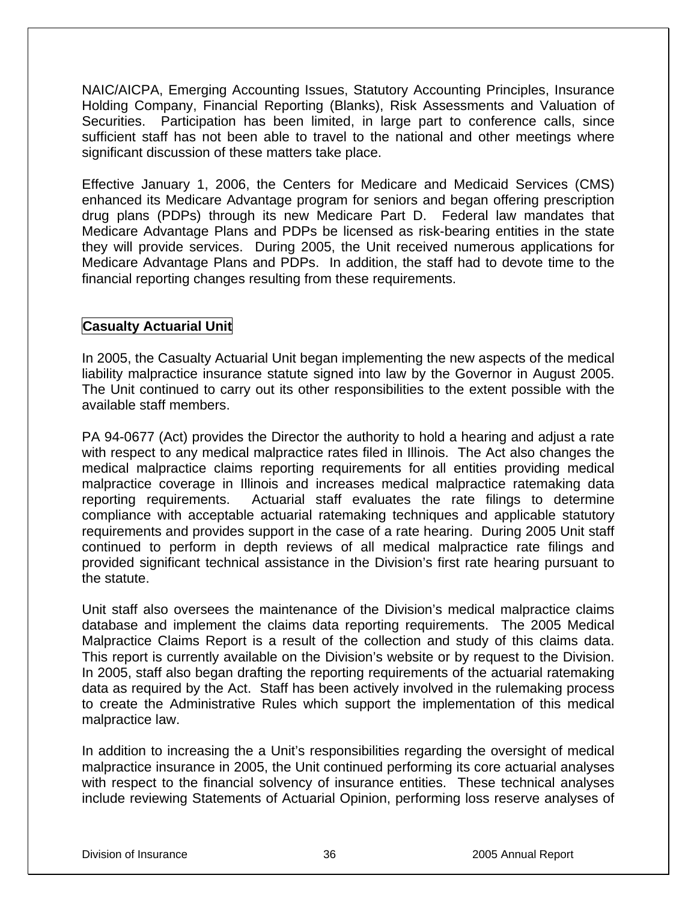NAIC/AICPA, Emerging Accounting Issues, Statutory Accounting Principles, Insurance Holding Company, Financial Reporting (Blanks), Risk Assessments and Valuation of Securities. Participation has been limited, in large part to conference calls, since sufficient staff has not been able to travel to the national and other meetings where significant discussion of these matters take place.

Effective January 1, 2006, the Centers for Medicare and Medicaid Services (CMS) enhanced its Medicare Advantage program for seniors and began offering prescription drug plans (PDPs) through its new Medicare Part D. Federal law mandates that Medicare Advantage Plans and PDPs be licensed as risk-bearing entities in the state they will provide services. During 2005, the Unit received numerous applications for Medicare Advantage Plans and PDPs. In addition, the staff had to devote time to the financial reporting changes resulting from these requirements.

## Casualty Actuarial Unit

In 2005, the Casualty Actuarial Unit began implementing the new aspects of the medical liability malpractice insurance statute signed into law by the Governor in August 2005. The Unit continued to carry out its other responsibilities to the extent possible with the available staff members.

PA 94-0677 (Act) provides the Director the authority to hold a hearing and adjust a rate with respect to any medical malpractice rates filed in Illinois. The Act also changes the medical malpractice claims reporting requirements for all entities providing medical malpractice coverage in Illinois and increases medical malpractice ratemaking data reporting requirements. Actuarial staff evaluates the rate filings to determine compliance with acceptable actuarial ratemaking techniques and applicable statutory requirements and provides support in the case of a rate hearing. During 2005 Unit staff continued to perform in depth reviews of all medical malpractice rate filings and provided significant technical assistance in the Division's first rate hearing pursuant to the statute.

Unit staff also oversees the maintenance of the Division's medical malpractice claims database and implement the claims data reporting requirements. The 2005 Medical Malpractice Claims Report is a result of the collection and study of this claims data. This report is currently available on the Division's website or by request to the Division. In 2005, staff also began drafting the reporting requirements of the actuarial ratemaking data as required by the Act. Staff has been actively involved in the rulemaking process to create the Administrative Rules which support the implementation of this medical malpractice law.

In addition to increasing the a Unit's responsibilities regarding the oversight of medical malpractice insurance in 2005, the Unit continued performing its core actuarial analyses with respect to the financial solvency of insurance entities. These technical analyses include reviewing Statements of Actuarial Opinion, performing loss reserve analyses of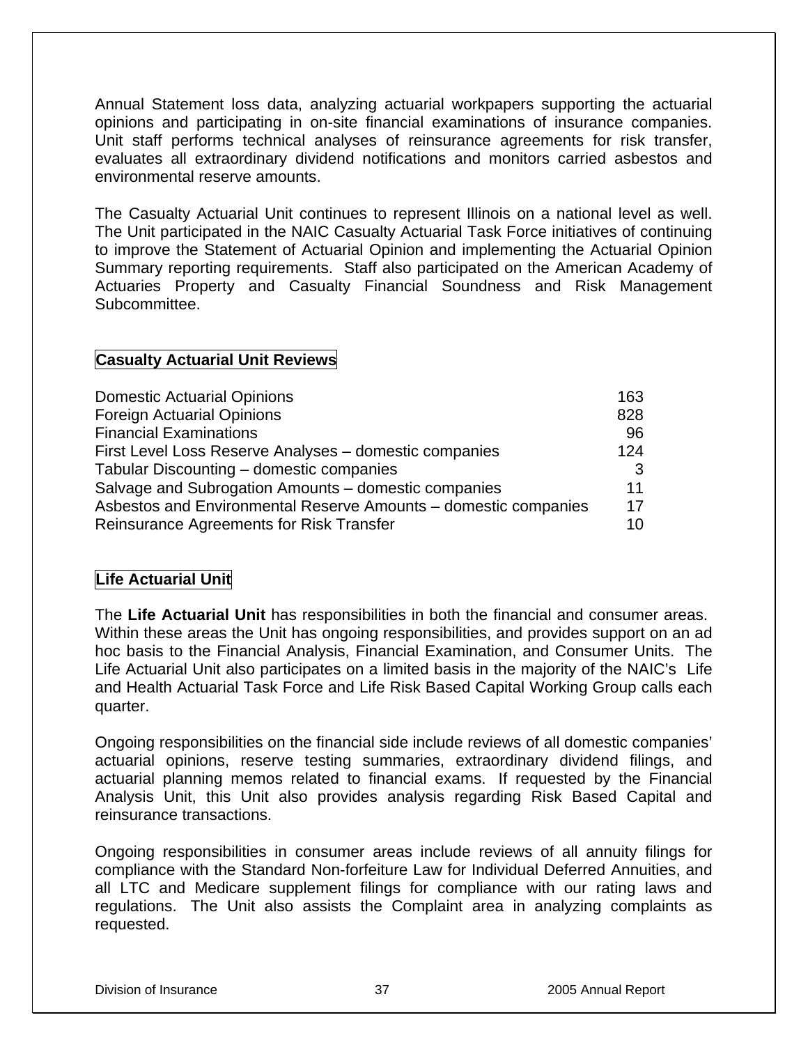Annual Statement loss data, analyzing actuarial workpapers supporting the actuarial opinions and participating in on-site financial examinations of insurance companies. Unit staff performs technical analyses of reinsurance agreements for risk transfer, evaluates all extraordinary dividend notifications and monitors carried asbestos and environmental reserve amounts.

The Casualty Actuarial Unit continues to represent Illinois on a national level as well. The Unit participated in the NAIC Casualty Actuarial Task Force initiatives of continuing to improve the Statement of Actuarial Opinion and implementing the Actuarial Opinion Summary reporting requirements. Staff also participated on the American Academy of Actuaries Property and Casualty Financial Soundness and Risk Management Subcommittee.

## Casualty Actuarial Unit Reviews

| | |
|---|---|
| Domestic Actuarial Opinions | 163 |
| Foreign Actuarial Opinions | 828 |
| Financial Examinations | 96 |
| First Level Loss Reserve Analyses – domestic companies | 124 |
| Tabular Discounting – domestic companies | 3 |
| Salvage and Subrogation Amounts – domestic companies | 11 |
| Asbestos and Environmental Reserve Amounts – domestic companies | 17 |
| Reinsurance Agreements for Risk Transfer | 10 |

## Life Actuarial Unit

The **Life Actuarial Unit** has responsibilities in both the financial and consumer areas. Within these areas the Unit has ongoing responsibilities, and provides support on an ad hoc basis to the Financial Analysis, Financial Examination, and Consumer Units. The Life Actuarial Unit also participates on a limited basis in the majority of the NAIC's Life and Health Actuarial Task Force and Life Risk Based Capital Working Group calls each quarter.

Ongoing responsibilities on the financial side include reviews of all domestic companies' actuarial opinions, reserve testing summaries, extraordinary dividend filings, and actuarial planning memos related to financial exams. If requested by the Financial Analysis Unit, this Unit also provides analysis regarding Risk Based Capital and reinsurance transactions.

Ongoing responsibilities in consumer areas include reviews of all annuity filings for compliance with the Standard Non-forfeiture Law for Individual Deferred Annuities, and all LTC and Medicare supplement filings for compliance with our rating laws and regulations. The Unit also assists the Complaint area in analyzing complaints as requested.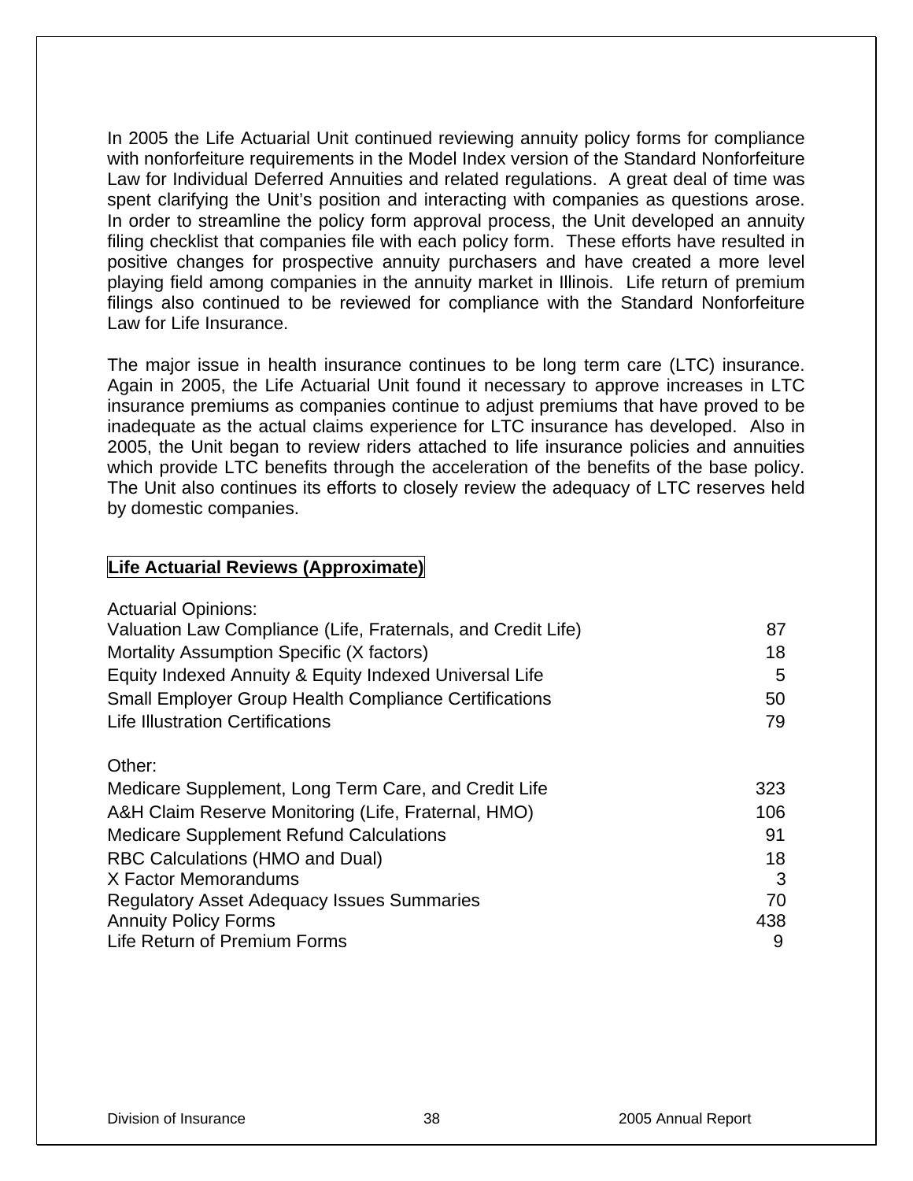In 2005 the Life Actuarial Unit continued reviewing annuity policy forms for compliance with nonforfeiture requirements in the Model Index version of the Standard Nonforfeiture Law for Individual Deferred Annuities and related regulations. A great deal of time was spent clarifying the Unit's position and interacting with companies as questions arose. In order to streamline the policy form approval process, the Unit developed an annuity filing checklist that companies file with each policy form. These efforts have resulted in positive changes for prospective annuity purchasers and have created a more level playing field among companies in the annuity market in Illinois. Life return of premium filings also continued to be reviewed for compliance with the Standard Nonforfeiture Law for Life Insurance.

The major issue in health insurance continues to be long term care (LTC) insurance. Again in 2005, the Life Actuarial Unit found it necessary to approve increases in LTC insurance premiums as companies continue to adjust premiums that have proved to be inadequate as the actual claims experience for LTC insurance has developed. Also in 2005, the Unit began to review riders attached to life insurance policies and annuities which provide LTC benefits through the acceleration of the benefits of the base policy. The Unit also continues its efforts to closely review the adequacy of LTC reserves held by domestic companies.

## Life Actuarial Reviews (Approximate)

| | |
|---|---|
| **Actuarial Opinions:** | |
| Valuation Law Compliance (Life, Fraternals, and Credit Life) | 87 |
| Mortality Assumption Specific (X factors) | 18 |
| Equity Indexed Annuity & Equity Indexed Universal Life | 5 |
| Small Employer Group Health Compliance Certifications | 50 |
| Life Illustration Certifications | 79 |
| **Other:** | |
| Medicare Supplement, Long Term Care, and Credit Life | 323 |
| A&H Claim Reserve Monitoring (Life, Fraternal, HMO) | 106 |
| Medicare Supplement Refund Calculations | 91 |
| RBC Calculations (HMO and Dual) | 18 |
| X Factor Memorandums | 3 |
| Regulatory Asset Adequacy Issues Summaries | 70 |
| Annuity Policy Forms | 438 |
| Life Return of Premium Forms | 9 |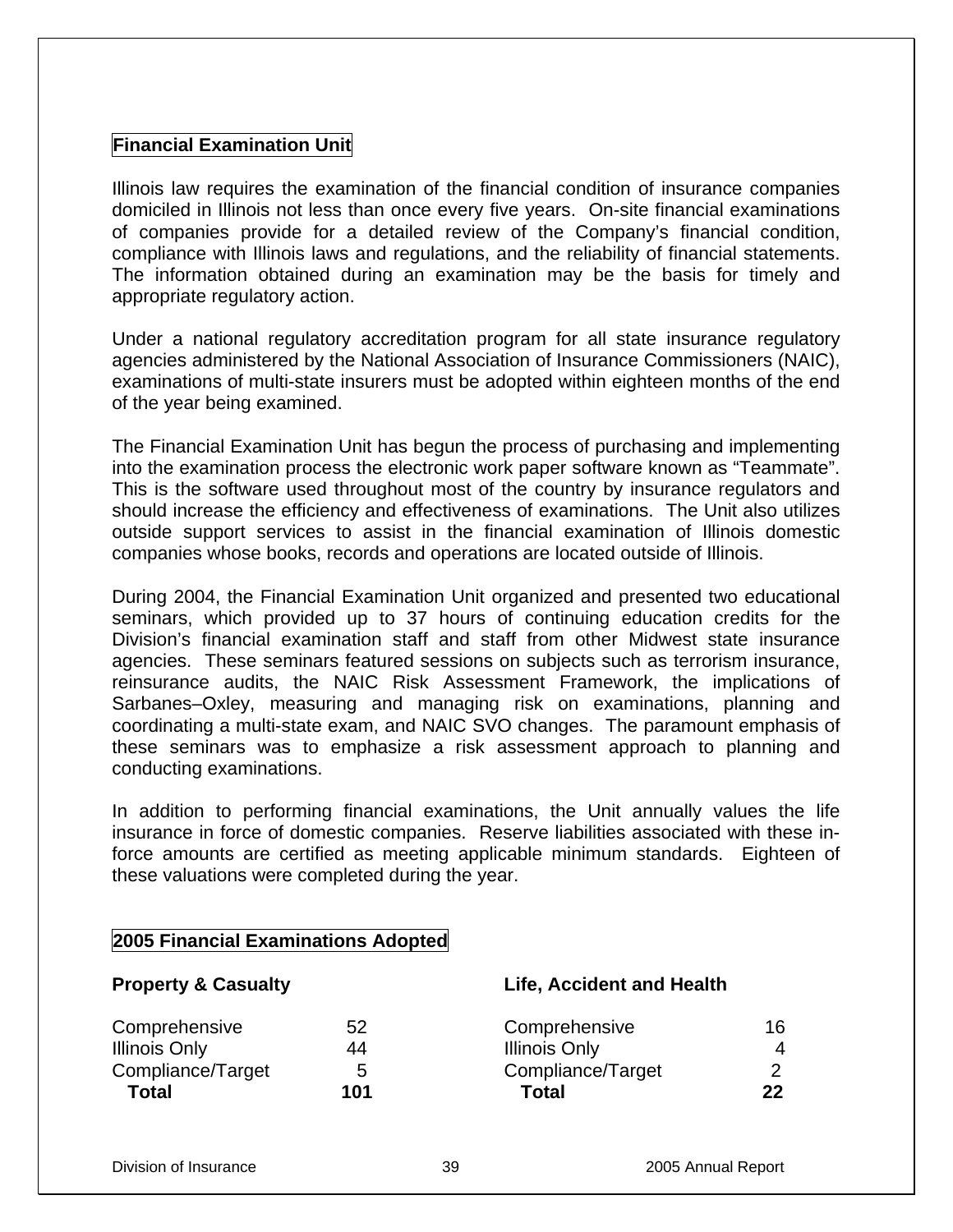## Financial Examination Unit

Illinois law requires the examination of the financial condition of insurance companies domiciled in Illinois not less than once every five years. On-site financial examinations of companies provide for a detailed review of the Company's financial condition, compliance with Illinois laws and regulations, and the reliability of financial statements. The information obtained during an examination may be the basis for timely and appropriate regulatory action.

Under a national regulatory accreditation program for all state insurance regulatory agencies administered by the National Association of Insurance Commissioners (NAIC), examinations of multi-state insurers must be adopted within eighteen months of the end of the year being examined.

The Financial Examination Unit has begun the process of purchasing and implementing into the examination process the electronic work paper software known as "Teammate". This is the software used throughout most of the country by insurance regulators and should increase the efficiency and effectiveness of examinations. The Unit also utilizes outside support services to assist in the financial examination of Illinois domestic companies whose books, records and operations are located outside of Illinois.

During 2004, the Financial Examination Unit organized and presented two educational seminars, which provided up to 37 hours of continuing education credits for the Division's financial examination staff and staff from other Midwest state insurance agencies. These seminars featured sessions on subjects such as terrorism insurance, reinsurance audits, the NAIC Risk Assessment Framework, the implications of Sarbanes–Oxley, measuring and managing risk on examinations, planning and coordinating a multi-state exam, and NAIC SVO changes. The paramount emphasis of these seminars was to emphasize a risk assessment approach to planning and conducting examinations.

In addition to performing financial examinations, the Unit annually values the life insurance in force of domestic companies. Reserve liabilities associated with these in-force amounts are certified as meeting applicable minimum standards. Eighteen of these valuations were completed during the year.

## 2005 Financial Examinations Adopted

| Property & Casualty | | Life, Accident and Health | |
|---|---|---|---|
| Comprehensive | 52 | Comprehensive | 16 |
| Illinois Only | 44 | Illinois Only | 4 |
| Compliance/Target | 5 | Compliance/Target | 2 |
| **Total** | **101** | **Total** | **22** |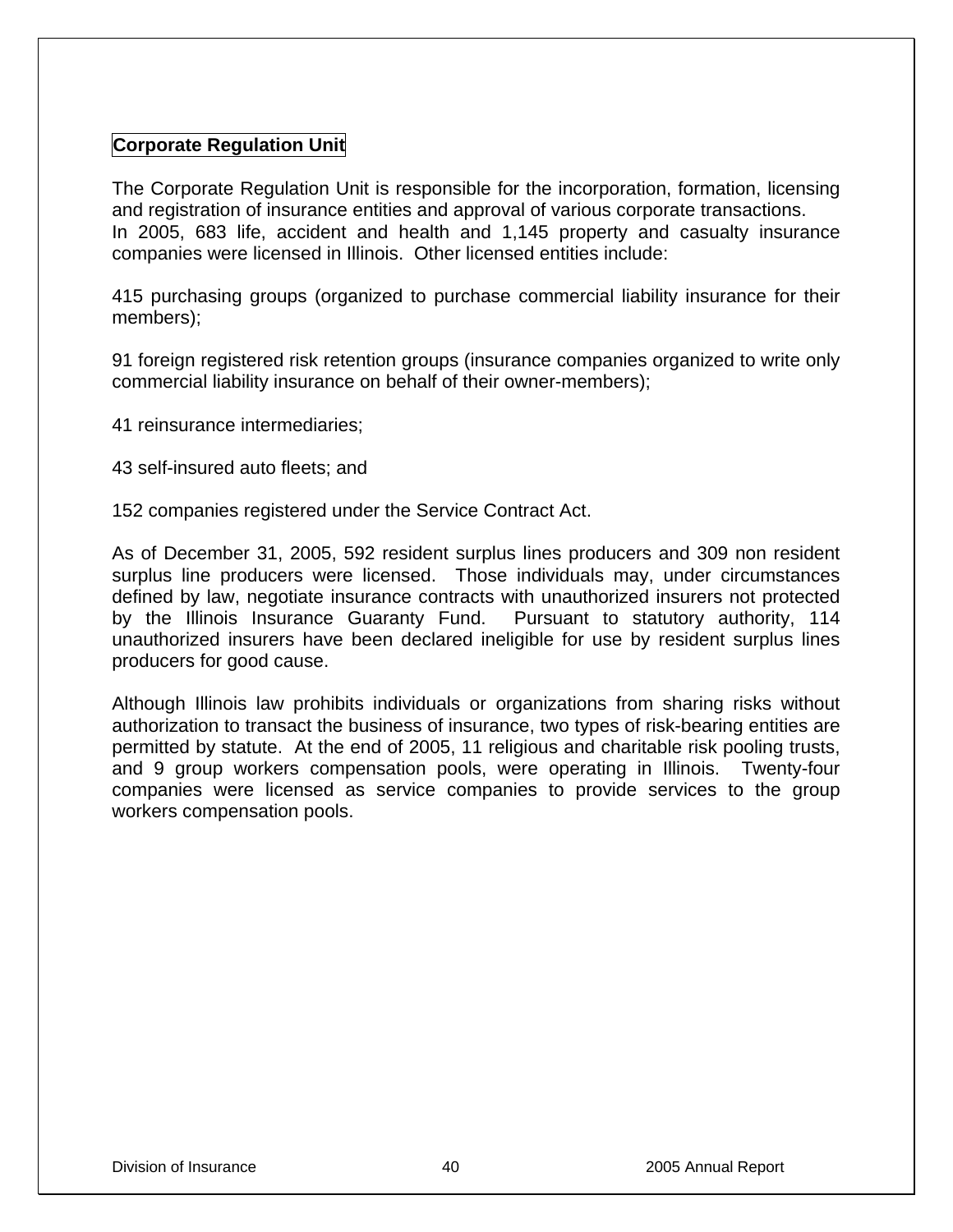## Corporate Regulation Unit

The Corporate Regulation Unit is responsible for the incorporation, formation, licensing and registration of insurance entities and approval of various corporate transactions.
In 2005, 683 life, accident and health and 1,145 property and casualty insurance companies were licensed in Illinois. Other licensed entities include:

415 purchasing groups (organized to purchase commercial liability insurance for their members);

91 foreign registered risk retention groups (insurance companies organized to write only commercial liability insurance on behalf of their owner-members);

41 reinsurance intermediaries;

43 self-insured auto fleets; and

152 companies registered under the Service Contract Act.

As of December 31, 2005, 592 resident surplus lines producers and 309 non resident surplus line producers were licensed. Those individuals may, under circumstances defined by law, negotiate insurance contracts with unauthorized insurers not protected by the Illinois Insurance Guaranty Fund. Pursuant to statutory authority, 114 unauthorized insurers have been declared ineligible for use by resident surplus lines producers for good cause.

Although Illinois law prohibits individuals or organizations from sharing risks without authorization to transact the business of insurance, two types of risk-bearing entities are permitted by statute. At the end of 2005, 11 religious and charitable risk pooling trusts, and 9 group workers compensation pools, were operating in Illinois. Twenty-four companies were licensed as service companies to provide services to the group workers compensation pools.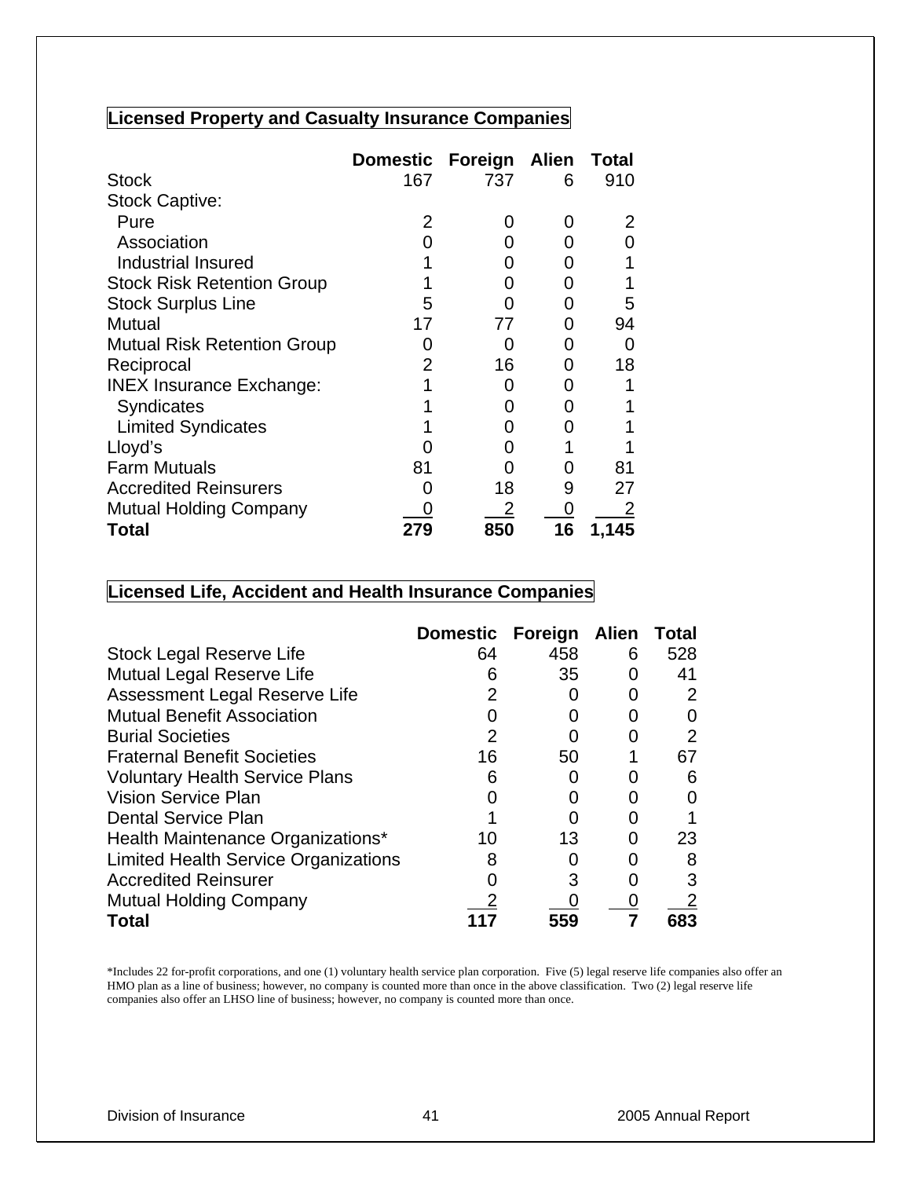## Licensed Property and Casualty Insurance Companies

| | Domestic | Foreign | Alien | Total |
|---|---|---|---|---|
| Stock | 167 | 737 | 6 | 910 |
| Stock Captive: | | | | |
| Pure | 2 | 0 | 0 | 2 |
| Association | 0 | 0 | 0 | 0 |
| Industrial Insured | 1 | 0 | 0 | 1 |
| Stock Risk Retention Group | 1 | 0 | 0 | 1 |
| Stock Surplus Line | 5 | 0 | 0 | 5 |
| Mutual | 17 | 77 | 0 | 94 |
| Mutual Risk Retention Group | 0 | 0 | 0 | 0 |
| Reciprocal | 2 | 16 | 0 | 18 |
| INEX Insurance Exchange: | 1 | 0 | 0 | 1 |
| Syndicates | 1 | 0 | 0 | 1 |
| Limited Syndicates | 1 | 0 | 0 | 1 |
| Lloyd's | 0 | 0 | 1 | 1 |
| Farm Mutuals | 81 | 0 | 0 | 81 |
| Accredited Reinsurers | 0 | 18 | 9 | 27 |
| Mutual Holding Company | 0 | 2 | 0 | 2 |
| **Total** | **279** | **850** | **16** | **1,145** |

## Licensed Life, Accident and Health Insurance Companies

| | Domestic | Foreign | Alien | Total |
|---|---|---|---|---|
| Stock Legal Reserve Life | 64 | 458 | 6 | 528 |
| Mutual Legal Reserve Life | 6 | 35 | 0 | 41 |
| Assessment Legal Reserve Life | 2 | 0 | 0 | 2 |
| Mutual Benefit Association | 0 | 0 | 0 | 0 |
| Burial Societies | 2 | 0 | 0 | 2 |
| Fraternal Benefit Societies | 16 | 50 | 1 | 67 |
| Voluntary Health Service Plans | 6 | 0 | 0 | 6 |
| Vision Service Plan | 0 | 0 | 0 | 0 |
| Dental Service Plan | 1 | 0 | 0 | 1 |
| Health Maintenance Organizations* | 10 | 13 | 0 | 23 |
| Limited Health Service Organizations | 8 | 0 | 0 | 8 |
| Accredited Reinsurer | 0 | 3 | 0 | 3 |
| Mutual Holding Company | 2 | 0 | 0 | 2 |
| **Total** | **117** | **559** | **7** | **683** |

*Includes 22 for-profit corporations, and one (1) voluntary health service plan corporation. Five (5) legal reserve life companies also offer an HMO plan as a line of business; however, no company is counted more than once in the above classification. Two (2) legal reserve life companies also offer an LHSO line of business; however, no company is counted more than once.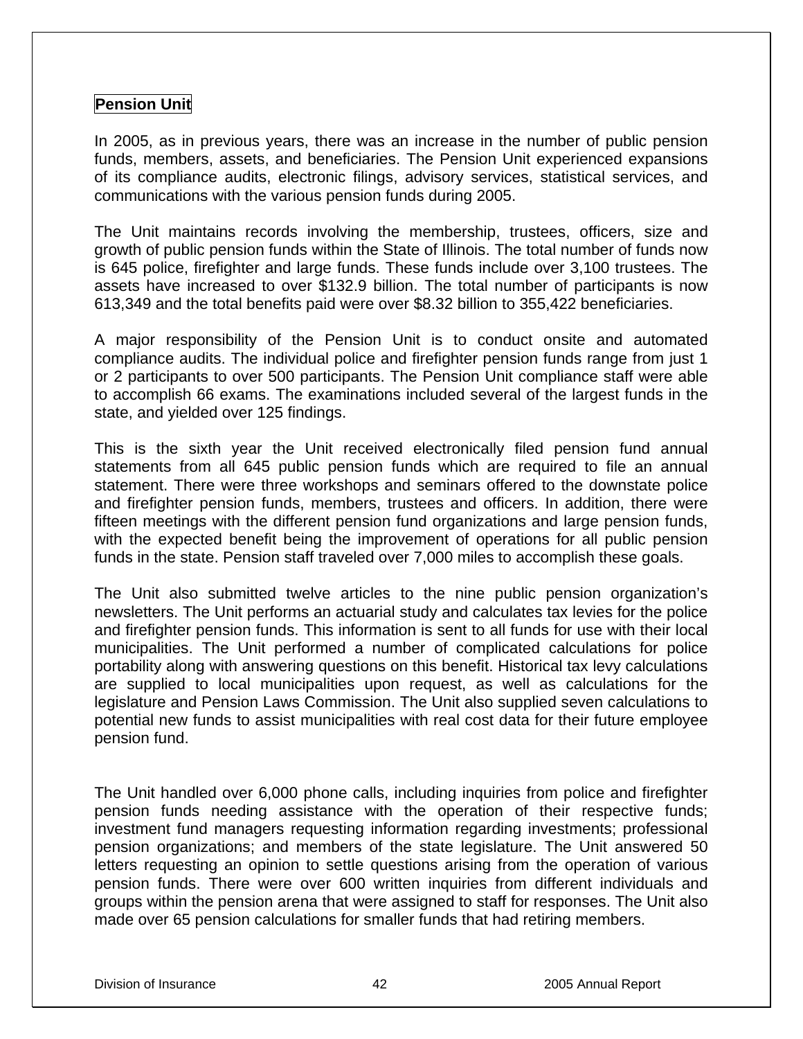## Pension Unit

In 2005, as in previous years, there was an increase in the number of public pension funds, members, assets, and beneficiaries. The Pension Unit experienced expansions of its compliance audits, electronic filings, advisory services, statistical services, and communications with the various pension funds during 2005.

The Unit maintains records involving the membership, trustees, officers, size and growth of public pension funds within the State of Illinois. The total number of funds now is 645 police, firefighter and large funds. These funds include over 3,100 trustees. The assets have increased to over $132.9 billion. The total number of participants is now 613,349 and the total benefits paid were over $8.32 billion to 355,422 beneficiaries.

A major responsibility of the Pension Unit is to conduct onsite and automated compliance audits. The individual police and firefighter pension funds range from just 1 or 2 participants to over 500 participants. The Pension Unit compliance staff were able to accomplish 66 exams. The examinations included several of the largest funds in the state, and yielded over 125 findings.

This is the sixth year the Unit received electronically filed pension fund annual statements from all 645 public pension funds which are required to file an annual statement. There were three workshops and seminars offered to the downstate police and firefighter pension funds, members, trustees and officers. In addition, there were fifteen meetings with the different pension fund organizations and large pension funds, with the expected benefit being the improvement of operations for all public pension funds in the state. Pension staff traveled over 7,000 miles to accomplish these goals.

The Unit also submitted twelve articles to the nine public pension organization's newsletters. The Unit performs an actuarial study and calculates tax levies for the police and firefighter pension funds. This information is sent to all funds for use with their local municipalities. The Unit performed a number of complicated calculations for police portability along with answering questions on this benefit. Historical tax levy calculations are supplied to local municipalities upon request, as well as calculations for the legislature and Pension Laws Commission. The Unit also supplied seven calculations to potential new funds to assist municipalities with real cost data for their future employee pension fund.

The Unit handled over 6,000 phone calls, including inquiries from police and firefighter pension funds needing assistance with the operation of their respective funds; investment fund managers requesting information regarding investments; professional pension organizations; and members of the state legislature. The Unit answered 50 letters requesting an opinion to settle questions arising from the operation of various pension funds. There were over 600 written inquiries from different individuals and groups within the pension arena that were assigned to staff for responses. The Unit also made over 65 pension calculations for smaller funds that had retiring members.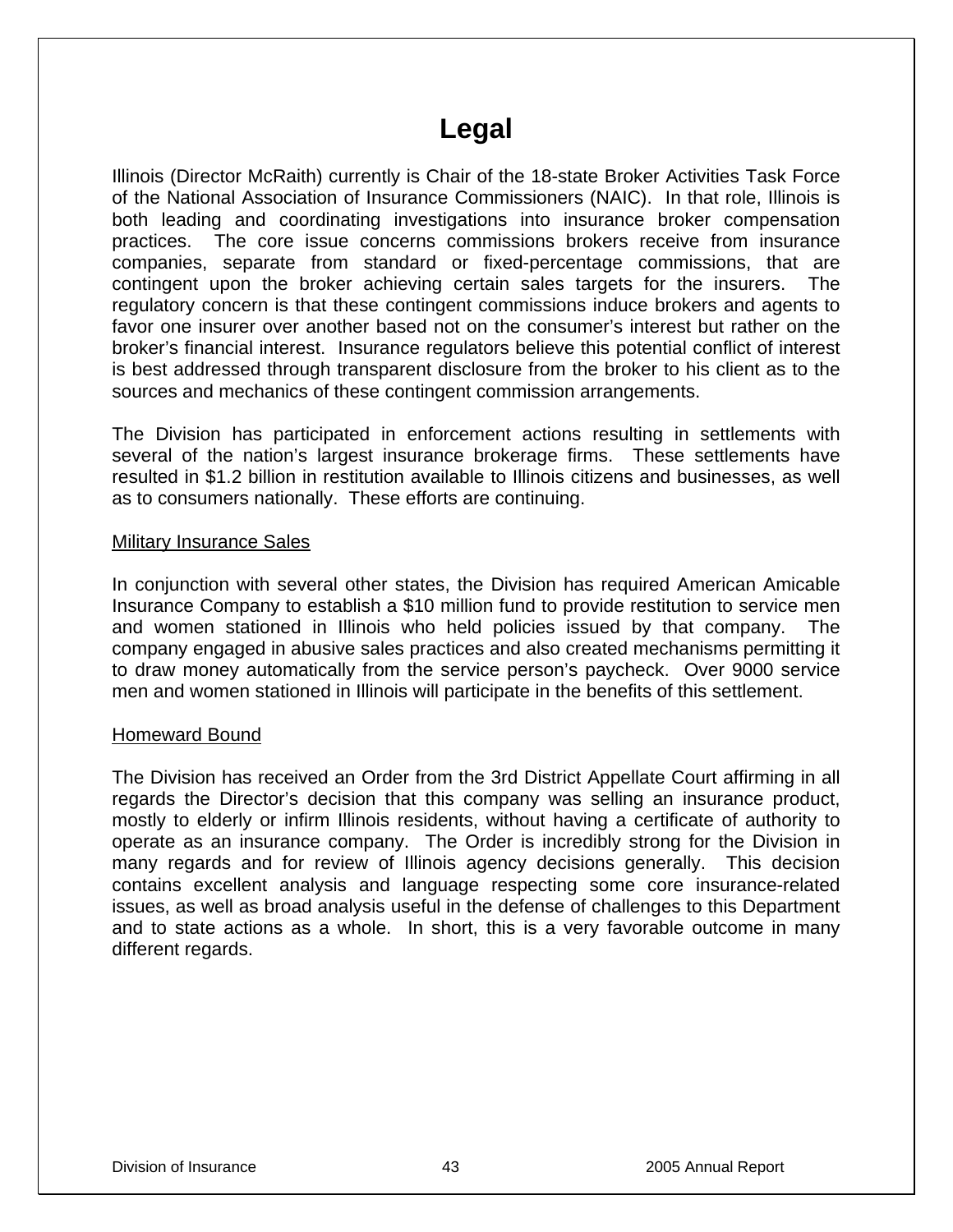# Legal

Illinois (Director McRaith) currently is Chair of the 18-state Broker Activities Task Force of the National Association of Insurance Commissioners (NAIC). In that role, Illinois is both leading and coordinating investigations into insurance broker compensation practices. The core issue concerns commissions brokers receive from insurance companies, separate from standard or fixed-percentage commissions, that are contingent upon the broker achieving certain sales targets for the insurers. The regulatory concern is that these contingent commissions induce brokers and agents to favor one insurer over another based not on the consumer's interest but rather on the broker's financial interest. Insurance regulators believe this potential conflict of interest is best addressed through transparent disclosure from the broker to his client as to the sources and mechanics of these contingent commission arrangements.

The Division has participated in enforcement actions resulting in settlements with several of the nation's largest insurance brokerage firms. These settlements have resulted in $1.2 billion in restitution available to Illinois citizens and businesses, as well as to consumers nationally. These efforts are continuing.

## Military Insurance Sales

In conjunction with several other states, the Division has required American Amicable Insurance Company to establish a $10 million fund to provide restitution to service men and women stationed in Illinois who held policies issued by that company. The company engaged in abusive sales practices and also created mechanisms permitting it to draw money automatically from the service person's paycheck. Over 9000 service men and women stationed in Illinois will participate in the benefits of this settlement.

## Homeward Bound

The Division has received an Order from the 3rd District Appellate Court affirming in all regards the Director's decision that this company was selling an insurance product, mostly to elderly or infirm Illinois residents, without having a certificate of authority to operate as an insurance company. The Order is incredibly strong for the Division in many regards and for review of Illinois agency decisions generally. This decision contains excellent analysis and language respecting some core insurance-related issues, as well as broad analysis useful in the defense of challenges to this Department and to state actions as a whole. In short, this is a very favorable outcome in many different regards.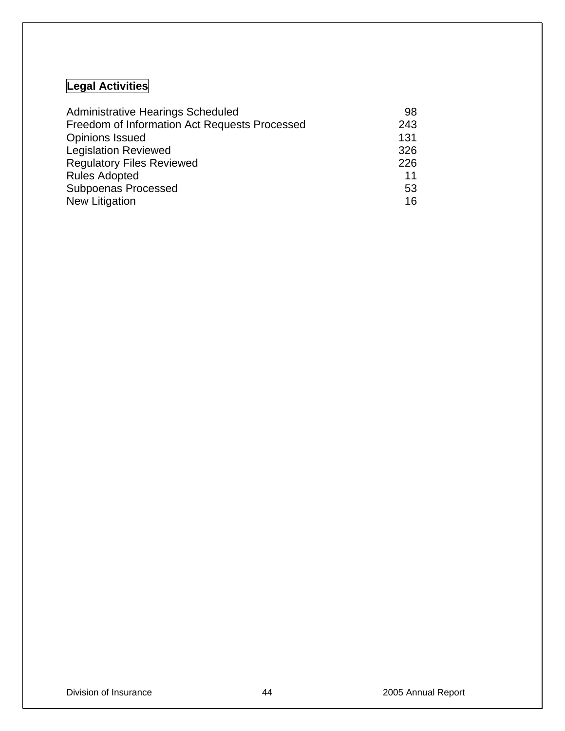## Legal Activities

| | |
|---|---|
| Administrative Hearings Scheduled | 98 |
| Freedom of Information Act Requests Processed | 243 |
| Opinions Issued | 131 |
| Legislation Reviewed | 326 |
| Regulatory Files Reviewed | 226 |
| Rules Adopted | 11 |
| Subpoenas Processed | 53 |
| New Litigation | 16 |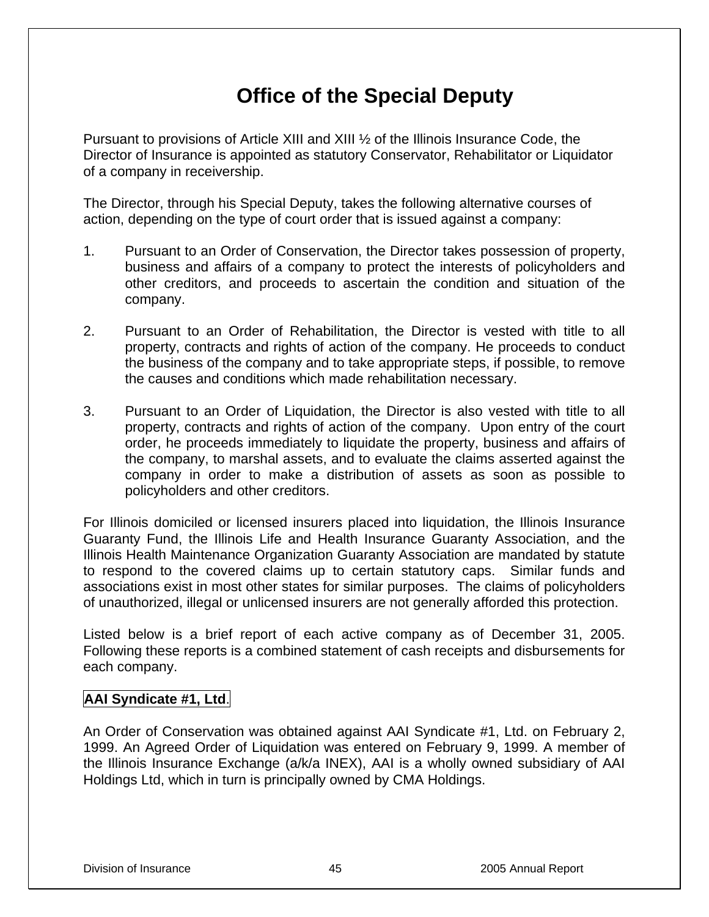# Office of the Special Deputy

Pursuant to provisions of Article XIII and XIII ½ of the Illinois Insurance Code, the Director of Insurance is appointed as statutory Conservator, Rehabilitator or Liquidator of a company in receivership.

The Director, through his Special Deputy, takes the following alternative courses of action, depending on the type of court order that is issued against a company:

1. Pursuant to an Order of Conservation, the Director takes possession of property, business and affairs of a company to protect the interests of policyholders and other creditors, and proceeds to ascertain the condition and situation of the company.

2. Pursuant to an Order of Rehabilitation, the Director is vested with title to all property, contracts and rights of action of the company. He proceeds to conduct the business of the company and to take appropriate steps, if possible, to remove the causes and conditions which made rehabilitation necessary.

3. Pursuant to an Order of Liquidation, the Director is also vested with title to all property, contracts and rights of action of the company. Upon entry of the court order, he proceeds immediately to liquidate the property, business and affairs of the company, to marshal assets, and to evaluate the claims asserted against the company in order to make a distribution of assets as soon as possible to policyholders and other creditors.

For Illinois domiciled or licensed insurers placed into liquidation, the Illinois Insurance Guaranty Fund, the Illinois Life and Health Insurance Guaranty Association, and the Illinois Health Maintenance Organization Guaranty Association are mandated by statute to respond to the covered claims up to certain statutory caps. Similar funds and associations exist in most other states for similar purposes. The claims of policyholders of unauthorized, illegal or unlicensed insurers are not generally afforded this protection.

Listed below is a brief report of each active company as of December 31, 2005. Following these reports is a combined statement of cash receipts and disbursements for each company.

**AAI Syndicate #1, Ltd**.

An Order of Conservation was obtained against AAI Syndicate #1, Ltd. on February 2, 1999. An Agreed Order of Liquidation was entered on February 9, 1999. A member of the Illinois Insurance Exchange (a/k/a INEX), AAI is a wholly owned subsidiary of AAI Holdings Ltd, which in turn is principally owned by CMA Holdings.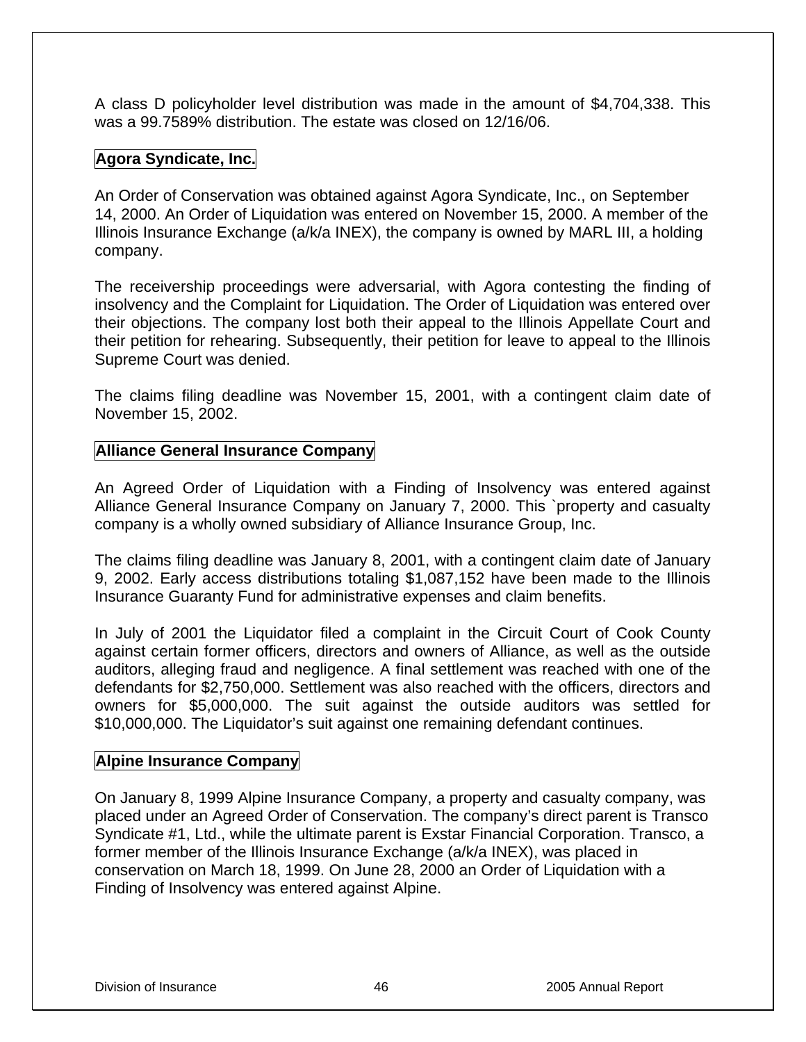A class D policyholder level distribution was made in the amount of $4,704,338. This was a 99.7589% distribution. The estate was closed on 12/16/06.

### Agora Syndicate, Inc.

An Order of Conservation was obtained against Agora Syndicate, Inc., on September 14, 2000. An Order of Liquidation was entered on November 15, 2000. A member of the Illinois Insurance Exchange (a/k/a INEX), the company is owned by MARL III, a holding company.

The receivership proceedings were adversarial, with Agora contesting the finding of insolvency and the Complaint for Liquidation. The Order of Liquidation was entered over their objections. The company lost both their appeal to the Illinois Appellate Court and their petition for rehearing. Subsequently, their petition for leave to appeal to the Illinois Supreme Court was denied.

The claims filing deadline was November 15, 2001, with a contingent claim date of November 15, 2002.

### Alliance General Insurance Company

An Agreed Order of Liquidation with a Finding of Insolvency was entered against Alliance General Insurance Company on January 7, 2000. This `property and casualty company is a wholly owned subsidiary of Alliance Insurance Group, Inc.

The claims filing deadline was January 8, 2001, with a contingent claim date of January 9, 2002. Early access distributions totaling $1,087,152 have been made to the Illinois Insurance Guaranty Fund for administrative expenses and claim benefits.

In July of 2001 the Liquidator filed a complaint in the Circuit Court of Cook County against certain former officers, directors and owners of Alliance, as well as the outside auditors, alleging fraud and negligence. A final settlement was reached with one of the defendants for $2,750,000. Settlement was also reached with the officers, directors and owners for $5,000,000. The suit against the outside auditors was settled for $10,000,000. The Liquidator's suit against one remaining defendant continues.

### Alpine Insurance Company

On January 8, 1999 Alpine Insurance Company, a property and casualty company, was placed under an Agreed Order of Conservation. The company's direct parent is Transco Syndicate #1, Ltd., while the ultimate parent is Exstar Financial Corporation. Transco, a former member of the Illinois Insurance Exchange (a/k/a INEX), was placed in conservation on March 18, 1999. On June 28, 2000 an Order of Liquidation with a Finding of Insolvency was entered against Alpine.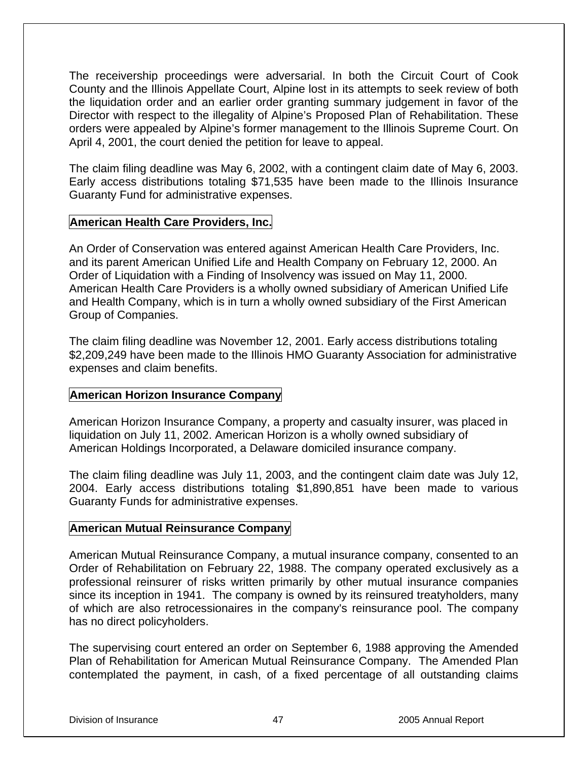The receivership proceedings were adversarial. In both the Circuit Court of Cook County and the Illinois Appellate Court, Alpine lost in its attempts to seek review of both the liquidation order and an earlier order granting summary judgement in favor of the Director with respect to the illegality of Alpine's Proposed Plan of Rehabilitation. These orders were appealed by Alpine's former management to the Illinois Supreme Court. On April 4, 2001, the court denied the petition for leave to appeal.

The claim filing deadline was May 6, 2002, with a contingent claim date of May 6, 2003. Early access distributions totaling $71,535 have been made to the Illinois Insurance Guaranty Fund for administrative expenses.

## American Health Care Providers, Inc.

An Order of Conservation was entered against American Health Care Providers, Inc. and its parent American Unified Life and Health Company on February 12, 2000. An Order of Liquidation with a Finding of Insolvency was issued on May 11, 2000. American Health Care Providers is a wholly owned subsidiary of American Unified Life and Health Company, which is in turn a wholly owned subsidiary of the First American Group of Companies.

The claim filing deadline was November 12, 2001. Early access distributions totaling $2,209,249 have been made to the Illinois HMO Guaranty Association for administrative expenses and claim benefits.

## American Horizon Insurance Company

American Horizon Insurance Company, a property and casualty insurer, was placed in liquidation on July 11, 2002. American Horizon is a wholly owned subsidiary of American Holdings Incorporated, a Delaware domiciled insurance company.

The claim filing deadline was July 11, 2003, and the contingent claim date was July 12, 2004. Early access distributions totaling $1,890,851 have been made to various Guaranty Funds for administrative expenses.

## American Mutual Reinsurance Company

American Mutual Reinsurance Company, a mutual insurance company, consented to an Order of Rehabilitation on February 22, 1988. The company operated exclusively as a professional reinsurer of risks written primarily by other mutual insurance companies since its inception in 1941. The company is owned by its reinsured treatyholders, many of which are also retrocessionaires in the company's reinsurance pool. The company has no direct policyholders.

The supervising court entered an order on September 6, 1988 approving the Amended Plan of Rehabilitation for American Mutual Reinsurance Company. The Amended Plan contemplated the payment, in cash, of a fixed percentage of all outstanding claims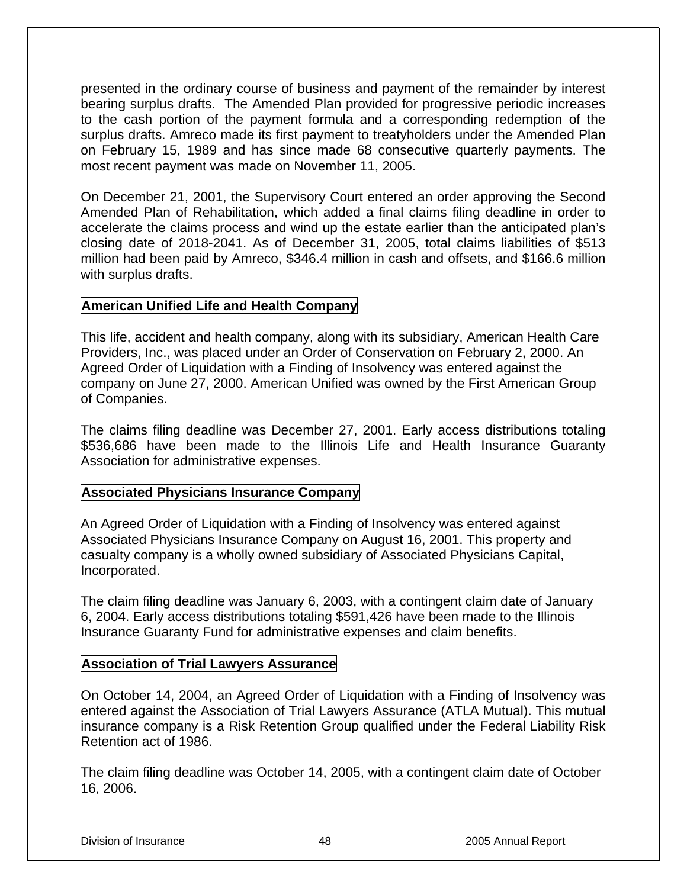presented in the ordinary course of business and payment of the remainder by interest bearing surplus drafts. The Amended Plan provided for progressive periodic increases to the cash portion of the payment formula and a corresponding redemption of the surplus drafts. Amreco made its first payment to treatyholders under the Amended Plan on February 15, 1989 and has since made 68 consecutive quarterly payments. The most recent payment was made on November 11, 2005.

On December 21, 2001, the Supervisory Court entered an order approving the Second Amended Plan of Rehabilitation, which added a final claims filing deadline in order to accelerate the claims process and wind up the estate earlier than the anticipated plan's closing date of 2018-2041. As of December 31, 2005, total claims liabilities of $513 million had been paid by Amreco, $346.4 million in cash and offsets, and $166.6 million with surplus drafts.

## American Unified Life and Health Company

This life, accident and health company, along with its subsidiary, American Health Care Providers, Inc., was placed under an Order of Conservation on February 2, 2000. An Agreed Order of Liquidation with a Finding of Insolvency was entered against the company on June 27, 2000. American Unified was owned by the First American Group of Companies.

The claims filing deadline was December 27, 2001. Early access distributions totaling $536,686 have been made to the Illinois Life and Health Insurance Guaranty Association for administrative expenses.

## Associated Physicians Insurance Company

An Agreed Order of Liquidation with a Finding of Insolvency was entered against Associated Physicians Insurance Company on August 16, 2001. This property and casualty company is a wholly owned subsidiary of Associated Physicians Capital, Incorporated.

The claim filing deadline was January 6, 2003, with a contingent claim date of January 6, 2004. Early access distributions totaling $591,426 have been made to the Illinois Insurance Guaranty Fund for administrative expenses and claim benefits.

## Association of Trial Lawyers Assurance

On October 14, 2004, an Agreed Order of Liquidation with a Finding of Insolvency was entered against the Association of Trial Lawyers Assurance (ATLA Mutual). This mutual insurance company is a Risk Retention Group qualified under the Federal Liability Risk Retention act of 1986.

The claim filing deadline was October 14, 2005, with a contingent claim date of October 16, 2006.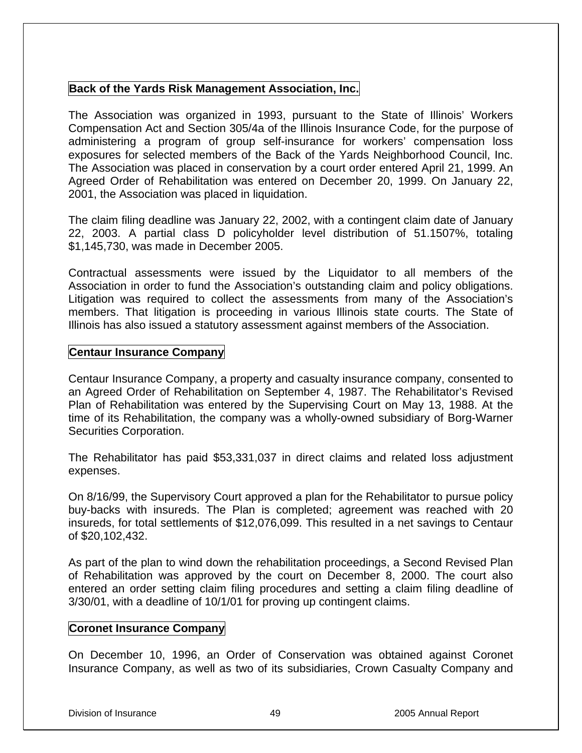### Back of the Yards Risk Management Association, Inc.

The Association was organized in 1993, pursuant to the State of Illinois' Workers Compensation Act and Section 305/4a of the Illinois Insurance Code, for the purpose of administering a program of group self-insurance for workers' compensation loss exposures for selected members of the Back of the Yards Neighborhood Council, Inc. The Association was placed in conservation by a court order entered April 21, 1999. An Agreed Order of Rehabilitation was entered on December 20, 1999. On January 22, 2001, the Association was placed in liquidation.

The claim filing deadline was January 22, 2002, with a contingent claim date of January 22, 2003. A partial class D policyholder level distribution of 51.1507%, totaling $1,145,730, was made in December 2005.

Contractual assessments were issued by the Liquidator to all members of the Association in order to fund the Association's outstanding claim and policy obligations. Litigation was required to collect the assessments from many of the Association's members. That litigation is proceeding in various Illinois state courts. The State of Illinois has also issued a statutory assessment against members of the Association.

### Centaur Insurance Company

Centaur Insurance Company, a property and casualty insurance company, consented to an Agreed Order of Rehabilitation on September 4, 1987. The Rehabilitator's Revised Plan of Rehabilitation was entered by the Supervising Court on May 13, 1988. At the time of its Rehabilitation, the company was a wholly-owned subsidiary of Borg-Warner Securities Corporation.

The Rehabilitator has paid $53,331,037 in direct claims and related loss adjustment expenses.

On 8/16/99, the Supervisory Court approved a plan for the Rehabilitator to pursue policy buy-backs with insureds. The Plan is completed; agreement was reached with 20 insureds, for total settlements of $12,076,099. This resulted in a net savings to Centaur of $20,102,432.

As part of the plan to wind down the rehabilitation proceedings, a Second Revised Plan of Rehabilitation was approved by the court on December 8, 2000. The court also entered an order setting claim filing procedures and setting a claim filing deadline of 3/30/01, with a deadline of 10/1/01 for proving up contingent claims.

### Coronet Insurance Company

On December 10, 1996, an Order of Conservation was obtained against Coronet Insurance Company, as well as two of its subsidiaries, Crown Casualty Company and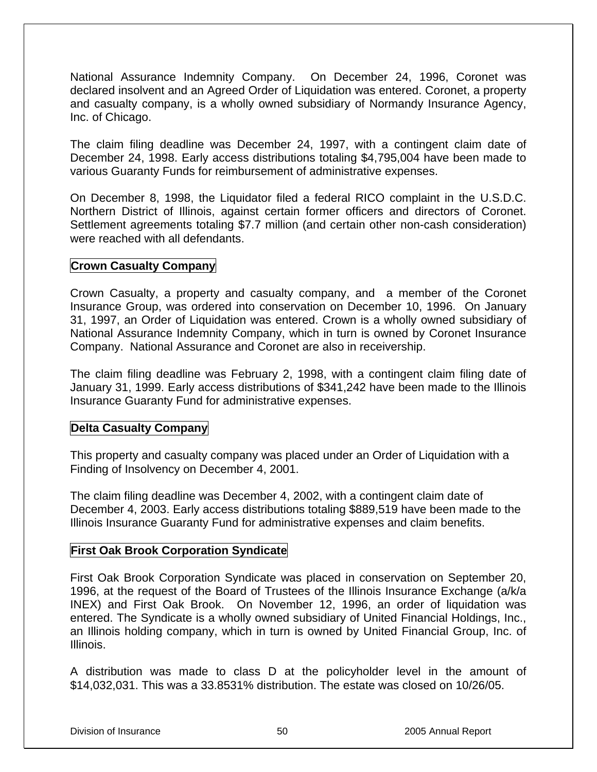National Assurance Indemnity Company. On December 24, 1996, Coronet was declared insolvent and an Agreed Order of Liquidation was entered. Coronet, a property and casualty company, is a wholly owned subsidiary of Normandy Insurance Agency, Inc. of Chicago.

The claim filing deadline was December 24, 1997, with a contingent claim date of December 24, 1998. Early access distributions totaling $4,795,004 have been made to various Guaranty Funds for reimbursement of administrative expenses.

On December 8, 1998, the Liquidator filed a federal RICO complaint in the U.S.D.C. Northern District of Illinois, against certain former officers and directors of Coronet. Settlement agreements totaling $7.7 million (and certain other non-cash consideration) were reached with all defendants.

**Crown Casualty Company**

Crown Casualty, a property and casualty company, and a member of the Coronet Insurance Group, was ordered into conservation on December 10, 1996. On January 31, 1997, an Order of Liquidation was entered. Crown is a wholly owned subsidiary of National Assurance Indemnity Company, which in turn is owned by Coronet Insurance Company. National Assurance and Coronet are also in receivership.

The claim filing deadline was February 2, 1998, with a contingent claim filing date of January 31, 1999. Early access distributions of $341,242 have been made to the Illinois Insurance Guaranty Fund for administrative expenses.

**Delta Casualty Company**

This property and casualty company was placed under an Order of Liquidation with a Finding of Insolvency on December 4, 2001.

The claim filing deadline was December 4, 2002, with a contingent claim date of December 4, 2003. Early access distributions totaling $889,519 have been made to the Illinois Insurance Guaranty Fund for administrative expenses and claim benefits.

**First Oak Brook Corporation Syndicate**

First Oak Brook Corporation Syndicate was placed in conservation on September 20, 1996, at the request of the Board of Trustees of the Illinois Insurance Exchange (a/k/a INEX) and First Oak Brook. On November 12, 1996, an order of liquidation was entered. The Syndicate is a wholly owned subsidiary of United Financial Holdings, Inc., an Illinois holding company, which in turn is owned by United Financial Group, Inc. of Illinois.

A distribution was made to class D at the policyholder level in the amount of $14,032,031. This was a 33.8531% distribution. The estate was closed on 10/26/05.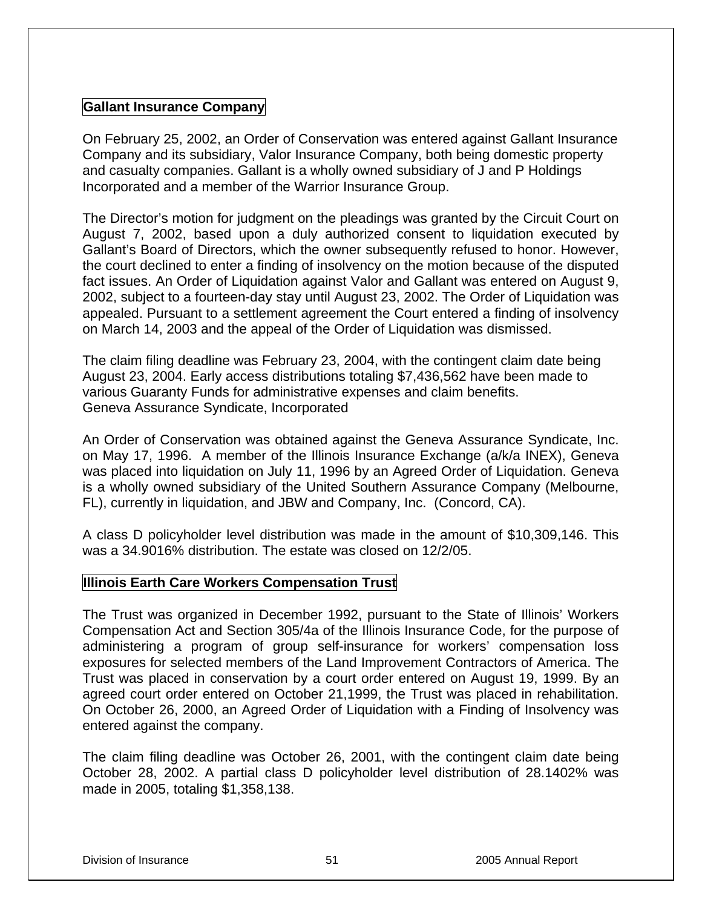### Gallant Insurance Company

On February 25, 2002, an Order of Conservation was entered against Gallant Insurance Company and its subsidiary, Valor Insurance Company, both being domestic property and casualty companies. Gallant is a wholly owned subsidiary of J and P Holdings Incorporated and a member of the Warrior Insurance Group.

The Director's motion for judgment on the pleadings was granted by the Circuit Court on August 7, 2002, based upon a duly authorized consent to liquidation executed by Gallant's Board of Directors, which the owner subsequently refused to honor. However, the court declined to enter a finding of insolvency on the motion because of the disputed fact issues. An Order of Liquidation against Valor and Gallant was entered on August 9, 2002, subject to a fourteen-day stay until August 23, 2002. The Order of Liquidation was appealed. Pursuant to a settlement agreement the Court entered a finding of insolvency on March 14, 2003 and the appeal of the Order of Liquidation was dismissed.

The claim filing deadline was February 23, 2004, with the contingent claim date being August 23, 2004. Early access distributions totaling $7,436,562 have been made to various Guaranty Funds for administrative expenses and claim benefits.
Geneva Assurance Syndicate, Incorporated

An Order of Conservation was obtained against the Geneva Assurance Syndicate, Inc. on May 17, 1996. A member of the Illinois Insurance Exchange (a/k/a INEX), Geneva was placed into liquidation on July 11, 1996 by an Agreed Order of Liquidation. Geneva is a wholly owned subsidiary of the United Southern Assurance Company (Melbourne, FL), currently in liquidation, and JBW and Company, Inc. (Concord, CA).

A class D policyholder level distribution was made in the amount of $10,309,146. This was a 34.9016% distribution. The estate was closed on 12/2/05.

### Illinois Earth Care Workers Compensation Trust

The Trust was organized in December 1992, pursuant to the State of Illinois' Workers Compensation Act and Section 305/4a of the Illinois Insurance Code, for the purpose of administering a program of group self-insurance for workers' compensation loss exposures for selected members of the Land Improvement Contractors of America. The Trust was placed in conservation by a court order entered on August 19, 1999. By an agreed court order entered on October 21,1999, the Trust was placed in rehabilitation. On October 26, 2000, an Agreed Order of Liquidation with a Finding of Insolvency was entered against the company.

The claim filing deadline was October 26, 2001, with the contingent claim date being October 28, 2002. A partial class D policyholder level distribution of 28.1402% was made in 2005, totaling $1,358,138.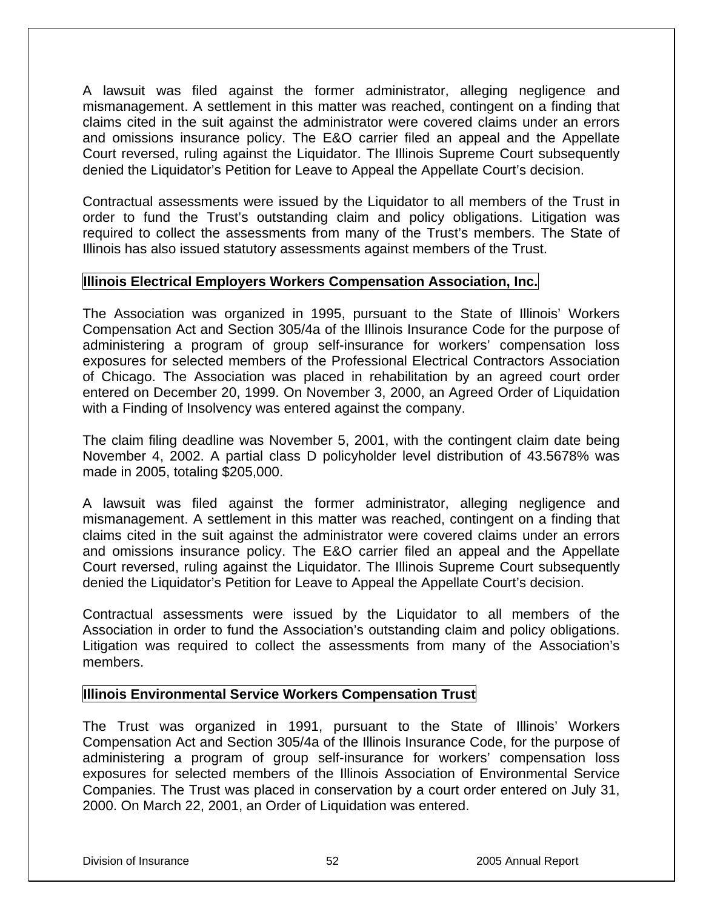A lawsuit was filed against the former administrator, alleging negligence and mismanagement. A settlement in this matter was reached, contingent on a finding that claims cited in the suit against the administrator were covered claims under an errors and omissions insurance policy. The E&O carrier filed an appeal and the Appellate Court reversed, ruling against the Liquidator. The Illinois Supreme Court subsequently denied the Liquidator's Petition for Leave to Appeal the Appellate Court's decision.

Contractual assessments were issued by the Liquidator to all members of the Trust in order to fund the Trust's outstanding claim and policy obligations. Litigation was required to collect the assessments from many of the Trust's members. The State of Illinois has also issued statutory assessments against members of the Trust.

### Illinois Electrical Employers Workers Compensation Association, Inc.

The Association was organized in 1995, pursuant to the State of Illinois' Workers Compensation Act and Section 305/4a of the Illinois Insurance Code for the purpose of administering a program of group self-insurance for workers' compensation loss exposures for selected members of the Professional Electrical Contractors Association of Chicago. The Association was placed in rehabilitation by an agreed court order entered on December 20, 1999. On November 3, 2000, an Agreed Order of Liquidation with a Finding of Insolvency was entered against the company.

The claim filing deadline was November 5, 2001, with the contingent claim date being November 4, 2002. A partial class D policyholder level distribution of 43.5678% was made in 2005, totaling $205,000.

A lawsuit was filed against the former administrator, alleging negligence and mismanagement. A settlement in this matter was reached, contingent on a finding that claims cited in the suit against the administrator were covered claims under an errors and omissions insurance policy. The E&O carrier filed an appeal and the Appellate Court reversed, ruling against the Liquidator. The Illinois Supreme Court subsequently denied the Liquidator's Petition for Leave to Appeal the Appellate Court's decision.

Contractual assessments were issued by the Liquidator to all members of the Association in order to fund the Association's outstanding claim and policy obligations. Litigation was required to collect the assessments from many of the Association's members.

### Illinois Environmental Service Workers Compensation Trust

The Trust was organized in 1991, pursuant to the State of Illinois' Workers Compensation Act and Section 305/4a of the Illinois Insurance Code, for the purpose of administering a program of group self-insurance for workers' compensation loss exposures for selected members of the Illinois Association of Environmental Service Companies. The Trust was placed in conservation by a court order entered on July 31, 2000. On March 22, 2001, an Order of Liquidation was entered.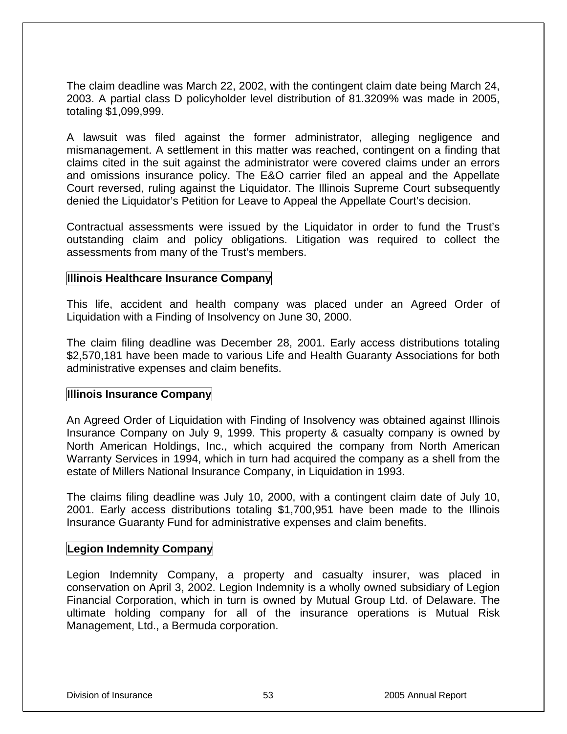The claim deadline was March 22, 2002, with the contingent claim date being March 24, 2003. A partial class D policyholder level distribution of 81.3209% was made in 2005, totaling $1,099,999.

A lawsuit was filed against the former administrator, alleging negligence and mismanagement. A settlement in this matter was reached, contingent on a finding that claims cited in the suit against the administrator were covered claims under an errors and omissions insurance policy. The E&O carrier filed an appeal and the Appellate Court reversed, ruling against the Liquidator. The Illinois Supreme Court subsequently denied the Liquidator's Petition for Leave to Appeal the Appellate Court's decision.

Contractual assessments were issued by the Liquidator in order to fund the Trust's outstanding claim and policy obligations. Litigation was required to collect the assessments from many of the Trust's members.

## Illinois Healthcare Insurance Company

This life, accident and health company was placed under an Agreed Order of Liquidation with a Finding of Insolvency on June 30, 2000.

The claim filing deadline was December 28, 2001. Early access distributions totaling $2,570,181 have been made to various Life and Health Guaranty Associations for both administrative expenses and claim benefits.

## Illinois Insurance Company

An Agreed Order of Liquidation with Finding of Insolvency was obtained against Illinois Insurance Company on July 9, 1999. This property & casualty company is owned by North American Holdings, Inc., which acquired the company from North American Warranty Services in 1994, which in turn had acquired the company as a shell from the estate of Millers National Insurance Company, in Liquidation in 1993.

The claims filing deadline was July 10, 2000, with a contingent claim date of July 10, 2001. Early access distributions totaling $1,700,951 have been made to the Illinois Insurance Guaranty Fund for administrative expenses and claim benefits.

## Legion Indemnity Company

Legion Indemnity Company, a property and casualty insurer, was placed in conservation on April 3, 2002. Legion Indemnity is a wholly owned subsidiary of Legion Financial Corporation, which in turn is owned by Mutual Group Ltd. of Delaware. The ultimate holding company for all of the insurance operations is Mutual Risk Management, Ltd., a Bermuda corporation.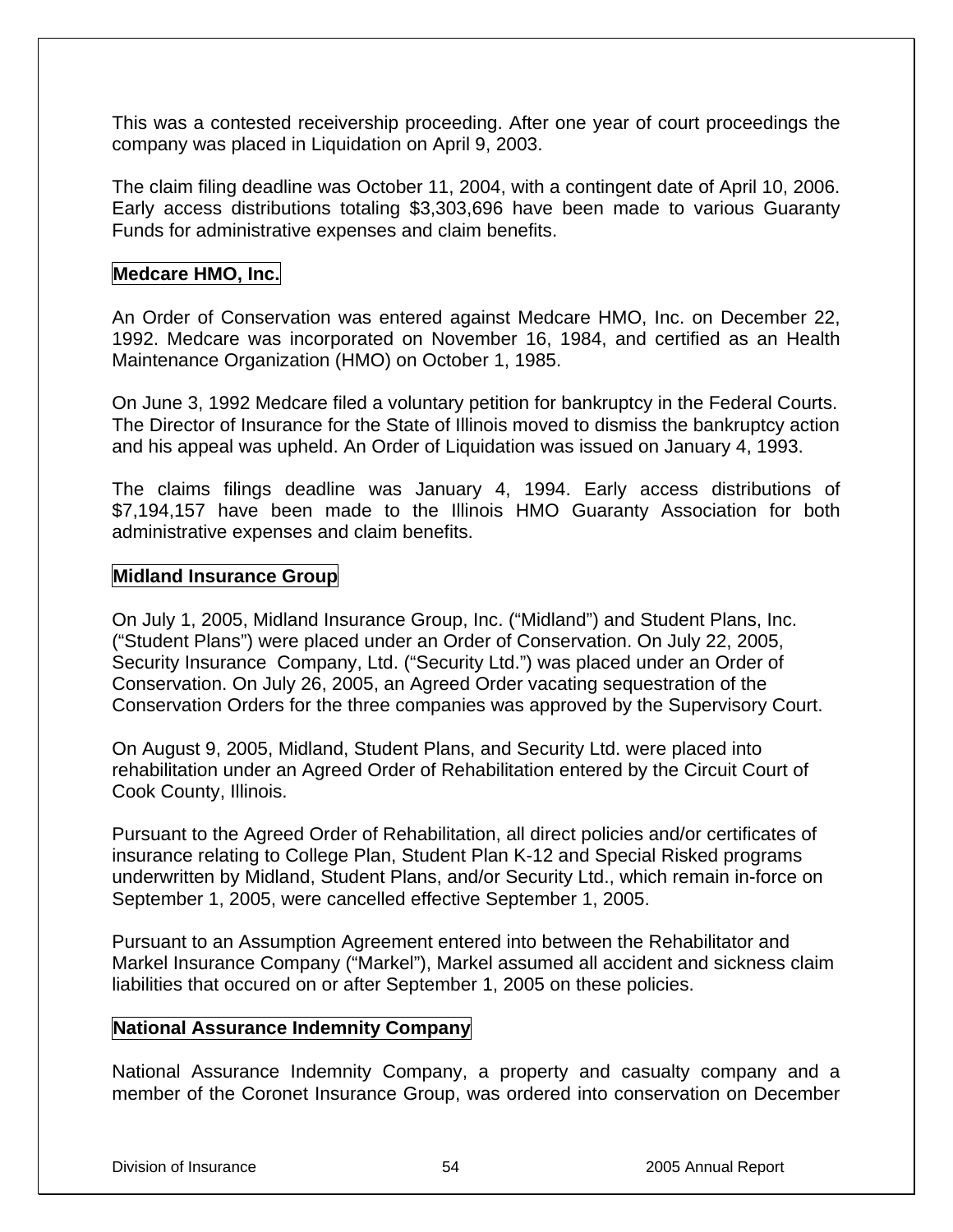This was a contested receivership proceeding. After one year of court proceedings the company was placed in Liquidation on April 9, 2003.

The claim filing deadline was October 11, 2004, with a contingent date of April 10, 2006. Early access distributions totaling $3,303,696 have been made to various Guaranty Funds for administrative expenses and claim benefits.

## Medcare HMO, Inc.

An Order of Conservation was entered against Medcare HMO, Inc. on December 22, 1992. Medcare was incorporated on November 16, 1984, and certified as an Health Maintenance Organization (HMO) on October 1, 1985.

On June 3, 1992 Medcare filed a voluntary petition for bankruptcy in the Federal Courts. The Director of Insurance for the State of Illinois moved to dismiss the bankruptcy action and his appeal was upheld. An Order of Liquidation was issued on January 4, 1993.

The claims filings deadline was January 4, 1994. Early access distributions of $7,194,157 have been made to the Illinois HMO Guaranty Association for both administrative expenses and claim benefits.

## Midland Insurance Group

On July 1, 2005, Midland Insurance Group, Inc. ("Midland") and Student Plans, Inc. ("Student Plans") were placed under an Order of Conservation. On July 22, 2005, Security Insurance Company, Ltd. ("Security Ltd.") was placed under an Order of Conservation. On July 26, 2005, an Agreed Order vacating sequestration of the Conservation Orders for the three companies was approved by the Supervisory Court.

On August 9, 2005, Midland, Student Plans, and Security Ltd. were placed into rehabilitation under an Agreed Order of Rehabilitation entered by the Circuit Court of Cook County, Illinois.

Pursuant to the Agreed Order of Rehabilitation, all direct policies and/or certificates of insurance relating to College Plan, Student Plan K-12 and Special Risked programs underwritten by Midland, Student Plans, and/or Security Ltd., which remain in-force on September 1, 2005, were cancelled effective September 1, 2005.

Pursuant to an Assumption Agreement entered into between the Rehabilitator and Markel Insurance Company ("Markel"), Markel assumed all accident and sickness claim liabilities that occured on or after September 1, 2005 on these policies.

## National Assurance Indemnity Company

National Assurance Indemnity Company, a property and casualty company and a member of the Coronet Insurance Group, was ordered into conservation on December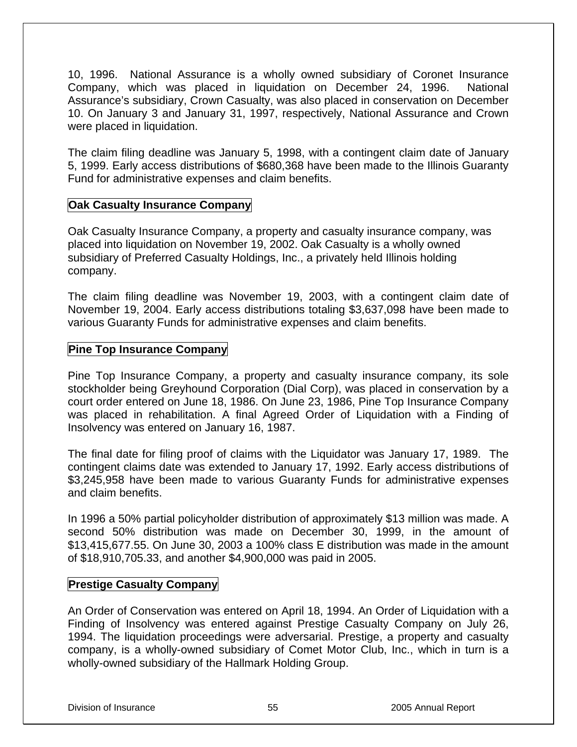10, 1996. National Assurance is a wholly owned subsidiary of Coronet Insurance Company, which was placed in liquidation on December 24, 1996. National Assurance's subsidiary, Crown Casualty, was also placed in conservation on December 10. On January 3 and January 31, 1997, respectively, National Assurance and Crown were placed in liquidation.

The claim filing deadline was January 5, 1998, with a contingent claim date of January 5, 1999. Early access distributions of $680,368 have been made to the Illinois Guaranty Fund for administrative expenses and claim benefits.

**Oak Casualty Insurance Company**

Oak Casualty Insurance Company, a property and casualty insurance company, was placed into liquidation on November 19, 2002. Oak Casualty is a wholly owned subsidiary of Preferred Casualty Holdings, Inc., a privately held Illinois holding company.

The claim filing deadline was November 19, 2003, with a contingent claim date of November 19, 2004. Early access distributions totaling $3,637,098 have been made to various Guaranty Funds for administrative expenses and claim benefits.

**Pine Top Insurance Company**

Pine Top Insurance Company, a property and casualty insurance company, its sole stockholder being Greyhound Corporation (Dial Corp), was placed in conservation by a court order entered on June 18, 1986. On June 23, 1986, Pine Top Insurance Company was placed in rehabilitation. A final Agreed Order of Liquidation with a Finding of Insolvency was entered on January 16, 1987.

The final date for filing proof of claims with the Liquidator was January 17, 1989. The contingent claims date was extended to January 17, 1992. Early access distributions of $3,245,958 have been made to various Guaranty Funds for administrative expenses and claim benefits.

In 1996 a 50% partial policyholder distribution of approximately $13 million was made. A second 50% distribution was made on December 30, 1999, in the amount of $13,415,677.55. On June 30, 2003 a 100% class E distribution was made in the amount of $18,910,705.33, and another $4,900,000 was paid in 2005.

**Prestige Casualty Company**

An Order of Conservation was entered on April 18, 1994. An Order of Liquidation with a Finding of Insolvency was entered against Prestige Casualty Company on July 26, 1994. The liquidation proceedings were adversarial. Prestige, a property and casualty company, is a wholly-owned subsidiary of Comet Motor Club, Inc., which in turn is a wholly-owned subsidiary of the Hallmark Holding Group.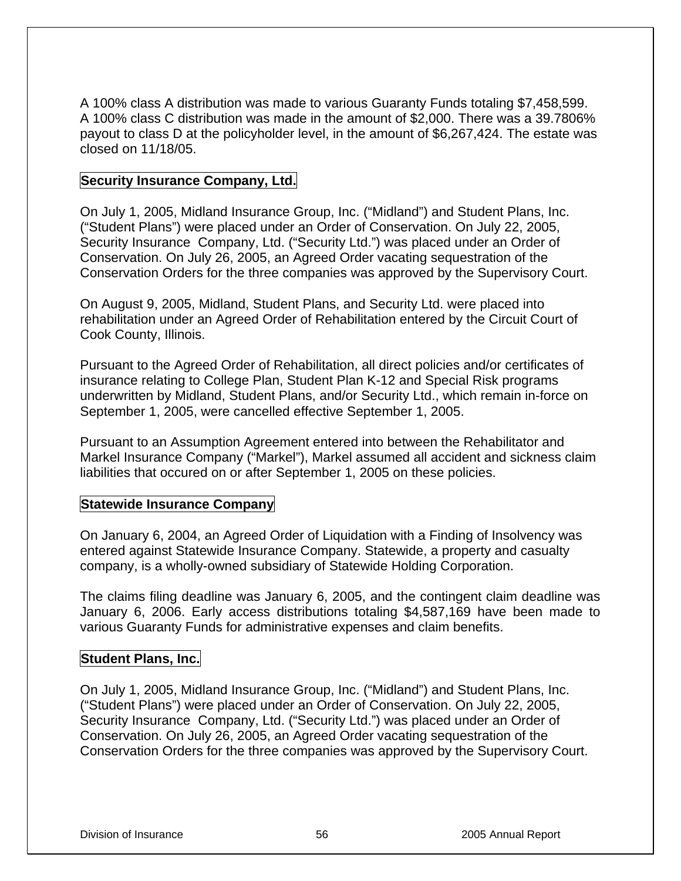A 100% class A distribution was made to various Guaranty Funds totaling $7,458,599. A 100% class C distribution was made in the amount of $2,000. There was a 39.7806% payout to class D at the policyholder level, in the amount of $6,267,424. The estate was closed on 11/18/05.

## Security Insurance Company, Ltd.

On July 1, 2005, Midland Insurance Group, Inc. ("Midland") and Student Plans, Inc. ("Student Plans") were placed under an Order of Conservation. On July 22, 2005, Security Insurance Company, Ltd. ("Security Ltd.") was placed under an Order of Conservation. On July 26, 2005, an Agreed Order vacating sequestration of the Conservation Orders for the three companies was approved by the Supervisory Court.

On August 9, 2005, Midland, Student Plans, and Security Ltd. were placed into rehabilitation under an Agreed Order of Rehabilitation entered by the Circuit Court of Cook County, Illinois.

Pursuant to the Agreed Order of Rehabilitation, all direct policies and/or certificates of insurance relating to College Plan, Student Plan K-12 and Special Risk programs underwritten by Midland, Student Plans, and/or Security Ltd., which remain in-force on September 1, 2005, were cancelled effective September 1, 2005.

Pursuant to an Assumption Agreement entered into between the Rehabilitator and Markel Insurance Company ("Markel"), Markel assumed all accident and sickness claim liabilities that occured on or after September 1, 2005 on these policies.

## Statewide Insurance Company

On January 6, 2004, an Agreed Order of Liquidation with a Finding of Insolvency was entered against Statewide Insurance Company. Statewide, a property and casualty company, is a wholly-owned subsidiary of Statewide Holding Corporation.

The claims filing deadline was January 6, 2005, and the contingent claim deadline was January 6, 2006. Early access distributions totaling $4,587,169 have been made to various Guaranty Funds for administrative expenses and claim benefits.

## Student Plans, Inc.

On July 1, 2005, Midland Insurance Group, Inc. ("Midland") and Student Plans, Inc. ("Student Plans") were placed under an Order of Conservation. On July 22, 2005, Security Insurance Company, Ltd. ("Security Ltd.") was placed under an Order of Conservation. On July 26, 2005, an Agreed Order vacating sequestration of the Conservation Orders for the three companies was approved by the Supervisory Court.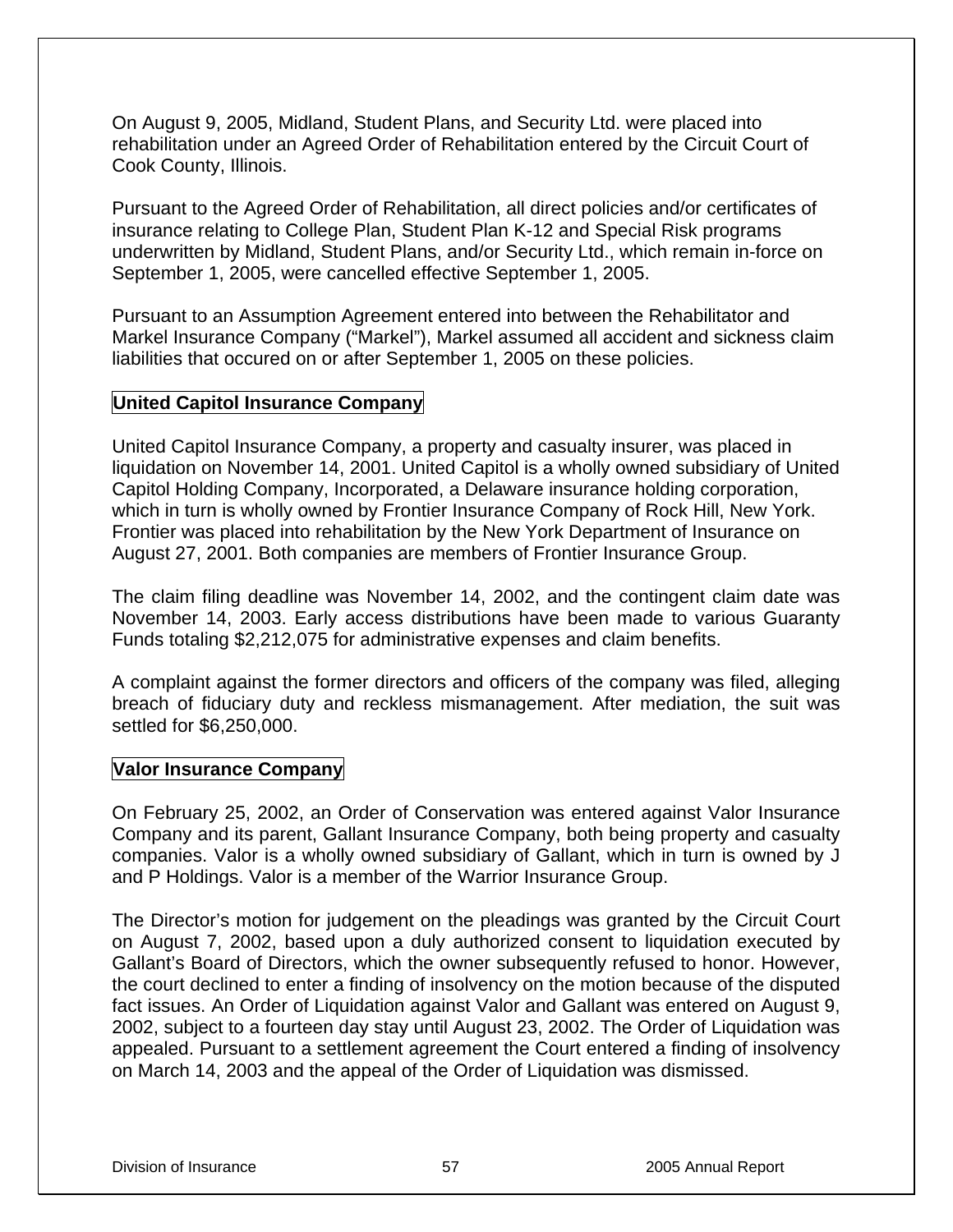On August 9, 2005, Midland, Student Plans, and Security Ltd. were placed into rehabilitation under an Agreed Order of Rehabilitation entered by the Circuit Court of Cook County, Illinois.

Pursuant to the Agreed Order of Rehabilitation, all direct policies and/or certificates of insurance relating to College Plan, Student Plan K-12 and Special Risk programs underwritten by Midland, Student Plans, and/or Security Ltd., which remain in-force on September 1, 2005, were cancelled effective September 1, 2005.

Pursuant to an Assumption Agreement entered into between the Rehabilitator and Markel Insurance Company ("Markel"), Markel assumed all accident and sickness claim liabilities that occured on or after September 1, 2005 on these policies.

## United Capitol Insurance Company

United Capitol Insurance Company, a property and casualty insurer, was placed in liquidation on November 14, 2001. United Capitol is a wholly owned subsidiary of United Capitol Holding Company, Incorporated, a Delaware insurance holding corporation, which in turn is wholly owned by Frontier Insurance Company of Rock Hill, New York. Frontier was placed into rehabilitation by the New York Department of Insurance on August 27, 2001. Both companies are members of Frontier Insurance Group.

The claim filing deadline was November 14, 2002, and the contingent claim date was November 14, 2003. Early access distributions have been made to various Guaranty Funds totaling $2,212,075 for administrative expenses and claim benefits.

A complaint against the former directors and officers of the company was filed, alleging breach of fiduciary duty and reckless mismanagement. After mediation, the suit was settled for $6,250,000.

## Valor Insurance Company

On February 25, 2002, an Order of Conservation was entered against Valor Insurance Company and its parent, Gallant Insurance Company, both being property and casualty companies. Valor is a wholly owned subsidiary of Gallant, which in turn is owned by J and P Holdings. Valor is a member of the Warrior Insurance Group.

The Director's motion for judgement on the pleadings was granted by the Circuit Court on August 7, 2002, based upon a duly authorized consent to liquidation executed by Gallant's Board of Directors, which the owner subsequently refused to honor. However, the court declined to enter a finding of insolvency on the motion because of the disputed fact issues. An Order of Liquidation against Valor and Gallant was entered on August 9, 2002, subject to a fourteen day stay until August 23, 2002. The Order of Liquidation was appealed. Pursuant to a settlement agreement the Court entered a finding of insolvency on March 14, 2003 and the appeal of the Order of Liquidation was dismissed.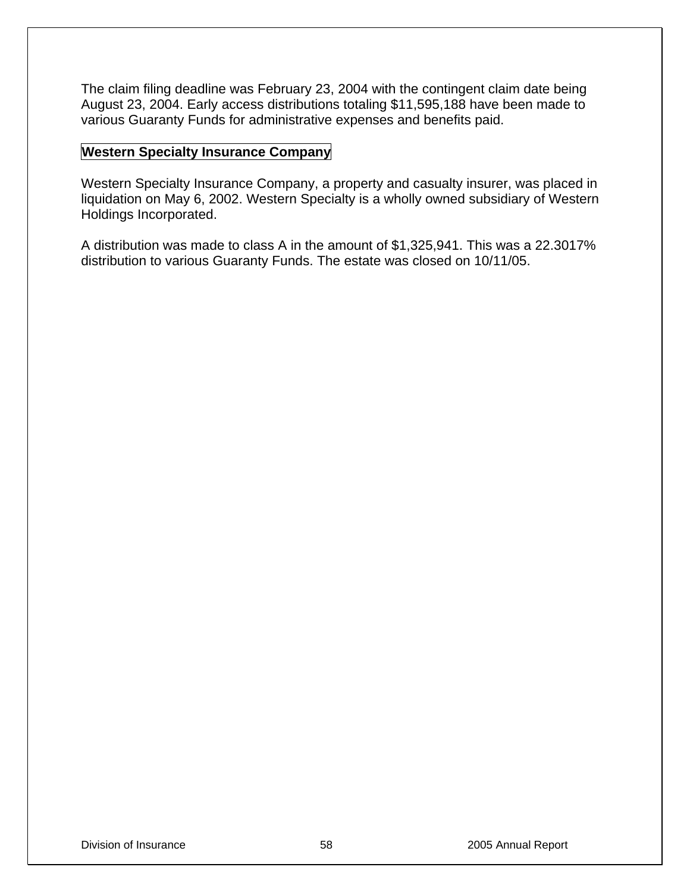The claim filing deadline was February 23, 2004 with the contingent claim date being August 23, 2004. Early access distributions totaling $11,595,188 have been made to various Guaranty Funds for administrative expenses and benefits paid.

**Western Specialty Insurance Company**

Western Specialty Insurance Company, a property and casualty insurer, was placed in liquidation on May 6, 2002. Western Specialty is a wholly owned subsidiary of Western Holdings Incorporated.

A distribution was made to class A in the amount of $1,325,941. This was a 22.3017% distribution to various Guaranty Funds. The estate was closed on 10/11/05.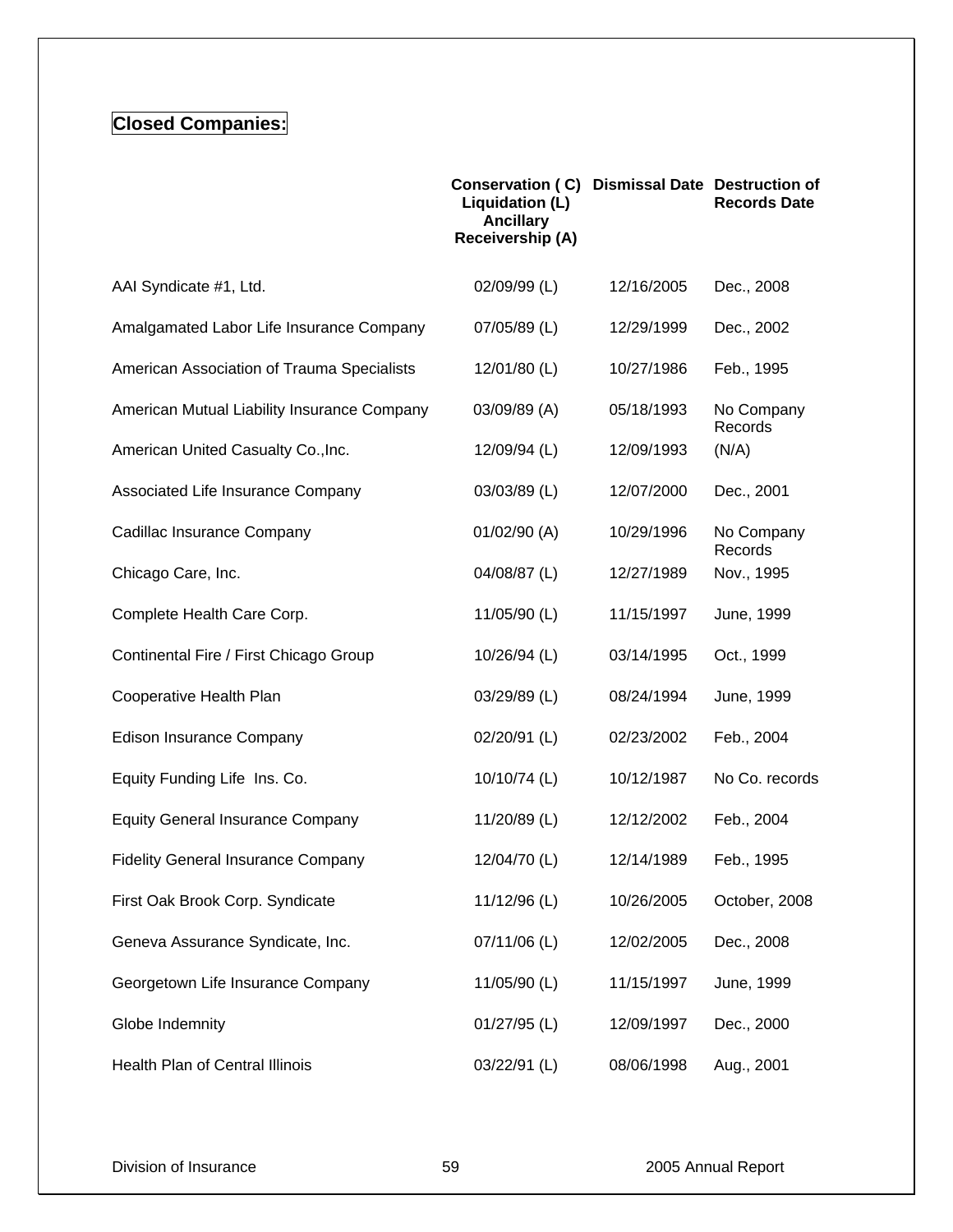## Closed Companies:

| | Conservation ( C) Liquidation (L) Ancillary Receivership (A) | Dismissal Date | Destruction of Records Date |
|---|---|---|---|
| AAI Syndicate #1, Ltd. | 02/09/99 (L) | 12/16/2005 | Dec., 2008 |
| Amalgamated Labor Life Insurance Company | 07/05/89 (L) | 12/29/1999 | Dec., 2002 |
| American Association of Trauma Specialists | 12/01/80 (L) | 10/27/1986 | Feb., 1995 |
| American Mutual Liability Insurance Company | 03/09/89 (A) | 05/18/1993 | No Company Records |
| American United Casualty Co.,Inc. | 12/09/94 (L) | 12/09/1993 | (N/A) |
| Associated Life Insurance Company | 03/03/89 (L) | 12/07/2000 | Dec., 2001 |
| Cadillac Insurance Company | 01/02/90 (A) | 10/29/1996 | No Company Records |
| Chicago Care, Inc. | 04/08/87 (L) | 12/27/1989 | Nov., 1995 |
| Complete Health Care Corp. | 11/05/90 (L) | 11/15/1997 | June, 1999 |
| Continental Fire / First Chicago Group | 10/26/94 (L) | 03/14/1995 | Oct., 1999 |
| Cooperative Health Plan | 03/29/89 (L) | 08/24/1994 | June, 1999 |
| Edison Insurance Company | 02/20/91 (L) | 02/23/2002 | Feb., 2004 |
| Equity Funding Life Ins. Co. | 10/10/74 (L) | 10/12/1987 | No Co. records |
| Equity General Insurance Company | 11/20/89 (L) | 12/12/2002 | Feb., 2004 |
| Fidelity General Insurance Company | 12/04/70 (L) | 12/14/1989 | Feb., 1995 |
| First Oak Brook Corp. Syndicate | 11/12/96 (L) | 10/26/2005 | October, 2008 |
| Geneva Assurance Syndicate, Inc. | 07/11/06 (L) | 12/02/2005 | Dec., 2008 |
| Georgetown Life Insurance Company | 11/05/90 (L) | 11/15/1997 | June, 1999 |
| Globe Indemnity | 01/27/95 (L) | 12/09/1997 | Dec., 2000 |
| Health Plan of Central Illinois | 03/22/91 (L) | 08/06/1998 | Aug., 2001 |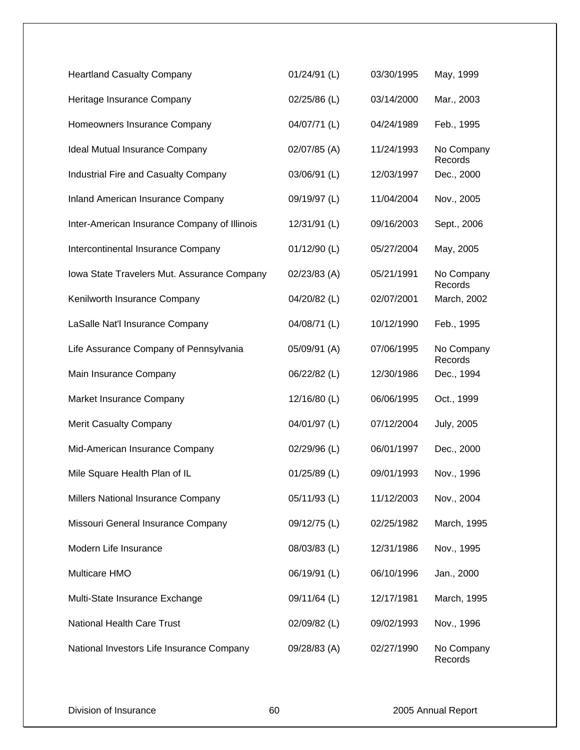| | | | |
|---|---|---|---|
| Heartland Casualty Company | 01/24/91 (L) | 03/30/1995 | May, 1999 |
| Heritage Insurance Company | 02/25/86 (L) | 03/14/2000 | Mar., 2003 |
| Homeowners Insurance Company | 04/07/71 (L) | 04/24/1989 | Feb., 1995 |
| Ideal Mutual Insurance Company | 02/07/85 (A) | 11/24/1993 | No Company Records |
| Industrial Fire and Casualty Company | 03/06/91 (L) | 12/03/1997 | Dec., 2000 |
| Inland American Insurance Company | 09/19/97 (L) | 11/04/2004 | Nov., 2005 |
| Inter-American Insurance Company of Illinois | 12/31/91 (L) | 09/16/2003 | Sept., 2006 |
| Intercontinental Insurance Company | 01/12/90 (L) | 05/27/2004 | May, 2005 |
| Iowa State Travelers Mut. Assurance Company | 02/23/83 (A) | 05/21/1991 | No Company Records |
| Kenilworth Insurance Company | 04/20/82 (L) | 02/07/2001 | March, 2002 |
| LaSalle Nat'l Insurance Company | 04/08/71 (L) | 10/12/1990 | Feb., 1995 |
| Life Assurance Company of Pennsylvania | 05/09/91 (A) | 07/06/1995 | No Company Records |
| Main Insurance Company | 06/22/82 (L) | 12/30/1986 | Dec., 1994 |
| Market Insurance Company | 12/16/80 (L) | 06/06/1995 | Oct., 1999 |
| Merit Casualty Company | 04/01/97 (L) | 07/12/2004 | July, 2005 |
| Mid-American Insurance Company | 02/29/96 (L) | 06/01/1997 | Dec., 2000 |
| Mile Square Health Plan of IL | 01/25/89 (L) | 09/01/1993 | Nov., 1996 |
| Millers National Insurance Company | 05/11/93 (L) | 11/12/2003 | Nov., 2004 |
| Missouri General Insurance Company | 09/12/75 (L) | 02/25/1982 | March, 1995 |
| Modern Life Insurance | 08/03/83 (L) | 12/31/1986 | Nov., 1995 |
| Multicare HMO | 06/19/91 (L) | 06/10/1996 | Jan., 2000 |
| Multi-State Insurance Exchange | 09/11/64 (L) | 12/17/1981 | March, 1995 |
| National Health Care Trust | 02/09/82 (L) | 09/02/1993 | Nov., 1996 |
| National Investors Life Insurance Company | 09/28/83 (A) | 02/27/1990 | No Company Records |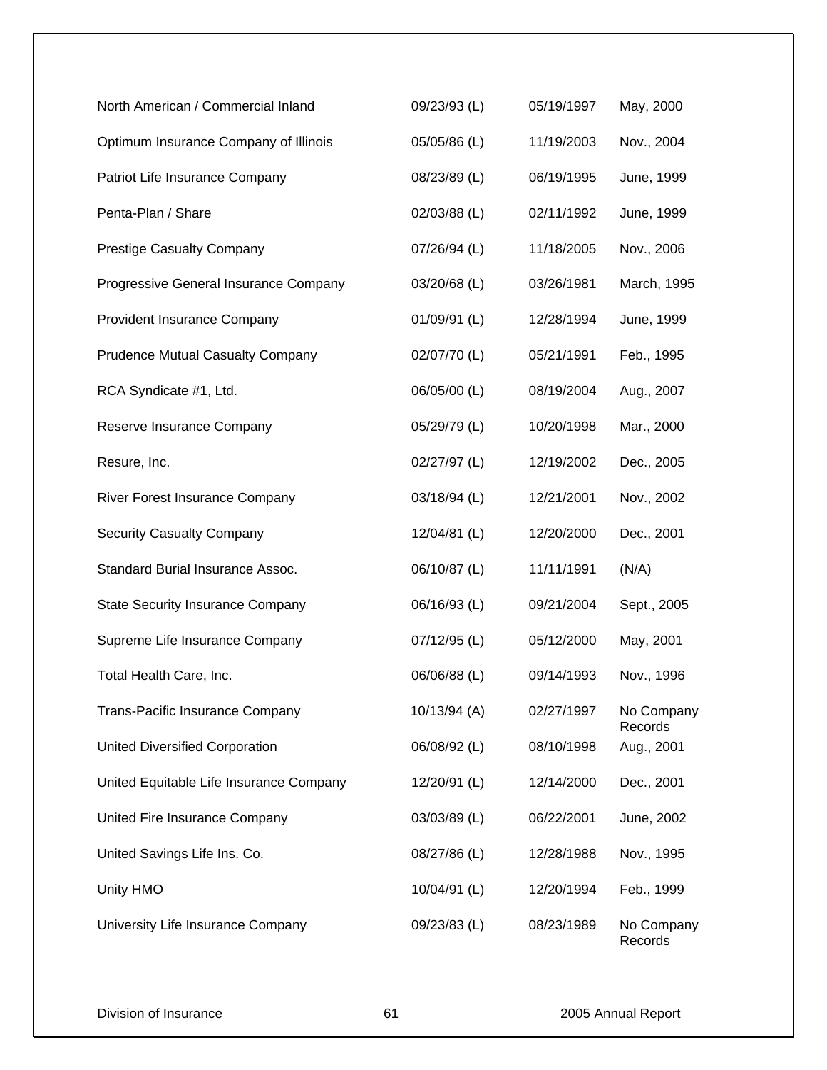| | | | |
|---|---|---|---|
| North American / Commercial Inland | 09/23/93 (L) | 05/19/1997 | May, 2000 |
| Optimum Insurance Company of Illinois | 05/05/86 (L) | 11/19/2003 | Nov., 2004 |
| Patriot Life Insurance Company | 08/23/89 (L) | 06/19/1995 | June, 1999 |
| Penta-Plan / Share | 02/03/88 (L) | 02/11/1992 | June, 1999 |
| Prestige Casualty Company | 07/26/94 (L) | 11/18/2005 | Nov., 2006 |
| Progressive General Insurance Company | 03/20/68 (L) | 03/26/1981 | March, 1995 |
| Provident Insurance Company | 01/09/91 (L) | 12/28/1994 | June, 1999 |
| Prudence Mutual Casualty Company | 02/07/70 (L) | 05/21/1991 | Feb., 1995 |
| RCA Syndicate #1, Ltd. | 06/05/00 (L) | 08/19/2004 | Aug., 2007 |
| Reserve Insurance Company | 05/29/79 (L) | 10/20/1998 | Mar., 2000 |
| Resure, Inc. | 02/27/97 (L) | 12/19/2002 | Dec., 2005 |
| River Forest Insurance Company | 03/18/94 (L) | 12/21/2001 | Nov., 2002 |
| Security Casualty Company | 12/04/81 (L) | 12/20/2000 | Dec., 2001 |
| Standard Burial Insurance Assoc. | 06/10/87 (L) | 11/11/1991 | (N/A) |
| State Security Insurance Company | 06/16/93 (L) | 09/21/2004 | Sept., 2005 |
| Supreme Life Insurance Company | 07/12/95 (L) | 05/12/2000 | May, 2001 |
| Total Health Care, Inc. | 06/06/88 (L) | 09/14/1993 | Nov., 1996 |
| Trans-Pacific Insurance Company | 10/13/94 (A) | 02/27/1997 | No Company Records |
| United Diversified Corporation | 06/08/92 (L) | 08/10/1998 | Aug., 2001 |
| United Equitable Life Insurance Company | 12/20/91 (L) | 12/14/2000 | Dec., 2001 |
| United Fire Insurance Company | 03/03/89 (L) | 06/22/2001 | June, 2002 |
| United Savings Life Ins. Co. | 08/27/86 (L) | 12/28/1988 | Nov., 1995 |
| Unity HMO | 10/04/91 (L) | 12/20/1994 | Feb., 1999 |
| University Life Insurance Company | 09/23/83 (L) | 08/23/1989 | No Company Records |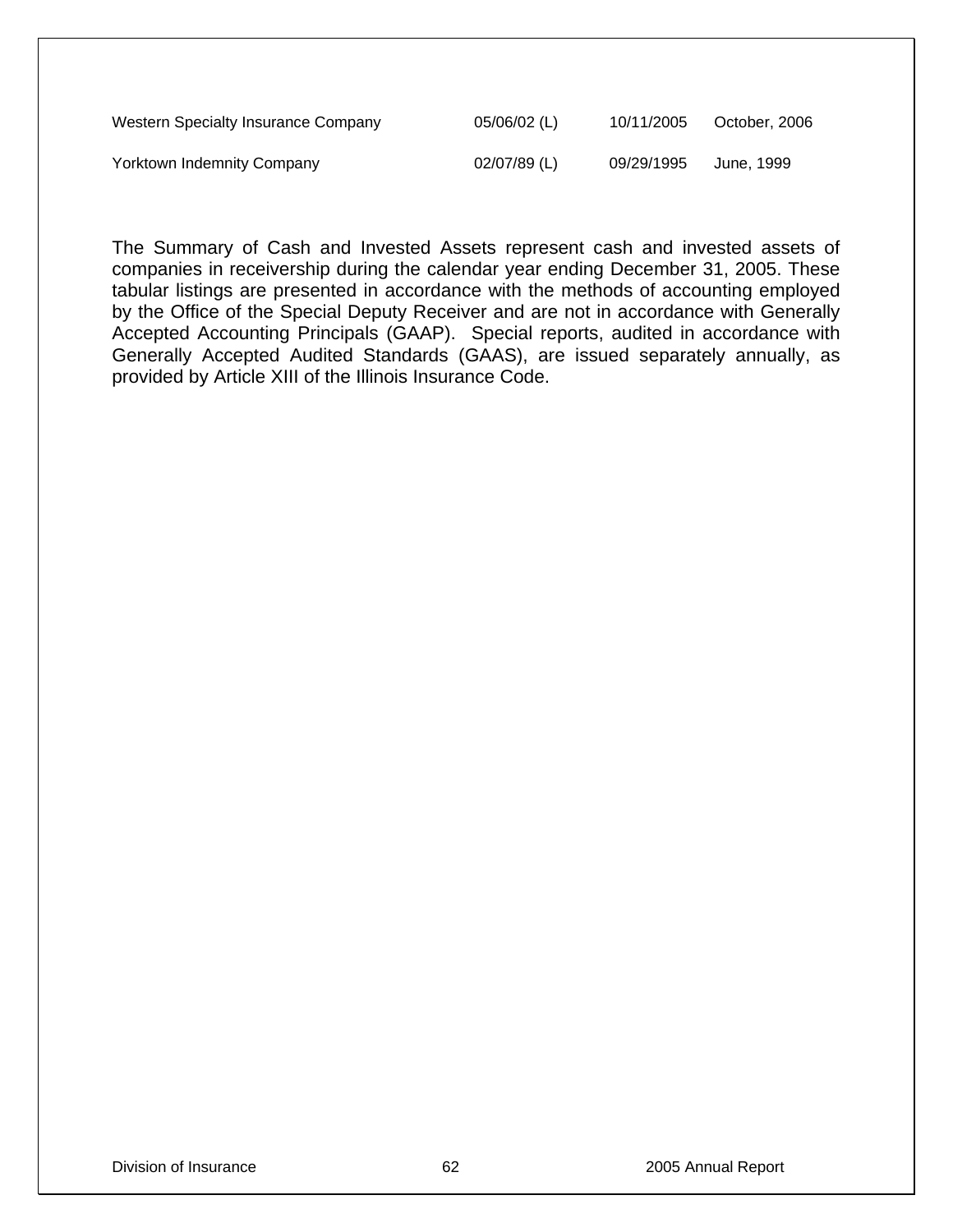| | | | |
|---|---|---|---|
| Western Specialty Insurance Company | 05/06/02 (L) | 10/11/2005 | October, 2006 |
| Yorktown Indemnity Company | 02/07/89 (L) | 09/29/1995 | June, 1999 |

The Summary of Cash and Invested Assets represent cash and invested assets of companies in receivership during the calendar year ending December 31, 2005. These tabular listings are presented in accordance with the methods of accounting employed by the Office of the Special Deputy Receiver and are not in accordance with Generally Accepted Accounting Principals (GAAP). Special reports, audited in accordance with Generally Accepted Audited Standards (GAAS), are issued separately annually, as provided by Article XIII of the Illinois Insurance Code.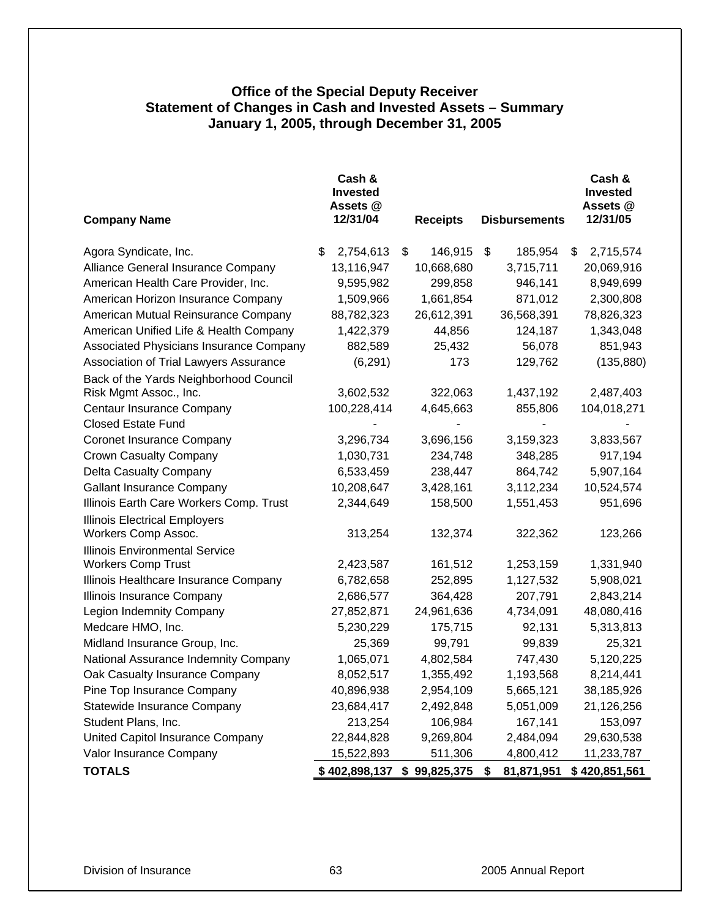**Office of the Special Deputy Receiver**
**Statement of Changes in Cash and Invested Assets – Summary**
**January 1, 2005, through December 31, 2005**

| Company Name | Cash & Invested Assets @ 12/31/04 | Receipts | Disbursements | Cash & Invested Assets @ 12/31/05 |
|---|---|---|---|---|
| Agora Syndicate, Inc. | $ 2,754,613 | $ 146,915 | $ 185,954 | $ 2,715,574 |
| Alliance General Insurance Company | 13,116,947 | 10,668,680 | 3,715,711 | 20,069,916 |
| American Health Care Provider, Inc. | 9,595,982 | 299,858 | 946,141 | 8,949,699 |
| American Horizon Insurance Company | 1,509,966 | 1,661,854 | 871,012 | 2,300,808 |
| American Mutual Reinsurance Company | 88,782,323 | 26,612,391 | 36,568,391 | 78,826,323 |
| American Unified Life & Health Company | 1,422,379 | 44,856 | 124,187 | 1,343,048 |
| Associated Physicians Insurance Company | 882,589 | 25,432 | 56,078 | 851,943 |
| Association of Trial Lawyers Assurance | (6,291) | 173 | 129,762 | (135,880) |
| Back of the Yards Neighborhood Council Risk Mgmt Assoc., Inc. | 3,602,532 | 322,063 | 1,437,192 | 2,487,403 |
| Centaur Insurance Company | 100,228,414 | 4,645,663 | 855,806 | 104,018,271 |
| Closed Estate Fund | - | - | - | - |
| Coronet Insurance Company | 3,296,734 | 3,696,156 | 3,159,323 | 3,833,567 |
| Crown Casualty Company | 1,030,731 | 234,748 | 348,285 | 917,194 |
| Delta Casualty Company | 6,533,459 | 238,447 | 864,742 | 5,907,164 |
| Gallant Insurance Company | 10,208,647 | 3,428,161 | 3,112,234 | 10,524,574 |
| Illinois Earth Care Workers Comp. Trust | 2,344,649 | 158,500 | 1,551,453 | 951,696 |
| Illinois Electrical Employers Workers Comp Assoc. | 313,254 | 132,374 | 322,362 | 123,266 |
| Illinois Environmental Service Workers Comp Trust | 2,423,587 | 161,512 | 1,253,159 | 1,331,940 |
| Illinois Healthcare Insurance Company | 6,782,658 | 252,895 | 1,127,532 | 5,908,021 |
| Illinois Insurance Company | 2,686,577 | 364,428 | 207,791 | 2,843,214 |
| Legion Indemnity Company | 27,852,871 | 24,961,636 | 4,734,091 | 48,080,416 |
| Medcare HMO, Inc. | 5,230,229 | 175,715 | 92,131 | 5,313,813 |
| Midland Insurance Group, Inc. | 25,369 | 99,791 | 99,839 | 25,321 |
| National Assurance Indemnity Company | 1,065,071 | 4,802,584 | 747,430 | 5,120,225 |
| Oak Casualty Insurance Company | 8,052,517 | 1,355,492 | 1,193,568 | 8,214,441 |
| Pine Top Insurance Company | 40,896,938 | 2,954,109 | 5,665,121 | 38,185,926 |
| Statewide Insurance Company | 23,684,417 | 2,492,848 | 5,051,009 | 21,126,256 |
| Student Plans, Inc. | 213,254 | 106,984 | 167,141 | 153,097 |
| United Capitol Insurance Company | 22,844,828 | 9,269,804 | 2,484,094 | 29,630,538 |
| Valor Insurance Company | 15,522,893 | 511,306 | 4,800,412 | 11,233,787 |
| **TOTALS** | **$ 402,898,137** | **$ 99,825,375** | **$ 81,871,951** | **$ 420,851,561** |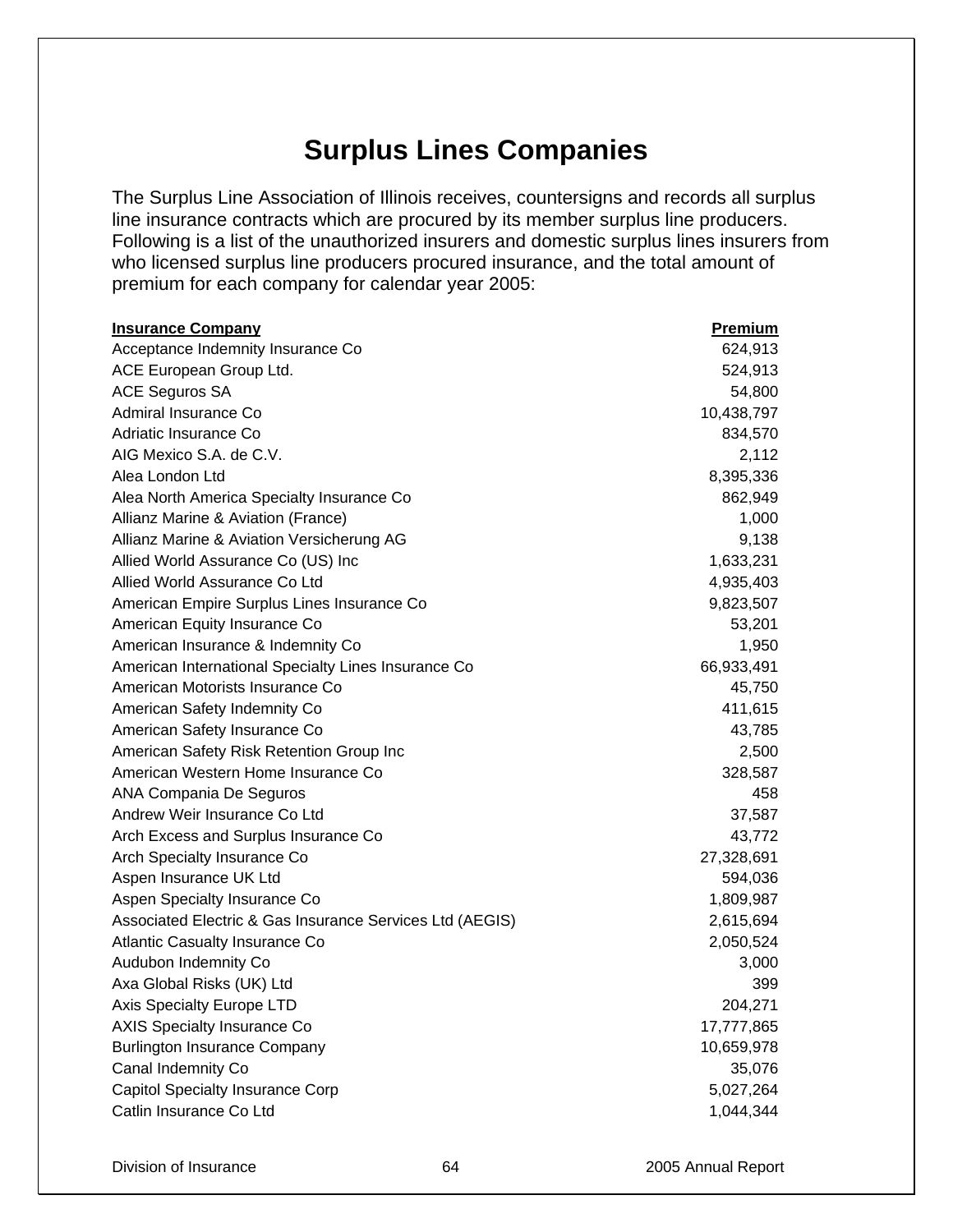# Surplus Lines Companies

The Surplus Line Association of Illinois receives, countersigns and records all surplus line insurance contracts which are procured by its member surplus line producers. Following is a list of the unauthorized insurers and domestic surplus lines insurers from who licensed surplus line producers procured insurance, and the total amount of premium for each company for calendar year 2005:

| Insurance Company | Premium |
|---|---:|
| Acceptance Indemnity Insurance Co | 624,913 |
| ACE European Group Ltd. | 524,913 |
| ACE Seguros SA | 54,800 |
| Admiral Insurance Co | 10,438,797 |
| Adriatic Insurance Co | 834,570 |
| AIG Mexico S.A. de C.V. | 2,112 |
| Alea London Ltd | 8,395,336 |
| Alea North America Specialty Insurance Co | 862,949 |
| Allianz Marine & Aviation (France) | 1,000 |
| Allianz Marine & Aviation Versicherung AG | 9,138 |
| Allied World Assurance Co (US) Inc | 1,633,231 |
| Allied World Assurance Co Ltd | 4,935,403 |
| American Empire Surplus Lines Insurance Co | 9,823,507 |
| American Equity Insurance Co | 53,201 |
| American Insurance & Indemnity Co | 1,950 |
| American International Specialty Lines Insurance Co | 66,933,491 |
| American Motorists Insurance Co | 45,750 |
| American Safety Indemnity Co | 411,615 |
| American Safety Insurance Co | 43,785 |
| American Safety Risk Retention Group Inc | 2,500 |
| American Western Home Insurance Co | 328,587 |
| ANA Compania De Seguros | 458 |
| Andrew Weir Insurance Co Ltd | 37,587 |
| Arch Excess and Surplus Insurance Co | 43,772 |
| Arch Specialty Insurance Co | 27,328,691 |
| Aspen Insurance UK Ltd | 594,036 |
| Aspen Specialty Insurance Co | 1,809,987 |
| Associated Electric & Gas Insurance Services Ltd (AEGIS) | 2,615,694 |
| Atlantic Casualty Insurance Co | 2,050,524 |
| Audubon Indemnity Co | 3,000 |
| Axa Global Risks (UK) Ltd | 399 |
| Axis Specialty Europe LTD | 204,271 |
| AXIS Specialty Insurance Co | 17,777,865 |
| Burlington Insurance Company | 10,659,978 |
| Canal Indemnity Co | 35,076 |
| Capitol Specialty Insurance Corp | 5,027,264 |
| Catlin Insurance Co Ltd | 1,044,344 |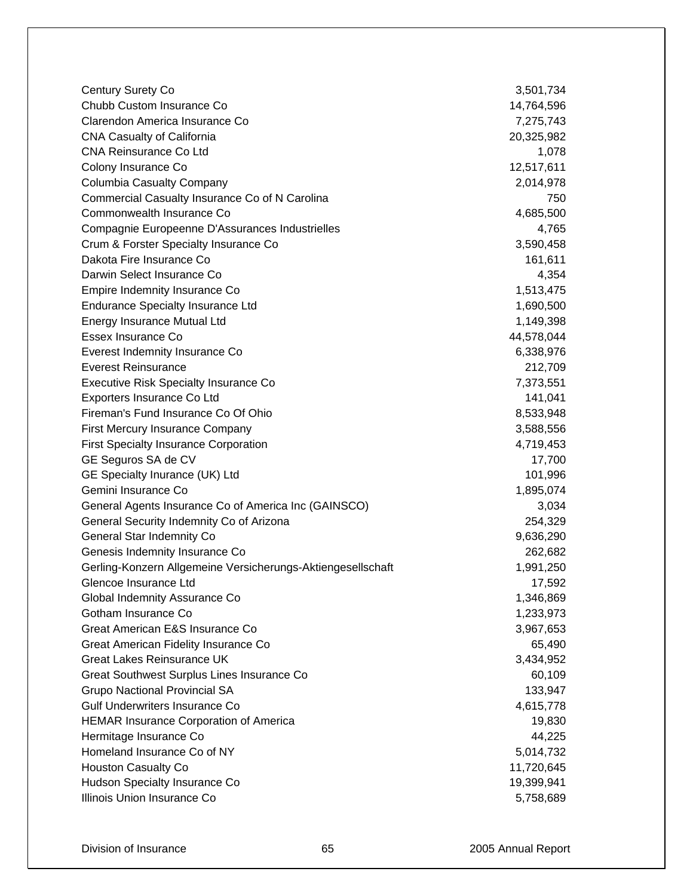| | |
|---|---|
| Century Surety Co | 3,501,734 |
| Chubb Custom Insurance Co | 14,764,596 |
| Clarendon America Insurance Co | 7,275,743 |
| CNA Casualty of California | 20,325,982 |
| CNA Reinsurance Co Ltd | 1,078 |
| Colony Insurance Co | 12,517,611 |
| Columbia Casualty Company | 2,014,978 |
| Commercial Casualty Insurance Co of N Carolina | 750 |
| Commonwealth Insurance Co | 4,685,500 |
| Compagnie Europeenne D'Assurances Industrielles | 4,765 |
| Crum & Forster Specialty Insurance Co | 3,590,458 |
| Dakota Fire Insurance Co | 161,611 |
| Darwin Select Insurance Co | 4,354 |
| Empire Indemnity Insurance Co | 1,513,475 |
| Endurance Specialty Insurance Ltd | 1,690,500 |
| Energy Insurance Mutual Ltd | 1,149,398 |
| Essex Insurance Co | 44,578,044 |
| Everest Indemnity Insurance Co | 6,338,976 |
| Everest Reinsurance | 212,709 |
| Executive Risk Specialty Insurance Co | 7,373,551 |
| Exporters Insurance Co Ltd | 141,041 |
| Fireman's Fund Insurance Co Of Ohio | 8,533,948 |
| First Mercury Insurance Company | 3,588,556 |
| First Specialty Insurance Corporation | 4,719,453 |
| GE Seguros SA de CV | 17,700 |
| GE Specialty Inurance (UK) Ltd | 101,996 |
| Gemini Insurance Co | 1,895,074 |
| General Agents Insurance Co of America Inc (GAINSCO) | 3,034 |
| General Security Indemnity Co of Arizona | 254,329 |
| General Star Indemnity Co | 9,636,290 |
| Genesis Indemnity Insurance Co | 262,682 |
| Gerling-Konzern Allgemeine Versicherungs-Aktiengesellschaft | 1,991,250 |
| Glencoe Insurance Ltd | 17,592 |
| Global Indemnity Assurance Co | 1,346,869 |
| Gotham Insurance Co | 1,233,973 |
| Great American E&S Insurance Co | 3,967,653 |
| Great American Fidelity Insurance Co | 65,490 |
| Great Lakes Reinsurance UK | 3,434,952 |
| Great Southwest Surplus Lines Insurance Co | 60,109 |
| Grupo Nactional Provincial SA | 133,947 |
| Gulf Underwriters Insurance Co | 4,615,778 |
| HEMAR Insurance Corporation of America | 19,830 |
| Hermitage Insurance Co | 44,225 |
| Homeland Insurance Co of NY | 5,014,732 |
| Houston Casualty Co | 11,720,645 |
| Hudson Specialty Insurance Co | 19,399,941 |
| Illinois Union Insurance Co | 5,758,689 |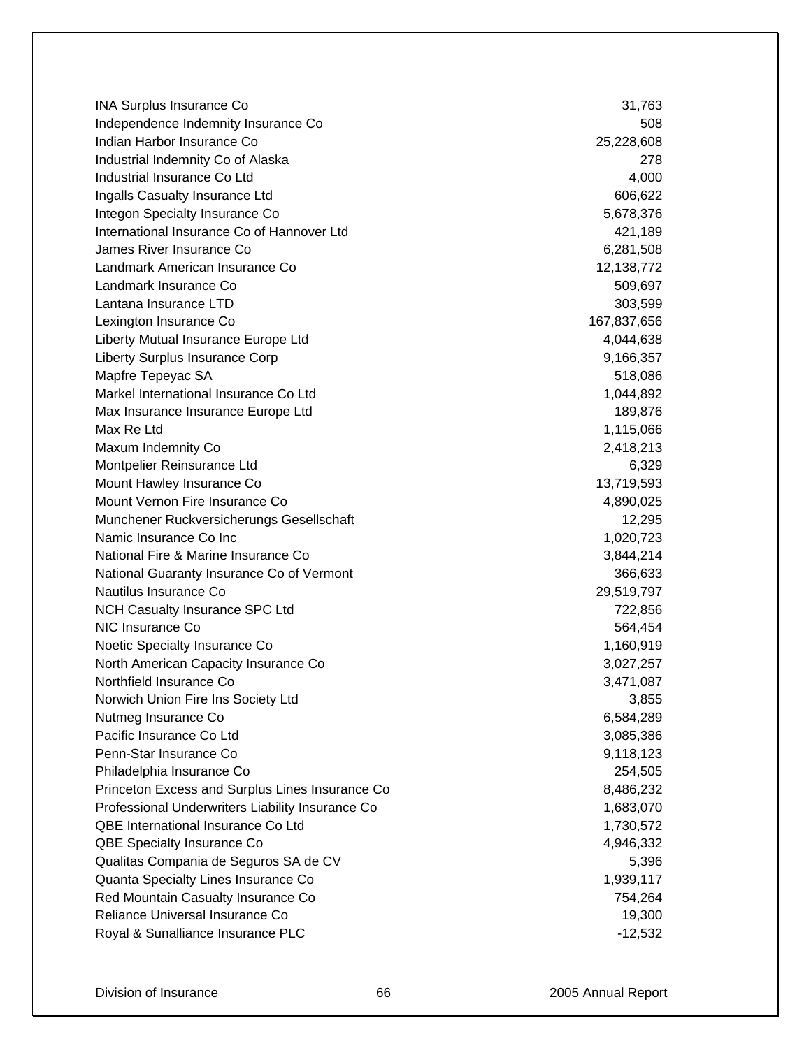| | |
|---|---|
| INA Surplus Insurance Co | 31,763 |
| Independence Indemnity Insurance Co | 508 |
| Indian Harbor Insurance Co | 25,228,608 |
| Industrial Indemnity Co of Alaska | 278 |
| Industrial Insurance Co Ltd | 4,000 |
| Ingalls Casualty Insurance Ltd | 606,622 |
| Integon Specialty Insurance Co | 5,678,376 |
| International Insurance Co of Hannover Ltd | 421,189 |
| James River Insurance Co | 6,281,508 |
| Landmark American Insurance Co | 12,138,772 |
| Landmark Insurance Co | 509,697 |
| Lantana Insurance LTD | 303,599 |
| Lexington Insurance Co | 167,837,656 |
| Liberty Mutual Insurance Europe Ltd | 4,044,638 |
| Liberty Surplus Insurance Corp | 9,166,357 |
| Mapfre Tepeyac SA | 518,086 |
| Markel International Insurance Co Ltd | 1,044,892 |
| Max Insurance Insurance Europe Ltd | 189,876 |
| Max Re Ltd | 1,115,066 |
| Maxum Indemnity Co | 2,418,213 |
| Montpelier Reinsurance Ltd | 6,329 |
| Mount Hawley Insurance Co | 13,719,593 |
| Mount Vernon Fire Insurance Co | 4,890,025 |
| Munchener Ruckversicherungs Gesellschaft | 12,295 |
| Namic Insurance Co Inc | 1,020,723 |
| National Fire & Marine Insurance Co | 3,844,214 |
| National Guaranty Insurance Co of Vermont | 366,633 |
| Nautilus Insurance Co | 29,519,797 |
| NCH Casualty Insurance SPC Ltd | 722,856 |
| NIC Insurance Co | 564,454 |
| Noetic Specialty Insurance Co | 1,160,919 |
| North American Capacity Insurance Co | 3,027,257 |
| Northfield Insurance Co | 3,471,087 |
| Norwich Union Fire Ins Society Ltd | 3,855 |
| Nutmeg Insurance Co | 6,584,289 |
| Pacific Insurance Co Ltd | 3,085,386 |
| Penn-Star Insurance Co | 9,118,123 |
| Philadelphia Insurance Co | 254,505 |
| Princeton Excess and Surplus Lines Insurance Co | 8,486,232 |
| Professional Underwriters Liability Insurance Co | 1,683,070 |
| QBE International Insurance Co Ltd | 1,730,572 |
| QBE Specialty Insurance Co | 4,946,332 |
| Qualitas Compania de Seguros SA de CV | 5,396 |
| Quanta Specialty Lines Insurance Co | 1,939,117 |
| Red Mountain Casualty Insurance Co | 754,264 |
| Reliance Universal Insurance Co | 19,300 |
| Royal & Sunalliance Insurance PLC | -12,532 |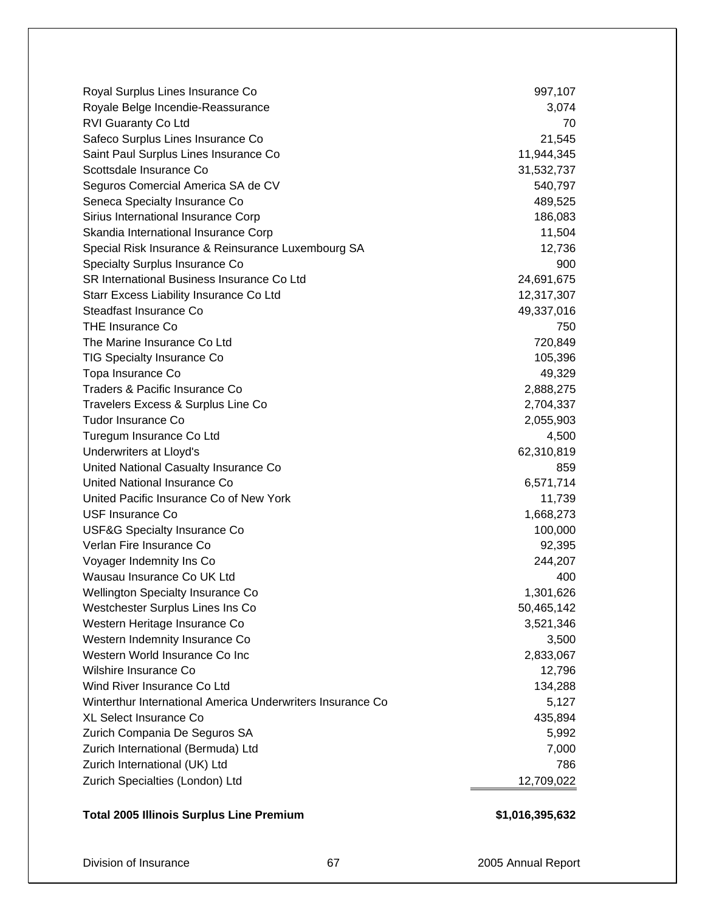| | |
|---|---|
| Royal Surplus Lines Insurance Co | 997,107 |
| Royale Belge Incendie-Reassurance | 3,074 |
| RVI Guaranty Co Ltd | 70 |
| Safeco Surplus Lines Insurance Co | 21,545 |
| Saint Paul Surplus Lines Insurance Co | 11,944,345 |
| Scottsdale Insurance Co | 31,532,737 |
| Seguros Comercial America SA de CV | 540,797 |
| Seneca Specialty Insurance Co | 489,525 |
| Sirius International Insurance Corp | 186,083 |
| Skandia International Insurance Corp | 11,504 |
| Special Risk Insurance & Reinsurance Luxembourg SA | 12,736 |
| Specialty Surplus Insurance Co | 900 |
| SR International Business Insurance Co Ltd | 24,691,675 |
| Starr Excess Liability Insurance Co Ltd | 12,317,307 |
| Steadfast Insurance Co | 49,337,016 |
| THE Insurance Co | 750 |
| The Marine Insurance Co Ltd | 720,849 |
| TIG Specialty Insurance Co | 105,396 |
| Topa Insurance Co | 49,329 |
| Traders & Pacific Insurance Co | 2,888,275 |
| Travelers Excess & Surplus Line Co | 2,704,337 |
| Tudor Insurance Co | 2,055,903 |
| Turegum Insurance Co Ltd | 4,500 |
| Underwriters at Lloyd's | 62,310,819 |
| United National Casualty Insurance Co | 859 |
| United National Insurance Co | 6,571,714 |
| United Pacific Insurance Co of New York | 11,739 |
| USF Insurance Co | 1,668,273 |
| USF&G Specialty Insurance Co | 100,000 |
| Verlan Fire Insurance Co | 92,395 |
| Voyager Indemnity Ins Co | 244,207 |
| Wausau Insurance Co UK Ltd | 400 |
| Wellington Specialty Insurance Co | 1,301,626 |
| Westchester Surplus Lines Ins Co | 50,465,142 |
| Western Heritage Insurance Co | 3,521,346 |
| Western Indemnity Insurance Co | 3,500 |
| Western World Insurance Co Inc | 2,833,067 |
| Wilshire Insurance Co | 12,796 |
| Wind River Insurance Co Ltd | 134,288 |
| Winterthur International America Underwriters Insurance Co | 5,127 |
| XL Select Insurance Co | 435,894 |
| Zurich Compania De Seguros SA | 5,992 |
| Zurich International (Bermuda) Ltd | 7,000 |
| Zurich International (UK) Ltd | 786 |
| Zurich Specialties (London) Ltd | 12,709,022 |
| **Total 2005 Illinois Surplus Line Premium** | **$1,016,395,632** |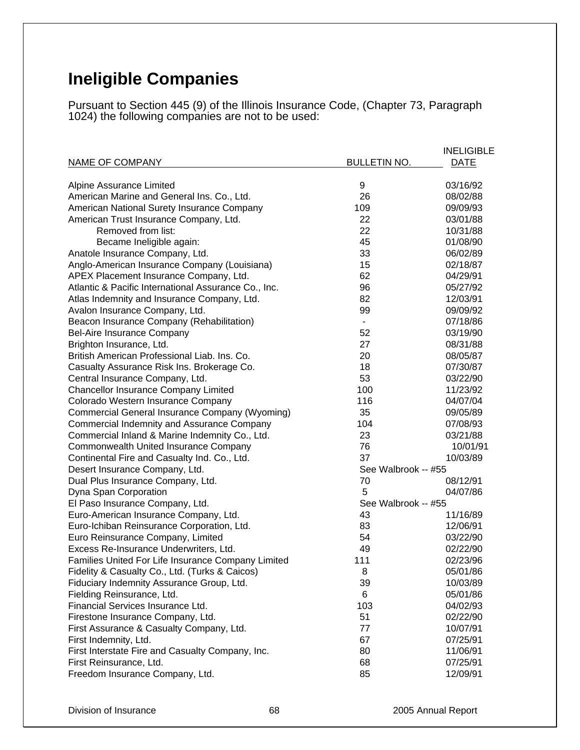# Ineligible Companies

Pursuant to Section 445 (9) of the Illinois Insurance Code, (Chapter 73, Paragraph 1024) the following companies are not to be used:

| NAME OF COMPANY | BULLETIN NO. | INELIGIBLE DATE |
|---|---|---|
| Alpine Assurance Limited | 9 | 03/16/92 |
| American Marine and General Ins. Co., Ltd. | 26 | 08/02/88 |
| American National Surety Insurance Company | 109 | 09/09/93 |
| American Trust Insurance Company, Ltd. | 22 | 03/01/88 |
| Removed from list: | 22 | 10/31/88 |
| Became Ineligible again: | 45 | 01/08/90 |
| Anatole Insurance Company, Ltd. | 33 | 06/02/89 |
| Anglo-American Insurance Company (Louisiana) | 15 | 02/18/87 |
| APEX Placement Insurance Company, Ltd. | 62 | 04/29/91 |
| Atlantic & Pacific International Assurance Co., Inc. | 96 | 05/27/92 |
| Atlas Indemnity and Insurance Company, Ltd. | 82 | 12/03/91 |
| Avalon Insurance Company, Ltd. | 99 | 09/09/92 |
| Beacon Insurance Company (Rehabilitation) | - | 07/18/86 |
| Bel-Aire Insurance Company | 52 | 03/19/90 |
| Brighton Insurance, Ltd. | 27 | 08/31/88 |
| British American Professional Liab. Ins. Co. | 20 | 08/05/87 |
| Casualty Assurance Risk Ins. Brokerage Co. | 18 | 07/30/87 |
| Central Insurance Company, Ltd. | 53 | 03/22/90 |
| Chancellor Insurance Company Limited | 100 | 11/23/92 |
| Colorado Western Insurance Company | 116 | 04/07/04 |
| Commercial General Insurance Company (Wyoming) | 35 | 09/05/89 |
| Commercial Indemnity and Assurance Company | 104 | 07/08/93 |
| Commercial Inland & Marine Indemnity Co., Ltd. | 23 | 03/21/88 |
| Commonwealth United Insurance Company | 76 | 10/01/91 |
| Continental Fire and Casualty Ind. Co., Ltd. | 37 | 10/03/89 |
| Desert Insurance Company, Ltd. | See Walbrook -- #55 | |
| Dual Plus Insurance Company, Ltd. | 70 | 08/12/91 |
| Dyna Span Corporation | 5 | 04/07/86 |
| El Paso Insurance Company, Ltd. | See Walbrook -- #55 | |
| Euro-American Insurance Company, Ltd. | 43 | 11/16/89 |
| Euro-Ichiban Reinsurance Corporation, Ltd. | 83 | 12/06/91 |
| Euro Reinsurance Company, Limited | 54 | 03/22/90 |
| Excess Re-Insurance Underwriters, Ltd. | 49 | 02/22/90 |
| Families United For Life Insurance Company Limited | 111 | 02/23/96 |
| Fidelity & Casualty Co., Ltd. (Turks & Caicos) | 8 | 05/01/86 |
| Fiduciary Indemnity Assurance Group, Ltd. | 39 | 10/03/89 |
| Fielding Reinsurance, Ltd. | 6 | 05/01/86 |
| Financial Services Insurance Ltd. | 103 | 04/02/93 |
| Firestone Insurance Company, Ltd. | 51 | 02/22/90 |
| First Assurance & Casualty Company, Ltd. | 77 | 10/07/91 |
| First Indemnity, Ltd. | 67 | 07/25/91 |
| First Interstate Fire and Casualty Company, Inc. | 80 | 11/06/91 |
| First Reinsurance, Ltd. | 68 | 07/25/91 |
| Freedom Insurance Company, Ltd. | 85 | 12/09/91 |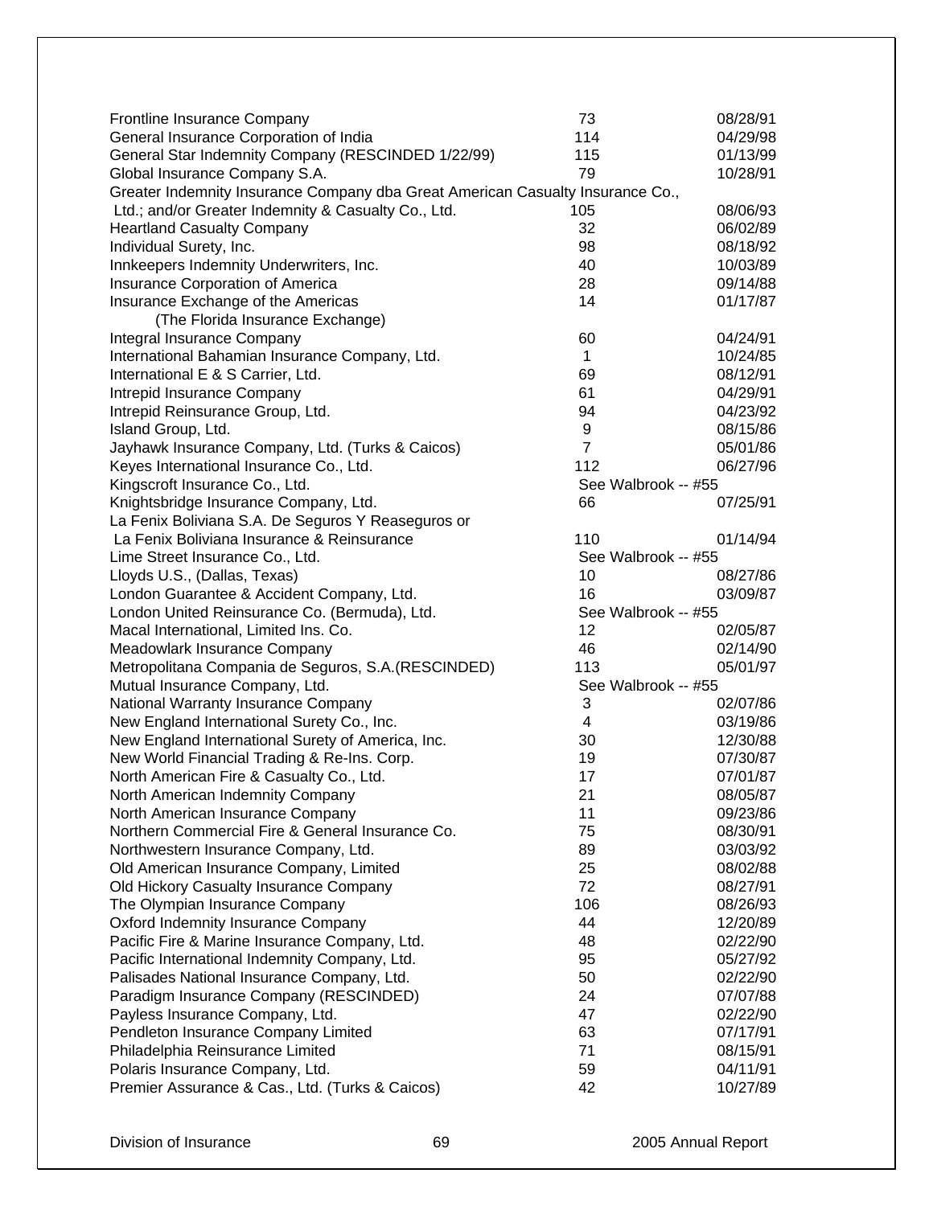| | | |
|---|---|---|
| Frontline Insurance Company | 73 | 08/28/91 |
| General Insurance Corporation of India | 114 | 04/29/98 |
| General Star Indemnity Company (RESCINDED 1/22/99) | 115 | 01/13/99 |
| Global Insurance Company S.A. | 79 | 10/28/91 |
| Greater Indemnity Insurance Company dba Great American Casualty Insurance Co., Ltd.; and/or Greater Indemnity & Casualty Co., Ltd. | 105 | 08/06/93 |
| Heartland Casualty Company | 32 | 06/02/89 |
| Individual Surety, Inc. | 98 | 08/18/92 |
| Innkeepers Indemnity Underwriters, Inc. | 40 | 10/03/89 |
| Insurance Corporation of America | 28 | 09/14/88 |
| Insurance Exchange of the Americas (The Florida Insurance Exchange) | 14 | 01/17/87 |
| Integral Insurance Company | 60 | 04/24/91 |
| International Bahamian Insurance Company, Ltd. | 1 | 10/24/85 |
| International E & S Carrier, Ltd. | 69 | 08/12/91 |
| Intrepid Insurance Company | 61 | 04/29/91 |
| Intrepid Reinsurance Group, Ltd. | 94 | 04/23/92 |
| Island Group, Ltd. | 9 | 08/15/86 |
| Jayhawk Insurance Company, Ltd. (Turks & Caicos) | 7 | 05/01/86 |
| Keyes International Insurance Co., Ltd. | 112 | 06/27/96 |
| Kingscroft Insurance Co., Ltd. | See Walbrook -- #55 | |
| Knightsbridge Insurance Company, Ltd. | 66 | 07/25/91 |
| La Fenix Boliviana S.A. De Seguros Y Reaseguros or La Fenix Boliviana Insurance & Reinsurance | 110 | 01/14/94 |
| Lime Street Insurance Co., Ltd. | See Walbrook -- #55 | |
| Lloyds U.S., (Dallas, Texas) | 10 | 08/27/86 |
| London Guarantee & Accident Company, Ltd. | 16 | 03/09/87 |
| London United Reinsurance Co. (Bermuda), Ltd. | See Walbrook -- #55 | |
| Macal International, Limited Ins. Co. | 12 | 02/05/87 |
| Meadowlark Insurance Company | 46 | 02/14/90 |
| Metropolitana Compania de Seguros, S.A.(RESCINDED) | 113 | 05/01/97 |
| Mutual Insurance Company, Ltd. | See Walbrook -- #55 | |
| National Warranty Insurance Company | 3 | 02/07/86 |
| New England International Surety Co., Inc. | 4 | 03/19/86 |
| New England International Surety of America, Inc. | 30 | 12/30/88 |
| New World Financial Trading & Re-Ins. Corp. | 19 | 07/30/87 |
| North American Fire & Casualty Co., Ltd. | 17 | 07/01/87 |
| North American Indemnity Company | 21 | 08/05/87 |
| North American Insurance Company | 11 | 09/23/86 |
| Northern Commercial Fire & General Insurance Co. | 75 | 08/30/91 |
| Northwestern Insurance Company, Ltd. | 89 | 03/03/92 |
| Old American Insurance Company, Limited | 25 | 08/02/88 |
| Old Hickory Casualty Insurance Company | 72 | 08/27/91 |
| The Olympian Insurance Company | 106 | 08/26/93 |
| Oxford Indemnity Insurance Company | 44 | 12/20/89 |
| Pacific Fire & Marine Insurance Company, Ltd. | 48 | 02/22/90 |
| Pacific International Indemnity Company, Ltd. | 95 | 05/27/92 |
| Palisades National Insurance Company, Ltd. | 50 | 02/22/90 |
| Paradigm Insurance Company (RESCINDED) | 24 | 07/07/88 |
| Payless Insurance Company, Ltd. | 47 | 02/22/90 |
| Pendleton Insurance Company Limited | 63 | 07/17/91 |
| Philadelphia Reinsurance Limited | 71 | 08/15/91 |
| Polaris Insurance Company, Ltd. | 59 | 04/11/91 |
| Premier Assurance & Cas., Ltd. (Turks & Caicos) | 42 | 10/27/89 |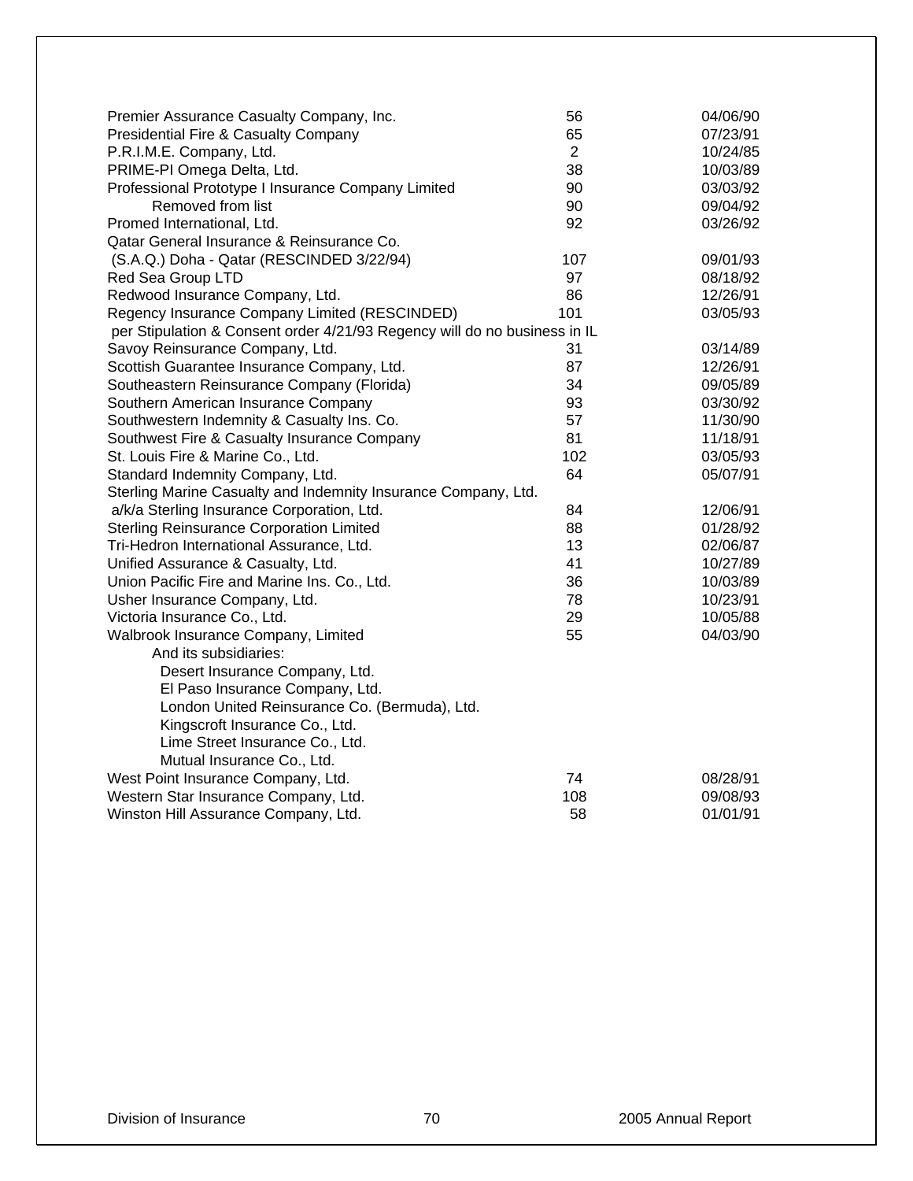| | | |
|---|---|---|
| Premier Assurance Casualty Company, Inc. | 56 | 04/06/90 |
| Presidential Fire & Casualty Company | 65 | 07/23/91 |
| P.R.I.M.E. Company, Ltd. | 2 | 10/24/85 |
| PRIME-PI Omega Delta, Ltd. | 38 | 10/03/89 |
| Professional Prototype I Insurance Company Limited | 90 | 03/03/92 |
| Removed from list | 90 | 09/04/92 |
| Promed International, Ltd. | 92 | 03/26/92 |
| Qatar General Insurance & Reinsurance Co. (S.A.Q.) Doha - Qatar (RESCINDED 3/22/94) | 107 | 09/01/93 |
| Red Sea Group LTD | 97 | 08/18/92 |
| Redwood Insurance Company, Ltd. | 86 | 12/26/91 |
| Regency Insurance Company Limited (RESCINDED) per Stipulation & Consent order 4/21/93 Regency will do no business in IL | 101 | 03/05/93 |
| Savoy Reinsurance Company, Ltd. | 31 | 03/14/89 |
| Scottish Guarantee Insurance Company, Ltd. | 87 | 12/26/91 |
| Southeastern Reinsurance Company (Florida) | 34 | 09/05/89 |
| Southern American Insurance Company | 93 | 03/30/92 |
| Southwestern Indemnity & Casualty Ins. Co. | 57 | 11/30/90 |
| Southwest Fire & Casualty Insurance Company | 81 | 11/18/91 |
| St. Louis Fire & Marine Co., Ltd. | 102 | 03/05/93 |
| Standard Indemnity Company, Ltd. | 64 | 05/07/91 |
| Sterling Marine Casualty and Indemnity Insurance Company, Ltd. a/k/a Sterling Insurance Corporation, Ltd. | 84 | 12/06/91 |
| Sterling Reinsurance Corporation Limited | 88 | 01/28/92 |
| Tri-Hedron International Assurance, Ltd. | 13 | 02/06/87 |
| Unified Assurance & Casualty, Ltd. | 41 | 10/27/89 |
| Union Pacific Fire and Marine Ins. Co., Ltd. | 36 | 10/03/89 |
| Usher Insurance Company, Ltd. | 78 | 10/23/91 |
| Victoria Insurance Co., Ltd. | 29 | 10/05/88 |
| Walbrook Insurance Company, Limited | 55 | 04/03/90 |
| And its subsidiaries: | | |
| Desert Insurance Company, Ltd. | | |
| El Paso Insurance Company, Ltd. | | |
| London United Reinsurance Co. (Bermuda), Ltd. | | |
| Kingscroft Insurance Co., Ltd. | | |
| Lime Street Insurance Co., Ltd. | | |
| Mutual Insurance Co., Ltd. | | |
| West Point Insurance Company, Ltd. | 74 | 08/28/91 |
| Western Star Insurance Company, Ltd. | 108 | 09/08/93 |
| Winston Hill Assurance Company, Ltd. | 58 | 01/01/91 |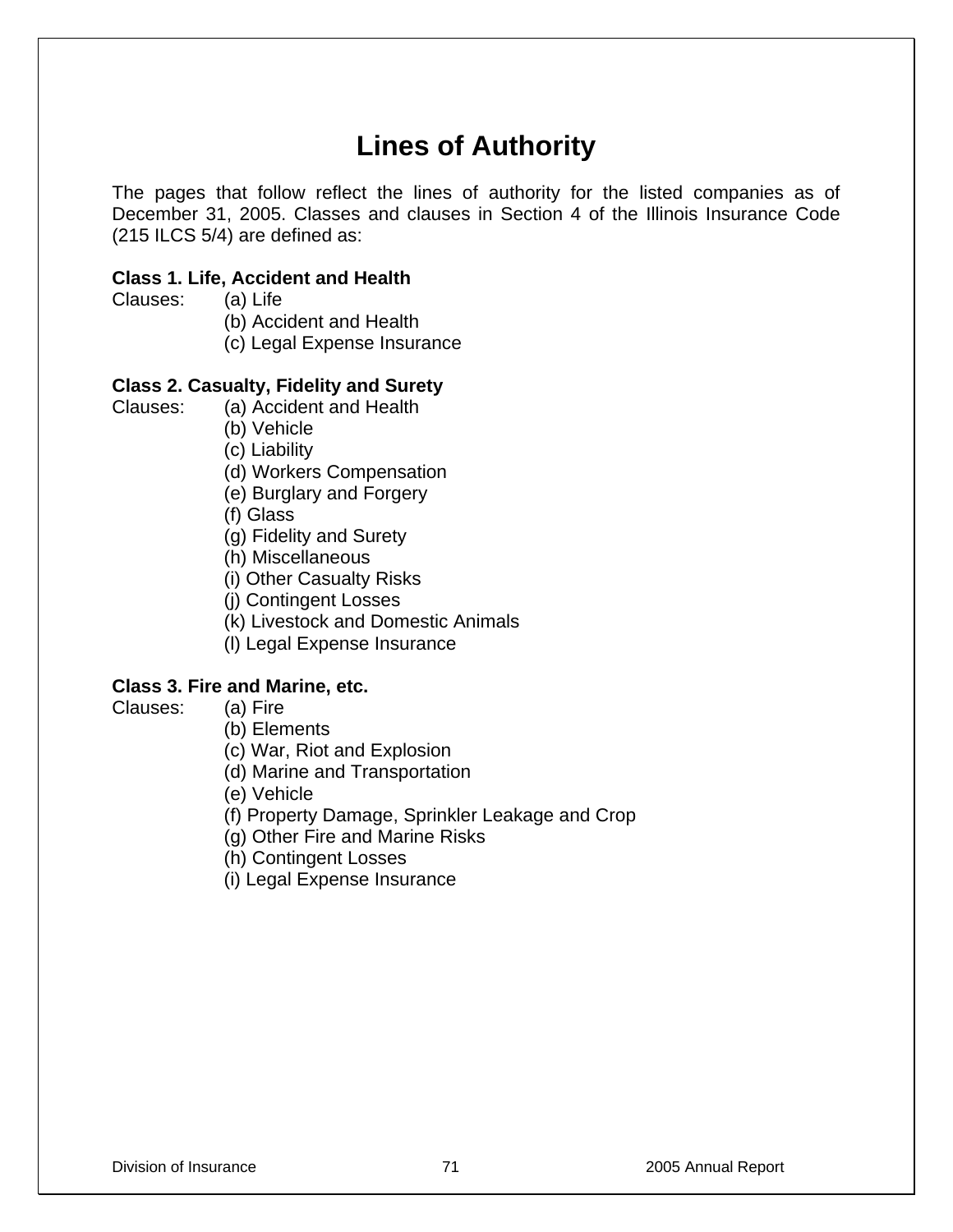# Lines of Authority

The pages that follow reflect the lines of authority for the listed companies as of December 31, 2005. Classes and clauses in Section 4 of the Illinois Insurance Code (215 ILCS 5/4) are defined as:

**Class 1. Life, Accident and Health**

Clauses:
- (a) Life
- (b) Accident and Health
- (c) Legal Expense Insurance

**Class 2. Casualty, Fidelity and Surety**

Clauses:
- (a) Accident and Health
- (b) Vehicle
- (c) Liability
- (d) Workers Compensation
- (e) Burglary and Forgery
- (f) Glass
- (g) Fidelity and Surety
- (h) Miscellaneous
- (i) Other Casualty Risks
- (j) Contingent Losses
- (k) Livestock and Domestic Animals
- (l) Legal Expense Insurance

**Class 3. Fire and Marine, etc.**

Clauses:
- (a) Fire
- (b) Elements
- (c) War, Riot and Explosion
- (d) Marine and Transportation
- (e) Vehicle
- (f) Property Damage, Sprinkler Leakage and Crop
- (g) Other Fire and Marine Risks
- (h) Contingent Losses
- (i) Legal Expense Insurance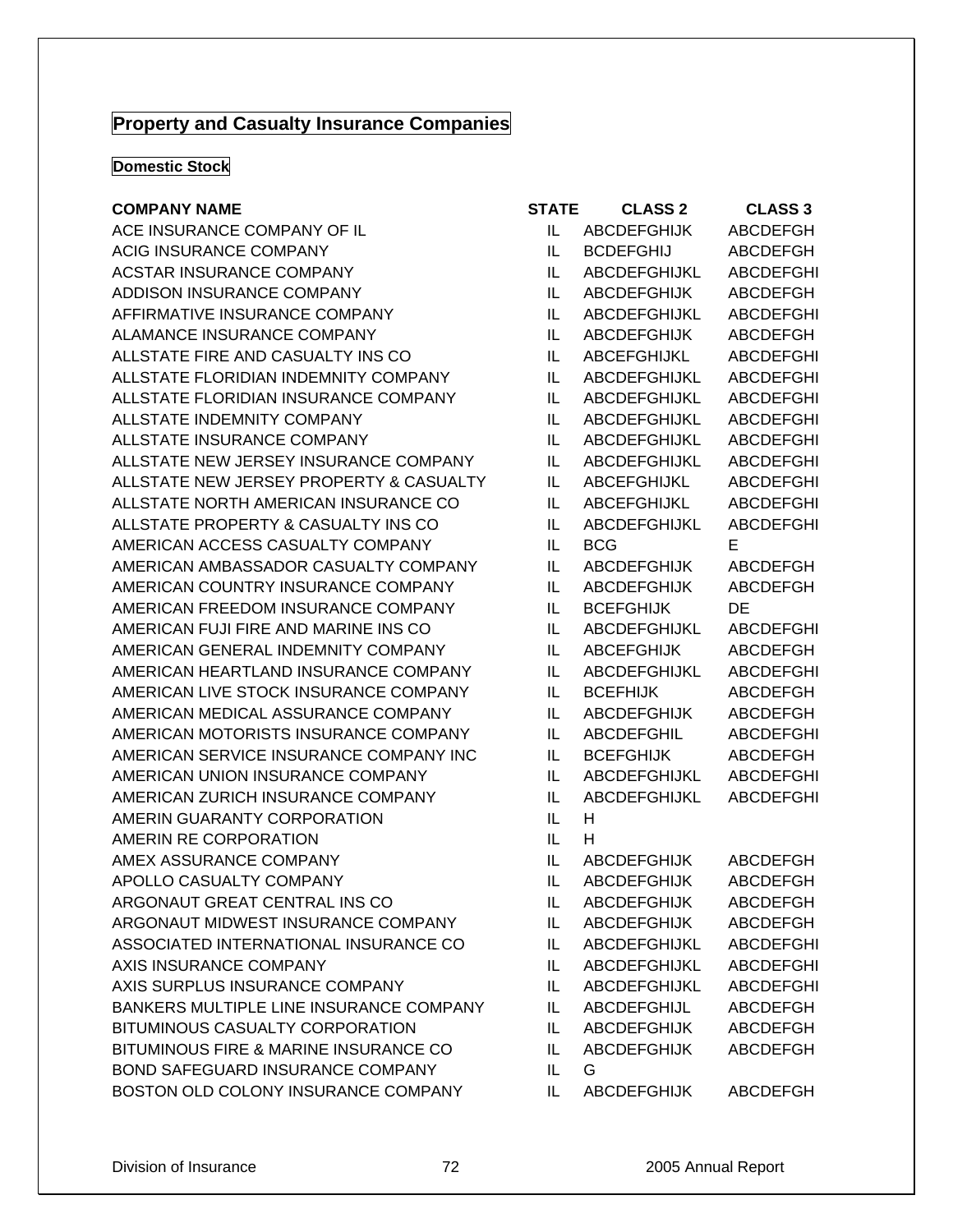# Property and Casualty Insurance Companies

## Domestic Stock

| COMPANY NAME | STATE | CLASS 2 | CLASS 3 |
|---|---|---|---|
| ACE INSURANCE COMPANY OF IL | IL | ABCDEFGHIJK | ABCDEFGH |
| ACIG INSURANCE COMPANY | IL | BCDEFGHIJ | ABCDEFGH |
| ACSTAR INSURANCE COMPANY | IL | ABCDEFGHIJKL | ABCDEFGHI |
| ADDISON INSURANCE COMPANY | IL | ABCDEFGHIJK | ABCDEFGH |
| AFFIRMATIVE INSURANCE COMPANY | IL | ABCDEFGHIJKL | ABCDEFGHI |
| ALAMANCE INSURANCE COMPANY | IL | ABCDEFGHIJK | ABCDEFGH |
| ALLSTATE FIRE AND CASUALTY INS CO | IL | ABCEFGHIJKL | ABCDEFGHI |
| ALLSTATE FLORIDIAN INDEMNITY COMPANY | IL | ABCDEFGHIJKL | ABCDEFGHI |
| ALLSTATE FLORIDIAN INSURANCE COMPANY | IL | ABCDEFGHIJKL | ABCDEFGHI |
| ALLSTATE INDEMNITY COMPANY | IL | ABCDEFGHIJKL | ABCDEFGHI |
| ALLSTATE INSURANCE COMPANY | IL | ABCDEFGHIJKL | ABCDEFGHI |
| ALLSTATE NEW JERSEY INSURANCE COMPANY | IL | ABCDEFGHIJKL | ABCDEFGHI |
| ALLSTATE NEW JERSEY PROPERTY & CASUALTY | IL | ABCEFGHIJKL | ABCDEFGHI |
| ALLSTATE NORTH AMERICAN INSURANCE CO | IL | ABCEFGHIJKL | ABCDEFGHI |
| ALLSTATE PROPERTY & CASUALTY INS CO | IL | ABCDEFGHIJKL | ABCDEFGHI |
| AMERICAN ACCESS CASUALTY COMPANY | IL | BCG | E |
| AMERICAN AMBASSADOR CASUALTY COMPANY | IL | ABCDEFGHIJK | ABCDEFGH |
| AMERICAN COUNTRY INSURANCE COMPANY | IL | ABCDEFGHIJK | ABCDEFGH |
| AMERICAN FREEDOM INSURANCE COMPANY | IL | BCEFGHIJK | DE |
| AMERICAN FUJI FIRE AND MARINE INS CO | IL | ABCDEFGHIJKL | ABCDEFGHI |
| AMERICAN GENERAL INDEMNITY COMPANY | IL | ABCEFGHIJK | ABCDEFGH |
| AMERICAN HEARTLAND INSURANCE COMPANY | IL | ABCDEFGHIJKL | ABCDEFGHI |
| AMERICAN LIVE STOCK INSURANCE COMPANY | IL | BCEFHIJK | ABCDEFGH |
| AMERICAN MEDICAL ASSURANCE COMPANY | IL | ABCDEFGHIJK | ABCDEFGH |
| AMERICAN MOTORISTS INSURANCE COMPANY | IL | ABCDEFGHIL | ABCDEFGHI |
| AMERICAN SERVICE INSURANCE COMPANY INC | IL | BCEFGHIJK | ABCDEFGH |
| AMERICAN UNION INSURANCE COMPANY | IL | ABCDEFGHIJKL | ABCDEFGHI |
| AMERICAN ZURICH INSURANCE COMPANY | IL | ABCDEFGHIJKL | ABCDEFGHI |
| AMERIN GUARANTY CORPORATION | IL | H | |
| AMERIN RE CORPORATION | IL | H | |
| AMEX ASSURANCE COMPANY | IL | ABCDEFGHIJK | ABCDEFGH |
| APOLLO CASUALTY COMPANY | IL | ABCDEFGHIJK | ABCDEFGH |
| ARGONAUT GREAT CENTRAL INS CO | IL | ABCDEFGHIJK | ABCDEFGH |
| ARGONAUT MIDWEST INSURANCE COMPANY | IL | ABCDEFGHIJK | ABCDEFGH |
| ASSOCIATED INTERNATIONAL INSURANCE CO | IL | ABCDEFGHIJKL | ABCDEFGHI |
| AXIS INSURANCE COMPANY | IL | ABCDEFGHIJKL | ABCDEFGHI |
| AXIS SURPLUS INSURANCE COMPANY | IL | ABCDEFGHIJKL | ABCDEFGHI |
| BANKERS MULTIPLE LINE INSURANCE COMPANY | IL | ABCDEFGHIJL | ABCDEFGH |
| BITUMINOUS CASUALTY CORPORATION | IL | ABCDEFGHIJK | ABCDEFGH |
| BITUMINOUS FIRE & MARINE INSURANCE CO | IL | ABCDEFGHIJK | ABCDEFGH |
| BOND SAFEGUARD INSURANCE COMPANY | IL | G | |
| BOSTON OLD COLONY INSURANCE COMPANY | IL | ABCDEFGHIJK | ABCDEFGH |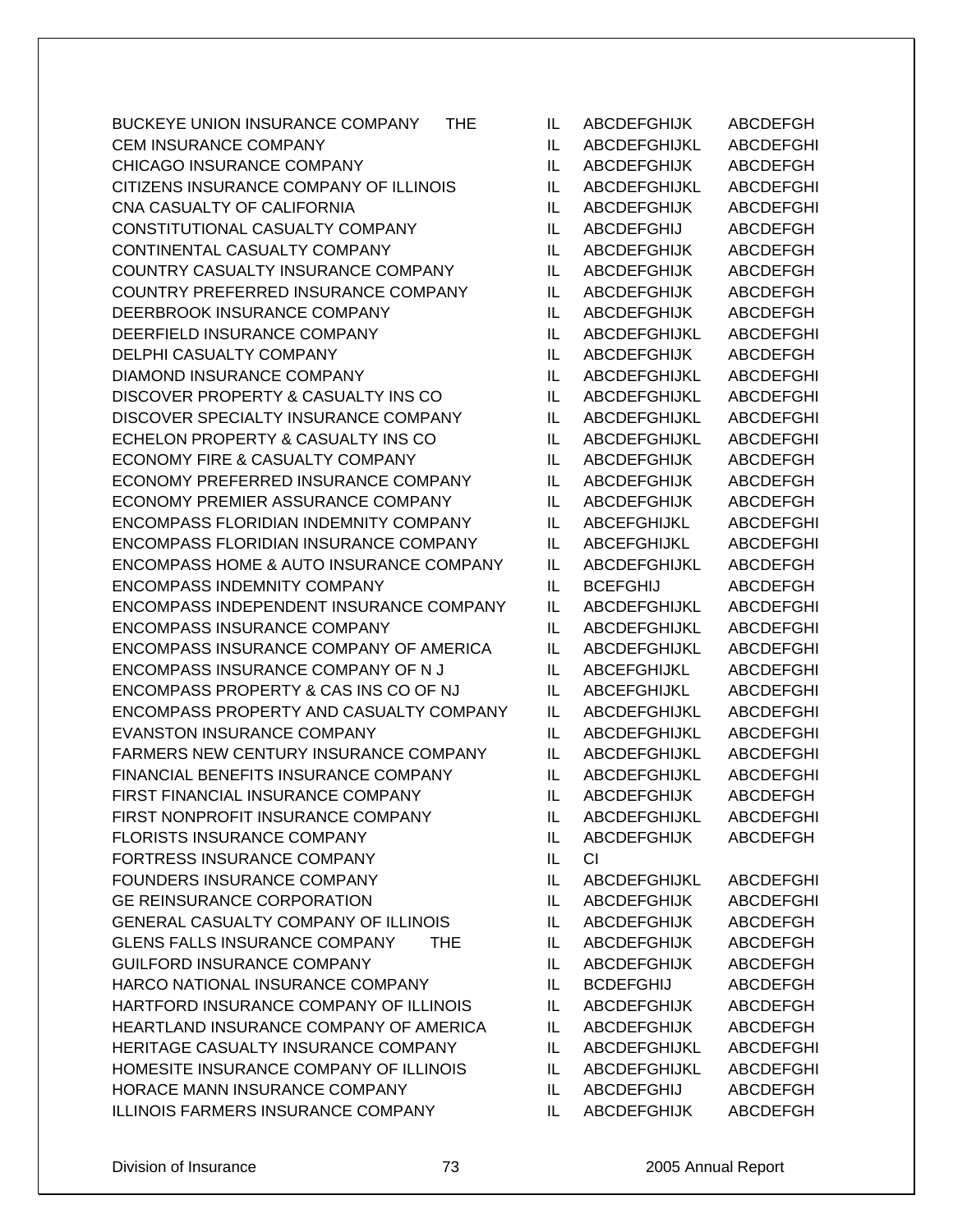| | | | |
|---|---|---|---|
| BUCKEYE UNION INSURANCE COMPANY THE | IL | ABCDEFGHIJK | ABCDEFGH |
| CEM INSURANCE COMPANY | IL | ABCDEFGHIJKL | ABCDEFGHI |
| CHICAGO INSURANCE COMPANY | IL | ABCDEFGHIJK | ABCDEFGH |
| CITIZENS INSURANCE COMPANY OF ILLINOIS | IL | ABCDEFGHIJKL | ABCDEFGHI |
| CNA CASUALTY OF CALIFORNIA | IL | ABCDEFGHIJK | ABCDEFGHI |
| CONSTITUTIONAL CASUALTY COMPANY | IL | ABCDEFGHIJ | ABCDEFGH |
| CONTINENTAL CASUALTY COMPANY | IL | ABCDEFGHIJK | ABCDEFGH |
| COUNTRY CASUALTY INSURANCE COMPANY | IL | ABCDEFGHIJK | ABCDEFGH |
| COUNTRY PREFERRED INSURANCE COMPANY | IL | ABCDEFGHIJK | ABCDEFGH |
| DEERBROOK INSURANCE COMPANY | IL | ABCDEFGHIJK | ABCDEFGH |
| DEERFIELD INSURANCE COMPANY | IL | ABCDEFGHIJKL | ABCDEFGHI |
| DELPHI CASUALTY COMPANY | IL | ABCDEFGHIJK | ABCDEFGH |
| DIAMOND INSURANCE COMPANY | IL | ABCDEFGHIJKL | ABCDEFGHI |
| DISCOVER PROPERTY & CASUALTY INS CO | IL | ABCDEFGHIJKL | ABCDEFGHI |
| DISCOVER SPECIALTY INSURANCE COMPANY | IL | ABCDEFGHIJKL | ABCDEFGHI |
| ECHELON PROPERTY & CASUALTY INS CO | IL | ABCDEFGHIJKL | ABCDEFGHI |
| ECONOMY FIRE & CASUALTY COMPANY | IL | ABCDEFGHIJK | ABCDEFGH |
| ECONOMY PREFERRED INSURANCE COMPANY | IL | ABCDEFGHIJK | ABCDEFGH |
| ECONOMY PREMIER ASSURANCE COMPANY | IL | ABCDEFGHIJK | ABCDEFGH |
| ENCOMPASS FLORIDIAN INDEMNITY COMPANY | IL | ABCEFGHIJKL | ABCDEFGHI |
| ENCOMPASS FLORIDIAN INSURANCE COMPANY | IL | ABCEFGHIJKL | ABCDEFGHI |
| ENCOMPASS HOME & AUTO INSURANCE COMPANY | IL | ABCDEFGHIJKL | ABCDEFGH |
| ENCOMPASS INDEMNITY COMPANY | IL | BCEFGHIJ | ABCDEFGH |
| ENCOMPASS INDEPENDENT INSURANCE COMPANY | IL | ABCDEFGHIJKL | ABCDEFGHI |
| ENCOMPASS INSURANCE COMPANY | IL | ABCDEFGHIJKL | ABCDEFGHI |
| ENCOMPASS INSURANCE COMPANY OF AMERICA | IL | ABCDEFGHIJKL | ABCDEFGHI |
| ENCOMPASS INSURANCE COMPANY OF N J | IL | ABCEFGHIJKL | ABCDEFGHI |
| ENCOMPASS PROPERTY & CAS INS CO OF NJ | IL | ABCEFGHIJKL | ABCDEFGHI |
| ENCOMPASS PROPERTY AND CASUALTY COMPANY | IL | ABCDEFGHIJKL | ABCDEFGHI |
| EVANSTON INSURANCE COMPANY | IL | ABCDEFGHIJKL | ABCDEFGHI |
| FARMERS NEW CENTURY INSURANCE COMPANY | IL | ABCDEFGHIJKL | ABCDEFGHI |
| FINANCIAL BENEFITS INSURANCE COMPANY | IL | ABCDEFGHIJKL | ABCDEFGHI |
| FIRST FINANCIAL INSURANCE COMPANY | IL | ABCDEFGHIJK | ABCDEFGH |
| FIRST NONPROFIT INSURANCE COMPANY | IL | ABCDEFGHIJKL | ABCDEFGHI |
| FLORISTS INSURANCE COMPANY | IL | ABCDEFGHIJK | ABCDEFGH |
| FORTRESS INSURANCE COMPANY | IL | CI | |
| FOUNDERS INSURANCE COMPANY | IL | ABCDEFGHIJKL | ABCDEFGHI |
| GE REINSURANCE CORPORATION | IL | ABCDEFGHIJK | ABCDEFGHI |
| GENERAL CASUALTY COMPANY OF ILLINOIS | IL | ABCDEFGHIJK | ABCDEFGH |
| GLENS FALLS INSURANCE COMPANY THE | IL | ABCDEFGHIJK | ABCDEFGH |
| GUILFORD INSURANCE COMPANY | IL | ABCDEFGHIJK | ABCDEFGH |
| HARCO NATIONAL INSURANCE COMPANY | IL | BCDEFGHIJ | ABCDEFGH |
| HARTFORD INSURANCE COMPANY OF ILLINOIS | IL | ABCDEFGHIJK | ABCDEFGH |
| HEARTLAND INSURANCE COMPANY OF AMERICA | IL | ABCDEFGHIJK | ABCDEFGH |
| HERITAGE CASUALTY INSURANCE COMPANY | IL | ABCDEFGHIJKL | ABCDEFGHI |
| HOMESITE INSURANCE COMPANY OF ILLINOIS | IL | ABCDEFGHIJKL | ABCDEFGHI |
| HORACE MANN INSURANCE COMPANY | IL | ABCDEFGHIJ | ABCDEFGH |
| ILLINOIS FARMERS INSURANCE COMPANY | IL | ABCDEFGHIJK | ABCDEFGH |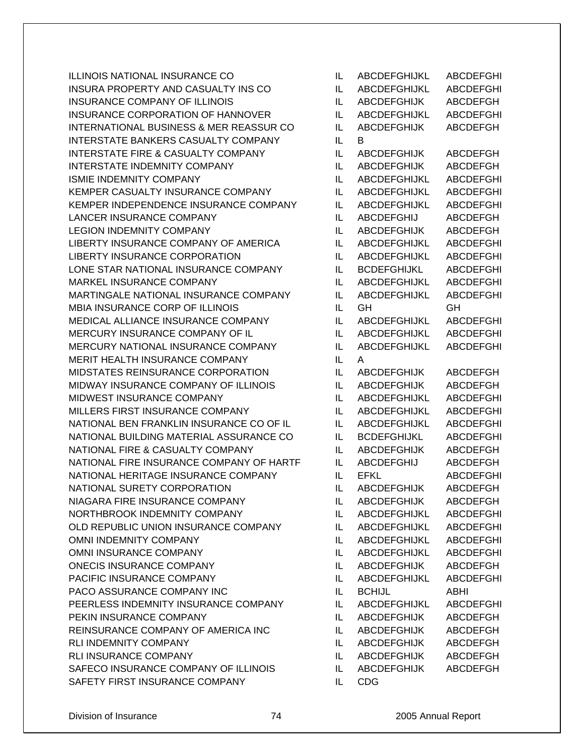| | | | |
|---|---|---|---|
| ILLINOIS NATIONAL INSURANCE CO | IL | ABCDEFGHIJKL | ABCDEFGHI |
| INSURA PROPERTY AND CASUALTY INS CO | IL | ABCDEFGHIJKL | ABCDEFGHI |
| INSURANCE COMPANY OF ILLINOIS | IL | ABCDEFGHIJK | ABCDEFGH |
| INSURANCE CORPORATION OF HANNOVER | IL | ABCDEFGHIJKL | ABCDEFGHI |
| INTERNATIONAL BUSINESS & MER REASSUR CO | IL | ABCDEFGHIJK | ABCDEFGH |
| INTERSTATE BANKERS CASUALTY COMPANY | IL | B | |
| INTERSTATE FIRE & CASUALTY COMPANY | IL | ABCDEFGHIJK | ABCDEFGH |
| INTERSTATE INDEMNITY COMPANY | IL | ABCDEFGHIJK | ABCDEFGH |
| ISMIE INDEMNITY COMPANY | IL | ABCDEFGHIJKL | ABCDEFGHI |
| KEMPER CASUALTY INSURANCE COMPANY | IL | ABCDEFGHIJKL | ABCDEFGHI |
| KEMPER INDEPENDENCE INSURANCE COMPANY | IL | ABCDEFGHIJKL | ABCDEFGHI |
| LANCER INSURANCE COMPANY | IL | ABCDEFGHIJ | ABCDEFGH |
| LEGION INDEMNITY COMPANY | IL | ABCDEFGHIJK | ABCDEFGH |
| LIBERTY INSURANCE COMPANY OF AMERICA | IL | ABCDEFGHIJKL | ABCDEFGHI |
| LIBERTY INSURANCE CORPORATION | IL | ABCDEFGHIJKL | ABCDEFGHI |
| LONE STAR NATIONAL INSURANCE COMPANY | IL | BCDEFGHIJKL | ABCDEFGHI |
| MARKEL INSURANCE COMPANY | IL | ABCDEFGHIJKL | ABCDEFGHI |
| MARTINGALE NATIONAL INSURANCE COMPANY | IL | ABCDEFGHIJKL | ABCDEFGHI |
| MBIA INSURANCE CORP OF ILLINOIS | IL | GH | GH |
| MEDICAL ALLIANCE INSURANCE COMPANY | IL | ABCDEFGHIJKL | ABCDEFGHI |
| MERCURY INSURANCE COMPANY OF IL | IL | ABCDEFGHIJKL | ABCDEFGHI |
| MERCURY NATIONAL INSURANCE COMPANY | IL | ABCDEFGHIJKL | ABCDEFGHI |
| MERIT HEALTH INSURANCE COMPANY | IL | A | |
| MIDSTATES REINSURANCE CORPORATION | IL | ABCDEFGHIJK | ABCDEFGH |
| MIDWAY INSURANCE COMPANY OF ILLINOIS | IL | ABCDEFGHIJK | ABCDEFGH |
| MIDWEST INSURANCE COMPANY | IL | ABCDEFGHIJKL | ABCDEFGHI |
| MILLERS FIRST INSURANCE COMPANY | IL | ABCDEFGHIJKL | ABCDEFGHI |
| NATIONAL BEN FRANKLIN INSURANCE CO OF IL | IL | ABCDEFGHIJKL | ABCDEFGHI |
| NATIONAL BUILDING MATERIAL ASSURANCE CO | IL | BCDEFGHIJKL | ABCDEFGHI |
| NATIONAL FIRE & CASUALTY COMPANY | IL | ABCDEFGHIJK | ABCDEFGH |
| NATIONAL FIRE INSURANCE COMPANY OF HARTF | IL | ABCDEFGHIJ | ABCDEFGH |
| NATIONAL HERITAGE INSURANCE COMPANY | IL | EFKL | ABCDEFGHI |
| NATIONAL SURETY CORPORATION | IL | ABCDEFGHIJK | ABCDEFGH |
| NIAGARA FIRE INSURANCE COMPANY | IL | ABCDEFGHIJK | ABCDEFGH |
| NORTHBROOK INDEMNITY COMPANY | IL | ABCDEFGHIJKL | ABCDEFGHI |
| OLD REPUBLIC UNION INSURANCE COMPANY | IL | ABCDEFGHIJKL | ABCDEFGHI |
| OMNI INDEMNITY COMPANY | IL | ABCDEFGHIJKL | ABCDEFGHI |
| OMNI INSURANCE COMPANY | IL | ABCDEFGHIJKL | ABCDEFGHI |
| ONECIS INSURANCE COMPANY | IL | ABCDEFGHIJK | ABCDEFGH |
| PACIFIC INSURANCE COMPANY | IL | ABCDEFGHIJKL | ABCDEFGHI |
| PACO ASSURANCE COMPANY INC | IL | BCHIJL | ABHI |
| PEERLESS INDEMNITY INSURANCE COMPANY | IL | ABCDEFGHIJKL | ABCDEFGHI |
| PEKIN INSURANCE COMPANY | IL | ABCDEFGHIJK | ABCDEFGH |
| REINSURANCE COMPANY OF AMERICA INC | IL | ABCDEFGHIJK | ABCDEFGH |
| RLI INDEMNITY COMPANY | IL | ABCDEFGHIJK | ABCDEFGH |
| RLI INSURANCE COMPANY | IL | ABCDEFGHIJK | ABCDEFGH |
| SAFECO INSURANCE COMPANY OF ILLINOIS | IL | ABCDEFGHIJK | ABCDEFGH |
| SAFETY FIRST INSURANCE COMPANY | IL | CDG | |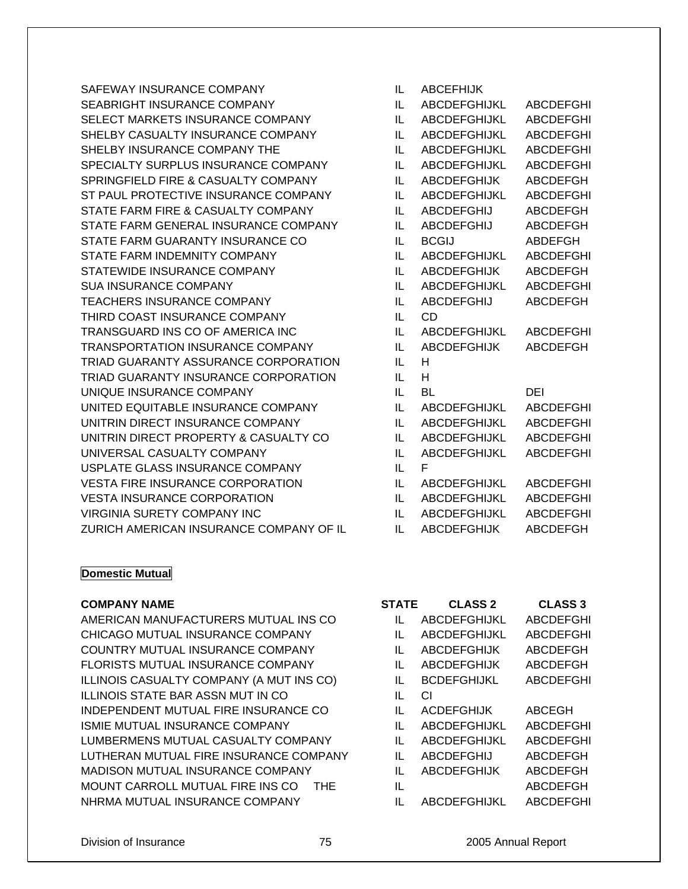| | | | |
|---|---|---|---|
| SAFEWAY INSURANCE COMPANY | IL | ABCEFHIJK | |
| SEABRIGHT INSURANCE COMPANY | IL | ABCDEFGHIJKL | ABCDEFGHI |
| SELECT MARKETS INSURANCE COMPANY | IL | ABCDEFGHIJKL | ABCDEFGHI |
| SHELBY CASUALTY INSURANCE COMPANY | IL | ABCDEFGHIJKL | ABCDEFGHI |
| SHELBY INSURANCE COMPANY THE | IL | ABCDEFGHIJKL | ABCDEFGHI |
| SPECIALTY SURPLUS INSURANCE COMPANY | IL | ABCDEFGHIJKL | ABCDEFGHI |
| SPRINGFIELD FIRE & CASUALTY COMPANY | IL | ABCDEFGHIJK | ABCDEFGH |
| ST PAUL PROTECTIVE INSURANCE COMPANY | IL | ABCDEFGHIJKL | ABCDEFGHI |
| STATE FARM FIRE & CASUALTY COMPANY | IL | ABCDEFGHIJ | ABCDEFGH |
| STATE FARM GENERAL INSURANCE COMPANY | IL | ABCDEFGHIJ | ABCDEFGH |
| STATE FARM GUARANTY INSURANCE CO | IL | BCGIJ | ABDEFGH |
| STATE FARM INDEMNITY COMPANY | IL | ABCDEFGHIJKL | ABCDEFGHI |
| STATEWIDE INSURANCE COMPANY | IL | ABCDEFGHIJK | ABCDEFGH |
| SUA INSURANCE COMPANY | IL | ABCDEFGHIJKL | ABCDEFGHI |
| TEACHERS INSURANCE COMPANY | IL | ABCDEFGHIJ | ABCDEFGH |
| THIRD COAST INSURANCE COMPANY | IL | CD | |
| TRANSGUARD INS CO OF AMERICA INC | IL | ABCDEFGHIJKL | ABCDEFGHI |
| TRANSPORTATION INSURANCE COMPANY | IL | ABCDEFGHIJK | ABCDEFGH |
| TRIAD GUARANTY ASSURANCE CORPORATION | IL | H | |
| TRIAD GUARANTY INSURANCE CORPORATION | IL | H | |
| UNIQUE INSURANCE COMPANY | IL | BL | DEI |
| UNITED EQUITABLE INSURANCE COMPANY | IL | ABCDEFGHIJKL | ABCDEFGHI |
| UNITRIN DIRECT INSURANCE COMPANY | IL | ABCDEFGHIJKL | ABCDEFGHI |
| UNITRIN DIRECT PROPERTY & CASUALTY CO | IL | ABCDEFGHIJKL | ABCDEFGHI |
| UNIVERSAL CASUALTY COMPANY | IL | ABCDEFGHIJKL | ABCDEFGHI |
| USPLATE GLASS INSURANCE COMPANY | IL | F | |
| VESTA FIRE INSURANCE CORPORATION | IL | ABCDEFGHIJKL | ABCDEFGHI |
| VESTA INSURANCE CORPORATION | IL | ABCDEFGHIJKL | ABCDEFGHI |
| VIRGINIA SURETY COMPANY INC | IL | ABCDEFGHIJKL | ABCDEFGHI |
| ZURICH AMERICAN INSURANCE COMPANY OF IL | IL | ABCDEFGHIJK | ABCDEFGH |

**Domestic Mutual**

| COMPANY NAME | STATE | CLASS 2 | CLASS 3 |
|---|---|---|---|
| AMERICAN MANUFACTURERS MUTUAL INS CO | IL | ABCDEFGHIJKL | ABCDEFGHI |
| CHICAGO MUTUAL INSURANCE COMPANY | IL | ABCDEFGHIJKL | ABCDEFGHI |
| COUNTRY MUTUAL INSURANCE COMPANY | IL | ABCDEFGHIJK | ABCDEFGH |
| FLORISTS MUTUAL INSURANCE COMPANY | IL | ABCDEFGHIJK | ABCDEFGH |
| ILLINOIS CASUALTY COMPANY (A MUT INS CO) | IL | BCDEFGHIJKL | ABCDEFGHI |
| ILLINOIS STATE BAR ASSN MUT IN CO | IL | CI | |
| INDEPENDENT MUTUAL FIRE INSURANCE CO | IL | ACDEFGHIJK | ABCEGH |
| ISMIE MUTUAL INSURANCE COMPANY | IL | ABCDEFGHIJKL | ABCDEFGHI |
| LUMBERMENS MUTUAL CASUALTY COMPANY | IL | ABCDEFGHIJKL | ABCDEFGHI |
| LUTHERAN MUTUAL FIRE INSURANCE COMPANY | IL | ABCDEFGHIJ | ABCDEFGH |
| MADISON MUTUAL INSURANCE COMPANY | IL | ABCDEFGHIJK | ABCDEFGH |
| MOUNT CARROLL MUTUAL FIRE INS CO THE | IL | | ABCDEFGH |
| NHRMA MUTUAL INSURANCE COMPANY | IL | ABCDEFGHIJKL | ABCDEFGHI |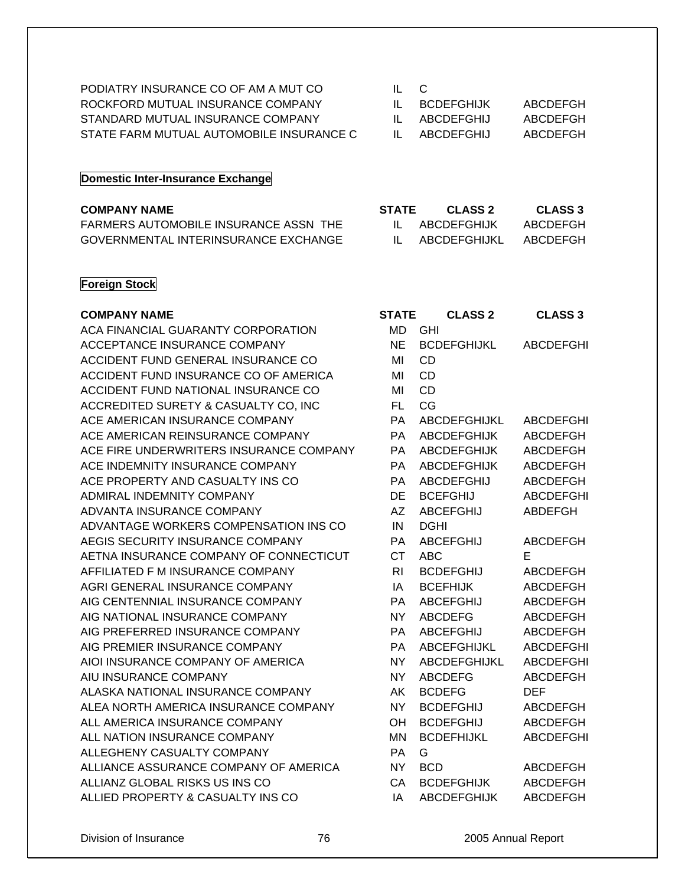| COMPANY NAME | STATE | CLASS 2 | CLASS 3 |
|---|---|---|---|
| PODIATRY INSURANCE CO OF AM A MUT CO | IL | C | |
| ROCKFORD MUTUAL INSURANCE COMPANY | IL | BCDEFGHIJK | ABCDEFGH |
| STANDARD MUTUAL INSURANCE COMPANY | IL | ABCDEFGHIJ | ABCDEFGH |
| STATE FARM MUTUAL AUTOMOBILE INSURANCE C | IL | ABCDEFGHIJ | ABCDEFGH |

**Domestic Inter-Insurance Exchange**

| COMPANY NAME | STATE | CLASS 2 | CLASS 3 |
|---|---|---|---|
| FARMERS AUTOMOBILE INSURANCE ASSN THE | IL | ABCDEFGHIJK | ABCDEFGH |
| GOVERNMENTAL INTERINSURANCE EXCHANGE | IL | ABCDEFGHIJKL | ABCDEFGH |

**Foreign Stock**

| COMPANY NAME | STATE | CLASS 2 | CLASS 3 |
|---|---|---|---|
| ACA FINANCIAL GUARANTY CORPORATION | MD | GHI | |
| ACCEPTANCE INSURANCE COMPANY | NE | BCDEFGHIJKL | ABCDEFGHI |
| ACCIDENT FUND GENERAL INSURANCE CO | MI | CD | |
| ACCIDENT FUND INSURANCE CO OF AMERICA | MI | CD | |
| ACCIDENT FUND NATIONAL INSURANCE CO | MI | CD | |
| ACCREDITED SURETY & CASUALTY CO, INC | FL | CG | |
| ACE AMERICAN INSURANCE COMPANY | PA | ABCDEFGHIJKL | ABCDEFGHI |
| ACE AMERICAN REINSURANCE COMPANY | PA | ABCDEFGHIJK | ABCDEFGH |
| ACE FIRE UNDERWRITERS INSURANCE COMPANY | PA | ABCDEFGHIJK | ABCDEFGH |
| ACE INDEMNITY INSURANCE COMPANY | PA | ABCDEFGHIJK | ABCDEFGH |
| ACE PROPERTY AND CASUALTY INS CO | PA | ABCDEFGHIJ | ABCDEFGH |
| ADMIRAL INDEMNITY COMPANY | DE | BCEFGHIJ | ABCDEFGHI |
| ADVANTA INSURANCE COMPANY | AZ | ABCEFGHIJ | ABDEFGH |
| ADVANTAGE WORKERS COMPENSATION INS CO | IN | DGHI | |
| AEGIS SECURITY INSURANCE COMPANY | PA | ABCEFGHIJ | ABCDEFGH |
| AETNA INSURANCE COMPANY OF CONNECTICUT | CT | ABC | E |
| AFFILIATED F M INSURANCE COMPANY | RI | BCDEFGHIJ | ABCDEFGH |
| AGRI GENERAL INSURANCE COMPANY | IA | BCEFHIJK | ABCDEFGH |
| AIG CENTENNIAL INSURANCE COMPANY | PA | ABCEFGHIJ | ABCDEFGH |
| AIG NATIONAL INSURANCE COMPANY | NY | ABCDEFG | ABCDEFGH |
| AIG PREFERRED INSURANCE COMPANY | PA | ABCEFGHIJ | ABCDEFGH |
| AIG PREMIER INSURANCE COMPANY | PA | ABCEFGHIJKL | ABCDEFGHI |
| AIOI INSURANCE COMPANY OF AMERICA | NY | ABCDEFGHIJKL | ABCDEFGHI |
| AIU INSURANCE COMPANY | NY | ABCDEFG | ABCDEFGH |
| ALASKA NATIONAL INSURANCE COMPANY | AK | BCDEFG | DEF |
| ALEA NORTH AMERICA INSURANCE COMPANY | NY | BCDEFGHIJ | ABCDEFGH |
| ALL AMERICA INSURANCE COMPANY | OH | BCDEFGHIJ | ABCDEFGH |
| ALL NATION INSURANCE COMPANY | MN | BCDEFHIJKL | ABCDEFGHI |
| ALLEGHENY CASUALTY COMPANY | PA | G | |
| ALLIANCE ASSURANCE COMPANY OF AMERICA | NY | BCD | ABCDEFGH |
| ALLIANZ GLOBAL RISKS US INS CO | CA | BCDEFGHIJK | ABCDEFGH |
| ALLIED PROPERTY & CASUALTY INS CO | IA | ABCDEFGHIJK | ABCDEFGH |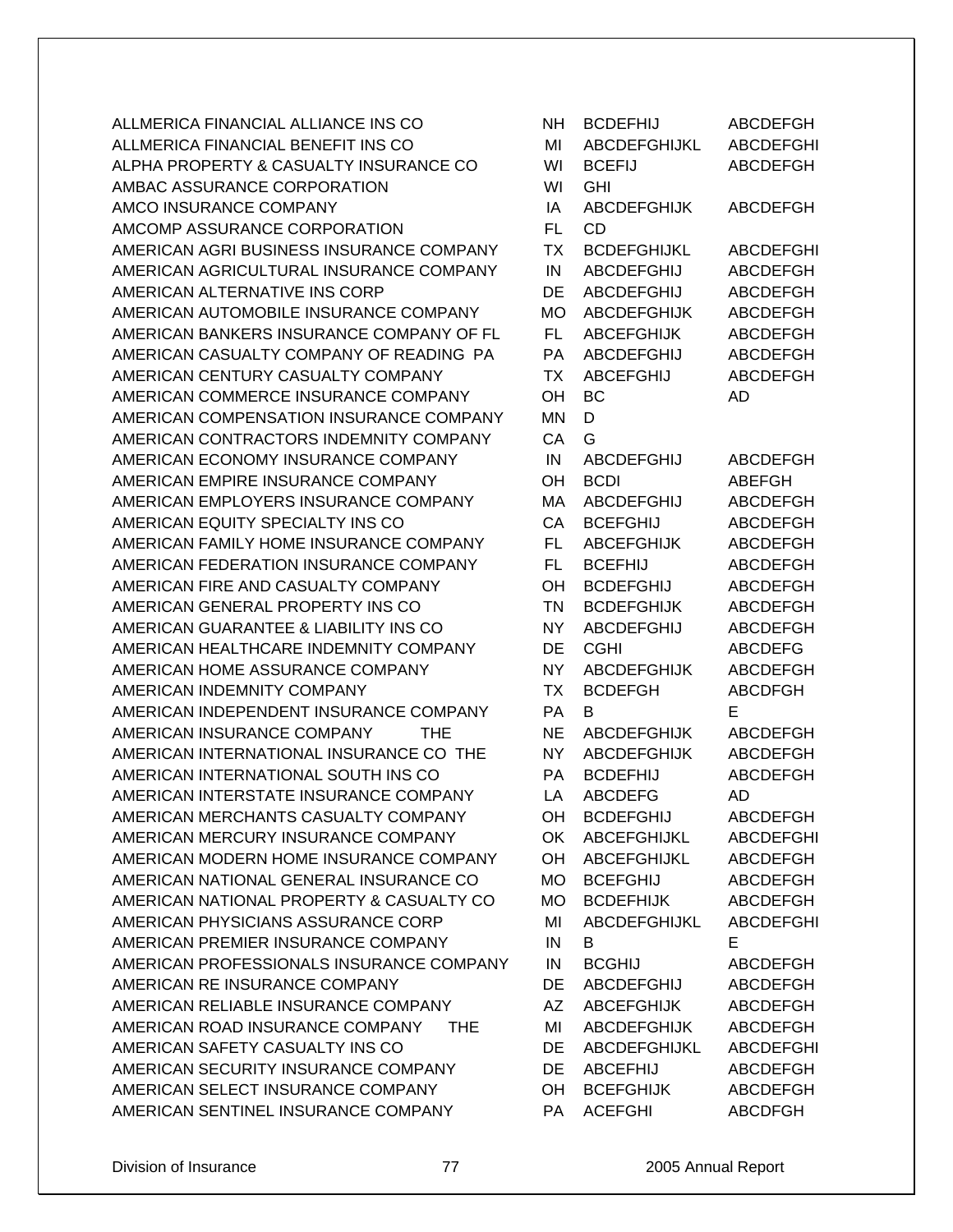| | | | |
|---|---|---|---|
| ALLMERICA FINANCIAL ALLIANCE INS CO | NH | BCDEFHIJ | ABCDEFGH |
| ALLMERICA FINANCIAL BENEFIT INS CO | MI | ABCDEFGHIJKL | ABCDEFGHI |
| ALPHA PROPERTY & CASUALTY INSURANCE CO | WI | BCEFIJ | ABCDEFGH |
| AMBAC ASSURANCE CORPORATION | WI | GHI | |
| AMCO INSURANCE COMPANY | IA | ABCDEFGHIJK | ABCDEFGH |
| AMCOMP ASSURANCE CORPORATION | FL | CD | |
| AMERICAN AGRI BUSINESS INSURANCE COMPANY | TX | BCDEFGHIJKL | ABCDEFGHI |
| AMERICAN AGRICULTURAL INSURANCE COMPANY | IN | ABCDEFGHIJ | ABCDEFGH |
| AMERICAN ALTERNATIVE INS CORP | DE | ABCDEFGHIJ | ABCDEFGH |
| AMERICAN AUTOMOBILE INSURANCE COMPANY | MO | ABCDEFGHIJK | ABCDEFGH |
| AMERICAN BANKERS INSURANCE COMPANY OF FL | FL | ABCEFGHIJK | ABCDEFGH |
| AMERICAN CASUALTY COMPANY OF READING PA | PA | ABCDEFGHIJ | ABCDEFGH |
| AMERICAN CENTURY CASUALTY COMPANY | TX | ABCEFGHIJ | ABCDEFGH |
| AMERICAN COMMERCE INSURANCE COMPANY | OH | BC | AD |
| AMERICAN COMPENSATION INSURANCE COMPANY | MN | D | |
| AMERICAN CONTRACTORS INDEMNITY COMPANY | CA | G | |
| AMERICAN ECONOMY INSURANCE COMPANY | IN | ABCDEFGHIJ | ABCDEFGH |
| AMERICAN EMPIRE INSURANCE COMPANY | OH | BCDI | ABEFGH |
| AMERICAN EMPLOYERS INSURANCE COMPANY | MA | ABCDEFGHIJ | ABCDEFGH |
| AMERICAN EQUITY SPECIALTY INS CO | CA | BCEFGHIJ | ABCDEFGH |
| AMERICAN FAMILY HOME INSURANCE COMPANY | FL | ABCEFGHIJK | ABCDEFGH |
| AMERICAN FEDERATION INSURANCE COMPANY | FL | BCEFHIJ | ABCDEFGH |
| AMERICAN FIRE AND CASUALTY COMPANY | OH | BCDEFGHIJ | ABCDEFGH |
| AMERICAN GENERAL PROPERTY INS CO | TN | BCDEFGHIJK | ABCDEFGH |
| AMERICAN GUARANTEE & LIABILITY INS CO | NY | ABCDEFGHIJ | ABCDEFGH |
| AMERICAN HEALTHCARE INDEMNITY COMPANY | DE | CGHI | ABCDEFG |
| AMERICAN HOME ASSURANCE COMPANY | NY | ABCDEFGHIJK | ABCDEFGH |
| AMERICAN INDEMNITY COMPANY | TX | BCDEFGH | ABCDFGH |
| AMERICAN INDEPENDENT INSURANCE COMPANY | PA | B | E |
| AMERICAN INSURANCE COMPANY THE | NE | ABCDEFGHIJK | ABCDEFGH |
| AMERICAN INTERNATIONAL INSURANCE CO THE | NY | ABCDEFGHIJK | ABCDEFGH |
| AMERICAN INTERNATIONAL SOUTH INS CO | PA | BCDEFHIJ | ABCDEFGH |
| AMERICAN INTERSTATE INSURANCE COMPANY | LA | ABCDEFG | AD |
| AMERICAN MERCHANTS CASUALTY COMPANY | OH | BCDEFGHIJ | ABCDEFGH |
| AMERICAN MERCURY INSURANCE COMPANY | OK | ABCEFGHIJKL | ABCDEFGHI |
| AMERICAN MODERN HOME INSURANCE COMPANY | OH | ABCEFGHIJKL | ABCDEFGH |
| AMERICAN NATIONAL GENERAL INSURANCE CO | MO | BCEFGHIJ | ABCDEFGH |
| AMERICAN NATIONAL PROPERTY & CASUALTY CO | MO | BCDEFHIJK | ABCDEFGH |
| AMERICAN PHYSICIANS ASSURANCE CORP | MI | ABCDEFGHIJKL | ABCDEFGHI |
| AMERICAN PREMIER INSURANCE COMPANY | IN | B | E |
| AMERICAN PROFESSIONALS INSURANCE COMPANY | IN | BCGHIJ | ABCDEFGH |
| AMERICAN RE INSURANCE COMPANY | DE | ABCDEFGHIJ | ABCDEFGH |
| AMERICAN RELIABLE INSURANCE COMPANY | AZ | ABCEFGHIJK | ABCDEFGH |
| AMERICAN ROAD INSURANCE COMPANY THE | MI | ABCDEFGHIJK | ABCDEFGH |
| AMERICAN SAFETY CASUALTY INS CO | DE | ABCDEFGHIJKL | ABCDEFGHI |
| AMERICAN SECURITY INSURANCE COMPANY | DE | ABCEFHIJ | ABCDEFGH |
| AMERICAN SELECT INSURANCE COMPANY | OH | BCEFGHIJK | ABCDEFGH |
| AMERICAN SENTINEL INSURANCE COMPANY | PA | ACEFGHI | ABCDFGH |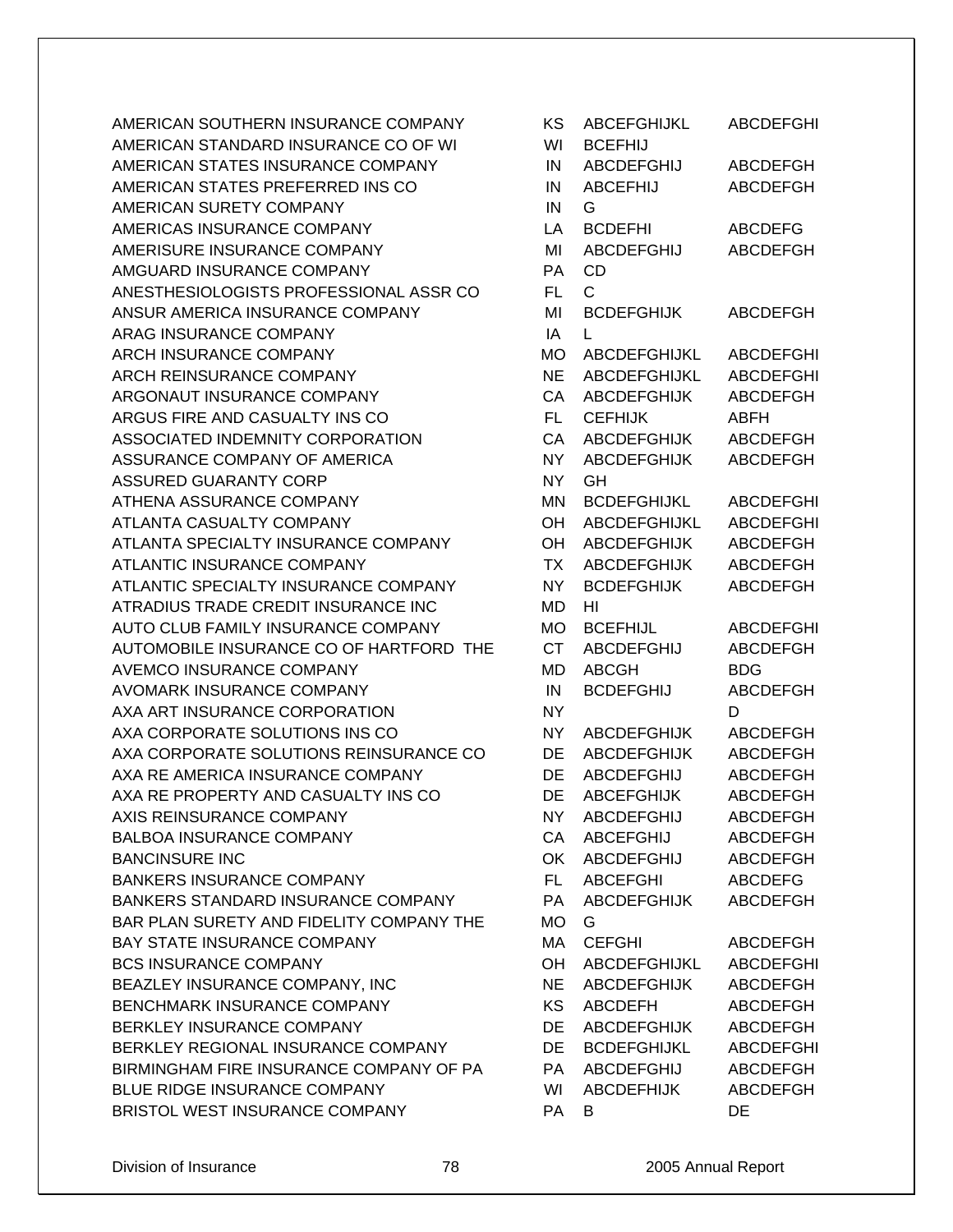| | | | |
|---|---|---|---|
| AMERICAN SOUTHERN INSURANCE COMPANY | KS | ABCEFGHIJKL | ABCDEFGHI |
| AMERICAN STANDARD INSURANCE CO OF WI | WI | BCEFHIJ | |
| AMERICAN STATES INSURANCE COMPANY | IN | ABCDEFGHIJ | ABCDEFGH |
| AMERICAN STATES PREFERRED INS CO | IN | ABCEFHIJ | ABCDEFGH |
| AMERICAN SURETY COMPANY | IN | G | |
| AMERICAS INSURANCE COMPANY | LA | BCDEFHI | ABCDEFG |
| AMERISURE INSURANCE COMPANY | MI | ABCDEFGHIJ | ABCDEFGH |
| AMGUARD INSURANCE COMPANY | PA | CD | |
| ANESTHESIOLOGISTS PROFESSIONAL ASSR CO | FL | C | |
| ANSUR AMERICA INSURANCE COMPANY | MI | BCDEFGHIJK | ABCDEFGH |
| ARAG INSURANCE COMPANY | IA | L | |
| ARCH INSURANCE COMPANY | MO | ABCDEFGHIJKL | ABCDEFGHI |
| ARCH REINSURANCE COMPANY | NE | ABCDEFGHIJKL | ABCDEFGHI |
| ARGONAUT INSURANCE COMPANY | CA | ABCDEFGHIJK | ABCDEFGH |
| ARGUS FIRE AND CASUALTY INS CO | FL | CEFHIJK | ABFH |
| ASSOCIATED INDEMNITY CORPORATION | CA | ABCDEFGHIJK | ABCDEFGH |
| ASSURANCE COMPANY OF AMERICA | NY | ABCDEFGHIJK | ABCDEFGH |
| ASSURED GUARANTY CORP | NY | GH | |
| ATHENA ASSURANCE COMPANY | MN | BCDEFGHIJKL | ABCDEFGHI |
| ATLANTA CASUALTY COMPANY | OH | ABCDEFGHIJKL | ABCDEFGHI |
| ATLANTA SPECIALTY INSURANCE COMPANY | OH | ABCDEFGHIJK | ABCDEFGH |
| ATLANTIC INSURANCE COMPANY | TX | ABCDEFGHIJK | ABCDEFGH |
| ATLANTIC SPECIALTY INSURANCE COMPANY | NY | BCDEFGHIJK | ABCDEFGH |
| ATRADIUS TRADE CREDIT INSURANCE INC | MD | HI | |
| AUTO CLUB FAMILY INSURANCE COMPANY | MO | BCEFHIJL | ABCDEFGHI |
| AUTOMOBILE INSURANCE CO OF HARTFORD THE | CT | ABCDEFGHIJ | ABCDEFGH |
| AVEMCO INSURANCE COMPANY | MD | ABCGH | BDG |
| AVOMARK INSURANCE COMPANY | IN | BCDEFGHIJ | ABCDEFGH |
| AXA ART INSURANCE CORPORATION | NY | | D |
| AXA CORPORATE SOLUTIONS INS CO | NY | ABCDEFGHIJK | ABCDEFGH |
| AXA CORPORATE SOLUTIONS REINSURANCE CO | DE | ABCDEFGHIJK | ABCDEFGH |
| AXA RE AMERICA INSURANCE COMPANY | DE | ABCDEFGHIJ | ABCDEFGH |
| AXA RE PROPERTY AND CASUALTY INS CO | DE | ABCEFGHIJK | ABCDEFGH |
| AXIS REINSURANCE COMPANY | NY | ABCDEFGHIJ | ABCDEFGH |
| BALBOA INSURANCE COMPANY | CA | ABCEFGHIJ | ABCDEFGH |
| BANCINSURE INC | OK | ABCDEFGHIJ | ABCDEFGH |
| BANKERS INSURANCE COMPANY | FL | ABCEFGHI | ABCDEFG |
| BANKERS STANDARD INSURANCE COMPANY | PA | ABCDEFGHIJK | ABCDEFGH |
| BAR PLAN SURETY AND FIDELITY COMPANY THE | MO | G | |
| BAY STATE INSURANCE COMPANY | MA | CEFGHI | ABCDEFGH |
| BCS INSURANCE COMPANY | OH | ABCDEFGHIJKL | ABCDEFGHI |
| BEAZLEY INSURANCE COMPANY, INC | NE | ABCDEFGHIJK | ABCDEFGH |
| BENCHMARK INSURANCE COMPANY | KS | ABCDEFH | ABCDEFGH |
| BERKLEY INSURANCE COMPANY | DE | ABCDEFGHIJK | ABCDEFGH |
| BERKLEY REGIONAL INSURANCE COMPANY | DE | BCDEFGHIJKL | ABCDEFGHI |
| BIRMINGHAM FIRE INSURANCE COMPANY OF PA | PA | ABCDEFGHIJ | ABCDEFGH |
| BLUE RIDGE INSURANCE COMPANY | WI | ABCDEFHIJK | ABCDEFGH |
| BRISTOL WEST INSURANCE COMPANY | PA | B | DE |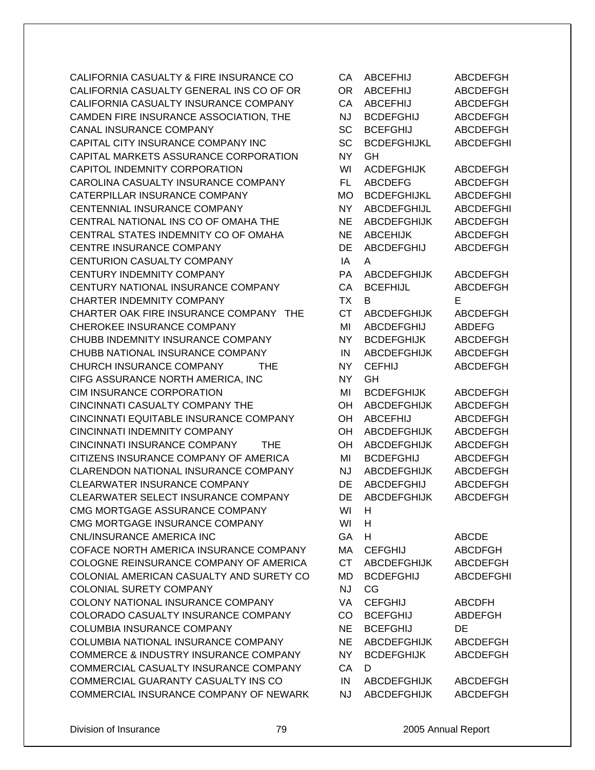| Company | State | | |
|---|---|---|---|
| CALIFORNIA CASUALTY & FIRE INSURANCE CO | CA | ABCEFHIJ | ABCDEFGH |
| CALIFORNIA CASUALTY GENERAL INS CO OF OR | OR | ABCEFHIJ | ABCDEFGH |
| CALIFORNIA CASUALTY INSURANCE COMPANY | CA | ABCEFHIJ | ABCDEFGH |
| CAMDEN FIRE INSURANCE ASSOCIATION, THE | NJ | BCDEFGHIJ | ABCDEFGH |
| CANAL INSURANCE COMPANY | SC | BCEFGHIJ | ABCDEFGH |
| CAPITAL CITY INSURANCE COMPANY INC | SC | BCDEFGHIJKL | ABCDEFGHI |
| CAPITAL MARKETS ASSURANCE CORPORATION | NY | GH | |
| CAPITOL INDEMNITY CORPORATION | WI | ACDEFGHIJK | ABCDEFGH |
| CAROLINA CASUALTY INSURANCE COMPANY | FL | ABCDEFG | ABCDEFGH |
| CATERPILLAR INSURANCE COMPANY | MO | BCDEFGHIJKL | ABCDEFGHI |
| CENTENNIAL INSURANCE COMPANY | NY | ABCDEFGHIJL | ABCDEFGHI |
| CENTRAL NATIONAL INS CO OF OMAHA THE | NE | ABCDEFGHIJK | ABCDEFGH |
| CENTRAL STATES INDEMNITY CO OF OMAHA | NE | ABCEHIJK | ABCDEFGH |
| CENTRE INSURANCE COMPANY | DE | ABCDEFGHIJ | ABCDEFGH |
| CENTURION CASUALTY COMPANY | IA | A | |
| CENTURY INDEMNITY COMPANY | PA | ABCDEFGHIJK | ABCDEFGH |
| CENTURY NATIONAL INSURANCE COMPANY | CA | BCEFHIJL | ABCDEFGH |
| CHARTER INDEMNITY COMPANY | TX | B | E |
| CHARTER OAK FIRE INSURANCE COMPANY THE | CT | ABCDEFGHIJK | ABCDEFGH |
| CHEROKEE INSURANCE COMPANY | MI | ABCDEFGHIJ | ABDEFG |
| CHUBB INDEMNITY INSURANCE COMPANY | NY | BCDEFGHIJK | ABCDEFGH |
| CHUBB NATIONAL INSURANCE COMPANY | IN | ABCDEFGHIJK | ABCDEFGH |
| CHURCH INSURANCE COMPANY THE | NY | CEFHIJ | ABCDEFGH |
| CIFG ASSURANCE NORTH AMERICA, INC | NY | GH | |
| CIM INSURANCE CORPORATION | MI | BCDEFGHIJK | ABCDEFGH |
| CINCINNATI CASUALTY COMPANY THE | OH | ABCDEFGHIJK | ABCDEFGH |
| CINCINNATI EQUITABLE INSURANCE COMPANY | OH | ABCEFHIJ | ABCDEFGH |
| CINCINNATI INDEMNITY COMPANY | OH | ABCDEFGHIJK | ABCDEFGH |
| CINCINNATI INSURANCE COMPANY THE | OH | ABCDEFGHIJK | ABCDEFGH |
| CITIZENS INSURANCE COMPANY OF AMERICA | MI | BCDEFGHIJ | ABCDEFGH |
| CLARENDON NATIONAL INSURANCE COMPANY | NJ | ABCDEFGHIJK | ABCDEFGH |
| CLEARWATER INSURANCE COMPANY | DE | ABCDEFGHIJ | ABCDEFGH |
| CLEARWATER SELECT INSURANCE COMPANY | DE | ABCDEFGHIJK | ABCDEFGH |
| CMG MORTGAGE ASSURANCE COMPANY | WI | H | |
| CMG MORTGAGE INSURANCE COMPANY | WI | H | |
| CNL/INSURANCE AMERICA INC | GA | H | ABCDE |
| COFACE NORTH AMERICA INSURANCE COMPANY | MA | CEFGHIJ | ABCDFGH |
| COLOGNE REINSURANCE COMPANY OF AMERICA | CT | ABCDEFGHIJK | ABCDEFGH |
| COLONIAL AMERICAN CASUALTY AND SURETY CO | MD | BCDEFGHIJ | ABCDEFGHI |
| COLONIAL SURETY COMPANY | NJ | CG | |
| COLONY NATIONAL INSURANCE COMPANY | VA | CEFGHIJ | ABCDFH |
| COLORADO CASUALTY INSURANCE COMPANY | CO | BCEFGHIJ | ABDEFGH |
| COLUMBIA INSURANCE COMPANY | NE | BCEFGHIJ | DE |
| COLUMBIA NATIONAL INSURANCE COMPANY | NE | ABCDEFGHIJK | ABCDEFGH |
| COMMERCE & INDUSTRY INSURANCE COMPANY | NY | BCDEFGHIJK | ABCDEFGH |
| COMMERCIAL CASUALTY INSURANCE COMPANY | CA | D | |
| COMMERCIAL GUARANTY CASUALTY INS CO | IN | ABCDEFGHIJK | ABCDEFGH |
| COMMERCIAL INSURANCE COMPANY OF NEWARK | NJ | ABCDEFGHIJK | ABCDEFGH |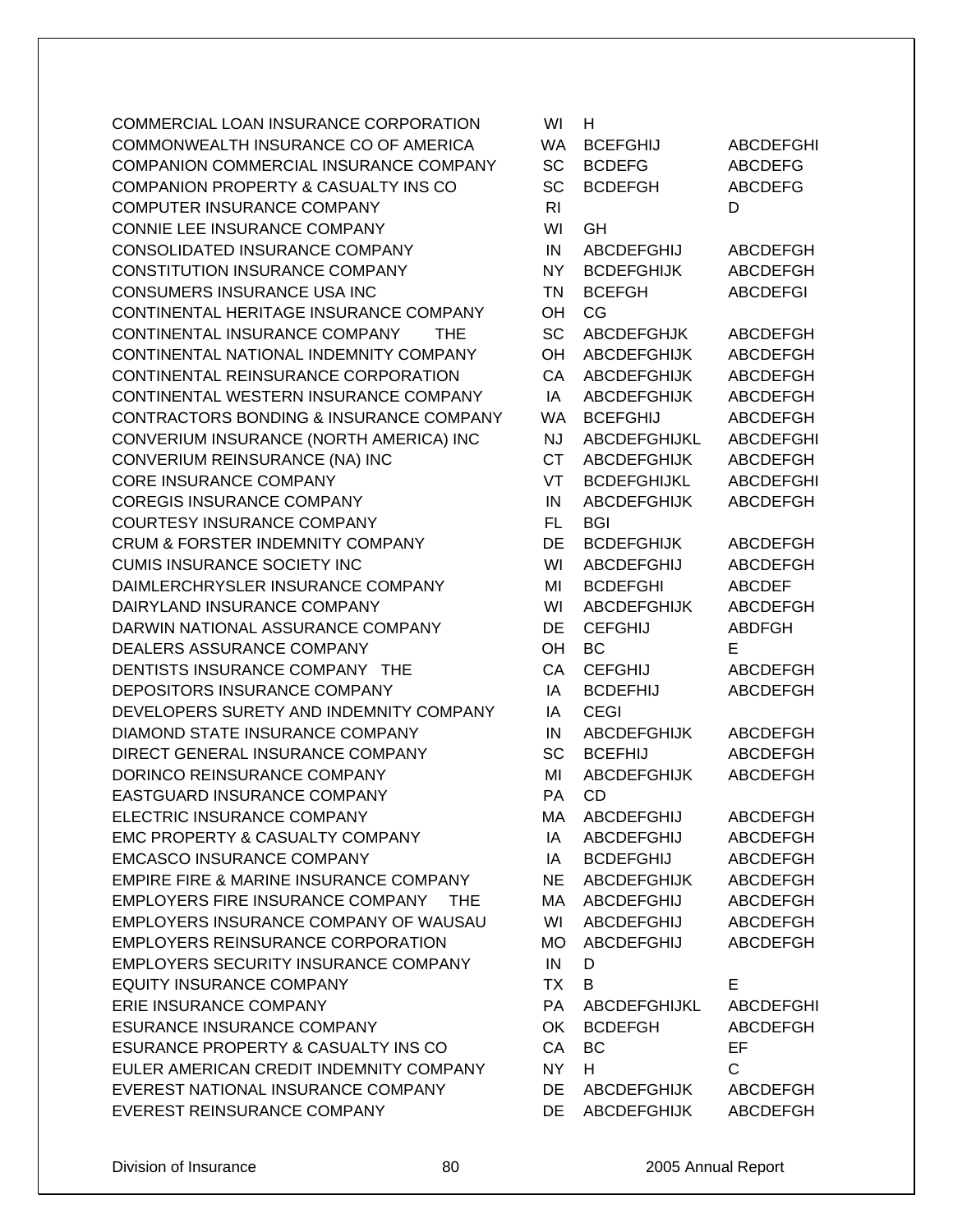| | | | |
|---|---|---|---|
| COMMERCIAL LOAN INSURANCE CORPORATION | WI | H | |
| COMMONWEALTH INSURANCE CO OF AMERICA | WA | BCEFGHIJ | ABCDEFGHI |
| COMPANION COMMERCIAL INSURANCE COMPANY | SC | BCDEFG | ABCDEFG |
| COMPANION PROPERTY & CASUALTY INS CO | SC | BCDEFGH | ABCDEFG |
| COMPUTER INSURANCE COMPANY | RI | | D |
| CONNIE LEE INSURANCE COMPANY | WI | GH | |
| CONSOLIDATED INSURANCE COMPANY | IN | ABCDEFGHIJ | ABCDEFGH |
| CONSTITUTION INSURANCE COMPANY | NY | BCDEFGHIJK | ABCDEFGH |
| CONSUMERS INSURANCE USA INC | TN | BCEFGH | ABCDEFGI |
| CONTINENTAL HERITAGE INSURANCE COMPANY | OH | CG | |
| CONTINENTAL INSURANCE COMPANY THE | SC | ABCDEFGHJK | ABCDEFGH |
| CONTINENTAL NATIONAL INDEMNITY COMPANY | OH | ABCDEFGHIJK | ABCDEFGH |
| CONTINENTAL REINSURANCE CORPORATION | CA | ABCDEFGHIJK | ABCDEFGH |
| CONTINENTAL WESTERN INSURANCE COMPANY | IA | ABCDEFGHIJK | ABCDEFGH |
| CONTRACTORS BONDING & INSURANCE COMPANY | WA | BCEFGHIJ | ABCDEFGH |
| CONVERIUM INSURANCE (NORTH AMERICA) INC | NJ | ABCDEFGHIJKL | ABCDEFGHI |
| CONVERIUM REINSURANCE (NA) INC | CT | ABCDEFGHIJK | ABCDEFGH |
| CORE INSURANCE COMPANY | VT | BCDEFGHIJKL | ABCDEFGHI |
| COREGIS INSURANCE COMPANY | IN | ABCDEFGHIJK | ABCDEFGH |
| COURTESY INSURANCE COMPANY | FL | BGI | |
| CRUM & FORSTER INDEMNITY COMPANY | DE | BCDEFGHIJK | ABCDEFGH |
| CUMIS INSURANCE SOCIETY INC | WI | ABCDEFGHIJ | ABCDEFGH |
| DAIMLERCHRYSLER INSURANCE COMPANY | MI | BCDEFGHI | ABCDEF |
| DAIRYLAND INSURANCE COMPANY | WI | ABCDEFGHIJK | ABCDEFGH |
| DARWIN NATIONAL ASSURANCE COMPANY | DE | CEFGHIJ | ABDFGH |
| DEALERS ASSURANCE COMPANY | OH | BC | E |
| DENTISTS INSURANCE COMPANY THE | CA | CEFGHIJ | ABCDEFGH |
| DEPOSITORS INSURANCE COMPANY | IA | BCDEFHIJ | ABCDEFGH |
| DEVELOPERS SURETY AND INDEMNITY COMPANY | IA | CEGI | |
| DIAMOND STATE INSURANCE COMPANY | IN | ABCDEFGHIJK | ABCDEFGH |
| DIRECT GENERAL INSURANCE COMPANY | SC | BCEFHIJ | ABCDEFGH |
| DORINCO REINSURANCE COMPANY | MI | ABCDEFGHIJK | ABCDEFGH |
| EASTGUARD INSURANCE COMPANY | PA | CD | |
| ELECTRIC INSURANCE COMPANY | MA | ABCDEFGHIJ | ABCDEFGH |
| EMC PROPERTY & CASUALTY COMPANY | IA | ABCDEFGHIJ | ABCDEFGH |
| EMCASCO INSURANCE COMPANY | IA | BCDEFGHIJ | ABCDEFGH |
| EMPIRE FIRE & MARINE INSURANCE COMPANY | NE | ABCDEFGHIJK | ABCDEFGH |
| EMPLOYERS FIRE INSURANCE COMPANY THE | MA | ABCDEFGHIJ | ABCDEFGH |
| EMPLOYERS INSURANCE COMPANY OF WAUSAU | WI | ABCDEFGHIJ | ABCDEFGH |
| EMPLOYERS REINSURANCE CORPORATION | MO | ABCDEFGHIJ | ABCDEFGH |
| EMPLOYERS SECURITY INSURANCE COMPANY | IN | D | |
| EQUITY INSURANCE COMPANY | TX | B | E |
| ERIE INSURANCE COMPANY | PA | ABCDEFGHIJKL | ABCDEFGHI |
| ESURANCE INSURANCE COMPANY | OK | BCDEFGH | ABCDEFGH |
| ESURANCE PROPERTY & CASUALTY INS CO | CA | BC | EF |
| EULER AMERICAN CREDIT INDEMNITY COMPANY | NY | H | C |
| EVEREST NATIONAL INSURANCE COMPANY | DE | ABCDEFGHIJK | ABCDEFGH |
| EVEREST REINSURANCE COMPANY | DE | ABCDEFGHIJK | ABCDEFGH |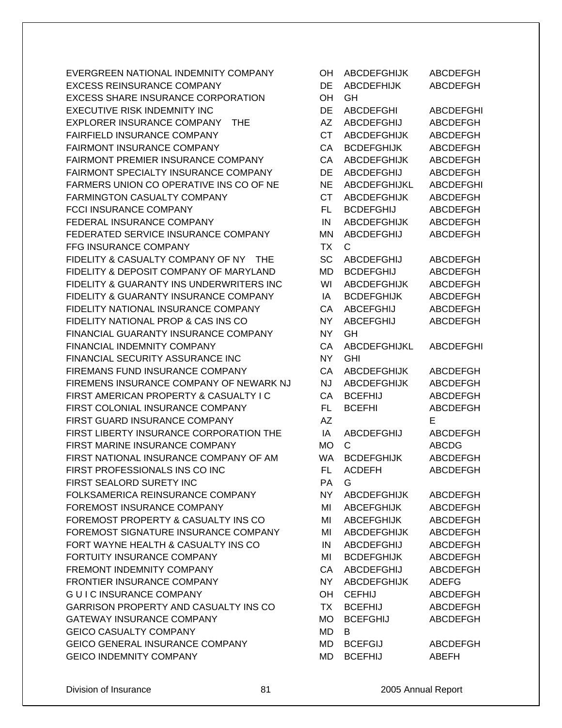| | | | |
|---|---|---|---|
| EVERGREEN NATIONAL INDEMNITY COMPANY | OH | ABCDEFGHIJK | ABCDEFGH |
| EXCESS REINSURANCE COMPANY | DE | ABCDEFHIJK | ABCDEFGH |
| EXCESS SHARE INSURANCE CORPORATION | OH | GH | |
| EXECUTIVE RISK INDEMNITY INC | DE | ABCDEFGHI | ABCDEFGHI |
| EXPLORER INSURANCE COMPANY THE | AZ | ABCDEFGHIJ | ABCDEFGH |
| FAIRFIELD INSURANCE COMPANY | CT | ABCDEFGHIJK | ABCDEFGH |
| FAIRMONT INSURANCE COMPANY | CA | BCDEFGHIJK | ABCDEFGH |
| FAIRMONT PREMIER INSURANCE COMPANY | CA | ABCDEFGHIJK | ABCDEFGH |
| FAIRMONT SPECIALTY INSURANCE COMPANY | DE | ABCDEFGHIJ | ABCDEFGH |
| FARMERS UNION CO OPERATIVE INS CO OF NE | NE | ABCDEFGHIJKL | ABCDEFGHI |
| FARMINGTON CASUALTY COMPANY | CT | ABCDEFGHIJK | ABCDEFGH |
| FCCI INSURANCE COMPANY | FL | BCDEFGHIJ | ABCDEFGH |
| FEDERAL INSURANCE COMPANY | IN | ABCDEFGHIJK | ABCDEFGH |
| FEDERATED SERVICE INSURANCE COMPANY | MN | ABCDEFGHIJ | ABCDEFGH |
| FFG INSURANCE COMPANY | TX | C | |
| FIDELITY & CASUALTY COMPANY OF NY THE | SC | ABCDEFGHIJ | ABCDEFGH |
| FIDELITY & DEPOSIT COMPANY OF MARYLAND | MD | BCDEFGHIJ | ABCDEFGH |
| FIDELITY & GUARANTY INS UNDERWRITERS INC | WI | ABCDEFGHIJK | ABCDEFGH |
| FIDELITY & GUARANTY INSURANCE COMPANY | IA | BCDEFGHIJK | ABCDEFGH |
| FIDELITY NATIONAL INSURANCE COMPANY | CA | ABCEFGHIJ | ABCDEFGH |
| FIDELITY NATIONAL PROP & CAS INS CO | NY | ABCEFGHIJ | ABCDEFGH |
| FINANCIAL GUARANTY INSURANCE COMPANY | NY | GH | |
| FINANCIAL INDEMNITY COMPANY | CA | ABCDEFGHIJKL | ABCDEFGHI |
| FINANCIAL SECURITY ASSURANCE INC | NY | GHI | |
| FIREMANS FUND INSURANCE COMPANY | CA | ABCDEFGHIJK | ABCDEFGH |
| FIREMENS INSURANCE COMPANY OF NEWARK NJ | NJ | ABCDEFGHIJK | ABCDEFGH |
| FIRST AMERICAN PROPERTY & CASUALTY I C | CA | BCEFHIJ | ABCDEFGH |
| FIRST COLONIAL INSURANCE COMPANY | FL | BCEFHI | ABCDEFGH |
| FIRST GUARD INSURANCE COMPANY | AZ | | E |
| FIRST LIBERTY INSURANCE CORPORATION THE | IA | ABCDEFGHIJ | ABCDEFGH |
| FIRST MARINE INSURANCE COMPANY | MO | C | ABCDG |
| FIRST NATIONAL INSURANCE COMPANY OF AM | WA | BCDEFGHIJK | ABCDEFGH |
| FIRST PROFESSIONALS INS CO INC | FL | ACDEFH | ABCDEFGH |
| FIRST SEALORD SURETY INC | PA | G | |
| FOLKSAMERICA REINSURANCE COMPANY | NY | ABCDEFGHIJK | ABCDEFGH |
| FOREMOST INSURANCE COMPANY | MI | ABCEFGHIJK | ABCDEFGH |
| FOREMOST PROPERTY & CASUALTY INS CO | MI | ABCEFGHIJK | ABCDEFGH |
| FOREMOST SIGNATURE INSURANCE COMPANY | MI | ABCDEFGHIJK | ABCDEFGH |
| FORT WAYNE HEALTH & CASUALTY INS CO | IN | ABCDEFGHIJ | ABCDEFGH |
| FORTUITY INSURANCE COMPANY | MI | BCDEFGHIJK | ABCDEFGH |
| FREMONT INDEMNITY COMPANY | CA | ABCDEFGHIJ | ABCDEFGH |
| FRONTIER INSURANCE COMPANY | NY | ABCDEFGHIJK | ADEFG |
| G U I C INSURANCE COMPANY | OH | CEFHIJ | ABCDEFGH |
| GARRISON PROPERTY AND CASUALTY INS CO | TX | BCEFHIJ | ABCDEFGH |
| GATEWAY INSURANCE COMPANY | MO | BCEFGHIJ | ABCDEFGH |
| GEICO CASUALTY COMPANY | MD | B | |
| GEICO GENERAL INSURANCE COMPANY | MD | BCEFGIJ | ABCDEFGH |
| GEICO INDEMNITY COMPANY | MD | BCEFHIJ | ABEFH |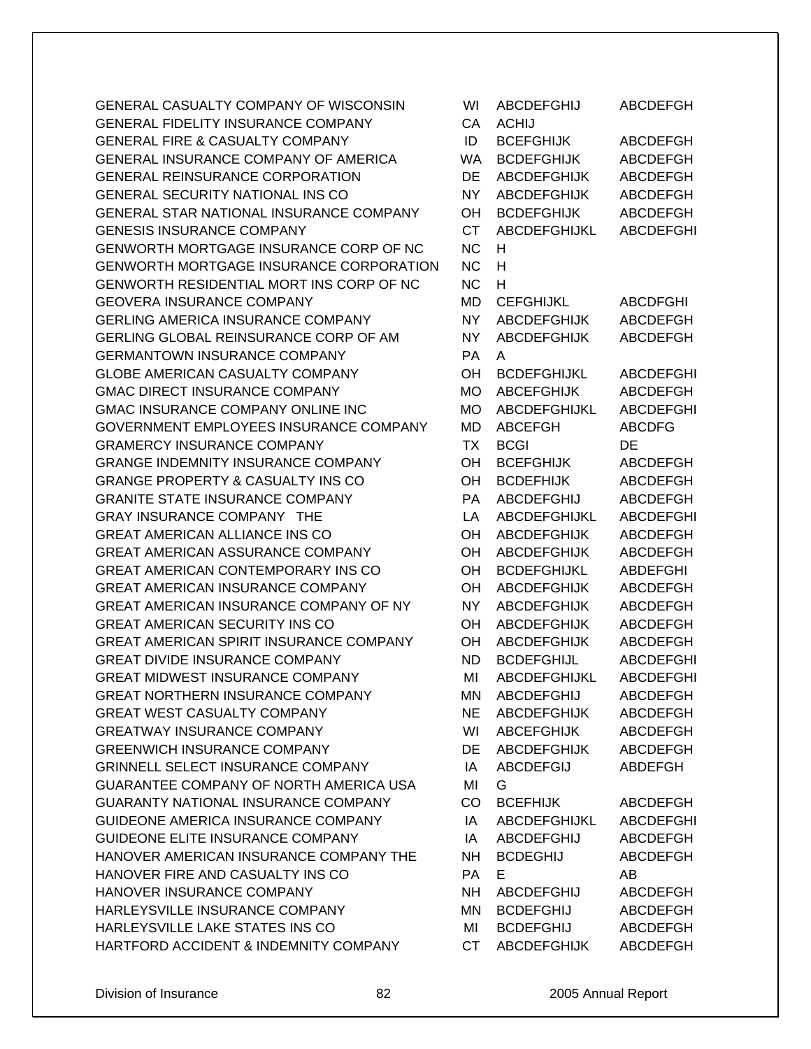| | | | |
|---|---|---|---|
| GENERAL CASUALTY COMPANY OF WISCONSIN | WI | ABCDEFGHIJ | ABCDEFGH |
| GENERAL FIDELITY INSURANCE COMPANY | CA | ACHIJ | |
| GENERAL FIRE & CASUALTY COMPANY | ID | BCEFGHIJK | ABCDEFGH |
| GENERAL INSURANCE COMPANY OF AMERICA | WA | BCDEFGHIJK | ABCDEFGH |
| GENERAL REINSURANCE CORPORATION | DE | ABCDEFGHIJK | ABCDEFGH |
| GENERAL SECURITY NATIONAL INS CO | NY | ABCDEFGHIJK | ABCDEFGH |
| GENERAL STAR NATIONAL INSURANCE COMPANY | OH | BCDEFGHIJK | ABCDEFGH |
| GENESIS INSURANCE COMPANY | CT | ABCDEFGHIJKL | ABCDEFGHI |
| GENWORTH MORTGAGE INSURANCE CORP OF NC | NC | H | |
| GENWORTH MORTGAGE INSURANCE CORPORATION | NC | H | |
| GENWORTH RESIDENTIAL MORT INS CORP OF NC | NC | H | |
| GEOVERA INSURANCE COMPANY | MD | CEFGHIJKL | ABCDFGHI |
| GERLING AMERICA INSURANCE COMPANY | NY | ABCDEFGHIJK | ABCDEFGH |
| GERLING GLOBAL REINSURANCE CORP OF AM | NY | ABCDEFGHIJK | ABCDEFGH |
| GERMANTOWN INSURANCE COMPANY | PA | A | |
| GLOBE AMERICAN CASUALTY COMPANY | OH | BCDEFGHIJKL | ABCDEFGHI |
| GMAC DIRECT INSURANCE COMPANY | MO | ABCEFGHIJK | ABCDEFGH |
| GMAC INSURANCE COMPANY ONLINE INC | MO | ABCDEFGHIJKL | ABCDEFGHI |
| GOVERNMENT EMPLOYEES INSURANCE COMPANY | MD | ABCEFGH | ABCDFG |
| GRAMERCY INSURANCE COMPANY | TX | BCGI | DE |
| GRANGE INDEMNITY INSURANCE COMPANY | OH | BCEFGHIJK | ABCDEFGH |
| GRANGE PROPERTY & CASUALTY INS CO | OH | BCDEFHIJK | ABCDEFGH |
| GRANITE STATE INSURANCE COMPANY | PA | ABCDEFGHIJ | ABCDEFGH |
| GRAY INSURANCE COMPANY THE | LA | ABCDEFGHIJKL | ABCDEFGHI |
| GREAT AMERICAN ALLIANCE INS CO | OH | ABCDEFGHIJK | ABCDEFGH |
| GREAT AMERICAN ASSURANCE COMPANY | OH | ABCDEFGHIJK | ABCDEFGH |
| GREAT AMERICAN CONTEMPORARY INS CO | OH | BCDEFGHIJKL | ABDEFGHI |
| GREAT AMERICAN INSURANCE COMPANY | OH | ABCDEFGHIJK | ABCDEFGH |
| GREAT AMERICAN INSURANCE COMPANY OF NY | NY | ABCDEFGHIJK | ABCDEFGH |
| GREAT AMERICAN SECURITY INS CO | OH | ABCDEFGHIJK | ABCDEFGH |
| GREAT AMERICAN SPIRIT INSURANCE COMPANY | OH | ABCDEFGHIJK | ABCDEFGH |
| GREAT DIVIDE INSURANCE COMPANY | ND | BCDEFGHIJL | ABCDEFGHI |
| GREAT MIDWEST INSURANCE COMPANY | MI | ABCDEFGHIJKL | ABCDEFGHI |
| GREAT NORTHERN INSURANCE COMPANY | MN | ABCDEFGHIJ | ABCDEFGH |
| GREAT WEST CASUALTY COMPANY | NE | ABCDEFGHIJK | ABCDEFGH |
| GREATWAY INSURANCE COMPANY | WI | ABCEFGHIJK | ABCDEFGH |
| GREENWICH INSURANCE COMPANY | DE | ABCDEFGHIJK | ABCDEFGH |
| GRINNELL SELECT INSURANCE COMPANY | IA | ABCDEFGIJ | ABDEFGH |
| GUARANTEE COMPANY OF NORTH AMERICA USA | MI | G | |
| GUARANTY NATIONAL INSURANCE COMPANY | CO | BCEFHIJK | ABCDEFGH |
| GUIDEONE AMERICA INSURANCE COMPANY | IA | ABCDEFGHIJKL | ABCDEFGHI |
| GUIDEONE ELITE INSURANCE COMPANY | IA | ABCDEFGHIJ | ABCDEFGH |
| HANOVER AMERICAN INSURANCE COMPANY THE | NH | BCDEGHIJ | ABCDEFGH |
| HANOVER FIRE AND CASUALTY INS CO | PA | E | AB |
| HANOVER INSURANCE COMPANY | NH | ABCDEFGHIJ | ABCDEFGH |
| HARLEYSVILLE INSURANCE COMPANY | MN | BCDEFGHIJ | ABCDEFGH |
| HARLEYSVILLE LAKE STATES INS CO | MI | BCDEFGHIJ | ABCDEFGH |
| HARTFORD ACCIDENT & INDEMNITY COMPANY | CT | ABCDEFGHIJK | ABCDEFGH |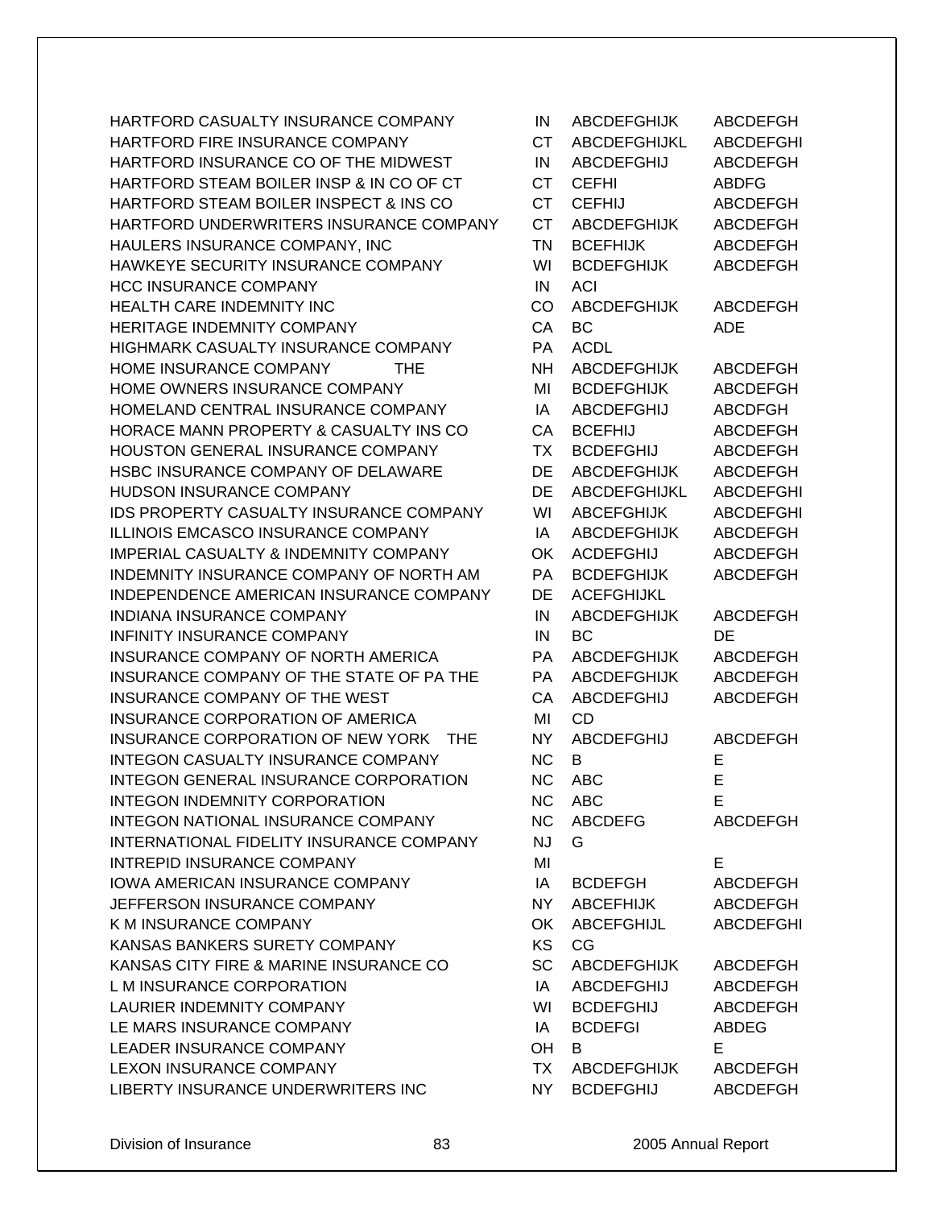| | | | |
|---|---|---|---|
| HARTFORD CASUALTY INSURANCE COMPANY | IN | ABCDEFGHIJK | ABCDEFGH |
| HARTFORD FIRE INSURANCE COMPANY | CT | ABCDEFGHIJKL | ABCDEFGHI |
| HARTFORD INSURANCE CO OF THE MIDWEST | IN | ABCDEFGHIJ | ABCDEFGH |
| HARTFORD STEAM BOILER INSP & IN CO OF CT | CT | CEFHI | ABDFG |
| HARTFORD STEAM BOILER INSPECT & INS CO | CT | CEFHIJ | ABCDEFGH |
| HARTFORD UNDERWRITERS INSURANCE COMPANY | CT | ABCDEFGHIJK | ABCDEFGH |
| HAULERS INSURANCE COMPANY, INC | TN | BCEFHIJK | ABCDEFGH |
| HAWKEYE SECURITY INSURANCE COMPANY | WI | BCDEFGHIJK | ABCDEFGH |
| HCC INSURANCE COMPANY | IN | ACI | |
| HEALTH CARE INDEMNITY INC | CO | ABCDEFGHIJK | ABCDEFGH |
| HERITAGE INDEMNITY COMPANY | CA | BC | ADE |
| HIGHMARK CASUALTY INSURANCE COMPANY | PA | ACDL | |
| HOME INSURANCE COMPANY THE | NH | ABCDEFGHIJK | ABCDEFGH |
| HOME OWNERS INSURANCE COMPANY | MI | BCDEFGHIJK | ABCDEFGH |
| HOMELAND CENTRAL INSURANCE COMPANY | IA | ABCDEFGHIJ | ABCDFGH |
| HORACE MANN PROPERTY & CASUALTY INS CO | CA | BCEFHIJ | ABCDEFGH |
| HOUSTON GENERAL INSURANCE COMPANY | TX | BCDEFGHIJ | ABCDEFGH |
| HSBC INSURANCE COMPANY OF DELAWARE | DE | ABCDEFGHIJK | ABCDEFGH |
| HUDSON INSURANCE COMPANY | DE | ABCDEFGHIJKL | ABCDEFGHI |
| IDS PROPERTY CASUALTY INSURANCE COMPANY | WI | ABCEFGHIJK | ABCDEFGHI |
| ILLINOIS EMCASCO INSURANCE COMPANY | IA | ABCDEFGHIJK | ABCDEFGH |
| IMPERIAL CASUALTY & INDEMNITY COMPANY | OK | ACDEFGHIJ | ABCDEFGH |
| INDEMNITY INSURANCE COMPANY OF NORTH AM | PA | BCDEFGHIJK | ABCDEFGH |
| INDEPENDENCE AMERICAN INSURANCE COMPANY | DE | ACEFGHIJKL | |
| INDIANA INSURANCE COMPANY | IN | ABCDEFGHIJK | ABCDEFGH |
| INFINITY INSURANCE COMPANY | IN | BC | DE |
| INSURANCE COMPANY OF NORTH AMERICA | PA | ABCDEFGHIJK | ABCDEFGH |
| INSURANCE COMPANY OF THE STATE OF PA THE | PA | ABCDEFGHIJK | ABCDEFGH |
| INSURANCE COMPANY OF THE WEST | CA | ABCDEFGHIJ | ABCDEFGH |
| INSURANCE CORPORATION OF AMERICA | MI | CD | |
| INSURANCE CORPORATION OF NEW YORK THE | NY | ABCDEFGHIJ | ABCDEFGH |
| INTEGON CASUALTY INSURANCE COMPANY | NC | B | E |
| INTEGON GENERAL INSURANCE CORPORATION | NC | ABC | E |
| INTEGON INDEMNITY CORPORATION | NC | ABC | E |
| INTEGON NATIONAL INSURANCE COMPANY | NC | ABCDEFG | ABCDEFGH |
| INTERNATIONAL FIDELITY INSURANCE COMPANY | NJ | G | |
| INTREPID INSURANCE COMPANY | MI | | E |
| IOWA AMERICAN INSURANCE COMPANY | IA | BCDEFGH | ABCDEFGH |
| JEFFERSON INSURANCE COMPANY | NY | ABCEFHIJK | ABCDEFGH |
| K M INSURANCE COMPANY | OK | ABCEFGHIJL | ABCDEFGHI |
| KANSAS BANKERS SURETY COMPANY | KS | CG | |
| KANSAS CITY FIRE & MARINE INSURANCE CO | SC | ABCDEFGHIJK | ABCDEFGH |
| L M INSURANCE CORPORATION | IA | ABCDEFGHIJ | ABCDEFGH |
| LAURIER INDEMNITY COMPANY | WI | BCDEFGHIJ | ABCDEFGH |
| LE MARS INSURANCE COMPANY | IA | BCDEFGI | ABDEG |
| LEADER INSURANCE COMPANY | OH | B | E |
| LEXON INSURANCE COMPANY | TX | ABCDEFGHIJK | ABCDEFGH |
| LIBERTY INSURANCE UNDERWRITERS INC | NY | BCDEFGHIJ | ABCDEFGH |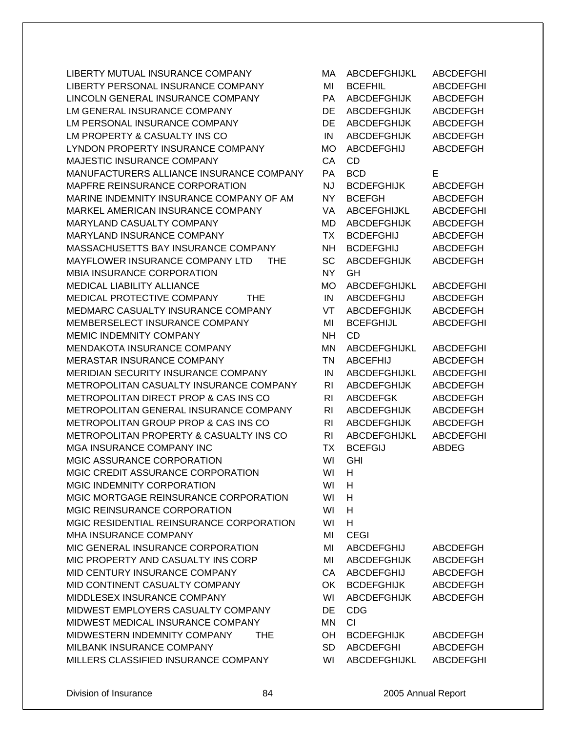| | | | |
|---|---|---|---|
| LIBERTY MUTUAL INSURANCE COMPANY | MA | ABCDEFGHIJKL | ABCDEFGHI |
| LIBERTY PERSONAL INSURANCE COMPANY | MI | BCEFHIL | ABCDEFGHI |
| LINCOLN GENERAL INSURANCE COMPANY | PA | ABCDEFGHIJK | ABCDEFGH |
| LM GENERAL INSURANCE COMPANY | DE | ABCDEFGHIJK | ABCDEFGH |
| LM PERSONAL INSURANCE COMPANY | DE | ABCDEFGHIJK | ABCDEFGH |
| LM PROPERTY & CASUALTY INS CO | IN | ABCDEFGHIJK | ABCDEFGH |
| LYNDON PROPERTY INSURANCE COMPANY | MO | ABCDEFGHIJ | ABCDEFGH |
| MAJESTIC INSURANCE COMPANY | CA | CD | |
| MANUFACTURERS ALLIANCE INSURANCE COMPANY | PA | BCD | E |
| MAPFRE REINSURANCE CORPORATION | NJ | BCDEFGHIJK | ABCDEFGH |
| MARINE INDEMNITY INSURANCE COMPANY OF AM | NY | BCEFGH | ABCDEFGH |
| MARKEL AMERICAN INSURANCE COMPANY | VA | ABCEFGHIJKL | ABCDEFGHI |
| MARYLAND CASUALTY COMPANY | MD | ABCDEFGHIJK | ABCDEFGH |
| MARYLAND INSURANCE COMPANY | TX | BCDEFGHIJ | ABCDEFGH |
| MASSACHUSETTS BAY INSURANCE COMPANY | NH | BCDEFGHIJ | ABCDEFGH |
| MAYFLOWER INSURANCE COMPANY LTD THE | SC | ABCDEFGHIJK | ABCDEFGH |
| MBIA INSURANCE CORPORATION | NY | GH | |
| MEDICAL LIABILITY ALLIANCE | MO | ABCDEFGHIJKL | ABCDEFGHI |
| MEDICAL PROTECTIVE COMPANY THE | IN | ABCDEFGHIJ | ABCDEFGH |
| MEDMARC CASUALTY INSURANCE COMPANY | VT | ABCDEFGHIJK | ABCDEFGH |
| MEMBERSELECT INSURANCE COMPANY | MI | BCEFGHIJL | ABCDEFGHI |
| MEMIC INDEMNITY COMPANY | NH | CD | |
| MENDAKOTA INSURANCE COMPANY | MN | ABCDEFGHIJKL | ABCDEFGHI |
| MERASTAR INSURANCE COMPANY | TN | ABCEFHIJ | ABCDEFGH |
| MERIDIAN SECURITY INSURANCE COMPANY | IN | ABCDEFGHIJKL | ABCDEFGHI |
| METROPOLITAN CASUALTY INSURANCE COMPANY | RI | ABCDEFGHIJK | ABCDEFGH |
| METROPOLITAN DIRECT PROP & CAS INS CO | RI | ABCDEFGK | ABCDEFGH |
| METROPOLITAN GENERAL INSURANCE COMPANY | RI | ABCDEFGHIJK | ABCDEFGH |
| METROPOLITAN GROUP PROP & CAS INS CO | RI | ABCDEFGHIJK | ABCDEFGH |
| METROPOLITAN PROPERTY & CASUALTY INS CO | RI | ABCDEFGHIJKL | ABCDEFGHI |
| MGA INSURANCE COMPANY INC | TX | BCEFGIJ | ABDEG |
| MGIC ASSURANCE CORPORATION | WI | GHI | |
| MGIC CREDIT ASSURANCE CORPORATION | WI | H | |
| MGIC INDEMNITY CORPORATION | WI | H | |
| MGIC MORTGAGE REINSURANCE CORPORATION | WI | H | |
| MGIC REINSURANCE CORPORATION | WI | H | |
| MGIC RESIDENTIAL REINSURANCE CORPORATION | WI | H | |
| MHA INSURANCE COMPANY | MI | CEGI | |
| MIC GENERAL INSURANCE CORPORATION | MI | ABCDEFGHIJ | ABCDEFGH |
| MIC PROPERTY AND CASUALTY INS CORP | MI | ABCDEFGHIJK | ABCDEFGH |
| MID CENTURY INSURANCE COMPANY | CA | ABCDEFGHIJ | ABCDEFGH |
| MID CONTINENT CASUALTY COMPANY | OK | BCDEFGHIJK | ABCDEFGH |
| MIDDLESEX INSURANCE COMPANY | WI | ABCDEFGHIJK | ABCDEFGH |
| MIDWEST EMPLOYERS CASUALTY COMPANY | DE | CDG | |
| MIDWEST MEDICAL INSURANCE COMPANY | MN | CI | |
| MIDWESTERN INDEMNITY COMPANY THE | OH | BCDEFGHIJK | ABCDEFGH |
| MILBANK INSURANCE COMPANY | SD | ABCDEFGHI | ABCDEFGH |
| MILLERS CLASSIFIED INSURANCE COMPANY | WI | ABCDEFGHIJKL | ABCDEFGHI |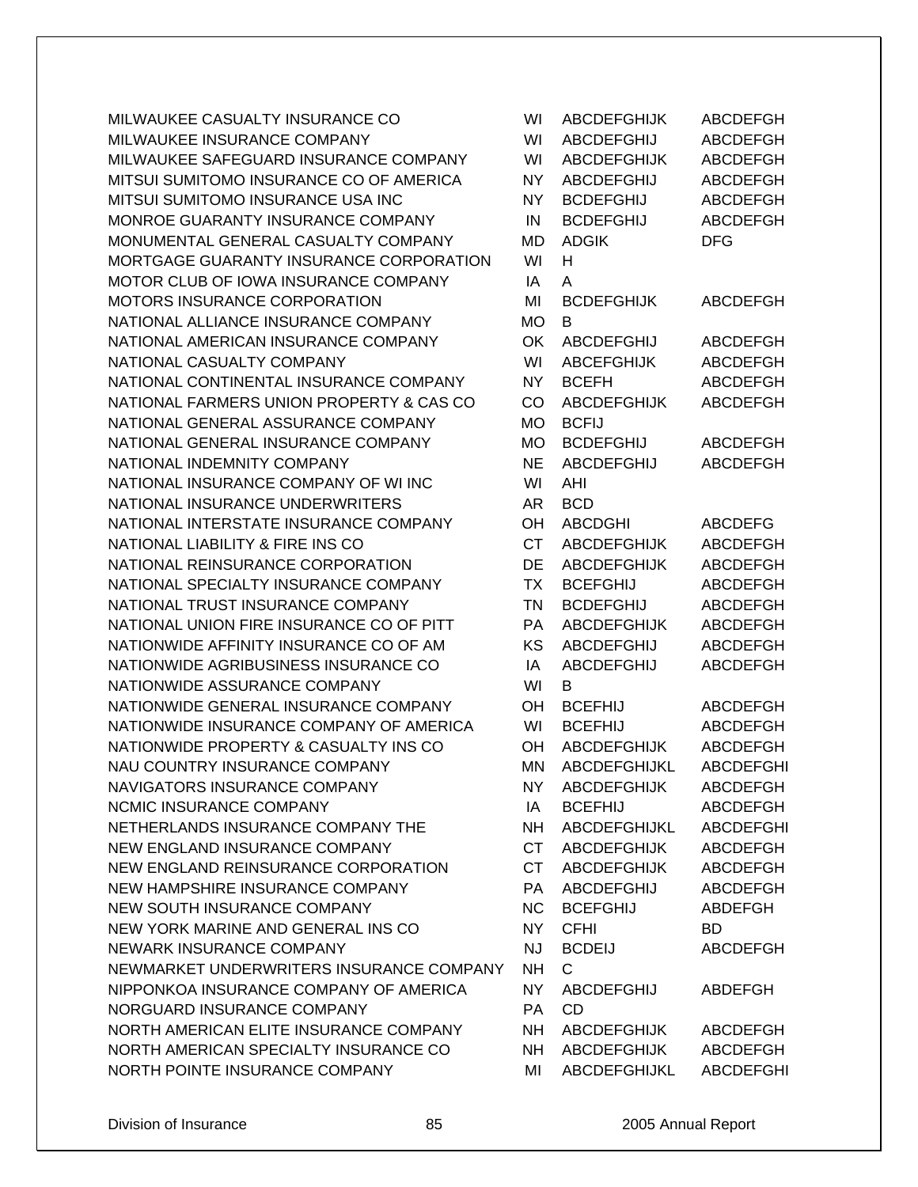| | | | |
|---|---|---|---|
| MILWAUKEE CASUALTY INSURANCE CO | WI | ABCDEFGHIJK | ABCDEFGH |
| MILWAUKEE INSURANCE COMPANY | WI | ABCDEFGHIJ | ABCDEFGH |
| MILWAUKEE SAFEGUARD INSURANCE COMPANY | WI | ABCDEFGHIJK | ABCDEFGH |
| MITSUI SUMITOMO INSURANCE CO OF AMERICA | NY | ABCDEFGHIJ | ABCDEFGH |
| MITSUI SUMITOMO INSURANCE USA INC | NY | BCDEFGHIJ | ABCDEFGH |
| MONROE GUARANTY INSURANCE COMPANY | IN | BCDEFGHIJ | ABCDEFGH |
| MONUMENTAL GENERAL CASUALTY COMPANY | MD | ADGIK | DFG |
| MORTGAGE GUARANTY INSURANCE CORPORATION | WI | H | |
| MOTOR CLUB OF IOWA INSURANCE COMPANY | IA | A | |
| MOTORS INSURANCE CORPORATION | MI | BCDEFGHIJK | ABCDEFGH |
| NATIONAL ALLIANCE INSURANCE COMPANY | MO | B | |
| NATIONAL AMERICAN INSURANCE COMPANY | OK | ABCDEFGHIJ | ABCDEFGH |
| NATIONAL CASUALTY COMPANY | WI | ABCEFGHIJK | ABCDEFGH |
| NATIONAL CONTINENTAL INSURANCE COMPANY | NY | BCEFH | ABCDEFGH |
| NATIONAL FARMERS UNION PROPERTY & CAS CO | CO | ABCDEFGHIJK | ABCDEFGH |
| NATIONAL GENERAL ASSURANCE COMPANY | MO | BCFIJ | |
| NATIONAL GENERAL INSURANCE COMPANY | MO | BCDEFGHIJ | ABCDEFGH |
| NATIONAL INDEMNITY COMPANY | NE | ABCDEFGHIJ | ABCDEFGH |
| NATIONAL INSURANCE COMPANY OF WI INC | WI | AHI | |
| NATIONAL INSURANCE UNDERWRITERS | AR | BCD | |
| NATIONAL INTERSTATE INSURANCE COMPANY | OH | ABCDGHI | ABCDEFG |
| NATIONAL LIABILITY & FIRE INS CO | CT | ABCDEFGHIJK | ABCDEFGH |
| NATIONAL REINSURANCE CORPORATION | DE | ABCDEFGHIJK | ABCDEFGH |
| NATIONAL SPECIALTY INSURANCE COMPANY | TX | BCEFGHIJ | ABCDEFGH |
| NATIONAL TRUST INSURANCE COMPANY | TN | BCDEFGHIJ | ABCDEFGH |
| NATIONAL UNION FIRE INSURANCE CO OF PITT | PA | ABCDEFGHIJK | ABCDEFGH |
| NATIONWIDE AFFINITY INSURANCE CO OF AM | KS | ABCDEFGHIJ | ABCDEFGH |
| NATIONWIDE AGRIBUSINESS INSURANCE CO | IA | ABCDEFGHIJ | ABCDEFGH |
| NATIONWIDE ASSURANCE COMPANY | WI | B | |
| NATIONWIDE GENERAL INSURANCE COMPANY | OH | BCEFHIJ | ABCDEFGH |
| NATIONWIDE INSURANCE COMPANY OF AMERICA | WI | BCEFHIJ | ABCDEFGH |
| NATIONWIDE PROPERTY & CASUALTY INS CO | OH | ABCDEFGHIJK | ABCDEFGH |
| NAU COUNTRY INSURANCE COMPANY | MN | ABCDEFGHIJKL | ABCDEFGHI |
| NAVIGATORS INSURANCE COMPANY | NY | ABCDEFGHIJK | ABCDEFGH |
| NCMIC INSURANCE COMPANY | IA | BCEFHIJ | ABCDEFGH |
| NETHERLANDS INSURANCE COMPANY THE | NH | ABCDEFGHIJKL | ABCDEFGHI |
| NEW ENGLAND INSURANCE COMPANY | CT | ABCDEFGHIJK | ABCDEFGH |
| NEW ENGLAND REINSURANCE CORPORATION | CT | ABCDEFGHIJK | ABCDEFGH |
| NEW HAMPSHIRE INSURANCE COMPANY | PA | ABCDEFGHIJ | ABCDEFGH |
| NEW SOUTH INSURANCE COMPANY | NC | BCEFGHIJ | ABDEFGH |
| NEW YORK MARINE AND GENERAL INS CO | NY | CFHI | BD |
| NEWARK INSURANCE COMPANY | NJ | BCDEIJ | ABCDEFGH |
| NEWMARKET UNDERWRITERS INSURANCE COMPANY | NH | C | |
| NIPPONKOA INSURANCE COMPANY OF AMERICA | NY | ABCDEFGHIJ | ABDEFGH |
| NORGUARD INSURANCE COMPANY | PA | CD | |
| NORTH AMERICAN ELITE INSURANCE COMPANY | NH | ABCDEFGHIJK | ABCDEFGH |
| NORTH AMERICAN SPECIALTY INSURANCE CO | NH | ABCDEFGHIJK | ABCDEFGH |
| NORTH POINTE INSURANCE COMPANY | MI | ABCDEFGHIJKL | ABCDEFGHI |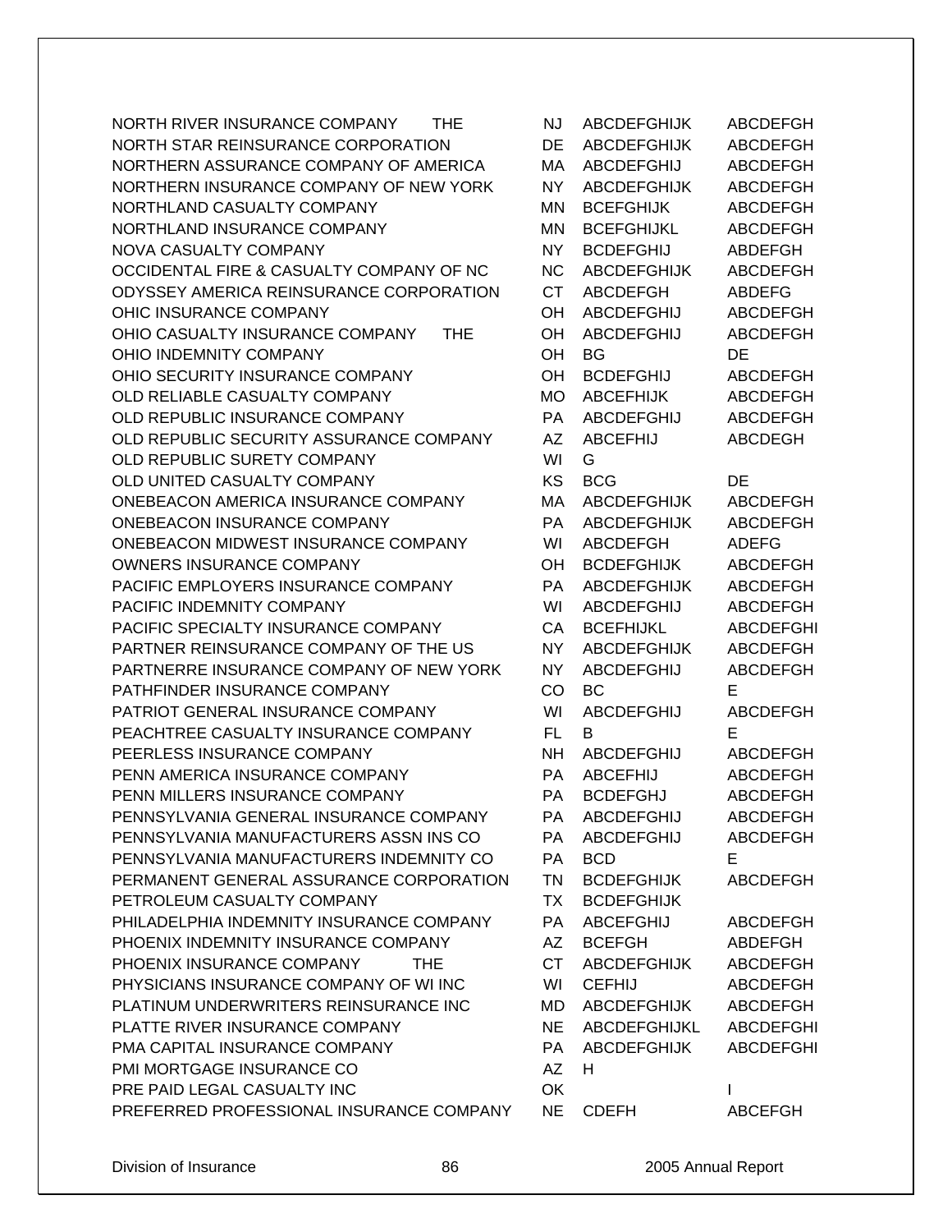| | | | |
|---|---|---|---|
| NORTH RIVER INSURANCE COMPANY THE | NJ | ABCDEFGHIJK | ABCDEFGH |
| NORTH STAR REINSURANCE CORPORATION | DE | ABCDEFGHIJK | ABCDEFGH |
| NORTHERN ASSURANCE COMPANY OF AMERICA | MA | ABCDEFGHIJ | ABCDEFGH |
| NORTHERN INSURANCE COMPANY OF NEW YORK | NY | ABCDEFGHIJK | ABCDEFGH |
| NORTHLAND CASUALTY COMPANY | MN | BCEFGHIJK | ABCDEFGH |
| NORTHLAND INSURANCE COMPANY | MN | BCEFGHIJKL | ABCDEFGH |
| NOVA CASUALTY COMPANY | NY | BCDEFGHIJ | ABDEFGH |
| OCCIDENTAL FIRE & CASUALTY COMPANY OF NC | NC | ABCDEFGHIJK | ABCDEFGH |
| ODYSSEY AMERICA REINSURANCE CORPORATION | CT | ABCDEFGH | ABDEFG |
| OHIC INSURANCE COMPANY | OH | ABCDEFGHIJ | ABCDEFGH |
| OHIO CASUALTY INSURANCE COMPANY THE | OH | ABCDEFGHIJ | ABCDEFGH |
| OHIO INDEMNITY COMPANY | OH | BG | DE |
| OHIO SECURITY INSURANCE COMPANY | OH | BCDEFGHIJ | ABCDEFGH |
| OLD RELIABLE CASUALTY COMPANY | MO | ABCEFHIJK | ABCDEFGH |
| OLD REPUBLIC INSURANCE COMPANY | PA | ABCDEFGHIJ | ABCDEFGH |
| OLD REPUBLIC SECURITY ASSURANCE COMPANY | AZ | ABCEFHIJ | ABCDEGH |
| OLD REPUBLIC SURETY COMPANY | WI | G | |
| OLD UNITED CASUALTY COMPANY | KS | BCG | DE |
| ONEBEACON AMERICA INSURANCE COMPANY | MA | ABCDEFGHIJK | ABCDEFGH |
| ONEBEACON INSURANCE COMPANY | PA | ABCDEFGHIJK | ABCDEFGH |
| ONEBEACON MIDWEST INSURANCE COMPANY | WI | ABCDEFGH | ADEFG |
| OWNERS INSURANCE COMPANY | OH | BCDEFGHIJK | ABCDEFGH |
| PACIFIC EMPLOYERS INSURANCE COMPANY | PA | ABCDEFGHIJK | ABCDEFGH |
| PACIFIC INDEMNITY COMPANY | WI | ABCDEFGHIJ | ABCDEFGH |
| PACIFIC SPECIALTY INSURANCE COMPANY | CA | BCEFHIJKL | ABCDEFGHI |
| PARTNER REINSURANCE COMPANY OF THE US | NY | ABCDEFGHIJK | ABCDEFGH |
| PARTNERRE INSURANCE COMPANY OF NEW YORK | NY | ABCDEFGHIJ | ABCDEFGH |
| PATHFINDER INSURANCE COMPANY | CO | BC | E |
| PATRIOT GENERAL INSURANCE COMPANY | WI | ABCDEFGHIJ | ABCDEFGH |
| PEACHTREE CASUALTY INSURANCE COMPANY | FL | B | E |
| PEERLESS INSURANCE COMPANY | NH | ABCDEFGHIJ | ABCDEFGH |
| PENN AMERICA INSURANCE COMPANY | PA | ABCEFHIJ | ABCDEFGH |
| PENN MILLERS INSURANCE COMPANY | PA | BCDEFGHJ | ABCDEFGH |
| PENNSYLVANIA GENERAL INSURANCE COMPANY | PA | ABCDEFGHIJ | ABCDEFGH |
| PENNSYLVANIA MANUFACTURERS ASSN INS CO | PA | ABCDEFGHIJ | ABCDEFGH |
| PENNSYLVANIA MANUFACTURERS INDEMNITY CO | PA | BCD | E |
| PERMANENT GENERAL ASSURANCE CORPORATION | TN | BCDEFGHIJK | ABCDEFGH |
| PETROLEUM CASUALTY COMPANY | TX | BCDEFGHIJK | |
| PHILADELPHIA INDEMNITY INSURANCE COMPANY | PA | ABCEFGHIJ | ABCDEFGH |
| PHOENIX INDEMNITY INSURANCE COMPANY | AZ | BCEFGH | ABDEFGH |
| PHOENIX INSURANCE COMPANY THE | CT | ABCDEFGHIJK | ABCDEFGH |
| PHYSICIANS INSURANCE COMPANY OF WI INC | WI | CEFHIJ | ABCDEFGH |
| PLATINUM UNDERWRITERS REINSURANCE INC | MD | ABCDEFGHIJK | ABCDEFGH |
| PLATTE RIVER INSURANCE COMPANY | NE | ABCDEFGHIJKL | ABCDEFGHI |
| PMA CAPITAL INSURANCE COMPANY | PA | ABCDEFGHIJK | ABCDEFGHI |
| PMI MORTGAGE INSURANCE CO | AZ | H | |
| PRE PAID LEGAL CASUALTY INC | OK | | I |
| PREFERRED PROFESSIONAL INSURANCE COMPANY | NE | CDEFH | ABCEFGH |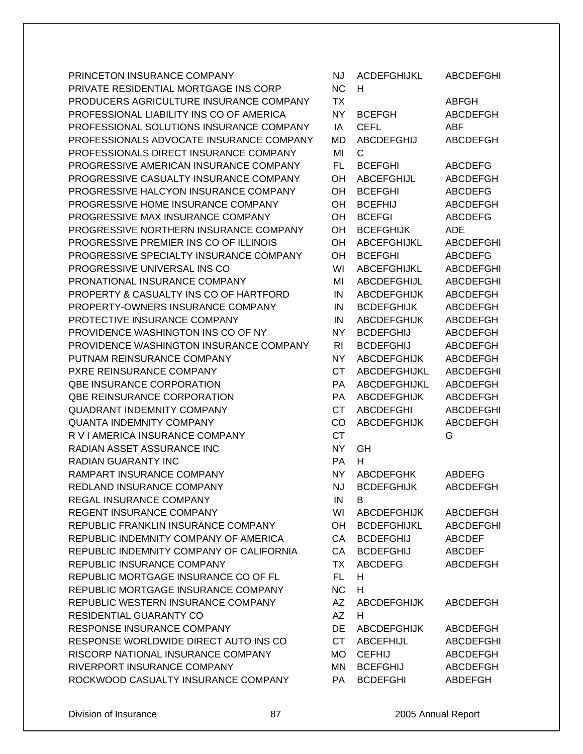| | | | |
|---|---|---|---|
| PRINCETON INSURANCE COMPANY | NJ | ACDEFGHIJKL | ABCDEFGHI |
| PRIVATE RESIDENTIAL MORTGAGE INS CORP | NC | H | |
| PRODUCERS AGRICULTURE INSURANCE COMPANY | TX | | ABFGH |
| PROFESSIONAL LIABILITY INS CO OF AMERICA | NY | BCEFGH | ABCDEFGH |
| PROFESSIONAL SOLUTIONS INSURANCE COMPANY | IA | CEFL | ABF |
| PROFESSIONALS ADVOCATE INSURANCE COMPANY | MD | ABCDEFGHIJ | ABCDEFGH |
| PROFESSIONALS DIRECT INSURANCE COMPANY | MI | C | |
| PROGRESSIVE AMERICAN INSURANCE COMPANY | FL | BCEFGHI | ABCDEFG |
| PROGRESSIVE CASUALTY INSURANCE COMPANY | OH | ABCEFGHIJL | ABCDEFGH |
| PROGRESSIVE HALCYON INSURANCE COMPANY | OH | BCEFGHI | ABCDEFG |
| PROGRESSIVE HOME INSURANCE COMPANY | OH | BCEFHIJ | ABCDEFGH |
| PROGRESSIVE MAX INSURANCE COMPANY | OH | BCEFGI | ABCDEFG |
| PROGRESSIVE NORTHERN INSURANCE COMPANY | OH | BCEFGHIJK | ADE |
| PROGRESSIVE PREMIER INS CO OF ILLINOIS | OH | ABCEFGHIJKL | ABCDEFGHI |
| PROGRESSIVE SPECIALTY INSURANCE COMPANY | OH | BCEFGHI | ABCDEFG |
| PROGRESSIVE UNIVERSAL INS CO | WI | ABCEFGHIJKL | ABCDEFGHI |
| PRONATIONAL INSURANCE COMPANY | MI | ABCDEFGHIJL | ABCDEFGHI |
| PROPERTY & CASUALTY INS CO OF HARTFORD | IN | ABCDEFGHIJK | ABCDEFGH |
| PROPERTY-OWNERS INSURANCE COMPANY | IN | BCDEFGHIJK | ABCDEFGH |
| PROTECTIVE INSURANCE COMPANY | IN | ABCDEFGHIJK | ABCDEFGH |
| PROVIDENCE WASHINGTON INS CO OF NY | NY | BCDEFGHIJ | ABCDEFGH |
| PROVIDENCE WASHINGTON INSURANCE COMPANY | RI | BCDEFGHIJ | ABCDEFGH |
| PUTNAM REINSURANCE COMPANY | NY | ABCDEFGHIJK | ABCDEFGH |
| PXRE REINSURANCE COMPANY | CT | ABCDEFGHIJKL | ABCDEFGHI |
| QBE INSURANCE CORPORATION | PA | ABCDEFGHIJKL | ABCDEFGH |
| QBE REINSURANCE CORPORATION | PA | ABCDEFGHIJK | ABCDEFGH |
| QUADRANT INDEMNITY COMPANY | CT | ABCDEFGHI | ABCDEFGHI |
| QUANTA INDEMNITY COMPANY | CO | ABCDEFGHIJK | ABCDEFGH |
| R V I AMERICA INSURANCE COMPANY | CT | | G |
| RADIAN ASSET ASSURANCE INC | NY | GH | |
| RADIAN GUARANTY INC | PA | H | |
| RAMPART INSURANCE COMPANY | NY | ABCDEFGHK | ABDEFG |
| REDLAND INSURANCE COMPANY | NJ | BCDEFGHIJK | ABCDEFGH |
| REGAL INSURANCE COMPANY | IN | B | |
| REGENT INSURANCE COMPANY | WI | ABCDEFGHIJK | ABCDEFGH |
| REPUBLIC FRANKLIN INSURANCE COMPANY | OH | BCDEFGHIJKL | ABCDEFGHI |
| REPUBLIC INDEMNITY COMPANY OF AMERICA | CA | BCDEFGHIJ | ABCDEF |
| REPUBLIC INDEMNITY COMPANY OF CALIFORNIA | CA | BCDEFGHIJ | ABCDEF |
| REPUBLIC INSURANCE COMPANY | TX | ABCDEFG | ABCDEFGH |
| REPUBLIC MORTGAGE INSURANCE CO OF FL | FL | H | |
| REPUBLIC MORTGAGE INSURANCE COMPANY | NC | H | |
| REPUBLIC WESTERN INSURANCE COMPANY | AZ | ABCDEFGHIJK | ABCDEFGH |
| RESIDENTIAL GUARANTY CO | AZ | H | |
| RESPONSE INSURANCE COMPANY | DE | ABCDEFGHIJK | ABCDEFGH |
| RESPONSE WORLDWIDE DIRECT AUTO INS CO | CT | ABCEFHIJL | ABCDEFGHI |
| RISCORP NATIONAL INSURANCE COMPANY | MO | CEFHIJ | ABCDEFGH |
| RIVERPORT INSURANCE COMPANY | MN | BCEFGHIJ | ABCDEFGH |
| ROCKWOOD CASUALTY INSURANCE COMPANY | PA | BCDEFGHI | ABDEFGH |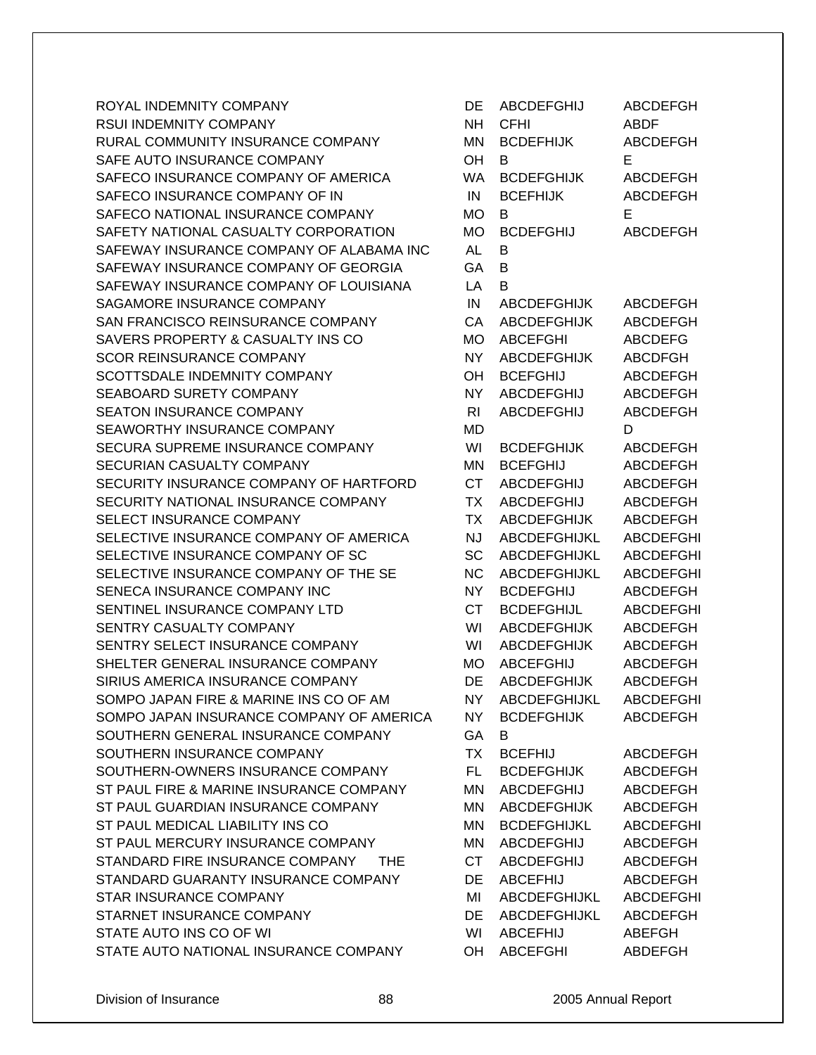| | | | |
|---|---|---|---|
| ROYAL INDEMNITY COMPANY | DE | ABCDEFGHIJ | ABCDEFGH |
| RSUI INDEMNITY COMPANY | NH | CFHI | ABDF |
| RURAL COMMUNITY INSURANCE COMPANY | MN | BCDEFHIJK | ABCDEFGH |
| SAFE AUTO INSURANCE COMPANY | OH | B | E |
| SAFECO INSURANCE COMPANY OF AMERICA | WA | BCDEFGHIJK | ABCDEFGH |
| SAFECO INSURANCE COMPANY OF IN | IN | BCEFHIJK | ABCDEFGH |
| SAFECO NATIONAL INSURANCE COMPANY | MO | B | E |
| SAFETY NATIONAL CASUALTY CORPORATION | MO | BCDEFGHIJ | ABCDEFGH |
| SAFEWAY INSURANCE COMPANY OF ALABAMA INC | AL | B | |
| SAFEWAY INSURANCE COMPANY OF GEORGIA | GA | B | |
| SAFEWAY INSURANCE COMPANY OF LOUISIANA | LA | B | |
| SAGAMORE INSURANCE COMPANY | IN | ABCDEFGHIJK | ABCDEFGH |
| SAN FRANCISCO REINSURANCE COMPANY | CA | ABCDEFGHIJK | ABCDEFGH |
| SAVERS PROPERTY & CASUALTY INS CO | MO | ABCEFGHI | ABCDEFG |
| SCOR REINSURANCE COMPANY | NY | ABCDEFGHIJK | ABCDFGH |
| SCOTTSDALE INDEMNITY COMPANY | OH | BCEFGHIJ | ABCDEFGH |
| SEABOARD SURETY COMPANY | NY | ABCDEFGHIJ | ABCDEFGH |
| SEATON INSURANCE COMPANY | RI | ABCDEFGHIJ | ABCDEFGH |
| SEAWORTHY INSURANCE COMPANY | MD | | D |
| SECURA SUPREME INSURANCE COMPANY | WI | BCDEFGHIJK | ABCDEFGH |
| SECURIAN CASUALTY COMPANY | MN | BCEFGHIJ | ABCDEFGH |
| SECURITY INSURANCE COMPANY OF HARTFORD | CT | ABCDEFGHIJ | ABCDEFGH |
| SECURITY NATIONAL INSURANCE COMPANY | TX | ABCDEFGHIJ | ABCDEFGH |
| SELECT INSURANCE COMPANY | TX | ABCDEFGHIJK | ABCDEFGH |
| SELECTIVE INSURANCE COMPANY OF AMERICA | NJ | ABCDEFGHIJKL | ABCDEFGHI |
| SELECTIVE INSURANCE COMPANY OF SC | SC | ABCDEFGHIJKL | ABCDEFGHI |
| SELECTIVE INSURANCE COMPANY OF THE SE | NC | ABCDEFGHIJKL | ABCDEFGHI |
| SENECA INSURANCE COMPANY INC | NY | BCDEFGHIJ | ABCDEFGH |
| SENTINEL INSURANCE COMPANY LTD | CT | BCDEFGHIJL | ABCDEFGHI |
| SENTRY CASUALTY COMPANY | WI | ABCDEFGHIJK | ABCDEFGH |
| SENTRY SELECT INSURANCE COMPANY | WI | ABCDEFGHIJK | ABCDEFGH |
| SHELTER GENERAL INSURANCE COMPANY | MO | ABCEFGHIJ | ABCDEFGH |
| SIRIUS AMERICA INSURANCE COMPANY | DE | ABCDEFGHIJK | ABCDEFGH |
| SOMPO JAPAN FIRE & MARINE INS CO OF AM | NY | ABCDEFGHIJKL | ABCDEFGHI |
| SOMPO JAPAN INSURANCE COMPANY OF AMERICA | NY | BCDEFGHIJK | ABCDEFGH |
| SOUTHERN GENERAL INSURANCE COMPANY | GA | B | |
| SOUTHERN INSURANCE COMPANY | TX | BCEFHIJ | ABCDEFGH |
| SOUTHERN-OWNERS INSURANCE COMPANY | FL | BCDEFGHIJK | ABCDEFGH |
| ST PAUL FIRE & MARINE INSURANCE COMPANY | MN | ABCDEFGHIJ | ABCDEFGH |
| ST PAUL GUARDIAN INSURANCE COMPANY | MN | ABCDEFGHIJK | ABCDEFGH |
| ST PAUL MEDICAL LIABILITY INS CO | MN | BCDEFGHIJKL | ABCDEFGHI |
| ST PAUL MERCURY INSURANCE COMPANY | MN | ABCDEFGHIJ | ABCDEFGH |
| STANDARD FIRE INSURANCE COMPANY THE | CT | ABCDEFGHIJ | ABCDEFGH |
| STANDARD GUARANTY INSURANCE COMPANY | DE | ABCEFHIJ | ABCDEFGH |
| STAR INSURANCE COMPANY | MI | ABCDEFGHIJKL | ABCDEFGHI |
| STARNET INSURANCE COMPANY | DE | ABCDEFGHIJKL | ABCDEFGH |
| STATE AUTO INS CO OF WI | WI | ABCEFHIJ | ABEFGH |
| STATE AUTO NATIONAL INSURANCE COMPANY | OH | ABCEFGHI | ABDEFGH |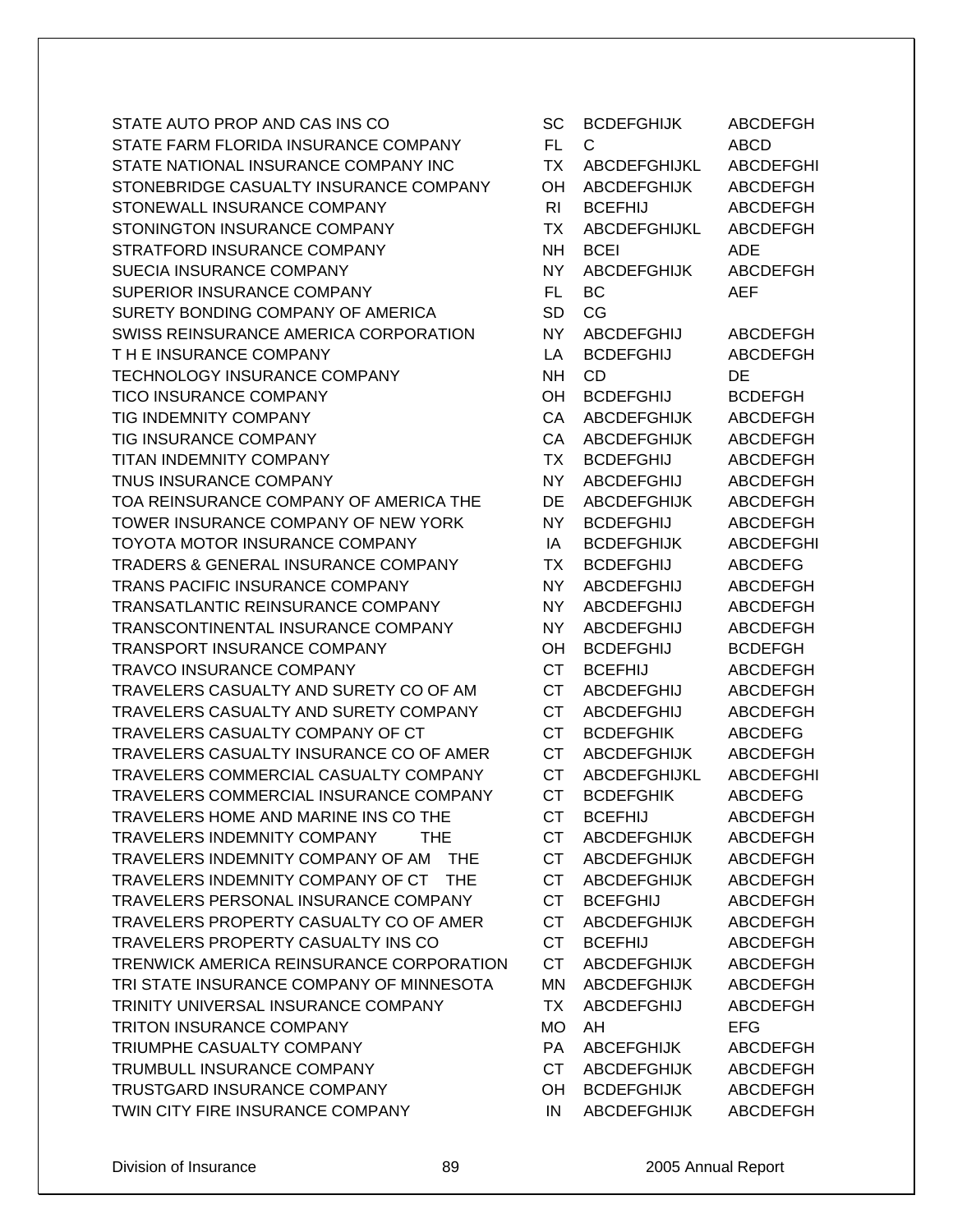| | | | |
|---|---|---|---|
| STATE AUTO PROP AND CAS INS CO | SC | BCDEFGHIJK | ABCDEFGH |
| STATE FARM FLORIDA INSURANCE COMPANY | FL | C | ABCD |
| STATE NATIONAL INSURANCE COMPANY INC | TX | ABCDEFGHIJKL | ABCDEFGHI |
| STONEBRIDGE CASUALTY INSURANCE COMPANY | OH | ABCDEFGHIJK | ABCDEFGH |
| STONEWALL INSURANCE COMPANY | RI | BCEFHIJ | ABCDEFGH |
| STONINGTON INSURANCE COMPANY | TX | ABCDEFGHIJKL | ABCDEFGH |
| STRATFORD INSURANCE COMPANY | NH | BCEI | ADE |
| SUECIA INSURANCE COMPANY | NY | ABCDEFGHIJK | ABCDEFGH |
| SUPERIOR INSURANCE COMPANY | FL | BC | AEF |
| SURETY BONDING COMPANY OF AMERICA | SD | CG | |
| SWISS REINSURANCE AMERICA CORPORATION | NY | ABCDEFGHIJ | ABCDEFGH |
| T H E INSURANCE COMPANY | LA | BCDEFGHIJ | ABCDEFGH |
| TECHNOLOGY INSURANCE COMPANY | NH | CD | DE |
| TICO INSURANCE COMPANY | OH | BCDEFGHIJ | BCDEFGH |
| TIG INDEMNITY COMPANY | CA | ABCDEFGHIJK | ABCDEFGH |
| TIG INSURANCE COMPANY | CA | ABCDEFGHIJK | ABCDEFGH |
| TITAN INDEMNITY COMPANY | TX | BCDEFGHIJ | ABCDEFGH |
| TNUS INSURANCE COMPANY | NY | ABCDEFGHIJ | ABCDEFGH |
| TOA REINSURANCE COMPANY OF AMERICA THE | DE | ABCDEFGHIJK | ABCDEFGH |
| TOWER INSURANCE COMPANY OF NEW YORK | NY | BCDEFGHIJ | ABCDEFGH |
| TOYOTA MOTOR INSURANCE COMPANY | IA | BCDEFGHIJK | ABCDEFGHI |
| TRADERS & GENERAL INSURANCE COMPANY | TX | BCDEFGHIJ | ABCDEFG |
| TRANS PACIFIC INSURANCE COMPANY | NY | ABCDEFGHIJ | ABCDEFGH |
| TRANSATLANTIC REINSURANCE COMPANY | NY | ABCDEFGHIJ | ABCDEFGH |
| TRANSCONTINENTAL INSURANCE COMPANY | NY | ABCDEFGHIJ | ABCDEFGH |
| TRANSPORT INSURANCE COMPANY | OH | BCDEFGHIJ | BCDEFGH |
| TRAVCO INSURANCE COMPANY | CT | BCEFHIJ | ABCDEFGH |
| TRAVELERS CASUALTY AND SURETY CO OF AM | CT | ABCDEFGHIJ | ABCDEFGH |
| TRAVELERS CASUALTY AND SURETY COMPANY | CT | ABCDEFGHIJ | ABCDEFGH |
| TRAVELERS CASUALTY COMPANY OF CT | CT | BCDEFGHIK | ABCDEFG |
| TRAVELERS CASUALTY INSURANCE CO OF AMER | CT | ABCDEFGHIJK | ABCDEFGH |
| TRAVELERS COMMERCIAL CASUALTY COMPANY | CT | ABCDEFGHIJKL | ABCDEFGHI |
| TRAVELERS COMMERCIAL INSURANCE COMPANY | CT | BCDEFGHIK | ABCDEFG |
| TRAVELERS HOME AND MARINE INS CO THE | CT | BCEFHIJ | ABCDEFGH |
| TRAVELERS INDEMNITY COMPANY THE | CT | ABCDEFGHIJK | ABCDEFGH |
| TRAVELERS INDEMNITY COMPANY OF AM THE | CT | ABCDEFGHIJK | ABCDEFGH |
| TRAVELERS INDEMNITY COMPANY OF CT THE | CT | ABCDEFGHIJK | ABCDEFGH |
| TRAVELERS PERSONAL INSURANCE COMPANY | CT | BCEFGHIJ | ABCDEFGH |
| TRAVELERS PROPERTY CASUALTY CO OF AMER | CT | ABCDEFGHIJK | ABCDEFGH |
| TRAVELERS PROPERTY CASUALTY INS CO | CT | BCEFHIJ | ABCDEFGH |
| TRENWICK AMERICA REINSURANCE CORPORATION | CT | ABCDEFGHIJK | ABCDEFGH |
| TRI STATE INSURANCE COMPANY OF MINNESOTA | MN | ABCDEFGHIJK | ABCDEFGH |
| TRINITY UNIVERSAL INSURANCE COMPANY | TX | ABCDEFGHIJ | ABCDEFGH |
| TRITON INSURANCE COMPANY | MO | AH | EFG |
| TRIUMPHE CASUALTY COMPANY | PA | ABCEFGHIJK | ABCDEFGH |
| TRUMBULL INSURANCE COMPANY | CT | ABCDEFGHIJK | ABCDEFGH |
| TRUSTGARD INSURANCE COMPANY | OH | BCDEFGHIJK | ABCDEFGH |
| TWIN CITY FIRE INSURANCE COMPANY | IN | ABCDEFGHIJK | ABCDEFGH |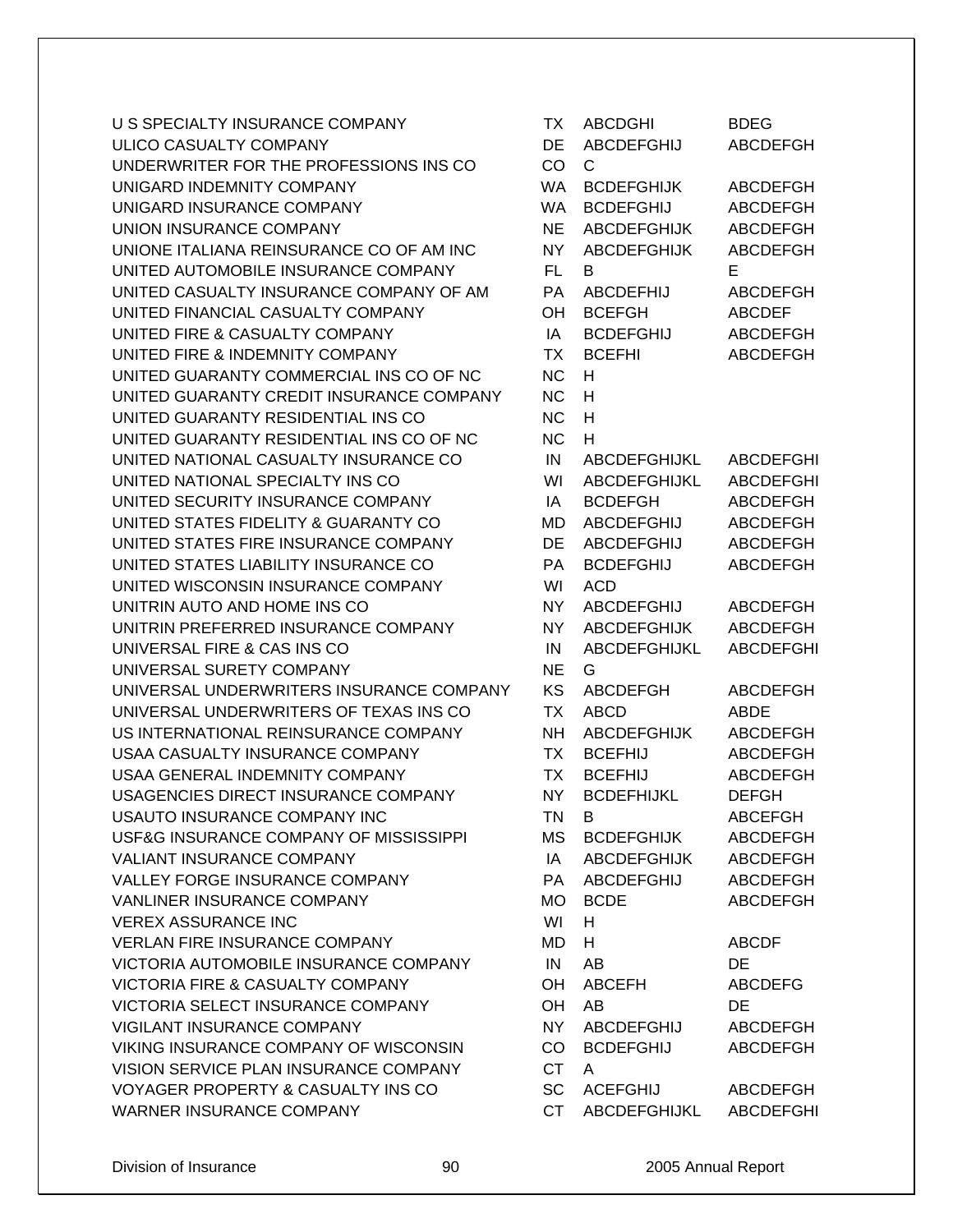| | | | |
|---|---|---|---|
| U S SPECIALTY INSURANCE COMPANY | TX | ABCDGHI | BDEG |
| ULICO CASUALTY COMPANY | DE | ABCDEFGHIJ | ABCDEFGH |
| UNDERWRITER FOR THE PROFESSIONS INS CO | CO | C | |
| UNIGARD INDEMNITY COMPANY | WA | BCDEFGHIJK | ABCDEFGH |
| UNIGARD INSURANCE COMPANY | WA | BCDEFGHIJ | ABCDEFGH |
| UNION INSURANCE COMPANY | NE | ABCDEFGHIJK | ABCDEFGH |
| UNIONE ITALIANA REINSURANCE CO OF AM INC | NY | ABCDEFGHIJK | ABCDEFGH |
| UNITED AUTOMOBILE INSURANCE COMPANY | FL | B | E |
| UNITED CASUALTY INSURANCE COMPANY OF AM | PA | ABCDEFHIJ | ABCDEFGH |
| UNITED FINANCIAL CASUALTY COMPANY | OH | BCEFGH | ABCDEF |
| UNITED FIRE & CASUALTY COMPANY | IA | BCDEFGHIJ | ABCDEFGH |
| UNITED FIRE & INDEMNITY COMPANY | TX | BCEFHI | ABCDEFGH |
| UNITED GUARANTY COMMERCIAL INS CO OF NC | NC | H | |
| UNITED GUARANTY CREDIT INSURANCE COMPANY | NC | H | |
| UNITED GUARANTY RESIDENTIAL INS CO | NC | H | |
| UNITED GUARANTY RESIDENTIAL INS CO OF NC | NC | H | |
| UNITED NATIONAL CASUALTY INSURANCE CO | IN | ABCDEFGHIJKL | ABCDEFGHI |
| UNITED NATIONAL SPECIALTY INS CO | WI | ABCDEFGHIJKL | ABCDEFGHI |
| UNITED SECURITY INSURANCE COMPANY | IA | BCDEFGH | ABCDEFGH |
| UNITED STATES FIDELITY & GUARANTY CO | MD | ABCDEFGHIJ | ABCDEFGH |
| UNITED STATES FIRE INSURANCE COMPANY | DE | ABCDEFGHIJ | ABCDEFGH |
| UNITED STATES LIABILITY INSURANCE CO | PA | BCDEFGHIJ | ABCDEFGH |
| UNITED WISCONSIN INSURANCE COMPANY | WI | ACD | |
| UNITRIN AUTO AND HOME INS CO | NY | ABCDEFGHIJ | ABCDEFGH |
| UNITRIN PREFERRED INSURANCE COMPANY | NY | ABCDEFGHIJK | ABCDEFGH |
| UNIVERSAL FIRE & CAS INS CO | IN | ABCDEFGHIJKL | ABCDEFGHI |
| UNIVERSAL SURETY COMPANY | NE | G | |
| UNIVERSAL UNDERWRITERS INSURANCE COMPANY | KS | ABCDEFGH | ABCDEFGH |
| UNIVERSAL UNDERWRITERS OF TEXAS INS CO | TX | ABCD | ABDE |
| US INTERNATIONAL REINSURANCE COMPANY | NH | ABCDEFGHIJK | ABCDEFGH |
| USAA CASUALTY INSURANCE COMPANY | TX | BCEFHIJ | ABCDEFGH |
| USAA GENERAL INDEMNITY COMPANY | TX | BCEFHIJ | ABCDEFGH |
| USAGENCIES DIRECT INSURANCE COMPANY | NY | BCDEFHIJKL | DEFGH |
| USAUTO INSURANCE COMPANY INC | TN | B | ABCEFGH |
| USF&G INSURANCE COMPANY OF MISSISSIPPI | MS | BCDEFGHIJK | ABCDEFGH |
| VALIANT INSURANCE COMPANY | IA | ABCDEFGHIJK | ABCDEFGH |
| VALLEY FORGE INSURANCE COMPANY | PA | ABCDEFGHIJ | ABCDEFGH |
| VANLINER INSURANCE COMPANY | MO | BCDE | ABCDEFGH |
| VEREX ASSURANCE INC | WI | H | |
| VERLAN FIRE INSURANCE COMPANY | MD | H | ABCDF |
| VICTORIA AUTOMOBILE INSURANCE COMPANY | IN | AB | DE |
| VICTORIA FIRE & CASUALTY COMPANY | OH | ABCEFH | ABCDEFG |
| VICTORIA SELECT INSURANCE COMPANY | OH | AB | DE |
| VIGILANT INSURANCE COMPANY | NY | ABCDEFGHIJ | ABCDEFGH |
| VIKING INSURANCE COMPANY OF WISCONSIN | CO | BCDEFGHIJ | ABCDEFGH |
| VISION SERVICE PLAN INSURANCE COMPANY | CT | A | |
| VOYAGER PROPERTY & CASUALTY INS CO | SC | ACEFGHIJ | ABCDEFGH |
| WARNER INSURANCE COMPANY | CT | ABCDEFGHIJKL | ABCDEFGHI |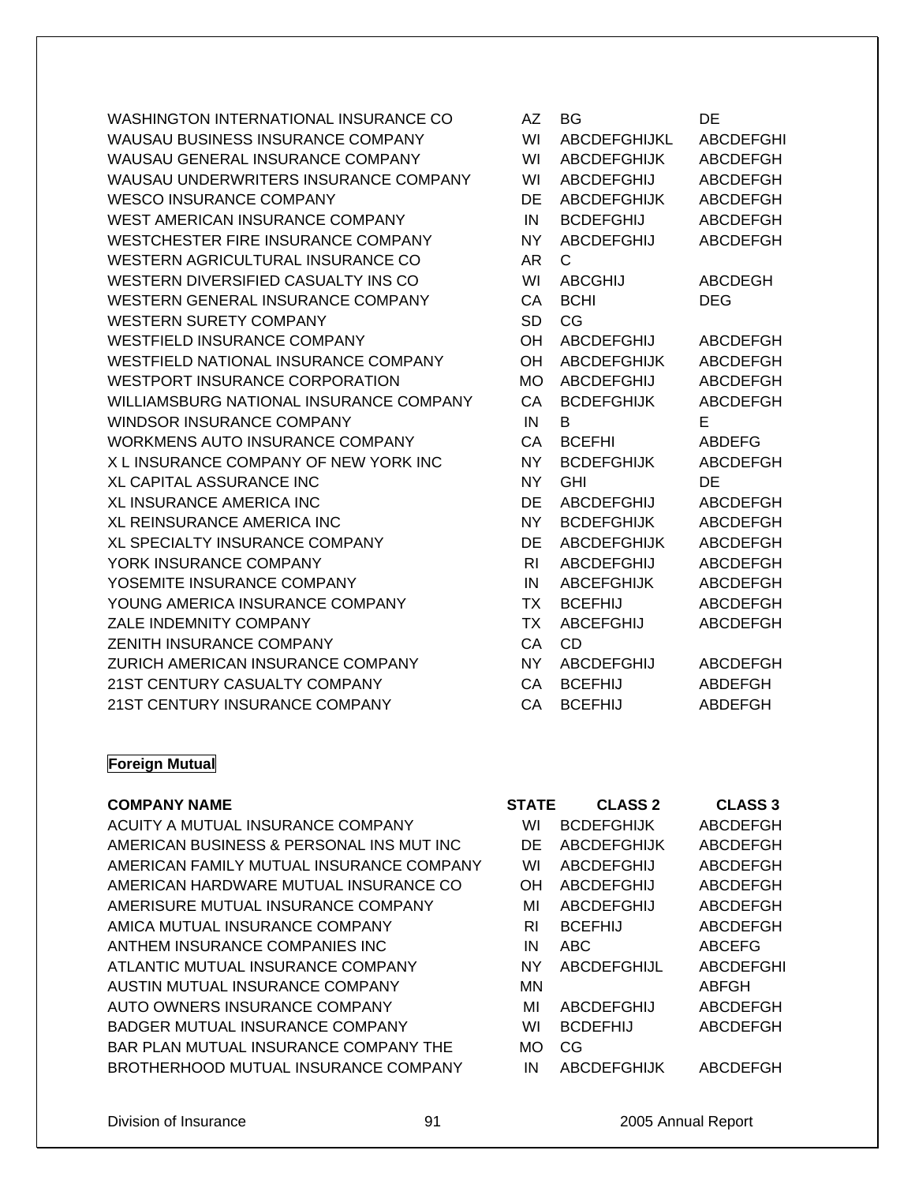| | | | |
|---|---|---|---|
| WASHINGTON INTERNATIONAL INSURANCE CO | AZ | BG | DE |
| WAUSAU BUSINESS INSURANCE COMPANY | WI | ABCDEFGHIJKL | ABCDEFGHI |
| WAUSAU GENERAL INSURANCE COMPANY | WI | ABCDEFGHIJK | ABCDEFGH |
| WAUSAU UNDERWRITERS INSURANCE COMPANY | WI | ABCDEFGHIJ | ABCDEFGH |
| WESCO INSURANCE COMPANY | DE | ABCDEFGHIJK | ABCDEFGH |
| WEST AMERICAN INSURANCE COMPANY | IN | BCDEFGHIJ | ABCDEFGH |
| WESTCHESTER FIRE INSURANCE COMPANY | NY | ABCDEFGHIJ | ABCDEFGH |
| WESTERN AGRICULTURAL INSURANCE CO | AR | C | |
| WESTERN DIVERSIFIED CASUALTY INS CO | WI | ABCGHIJ | ABCDEGH |
| WESTERN GENERAL INSURANCE COMPANY | CA | BCHI | DEG |
| WESTERN SURETY COMPANY | SD | CG | |
| WESTFIELD INSURANCE COMPANY | OH | ABCDEFGHIJ | ABCDEFGH |
| WESTFIELD NATIONAL INSURANCE COMPANY | OH | ABCDEFGHIJK | ABCDEFGH |
| WESTPORT INSURANCE CORPORATION | MO | ABCDEFGHIJ | ABCDEFGH |
| WILLIAMSBURG NATIONAL INSURANCE COMPANY | CA | BCDEFGHIJK | ABCDEFGH |
| WINDSOR INSURANCE COMPANY | IN | B | E |
| WORKMENS AUTO INSURANCE COMPANY | CA | BCEFHI | ABDEFG |
| X L INSURANCE COMPANY OF NEW YORK INC | NY | BCDEFGHIJK | ABCDEFGH |
| XL CAPITAL ASSURANCE INC | NY | GHI | DE |
| XL INSURANCE AMERICA INC | DE | ABCDEFGHIJ | ABCDEFGH |
| XL REINSURANCE AMERICA INC | NY | BCDEFGHIJK | ABCDEFGH |
| XL SPECIALTY INSURANCE COMPANY | DE | ABCDEFGHIJK | ABCDEFGH |
| YORK INSURANCE COMPANY | RI | ABCDEFGHIJ | ABCDEFGH |
| YOSEMITE INSURANCE COMPANY | IN | ABCEFGHIJK | ABCDEFGH |
| YOUNG AMERICA INSURANCE COMPANY | TX | BCEFHIJ | ABCDEFGH |
| ZALE INDEMNITY COMPANY | TX | ABCEFGHIJ | ABCDEFGH |
| ZENITH INSURANCE COMPANY | CA | CD | |
| ZURICH AMERICAN INSURANCE COMPANY | NY | ABCDEFGHIJ | ABCDEFGH |
| 21ST CENTURY CASUALTY COMPANY | CA | BCEFHIJ | ABDEFGH |
| 21ST CENTURY INSURANCE COMPANY | CA | BCEFHIJ | ABDEFGH |

**Foreign Mutual**

| COMPANY NAME | STATE | CLASS 2 | CLASS 3 |
|---|---|---|---|
| ACUITY A MUTUAL INSURANCE COMPANY | WI | BCDEFGHIJK | ABCDEFGH |
| AMERICAN BUSINESS & PERSONAL INS MUT INC | DE | ABCDEFGHIJK | ABCDEFGH |
| AMERICAN FAMILY MUTUAL INSURANCE COMPANY | WI | ABCDEFGHIJ | ABCDEFGH |
| AMERICAN HARDWARE MUTUAL INSURANCE CO | OH | ABCDEFGHIJ | ABCDEFGH |
| AMERISURE MUTUAL INSURANCE COMPANY | MI | ABCDEFGHIJ | ABCDEFGH |
| AMICA MUTUAL INSURANCE COMPANY | RI | BCEFHIJ | ABCDEFGH |
| ANTHEM INSURANCE COMPANIES INC | IN | ABC | ABCEFG |
| ATLANTIC MUTUAL INSURANCE COMPANY | NY | ABCDEFGHIJL | ABCDEFGHI |
| AUSTIN MUTUAL INSURANCE COMPANY | MN | | ABFGH |
| AUTO OWNERS INSURANCE COMPANY | MI | ABCDEFGHIJ | ABCDEFGH |
| BADGER MUTUAL INSURANCE COMPANY | WI | BCDEFHIJ | ABCDEFGH |
| BAR PLAN MUTUAL INSURANCE COMPANY THE | MO | CG | |
| BROTHERHOOD MUTUAL INSURANCE COMPANY | IN | ABCDEFGHIJK | ABCDEFGH |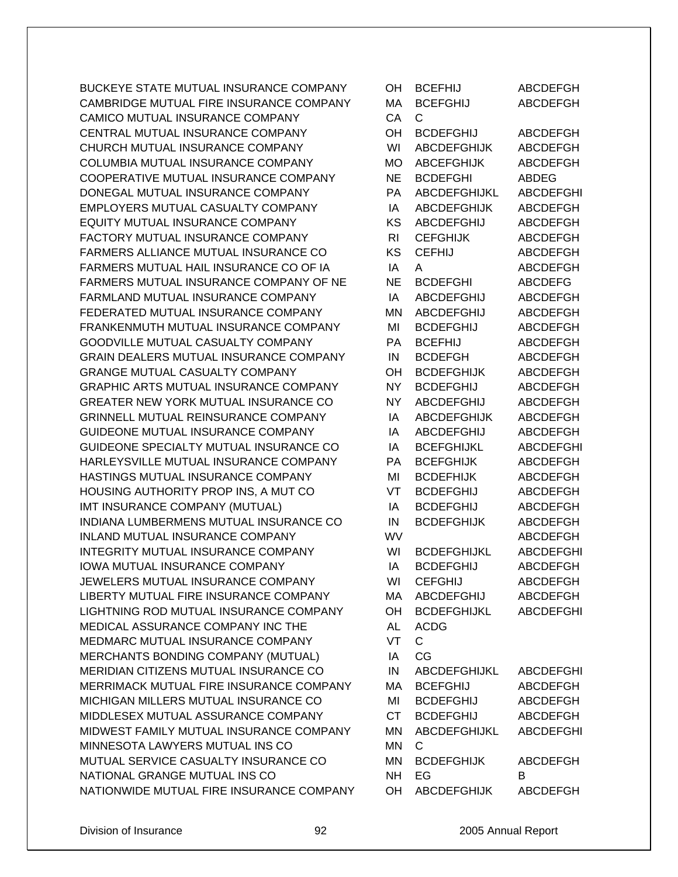| | | | |
|---|---|---|---|
| BUCKEYE STATE MUTUAL INSURANCE COMPANY | OH | BCEFHIJ | ABCDEFGH |
| CAMBRIDGE MUTUAL FIRE INSURANCE COMPANY | MA | BCEFGHIJ | ABCDEFGH |
| CAMICO MUTUAL INSURANCE COMPANY | CA | C | |
| CENTRAL MUTUAL INSURANCE COMPANY | OH | BCDEFGHIJ | ABCDEFGH |
| CHURCH MUTUAL INSURANCE COMPANY | WI | ABCDEFGHIJK | ABCDEFGH |
| COLUMBIA MUTUAL INSURANCE COMPANY | MO | ABCEFGHIJK | ABCDEFGH |
| COOPERATIVE MUTUAL INSURANCE COMPANY | NE | BCDEFGHI | ABDEG |
| DONEGAL MUTUAL INSURANCE COMPANY | PA | ABCDEFGHIJKL | ABCDEFGHI |
| EMPLOYERS MUTUAL CASUALTY COMPANY | IA | ABCDEFGHIJK | ABCDEFGH |
| EQUITY MUTUAL INSURANCE COMPANY | KS | ABCDEFGHIJ | ABCDEFGH |
| FACTORY MUTUAL INSURANCE COMPANY | RI | CEFGHIJK | ABCDEFGH |
| FARMERS ALLIANCE MUTUAL INSURANCE CO | KS | CEFHIJ | ABCDEFGH |
| FARMERS MUTUAL HAIL INSURANCE CO OF IA | IA | A | ABCDEFGH |
| FARMERS MUTUAL INSURANCE COMPANY OF NE | NE | BCDEFGHI | ABCDEFG |
| FARMLAND MUTUAL INSURANCE COMPANY | IA | ABCDEFGHIJ | ABCDEFGH |
| FEDERATED MUTUAL INSURANCE COMPANY | MN | ABCDEFGHIJ | ABCDEFGH |
| FRANKENMUTH MUTUAL INSURANCE COMPANY | MI | BCDEFGHIJ | ABCDEFGH |
| GOODVILLE MUTUAL CASUALTY COMPANY | PA | BCEFHIJ | ABCDEFGH |
| GRAIN DEALERS MUTUAL INSURANCE COMPANY | IN | BCDEFGH | ABCDEFGH |
| GRANGE MUTUAL CASUALTY COMPANY | OH | BCDEFGHIJK | ABCDEFGH |
| GRAPHIC ARTS MUTUAL INSURANCE COMPANY | NY | BCDEFGHIJ | ABCDEFGH |
| GREATER NEW YORK MUTUAL INSURANCE CO | NY | ABCDEFGHIJ | ABCDEFGH |
| GRINNELL MUTUAL REINSURANCE COMPANY | IA | ABCDEFGHIJK | ABCDEFGH |
| GUIDEONE MUTUAL INSURANCE COMPANY | IA | ABCDEFGHIJ | ABCDEFGH |
| GUIDEONE SPECIALTY MUTUAL INSURANCE CO | IA | BCEFGHIJKL | ABCDEFGHI |
| HARLEYSVILLE MUTUAL INSURANCE COMPANY | PA | BCEFGHIJK | ABCDEFGH |
| HASTINGS MUTUAL INSURANCE COMPANY | MI | BCDEFHIJK | ABCDEFGH |
| HOUSING AUTHORITY PROP INS, A MUT CO | VT | BCDEFGHIJ | ABCDEFGH |
| IMT INSURANCE COMPANY (MUTUAL) | IA | BCDEFGHIJ | ABCDEFGH |
| INDIANA LUMBERMENS MUTUAL INSURANCE CO | IN | BCDEFGHIJK | ABCDEFGH |
| INLAND MUTUAL INSURANCE COMPANY | WV | | ABCDEFGH |
| INTEGRITY MUTUAL INSURANCE COMPANY | WI | BCDEFGHIJKL | ABCDEFGHI |
| IOWA MUTUAL INSURANCE COMPANY | IA | BCDEFGHIJ | ABCDEFGH |
| JEWELERS MUTUAL INSURANCE COMPANY | WI | CEFGHIJ | ABCDEFGH |
| LIBERTY MUTUAL FIRE INSURANCE COMPANY | MA | ABCDEFGHIJ | ABCDEFGH |
| LIGHTNING ROD MUTUAL INSURANCE COMPANY | OH | BCDEFGHIJKL | ABCDEFGHI |
| MEDICAL ASSURANCE COMPANY INC THE | AL | ACDG | |
| MEDMARC MUTUAL INSURANCE COMPANY | VT | C | |
| MERCHANTS BONDING COMPANY (MUTUAL) | IA | CG | |
| MERIDIAN CITIZENS MUTUAL INSURANCE CO | IN | ABCDEFGHIJKL | ABCDEFGHI |
| MERRIMACK MUTUAL FIRE INSURANCE COMPANY | MA | BCEFGHIJ | ABCDEFGH |
| MICHIGAN MILLERS MUTUAL INSURANCE CO | MI | BCDEFGHIJ | ABCDEFGH |
| MIDDLESEX MUTUAL ASSURANCE COMPANY | CT | BCDEFGHIJ | ABCDEFGH |
| MIDWEST FAMILY MUTUAL INSURANCE COMPANY | MN | ABCDEFGHIJKL | ABCDEFGHI |
| MINNESOTA LAWYERS MUTUAL INS CO | MN | C | |
| MUTUAL SERVICE CASUALTY INSURANCE CO | MN | BCDEFGHIJK | ABCDEFGH |
| NATIONAL GRANGE MUTUAL INS CO | NH | EG | B |
| NATIONWIDE MUTUAL FIRE INSURANCE COMPANY | OH | ABCDEFGHIJK | ABCDEFGH |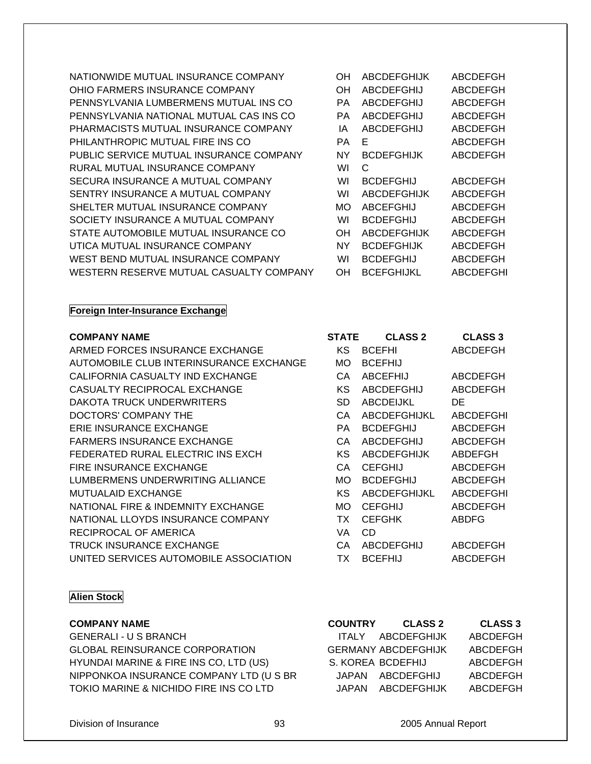| | | | |
|---|---|---|---|
| NATIONWIDE MUTUAL INSURANCE COMPANY | OH | ABCDEFGHIJK | ABCDEFGH |
| OHIO FARMERS INSURANCE COMPANY | OH | ABCDEFGHIJ | ABCDEFGH |
| PENNSYLVANIA LUMBERMENS MUTUAL INS CO | PA | ABCDEFGHIJ | ABCDEFGH |
| PENNSYLVANIA NATIONAL MUTUAL CAS INS CO | PA | ABCDEFGHIJ | ABCDEFGH |
| PHARMACISTS MUTUAL INSURANCE COMPANY | IA | ABCDEFGHIJ | ABCDEFGH |
| PHILANTHROPIC MUTUAL FIRE INS CO | PA | E | ABCDEFGH |
| PUBLIC SERVICE MUTUAL INSURANCE COMPANY | NY | BCDEFGHIJK | ABCDEFGH |
| RURAL MUTUAL INSURANCE COMPANY | WI | C | |
| SECURA INSURANCE A MUTUAL COMPANY | WI | BCDEFGHIJ | ABCDEFGH |
| SENTRY INSURANCE A MUTUAL COMPANY | WI | ABCDEFGHIJK | ABCDEFGH |
| SHELTER MUTUAL INSURANCE COMPANY | MO | ABCEFGHIJ | ABCDEFGH |
| SOCIETY INSURANCE A MUTUAL COMPANY | WI | BCDEFGHIJ | ABCDEFGH |
| STATE AUTOMOBILE MUTUAL INSURANCE CO | OH | ABCDEFGHIJK | ABCDEFGH |
| UTICA MUTUAL INSURANCE COMPANY | NY | BCDEFGHIJK | ABCDEFGH |
| WEST BEND MUTUAL INSURANCE COMPANY | WI | BCDEFGHIJ | ABCDEFGH |
| WESTERN RESERVE MUTUAL CASUALTY COMPANY | OH | BCEFGHIJKL | ABCDEFGHI |

**Foreign Inter-Insurance Exchange**

| COMPANY NAME | STATE | CLASS 2 | CLASS 3 |
|---|---|---|---|
| ARMED FORCES INSURANCE EXCHANGE | KS | BCEFHI | ABCDEFGH |
| AUTOMOBILE CLUB INTERINSURANCE EXCHANGE | MO | BCEFHIJ | |
| CALIFORNIA CASUALTY IND EXCHANGE | CA | ABCEFHIJ | ABCDEFGH |
| CASUALTY RECIPROCAL EXCHANGE | KS | ABCDEFGHIJ | ABCDEFGH |
| DAKOTA TRUCK UNDERWRITERS | SD | ABCDEIJKL | DE |
| DOCTORS' COMPANY THE | CA | ABCDEFGHIJKL | ABCDEFGHI |
| ERIE INSURANCE EXCHANGE | PA | BCDEFGHIJ | ABCDEFGH |
| FARMERS INSURANCE EXCHANGE | CA | ABCDEFGHIJ | ABCDEFGH |
| FEDERATED RURAL ELECTRIC INS EXCH | KS | ABCDEFGHIJK | ABDEFGH |
| FIRE INSURANCE EXCHANGE | CA | CEFGHIJ | ABCDEFGH |
| LUMBERMENS UNDERWRITING ALLIANCE | MO | BCDEFGHIJ | ABCDEFGH |
| MUTUALAID EXCHANGE | KS | ABCDEFGHIJKL | ABCDEFGHI |
| NATIONAL FIRE & INDEMNITY EXCHANGE | MO | CEFGHIJ | ABCDEFGH |
| NATIONAL LLOYDS INSURANCE COMPANY | TX | CEFGHK | ABDFG |
| RECIPROCAL OF AMERICA | VA | CD | |
| TRUCK INSURANCE EXCHANGE | CA | ABCDEFGHIJ | ABCDEFGH |
| UNITED SERVICES AUTOMOBILE ASSOCIATION | TX | BCEFHIJ | ABCDEFGH |

**Alien Stock**

| COMPANY NAME | COUNTRY | CLASS 2 | CLASS 3 |
|---|---|---|---|
| GENERALI - U S BRANCH | ITALY | ABCDEFGHIJK | ABCDEFGH |
| GLOBAL REINSURANCE CORPORATION | GERMANY | ABCDEFGHIJK | ABCDEFGH |
| HYUNDAI MARINE & FIRE INS CO, LTD (US) | S. KOREA | BCDEFHIJ | ABCDEFGH |
| NIPPONKOA INSURANCE COMPANY LTD (U S BR | JAPAN | ABCDEFGHIJ | ABCDEFGH |
| TOKIO MARINE & NICHIDO FIRE INS CO LTD | JAPAN | ABCDEFGHIJK | ABCDEFGH |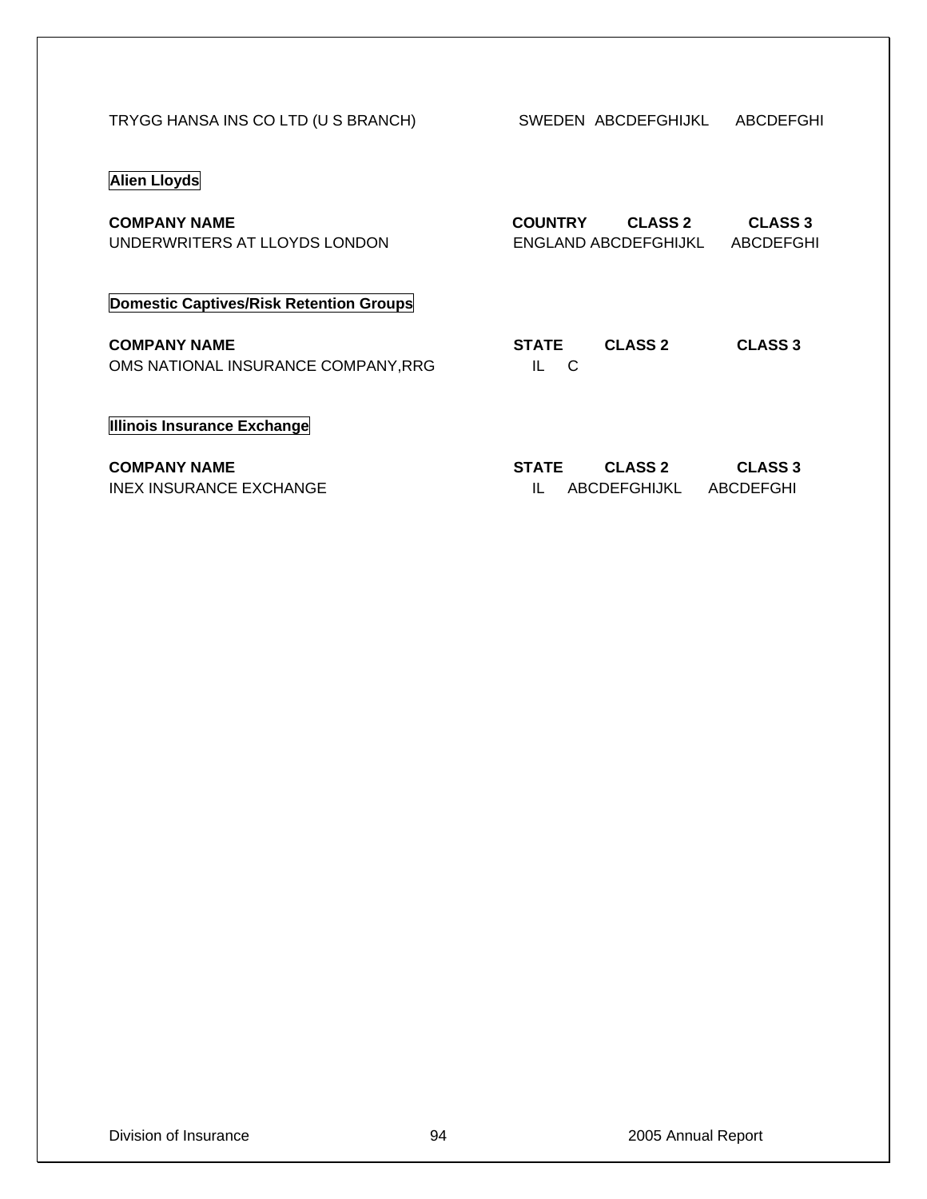| | | | |
|---|---|---|---|
| TRYGG HANSA INS CO LTD (U S BRANCH) | SWEDEN | ABCDEFGHIJKL | ABCDEFGHI |

### Alien Lloyds

| COMPANY NAME | COUNTRY | CLASS 2 | CLASS 3 |
|---|---|---|---|
| UNDERWRITERS AT LLOYDS LONDON | ENGLAND | ABCDEFGHIJKL | ABCDEFGHI |

### Domestic Captives/Risk Retention Groups

| COMPANY NAME | STATE | CLASS 2 | CLASS 3 |
|---|---|---|---|
| OMS NATIONAL INSURANCE COMPANY,RRG | IL | C | |

### Illinois Insurance Exchange

| COMPANY NAME | STATE | CLASS 2 | CLASS 3 |
|---|---|---|---|
| INEX INSURANCE EXCHANGE | IL | ABCDEFGHIJKL | ABCDEFGHI |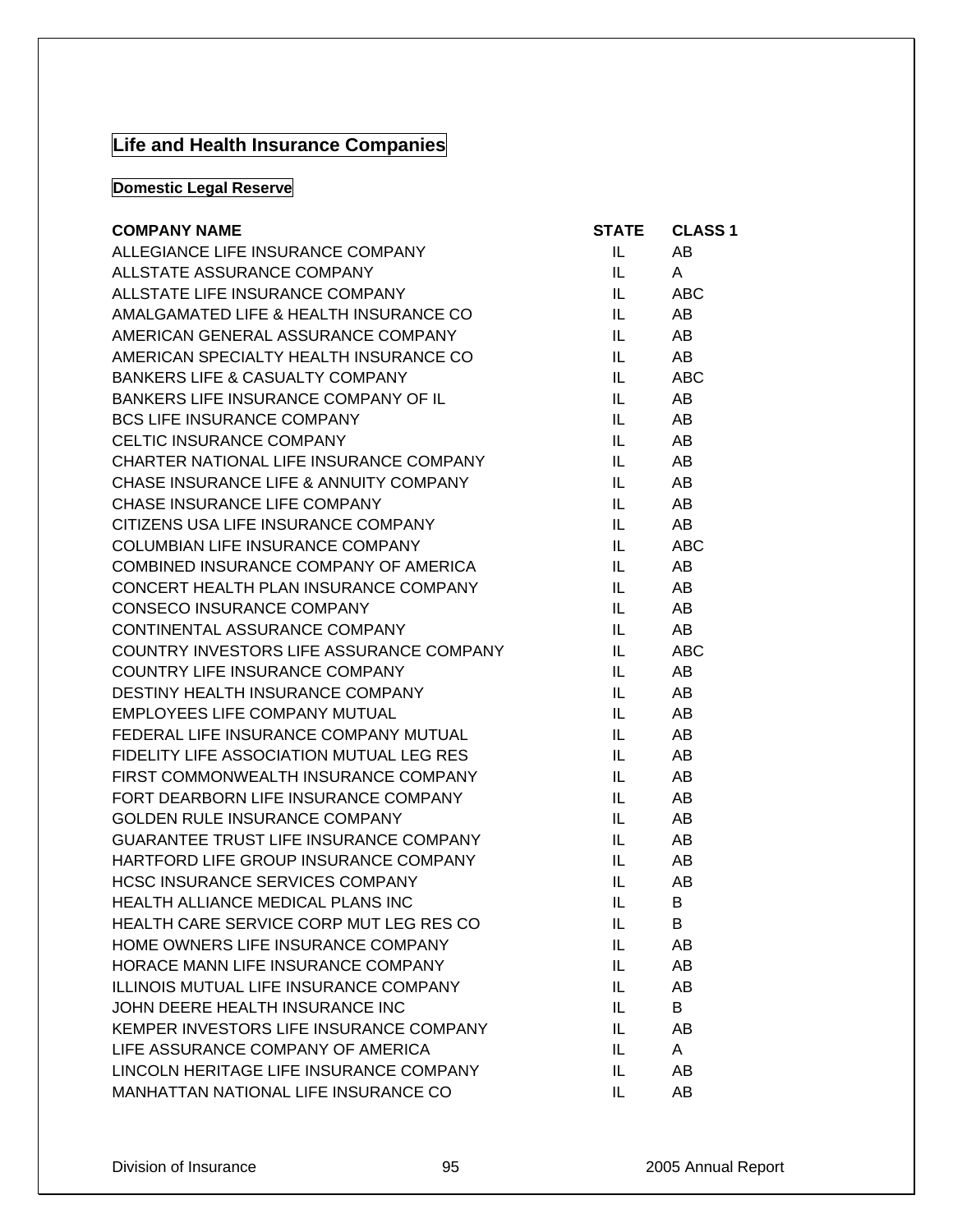## Life and Health Insurance Companies

### Domestic Legal Reserve

| COMPANY NAME | STATE | CLASS 1 |
|---|---|---|
| ALLEGIANCE LIFE INSURANCE COMPANY | IL | AB |
| ALLSTATE ASSURANCE COMPANY | IL | A |
| ALLSTATE LIFE INSURANCE COMPANY | IL | ABC |
| AMALGAMATED LIFE & HEALTH INSURANCE CO | IL | AB |
| AMERICAN GENERAL ASSURANCE COMPANY | IL | AB |
| AMERICAN SPECIALTY HEALTH INSURANCE CO | IL | AB |
| BANKERS LIFE & CASUALTY COMPANY | IL | ABC |
| BANKERS LIFE INSURANCE COMPANY OF IL | IL | AB |
| BCS LIFE INSURANCE COMPANY | IL | AB |
| CELTIC INSURANCE COMPANY | IL | AB |
| CHARTER NATIONAL LIFE INSURANCE COMPANY | IL | AB |
| CHASE INSURANCE LIFE & ANNUITY COMPANY | IL | AB |
| CHASE INSURANCE LIFE COMPANY | IL | AB |
| CITIZENS USA LIFE INSURANCE COMPANY | IL | AB |
| COLUMBIAN LIFE INSURANCE COMPANY | IL | ABC |
| COMBINED INSURANCE COMPANY OF AMERICA | IL | AB |
| CONCERT HEALTH PLAN INSURANCE COMPANY | IL | AB |
| CONSECO INSURANCE COMPANY | IL | AB |
| CONTINENTAL ASSURANCE COMPANY | IL | AB |
| COUNTRY INVESTORS LIFE ASSURANCE COMPANY | IL | ABC |
| COUNTRY LIFE INSURANCE COMPANY | IL | AB |
| DESTINY HEALTH INSURANCE COMPANY | IL | AB |
| EMPLOYEES LIFE COMPANY MUTUAL | IL | AB |
| FEDERAL LIFE INSURANCE COMPANY MUTUAL | IL | AB |
| FIDELITY LIFE ASSOCIATION MUTUAL LEG RES | IL | AB |
| FIRST COMMONWEALTH INSURANCE COMPANY | IL | AB |
| FORT DEARBORN LIFE INSURANCE COMPANY | IL | AB |
| GOLDEN RULE INSURANCE COMPANY | IL | AB |
| GUARANTEE TRUST LIFE INSURANCE COMPANY | IL | AB |
| HARTFORD LIFE GROUP INSURANCE COMPANY | IL | AB |
| HCSC INSURANCE SERVICES COMPANY | IL | AB |
| HEALTH ALLIANCE MEDICAL PLANS INC | IL | B |
| HEALTH CARE SERVICE CORP MUT LEG RES CO | IL | B |
| HOME OWNERS LIFE INSURANCE COMPANY | IL | AB |
| HORACE MANN LIFE INSURANCE COMPANY | IL | AB |
| ILLINOIS MUTUAL LIFE INSURANCE COMPANY | IL | AB |
| JOHN DEERE HEALTH INSURANCE INC | IL | B |
| KEMPER INVESTORS LIFE INSURANCE COMPANY | IL | AB |
| LIFE ASSURANCE COMPANY OF AMERICA | IL | A |
| LINCOLN HERITAGE LIFE INSURANCE COMPANY | IL | AB |
| MANHATTAN NATIONAL LIFE INSURANCE CO | IL | AB |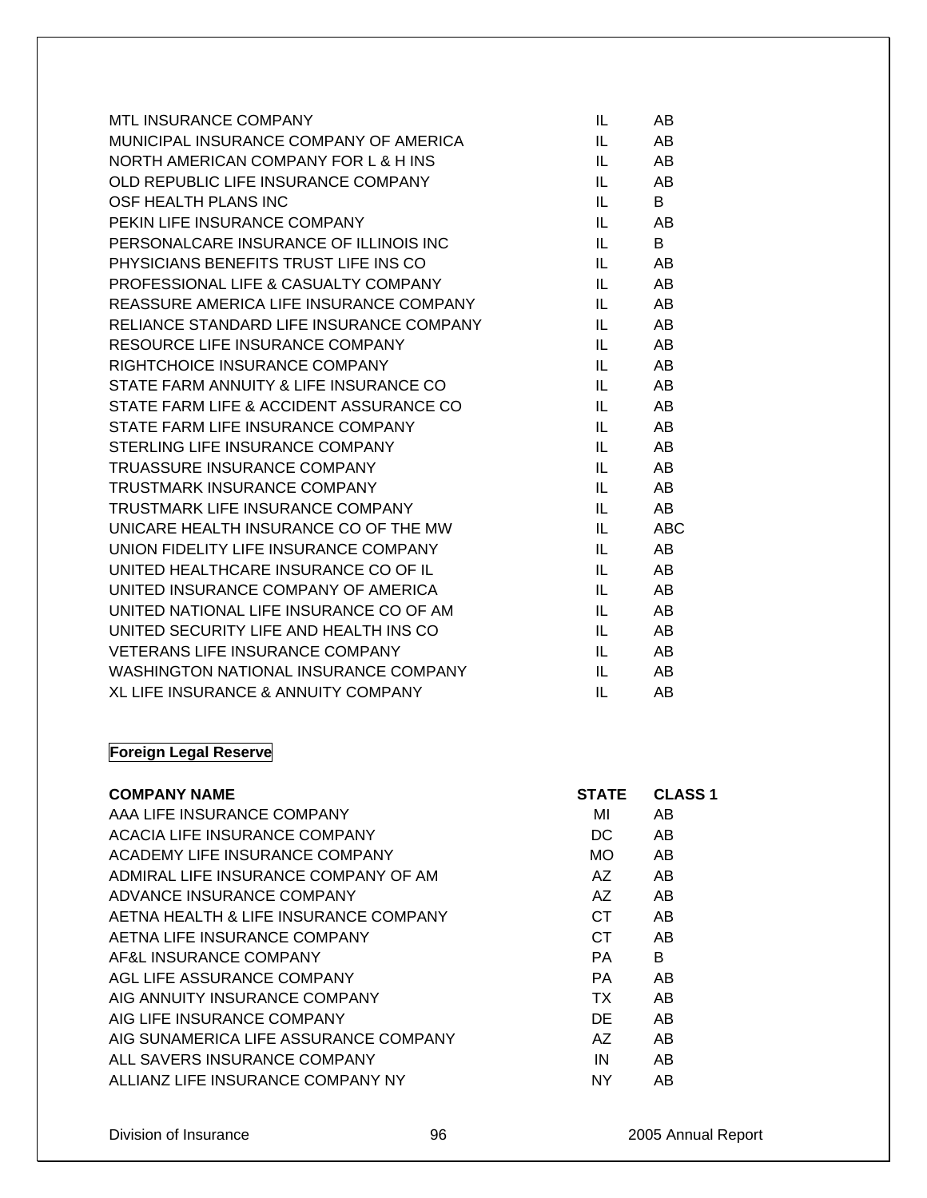| | | |
|---|---|---|
| MTL INSURANCE COMPANY | IL | AB |
| MUNICIPAL INSURANCE COMPANY OF AMERICA | IL | AB |
| NORTH AMERICAN COMPANY FOR L & H INS | IL | AB |
| OLD REPUBLIC LIFE INSURANCE COMPANY | IL | AB |
| OSF HEALTH PLANS INC | IL | B |
| PEKIN LIFE INSURANCE COMPANY | IL | AB |
| PERSONALCARE INSURANCE OF ILLINOIS INC | IL | B |
| PHYSICIANS BENEFITS TRUST LIFE INS CO | IL | AB |
| PROFESSIONAL LIFE & CASUALTY COMPANY | IL | AB |
| REASSURE AMERICA LIFE INSURANCE COMPANY | IL | AB |
| RELIANCE STANDARD LIFE INSURANCE COMPANY | IL | AB |
| RESOURCE LIFE INSURANCE COMPANY | IL | AB |
| RIGHTCHOICE INSURANCE COMPANY | IL | AB |
| STATE FARM ANNUITY & LIFE INSURANCE CO | IL | AB |
| STATE FARM LIFE & ACCIDENT ASSURANCE CO | IL | AB |
| STATE FARM LIFE INSURANCE COMPANY | IL | AB |
| STERLING LIFE INSURANCE COMPANY | IL | AB |
| TRUASSURE INSURANCE COMPANY | IL | AB |
| TRUSTMARK INSURANCE COMPANY | IL | AB |
| TRUSTMARK LIFE INSURANCE COMPANY | IL | AB |
| UNICARE HEALTH INSURANCE CO OF THE MW | IL | ABC |
| UNION FIDELITY LIFE INSURANCE COMPANY | IL | AB |
| UNITED HEALTHCARE INSURANCE CO OF IL | IL | AB |
| UNITED INSURANCE COMPANY OF AMERICA | IL | AB |
| UNITED NATIONAL LIFE INSURANCE CO OF AM | IL | AB |
| UNITED SECURITY LIFE AND HEALTH INS CO | IL | AB |
| VETERANS LIFE INSURANCE COMPANY | IL | AB |
| WASHINGTON NATIONAL INSURANCE COMPANY | IL | AB |
| XL LIFE INSURANCE & ANNUITY COMPANY | IL | AB |

**Foreign Legal Reserve**

| COMPANY NAME | STATE | CLASS 1 |
|---|---|---|
| AAA LIFE INSURANCE COMPANY | MI | AB |
| ACACIA LIFE INSURANCE COMPANY | DC | AB |
| ACADEMY LIFE INSURANCE COMPANY | MO | AB |
| ADMIRAL LIFE INSURANCE COMPANY OF AM | AZ | AB |
| ADVANCE INSURANCE COMPANY | AZ | AB |
| AETNA HEALTH & LIFE INSURANCE COMPANY | CT | AB |
| AETNA LIFE INSURANCE COMPANY | CT | AB |
| AF&L INSURANCE COMPANY | PA | B |
| AGL LIFE ASSURANCE COMPANY | PA | AB |
| AIG ANNUITY INSURANCE COMPANY | TX | AB |
| AIG LIFE INSURANCE COMPANY | DE | AB |
| AIG SUNAMERICA LIFE ASSURANCE COMPANY | AZ | AB |
| ALL SAVERS INSURANCE COMPANY | IN | AB |
| ALLIANZ LIFE INSURANCE COMPANY NY | NY | AB |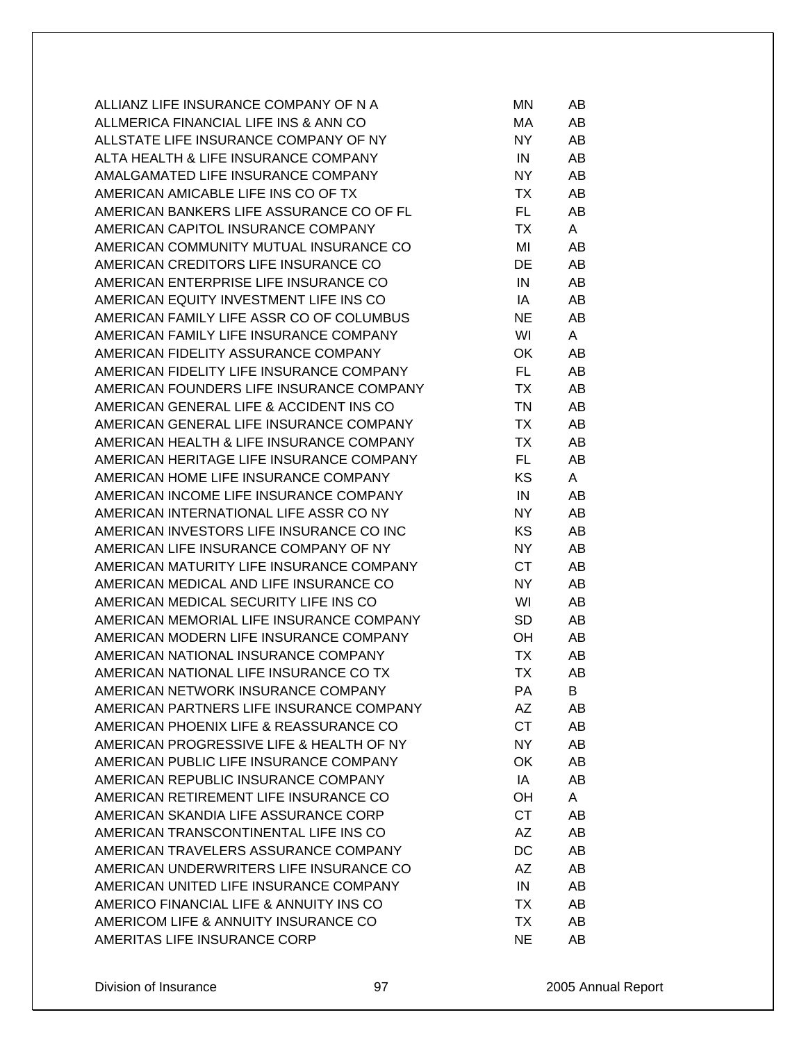| | | |
|---|---|---|
| ALLIANZ LIFE INSURANCE COMPANY OF N A | MN | AB |
| ALLMERICA FINANCIAL LIFE INS & ANN CO | MA | AB |
| ALLSTATE LIFE INSURANCE COMPANY OF NY | NY | AB |
| ALTA HEALTH & LIFE INSURANCE COMPANY | IN | AB |
| AMALGAMATED LIFE INSURANCE COMPANY | NY | AB |
| AMERICAN AMICABLE LIFE INS CO OF TX | TX | AB |
| AMERICAN BANKERS LIFE ASSURANCE CO OF FL | FL | AB |
| AMERICAN CAPITOL INSURANCE COMPANY | TX | A |
| AMERICAN COMMUNITY MUTUAL INSURANCE CO | MI | AB |
| AMERICAN CREDITORS LIFE INSURANCE CO | DE | AB |
| AMERICAN ENTERPRISE LIFE INSURANCE CO | IN | AB |
| AMERICAN EQUITY INVESTMENT LIFE INS CO | IA | AB |
| AMERICAN FAMILY LIFE ASSR CO OF COLUMBUS | NE | AB |
| AMERICAN FAMILY LIFE INSURANCE COMPANY | WI | A |
| AMERICAN FIDELITY ASSURANCE COMPANY | OK | AB |
| AMERICAN FIDELITY LIFE INSURANCE COMPANY | FL | AB |
| AMERICAN FOUNDERS LIFE INSURANCE COMPANY | TX | AB |
| AMERICAN GENERAL LIFE & ACCIDENT INS CO | TN | AB |
| AMERICAN GENERAL LIFE INSURANCE COMPANY | TX | AB |
| AMERICAN HEALTH & LIFE INSURANCE COMPANY | TX | AB |
| AMERICAN HERITAGE LIFE INSURANCE COMPANY | FL | AB |
| AMERICAN HOME LIFE INSURANCE COMPANY | KS | A |
| AMERICAN INCOME LIFE INSURANCE COMPANY | IN | AB |
| AMERICAN INTERNATIONAL LIFE ASSR CO NY | NY | AB |
| AMERICAN INVESTORS LIFE INSURANCE CO INC | KS | AB |
| AMERICAN LIFE INSURANCE COMPANY OF NY | NY | AB |
| AMERICAN MATURITY LIFE INSURANCE COMPANY | CT | AB |
| AMERICAN MEDICAL AND LIFE INSURANCE CO | NY | AB |
| AMERICAN MEDICAL SECURITY LIFE INS CO | WI | AB |
| AMERICAN MEMORIAL LIFE INSURANCE COMPANY | SD | AB |
| AMERICAN MODERN LIFE INSURANCE COMPANY | OH | AB |
| AMERICAN NATIONAL INSURANCE COMPANY | TX | AB |
| AMERICAN NATIONAL LIFE INSURANCE CO TX | TX | AB |
| AMERICAN NETWORK INSURANCE COMPANY | PA | B |
| AMERICAN PARTNERS LIFE INSURANCE COMPANY | AZ | AB |
| AMERICAN PHOENIX LIFE & REASSURANCE CO | CT | AB |
| AMERICAN PROGRESSIVE LIFE & HEALTH OF NY | NY | AB |
| AMERICAN PUBLIC LIFE INSURANCE COMPANY | OK | AB |
| AMERICAN REPUBLIC INSURANCE COMPANY | IA | AB |
| AMERICAN RETIREMENT LIFE INSURANCE CO | OH | A |
| AMERICAN SKANDIA LIFE ASSURANCE CORP | CT | AB |
| AMERICAN TRANSCONTINENTAL LIFE INS CO | AZ | AB |
| AMERICAN TRAVELERS ASSURANCE COMPANY | DC | AB |
| AMERICAN UNDERWRITERS LIFE INSURANCE CO | AZ | AB |
| AMERICAN UNITED LIFE INSURANCE COMPANY | IN | AB |
| AMERICO FINANCIAL LIFE & ANNUITY INS CO | TX | AB |
| AMERICOM LIFE & ANNUITY INSURANCE CO | TX | AB |
| AMERITAS LIFE INSURANCE CORP | NE | AB |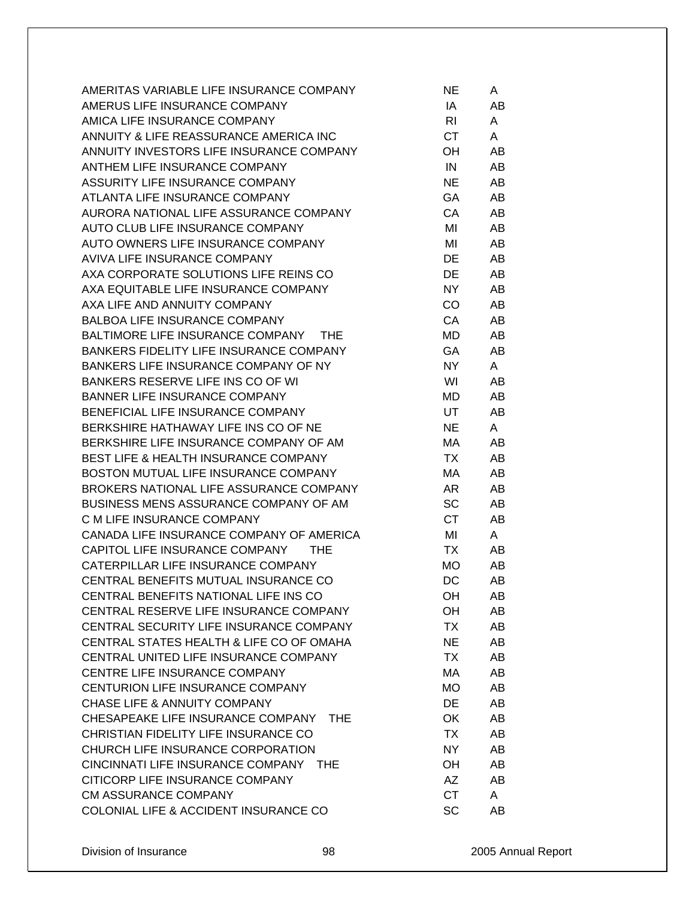| | | |
|---|---|---|
| AMERITAS VARIABLE LIFE INSURANCE COMPANY | NE | A |
| AMERUS LIFE INSURANCE COMPANY | IA | AB |
| AMICA LIFE INSURANCE COMPANY | RI | A |
| ANNUITY & LIFE REASSURANCE AMERICA INC | CT | A |
| ANNUITY INVESTORS LIFE INSURANCE COMPANY | OH | AB |
| ANTHEM LIFE INSURANCE COMPANY | IN | AB |
| ASSURITY LIFE INSURANCE COMPANY | NE | AB |
| ATLANTA LIFE INSURANCE COMPANY | GA | AB |
| AURORA NATIONAL LIFE ASSURANCE COMPANY | CA | AB |
| AUTO CLUB LIFE INSURANCE COMPANY | MI | AB |
| AUTO OWNERS LIFE INSURANCE COMPANY | MI | AB |
| AVIVA LIFE INSURANCE COMPANY | DE | AB |
| AXA CORPORATE SOLUTIONS LIFE REINS CO | DE | AB |
| AXA EQUITABLE LIFE INSURANCE COMPANY | NY | AB |
| AXA LIFE AND ANNUITY COMPANY | CO | AB |
| BALBOA LIFE INSURANCE COMPANY | CA | AB |
| BALTIMORE LIFE INSURANCE COMPANY THE | MD | AB |
| BANKERS FIDELITY LIFE INSURANCE COMPANY | GA | AB |
| BANKERS LIFE INSURANCE COMPANY OF NY | NY | A |
| BANKERS RESERVE LIFE INS CO OF WI | WI | AB |
| BANNER LIFE INSURANCE COMPANY | MD | AB |
| BENEFICIAL LIFE INSURANCE COMPANY | UT | AB |
| BERKSHIRE HATHAWAY LIFE INS CO OF NE | NE | A |
| BERKSHIRE LIFE INSURANCE COMPANY OF AM | MA | AB |
| BEST LIFE & HEALTH INSURANCE COMPANY | TX | AB |
| BOSTON MUTUAL LIFE INSURANCE COMPANY | MA | AB |
| BROKERS NATIONAL LIFE ASSURANCE COMPANY | AR | AB |
| BUSINESS MENS ASSURANCE COMPANY OF AM | SC | AB |
| C M LIFE INSURANCE COMPANY | CT | AB |
| CANADA LIFE INSURANCE COMPANY OF AMERICA | MI | A |
| CAPITOL LIFE INSURANCE COMPANY THE | TX | AB |
| CATERPILLAR LIFE INSURANCE COMPANY | MO | AB |
| CENTRAL BENEFITS MUTUAL INSURANCE CO | DC | AB |
| CENTRAL BENEFITS NATIONAL LIFE INS CO | OH | AB |
| CENTRAL RESERVE LIFE INSURANCE COMPANY | OH | AB |
| CENTRAL SECURITY LIFE INSURANCE COMPANY | TX | AB |
| CENTRAL STATES HEALTH & LIFE CO OF OMAHA | NE | AB |
| CENTRAL UNITED LIFE INSURANCE COMPANY | TX | AB |
| CENTRE LIFE INSURANCE COMPANY | MA | AB |
| CENTURION LIFE INSURANCE COMPANY | MO | AB |
| CHASE LIFE & ANNUITY COMPANY | DE | AB |
| CHESAPEAKE LIFE INSURANCE COMPANY THE | OK | AB |
| CHRISTIAN FIDELITY LIFE INSURANCE CO | TX | AB |
| CHURCH LIFE INSURANCE CORPORATION | NY | AB |
| CINCINNATI LIFE INSURANCE COMPANY THE | OH | AB |
| CITICORP LIFE INSURANCE COMPANY | AZ | AB |
| CM ASSURANCE COMPANY | CT | A |
| COLONIAL LIFE & ACCIDENT INSURANCE CO | SC | AB |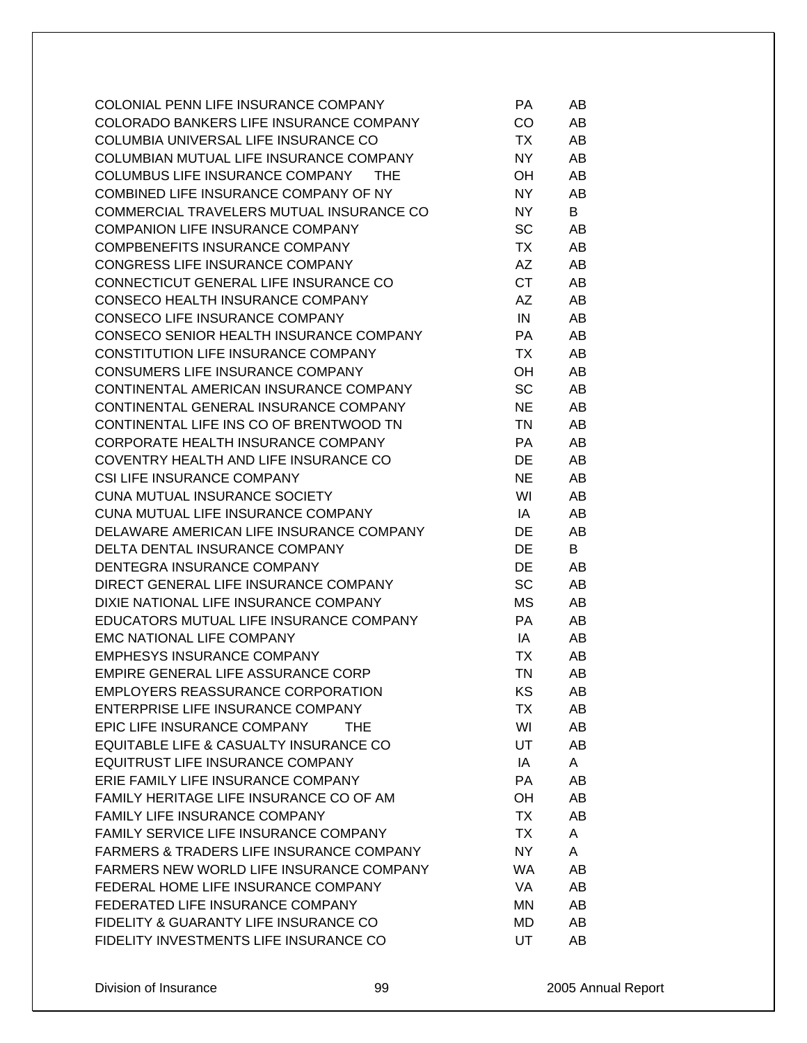| | | |
|---|---|---|
| COLONIAL PENN LIFE INSURANCE COMPANY | PA | AB |
| COLORADO BANKERS LIFE INSURANCE COMPANY | CO | AB |
| COLUMBIA UNIVERSAL LIFE INSURANCE CO | TX | AB |
| COLUMBIAN MUTUAL LIFE INSURANCE COMPANY | NY | AB |
| COLUMBUS LIFE INSURANCE COMPANY THE | OH | AB |
| COMBINED LIFE INSURANCE COMPANY OF NY | NY | AB |
| COMMERCIAL TRAVELERS MUTUAL INSURANCE CO | NY | B |
| COMPANION LIFE INSURANCE COMPANY | SC | AB |
| COMPBENEFITS INSURANCE COMPANY | TX | AB |
| CONGRESS LIFE INSURANCE COMPANY | AZ | AB |
| CONNECTICUT GENERAL LIFE INSURANCE CO | CT | AB |
| CONSECO HEALTH INSURANCE COMPANY | AZ | AB |
| CONSECO LIFE INSURANCE COMPANY | IN | AB |
| CONSECO SENIOR HEALTH INSURANCE COMPANY | PA | AB |
| CONSTITUTION LIFE INSURANCE COMPANY | TX | AB |
| CONSUMERS LIFE INSURANCE COMPANY | OH | AB |
| CONTINENTAL AMERICAN INSURANCE COMPANY | SC | AB |
| CONTINENTAL GENERAL INSURANCE COMPANY | NE | AB |
| CONTINENTAL LIFE INS CO OF BRENTWOOD TN | TN | AB |
| CORPORATE HEALTH INSURANCE COMPANY | PA | AB |
| COVENTRY HEALTH AND LIFE INSURANCE CO | DE | AB |
| CSI LIFE INSURANCE COMPANY | NE | AB |
| CUNA MUTUAL INSURANCE SOCIETY | WI | AB |
| CUNA MUTUAL LIFE INSURANCE COMPANY | IA | AB |
| DELAWARE AMERICAN LIFE INSURANCE COMPANY | DE | AB |
| DELTA DENTAL INSURANCE COMPANY | DE | B |
| DENTEGRA INSURANCE COMPANY | DE | AB |
| DIRECT GENERAL LIFE INSURANCE COMPANY | SC | AB |
| DIXIE NATIONAL LIFE INSURANCE COMPANY | MS | AB |
| EDUCATORS MUTUAL LIFE INSURANCE COMPANY | PA | AB |
| EMC NATIONAL LIFE COMPANY | IA | AB |
| EMPHESYS INSURANCE COMPANY | TX | AB |
| EMPIRE GENERAL LIFE ASSURANCE CORP | TN | AB |
| EMPLOYERS REASSURANCE CORPORATION | KS | AB |
| ENTERPRISE LIFE INSURANCE COMPANY | TX | AB |
| EPIC LIFE INSURANCE COMPANY THE | WI | AB |
| EQUITABLE LIFE & CASUALTY INSURANCE CO | UT | AB |
| EQUITRUST LIFE INSURANCE COMPANY | IA | A |
| ERIE FAMILY LIFE INSURANCE COMPANY | PA | AB |
| FAMILY HERITAGE LIFE INSURANCE CO OF AM | OH | AB |
| FAMILY LIFE INSURANCE COMPANY | TX | AB |
| FAMILY SERVICE LIFE INSURANCE COMPANY | TX | A |
| FARMERS & TRADERS LIFE INSURANCE COMPANY | NY | A |
| FARMERS NEW WORLD LIFE INSURANCE COMPANY | WA | AB |
| FEDERAL HOME LIFE INSURANCE COMPANY | VA | AB |
| FEDERATED LIFE INSURANCE COMPANY | MN | AB |
| FIDELITY & GUARANTY LIFE INSURANCE CO | MD | AB |
| FIDELITY INVESTMENTS LIFE INSURANCE CO | UT | AB |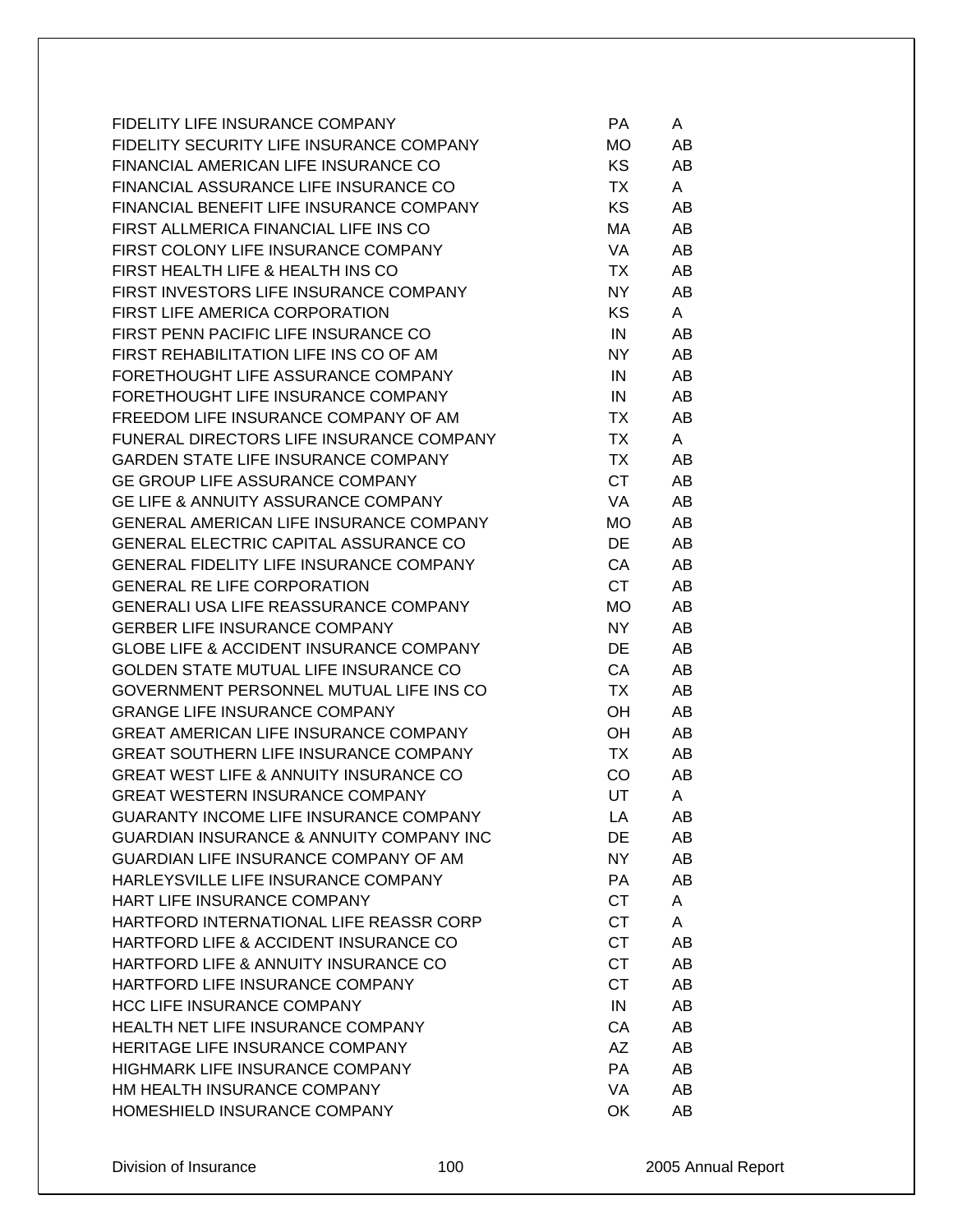| | | |
|---|---|---|
| FIDELITY LIFE INSURANCE COMPANY | PA | A |
| FIDELITY SECURITY LIFE INSURANCE COMPANY | MO | AB |
| FINANCIAL AMERICAN LIFE INSURANCE CO | KS | AB |
| FINANCIAL ASSURANCE LIFE INSURANCE CO | TX | A |
| FINANCIAL BENEFIT LIFE INSURANCE COMPANY | KS | AB |
| FIRST ALLMERICA FINANCIAL LIFE INS CO | MA | AB |
| FIRST COLONY LIFE INSURANCE COMPANY | VA | AB |
| FIRST HEALTH LIFE & HEALTH INS CO | TX | AB |
| FIRST INVESTORS LIFE INSURANCE COMPANY | NY | AB |
| FIRST LIFE AMERICA CORPORATION | KS | A |
| FIRST PENN PACIFIC LIFE INSURANCE CO | IN | AB |
| FIRST REHABILITATION LIFE INS CO OF AM | NY | AB |
| FORETHOUGHT LIFE ASSURANCE COMPANY | IN | AB |
| FORETHOUGHT LIFE INSURANCE COMPANY | IN | AB |
| FREEDOM LIFE INSURANCE COMPANY OF AM | TX | AB |
| FUNERAL DIRECTORS LIFE INSURANCE COMPANY | TX | A |
| GARDEN STATE LIFE INSURANCE COMPANY | TX | AB |
| GE GROUP LIFE ASSURANCE COMPANY | CT | AB |
| GE LIFE & ANNUITY ASSURANCE COMPANY | VA | AB |
| GENERAL AMERICAN LIFE INSURANCE COMPANY | MO | AB |
| GENERAL ELECTRIC CAPITAL ASSURANCE CO | DE | AB |
| GENERAL FIDELITY LIFE INSURANCE COMPANY | CA | AB |
| GENERAL RE LIFE CORPORATION | CT | AB |
| GENERALI USA LIFE REASSURANCE COMPANY | MO | AB |
| GERBER LIFE INSURANCE COMPANY | NY | AB |
| GLOBE LIFE & ACCIDENT INSURANCE COMPANY | DE | AB |
| GOLDEN STATE MUTUAL LIFE INSURANCE CO | CA | AB |
| GOVERNMENT PERSONNEL MUTUAL LIFE INS CO | TX | AB |
| GRANGE LIFE INSURANCE COMPANY | OH | AB |
| GREAT AMERICAN LIFE INSURANCE COMPANY | OH | AB |
| GREAT SOUTHERN LIFE INSURANCE COMPANY | TX | AB |
| GREAT WEST LIFE & ANNUITY INSURANCE CO | CO | AB |
| GREAT WESTERN INSURANCE COMPANY | UT | A |
| GUARANTY INCOME LIFE INSURANCE COMPANY | LA | AB |
| GUARDIAN INSURANCE & ANNUITY COMPANY INC | DE | AB |
| GUARDIAN LIFE INSURANCE COMPANY OF AM | NY | AB |
| HARLEYSVILLE LIFE INSURANCE COMPANY | PA | AB |
| HART LIFE INSURANCE COMPANY | CT | A |
| HARTFORD INTERNATIONAL LIFE REASSR CORP | CT | A |
| HARTFORD LIFE & ACCIDENT INSURANCE CO | CT | AB |
| HARTFORD LIFE & ANNUITY INSURANCE CO | CT | AB |
| HARTFORD LIFE INSURANCE COMPANY | CT | AB |
| HCC LIFE INSURANCE COMPANY | IN | AB |
| HEALTH NET LIFE INSURANCE COMPANY | CA | AB |
| HERITAGE LIFE INSURANCE COMPANY | AZ | AB |
| HIGHMARK LIFE INSURANCE COMPANY | PA | AB |
| HM HEALTH INSURANCE COMPANY | VA | AB |
| HOMESHIELD INSURANCE COMPANY | OK | AB |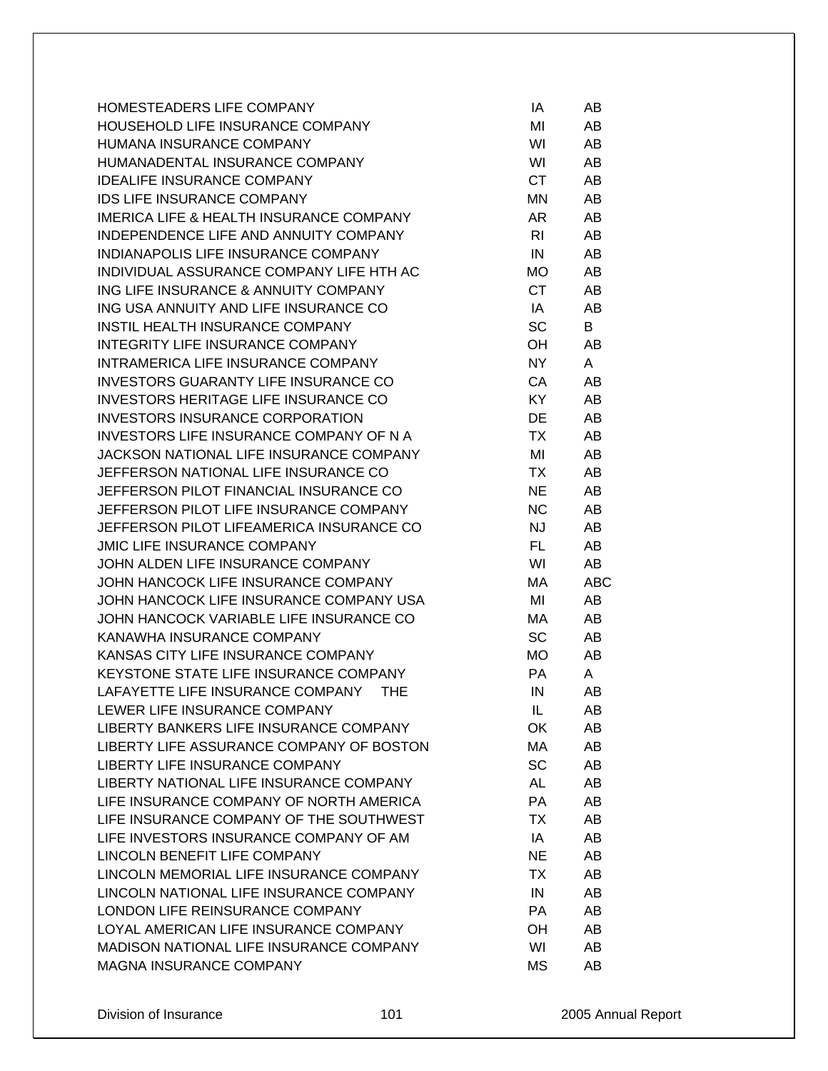| | | |
|---|---|---|
| HOMESTEADERS LIFE COMPANY | IA | AB |
| HOUSEHOLD LIFE INSURANCE COMPANY | MI | AB |
| HUMANA INSURANCE COMPANY | WI | AB |
| HUMANADENTAL INSURANCE COMPANY | WI | AB |
| IDEALIFE INSURANCE COMPANY | CT | AB |
| IDS LIFE INSURANCE COMPANY | MN | AB |
| IMERICA LIFE & HEALTH INSURANCE COMPANY | AR | AB |
| INDEPENDENCE LIFE AND ANNUITY COMPANY | RI | AB |
| INDIANAPOLIS LIFE INSURANCE COMPANY | IN | AB |
| INDIVIDUAL ASSURANCE COMPANY LIFE HTH AC | MO | AB |
| ING LIFE INSURANCE & ANNUITY COMPANY | CT | AB |
| ING USA ANNUITY AND LIFE INSURANCE CO | IA | AB |
| INSTIL HEALTH INSURANCE COMPANY | SC | B |
| INTEGRITY LIFE INSURANCE COMPANY | OH | AB |
| INTRAMERICA LIFE INSURANCE COMPANY | NY | A |
| INVESTORS GUARANTY LIFE INSURANCE CO | CA | AB |
| INVESTORS HERITAGE LIFE INSURANCE CO | KY | AB |
| INVESTORS INSURANCE CORPORATION | DE | AB |
| INVESTORS LIFE INSURANCE COMPANY OF N A | TX | AB |
| JACKSON NATIONAL LIFE INSURANCE COMPANY | MI | AB |
| JEFFERSON NATIONAL LIFE INSURANCE CO | TX | AB |
| JEFFERSON PILOT FINANCIAL INSURANCE CO | NE | AB |
| JEFFERSON PILOT LIFE INSURANCE COMPANY | NC | AB |
| JEFFERSON PILOT LIFEAMERICA INSURANCE CO | NJ | AB |
| JMIC LIFE INSURANCE COMPANY | FL | AB |
| JOHN ALDEN LIFE INSURANCE COMPANY | WI | AB |
| JOHN HANCOCK LIFE INSURANCE COMPANY | MA | ABC |
| JOHN HANCOCK LIFE INSURANCE COMPANY USA | MI | AB |
| JOHN HANCOCK VARIABLE LIFE INSURANCE CO | MA | AB |
| KANAWHA INSURANCE COMPANY | SC | AB |
| KANSAS CITY LIFE INSURANCE COMPANY | MO | AB |
| KEYSTONE STATE LIFE INSURANCE COMPANY | PA | A |
| LAFAYETTE LIFE INSURANCE COMPANY THE | IN | AB |
| LEWER LIFE INSURANCE COMPANY | IL | AB |
| LIBERTY BANKERS LIFE INSURANCE COMPANY | OK | AB |
| LIBERTY LIFE ASSURANCE COMPANY OF BOSTON | MA | AB |
| LIBERTY LIFE INSURANCE COMPANY | SC | AB |
| LIBERTY NATIONAL LIFE INSURANCE COMPANY | AL | AB |
| LIFE INSURANCE COMPANY OF NORTH AMERICA | PA | AB |
| LIFE INSURANCE COMPANY OF THE SOUTHWEST | TX | AB |
| LIFE INVESTORS INSURANCE COMPANY OF AM | IA | AB |
| LINCOLN BENEFIT LIFE COMPANY | NE | AB |
| LINCOLN MEMORIAL LIFE INSURANCE COMPANY | TX | AB |
| LINCOLN NATIONAL LIFE INSURANCE COMPANY | IN | AB |
| LONDON LIFE REINSURANCE COMPANY | PA | AB |
| LOYAL AMERICAN LIFE INSURANCE COMPANY | OH | AB |
| MADISON NATIONAL LIFE INSURANCE COMPANY | WI | AB |
| MAGNA INSURANCE COMPANY | MS | AB |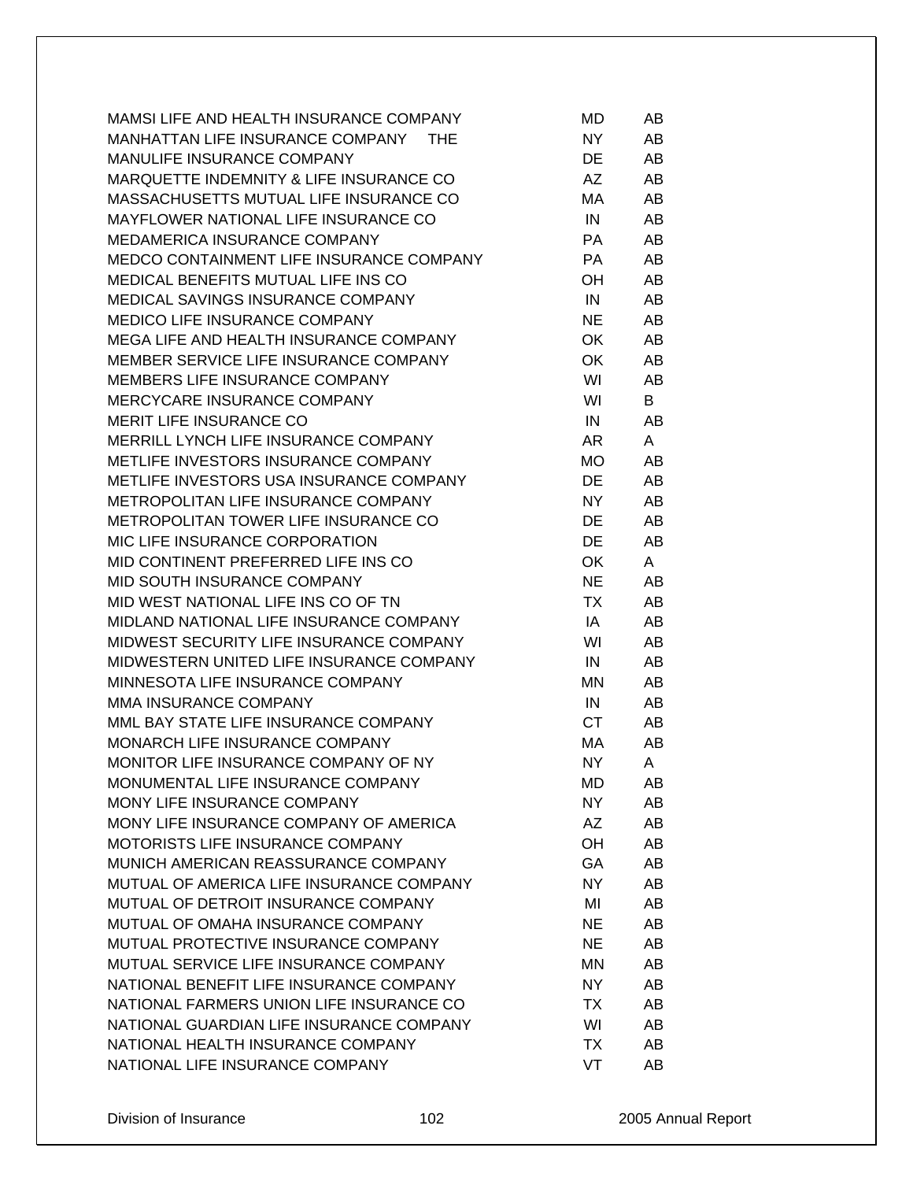| | | |
|---|---|---|
| MAMSI LIFE AND HEALTH INSURANCE COMPANY | MD | AB |
| MANHATTAN LIFE INSURANCE COMPANY THE | NY | AB |
| MANULIFE INSURANCE COMPANY | DE | AB |
| MARQUETTE INDEMNITY & LIFE INSURANCE CO | AZ | AB |
| MASSACHUSETTS MUTUAL LIFE INSURANCE CO | MA | AB |
| MAYFLOWER NATIONAL LIFE INSURANCE CO | IN | AB |
| MEDAMERICA INSURANCE COMPANY | PA | AB |
| MEDCO CONTAINMENT LIFE INSURANCE COMPANY | PA | AB |
| MEDICAL BENEFITS MUTUAL LIFE INS CO | OH | AB |
| MEDICAL SAVINGS INSURANCE COMPANY | IN | AB |
| MEDICO LIFE INSURANCE COMPANY | NE | AB |
| MEGA LIFE AND HEALTH INSURANCE COMPANY | OK | AB |
| MEMBER SERVICE LIFE INSURANCE COMPANY | OK | AB |
| MEMBERS LIFE INSURANCE COMPANY | WI | AB |
| MERCYCARE INSURANCE COMPANY | WI | B |
| MERIT LIFE INSURANCE CO | IN | AB |
| MERRILL LYNCH LIFE INSURANCE COMPANY | AR | A |
| METLIFE INVESTORS INSURANCE COMPANY | MO | AB |
| METLIFE INVESTORS USA INSURANCE COMPANY | DE | AB |
| METROPOLITAN LIFE INSURANCE COMPANY | NY | AB |
| METROPOLITAN TOWER LIFE INSURANCE CO | DE | AB |
| MIC LIFE INSURANCE CORPORATION | DE | AB |
| MID CONTINENT PREFERRED LIFE INS CO | OK | A |
| MID SOUTH INSURANCE COMPANY | NE | AB |
| MID WEST NATIONAL LIFE INS CO OF TN | TX | AB |
| MIDLAND NATIONAL LIFE INSURANCE COMPANY | IA | AB |
| MIDWEST SECURITY LIFE INSURANCE COMPANY | WI | AB |
| MIDWESTERN UNITED LIFE INSURANCE COMPANY | IN | AB |
| MINNESOTA LIFE INSURANCE COMPANY | MN | AB |
| MMA INSURANCE COMPANY | IN | AB |
| MML BAY STATE LIFE INSURANCE COMPANY | CT | AB |
| MONARCH LIFE INSURANCE COMPANY | MA | AB |
| MONITOR LIFE INSURANCE COMPANY OF NY | NY | A |
| MONUMENTAL LIFE INSURANCE COMPANY | MD | AB |
| MONY LIFE INSURANCE COMPANY | NY | AB |
| MONY LIFE INSURANCE COMPANY OF AMERICA | AZ | AB |
| MOTORISTS LIFE INSURANCE COMPANY | OH | AB |
| MUNICH AMERICAN REASSURANCE COMPANY | GA | AB |
| MUTUAL OF AMERICA LIFE INSURANCE COMPANY | NY | AB |
| MUTUAL OF DETROIT INSURANCE COMPANY | MI | AB |
| MUTUAL OF OMAHA INSURANCE COMPANY | NE | AB |
| MUTUAL PROTECTIVE INSURANCE COMPANY | NE | AB |
| MUTUAL SERVICE LIFE INSURANCE COMPANY | MN | AB |
| NATIONAL BENEFIT LIFE INSURANCE COMPANY | NY | AB |
| NATIONAL FARMERS UNION LIFE INSURANCE CO | TX | AB |
| NATIONAL GUARDIAN LIFE INSURANCE COMPANY | WI | AB |
| NATIONAL HEALTH INSURANCE COMPANY | TX | AB |
| NATIONAL LIFE INSURANCE COMPANY | VT | AB |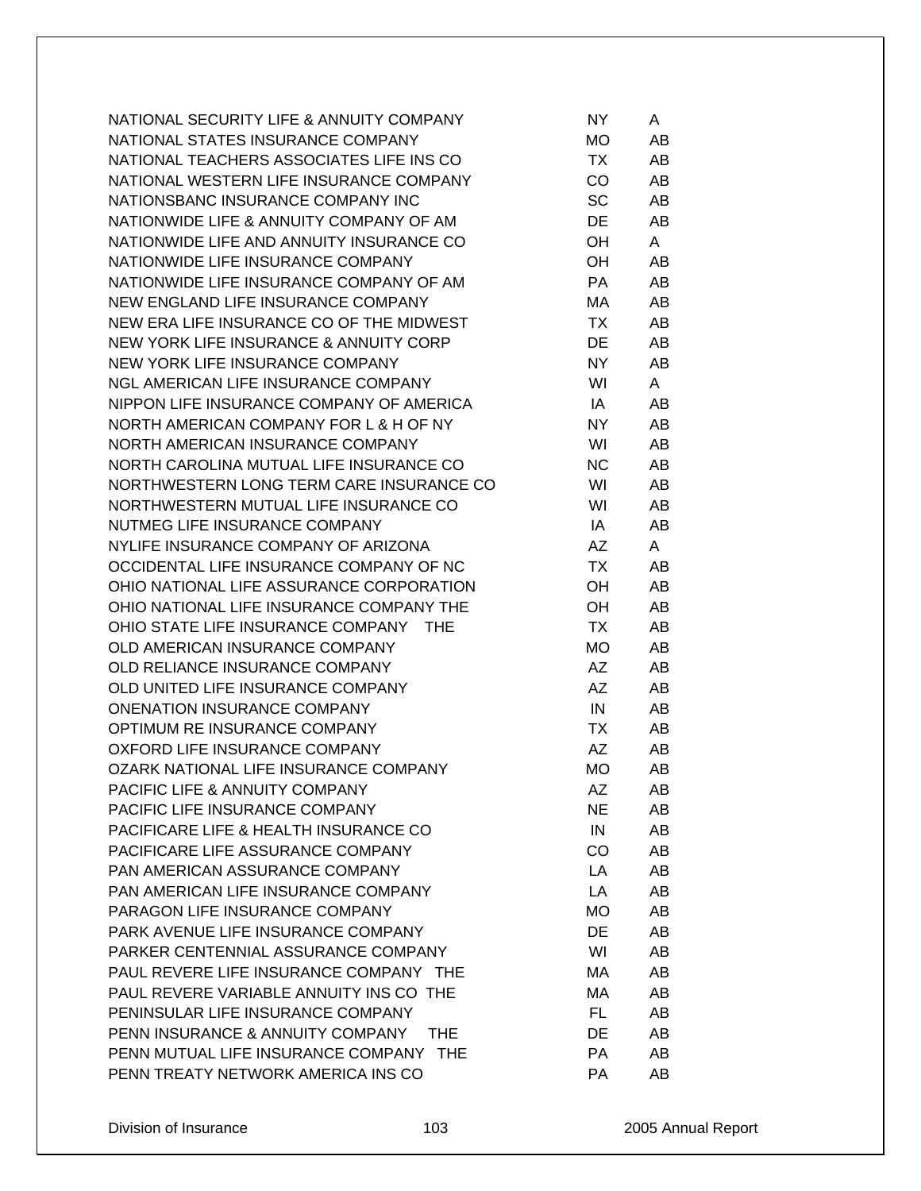| | | |
|---|---|---|
| NATIONAL SECURITY LIFE & ANNUITY COMPANY | NY | A |
| NATIONAL STATES INSURANCE COMPANY | MO | AB |
| NATIONAL TEACHERS ASSOCIATES LIFE INS CO | TX | AB |
| NATIONAL WESTERN LIFE INSURANCE COMPANY | CO | AB |
| NATIONSBANC INSURANCE COMPANY INC | SC | AB |
| NATIONWIDE LIFE & ANNUITY COMPANY OF AM | DE | AB |
| NATIONWIDE LIFE AND ANNUITY INSURANCE CO | OH | A |
| NATIONWIDE LIFE INSURANCE COMPANY | OH | AB |
| NATIONWIDE LIFE INSURANCE COMPANY OF AM | PA | AB |
| NEW ENGLAND LIFE INSURANCE COMPANY | MA | AB |
| NEW ERA LIFE INSURANCE CO OF THE MIDWEST | TX | AB |
| NEW YORK LIFE INSURANCE & ANNUITY CORP | DE | AB |
| NEW YORK LIFE INSURANCE COMPANY | NY | AB |
| NGL AMERICAN LIFE INSURANCE COMPANY | WI | A |
| NIPPON LIFE INSURANCE COMPANY OF AMERICA | IA | AB |
| NORTH AMERICAN COMPANY FOR L & H OF NY | NY | AB |
| NORTH AMERICAN INSURANCE COMPANY | WI | AB |
| NORTH CAROLINA MUTUAL LIFE INSURANCE CO | NC | AB |
| NORTHWESTERN LONG TERM CARE INSURANCE CO | WI | AB |
| NORTHWESTERN MUTUAL LIFE INSURANCE CO | WI | AB |
| NUTMEG LIFE INSURANCE COMPANY | IA | AB |
| NYLIFE INSURANCE COMPANY OF ARIZONA | AZ | A |
| OCCIDENTAL LIFE INSURANCE COMPANY OF NC | TX | AB |
| OHIO NATIONAL LIFE ASSURANCE CORPORATION | OH | AB |
| OHIO NATIONAL LIFE INSURANCE COMPANY THE | OH | AB |
| OHIO STATE LIFE INSURANCE COMPANY THE | TX | AB |
| OLD AMERICAN INSURANCE COMPANY | MO | AB |
| OLD RELIANCE INSURANCE COMPANY | AZ | AB |
| OLD UNITED LIFE INSURANCE COMPANY | AZ | AB |
| ONENATION INSURANCE COMPANY | IN | AB |
| OPTIMUM RE INSURANCE COMPANY | TX | AB |
| OXFORD LIFE INSURANCE COMPANY | AZ | AB |
| OZARK NATIONAL LIFE INSURANCE COMPANY | MO | AB |
| PACIFIC LIFE & ANNUITY COMPANY | AZ | AB |
| PACIFIC LIFE INSURANCE COMPANY | NE | AB |
| PACIFICARE LIFE & HEALTH INSURANCE CO | IN | AB |
| PACIFICARE LIFE ASSURANCE COMPANY | CO | AB |
| PAN AMERICAN ASSURANCE COMPANY | LA | AB |
| PAN AMERICAN LIFE INSURANCE COMPANY | LA | AB |
| PARAGON LIFE INSURANCE COMPANY | MO | AB |
| PARK AVENUE LIFE INSURANCE COMPANY | DE | AB |
| PARKER CENTENNIAL ASSURANCE COMPANY | WI | AB |
| PAUL REVERE LIFE INSURANCE COMPANY THE | MA | AB |
| PAUL REVERE VARIABLE ANNUITY INS CO THE | MA | AB |
| PENINSULAR LIFE INSURANCE COMPANY | FL | AB |
| PENN INSURANCE & ANNUITY COMPANY THE | DE | AB |
| PENN MUTUAL LIFE INSURANCE COMPANY THE | PA | AB |
| PENN TREATY NETWORK AMERICA INS CO | PA | AB |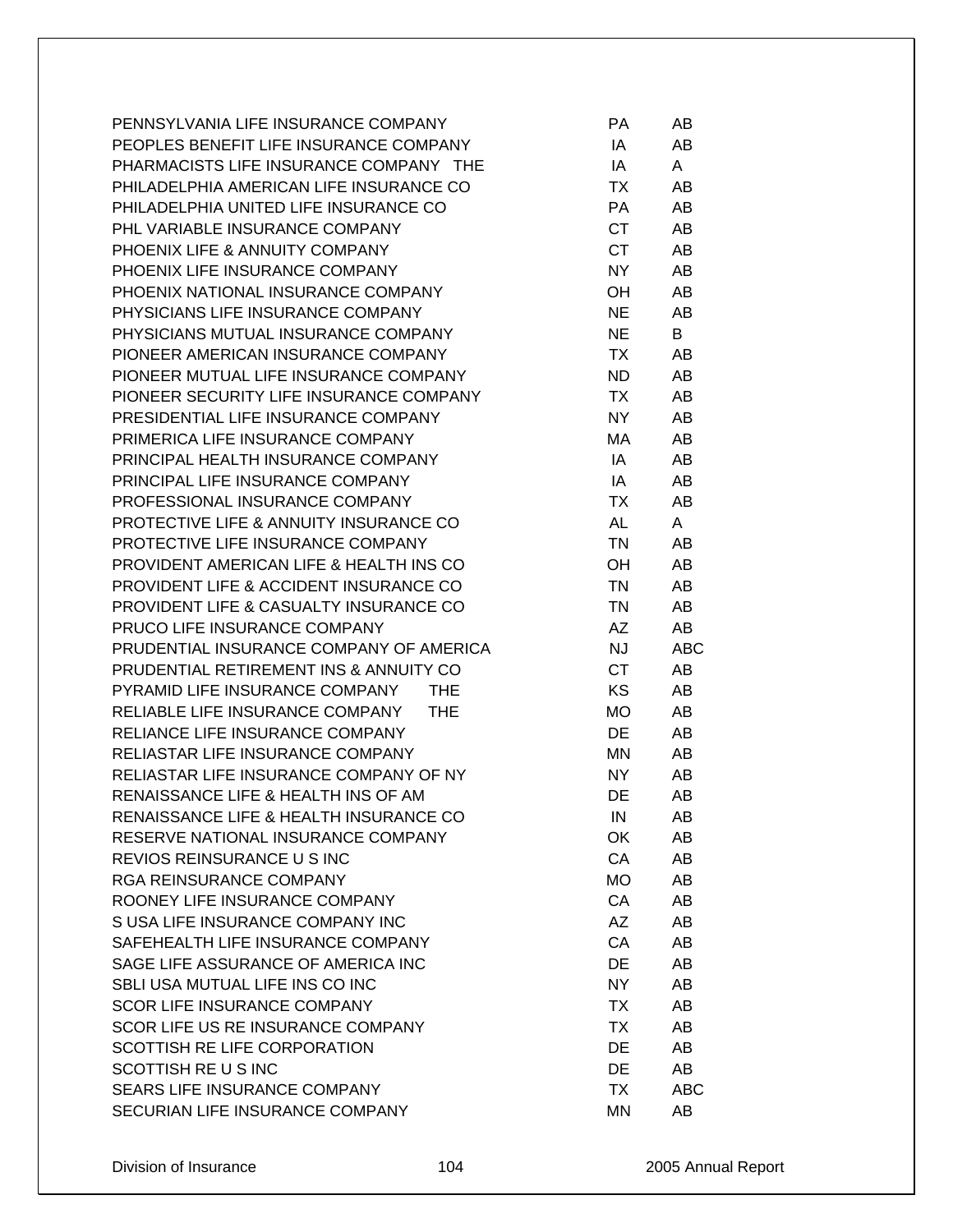| | | |
|---|---|---|
| PENNSYLVANIA LIFE INSURANCE COMPANY | PA | AB |
| PEOPLES BENEFIT LIFE INSURANCE COMPANY | IA | AB |
| PHARMACISTS LIFE INSURANCE COMPANY THE | IA | A |
| PHILADELPHIA AMERICAN LIFE INSURANCE CO | TX | AB |
| PHILADELPHIA UNITED LIFE INSURANCE CO | PA | AB |
| PHL VARIABLE INSURANCE COMPANY | CT | AB |
| PHOENIX LIFE & ANNUITY COMPANY | CT | AB |
| PHOENIX LIFE INSURANCE COMPANY | NY | AB |
| PHOENIX NATIONAL INSURANCE COMPANY | OH | AB |
| PHYSICIANS LIFE INSURANCE COMPANY | NE | AB |
| PHYSICIANS MUTUAL INSURANCE COMPANY | NE | B |
| PIONEER AMERICAN INSURANCE COMPANY | TX | AB |
| PIONEER MUTUAL LIFE INSURANCE COMPANY | ND | AB |
| PIONEER SECURITY LIFE INSURANCE COMPANY | TX | AB |
| PRESIDENTIAL LIFE INSURANCE COMPANY | NY | AB |
| PRIMERICA LIFE INSURANCE COMPANY | MA | AB |
| PRINCIPAL HEALTH INSURANCE COMPANY | IA | AB |
| PRINCIPAL LIFE INSURANCE COMPANY | IA | AB |
| PROFESSIONAL INSURANCE COMPANY | TX | AB |
| PROTECTIVE LIFE & ANNUITY INSURANCE CO | AL | A |
| PROTECTIVE LIFE INSURANCE COMPANY | TN | AB |
| PROVIDENT AMERICAN LIFE & HEALTH INS CO | OH | AB |
| PROVIDENT LIFE & ACCIDENT INSURANCE CO | TN | AB |
| PROVIDENT LIFE & CASUALTY INSURANCE CO | TN | AB |
| PRUCO LIFE INSURANCE COMPANY | AZ | AB |
| PRUDENTIAL INSURANCE COMPANY OF AMERICA | NJ | ABC |
| PRUDENTIAL RETIREMENT INS & ANNUITY CO | CT | AB |
| PYRAMID LIFE INSURANCE COMPANY THE | KS | AB |
| RELIABLE LIFE INSURANCE COMPANY THE | MO | AB |
| RELIANCE LIFE INSURANCE COMPANY | DE | AB |
| RELIASTAR LIFE INSURANCE COMPANY | MN | AB |
| RELIASTAR LIFE INSURANCE COMPANY OF NY | NY | AB |
| RENAISSANCE LIFE & HEALTH INS OF AM | DE | AB |
| RENAISSANCE LIFE & HEALTH INSURANCE CO | IN | AB |
| RESERVE NATIONAL INSURANCE COMPANY | OK | AB |
| REVIOS REINSURANCE U S INC | CA | AB |
| RGA REINSURANCE COMPANY | MO | AB |
| ROONEY LIFE INSURANCE COMPANY | CA | AB |
| S USA LIFE INSURANCE COMPANY INC | AZ | AB |
| SAFEHEALTH LIFE INSURANCE COMPANY | CA | AB |
| SAGE LIFE ASSURANCE OF AMERICA INC | DE | AB |
| SBLI USA MUTUAL LIFE INS CO INC | NY | AB |
| SCOR LIFE INSURANCE COMPANY | TX | AB |
| SCOR LIFE US RE INSURANCE COMPANY | TX | AB |
| SCOTTISH RE LIFE CORPORATION | DE | AB |
| SCOTTISH RE U S INC | DE | AB |
| SEARS LIFE INSURANCE COMPANY | TX | ABC |
| SECURIAN LIFE INSURANCE COMPANY | MN | AB |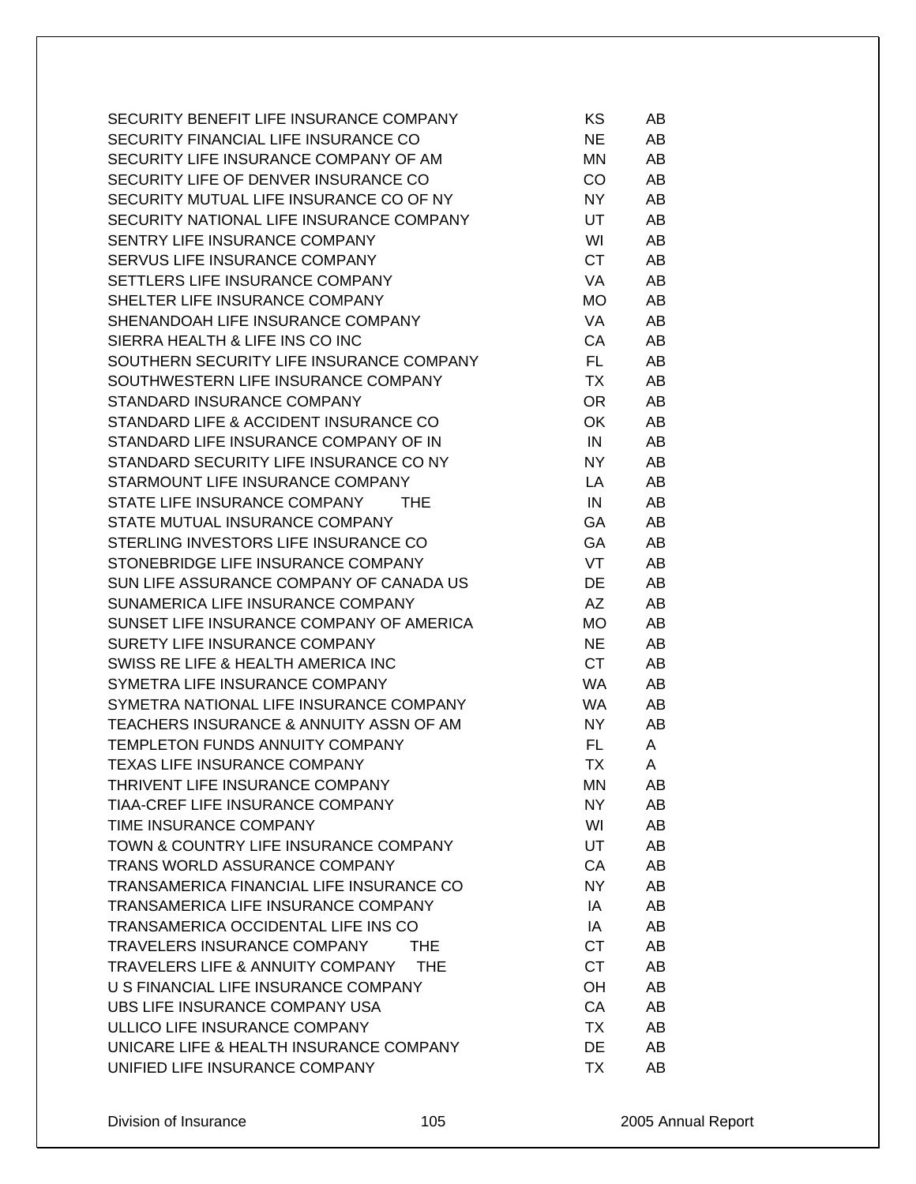| | | |
|---|---|---|
| SECURITY BENEFIT LIFE INSURANCE COMPANY | KS | AB |
| SECURITY FINANCIAL LIFE INSURANCE CO | NE | AB |
| SECURITY LIFE INSURANCE COMPANY OF AM | MN | AB |
| SECURITY LIFE OF DENVER INSURANCE CO | CO | AB |
| SECURITY MUTUAL LIFE INSURANCE CO OF NY | NY | AB |
| SECURITY NATIONAL LIFE INSURANCE COMPANY | UT | AB |
| SENTRY LIFE INSURANCE COMPANY | WI | AB |
| SERVUS LIFE INSURANCE COMPANY | CT | AB |
| SETTLERS LIFE INSURANCE COMPANY | VA | AB |
| SHELTER LIFE INSURANCE COMPANY | MO | AB |
| SHENANDOAH LIFE INSURANCE COMPANY | VA | AB |
| SIERRA HEALTH & LIFE INS CO INC | CA | AB |
| SOUTHERN SECURITY LIFE INSURANCE COMPANY | FL | AB |
| SOUTHWESTERN LIFE INSURANCE COMPANY | TX | AB |
| STANDARD INSURANCE COMPANY | OR | AB |
| STANDARD LIFE & ACCIDENT INSURANCE CO | OK | AB |
| STANDARD LIFE INSURANCE COMPANY OF IN | IN | AB |
| STANDARD SECURITY LIFE INSURANCE CO NY | NY | AB |
| STARMOUNT LIFE INSURANCE COMPANY | LA | AB |
| STATE LIFE INSURANCE COMPANY THE | IN | AB |
| STATE MUTUAL INSURANCE COMPANY | GA | AB |
| STERLING INVESTORS LIFE INSURANCE CO | GA | AB |
| STONEBRIDGE LIFE INSURANCE COMPANY | VT | AB |
| SUN LIFE ASSURANCE COMPANY OF CANADA US | DE | AB |
| SUNAMERICA LIFE INSURANCE COMPANY | AZ | AB |
| SUNSET LIFE INSURANCE COMPANY OF AMERICA | MO | AB |
| SURETY LIFE INSURANCE COMPANY | NE | AB |
| SWISS RE LIFE & HEALTH AMERICA INC | CT | AB |
| SYMETRA LIFE INSURANCE COMPANY | WA | AB |
| SYMETRA NATIONAL LIFE INSURANCE COMPANY | WA | AB |
| TEACHERS INSURANCE & ANNUITY ASSN OF AM | NY | AB |
| TEMPLETON FUNDS ANNUITY COMPANY | FL | A |
| TEXAS LIFE INSURANCE COMPANY | TX | A |
| THRIVENT LIFE INSURANCE COMPANY | MN | AB |
| TIAA-CREF LIFE INSURANCE COMPANY | NY | AB |
| TIME INSURANCE COMPANY | WI | AB |
| TOWN & COUNTRY LIFE INSURANCE COMPANY | UT | AB |
| TRANS WORLD ASSURANCE COMPANY | CA | AB |
| TRANSAMERICA FINANCIAL LIFE INSURANCE CO | NY | AB |
| TRANSAMERICA LIFE INSURANCE COMPANY | IA | AB |
| TRANSAMERICA OCCIDENTAL LIFE INS CO | IA | AB |
| TRAVELERS INSURANCE COMPANY THE | CT | AB |
| TRAVELERS LIFE & ANNUITY COMPANY THE | CT | AB |
| U S FINANCIAL LIFE INSURANCE COMPANY | OH | AB |
| UBS LIFE INSURANCE COMPANY USA | CA | AB |
| ULLICO LIFE INSURANCE COMPANY | TX | AB |
| UNICARE LIFE & HEALTH INSURANCE COMPANY | DE | AB |
| UNIFIED LIFE INSURANCE COMPANY | TX | AB |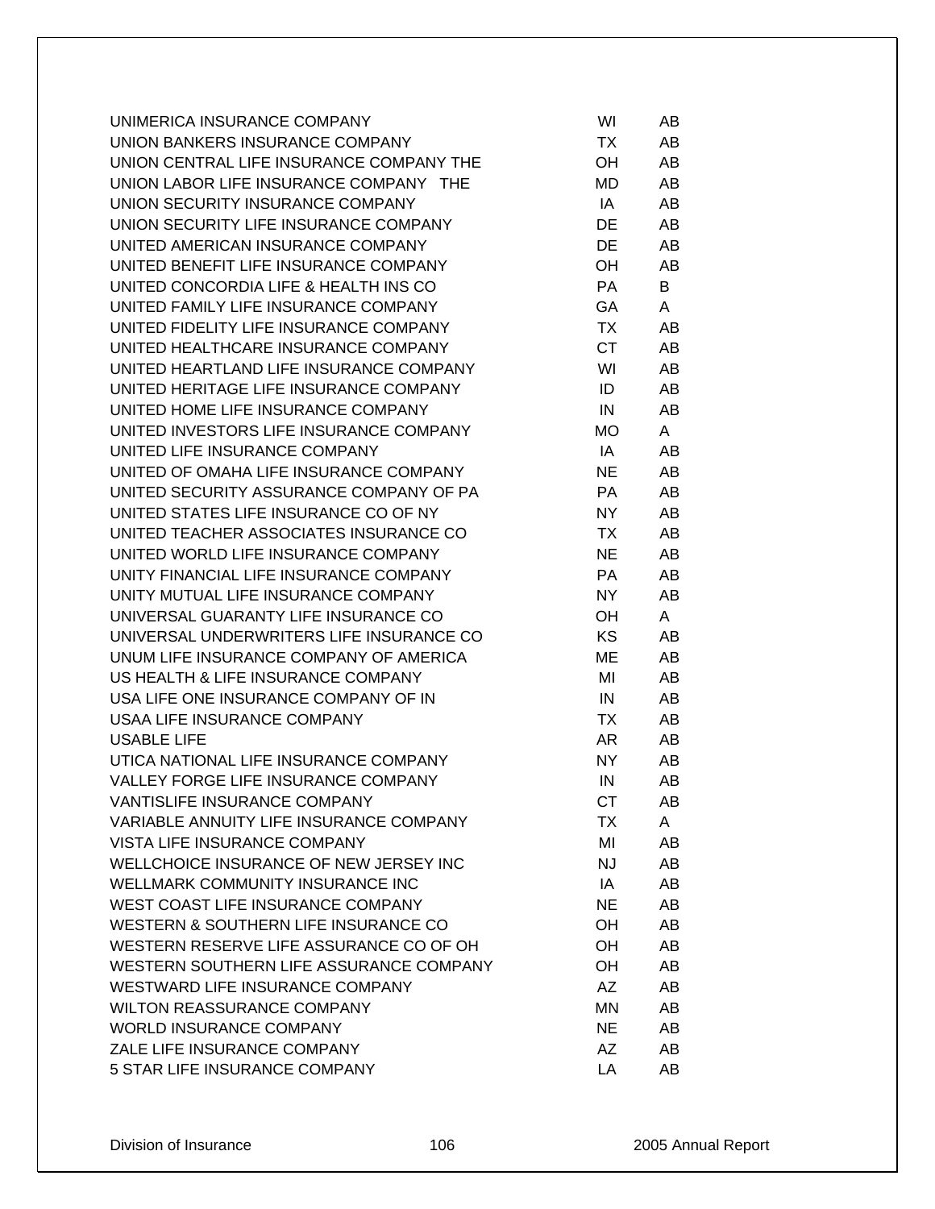| | | |
|---|---|---|
| UNIMERICA INSURANCE COMPANY | WI | AB |
| UNION BANKERS INSURANCE COMPANY | TX | AB |
| UNION CENTRAL LIFE INSURANCE COMPANY THE | OH | AB |
| UNION LABOR LIFE INSURANCE COMPANY THE | MD | AB |
| UNION SECURITY INSURANCE COMPANY | IA | AB |
| UNION SECURITY LIFE INSURANCE COMPANY | DE | AB |
| UNITED AMERICAN INSURANCE COMPANY | DE | AB |
| UNITED BENEFIT LIFE INSURANCE COMPANY | OH | AB |
| UNITED CONCORDIA LIFE & HEALTH INS CO | PA | B |
| UNITED FAMILY LIFE INSURANCE COMPANY | GA | A |
| UNITED FIDELITY LIFE INSURANCE COMPANY | TX | AB |
| UNITED HEALTHCARE INSURANCE COMPANY | CT | AB |
| UNITED HEARTLAND LIFE INSURANCE COMPANY | WI | AB |
| UNITED HERITAGE LIFE INSURANCE COMPANY | ID | AB |
| UNITED HOME LIFE INSURANCE COMPANY | IN | AB |
| UNITED INVESTORS LIFE INSURANCE COMPANY | MO | A |
| UNITED LIFE INSURANCE COMPANY | IA | AB |
| UNITED OF OMAHA LIFE INSURANCE COMPANY | NE | AB |
| UNITED SECURITY ASSURANCE COMPANY OF PA | PA | AB |
| UNITED STATES LIFE INSURANCE CO OF NY | NY | AB |
| UNITED TEACHER ASSOCIATES INSURANCE CO | TX | AB |
| UNITED WORLD LIFE INSURANCE COMPANY | NE | AB |
| UNITY FINANCIAL LIFE INSURANCE COMPANY | PA | AB |
| UNITY MUTUAL LIFE INSURANCE COMPANY | NY | AB |
| UNIVERSAL GUARANTY LIFE INSURANCE CO | OH | A |
| UNIVERSAL UNDERWRITERS LIFE INSURANCE CO | KS | AB |
| UNUM LIFE INSURANCE COMPANY OF AMERICA | ME | AB |
| US HEALTH & LIFE INSURANCE COMPANY | MI | AB |
| USA LIFE ONE INSURANCE COMPANY OF IN | IN | AB |
| USAA LIFE INSURANCE COMPANY | TX | AB |
| USABLE LIFE | AR | AB |
| UTICA NATIONAL LIFE INSURANCE COMPANY | NY | AB |
| VALLEY FORGE LIFE INSURANCE COMPANY | IN | AB |
| VANTISLIFE INSURANCE COMPANY | CT | AB |
| VARIABLE ANNUITY LIFE INSURANCE COMPANY | TX | A |
| VISTA LIFE INSURANCE COMPANY | MI | AB |
| WELLCHOICE INSURANCE OF NEW JERSEY INC | NJ | AB |
| WELLMARK COMMUNITY INSURANCE INC | IA | AB |
| WEST COAST LIFE INSURANCE COMPANY | NE | AB |
| WESTERN & SOUTHERN LIFE INSURANCE CO | OH | AB |
| WESTERN RESERVE LIFE ASSURANCE CO OF OH | OH | AB |
| WESTERN SOUTHERN LIFE ASSURANCE COMPANY | OH | AB |
| WESTWARD LIFE INSURANCE COMPANY | AZ | AB |
| WILTON REASSURANCE COMPANY | MN | AB |
| WORLD INSURANCE COMPANY | NE | AB |
| ZALE LIFE INSURANCE COMPANY | AZ | AB |
| 5 STAR LIFE INSURANCE COMPANY | LA | AB |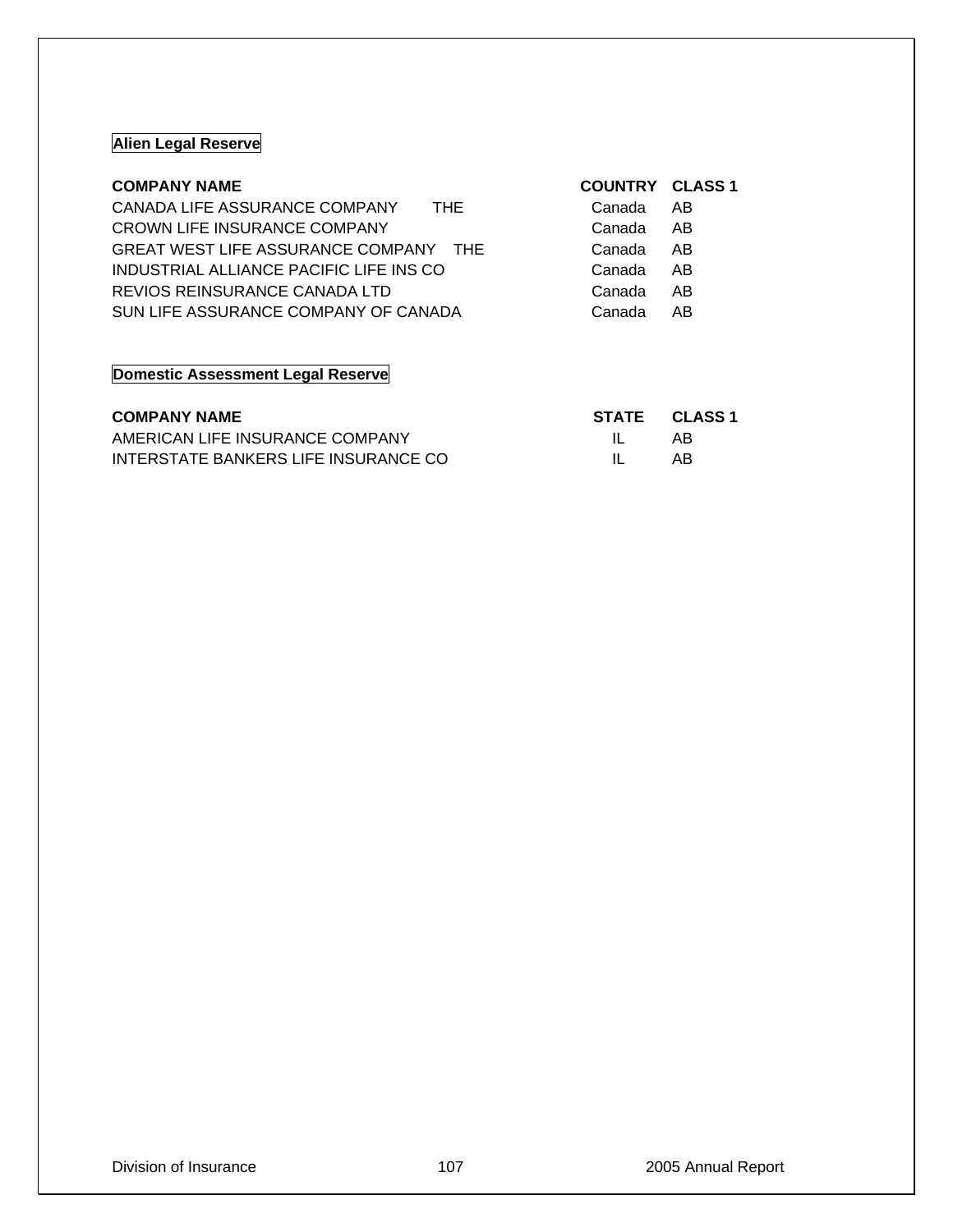**Alien Legal Reserve**

| COMPANY NAME | COUNTRY | CLASS 1 |
| --- | --- | --- |
| CANADA LIFE ASSURANCE COMPANY THE | Canada | AB |
| CROWN LIFE INSURANCE COMPANY | Canada | AB |
| GREAT WEST LIFE ASSURANCE COMPANY THE | Canada | AB |
| INDUSTRIAL ALLIANCE PACIFIC LIFE INS CO | Canada | AB |
| REVIOS REINSURANCE CANADA LTD | Canada | AB |
| SUN LIFE ASSURANCE COMPANY OF CANADA | Canada | AB |

**Domestic Assessment Legal Reserve**

| COMPANY NAME | STATE | CLASS 1 |
| --- | --- | --- |
| AMERICAN LIFE INSURANCE COMPANY | IL | AB |
| INTERSTATE BANKERS LIFE INSURANCE CO | IL | AB |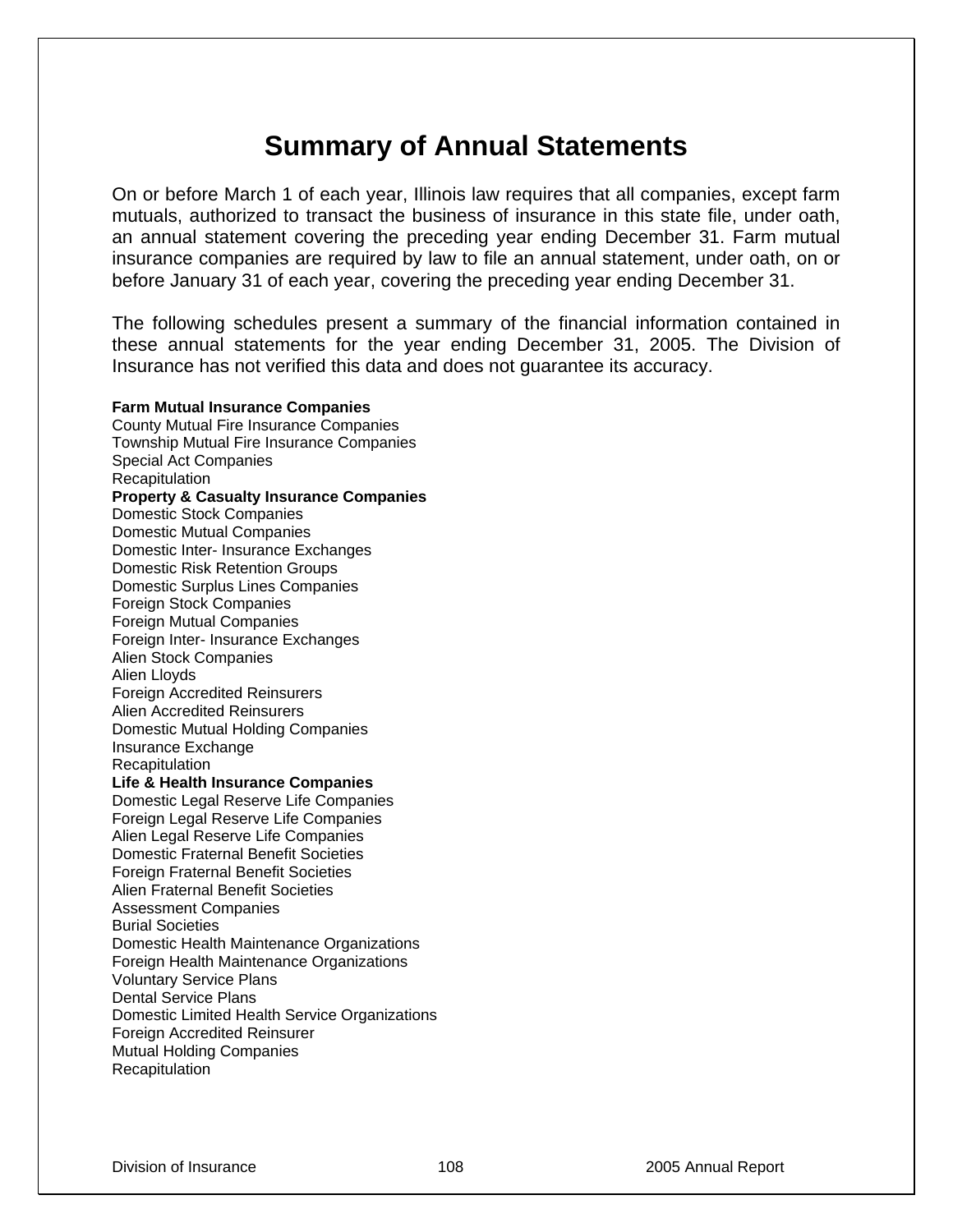# Summary of Annual Statements

On or before March 1 of each year, Illinois law requires that all companies, except farm mutuals, authorized to transact the business of insurance in this state file, under oath, an annual statement covering the preceding year ending December 31. Farm mutual insurance companies are required by law to file an annual statement, under oath, on or before January 31 of each year, covering the preceding year ending December 31.

The following schedules present a summary of the financial information contained in these annual statements for the year ending December 31, 2005. The Division of Insurance has not verified this data and does not guarantee its accuracy.

**Farm Mutual Insurance Companies**
County Mutual Fire Insurance Companies
Township Mutual Fire Insurance Companies
Special Act Companies
Recapitulation
**Property & Casualty Insurance Companies**
Domestic Stock Companies
Domestic Mutual Companies
Domestic Inter- Insurance Exchanges
Domestic Risk Retention Groups
Domestic Surplus Lines Companies
Foreign Stock Companies
Foreign Mutual Companies
Foreign Inter- Insurance Exchanges
Alien Stock Companies
Alien Lloyds
Foreign Accredited Reinsurers
Alien Accredited Reinsurers
Domestic Mutual Holding Companies
Insurance Exchange
Recapitulation
**Life & Health Insurance Companies**
Domestic Legal Reserve Life Companies
Foreign Legal Reserve Life Companies
Alien Legal Reserve Life Companies
Domestic Fraternal Benefit Societies
Foreign Fraternal Benefit Societies
Alien Fraternal Benefit Societies
Assessment Companies
Burial Societies
Domestic Health Maintenance Organizations
Foreign Health Maintenance Organizations
Voluntary Service Plans
Dental Service Plans
Domestic Limited Health Service Organizations
Foreign Accredited Reinsurer
Mutual Holding Companies
Recapitulation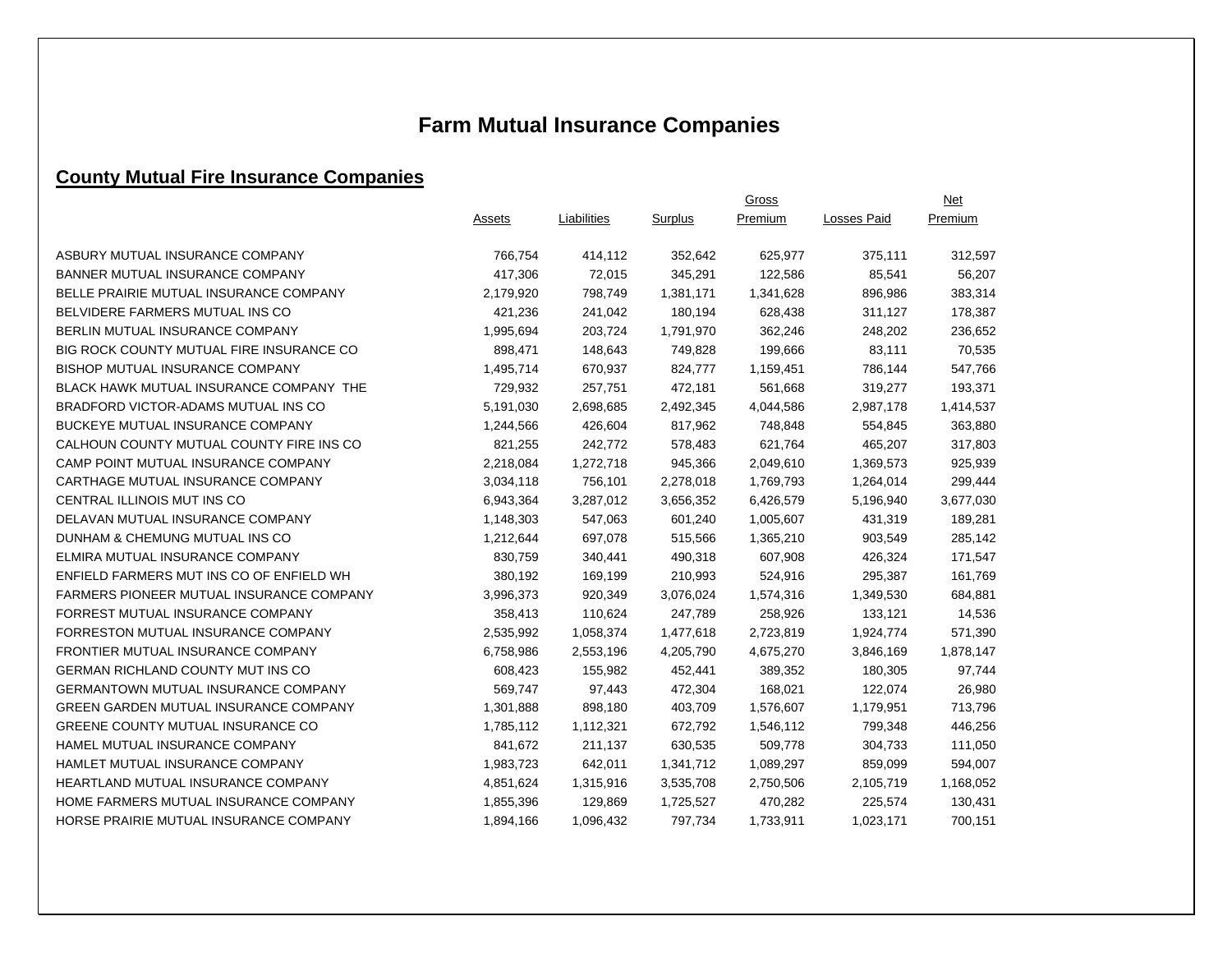# Farm Mutual Insurance Companies

## County Mutual Fire Insurance Companies

| | Assets | Liabilities | Surplus | Gross Premium | Losses Paid | Net Premium |
|---|---|---|---|---|---|---|
| ASBURY MUTUAL INSURANCE COMPANY | 766,754 | 414,112 | 352,642 | 625,977 | 375,111 | 312,597 |
| BANNER MUTUAL INSURANCE COMPANY | 417,306 | 72,015 | 345,291 | 122,586 | 85,541 | 56,207 |
| BELLE PRAIRIE MUTUAL INSURANCE COMPANY | 2,179,920 | 798,749 | 1,381,171 | 1,341,628 | 896,986 | 383,314 |
| BELVIDERE FARMERS MUTUAL INS CO | 421,236 | 241,042 | 180,194 | 628,438 | 311,127 | 178,387 |
| BERLIN MUTUAL INSURANCE COMPANY | 1,995,694 | 203,724 | 1,791,970 | 362,246 | 248,202 | 236,652 |
| BIG ROCK COUNTY MUTUAL FIRE INSURANCE CO | 898,471 | 148,643 | 749,828 | 199,666 | 83,111 | 70,535 |
| BISHOP MUTUAL INSURANCE COMPANY | 1,495,714 | 670,937 | 824,777 | 1,159,451 | 786,144 | 547,766 |
| BLACK HAWK MUTUAL INSURANCE COMPANY THE | 729,932 | 257,751 | 472,181 | 561,668 | 319,277 | 193,371 |
| BRADFORD VICTOR-ADAMS MUTUAL INS CO | 5,191,030 | 2,698,685 | 2,492,345 | 4,044,586 | 2,987,178 | 1,414,537 |
| BUCKEYE MUTUAL INSURANCE COMPANY | 1,244,566 | 426,604 | 817,962 | 748,848 | 554,845 | 363,880 |
| CALHOUN COUNTY MUTUAL COUNTY FIRE INS CO | 821,255 | 242,772 | 578,483 | 621,764 | 465,207 | 317,803 |
| CAMP POINT MUTUAL INSURANCE COMPANY | 2,218,084 | 1,272,718 | 945,366 | 2,049,610 | 1,369,573 | 925,939 |
| CARTHAGE MUTUAL INSURANCE COMPANY | 3,034,118 | 756,101 | 2,278,018 | 1,769,793 | 1,264,014 | 299,444 |
| CENTRAL ILLINOIS MUT INS CO | 6,943,364 | 3,287,012 | 3,656,352 | 6,426,579 | 5,196,940 | 3,677,030 |
| DELAVAN MUTUAL INSURANCE COMPANY | 1,148,303 | 547,063 | 601,240 | 1,005,607 | 431,319 | 189,281 |
| DUNHAM & CHEMUNG MUTUAL INS CO | 1,212,644 | 697,078 | 515,566 | 1,365,210 | 903,549 | 285,142 |
| ELMIRA MUTUAL INSURANCE COMPANY | 830,759 | 340,441 | 490,318 | 607,908 | 426,324 | 171,547 |
| ENFIELD FARMERS MUT INS CO OF ENFIELD WH | 380,192 | 169,199 | 210,993 | 524,916 | 295,387 | 161,769 |
| FARMERS PIONEER MUTUAL INSURANCE COMPANY | 3,996,373 | 920,349 | 3,076,024 | 1,574,316 | 1,349,530 | 684,881 |
| FORREST MUTUAL INSURANCE COMPANY | 358,413 | 110,624 | 247,789 | 258,926 | 133,121 | 14,536 |
| FORRESTON MUTUAL INSURANCE COMPANY | 2,535,992 | 1,058,374 | 1,477,618 | 2,723,819 | 1,924,774 | 571,390 |
| FRONTIER MUTUAL INSURANCE COMPANY | 6,758,986 | 2,553,196 | 4,205,790 | 4,675,270 | 3,846,169 | 1,878,147 |
| GERMAN RICHLAND COUNTY MUT INS CO | 608,423 | 155,982 | 452,441 | 389,352 | 180,305 | 97,744 |
| GERMANTOWN MUTUAL INSURANCE COMPANY | 569,747 | 97,443 | 472,304 | 168,021 | 122,074 | 26,980 |
| GREEN GARDEN MUTUAL INSURANCE COMPANY | 1,301,888 | 898,180 | 403,709 | 1,576,607 | 1,179,951 | 713,796 |
| GREENE COUNTY MUTUAL INSURANCE CO | 1,785,112 | 1,112,321 | 672,792 | 1,546,112 | 799,348 | 446,256 |
| HAMEL MUTUAL INSURANCE COMPANY | 841,672 | 211,137 | 630,535 | 509,778 | 304,733 | 111,050 |
| HAMLET MUTUAL INSURANCE COMPANY | 1,983,723 | 642,011 | 1,341,712 | 1,089,297 | 859,099 | 594,007 |
| HEARTLAND MUTUAL INSURANCE COMPANY | 4,851,624 | 1,315,916 | 3,535,708 | 2,750,506 | 2,105,719 | 1,168,052 |
| HOME FARMERS MUTUAL INSURANCE COMPANY | 1,855,396 | 129,869 | 1,725,527 | 470,282 | 225,574 | 130,431 |
| HORSE PRAIRIE MUTUAL INSURANCE COMPANY | 1,894,166 | 1,096,432 | 797,734 | 1,733,911 | 1,023,171 | 700,151 |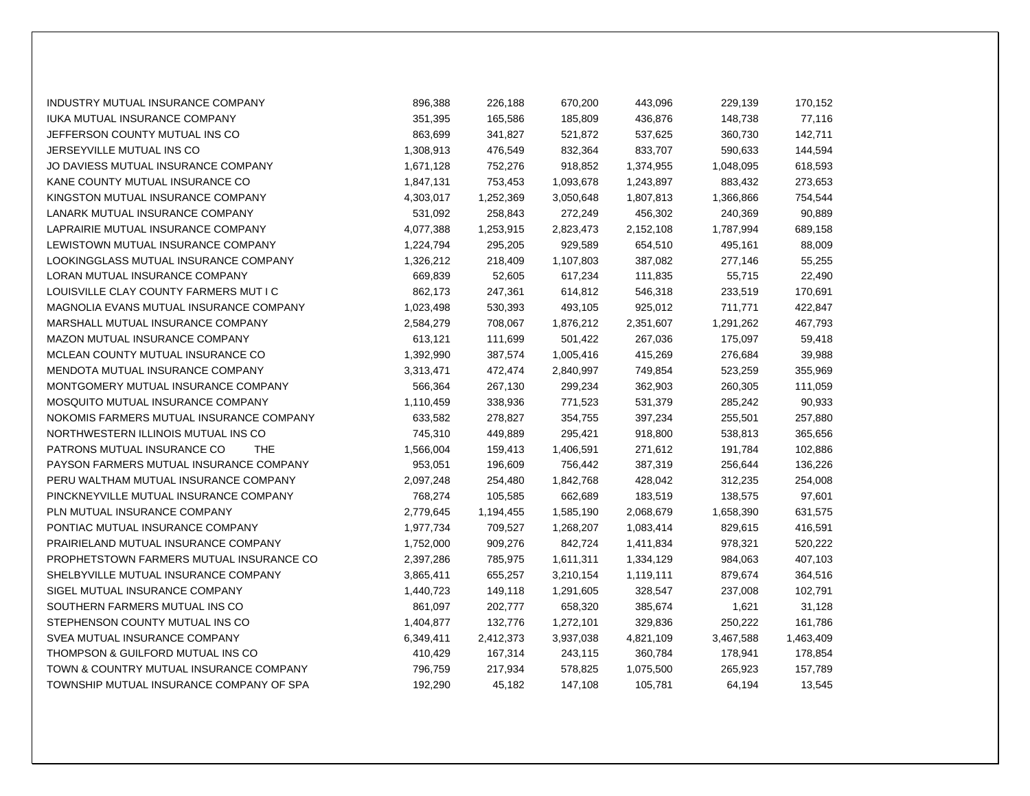| | | | | | | |
|---|---|---|---|---|---|---|
| INDUSTRY MUTUAL INSURANCE COMPANY | 896,388 | 226,188 | 670,200 | 443,096 | 229,139 | 170,152 |
| IUKA MUTUAL INSURANCE COMPANY | 351,395 | 165,586 | 185,809 | 436,876 | 148,738 | 77,116 |
| JEFFERSON COUNTY MUTUAL INS CO | 863,699 | 341,827 | 521,872 | 537,625 | 360,730 | 142,711 |
| JERSEYVILLE MUTUAL INS CO | 1,308,913 | 476,549 | 832,364 | 833,707 | 590,633 | 144,594 |
| JO DAVIESS MUTUAL INSURANCE COMPANY | 1,671,128 | 752,276 | 918,852 | 1,374,955 | 1,048,095 | 618,593 |
| KANE COUNTY MUTUAL INSURANCE CO | 1,847,131 | 753,453 | 1,093,678 | 1,243,897 | 883,432 | 273,653 |
| KINGSTON MUTUAL INSURANCE COMPANY | 4,303,017 | 1,252,369 | 3,050,648 | 1,807,813 | 1,366,866 | 754,544 |
| LANARK MUTUAL INSURANCE COMPANY | 531,092 | 258,843 | 272,249 | 456,302 | 240,369 | 90,889 |
| LAPRAIRIE MUTUAL INSURANCE COMPANY | 4,077,388 | 1,253,915 | 2,823,473 | 2,152,108 | 1,787,994 | 689,158 |
| LEWISTOWN MUTUAL INSURANCE COMPANY | 1,224,794 | 295,205 | 929,589 | 654,510 | 495,161 | 88,009 |
| LOOKINGGLASS MUTUAL INSURANCE COMPANY | 1,326,212 | 218,409 | 1,107,803 | 387,082 | 277,146 | 55,255 |
| LORAN MUTUAL INSURANCE COMPANY | 669,839 | 52,605 | 617,234 | 111,835 | 55,715 | 22,490 |
| LOUISVILLE CLAY COUNTY FARMERS MUT I C | 862,173 | 247,361 | 614,812 | 546,318 | 233,519 | 170,691 |
| MAGNOLIA EVANS MUTUAL INSURANCE COMPANY | 1,023,498 | 530,393 | 493,105 | 925,012 | 711,771 | 422,847 |
| MARSHALL MUTUAL INSURANCE COMPANY | 2,584,279 | 708,067 | 1,876,212 | 2,351,607 | 1,291,262 | 467,793 |
| MAZON MUTUAL INSURANCE COMPANY | 613,121 | 111,699 | 501,422 | 267,036 | 175,097 | 59,418 |
| MCLEAN COUNTY MUTUAL INSURANCE CO | 1,392,990 | 387,574 | 1,005,416 | 415,269 | 276,684 | 39,988 |
| MENDOTA MUTUAL INSURANCE COMPANY | 3,313,471 | 472,474 | 2,840,997 | 749,854 | 523,259 | 355,969 |
| MONTGOMERY MUTUAL INSURANCE COMPANY | 566,364 | 267,130 | 299,234 | 362,903 | 260,305 | 111,059 |
| MOSQUITO MUTUAL INSURANCE COMPANY | 1,110,459 | 338,936 | 771,523 | 531,379 | 285,242 | 90,933 |
| NOKOMIS FARMERS MUTUAL INSURANCE COMPANY | 633,582 | 278,827 | 354,755 | 397,234 | 255,501 | 257,880 |
| NORTHWESTERN ILLINOIS MUTUAL INS CO | 745,310 | 449,889 | 295,421 | 918,800 | 538,813 | 365,656 |
| PATRONS MUTUAL INSURANCE CO THE | 1,566,004 | 159,413 | 1,406,591 | 271,612 | 191,784 | 102,886 |
| PAYSON FARMERS MUTUAL INSURANCE COMPANY | 953,051 | 196,609 | 756,442 | 387,319 | 256,644 | 136,226 |
| PERU WALTHAM MUTUAL INSURANCE COMPANY | 2,097,248 | 254,480 | 1,842,768 | 428,042 | 312,235 | 254,008 |
| PINCKNEYVILLE MUTUAL INSURANCE COMPANY | 768,274 | 105,585 | 662,689 | 183,519 | 138,575 | 97,601 |
| PLN MUTUAL INSURANCE COMPANY | 2,779,645 | 1,194,455 | 1,585,190 | 2,068,679 | 1,658,390 | 631,575 |
| PONTIAC MUTUAL INSURANCE COMPANY | 1,977,734 | 709,527 | 1,268,207 | 1,083,414 | 829,615 | 416,591 |
| PRAIRIELAND MUTUAL INSURANCE COMPANY | 1,752,000 | 909,276 | 842,724 | 1,411,834 | 978,321 | 520,222 |
| PROPHETSTOWN FARMERS MUTUAL INSURANCE CO | 2,397,286 | 785,975 | 1,611,311 | 1,334,129 | 984,063 | 407,103 |
| SHELBYVILLE MUTUAL INSURANCE COMPANY | 3,865,411 | 655,257 | 3,210,154 | 1,119,111 | 879,674 | 364,516 |
| SIGEL MUTUAL INSURANCE COMPANY | 1,440,723 | 149,118 | 1,291,605 | 328,547 | 237,008 | 102,791 |
| SOUTHERN FARMERS MUTUAL INS CO | 861,097 | 202,777 | 658,320 | 385,674 | 1,621 | 31,128 |
| STEPHENSON COUNTY MUTUAL INS CO | 1,404,877 | 132,776 | 1,272,101 | 329,836 | 250,222 | 161,786 |
| SVEA MUTUAL INSURANCE COMPANY | 6,349,411 | 2,412,373 | 3,937,038 | 4,821,109 | 3,467,588 | 1,463,409 |
| THOMPSON & GUILFORD MUTUAL INS CO | 410,429 | 167,314 | 243,115 | 360,784 | 178,941 | 178,854 |
| TOWN & COUNTRY MUTUAL INSURANCE COMPANY | 796,759 | 217,934 | 578,825 | 1,075,500 | 265,923 | 157,789 |
| TOWNSHIP MUTUAL INSURANCE COMPANY OF SPA | 192,290 | 45,182 | 147,108 | 105,781 | 64,194 | 13,545 |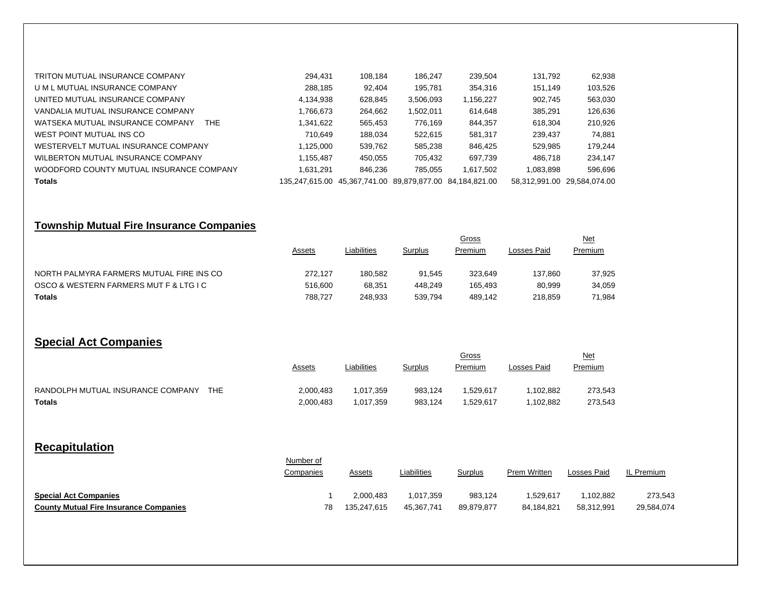| | | | | | | |
|---|---|---|---|---|---|---|
| TRITON MUTUAL INSURANCE COMPANY | 294,431 | 108,184 | 186,247 | 239,504 | 131,792 | 62,938 |
| U M L MUTUAL INSURANCE COMPANY | 288,185 | 92,404 | 195,781 | 354,316 | 151,149 | 103,526 |
| UNITED MUTUAL INSURANCE COMPANY | 4,134,938 | 628,845 | 3,506,093 | 1,156,227 | 902,745 | 563,030 |
| VANDALIA MUTUAL INSURANCE COMPANY | 1,766,673 | 264,662 | 1,502,011 | 614,648 | 385,291 | 126,636 |
| WATSEKA MUTUAL INSURANCE COMPANY THE | 1,341,622 | 565,453 | 776,169 | 844,357 | 618,304 | 210,926 |
| WEST POINT MUTUAL INS CO | 710,649 | 188,034 | 522,615 | 581,317 | 239,437 | 74,881 |
| WESTERVELT MUTUAL INSURANCE COMPANY | 1,125,000 | 539,762 | 585,238 | 846,425 | 529,985 | 179,244 |
| WILBERTON MUTUAL INSURANCE COMPANY | 1,155,487 | 450,055 | 705,432 | 697,739 | 486,718 | 234,147 |
| WOODFORD COUNTY MUTUAL INSURANCE COMPANY | 1,631,291 | 846,236 | 785,055 | 1,617,502 | 1,083,898 | 596,696 |
| **Totals** | 135,247,615.00 | 45,367,741.00 | 89,879,877.00 | 84,184,821.00 | 58,312,991.00 | 29,584,074.00 |

## Township Mutual Fire Insurance Companies

| | Assets | Liabilities | Surplus | Gross Premium | Losses Paid | Net Premium |
|---|---|---|---|---|---|---|
| NORTH PALMYRA FARMERS MUTUAL FIRE INS CO | 272,127 | 180,582 | 91,545 | 323,649 | 137,860 | 37,925 |
| OSCO & WESTERN FARMERS MUT F & LTG I C | 516,600 | 68,351 | 448,249 | 165,493 | 80,999 | 34,059 |
| **Totals** | 788,727 | 248,933 | 539,794 | 489,142 | 218,859 | 71,984 |

## Special Act Companies

| | Assets | Liabilities | Surplus | Gross Premium | Losses Paid | Net Premium |
|---|---|---|---|---|---|---|
| RANDOLPH MUTUAL INSURANCE COMPANY THE | 2,000,483 | 1,017,359 | 983,124 | 1,529,617 | 1,102,882 | 273,543 |
| **Totals** | 2,000,483 | 1,017,359 | 983,124 | 1,529,617 | 1,102,882 | 273,543 |

## Recapitulation

| | Number of Companies | Assets | Liabilities | Surplus | Prem Written | Losses Paid | IL Premium |
|---|---|---|---|---|---|---|---|
| **Special Act Companies** | 1 | 2,000,483 | 1,017,359 | 983,124 | 1,529,617 | 1,102,882 | 273,543 |
| **County Mutual Fire Insurance Companies** | 78 | 135,247,615 | 45,367,741 | 89,879,877 | 84,184,821 | 58,312,991 | 29,584,074 |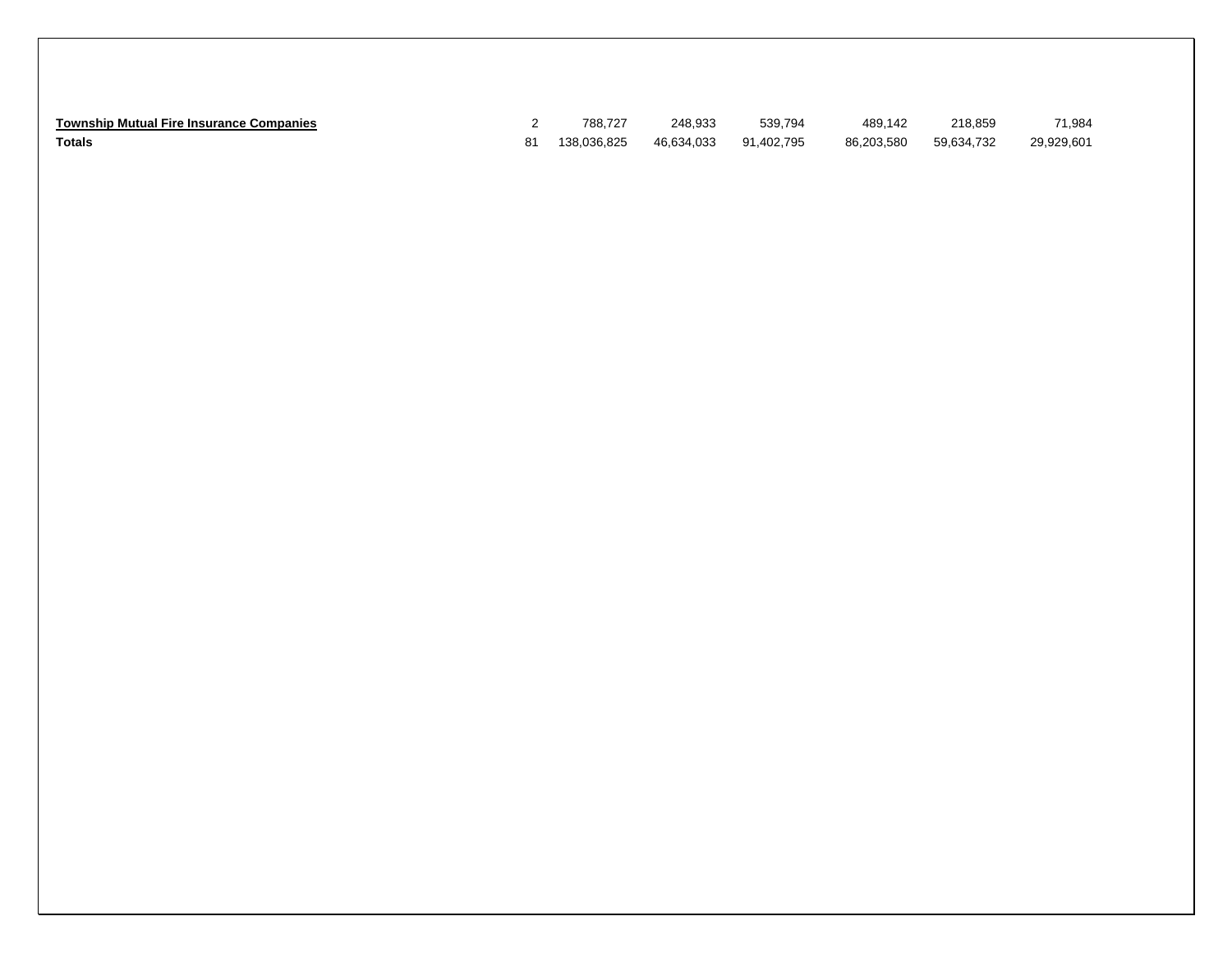| | | | | | | | |
|---|---|---|---|---|---|---|---|
| **Township Mutual Fire Insurance Companies** | 2 | 788,727 | 248,933 | 539,794 | 489,142 | 218,859 | 71,984 |
| **Totals** | 81 | 138,036,825 | 46,634,033 | 91,402,795 | 86,203,580 | 59,634,732 | 29,929,601 |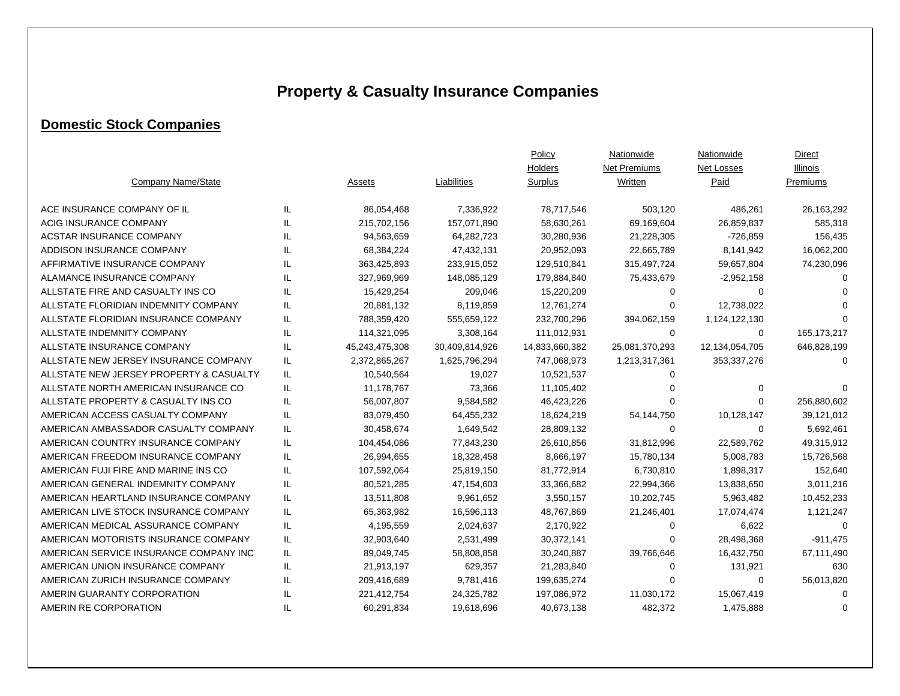# Property & Casualty Insurance Companies

## Domestic Stock Companies

| Company Name/State | | Assets | Liabilities | Policy Holders Surplus | Nationwide Net Premiums Written | Nationwide Net Losses Paid | Direct Illinois Premiums |
|---|---|---|---|---|---|---|---|
| ACE INSURANCE COMPANY OF IL | IL | 86,054,468 | 7,336,922 | 78,717,546 | 503,120 | 486,261 | 26,163,292 |
| ACIG INSURANCE COMPANY | IL | 215,702,156 | 157,071,890 | 58,630,261 | 69,169,604 | 26,859,837 | 585,318 |
| ACSTAR INSURANCE COMPANY | IL | 94,563,659 | 64,282,723 | 30,280,936 | 21,228,305 | -726,859 | 156,435 |
| ADDISON INSURANCE COMPANY | IL | 68,384,224 | 47,432,131 | 20,952,093 | 22,665,789 | 8,141,942 | 16,062,200 |
| AFFIRMATIVE INSURANCE COMPANY | IL | 363,425,893 | 233,915,052 | 129,510,841 | 315,497,724 | 59,657,804 | 74,230,096 |
| ALAMANCE INSURANCE COMPANY | IL | 327,969,969 | 148,085,129 | 179,884,840 | 75,433,679 | -2,952,158 | 0 |
| ALLSTATE FIRE AND CASUALTY INS CO | IL | 15,429,254 | 209,046 | 15,220,209 | 0 | 0 | 0 |
| ALLSTATE FLORIDIAN INDEMNITY COMPANY | IL | 20,881,132 | 8,119,859 | 12,761,274 | 0 | 12,738,022 | 0 |
| ALLSTATE FLORIDIAN INSURANCE COMPANY | IL | 788,359,420 | 555,659,122 | 232,700,296 | 394,062,159 | 1,124,122,130 | 0 |
| ALLSTATE INDEMNITY COMPANY | IL | 114,321,095 | 3,308,164 | 111,012,931 | 0 | 0 | 165,173,217 |
| ALLSTATE INSURANCE COMPANY | IL | 45,243,475,308 | 30,409,814,926 | 14,833,660,382 | 25,081,370,293 | 12,134,054,705 | 646,828,199 |
| ALLSTATE NEW JERSEY INSURANCE COMPANY | IL | 2,372,865,267 | 1,625,796,294 | 747,068,973 | 1,213,317,361 | 353,337,276 | 0 |
| ALLSTATE NEW JERSEY PROPERTY & CASUALTY | IL | 10,540,564 | 19,027 | 10,521,537 | 0 | | |
| ALLSTATE NORTH AMERICAN INSURANCE CO | IL | 11,178,767 | 73,366 | 11,105,402 | 0 | 0 | 0 |
| ALLSTATE PROPERTY & CASUALTY INS CO | IL | 56,007,807 | 9,584,582 | 46,423,226 | 0 | 0 | 256,880,602 |
| AMERICAN ACCESS CASUALTY COMPANY | IL | 83,079,450 | 64,455,232 | 18,624,219 | 54,144,750 | 10,128,147 | 39,121,012 |
| AMERICAN AMBASSADOR CASUALTY COMPANY | IL | 30,458,674 | 1,649,542 | 28,809,132 | 0 | 0 | 5,692,461 |
| AMERICAN COUNTRY INSURANCE COMPANY | IL | 104,454,086 | 77,843,230 | 26,610,856 | 31,812,996 | 22,589,762 | 49,315,912 |
| AMERICAN FREEDOM INSURANCE COMPANY | IL | 26,994,655 | 18,328,458 | 8,666,197 | 15,780,134 | 5,008,783 | 15,726,568 |
| AMERICAN FUJI FIRE AND MARINE INS CO | IL | 107,592,064 | 25,819,150 | 81,772,914 | 6,730,810 | 1,898,317 | 152,640 |
| AMERICAN GENERAL INDEMNITY COMPANY | IL | 80,521,285 | 47,154,603 | 33,366,682 | 22,994,366 | 13,838,650 | 3,011,216 |
| AMERICAN HEARTLAND INSURANCE COMPANY | IL | 13,511,808 | 9,961,652 | 3,550,157 | 10,202,745 | 5,963,482 | 10,452,233 |
| AMERICAN LIVE STOCK INSURANCE COMPANY | IL | 65,363,982 | 16,596,113 | 48,767,869 | 21,246,401 | 17,074,474 | 1,121,247 |
| AMERICAN MEDICAL ASSURANCE COMPANY | IL | 4,195,559 | 2,024,637 | 2,170,922 | 0 | 6,622 | 0 |
| AMERICAN MOTORISTS INSURANCE COMPANY | IL | 32,903,640 | 2,531,499 | 30,372,141 | 0 | 28,498,368 | -911,475 |
| AMERICAN SERVICE INSURANCE COMPANY INC | IL | 89,049,745 | 58,808,858 | 30,240,887 | 39,766,646 | 16,432,750 | 67,111,490 |
| AMERICAN UNION INSURANCE COMPANY | IL | 21,913,197 | 629,357 | 21,283,840 | 0 | 131,921 | 630 |
| AMERICAN ZURICH INSURANCE COMPANY | IL | 209,416,689 | 9,781,416 | 199,635,274 | 0 | 0 | 56,013,820 |
| AMERIN GUARANTY CORPORATION | IL | 221,412,754 | 24,325,782 | 197,086,972 | 11,030,172 | 15,067,419 | 0 |
| AMERIN RE CORPORATION | IL | 60,291,834 | 19,618,696 | 40,673,138 | 482,372 | 1,475,888 | 0 |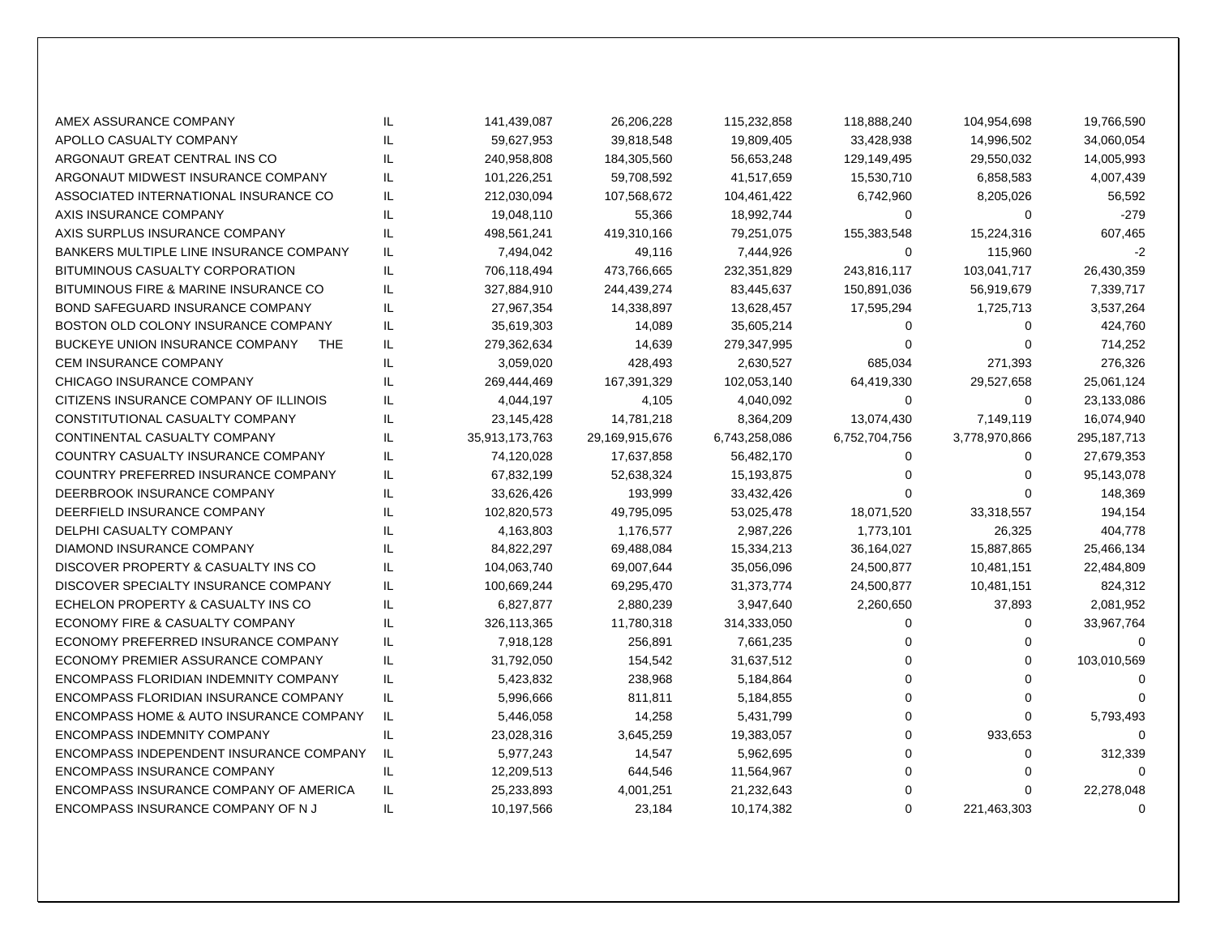| | | | | | | | |
|---|---|---|---|---|---|---|---|
| AMEX ASSURANCE COMPANY | IL | 141,439,087 | 26,206,228 | 115,232,858 | 118,888,240 | 104,954,698 | 19,766,590 |
| APOLLO CASUALTY COMPANY | IL | 59,627,953 | 39,818,548 | 19,809,405 | 33,428,938 | 14,996,502 | 34,060,054 |
| ARGONAUT GREAT CENTRAL INS CO | IL | 240,958,808 | 184,305,560 | 56,653,248 | 129,149,495 | 29,550,032 | 14,005,993 |
| ARGONAUT MIDWEST INSURANCE COMPANY | IL | 101,226,251 | 59,708,592 | 41,517,659 | 15,530,710 | 6,858,583 | 4,007,439 |
| ASSOCIATED INTERNATIONAL INSURANCE CO | IL | 212,030,094 | 107,568,672 | 104,461,422 | 6,742,960 | 8,205,026 | 56,592 |
| AXIS INSURANCE COMPANY | IL | 19,048,110 | 55,366 | 18,992,744 | 0 | 0 | -279 |
| AXIS SURPLUS INSURANCE COMPANY | IL | 498,561,241 | 419,310,166 | 79,251,075 | 155,383,548 | 15,224,316 | 607,465 |
| BANKERS MULTIPLE LINE INSURANCE COMPANY | IL | 7,494,042 | 49,116 | 7,444,926 | 0 | 115,960 | -2 |
| BITUMINOUS CASUALTY CORPORATION | IL | 706,118,494 | 473,766,665 | 232,351,829 | 243,816,117 | 103,041,717 | 26,430,359 |
| BITUMINOUS FIRE & MARINE INSURANCE CO | IL | 327,884,910 | 244,439,274 | 83,445,637 | 150,891,036 | 56,919,679 | 7,339,717 |
| BOND SAFEGUARD INSURANCE COMPANY | IL | 27,967,354 | 14,338,897 | 13,628,457 | 17,595,294 | 1,725,713 | 3,537,264 |
| BOSTON OLD COLONY INSURANCE COMPANY | IL | 35,619,303 | 14,089 | 35,605,214 | 0 | 0 | 424,760 |
| BUCKEYE UNION INSURANCE COMPANY THE | IL | 279,362,634 | 14,639 | 279,347,995 | 0 | 0 | 714,252 |
| CEM INSURANCE COMPANY | IL | 3,059,020 | 428,493 | 2,630,527 | 685,034 | 271,393 | 276,326 |
| CHICAGO INSURANCE COMPANY | IL | 269,444,469 | 167,391,329 | 102,053,140 | 64,419,330 | 29,527,658 | 25,061,124 |
| CITIZENS INSURANCE COMPANY OF ILLINOIS | IL | 4,044,197 | 4,105 | 4,040,092 | 0 | 0 | 23,133,086 |
| CONSTITUTIONAL CASUALTY COMPANY | IL | 23,145,428 | 14,781,218 | 8,364,209 | 13,074,430 | 7,149,119 | 16,074,940 |
| CONTINENTAL CASUALTY COMPANY | IL | 35,913,173,763 | 29,169,915,676 | 6,743,258,086 | 6,752,704,756 | 3,778,970,866 | 295,187,713 |
| COUNTRY CASUALTY INSURANCE COMPANY | IL | 74,120,028 | 17,637,858 | 56,482,170 | 0 | 0 | 27,679,353 |
| COUNTRY PREFERRED INSURANCE COMPANY | IL | 67,832,199 | 52,638,324 | 15,193,875 | 0 | 0 | 95,143,078 |
| DEERBROOK INSURANCE COMPANY | IL | 33,626,426 | 193,999 | 33,432,426 | 0 | 0 | 148,369 |
| DEERFIELD INSURANCE COMPANY | IL | 102,820,573 | 49,795,095 | 53,025,478 | 18,071,520 | 33,318,557 | 194,154 |
| DELPHI CASUALTY COMPANY | IL | 4,163,803 | 1,176,577 | 2,987,226 | 1,773,101 | 26,325 | 404,778 |
| DIAMOND INSURANCE COMPANY | IL | 84,822,297 | 69,488,084 | 15,334,213 | 36,164,027 | 15,887,865 | 25,466,134 |
| DISCOVER PROPERTY & CASUALTY INS CO | IL | 104,063,740 | 69,007,644 | 35,056,096 | 24,500,877 | 10,481,151 | 22,484,809 |
| DISCOVER SPECIALTY INSURANCE COMPANY | IL | 100,669,244 | 69,295,470 | 31,373,774 | 24,500,877 | 10,481,151 | 824,312 |
| ECHELON PROPERTY & CASUALTY INS CO | IL | 6,827,877 | 2,880,239 | 3,947,640 | 2,260,650 | 37,893 | 2,081,952 |
| ECONOMY FIRE & CASUALTY COMPANY | IL | 326,113,365 | 11,780,318 | 314,333,050 | 0 | 0 | 33,967,764 |
| ECONOMY PREFERRED INSURANCE COMPANY | IL | 7,918,128 | 256,891 | 7,661,235 | 0 | 0 | 0 |
| ECONOMY PREMIER ASSURANCE COMPANY | IL | 31,792,050 | 154,542 | 31,637,512 | 0 | 0 | 103,010,569 |
| ENCOMPASS FLORIDIAN INDEMNITY COMPANY | IL | 5,423,832 | 238,968 | 5,184,864 | 0 | 0 | 0 |
| ENCOMPASS FLORIDIAN INSURANCE COMPANY | IL | 5,996,666 | 811,811 | 5,184,855 | 0 | 0 | 0 |
| ENCOMPASS HOME & AUTO INSURANCE COMPANY | IL | 5,446,058 | 14,258 | 5,431,799 | 0 | 0 | 5,793,493 |
| ENCOMPASS INDEMNITY COMPANY | IL | 23,028,316 | 3,645,259 | 19,383,057 | 0 | 933,653 | 0 |
| ENCOMPASS INDEPENDENT INSURANCE COMPANY | IL | 5,977,243 | 14,547 | 5,962,695 | 0 | 0 | 312,339 |
| ENCOMPASS INSURANCE COMPANY | IL | 12,209,513 | 644,546 | 11,564,967 | 0 | 0 | 0 |
| ENCOMPASS INSURANCE COMPANY OF AMERICA | IL | 25,233,893 | 4,001,251 | 21,232,643 | 0 | 0 | 22,278,048 |
| ENCOMPASS INSURANCE COMPANY OF N J | IL | 10,197,566 | 23,184 | 10,174,382 | 0 | 221,463,303 | 0 |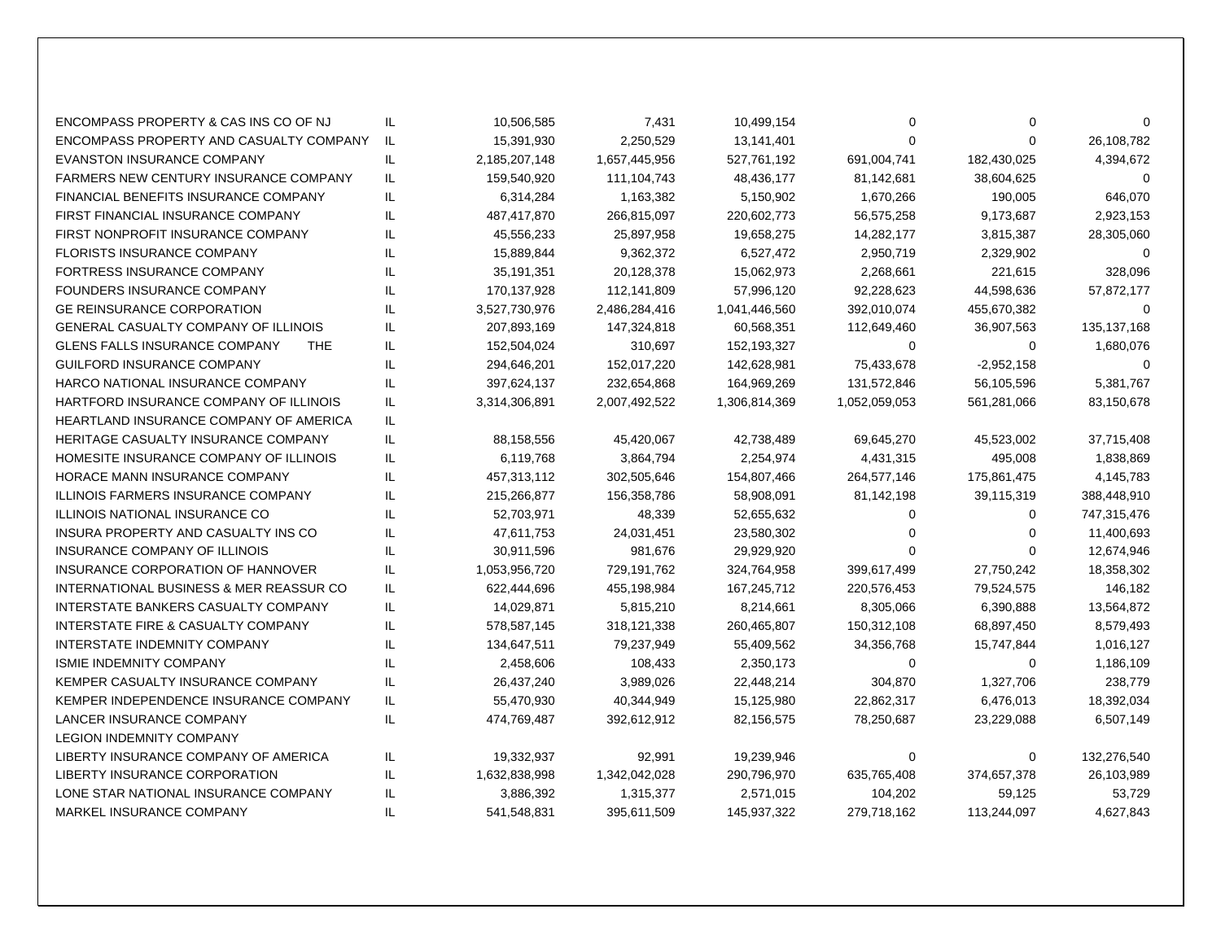| | | | | | | | |
|---|---|---|---|---|---|---|---|
| ENCOMPASS PROPERTY & CAS INS CO OF NJ | IL | 10,506,585 | 7,431 | 10,499,154 | 0 | 0 | 0 |
| ENCOMPASS PROPERTY AND CASUALTY COMPANY | IL | 15,391,930 | 2,250,529 | 13,141,401 | 0 | 0 | 26,108,782 |
| EVANSTON INSURANCE COMPANY | IL | 2,185,207,148 | 1,657,445,956 | 527,761,192 | 691,004,741 | 182,430,025 | 4,394,672 |
| FARMERS NEW CENTURY INSURANCE COMPANY | IL | 159,540,920 | 111,104,743 | 48,436,177 | 81,142,681 | 38,604,625 | 0 |
| FINANCIAL BENEFITS INSURANCE COMPANY | IL | 6,314,284 | 1,163,382 | 5,150,902 | 1,670,266 | 190,005 | 646,070 |
| FIRST FINANCIAL INSURANCE COMPANY | IL | 487,417,870 | 266,815,097 | 220,602,773 | 56,575,258 | 9,173,687 | 2,923,153 |
| FIRST NONPROFIT INSURANCE COMPANY | IL | 45,556,233 | 25,897,958 | 19,658,275 | 14,282,177 | 3,815,387 | 28,305,060 |
| FLORISTS INSURANCE COMPANY | IL | 15,889,844 | 9,362,372 | 6,527,472 | 2,950,719 | 2,329,902 | 0 |
| FORTRESS INSURANCE COMPANY | IL | 35,191,351 | 20,128,378 | 15,062,973 | 2,268,661 | 221,615 | 328,096 |
| FOUNDERS INSURANCE COMPANY | IL | 170,137,928 | 112,141,809 | 57,996,120 | 92,228,623 | 44,598,636 | 57,872,177 |
| GE REINSURANCE CORPORATION | IL | 3,527,730,976 | 2,486,284,416 | 1,041,446,560 | 392,010,074 | 455,670,382 | 0 |
| GENERAL CASUALTY COMPANY OF ILLINOIS | IL | 207,893,169 | 147,324,818 | 60,568,351 | 112,649,460 | 36,907,563 | 135,137,168 |
| GLENS FALLS INSURANCE COMPANY THE | IL | 152,504,024 | 310,697 | 152,193,327 | 0 | 0 | 1,680,076 |
| GUILFORD INSURANCE COMPANY | IL | 294,646,201 | 152,017,220 | 142,628,981 | 75,433,678 | -2,952,158 | 0 |
| HARCO NATIONAL INSURANCE COMPANY | IL | 397,624,137 | 232,654,868 | 164,969,269 | 131,572,846 | 56,105,596 | 5,381,767 |
| HARTFORD INSURANCE COMPANY OF ILLINOIS | IL | 3,314,306,891 | 2,007,492,522 | 1,306,814,369 | 1,052,059,053 | 561,281,066 | 83,150,678 |
| HEARTLAND INSURANCE COMPANY OF AMERICA | IL | | | | | | |
| HERITAGE CASUALTY INSURANCE COMPANY | IL | 88,158,556 | 45,420,067 | 42,738,489 | 69,645,270 | 45,523,002 | 37,715,408 |
| HOMESITE INSURANCE COMPANY OF ILLINOIS | IL | 6,119,768 | 3,864,794 | 2,254,974 | 4,431,315 | 495,008 | 1,838,869 |
| HORACE MANN INSURANCE COMPANY | IL | 457,313,112 | 302,505,646 | 154,807,466 | 264,577,146 | 175,861,475 | 4,145,783 |
| ILLINOIS FARMERS INSURANCE COMPANY | IL | 215,266,877 | 156,358,786 | 58,908,091 | 81,142,198 | 39,115,319 | 388,448,910 |
| ILLINOIS NATIONAL INSURANCE CO | IL | 52,703,971 | 48,339 | 52,655,632 | 0 | 0 | 747,315,476 |
| INSURA PROPERTY AND CASUALTY INS CO | IL | 47,611,753 | 24,031,451 | 23,580,302 | 0 | 0 | 11,400,693 |
| INSURANCE COMPANY OF ILLINOIS | IL | 30,911,596 | 981,676 | 29,929,920 | 0 | 0 | 12,674,946 |
| INSURANCE CORPORATION OF HANNOVER | IL | 1,053,956,720 | 729,191,762 | 324,764,958 | 399,617,499 | 27,750,242 | 18,358,302 |
| INTERNATIONAL BUSINESS & MER REASSUR CO | IL | 622,444,696 | 455,198,984 | 167,245,712 | 220,576,453 | 79,524,575 | 146,182 |
| INTERSTATE BANKERS CASUALTY COMPANY | IL | 14,029,871 | 5,815,210 | 8,214,661 | 8,305,066 | 6,390,888 | 13,564,872 |
| INTERSTATE FIRE & CASUALTY COMPANY | IL | 578,587,145 | 318,121,338 | 260,465,807 | 150,312,108 | 68,897,450 | 8,579,493 |
| INTERSTATE INDEMNITY COMPANY | IL | 134,647,511 | 79,237,949 | 55,409,562 | 34,356,768 | 15,747,844 | 1,016,127 |
| ISMIE INDEMNITY COMPANY | IL | 2,458,606 | 108,433 | 2,350,173 | 0 | 0 | 1,186,109 |
| KEMPER CASUALTY INSURANCE COMPANY | IL | 26,437,240 | 3,989,026 | 22,448,214 | 304,870 | 1,327,706 | 238,779 |
| KEMPER INDEPENDENCE INSURANCE COMPANY | IL | 55,470,930 | 40,344,949 | 15,125,980 | 22,862,317 | 6,476,013 | 18,392,034 |
| LANCER INSURANCE COMPANY | IL | 474,769,487 | 392,612,912 | 82,156,575 | 78,250,687 | 23,229,088 | 6,507,149 |
| LEGION INDEMNITY COMPANY | | | | | | | |
| LIBERTY INSURANCE COMPANY OF AMERICA | IL | 19,332,937 | 92,991 | 19,239,946 | 0 | 0 | 132,276,540 |
| LIBERTY INSURANCE CORPORATION | IL | 1,632,838,998 | 1,342,042,028 | 290,796,970 | 635,765,408 | 374,657,378 | 26,103,989 |
| LONE STAR NATIONAL INSURANCE COMPANY | IL | 3,886,392 | 1,315,377 | 2,571,015 | 104,202 | 59,125 | 53,729 |
| MARKEL INSURANCE COMPANY | IL | 541,548,831 | 395,611,509 | 145,937,322 | 279,718,162 | 113,244,097 | 4,627,843 |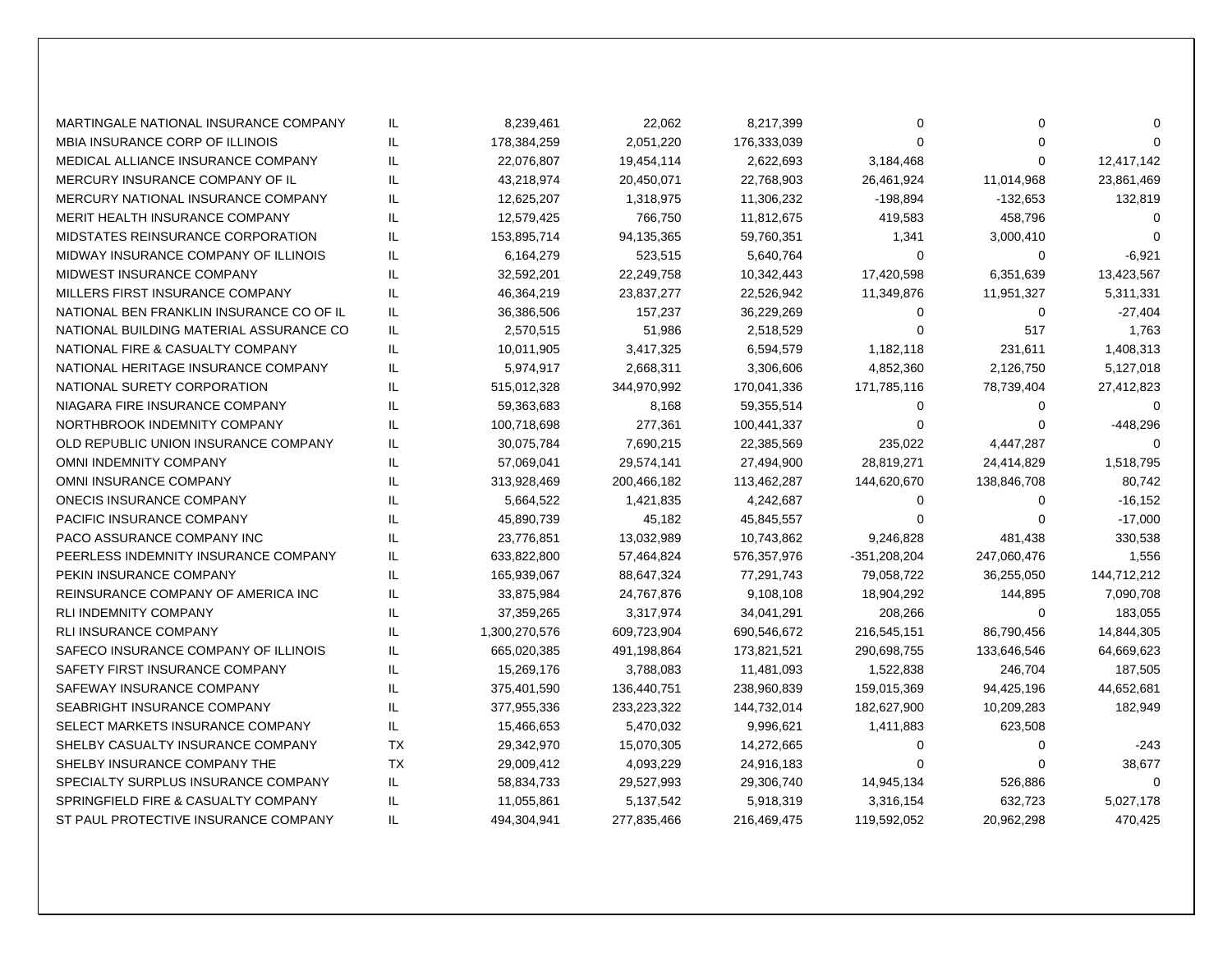| | | | | | | | |
|---|---|---|---|---|---|---|---|
| MARTINGALE NATIONAL INSURANCE COMPANY | IL | 8,239,461 | 22,062 | 8,217,399 | 0 | 0 | 0 |
| MBIA INSURANCE CORP OF ILLINOIS | IL | 178,384,259 | 2,051,220 | 176,333,039 | 0 | 0 | 0 |
| MEDICAL ALLIANCE INSURANCE COMPANY | IL | 22,076,807 | 19,454,114 | 2,622,693 | 3,184,468 | 0 | 12,417,142 |
| MERCURY INSURANCE COMPANY OF IL | IL | 43,218,974 | 20,450,071 | 22,768,903 | 26,461,924 | 11,014,968 | 23,861,469 |
| MERCURY NATIONAL INSURANCE COMPANY | IL | 12,625,207 | 1,318,975 | 11,306,232 | -198,894 | -132,653 | 132,819 |
| MERIT HEALTH INSURANCE COMPANY | IL | 12,579,425 | 766,750 | 11,812,675 | 419,583 | 458,796 | 0 |
| MIDSTATES REINSURANCE CORPORATION | IL | 153,895,714 | 94,135,365 | 59,760,351 | 1,341 | 3,000,410 | 0 |
| MIDWAY INSURANCE COMPANY OF ILLINOIS | IL | 6,164,279 | 523,515 | 5,640,764 | 0 | 0 | -6,921 |
| MIDWEST INSURANCE COMPANY | IL | 32,592,201 | 22,249,758 | 10,342,443 | 17,420,598 | 6,351,639 | 13,423,567 |
| MILLERS FIRST INSURANCE COMPANY | IL | 46,364,219 | 23,837,277 | 22,526,942 | 11,349,876 | 11,951,327 | 5,311,331 |
| NATIONAL BEN FRANKLIN INSURANCE CO OF IL | IL | 36,386,506 | 157,237 | 36,229,269 | 0 | 0 | -27,404 |
| NATIONAL BUILDING MATERIAL ASSURANCE CO | IL | 2,570,515 | 51,986 | 2,518,529 | 0 | 517 | 1,763 |
| NATIONAL FIRE & CASUALTY COMPANY | IL | 10,011,905 | 3,417,325 | 6,594,579 | 1,182,118 | 231,611 | 1,408,313 |
| NATIONAL HERITAGE INSURANCE COMPANY | IL | 5,974,917 | 2,668,311 | 3,306,606 | 4,852,360 | 2,126,750 | 5,127,018 |
| NATIONAL SURETY CORPORATION | IL | 515,012,328 | 344,970,992 | 170,041,336 | 171,785,116 | 78,739,404 | 27,412,823 |
| NIAGARA FIRE INSURANCE COMPANY | IL | 59,363,683 | 8,168 | 59,355,514 | 0 | 0 | 0 |
| NORTHBROOK INDEMNITY COMPANY | IL | 100,718,698 | 277,361 | 100,441,337 | 0 | 0 | -448,296 |
| OLD REPUBLIC UNION INSURANCE COMPANY | IL | 30,075,784 | 7,690,215 | 22,385,569 | 235,022 | 4,447,287 | 0 |
| OMNI INDEMNITY COMPANY | IL | 57,069,041 | 29,574,141 | 27,494,900 | 28,819,271 | 24,414,829 | 1,518,795 |
| OMNI INSURANCE COMPANY | IL | 313,928,469 | 200,466,182 | 113,462,287 | 144,620,670 | 138,846,708 | 80,742 |
| ONECIS INSURANCE COMPANY | IL | 5,664,522 | 1,421,835 | 4,242,687 | 0 | 0 | -16,152 |
| PACIFIC INSURANCE COMPANY | IL | 45,890,739 | 45,182 | 45,845,557 | 0 | 0 | -17,000 |
| PACO ASSURANCE COMPANY INC | IL | 23,776,851 | 13,032,989 | 10,743,862 | 9,246,828 | 481,438 | 330,538 |
| PEERLESS INDEMNITY INSURANCE COMPANY | IL | 633,822,800 | 57,464,824 | 576,357,976 | -351,208,204 | 247,060,476 | 1,556 |
| PEKIN INSURANCE COMPANY | IL | 165,939,067 | 88,647,324 | 77,291,743 | 79,058,722 | 36,255,050 | 144,712,212 |
| REINSURANCE COMPANY OF AMERICA INC | IL | 33,875,984 | 24,767,876 | 9,108,108 | 18,904,292 | 144,895 | 7,090,708 |
| RLI INDEMNITY COMPANY | IL | 37,359,265 | 3,317,974 | 34,041,291 | 208,266 | 0 | 183,055 |
| RLI INSURANCE COMPANY | IL | 1,300,270,576 | 609,723,904 | 690,546,672 | 216,545,151 | 86,790,456 | 14,844,305 |
| SAFECO INSURANCE COMPANY OF ILLINOIS | IL | 665,020,385 | 491,198,864 | 173,821,521 | 290,698,755 | 133,646,546 | 64,669,623 |
| SAFETY FIRST INSURANCE COMPANY | IL | 15,269,176 | 3,788,083 | 11,481,093 | 1,522,838 | 246,704 | 187,505 |
| SAFEWAY INSURANCE COMPANY | IL | 375,401,590 | 136,440,751 | 238,960,839 | 159,015,369 | 94,425,196 | 44,652,681 |
| SEABRIGHT INSURANCE COMPANY | IL | 377,955,336 | 233,223,322 | 144,732,014 | 182,627,900 | 10,209,283 | 182,949 |
| SELECT MARKETS INSURANCE COMPANY | IL | 15,466,653 | 5,470,032 | 9,996,621 | 1,411,883 | 623,508 | |
| SHELBY CASUALTY INSURANCE COMPANY | TX | 29,342,970 | 15,070,305 | 14,272,665 | 0 | 0 | -243 |
| SHELBY INSURANCE COMPANY THE | TX | 29,009,412 | 4,093,229 | 24,916,183 | 0 | 0 | 38,677 |
| SPECIALTY SURPLUS INSURANCE COMPANY | IL | 58,834,733 | 29,527,993 | 29,306,740 | 14,945,134 | 526,886 | 0 |
| SPRINGFIELD FIRE & CASUALTY COMPANY | IL | 11,055,861 | 5,137,542 | 5,918,319 | 3,316,154 | 632,723 | 5,027,178 |
| ST PAUL PROTECTIVE INSURANCE COMPANY | IL | 494,304,941 | 277,835,466 | 216,469,475 | 119,592,052 | 20,962,298 | 470,425 |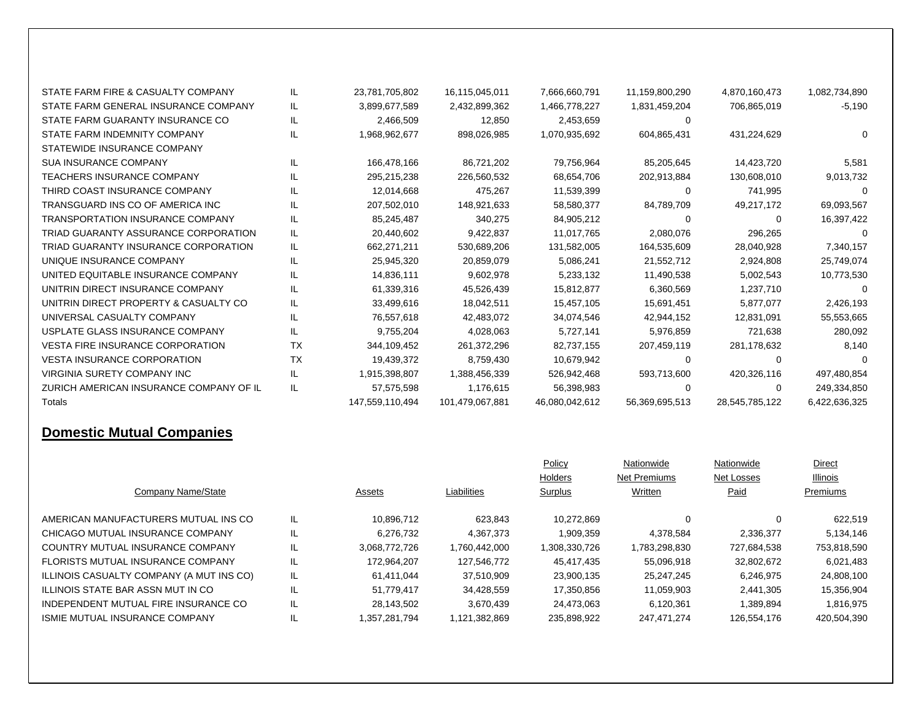| | | | | | | | |
|---|---|---|---|---|---|---|---|
| STATE FARM FIRE & CASUALTY COMPANY | IL | 23,781,705,802 | 16,115,045,011 | 7,666,660,791 | 11,159,800,290 | 4,870,160,473 | 1,082,734,890 |
| STATE FARM GENERAL INSURANCE COMPANY | IL | 3,899,677,589 | 2,432,899,362 | 1,466,778,227 | 1,831,459,204 | 706,865,019 | -5,190 |
| STATE FARM GUARANTY INSURANCE CO | IL | 2,466,509 | 12,850 | 2,453,659 | 0 | | |
| STATE FARM INDEMNITY COMPANY | IL | 1,968,962,677 | 898,026,985 | 1,070,935,692 | 604,865,431 | 431,224,629 | 0 |
| STATEWIDE INSURANCE COMPANY | | | | | | | |
| SUA INSURANCE COMPANY | IL | 166,478,166 | 86,721,202 | 79,756,964 | 85,205,645 | 14,423,720 | 5,581 |
| TEACHERS INSURANCE COMPANY | IL | 295,215,238 | 226,560,532 | 68,654,706 | 202,913,884 | 130,608,010 | 9,013,732 |
| THIRD COAST INSURANCE COMPANY | IL | 12,014,668 | 475,267 | 11,539,399 | 0 | 741,995 | 0 |
| TRANSGUARD INS CO OF AMERICA INC | IL | 207,502,010 | 148,921,633 | 58,580,377 | 84,789,709 | 49,217,172 | 69,093,567 |
| TRANSPORTATION INSURANCE COMPANY | IL | 85,245,487 | 340,275 | 84,905,212 | 0 | 0 | 16,397,422 |
| TRIAD GUARANTY ASSURANCE CORPORATION | IL | 20,440,602 | 9,422,837 | 11,017,765 | 2,080,076 | 296,265 | 0 |
| TRIAD GUARANTY INSURANCE CORPORATION | IL | 662,271,211 | 530,689,206 | 131,582,005 | 164,535,609 | 28,040,928 | 7,340,157 |
| UNIQUE INSURANCE COMPANY | IL | 25,945,320 | 20,859,079 | 5,086,241 | 21,552,712 | 2,924,808 | 25,749,074 |
| UNITED EQUITABLE INSURANCE COMPANY | IL | 14,836,111 | 9,602,978 | 5,233,132 | 11,490,538 | 5,002,543 | 10,773,530 |
| UNITRIN DIRECT INSURANCE COMPANY | IL | 61,339,316 | 45,526,439 | 15,812,877 | 6,360,569 | 1,237,710 | 0 |
| UNITRIN DIRECT PROPERTY & CASUALTY CO | IL | 33,499,616 | 18,042,511 | 15,457,105 | 15,691,451 | 5,877,077 | 2,426,193 |
| UNIVERSAL CASUALTY COMPANY | IL | 76,557,618 | 42,483,072 | 34,074,546 | 42,944,152 | 12,831,091 | 55,553,665 |
| USPLATE GLASS INSURANCE COMPANY | IL | 9,755,204 | 4,028,063 | 5,727,141 | 5,976,859 | 721,638 | 280,092 |
| VESTA FIRE INSURANCE CORPORATION | TX | 344,109,452 | 261,372,296 | 82,737,155 | 207,459,119 | 281,178,632 | 8,140 |
| VESTA INSURANCE CORPORATION | TX | 19,439,372 | 8,759,430 | 10,679,942 | 0 | 0 | 0 |
| VIRGINIA SURETY COMPANY INC | IL | 1,915,398,807 | 1,388,456,339 | 526,942,468 | 593,713,600 | 420,326,116 | 497,480,854 |
| ZURICH AMERICAN INSURANCE COMPANY OF IL | IL | 57,575,598 | 1,176,615 | 56,398,983 | 0 | 0 | 249,334,850 |
| Totals | | 147,559,110,494 | 101,479,067,881 | 46,080,042,612 | 56,369,695,513 | 28,545,785,122 | 6,422,636,325 |

## Domestic Mutual Companies

| Company Name/State | | Assets | Liabilities | Policy Holders Surplus | Nationwide Net Premiums Written | Nationwide Net Losses Paid | Direct Illinois Premiums |
|---|---|---|---|---|---|---|---|
| AMERICAN MANUFACTURERS MUTUAL INS CO | IL | 10,896,712 | 623,843 | 10,272,869 | 0 | 0 | 622,519 |
| CHICAGO MUTUAL INSURANCE COMPANY | IL | 6,276,732 | 4,367,373 | 1,909,359 | 4,378,584 | 2,336,377 | 5,134,146 |
| COUNTRY MUTUAL INSURANCE COMPANY | IL | 3,068,772,726 | 1,760,442,000 | 1,308,330,726 | 1,783,298,830 | 727,684,538 | 753,818,590 |
| FLORISTS MUTUAL INSURANCE COMPANY | IL | 172,964,207 | 127,546,772 | 45,417,435 | 55,096,918 | 32,802,672 | 6,021,483 |
| ILLINOIS CASUALTY COMPANY (A MUT INS CO) | IL | 61,411,044 | 37,510,909 | 23,900,135 | 25,247,245 | 6,246,975 | 24,808,100 |
| ILLINOIS STATE BAR ASSN MUT IN CO | IL | 51,779,417 | 34,428,559 | 17,350,856 | 11,059,903 | 2,441,305 | 15,356,904 |
| INDEPENDENT MUTUAL FIRE INSURANCE CO | IL | 28,143,502 | 3,670,439 | 24,473,063 | 6,120,361 | 1,389,894 | 1,816,975 |
| ISMIE MUTUAL INSURANCE COMPANY | IL | 1,357,281,794 | 1,121,382,869 | 235,898,922 | 247,471,274 | 126,554,176 | 420,504,390 |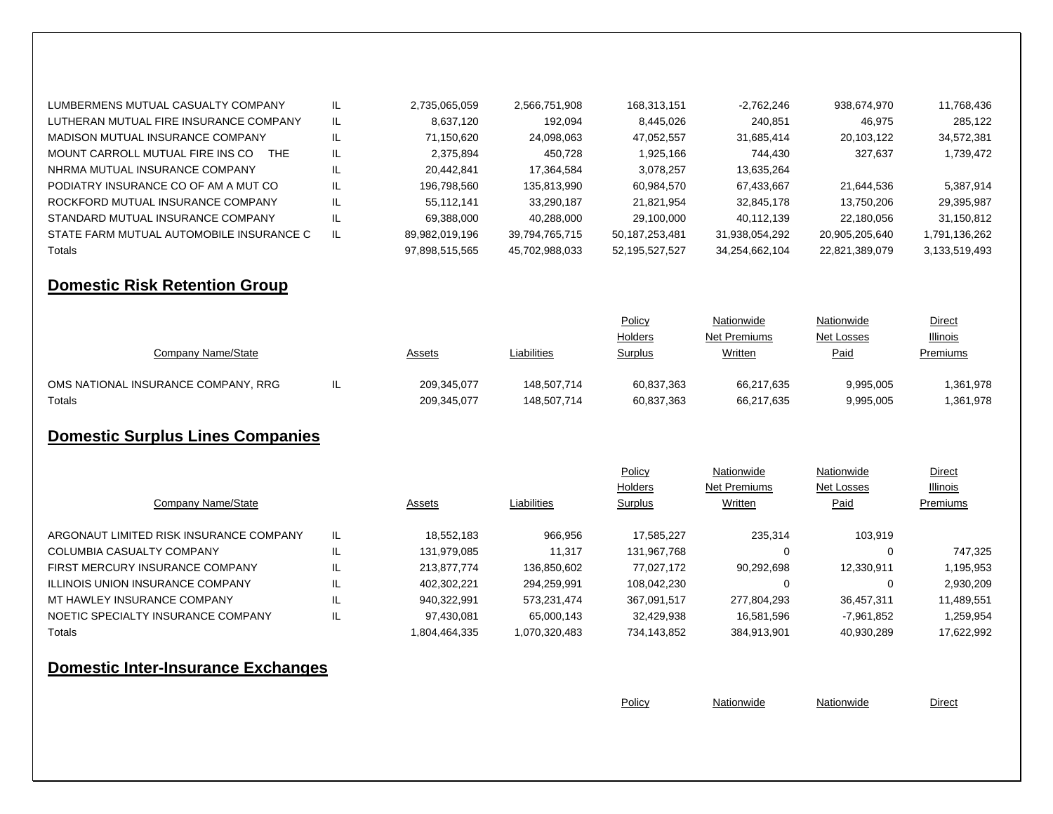| Company Name/State | | Assets | Liabilities | Policy Holders Surplus | Nationwide Net Premiums Written | Nationwide Net Losses Paid | Direct Illinois Premiums |
|---|---|---|---|---|---|---|---|
| LUMBERMENS MUTUAL CASUALTY COMPANY | IL | 2,735,065,059 | 2,566,751,908 | 168,313,151 | -2,762,246 | 938,674,970 | 11,768,436 |
| LUTHERAN MUTUAL FIRE INSURANCE COMPANY | IL | 8,637,120 | 192,094 | 8,445,026 | 240,851 | 46,975 | 285,122 |
| MADISON MUTUAL INSURANCE COMPANY | IL | 71,150,620 | 24,098,063 | 47,052,557 | 31,685,414 | 20,103,122 | 34,572,381 |
| MOUNT CARROLL MUTUAL FIRE INS CO THE | IL | 2,375,894 | 450,728 | 1,925,166 | 744,430 | 327,637 | 1,739,472 |
| NHRMA MUTUAL INSURANCE COMPANY | IL | 20,442,841 | 17,364,584 | 3,078,257 | 13,635,264 | | |
| PODIATRY INSURANCE CO OF AM A MUT CO | IL | 196,798,560 | 135,813,990 | 60,984,570 | 67,433,667 | 21,644,536 | 5,387,914 |
| ROCKFORD MUTUAL INSURANCE COMPANY | IL | 55,112,141 | 33,290,187 | 21,821,954 | 32,845,178 | 13,750,206 | 29,395,987 |
| STANDARD MUTUAL INSURANCE COMPANY | IL | 69,388,000 | 40,288,000 | 29,100,000 | 40,112,139 | 22,180,056 | 31,150,812 |
| STATE FARM MUTUAL AUTOMOBILE INSURANCE C | IL | 89,982,019,196 | 39,794,765,715 | 50,187,253,481 | 31,938,054,292 | 20,905,205,640 | 1,791,136,262 |
| Totals | | 97,898,515,565 | 45,702,988,033 | 52,195,527,527 | 34,254,662,104 | 22,821,389,079 | 3,133,519,493 |

## Domestic Risk Retention Group

| Company Name/State | | Assets | Liabilities | Policy Holders Surplus | Nationwide Net Premiums Written | Nationwide Net Losses Paid | Direct Illinois Premiums |
|---|---|---|---|---|---|---|---|
| OMS NATIONAL INSURANCE COMPANY, RRG | IL | 209,345,077 | 148,507,714 | 60,837,363 | 66,217,635 | 9,995,005 | 1,361,978 |
| Totals | | 209,345,077 | 148,507,714 | 60,837,363 | 66,217,635 | 9,995,005 | 1,361,978 |

## Domestic Surplus Lines Companies

| Company Name/State | | Assets | Liabilities | Policy Holders Surplus | Nationwide Net Premiums Written | Nationwide Net Losses Paid | Direct Illinois Premiums |
|---|---|---|---|---|---|---|---|
| ARGONAUT LIMITED RISK INSURANCE COMPANY | IL | 18,552,183 | 966,956 | 17,585,227 | 235,314 | 103,919 | |
| COLUMBIA CASUALTY COMPANY | IL | 131,979,085 | 11,317 | 131,967,768 | 0 | 0 | 747,325 |
| FIRST MERCURY INSURANCE COMPANY | IL | 213,877,774 | 136,850,602 | 77,027,172 | 90,292,698 | 12,330,911 | 1,195,953 |
| ILLINOIS UNION INSURANCE COMPANY | IL | 402,302,221 | 294,259,991 | 108,042,230 | 0 | 0 | 2,930,209 |
| MT HAWLEY INSURANCE COMPANY | IL | 940,322,991 | 573,231,474 | 367,091,517 | 277,804,293 | 36,457,311 | 11,489,551 |
| NOETIC SPECIALTY INSURANCE COMPANY | IL | 97,430,081 | 65,000,143 | 32,429,938 | 16,581,596 | -7,961,852 | 1,259,954 |
| Totals | | 1,804,464,335 | 1,070,320,483 | 734,143,852 | 384,913,901 | 40,930,289 | 17,622,992 |

## Domestic Inter-Insurance Exchanges

| | | | | Policy | Nationwide | Nationwide | Direct |
|---|---|---|---|---|---|---|---|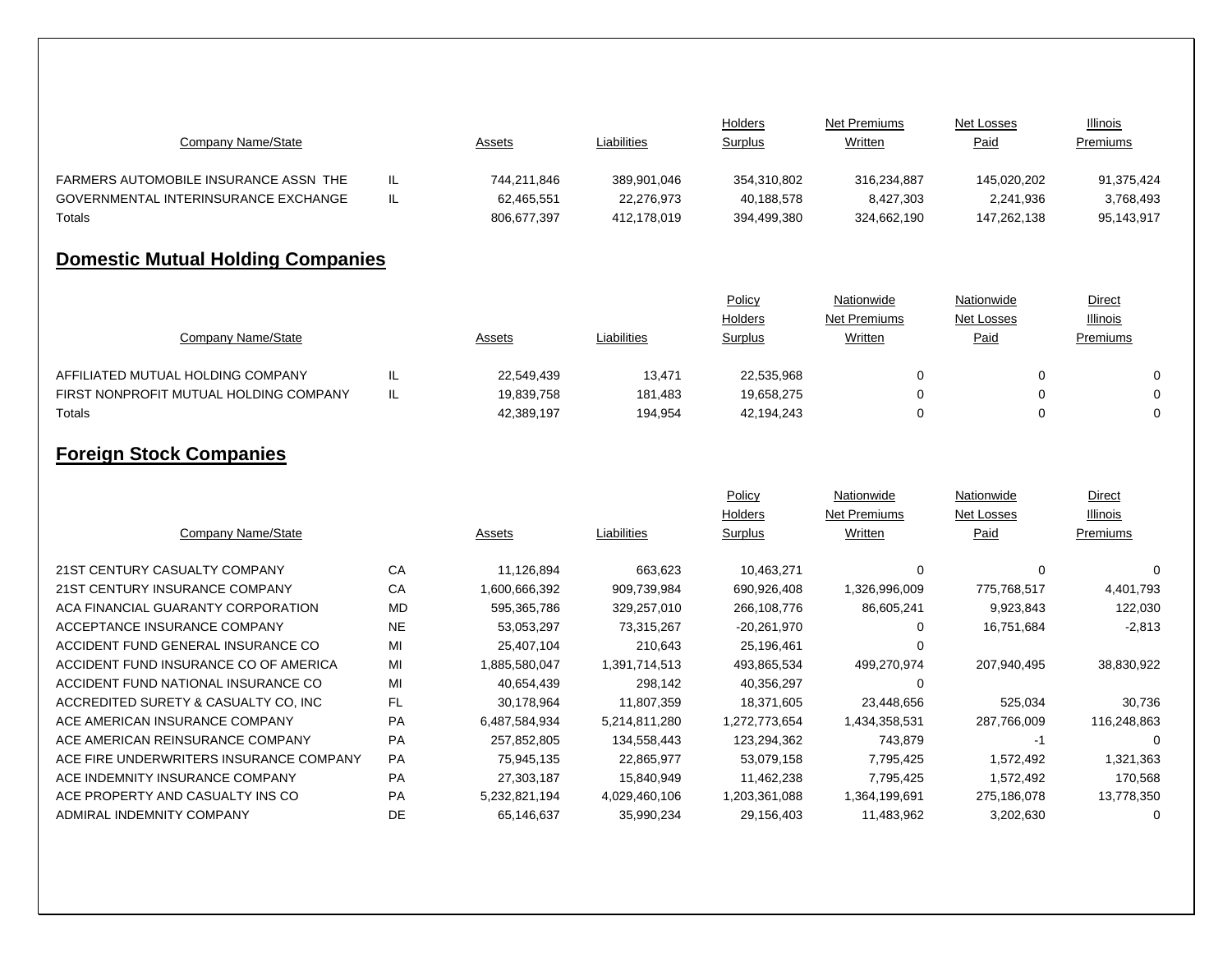| Company Name/State | | Assets | Liabilities | Holders Surplus | Net Premiums Written | Net Losses Paid | Illinois Premiums |
|---|---|---|---|---|---|---|---|
| FARMERS AUTOMOBILE INSURANCE ASSN THE | IL | 744,211,846 | 389,901,046 | 354,310,802 | 316,234,887 | 145,020,202 | 91,375,424 |
| GOVERNMENTAL INTERINSURANCE EXCHANGE | IL | 62,465,551 | 22,276,973 | 40,188,578 | 8,427,303 | 2,241,936 | 3,768,493 |
| Totals | | 806,677,397 | 412,178,019 | 394,499,380 | 324,662,190 | 147,262,138 | 95,143,917 |

## Domestic Mutual Holding Companies

| Company Name/State | | Assets | Liabilities | Policy Holders Surplus | Nationwide Net Premiums Written | Nationwide Net Losses Paid | Direct Illinois Premiums |
|---|---|---|---|---|---|---|---|
| AFFILIATED MUTUAL HOLDING COMPANY | IL | 22,549,439 | 13,471 | 22,535,968 | 0 | 0 | 0 |
| FIRST NONPROFIT MUTUAL HOLDING COMPANY | IL | 19,839,758 | 181,483 | 19,658,275 | 0 | 0 | 0 |
| Totals | | 42,389,197 | 194,954 | 42,194,243 | 0 | 0 | 0 |

## Foreign Stock Companies

| Company Name/State | | Assets | Liabilities | Policy Holders Surplus | Nationwide Net Premiums Written | Nationwide Net Losses Paid | Direct Illinois Premiums |
|---|---|---|---|---|---|---|---|
| 21ST CENTURY CASUALTY COMPANY | CA | 11,126,894 | 663,623 | 10,463,271 | 0 | 0 | 0 |
| 21ST CENTURY INSURANCE COMPANY | CA | 1,600,666,392 | 909,739,984 | 690,926,408 | 1,326,996,009 | 775,768,517 | 4,401,793 |
| ACA FINANCIAL GUARANTY CORPORATION | MD | 595,365,786 | 329,257,010 | 266,108,776 | 86,605,241 | 9,923,843 | 122,030 |
| ACCEPTANCE INSURANCE COMPANY | NE | 53,053,297 | 73,315,267 | -20,261,970 | 0 | 16,751,684 | -2,813 |
| ACCIDENT FUND GENERAL INSURANCE CO | MI | 25,407,104 | 210,643 | 25,196,461 | 0 | | |
| ACCIDENT FUND INSURANCE CO OF AMERICA | MI | 1,885,580,047 | 1,391,714,513 | 493,865,534 | 499,270,974 | 207,940,495 | 38,830,922 |
| ACCIDENT FUND NATIONAL INSURANCE CO | MI | 40,654,439 | 298,142 | 40,356,297 | 0 | | |
| ACCREDITED SURETY & CASUALTY CO, INC | FL | 30,178,964 | 11,807,359 | 18,371,605 | 23,448,656 | 525,034 | 30,736 |
| ACE AMERICAN INSURANCE COMPANY | PA | 6,487,584,934 | 5,214,811,280 | 1,272,773,654 | 1,434,358,531 | 287,766,009 | 116,248,863 |
| ACE AMERICAN REINSURANCE COMPANY | PA | 257,852,805 | 134,558,443 | 123,294,362 | 743,879 | -1 | 0 |
| ACE FIRE UNDERWRITERS INSURANCE COMPANY | PA | 75,945,135 | 22,865,977 | 53,079,158 | 7,795,425 | 1,572,492 | 1,321,363 |
| ACE INDEMNITY INSURANCE COMPANY | PA | 27,303,187 | 15,840,949 | 11,462,238 | 7,795,425 | 1,572,492 | 170,568 |
| ACE PROPERTY AND CASUALTY INS CO | PA | 5,232,821,194 | 4,029,460,106 | 1,203,361,088 | 1,364,199,691 | 275,186,078 | 13,778,350 |
| ADMIRAL INDEMNITY COMPANY | DE | 65,146,637 | 35,990,234 | 29,156,403 | 11,483,962 | 3,202,630 | 0 |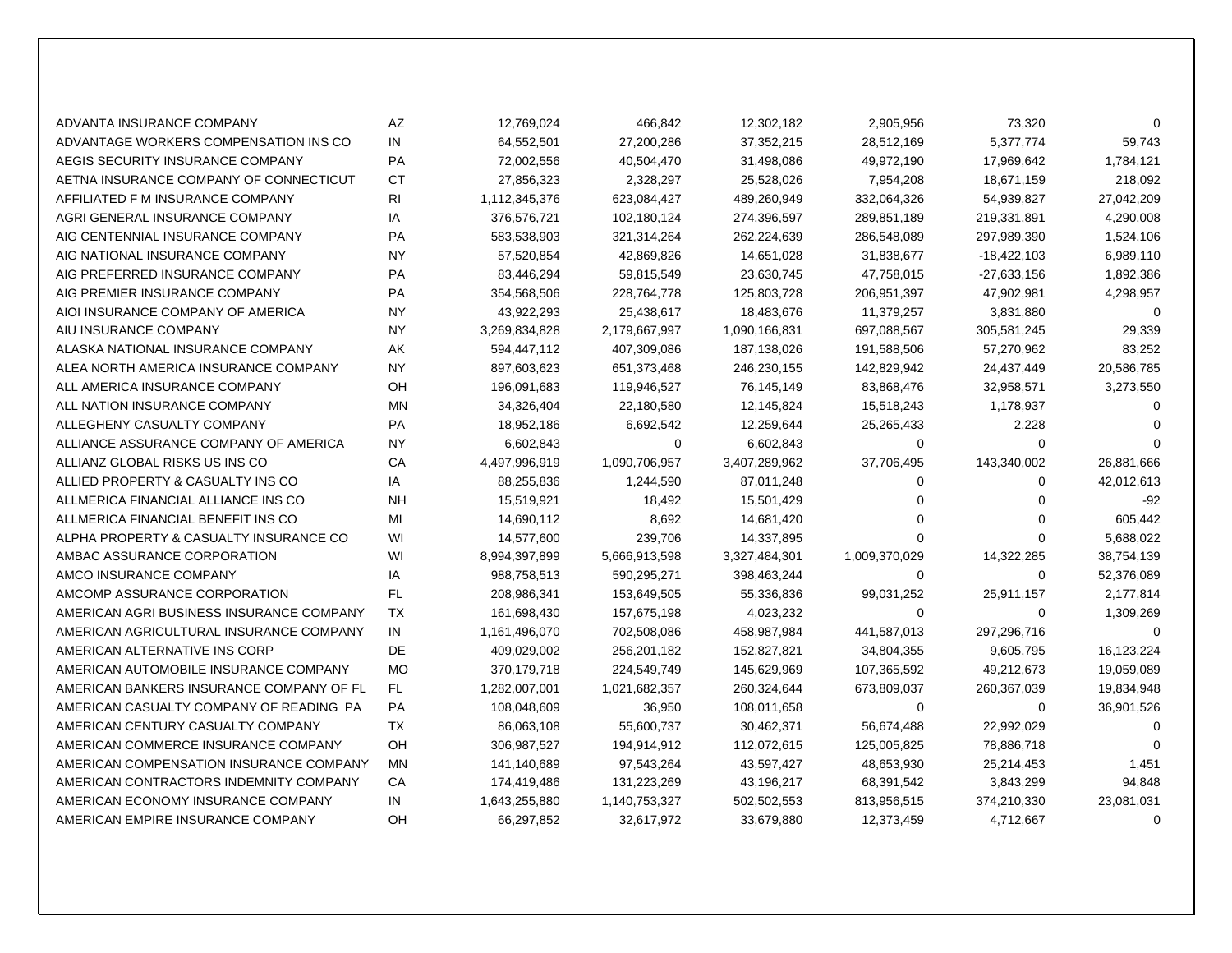| | | | | | | | |
|---|---|---|---|---|---|---|---|
| ADVANTA INSURANCE COMPANY | AZ | 12,769,024 | 466,842 | 12,302,182 | 2,905,956 | 73,320 | 0 |
| ADVANTAGE WORKERS COMPENSATION INS CO | IN | 64,552,501 | 27,200,286 | 37,352,215 | 28,512,169 | 5,377,774 | 59,743 |
| AEGIS SECURITY INSURANCE COMPANY | PA | 72,002,556 | 40,504,470 | 31,498,086 | 49,972,190 | 17,969,642 | 1,784,121 |
| AETNA INSURANCE COMPANY OF CONNECTICUT | CT | 27,856,323 | 2,328,297 | 25,528,026 | 7,954,208 | 18,671,159 | 218,092 |
| AFFILIATED F M INSURANCE COMPANY | RI | 1,112,345,376 | 623,084,427 | 489,260,949 | 332,064,326 | 54,939,827 | 27,042,209 |
| AGRI GENERAL INSURANCE COMPANY | IA | 376,576,721 | 102,180,124 | 274,396,597 | 289,851,189 | 219,331,891 | 4,290,008 |
| AIG CENTENNIAL INSURANCE COMPANY | PA | 583,538,903 | 321,314,264 | 262,224,639 | 286,548,089 | 297,989,390 | 1,524,106 |
| AIG NATIONAL INSURANCE COMPANY | NY | 57,520,854 | 42,869,826 | 14,651,028 | 31,838,677 | -18,422,103 | 6,989,110 |
| AIG PREFERRED INSURANCE COMPANY | PA | 83,446,294 | 59,815,549 | 23,630,745 | 47,758,015 | -27,633,156 | 1,892,386 |
| AIG PREMIER INSURANCE COMPANY | PA | 354,568,506 | 228,764,778 | 125,803,728 | 206,951,397 | 47,902,981 | 4,298,957 |
| AIOI INSURANCE COMPANY OF AMERICA | NY | 43,922,293 | 25,438,617 | 18,483,676 | 11,379,257 | 3,831,880 | 0 |
| AIU INSURANCE COMPANY | NY | 3,269,834,828 | 2,179,667,997 | 1,090,166,831 | 697,088,567 | 305,581,245 | 29,339 |
| ALASKA NATIONAL INSURANCE COMPANY | AK | 594,447,112 | 407,309,086 | 187,138,026 | 191,588,506 | 57,270,962 | 83,252 |
| ALEA NORTH AMERICA INSURANCE COMPANY | NY | 897,603,623 | 651,373,468 | 246,230,155 | 142,829,942 | 24,437,449 | 20,586,785 |
| ALL AMERICA INSURANCE COMPANY | OH | 196,091,683 | 119,946,527 | 76,145,149 | 83,868,476 | 32,958,571 | 3,273,550 |
| ALL NATION INSURANCE COMPANY | MN | 34,326,404 | 22,180,580 | 12,145,824 | 15,518,243 | 1,178,937 | 0 |
| ALLEGHENY CASUALTY COMPANY | PA | 18,952,186 | 6,692,542 | 12,259,644 | 25,265,433 | 2,228 | 0 |
| ALLIANCE ASSURANCE COMPANY OF AMERICA | NY | 6,602,843 | 0 | 6,602,843 | 0 | 0 | 0 |
| ALLIANZ GLOBAL RISKS US INS CO | CA | 4,497,996,919 | 1,090,706,957 | 3,407,289,962 | 37,706,495 | 143,340,002 | 26,881,666 |
| ALLIED PROPERTY & CASUALTY INS CO | IA | 88,255,836 | 1,244,590 | 87,011,248 | 0 | 0 | 42,012,613 |
| ALLMERICA FINANCIAL ALLIANCE INS CO | NH | 15,519,921 | 18,492 | 15,501,429 | 0 | 0 | -92 |
| ALLMERICA FINANCIAL BENEFIT INS CO | MI | 14,690,112 | 8,692 | 14,681,420 | 0 | 0 | 605,442 |
| ALPHA PROPERTY & CASUALTY INSURANCE CO | WI | 14,577,600 | 239,706 | 14,337,895 | 0 | 0 | 5,688,022 |
| AMBAC ASSURANCE CORPORATION | WI | 8,994,397,899 | 5,666,913,598 | 3,327,484,301 | 1,009,370,029 | 14,322,285 | 38,754,139 |
| AMCO INSURANCE COMPANY | IA | 988,758,513 | 590,295,271 | 398,463,244 | 0 | 0 | 52,376,089 |
| AMCOMP ASSURANCE CORPORATION | FL | 208,986,341 | 153,649,505 | 55,336,836 | 99,031,252 | 25,911,157 | 2,177,814 |
| AMERICAN AGRI BUSINESS INSURANCE COMPANY | TX | 161,698,430 | 157,675,198 | 4,023,232 | 0 | 0 | 1,309,269 |
| AMERICAN AGRICULTURAL INSURANCE COMPANY | IN | 1,161,496,070 | 702,508,086 | 458,987,984 | 441,587,013 | 297,296,716 | 0 |
| AMERICAN ALTERNATIVE INS CORP | DE | 409,029,002 | 256,201,182 | 152,827,821 | 34,804,355 | 9,605,795 | 16,123,224 |
| AMERICAN AUTOMOBILE INSURANCE COMPANY | MO | 370,179,718 | 224,549,749 | 145,629,969 | 107,365,592 | 49,212,673 | 19,059,089 |
| AMERICAN BANKERS INSURANCE COMPANY OF FL | FL | 1,282,007,001 | 1,021,682,357 | 260,324,644 | 673,809,037 | 260,367,039 | 19,834,948 |
| AMERICAN CASUALTY COMPANY OF READING PA | PA | 108,048,609 | 36,950 | 108,011,658 | 0 | 0 | 36,901,526 |
| AMERICAN CENTURY CASUALTY COMPANY | TX | 86,063,108 | 55,600,737 | 30,462,371 | 56,674,488 | 22,992,029 | 0 |
| AMERICAN COMMERCE INSURANCE COMPANY | OH | 306,987,527 | 194,914,912 | 112,072,615 | 125,005,825 | 78,886,718 | 0 |
| AMERICAN COMPENSATION INSURANCE COMPANY | MN | 141,140,689 | 97,543,264 | 43,597,427 | 48,653,930 | 25,214,453 | 1,451 |
| AMERICAN CONTRACTORS INDEMNITY COMPANY | CA | 174,419,486 | 131,223,269 | 43,196,217 | 68,391,542 | 3,843,299 | 94,848 |
| AMERICAN ECONOMY INSURANCE COMPANY | IN | 1,643,255,880 | 1,140,753,327 | 502,502,553 | 813,956,515 | 374,210,330 | 23,081,031 |
| AMERICAN EMPIRE INSURANCE COMPANY | OH | 66,297,852 | 32,617,972 | 33,679,880 | 12,373,459 | 4,712,667 | 0 |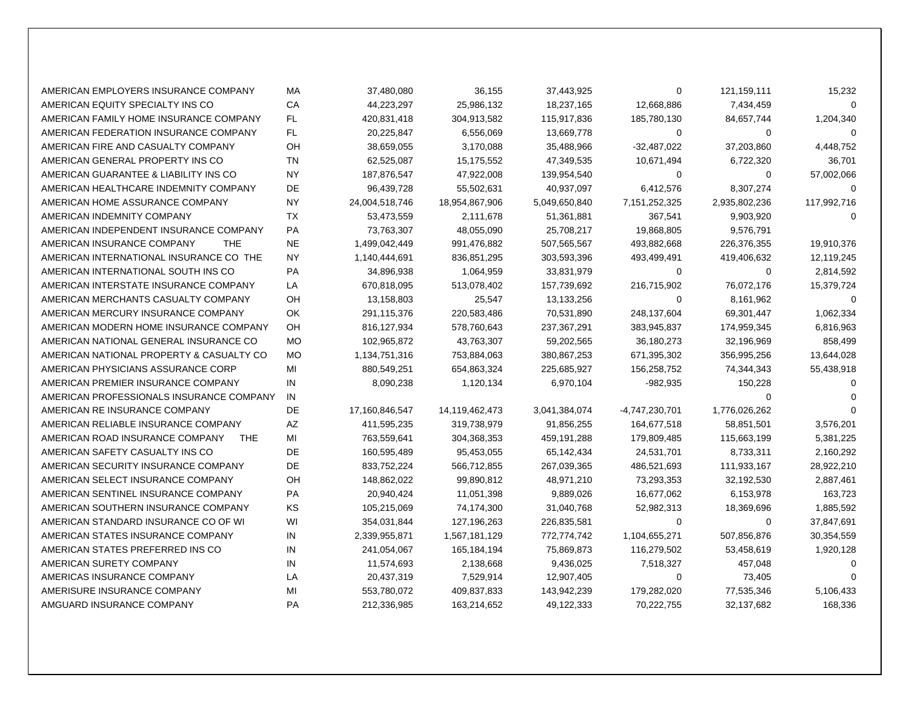| | | | | | | | |
|---|---|---|---|---|---|---|---|
| AMERICAN EMPLOYERS INSURANCE COMPANY | MA | 37,480,080 | 36,155 | 37,443,925 | 0 | 121,159,111 | 15,232 |
| AMERICAN EQUITY SPECIALTY INS CO | CA | 44,223,297 | 25,986,132 | 18,237,165 | 12,668,886 | 7,434,459 | 0 |
| AMERICAN FAMILY HOME INSURANCE COMPANY | FL | 420,831,418 | 304,913,582 | 115,917,836 | 185,780,130 | 84,657,744 | 1,204,340 |
| AMERICAN FEDERATION INSURANCE COMPANY | FL | 20,225,847 | 6,556,069 | 13,669,778 | 0 | 0 | 0 |
| AMERICAN FIRE AND CASUALTY COMPANY | OH | 38,659,055 | 3,170,088 | 35,488,966 | -32,487,022 | 37,203,860 | 4,448,752 |
| AMERICAN GENERAL PROPERTY INS CO | TN | 62,525,087 | 15,175,552 | 47,349,535 | 10,671,494 | 6,722,320 | 36,701 |
| AMERICAN GUARANTEE & LIABILITY INS CO | NY | 187,876,547 | 47,922,008 | 139,954,540 | 0 | 0 | 57,002,066 |
| AMERICAN HEALTHCARE INDEMNITY COMPANY | DE | 96,439,728 | 55,502,631 | 40,937,097 | 6,412,576 | 8,307,274 | 0 |
| AMERICAN HOME ASSURANCE COMPANY | NY | 24,004,518,746 | 18,954,867,906 | 5,049,650,840 | 7,151,252,325 | 2,935,802,236 | 117,992,716 |
| AMERICAN INDEMNITY COMPANY | TX | 53,473,559 | 2,111,678 | 51,361,881 | 367,541 | 9,903,920 | 0 |
| AMERICAN INDEPENDENT INSURANCE COMPANY | PA | 73,763,307 | 48,055,090 | 25,708,217 | 19,868,805 | 9,576,791 | |
| AMERICAN INSURANCE COMPANY THE | NE | 1,499,042,449 | 991,476,882 | 507,565,567 | 493,882,668 | 226,376,355 | 19,910,376 |
| AMERICAN INTERNATIONAL INSURANCE CO THE | NY | 1,140,444,691 | 836,851,295 | 303,593,396 | 493,499,491 | 419,406,632 | 12,119,245 |
| AMERICAN INTERNATIONAL SOUTH INS CO | PA | 34,896,938 | 1,064,959 | 33,831,979 | 0 | 0 | 2,814,592 |
| AMERICAN INTERSTATE INSURANCE COMPANY | LA | 670,818,095 | 513,078,402 | 157,739,692 | 216,715,902 | 76,072,176 | 15,379,724 |
| AMERICAN MERCHANTS CASUALTY COMPANY | OH | 13,158,803 | 25,547 | 13,133,256 | 0 | 8,161,962 | 0 |
| AMERICAN MERCURY INSURANCE COMPANY | OK | 291,115,376 | 220,583,486 | 70,531,890 | 248,137,604 | 69,301,447 | 1,062,334 |
| AMERICAN MODERN HOME INSURANCE COMPANY | OH | 816,127,934 | 578,760,643 | 237,367,291 | 383,945,837 | 174,959,345 | 6,816,963 |
| AMERICAN NATIONAL GENERAL INSURANCE CO | MO | 102,965,872 | 43,763,307 | 59,202,565 | 36,180,273 | 32,196,969 | 858,499 |
| AMERICAN NATIONAL PROPERTY & CASUALTY CO | MO | 1,134,751,316 | 753,884,063 | 380,867,253 | 671,395,302 | 356,995,256 | 13,644,028 |
| AMERICAN PHYSICIANS ASSURANCE CORP | MI | 880,549,251 | 654,863,324 | 225,685,927 | 156,258,752 | 74,344,343 | 55,438,918 |
| AMERICAN PREMIER INSURANCE COMPANY | IN | 8,090,238 | 1,120,134 | 6,970,104 | -982,935 | 150,228 | 0 |
| AMERICAN PROFESSIONALS INSURANCE COMPANY | IN | | | | | 0 | 0 |
| AMERICAN RE INSURANCE COMPANY | DE | 17,160,846,547 | 14,119,462,473 | 3,041,384,074 | -4,747,230,701 | 1,776,026,262 | 0 |
| AMERICAN RELIABLE INSURANCE COMPANY | AZ | 411,595,235 | 319,738,979 | 91,856,255 | 164,677,518 | 58,851,501 | 3,576,201 |
| AMERICAN ROAD INSURANCE COMPANY THE | MI | 763,559,641 | 304,368,353 | 459,191,288 | 179,809,485 | 115,663,199 | 5,381,225 |
| AMERICAN SAFETY CASUALTY INS CO | DE | 160,595,489 | 95,453,055 | 65,142,434 | 24,531,701 | 8,733,311 | 2,160,292 |
| AMERICAN SECURITY INSURANCE COMPANY | DE | 833,752,224 | 566,712,855 | 267,039,365 | 486,521,693 | 111,933,167 | 28,922,210 |
| AMERICAN SELECT INSURANCE COMPANY | OH | 148,862,022 | 99,890,812 | 48,971,210 | 73,293,353 | 32,192,530 | 2,887,461 |
| AMERICAN SENTINEL INSURANCE COMPANY | PA | 20,940,424 | 11,051,398 | 9,889,026 | 16,677,062 | 6,153,978 | 163,723 |
| AMERICAN SOUTHERN INSURANCE COMPANY | KS | 105,215,069 | 74,174,300 | 31,040,768 | 52,982,313 | 18,369,696 | 1,885,592 |
| AMERICAN STANDARD INSURANCE CO OF WI | WI | 354,031,844 | 127,196,263 | 226,835,581 | 0 | 0 | 37,847,691 |
| AMERICAN STATES INSURANCE COMPANY | IN | 2,339,955,871 | 1,567,181,129 | 772,774,742 | 1,104,655,271 | 507,856,876 | 30,354,559 |
| AMERICAN STATES PREFERRED INS CO | IN | 241,054,067 | 165,184,194 | 75,869,873 | 116,279,502 | 53,458,619 | 1,920,128 |
| AMERICAN SURETY COMPANY | IN | 11,574,693 | 2,138,668 | 9,436,025 | 7,518,327 | 457,048 | 0 |
| AMERICAS INSURANCE COMPANY | LA | 20,437,319 | 7,529,914 | 12,907,405 | 0 | 73,405 | 0 |
| AMERISURE INSURANCE COMPANY | MI | 553,780,072 | 409,837,833 | 143,942,239 | 179,282,020 | 77,535,346 | 5,106,433 |
| AMGUARD INSURANCE COMPANY | PA | 212,336,985 | 163,214,652 | 49,122,333 | 70,222,755 | 32,137,682 | 168,336 |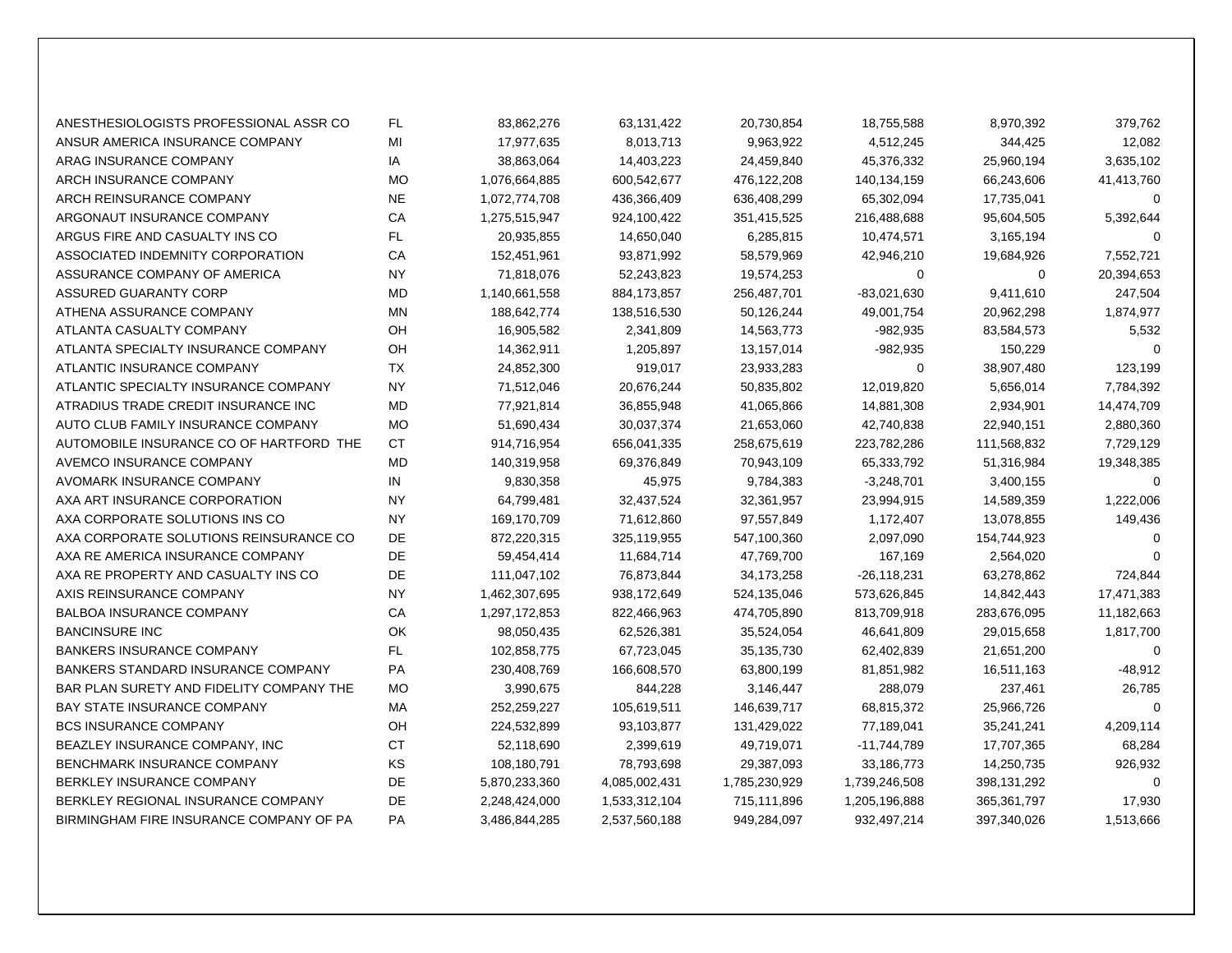| | | | | | | | |
|---|---|---|---|---|---|---|---|
| ANESTHESIOLOGISTS PROFESSIONAL ASSR CO | FL | 83,862,276 | 63,131,422 | 20,730,854 | 18,755,588 | 8,970,392 | 379,762 |
| ANSUR AMERICA INSURANCE COMPANY | MI | 17,977,635 | 8,013,713 | 9,963,922 | 4,512,245 | 344,425 | 12,082 |
| ARAG INSURANCE COMPANY | IA | 38,863,064 | 14,403,223 | 24,459,840 | 45,376,332 | 25,960,194 | 3,635,102 |
| ARCH INSURANCE COMPANY | MO | 1,076,664,885 | 600,542,677 | 476,122,208 | 140,134,159 | 66,243,606 | 41,413,760 |
| ARCH REINSURANCE COMPANY | NE | 1,072,774,708 | 436,366,409 | 636,408,299 | 65,302,094 | 17,735,041 | 0 |
| ARGONAUT INSURANCE COMPANY | CA | 1,275,515,947 | 924,100,422 | 351,415,525 | 216,488,688 | 95,604,505 | 5,392,644 |
| ARGUS FIRE AND CASUALTY INS CO | FL | 20,935,855 | 14,650,040 | 6,285,815 | 10,474,571 | 3,165,194 | 0 |
| ASSOCIATED INDEMNITY CORPORATION | CA | 152,451,961 | 93,871,992 | 58,579,969 | 42,946,210 | 19,684,926 | 7,552,721 |
| ASSURANCE COMPANY OF AMERICA | NY | 71,818,076 | 52,243,823 | 19,574,253 | 0 | 0 | 20,394,653 |
| ASSURED GUARANTY CORP | MD | 1,140,661,558 | 884,173,857 | 256,487,701 | -83,021,630 | 9,411,610 | 247,504 |
| ATHENA ASSURANCE COMPANY | MN | 188,642,774 | 138,516,530 | 50,126,244 | 49,001,754 | 20,962,298 | 1,874,977 |
| ATLANTA CASUALTY COMPANY | OH | 16,905,582 | 2,341,809 | 14,563,773 | -982,935 | 83,584,573 | 5,532 |
| ATLANTA SPECIALTY INSURANCE COMPANY | OH | 14,362,911 | 1,205,897 | 13,157,014 | -982,935 | 150,229 | 0 |
| ATLANTIC INSURANCE COMPANY | TX | 24,852,300 | 919,017 | 23,933,283 | 0 | 38,907,480 | 123,199 |
| ATLANTIC SPECIALTY INSURANCE COMPANY | NY | 71,512,046 | 20,676,244 | 50,835,802 | 12,019,820 | 5,656,014 | 7,784,392 |
| ATRADIUS TRADE CREDIT INSURANCE INC | MD | 77,921,814 | 36,855,948 | 41,065,866 | 14,881,308 | 2,934,901 | 14,474,709 |
| AUTO CLUB FAMILY INSURANCE COMPANY | MO | 51,690,434 | 30,037,374 | 21,653,060 | 42,740,838 | 22,940,151 | 2,880,360 |
| AUTOMOBILE INSURANCE CO OF HARTFORD THE | CT | 914,716,954 | 656,041,335 | 258,675,619 | 223,782,286 | 111,568,832 | 7,729,129 |
| AVEMCO INSURANCE COMPANY | MD | 140,319,958 | 69,376,849 | 70,943,109 | 65,333,792 | 51,316,984 | 19,348,385 |
| AVOMARK INSURANCE COMPANY | IN | 9,830,358 | 45,975 | 9,784,383 | -3,248,701 | 3,400,155 | 0 |
| AXA ART INSURANCE CORPORATION | NY | 64,799,481 | 32,437,524 | 32,361,957 | 23,994,915 | 14,589,359 | 1,222,006 |
| AXA CORPORATE SOLUTIONS INS CO | NY | 169,170,709 | 71,612,860 | 97,557,849 | 1,172,407 | 13,078,855 | 149,436 |
| AXA CORPORATE SOLUTIONS REINSURANCE CO | DE | 872,220,315 | 325,119,955 | 547,100,360 | 2,097,090 | 154,744,923 | 0 |
| AXA RE AMERICA INSURANCE COMPANY | DE | 59,454,414 | 11,684,714 | 47,769,700 | 167,169 | 2,564,020 | 0 |
| AXA RE PROPERTY AND CASUALTY INS CO | DE | 111,047,102 | 76,873,844 | 34,173,258 | -26,118,231 | 63,278,862 | 724,844 |
| AXIS REINSURANCE COMPANY | NY | 1,462,307,695 | 938,172,649 | 524,135,046 | 573,626,845 | 14,842,443 | 17,471,383 |
| BALBOA INSURANCE COMPANY | CA | 1,297,172,853 | 822,466,963 | 474,705,890 | 813,709,918 | 283,676,095 | 11,182,663 |
| BANCINSURE INC | OK | 98,050,435 | 62,526,381 | 35,524,054 | 46,641,809 | 29,015,658 | 1,817,700 |
| BANKERS INSURANCE COMPANY | FL | 102,858,775 | 67,723,045 | 35,135,730 | 62,402,839 | 21,651,200 | 0 |
| BANKERS STANDARD INSURANCE COMPANY | PA | 230,408,769 | 166,608,570 | 63,800,199 | 81,851,982 | 16,511,163 | -48,912 |
| BAR PLAN SURETY AND FIDELITY COMPANY THE | MO | 3,990,675 | 844,228 | 3,146,447 | 288,079 | 237,461 | 26,785 |
| BAY STATE INSURANCE COMPANY | MA | 252,259,227 | 105,619,511 | 146,639,717 | 68,815,372 | 25,966,726 | 0 |
| BCS INSURANCE COMPANY | OH | 224,532,899 | 93,103,877 | 131,429,022 | 77,189,041 | 35,241,241 | 4,209,114 |
| BEAZLEY INSURANCE COMPANY, INC | CT | 52,118,690 | 2,399,619 | 49,719,071 | -11,744,789 | 17,707,365 | 68,284 |
| BENCHMARK INSURANCE COMPANY | KS | 108,180,791 | 78,793,698 | 29,387,093 | 33,186,773 | 14,250,735 | 926,932 |
| BERKLEY INSURANCE COMPANY | DE | 5,870,233,360 | 4,085,002,431 | 1,785,230,929 | 1,739,246,508 | 398,131,292 | 0 |
| BERKLEY REGIONAL INSURANCE COMPANY | DE | 2,248,424,000 | 1,533,312,104 | 715,111,896 | 1,205,196,888 | 365,361,797 | 17,930 |
| BIRMINGHAM FIRE INSURANCE COMPANY OF PA | PA | 3,486,844,285 | 2,537,560,188 | 949,284,097 | 932,497,214 | 397,340,026 | 1,513,666 |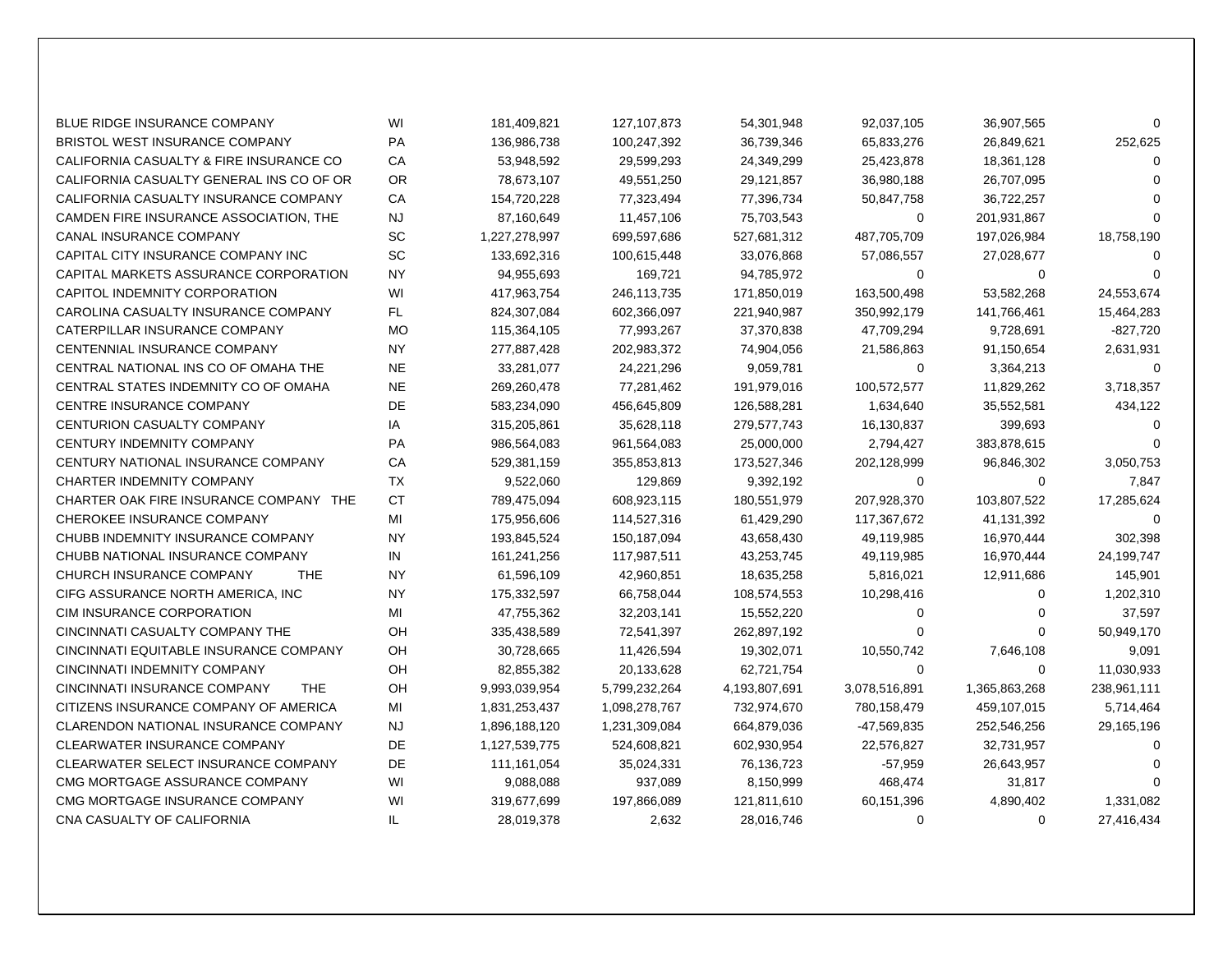| | | | | | | | |
|---|---|---|---|---|---|---|---|
| BLUE RIDGE INSURANCE COMPANY | WI | 181,409,821 | 127,107,873 | 54,301,948 | 92,037,105 | 36,907,565 | 0 |
| BRISTOL WEST INSURANCE COMPANY | PA | 136,986,738 | 100,247,392 | 36,739,346 | 65,833,276 | 26,849,621 | 252,625 |
| CALIFORNIA CASUALTY & FIRE INSURANCE CO | CA | 53,948,592 | 29,599,293 | 24,349,299 | 25,423,878 | 18,361,128 | 0 |
| CALIFORNIA CASUALTY GENERAL INS CO OF OR | OR | 78,673,107 | 49,551,250 | 29,121,857 | 36,980,188 | 26,707,095 | 0 |
| CALIFORNIA CASUALTY INSURANCE COMPANY | CA | 154,720,228 | 77,323,494 | 77,396,734 | 50,847,758 | 36,722,257 | 0 |
| CAMDEN FIRE INSURANCE ASSOCIATION, THE | NJ | 87,160,649 | 11,457,106 | 75,703,543 | 0 | 201,931,867 | 0 |
| CANAL INSURANCE COMPANY | SC | 1,227,278,997 | 699,597,686 | 527,681,312 | 487,705,709 | 197,026,984 | 18,758,190 |
| CAPITAL CITY INSURANCE COMPANY INC | SC | 133,692,316 | 100,615,448 | 33,076,868 | 57,086,557 | 27,028,677 | 0 |
| CAPITAL MARKETS ASSURANCE CORPORATION | NY | 94,955,693 | 169,721 | 94,785,972 | 0 | 0 | 0 |
| CAPITOL INDEMNITY CORPORATION | WI | 417,963,754 | 246,113,735 | 171,850,019 | 163,500,498 | 53,582,268 | 24,553,674 |
| CAROLINA CASUALTY INSURANCE COMPANY | FL | 824,307,084 | 602,366,097 | 221,940,987 | 350,992,179 | 141,766,461 | 15,464,283 |
| CATERPILLAR INSURANCE COMPANY | MO | 115,364,105 | 77,993,267 | 37,370,838 | 47,709,294 | 9,728,691 | -827,720 |
| CENTENNIAL INSURANCE COMPANY | NY | 277,887,428 | 202,983,372 | 74,904,056 | 21,586,863 | 91,150,654 | 2,631,931 |
| CENTRAL NATIONAL INS CO OF OMAHA THE | NE | 33,281,077 | 24,221,296 | 9,059,781 | 0 | 3,364,213 | 0 |
| CENTRAL STATES INDEMNITY CO OF OMAHA | NE | 269,260,478 | 77,281,462 | 191,979,016 | 100,572,577 | 11,829,262 | 3,718,357 |
| CENTRE INSURANCE COMPANY | DE | 583,234,090 | 456,645,809 | 126,588,281 | 1,634,640 | 35,552,581 | 434,122 |
| CENTURION CASUALTY COMPANY | IA | 315,205,861 | 35,628,118 | 279,577,743 | 16,130,837 | 399,693 | 0 |
| CENTURY INDEMNITY COMPANY | PA | 986,564,083 | 961,564,083 | 25,000,000 | 2,794,427 | 383,878,615 | 0 |
| CENTURY NATIONAL INSURANCE COMPANY | CA | 529,381,159 | 355,853,813 | 173,527,346 | 202,128,999 | 96,846,302 | 3,050,753 |
| CHARTER INDEMNITY COMPANY | TX | 9,522,060 | 129,869 | 9,392,192 | 0 | 0 | 7,847 |
| CHARTER OAK FIRE INSURANCE COMPANY THE | CT | 789,475,094 | 608,923,115 | 180,551,979 | 207,928,370 | 103,807,522 | 17,285,624 |
| CHEROKEE INSURANCE COMPANY | MI | 175,956,606 | 114,527,316 | 61,429,290 | 117,367,672 | 41,131,392 | 0 |
| CHUBB INDEMNITY INSURANCE COMPANY | NY | 193,845,524 | 150,187,094 | 43,658,430 | 49,119,985 | 16,970,444 | 302,398 |
| CHUBB NATIONAL INSURANCE COMPANY | IN | 161,241,256 | 117,987,511 | 43,253,745 | 49,119,985 | 16,970,444 | 24,199,747 |
| CHURCH INSURANCE COMPANY THE | NY | 61,596,109 | 42,960,851 | 18,635,258 | 5,816,021 | 12,911,686 | 145,901 |
| CIFG ASSURANCE NORTH AMERICA, INC | NY | 175,332,597 | 66,758,044 | 108,574,553 | 10,298,416 | 0 | 1,202,310 |
| CIM INSURANCE CORPORATION | MI | 47,755,362 | 32,203,141 | 15,552,220 | 0 | 0 | 37,597 |
| CINCINNATI CASUALTY COMPANY THE | OH | 335,438,589 | 72,541,397 | 262,897,192 | 0 | 0 | 50,949,170 |
| CINCINNATI EQUITABLE INSURANCE COMPANY | OH | 30,728,665 | 11,426,594 | 19,302,071 | 10,550,742 | 7,646,108 | 9,091 |
| CINCINNATI INDEMNITY COMPANY | OH | 82,855,382 | 20,133,628 | 62,721,754 | 0 | 0 | 11,030,933 |
| CINCINNATI INSURANCE COMPANY THE | OH | 9,993,039,954 | 5,799,232,264 | 4,193,807,691 | 3,078,516,891 | 1,365,863,268 | 238,961,111 |
| CITIZENS INSURANCE COMPANY OF AMERICA | MI | 1,831,253,437 | 1,098,278,767 | 732,974,670 | 780,158,479 | 459,107,015 | 5,714,464 |
| CLARENDON NATIONAL INSURANCE COMPANY | NJ | 1,896,188,120 | 1,231,309,084 | 664,879,036 | -47,569,835 | 252,546,256 | 29,165,196 |
| CLEARWATER INSURANCE COMPANY | DE | 1,127,539,775 | 524,608,821 | 602,930,954 | 22,576,827 | 32,731,957 | 0 |
| CLEARWATER SELECT INSURANCE COMPANY | DE | 111,161,054 | 35,024,331 | 76,136,723 | -57,959 | 26,643,957 | 0 |
| CMG MORTGAGE ASSURANCE COMPANY | WI | 9,088,088 | 937,089 | 8,150,999 | 468,474 | 31,817 | 0 |
| CMG MORTGAGE INSURANCE COMPANY | WI | 319,677,699 | 197,866,089 | 121,811,610 | 60,151,396 | 4,890,402 | 1,331,082 |
| CNA CASUALTY OF CALIFORNIA | IL | 28,019,378 | 2,632 | 28,016,746 | 0 | 0 | 27,416,434 |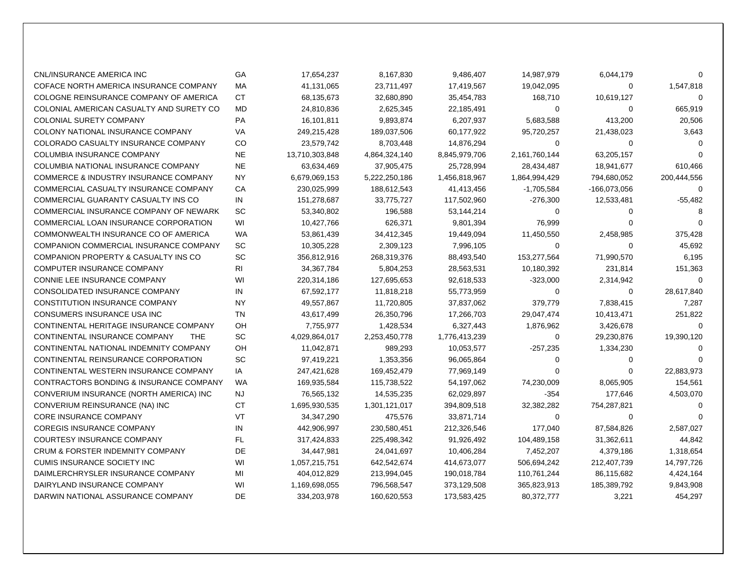| | | | | | | | |
|---|---|---|---|---|---|---|---|
| CNL/INSURANCE AMERICA INC | GA | 17,654,237 | 8,167,830 | 9,486,407 | 14,987,979 | 6,044,179 | 0 |
| COFACE NORTH AMERICA INSURANCE COMPANY | MA | 41,131,065 | 23,711,497 | 17,419,567 | 19,042,095 | 0 | 1,547,818 |
| COLOGNE REINSURANCE COMPANY OF AMERICA | CT | 68,135,673 | 32,680,890 | 35,454,783 | 168,710 | 10,619,127 | 0 |
| COLONIAL AMERICAN CASUALTY AND SURETY CO | MD | 24,810,836 | 2,625,345 | 22,185,491 | 0 | 0 | 665,919 |
| COLONIAL SURETY COMPANY | PA | 16,101,811 | 9,893,874 | 6,207,937 | 5,683,588 | 413,200 | 20,506 |
| COLONY NATIONAL INSURANCE COMPANY | VA | 249,215,428 | 189,037,506 | 60,177,922 | 95,720,257 | 21,438,023 | 3,643 |
| COLORADO CASUALTY INSURANCE COMPANY | CO | 23,579,742 | 8,703,448 | 14,876,294 | 0 | 0 | 0 |
| COLUMBIA INSURANCE COMPANY | NE | 13,710,303,848 | 4,864,324,140 | 8,845,979,706 | 2,161,760,144 | 63,205,157 | 0 |
| COLUMBIA NATIONAL INSURANCE COMPANY | NE | 63,634,469 | 37,905,475 | 25,728,994 | 28,434,487 | 18,941,677 | 610,466 |
| COMMERCE & INDUSTRY INSURANCE COMPANY | NY | 6,679,069,153 | 5,222,250,186 | 1,456,818,967 | 1,864,994,429 | 794,680,052 | 200,444,556 |
| COMMERCIAL CASUALTY INSURANCE COMPANY | CA | 230,025,999 | 188,612,543 | 41,413,456 | -1,705,584 | -166,073,056 | 0 |
| COMMERCIAL GUARANTY CASUALTY INS CO | IN | 151,278,687 | 33,775,727 | 117,502,960 | -276,300 | 12,533,481 | -55,482 |
| COMMERCIAL INSURANCE COMPANY OF NEWARK | SC | 53,340,802 | 196,588 | 53,144,214 | 0 | 0 | 8 |
| COMMERCIAL LOAN INSURANCE CORPORATION | WI | 10,427,766 | 626,371 | 9,801,394 | 76,999 | 0 | 0 |
| COMMONWEALTH INSURANCE CO OF AMERICA | WA | 53,861,439 | 34,412,345 | 19,449,094 | 11,450,550 | 2,458,985 | 375,428 |
| COMPANION COMMERCIAL INSURANCE COMPANY | SC | 10,305,228 | 2,309,123 | 7,996,105 | 0 | 0 | 45,692 |
| COMPANION PROPERTY & CASUALTY INS CO | SC | 356,812,916 | 268,319,376 | 88,493,540 | 153,277,564 | 71,990,570 | 6,195 |
| COMPUTER INSURANCE COMPANY | RI | 34,367,784 | 5,804,253 | 28,563,531 | 10,180,392 | 231,814 | 151,363 |
| CONNIE LEE INSURANCE COMPANY | WI | 220,314,186 | 127,695,653 | 92,618,533 | -323,000 | 2,314,942 | 0 |
| CONSOLIDATED INSURANCE COMPANY | IN | 67,592,177 | 11,818,218 | 55,773,959 | 0 | 0 | 28,617,840 |
| CONSTITUTION INSURANCE COMPANY | NY | 49,557,867 | 11,720,805 | 37,837,062 | 379,779 | 7,838,415 | 7,287 |
| CONSUMERS INSURANCE USA INC | TN | 43,617,499 | 26,350,796 | 17,266,703 | 29,047,474 | 10,413,471 | 251,822 |
| CONTINENTAL HERITAGE INSURANCE COMPANY | OH | 7,755,977 | 1,428,534 | 6,327,443 | 1,876,962 | 3,426,678 | 0 |
| CONTINENTAL INSURANCE COMPANY THE | SC | 4,029,864,017 | 2,253,450,778 | 1,776,413,239 | 0 | 29,230,876 | 19,390,120 |
| CONTINENTAL NATIONAL INDEMNITY COMPANY | OH | 11,042,871 | 989,293 | 10,053,577 | -257,235 | 1,334,230 | 0 |
| CONTINENTAL REINSURANCE CORPORATION | SC | 97,419,221 | 1,353,356 | 96,065,864 | 0 | 0 | 0 |
| CONTINENTAL WESTERN INSURANCE COMPANY | IA | 247,421,628 | 169,452,479 | 77,969,149 | 0 | 0 | 22,883,973 |
| CONTRACTORS BONDING & INSURANCE COMPANY | WA | 169,935,584 | 115,738,522 | 54,197,062 | 74,230,009 | 8,065,905 | 154,561 |
| CONVERIUM INSURANCE (NORTH AMERICA) INC | NJ | 76,565,132 | 14,535,235 | 62,029,897 | -354 | 177,646 | 4,503,070 |
| CONVERIUM REINSURANCE (NA) INC | CT | 1,695,930,535 | 1,301,121,017 | 394,809,518 | 32,382,282 | 754,287,821 | 0 |
| CORE INSURANCE COMPANY | VT | 34,347,290 | 475,576 | 33,871,714 | 0 | 0 | 0 |
| COREGIS INSURANCE COMPANY | IN | 442,906,997 | 230,580,451 | 212,326,546 | 177,040 | 87,584,826 | 2,587,027 |
| COURTESY INSURANCE COMPANY | FL | 317,424,833 | 225,498,342 | 91,926,492 | 104,489,158 | 31,362,611 | 44,842 |
| CRUM & FORSTER INDEMNITY COMPANY | DE | 34,447,981 | 24,041,697 | 10,406,284 | 7,452,207 | 4,379,186 | 1,318,654 |
| CUMIS INSURANCE SOCIETY INC | WI | 1,057,215,751 | 642,542,674 | 414,673,077 | 506,694,242 | 212,407,739 | 14,797,726 |
| DAIMLERCHRYSLER INSURANCE COMPANY | MI | 404,012,829 | 213,994,045 | 190,018,784 | 110,761,244 | 86,115,682 | 4,424,164 |
| DAIRYLAND INSURANCE COMPANY | WI | 1,169,698,055 | 796,568,547 | 373,129,508 | 365,823,913 | 185,389,792 | 9,843,908 |
| DARWIN NATIONAL ASSURANCE COMPANY | DE | 334,203,978 | 160,620,553 | 173,583,425 | 80,372,777 | 3,221 | 454,297 |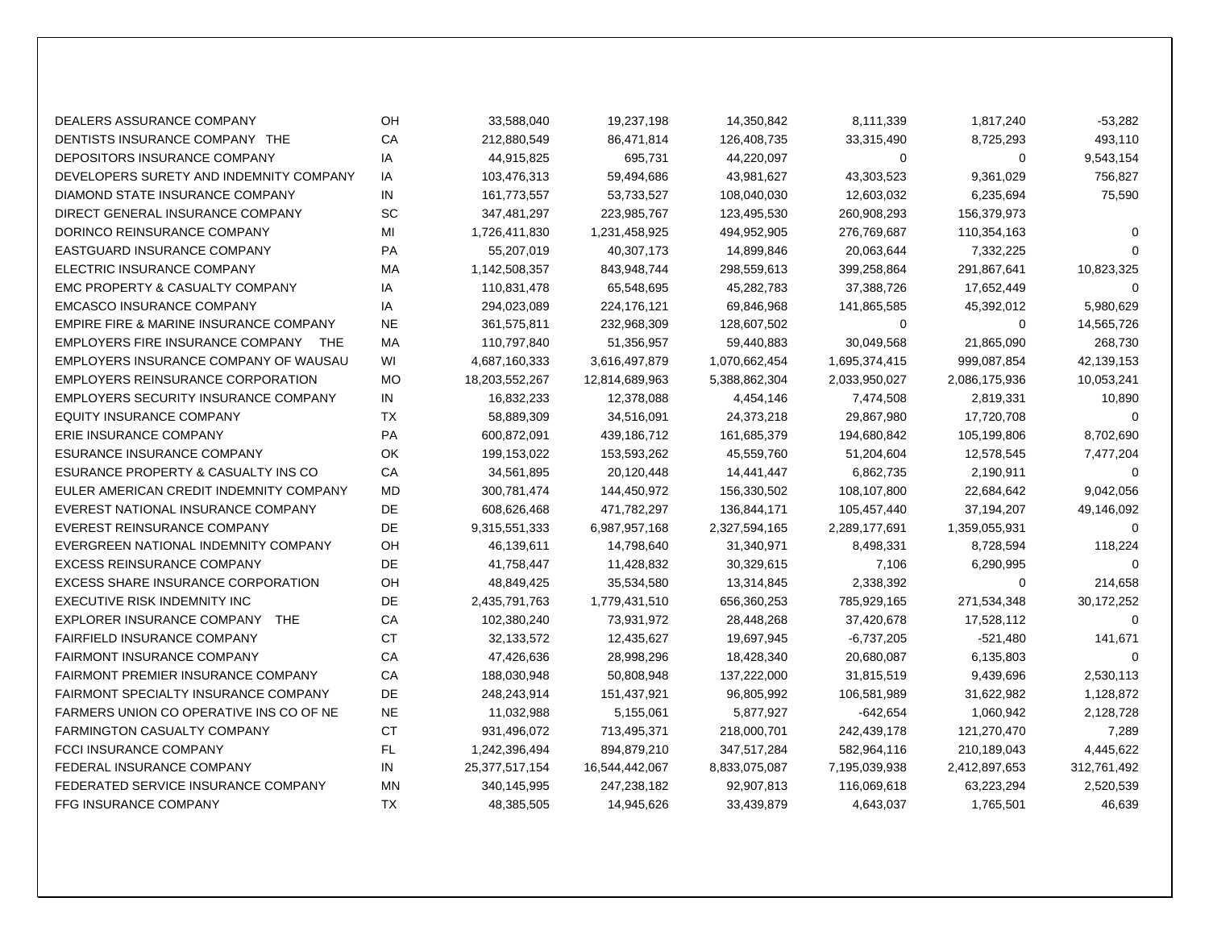| | | | | | | | |
|---|---|---|---|---|---|---|---|
| DEALERS ASSURANCE COMPANY | OH | 33,588,040 | 19,237,198 | 14,350,842 | 8,111,339 | 1,817,240 | -53,282 |
| DENTISTS INSURANCE COMPANY THE | CA | 212,880,549 | 86,471,814 | 126,408,735 | 33,315,490 | 8,725,293 | 493,110 |
| DEPOSITORS INSURANCE COMPANY | IA | 44,915,825 | 695,731 | 44,220,097 | 0 | 0 | 9,543,154 |
| DEVELOPERS SURETY AND INDEMNITY COMPANY | IA | 103,476,313 | 59,494,686 | 43,981,627 | 43,303,523 | 9,361,029 | 756,827 |
| DIAMOND STATE INSURANCE COMPANY | IN | 161,773,557 | 53,733,527 | 108,040,030 | 12,603,032 | 6,235,694 | 75,590 |
| DIRECT GENERAL INSURANCE COMPANY | SC | 347,481,297 | 223,985,767 | 123,495,530 | 260,908,293 | 156,379,973 | |
| DORINCO REINSURANCE COMPANY | MI | 1,726,411,830 | 1,231,458,925 | 494,952,905 | 276,769,687 | 110,354,163 | 0 |
| EASTGUARD INSURANCE COMPANY | PA | 55,207,019 | 40,307,173 | 14,899,846 | 20,063,644 | 7,332,225 | 0 |
| ELECTRIC INSURANCE COMPANY | MA | 1,142,508,357 | 843,948,744 | 298,559,613 | 399,258,864 | 291,867,641 | 10,823,325 |
| EMC PROPERTY & CASUALTY COMPANY | IA | 110,831,478 | 65,548,695 | 45,282,783 | 37,388,726 | 17,652,449 | 0 |
| EMCASCO INSURANCE COMPANY | IA | 294,023,089 | 224,176,121 | 69,846,968 | 141,865,585 | 45,392,012 | 5,980,629 |
| EMPIRE FIRE & MARINE INSURANCE COMPANY | NE | 361,575,811 | 232,968,309 | 128,607,502 | 0 | 0 | 14,565,726 |
| EMPLOYERS FIRE INSURANCE COMPANY THE | MA | 110,797,840 | 51,356,957 | 59,440,883 | 30,049,568 | 21,865,090 | 268,730 |
| EMPLOYERS INSURANCE COMPANY OF WAUSAU | WI | 4,687,160,333 | 3,616,497,879 | 1,070,662,454 | 1,695,374,415 | 999,087,854 | 42,139,153 |
| EMPLOYERS REINSURANCE CORPORATION | MO | 18,203,552,267 | 12,814,689,963 | 5,388,862,304 | 2,033,950,027 | 2,086,175,936 | 10,053,241 |
| EMPLOYERS SECURITY INSURANCE COMPANY | IN | 16,832,233 | 12,378,088 | 4,454,146 | 7,474,508 | 2,819,331 | 10,890 |
| EQUITY INSURANCE COMPANY | TX | 58,889,309 | 34,516,091 | 24,373,218 | 29,867,980 | 17,720,708 | 0 |
| ERIE INSURANCE COMPANY | PA | 600,872,091 | 439,186,712 | 161,685,379 | 194,680,842 | 105,199,806 | 8,702,690 |
| ESURANCE INSURANCE COMPANY | OK | 199,153,022 | 153,593,262 | 45,559,760 | 51,204,604 | 12,578,545 | 7,477,204 |
| ESURANCE PROPERTY & CASUALTY INS CO | CA | 34,561,895 | 20,120,448 | 14,441,447 | 6,862,735 | 2,190,911 | 0 |
| EULER AMERICAN CREDIT INDEMNITY COMPANY | MD | 300,781,474 | 144,450,972 | 156,330,502 | 108,107,800 | 22,684,642 | 9,042,056 |
| EVEREST NATIONAL INSURANCE COMPANY | DE | 608,626,468 | 471,782,297 | 136,844,171 | 105,457,440 | 37,194,207 | 49,146,092 |
| EVEREST REINSURANCE COMPANY | DE | 9,315,551,333 | 6,987,957,168 | 2,327,594,165 | 2,289,177,691 | 1,359,055,931 | 0 |
| EVERGREEN NATIONAL INDEMNITY COMPANY | OH | 46,139,611 | 14,798,640 | 31,340,971 | 8,498,331 | 8,728,594 | 118,224 |
| EXCESS REINSURANCE COMPANY | DE | 41,758,447 | 11,428,832 | 30,329,615 | 7,106 | 6,290,995 | 0 |
| EXCESS SHARE INSURANCE CORPORATION | OH | 48,849,425 | 35,534,580 | 13,314,845 | 2,338,392 | 0 | 214,658 |
| EXECUTIVE RISK INDEMNITY INC | DE | 2,435,791,763 | 1,779,431,510 | 656,360,253 | 785,929,165 | 271,534,348 | 30,172,252 |
| EXPLORER INSURANCE COMPANY THE | CA | 102,380,240 | 73,931,972 | 28,448,268 | 37,420,678 | 17,528,112 | 0 |
| FAIRFIELD INSURANCE COMPANY | CT | 32,133,572 | 12,435,627 | 19,697,945 | -6,737,205 | -521,480 | 141,671 |
| FAIRMONT INSURANCE COMPANY | CA | 47,426,636 | 28,998,296 | 18,428,340 | 20,680,087 | 6,135,803 | 0 |
| FAIRMONT PREMIER INSURANCE COMPANY | CA | 188,030,948 | 50,808,948 | 137,222,000 | 31,815,519 | 9,439,696 | 2,530,113 |
| FAIRMONT SPECIALTY INSURANCE COMPANY | DE | 248,243,914 | 151,437,921 | 96,805,992 | 106,581,989 | 31,622,982 | 1,128,872 |
| FARMERS UNION CO OPERATIVE INS CO OF NE | NE | 11,032,988 | 5,155,061 | 5,877,927 | -642,654 | 1,060,942 | 2,128,728 |
| FARMINGTON CASUALTY COMPANY | CT | 931,496,072 | 713,495,371 | 218,000,701 | 242,439,178 | 121,270,470 | 7,289 |
| FCCI INSURANCE COMPANY | FL | 1,242,396,494 | 894,879,210 | 347,517,284 | 582,964,116 | 210,189,043 | 4,445,622 |
| FEDERAL INSURANCE COMPANY | IN | 25,377,517,154 | 16,544,442,067 | 8,833,075,087 | 7,195,039,938 | 2,412,897,653 | 312,761,492 |
| FEDERATED SERVICE INSURANCE COMPANY | MN | 340,145,995 | 247,238,182 | 92,907,813 | 116,069,618 | 63,223,294 | 2,520,539 |
| FFG INSURANCE COMPANY | TX | 48,385,505 | 14,945,626 | 33,439,879 | 4,643,037 | 1,765,501 | 46,639 |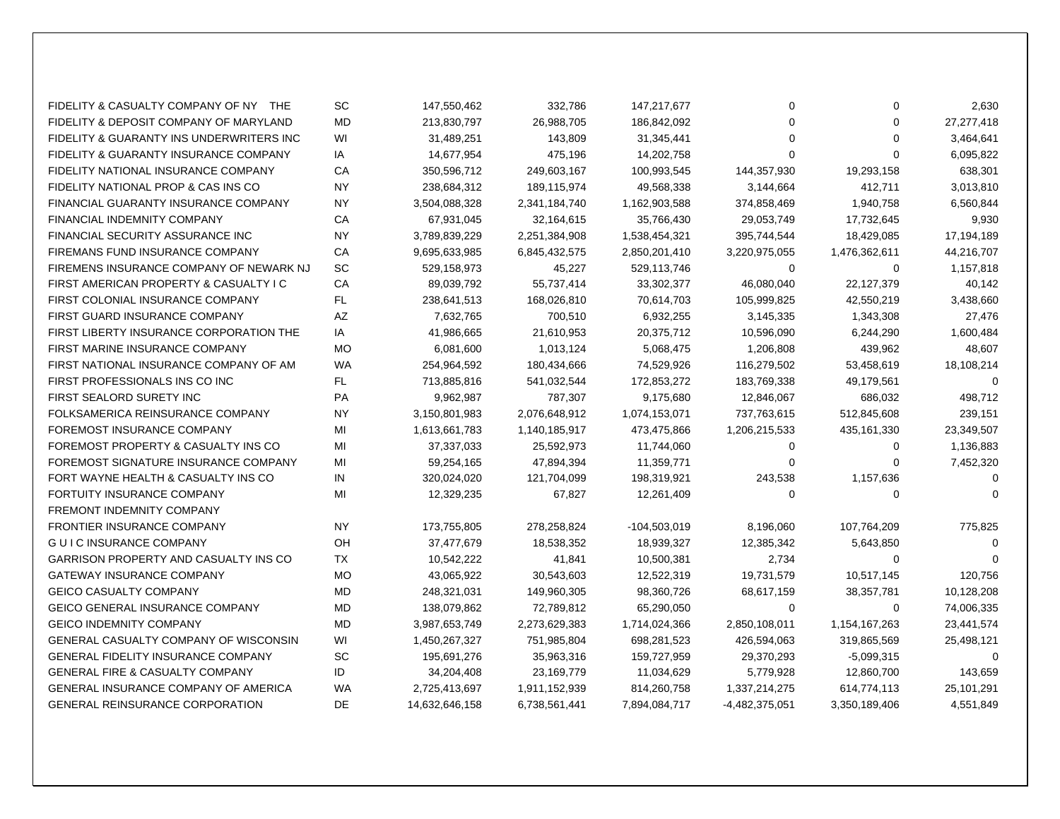| | | | | | | | |
|---|---|---|---|---|---|---|---|
| FIDELITY & CASUALTY COMPANY OF NY THE | SC | 147,550,462 | 332,786 | 147,217,677 | 0 | 0 | 2,630 |
| FIDELITY & DEPOSIT COMPANY OF MARYLAND | MD | 213,830,797 | 26,988,705 | 186,842,092 | 0 | 0 | 27,277,418 |
| FIDELITY & GUARANTY INS UNDERWRITERS INC | WI | 31,489,251 | 143,809 | 31,345,441 | 0 | 0 | 3,464,641 |
| FIDELITY & GUARANTY INSURANCE COMPANY | IA | 14,677,954 | 475,196 | 14,202,758 | 0 | 0 | 6,095,822 |
| FIDELITY NATIONAL INSURANCE COMPANY | CA | 350,596,712 | 249,603,167 | 100,993,545 | 144,357,930 | 19,293,158 | 638,301 |
| FIDELITY NATIONAL PROP & CAS INS CO | NY | 238,684,312 | 189,115,974 | 49,568,338 | 3,144,664 | 412,711 | 3,013,810 |
| FINANCIAL GUARANTY INSURANCE COMPANY | NY | 3,504,088,328 | 2,341,184,740 | 1,162,903,588 | 374,858,469 | 1,940,758 | 6,560,844 |
| FINANCIAL INDEMNITY COMPANY | CA | 67,931,045 | 32,164,615 | 35,766,430 | 29,053,749 | 17,732,645 | 9,930 |
| FINANCIAL SECURITY ASSURANCE INC | NY | 3,789,839,229 | 2,251,384,908 | 1,538,454,321 | 395,744,544 | 18,429,085 | 17,194,189 |
| FIREMANS FUND INSURANCE COMPANY | CA | 9,695,633,985 | 6,845,432,575 | 2,850,201,410 | 3,220,975,055 | 1,476,362,611 | 44,216,707 |
| FIREMENS INSURANCE COMPANY OF NEWARK NJ | SC | 529,158,973 | 45,227 | 529,113,746 | 0 | 0 | 1,157,818 |
| FIRST AMERICAN PROPERTY & CASUALTY I C | CA | 89,039,792 | 55,737,414 | 33,302,377 | 46,080,040 | 22,127,379 | 40,142 |
| FIRST COLONIAL INSURANCE COMPANY | FL | 238,641,513 | 168,026,810 | 70,614,703 | 105,999,825 | 42,550,219 | 3,438,660 |
| FIRST GUARD INSURANCE COMPANY | AZ | 7,632,765 | 700,510 | 6,932,255 | 3,145,335 | 1,343,308 | 27,476 |
| FIRST LIBERTY INSURANCE CORPORATION THE | IA | 41,986,665 | 21,610,953 | 20,375,712 | 10,596,090 | 6,244,290 | 1,600,484 |
| FIRST MARINE INSURANCE COMPANY | MO | 6,081,600 | 1,013,124 | 5,068,475 | 1,206,808 | 439,962 | 48,607 |
| FIRST NATIONAL INSURANCE COMPANY OF AM | WA | 254,964,592 | 180,434,666 | 74,529,926 | 116,279,502 | 53,458,619 | 18,108,214 |
| FIRST PROFESSIONALS INS CO INC | FL | 713,885,816 | 541,032,544 | 172,853,272 | 183,769,338 | 49,179,561 | 0 |
| FIRST SEALORD SURETY INC | PA | 9,962,987 | 787,307 | 9,175,680 | 12,846,067 | 686,032 | 498,712 |
| FOLKSAMERICA REINSURANCE COMPANY | NY | 3,150,801,983 | 2,076,648,912 | 1,074,153,071 | 737,763,615 | 512,845,608 | 239,151 |
| FOREMOST INSURANCE COMPANY | MI | 1,613,661,783 | 1,140,185,917 | 473,475,866 | 1,206,215,533 | 435,161,330 | 23,349,507 |
| FOREMOST PROPERTY & CASUALTY INS CO | MI | 37,337,033 | 25,592,973 | 11,744,060 | 0 | 0 | 1,136,883 |
| FOREMOST SIGNATURE INSURANCE COMPANY | MI | 59,254,165 | 47,894,394 | 11,359,771 | 0 | 0 | 7,452,320 |
| FORT WAYNE HEALTH & CASUALTY INS CO | IN | 320,024,020 | 121,704,099 | 198,319,921 | 243,538 | 1,157,636 | 0 |
| FORTUITY INSURANCE COMPANY | MI | 12,329,235 | 67,827 | 12,261,409 | 0 | 0 | 0 |
| FREMONT INDEMNITY COMPANY | | | | | | | |
| FRONTIER INSURANCE COMPANY | NY | 173,755,805 | 278,258,824 | -104,503,019 | 8,196,060 | 107,764,209 | 775,825 |
| G U I C INSURANCE COMPANY | OH | 37,477,679 | 18,538,352 | 18,939,327 | 12,385,342 | 5,643,850 | 0 |
| GARRISON PROPERTY AND CASUALTY INS CO | TX | 10,542,222 | 41,841 | 10,500,381 | 2,734 | 0 | 0 |
| GATEWAY INSURANCE COMPANY | MO | 43,065,922 | 30,543,603 | 12,522,319 | 19,731,579 | 10,517,145 | 120,756 |
| GEICO CASUALTY COMPANY | MD | 248,321,031 | 149,960,305 | 98,360,726 | 68,617,159 | 38,357,781 | 10,128,208 |
| GEICO GENERAL INSURANCE COMPANY | MD | 138,079,862 | 72,789,812 | 65,290,050 | 0 | 0 | 74,006,335 |
| GEICO INDEMNITY COMPANY | MD | 3,987,653,749 | 2,273,629,383 | 1,714,024,366 | 2,850,108,011 | 1,154,167,263 | 23,441,574 |
| GENERAL CASUALTY COMPANY OF WISCONSIN | WI | 1,450,267,327 | 751,985,804 | 698,281,523 | 426,594,063 | 319,865,569 | 25,498,121 |
| GENERAL FIDELITY INSURANCE COMPANY | SC | 195,691,276 | 35,963,316 | 159,727,959 | 29,370,293 | -5,099,315 | 0 |
| GENERAL FIRE & CASUALTY COMPANY | ID | 34,204,408 | 23,169,779 | 11,034,629 | 5,779,928 | 12,860,700 | 143,659 |
| GENERAL INSURANCE COMPANY OF AMERICA | WA | 2,725,413,697 | 1,911,152,939 | 814,260,758 | 1,337,214,275 | 614,774,113 | 25,101,291 |
| GENERAL REINSURANCE CORPORATION | DE | 14,632,646,158 | 6,738,561,441 | 7,894,084,717 | -4,482,375,051 | 3,350,189,406 | 4,551,849 |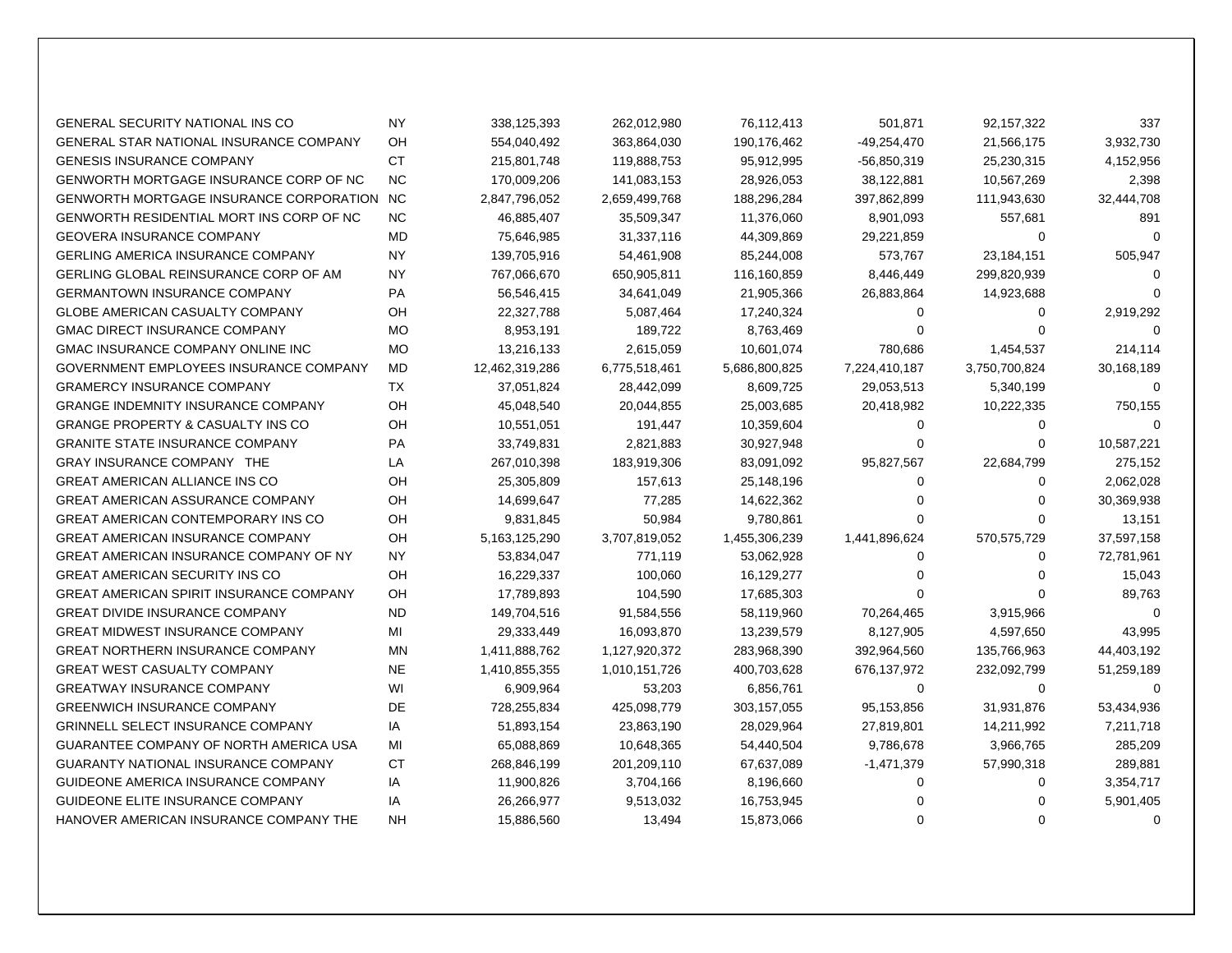| | | | | | | | |
|---|---|---|---|---|---|---|---|
| GENERAL SECURITY NATIONAL INS CO | NY | 338,125,393 | 262,012,980 | 76,112,413 | 501,871 | 92,157,322 | 337 |
| GENERAL STAR NATIONAL INSURANCE COMPANY | OH | 554,040,492 | 363,864,030 | 190,176,462 | -49,254,470 | 21,566,175 | 3,932,730 |
| GENESIS INSURANCE COMPANY | CT | 215,801,748 | 119,888,753 | 95,912,995 | -56,850,319 | 25,230,315 | 4,152,956 |
| GENWORTH MORTGAGE INSURANCE CORP OF NC | NC | 170,009,206 | 141,083,153 | 28,926,053 | 38,122,881 | 10,567,269 | 2,398 |
| GENWORTH MORTGAGE INSURANCE CORPORATION | NC | 2,847,796,052 | 2,659,499,768 | 188,296,284 | 397,862,899 | 111,943,630 | 32,444,708 |
| GENWORTH RESIDENTIAL MORT INS CORP OF NC | NC | 46,885,407 | 35,509,347 | 11,376,060 | 8,901,093 | 557,681 | 891 |
| GEOVERA INSURANCE COMPANY | MD | 75,646,985 | 31,337,116 | 44,309,869 | 29,221,859 | 0 | 0 |
| GERLING AMERICA INSURANCE COMPANY | NY | 139,705,916 | 54,461,908 | 85,244,008 | 573,767 | 23,184,151 | 505,947 |
| GERLING GLOBAL REINSURANCE CORP OF AM | NY | 767,066,670 | 650,905,811 | 116,160,859 | 8,446,449 | 299,820,939 | 0 |
| GERMANTOWN INSURANCE COMPANY | PA | 56,546,415 | 34,641,049 | 21,905,366 | 26,883,864 | 14,923,688 | 0 |
| GLOBE AMERICAN CASUALTY COMPANY | OH | 22,327,788 | 5,087,464 | 17,240,324 | 0 | 0 | 2,919,292 |
| GMAC DIRECT INSURANCE COMPANY | MO | 8,953,191 | 189,722 | 8,763,469 | 0 | 0 | 0 |
| GMAC INSURANCE COMPANY ONLINE INC | MO | 13,216,133 | 2,615,059 | 10,601,074 | 780,686 | 1,454,537 | 214,114 |
| GOVERNMENT EMPLOYEES INSURANCE COMPANY | MD | 12,462,319,286 | 6,775,518,461 | 5,686,800,825 | 7,224,410,187 | 3,750,700,824 | 30,168,189 |
| GRAMERCY INSURANCE COMPANY | TX | 37,051,824 | 28,442,099 | 8,609,725 | 29,053,513 | 5,340,199 | 0 |
| GRANGE INDEMNITY INSURANCE COMPANY | OH | 45,048,540 | 20,044,855 | 25,003,685 | 20,418,982 | 10,222,335 | 750,155 |
| GRANGE PROPERTY & CASUALTY INS CO | OH | 10,551,051 | 191,447 | 10,359,604 | 0 | 0 | 0 |
| GRANITE STATE INSURANCE COMPANY | PA | 33,749,831 | 2,821,883 | 30,927,948 | 0 | 0 | 10,587,221 |
| GRAY INSURANCE COMPANY THE | LA | 267,010,398 | 183,919,306 | 83,091,092 | 95,827,567 | 22,684,799 | 275,152 |
| GREAT AMERICAN ALLIANCE INS CO | OH | 25,305,809 | 157,613 | 25,148,196 | 0 | 0 | 2,062,028 |
| GREAT AMERICAN ASSURANCE COMPANY | OH | 14,699,647 | 77,285 | 14,622,362 | 0 | 0 | 30,369,938 |
| GREAT AMERICAN CONTEMPORARY INS CO | OH | 9,831,845 | 50,984 | 9,780,861 | 0 | 0 | 13,151 |
| GREAT AMERICAN INSURANCE COMPANY | OH | 5,163,125,290 | 3,707,819,052 | 1,455,306,239 | 1,441,896,624 | 570,575,729 | 37,597,158 |
| GREAT AMERICAN INSURANCE COMPANY OF NY | NY | 53,834,047 | 771,119 | 53,062,928 | 0 | 0 | 72,781,961 |
| GREAT AMERICAN SECURITY INS CO | OH | 16,229,337 | 100,060 | 16,129,277 | 0 | 0 | 15,043 |
| GREAT AMERICAN SPIRIT INSURANCE COMPANY | OH | 17,789,893 | 104,590 | 17,685,303 | 0 | 0 | 89,763 |
| GREAT DIVIDE INSURANCE COMPANY | ND | 149,704,516 | 91,584,556 | 58,119,960 | 70,264,465 | 3,915,966 | 0 |
| GREAT MIDWEST INSURANCE COMPANY | MI | 29,333,449 | 16,093,870 | 13,239,579 | 8,127,905 | 4,597,650 | 43,995 |
| GREAT NORTHERN INSURANCE COMPANY | MN | 1,411,888,762 | 1,127,920,372 | 283,968,390 | 392,964,560 | 135,766,963 | 44,403,192 |
| GREAT WEST CASUALTY COMPANY | NE | 1,410,855,355 | 1,010,151,726 | 400,703,628 | 676,137,972 | 232,092,799 | 51,259,189 |
| GREATWAY INSURANCE COMPANY | WI | 6,909,964 | 53,203 | 6,856,761 | 0 | 0 | 0 |
| GREENWICH INSURANCE COMPANY | DE | 728,255,834 | 425,098,779 | 303,157,055 | 95,153,856 | 31,931,876 | 53,434,936 |
| GRINNELL SELECT INSURANCE COMPANY | IA | 51,893,154 | 23,863,190 | 28,029,964 | 27,819,801 | 14,211,992 | 7,211,718 |
| GUARANTEE COMPANY OF NORTH AMERICA USA | MI | 65,088,869 | 10,648,365 | 54,440,504 | 9,786,678 | 3,966,765 | 285,209 |
| GUARANTY NATIONAL INSURANCE COMPANY | CT | 268,846,199 | 201,209,110 | 67,637,089 | -1,471,379 | 57,990,318 | 289,881 |
| GUIDEONE AMERICA INSURANCE COMPANY | IA | 11,900,826 | 3,704,166 | 8,196,660 | 0 | 0 | 3,354,717 |
| GUIDEONE ELITE INSURANCE COMPANY | IA | 26,266,977 | 9,513,032 | 16,753,945 | 0 | 0 | 5,901,405 |
| HANOVER AMERICAN INSURANCE COMPANY THE | NH | 15,886,560 | 13,494 | 15,873,066 | 0 | 0 | 0 |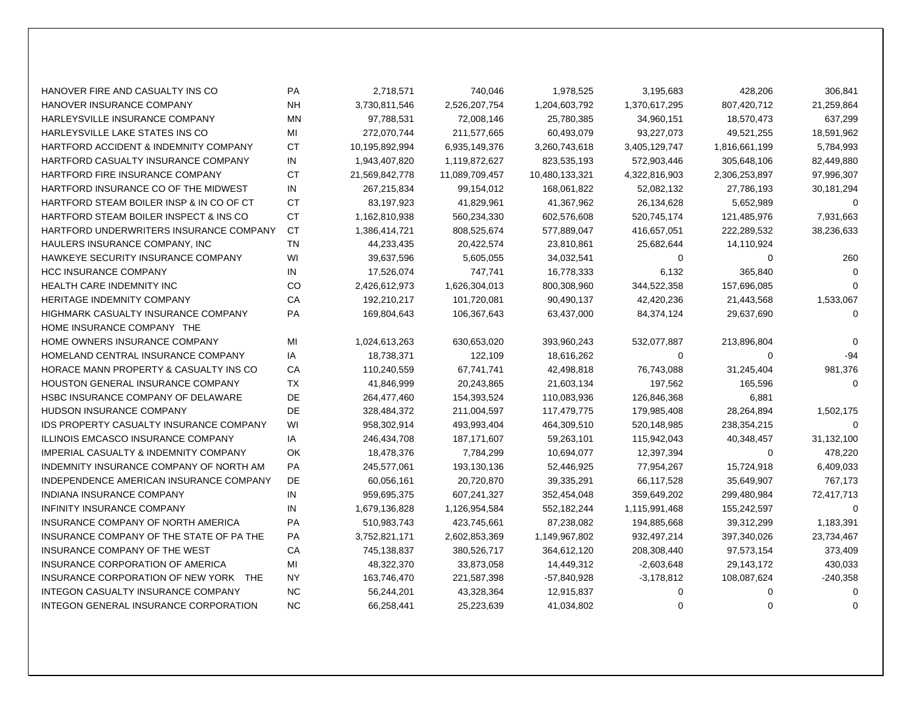| | | | | | | | |
|---|---|---|---|---|---|---|---|
| HANOVER FIRE AND CASUALTY INS CO | PA | 2,718,571 | 740,046 | 1,978,525 | 3,195,683 | 428,206 | 306,841 |
| HANOVER INSURANCE COMPANY | NH | 3,730,811,546 | 2,526,207,754 | 1,204,603,792 | 1,370,617,295 | 807,420,712 | 21,259,864 |
| HARLEYSVILLE INSURANCE COMPANY | MN | 97,788,531 | 72,008,146 | 25,780,385 | 34,960,151 | 18,570,473 | 637,299 |
| HARLEYSVILLE LAKE STATES INS CO | MI | 272,070,744 | 211,577,665 | 60,493,079 | 93,227,073 | 49,521,255 | 18,591,962 |
| HARTFORD ACCIDENT & INDEMNITY COMPANY | CT | 10,195,892,994 | 6,935,149,376 | 3,260,743,618 | 3,405,129,747 | 1,816,661,199 | 5,784,993 |
| HARTFORD CASUALTY INSURANCE COMPANY | IN | 1,943,407,820 | 1,119,872,627 | 823,535,193 | 572,903,446 | 305,648,106 | 82,449,880 |
| HARTFORD FIRE INSURANCE COMPANY | CT | 21,569,842,778 | 11,089,709,457 | 10,480,133,321 | 4,322,816,903 | 2,306,253,897 | 97,996,307 |
| HARTFORD INSURANCE CO OF THE MIDWEST | IN | 267,215,834 | 99,154,012 | 168,061,822 | 52,082,132 | 27,786,193 | 30,181,294 |
| HARTFORD STEAM BOILER INSP & IN CO OF CT | CT | 83,197,923 | 41,829,961 | 41,367,962 | 26,134,628 | 5,652,989 | 0 |
| HARTFORD STEAM BOILER INSPECT & INS CO | CT | 1,162,810,938 | 560,234,330 | 602,576,608 | 520,745,174 | 121,485,976 | 7,931,663 |
| HARTFORD UNDERWRITERS INSURANCE COMPANY | CT | 1,386,414,721 | 808,525,674 | 577,889,047 | 416,657,051 | 222,289,532 | 38,236,633 |
| HAULERS INSURANCE COMPANY, INC | TN | 44,233,435 | 20,422,574 | 23,810,861 | 25,682,644 | 14,110,924 | |
| HAWKEYE SECURITY INSURANCE COMPANY | WI | 39,637,596 | 5,605,055 | 34,032,541 | 0 | 0 | 260 |
| HCC INSURANCE COMPANY | IN | 17,526,074 | 747,741 | 16,778,333 | 6,132 | 365,840 | 0 |
| HEALTH CARE INDEMNITY INC | CO | 2,426,612,973 | 1,626,304,013 | 800,308,960 | 344,522,358 | 157,696,085 | 0 |
| HERITAGE INDEMNITY COMPANY | CA | 192,210,217 | 101,720,081 | 90,490,137 | 42,420,236 | 21,443,568 | 1,533,067 |
| HIGHMARK CASUALTY INSURANCE COMPANY | PA | 169,804,643 | 106,367,643 | 63,437,000 | 84,374,124 | 29,637,690 | 0 |
| HOME INSURANCE COMPANY THE | | | | | | | |
| HOME OWNERS INSURANCE COMPANY | MI | 1,024,613,263 | 630,653,020 | 393,960,243 | 532,077,887 | 213,896,804 | 0 |
| HOMELAND CENTRAL INSURANCE COMPANY | IA | 18,738,371 | 122,109 | 18,616,262 | 0 | 0 | -94 |
| HORACE MANN PROPERTY & CASUALTY INS CO | CA | 110,240,559 | 67,741,741 | 42,498,818 | 76,743,088 | 31,245,404 | 981,376 |
| HOUSTON GENERAL INSURANCE COMPANY | TX | 41,846,999 | 20,243,865 | 21,603,134 | 197,562 | 165,596 | 0 |
| HSBC INSURANCE COMPANY OF DELAWARE | DE | 264,477,460 | 154,393,524 | 110,083,936 | 126,846,368 | 6,881 | |
| HUDSON INSURANCE COMPANY | DE | 328,484,372 | 211,004,597 | 117,479,775 | 179,985,408 | 28,264,894 | 1,502,175 |
| IDS PROPERTY CASUALTY INSURANCE COMPANY | WI | 958,302,914 | 493,993,404 | 464,309,510 | 520,148,985 | 238,354,215 | 0 |
| ILLINOIS EMCASCO INSURANCE COMPANY | IA | 246,434,708 | 187,171,607 | 59,263,101 | 115,942,043 | 40,348,457 | 31,132,100 |
| IMPERIAL CASUALTY & INDEMNITY COMPANY | OK | 18,478,376 | 7,784,299 | 10,694,077 | 12,397,394 | 0 | 478,220 |
| INDEMNITY INSURANCE COMPANY OF NORTH AM | PA | 245,577,061 | 193,130,136 | 52,446,925 | 77,954,267 | 15,724,918 | 6,409,033 |
| INDEPENDENCE AMERICAN INSURANCE COMPANY | DE | 60,056,161 | 20,720,870 | 39,335,291 | 66,117,528 | 35,649,907 | 767,173 |
| INDIANA INSURANCE COMPANY | IN | 959,695,375 | 607,241,327 | 352,454,048 | 359,649,202 | 299,480,984 | 72,417,713 |
| INFINITY INSURANCE COMPANY | IN | 1,679,136,828 | 1,126,954,584 | 552,182,244 | 1,115,991,468 | 155,242,597 | 0 |
| INSURANCE COMPANY OF NORTH AMERICA | PA | 510,983,743 | 423,745,661 | 87,238,082 | 194,885,668 | 39,312,299 | 1,183,391 |
| INSURANCE COMPANY OF THE STATE OF PA THE | PA | 3,752,821,171 | 2,602,853,369 | 1,149,967,802 | 932,497,214 | 397,340,026 | 23,734,467 |
| INSURANCE COMPANY OF THE WEST | CA | 745,138,837 | 380,526,717 | 364,612,120 | 208,308,440 | 97,573,154 | 373,409 |
| INSURANCE CORPORATION OF AMERICA | MI | 48,322,370 | 33,873,058 | 14,449,312 | -2,603,648 | 29,143,172 | 430,033 |
| INSURANCE CORPORATION OF NEW YORK THE | NY | 163,746,470 | 221,587,398 | -57,840,928 | -3,178,812 | 108,087,624 | -240,358 |
| INTEGON CASUALTY INSURANCE COMPANY | NC | 56,244,201 | 43,328,364 | 12,915,837 | 0 | 0 | 0 |
| INTEGON GENERAL INSURANCE CORPORATION | NC | 66,258,441 | 25,223,639 | 41,034,802 | 0 | 0 | 0 |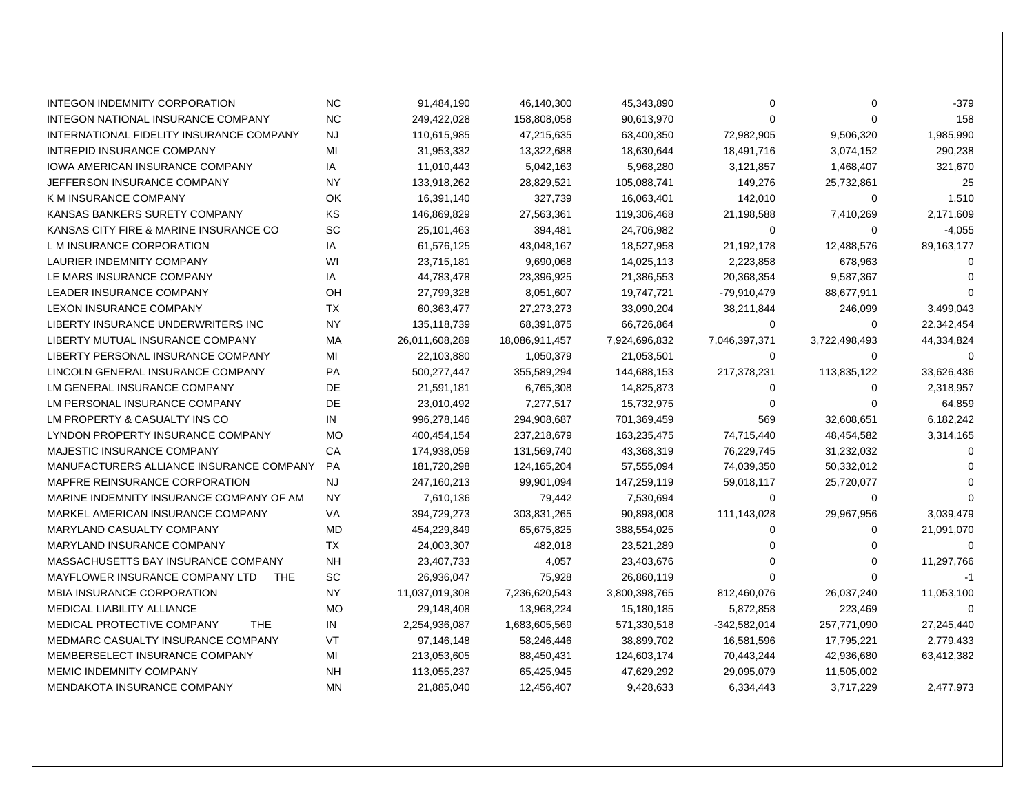| | | | | | | | |
|---|---|---|---|---|---|---|---|
| INTEGON INDEMNITY CORPORATION | NC | 91,484,190 | 46,140,300 | 45,343,890 | 0 | 0 | -379 |
| INTEGON NATIONAL INSURANCE COMPANY | NC | 249,422,028 | 158,808,058 | 90,613,970 | 0 | 0 | 158 |
| INTERNATIONAL FIDELITY INSURANCE COMPANY | NJ | 110,615,985 | 47,215,635 | 63,400,350 | 72,982,905 | 9,506,320 | 1,985,990 |
| INTREPID INSURANCE COMPANY | MI | 31,953,332 | 13,322,688 | 18,630,644 | 18,491,716 | 3,074,152 | 290,238 |
| IOWA AMERICAN INSURANCE COMPANY | IA | 11,010,443 | 5,042,163 | 5,968,280 | 3,121,857 | 1,468,407 | 321,670 |
| JEFFERSON INSURANCE COMPANY | NY | 133,918,262 | 28,829,521 | 105,088,741 | 149,276 | 25,732,861 | 25 |
| K M INSURANCE COMPANY | OK | 16,391,140 | 327,739 | 16,063,401 | 142,010 | 0 | 1,510 |
| KANSAS BANKERS SURETY COMPANY | KS | 146,869,829 | 27,563,361 | 119,306,468 | 21,198,588 | 7,410,269 | 2,171,609 |
| KANSAS CITY FIRE & MARINE INSURANCE CO | SC | 25,101,463 | 394,481 | 24,706,982 | 0 | 0 | -4,055 |
| L M INSURANCE CORPORATION | IA | 61,576,125 | 43,048,167 | 18,527,958 | 21,192,178 | 12,488,576 | 89,163,177 |
| LAURIER INDEMNITY COMPANY | WI | 23,715,181 | 9,690,068 | 14,025,113 | 2,223,858 | 678,963 | 0 |
| LE MARS INSURANCE COMPANY | IA | 44,783,478 | 23,396,925 | 21,386,553 | 20,368,354 | 9,587,367 | 0 |
| LEADER INSURANCE COMPANY | OH | 27,799,328 | 8,051,607 | 19,747,721 | -79,910,479 | 88,677,911 | 0 |
| LEXON INSURANCE COMPANY | TX | 60,363,477 | 27,273,273 | 33,090,204 | 38,211,844 | 246,099 | 3,499,043 |
| LIBERTY INSURANCE UNDERWRITERS INC | NY | 135,118,739 | 68,391,875 | 66,726,864 | 0 | 0 | 22,342,454 |
| LIBERTY MUTUAL INSURANCE COMPANY | MA | 26,011,608,289 | 18,086,911,457 | 7,924,696,832 | 7,046,397,371 | 3,722,498,493 | 44,334,824 |
| LIBERTY PERSONAL INSURANCE COMPANY | MI | 22,103,880 | 1,050,379 | 21,053,501 | 0 | 0 | 0 |
| LINCOLN GENERAL INSURANCE COMPANY | PA | 500,277,447 | 355,589,294 | 144,688,153 | 217,378,231 | 113,835,122 | 33,626,436 |
| LM GENERAL INSURANCE COMPANY | DE | 21,591,181 | 6,765,308 | 14,825,873 | 0 | 0 | 2,318,957 |
| LM PERSONAL INSURANCE COMPANY | DE | 23,010,492 | 7,277,517 | 15,732,975 | 0 | 0 | 64,859 |
| LM PROPERTY & CASUALTY INS CO | IN | 996,278,146 | 294,908,687 | 701,369,459 | 569 | 32,608,651 | 6,182,242 |
| LYNDON PROPERTY INSURANCE COMPANY | MO | 400,454,154 | 237,218,679 | 163,235,475 | 74,715,440 | 48,454,582 | 3,314,165 |
| MAJESTIC INSURANCE COMPANY | CA | 174,938,059 | 131,569,740 | 43,368,319 | 76,229,745 | 31,232,032 | 0 |
| MANUFACTURERS ALLIANCE INSURANCE COMPANY | PA | 181,720,298 | 124,165,204 | 57,555,094 | 74,039,350 | 50,332,012 | 0 |
| MAPFRE REINSURANCE CORPORATION | NJ | 247,160,213 | 99,901,094 | 147,259,119 | 59,018,117 | 25,720,077 | 0 |
| MARINE INDEMNITY INSURANCE COMPANY OF AM | NY | 7,610,136 | 79,442 | 7,530,694 | 0 | 0 | 0 |
| MARKEL AMERICAN INSURANCE COMPANY | VA | 394,729,273 | 303,831,265 | 90,898,008 | 111,143,028 | 29,967,956 | 3,039,479 |
| MARYLAND CASUALTY COMPANY | MD | 454,229,849 | 65,675,825 | 388,554,025 | 0 | 0 | 21,091,070 |
| MARYLAND INSURANCE COMPANY | TX | 24,003,307 | 482,018 | 23,521,289 | 0 | 0 | 0 |
| MASSACHUSETTS BAY INSURANCE COMPANY | NH | 23,407,733 | 4,057 | 23,403,676 | 0 | 0 | 11,297,766 |
| MAYFLOWER INSURANCE COMPANY LTD THE | SC | 26,936,047 | 75,928 | 26,860,119 | 0 | 0 | -1 |
| MBIA INSURANCE CORPORATION | NY | 11,037,019,308 | 7,236,620,543 | 3,800,398,765 | 812,460,076 | 26,037,240 | 11,053,100 |
| MEDICAL LIABILITY ALLIANCE | MO | 29,148,408 | 13,968,224 | 15,180,185 | 5,872,858 | 223,469 | 0 |
| MEDICAL PROTECTIVE COMPANY THE | IN | 2,254,936,087 | 1,683,605,569 | 571,330,518 | -342,582,014 | 257,771,090 | 27,245,440 |
| MEDMARC CASUALTY INSURANCE COMPANY | VT | 97,146,148 | 58,246,446 | 38,899,702 | 16,581,596 | 17,795,221 | 2,779,433 |
| MEMBERSELECT INSURANCE COMPANY | MI | 213,053,605 | 88,450,431 | 124,603,174 | 70,443,244 | 42,936,680 | 63,412,382 |
| MEMIC INDEMNITY COMPANY | NH | 113,055,237 | 65,425,945 | 47,629,292 | 29,095,079 | 11,505,002 | |
| MENDAKOTA INSURANCE COMPANY | MN | 21,885,040 | 12,456,407 | 9,428,633 | 6,334,443 | 3,717,229 | 2,477,973 |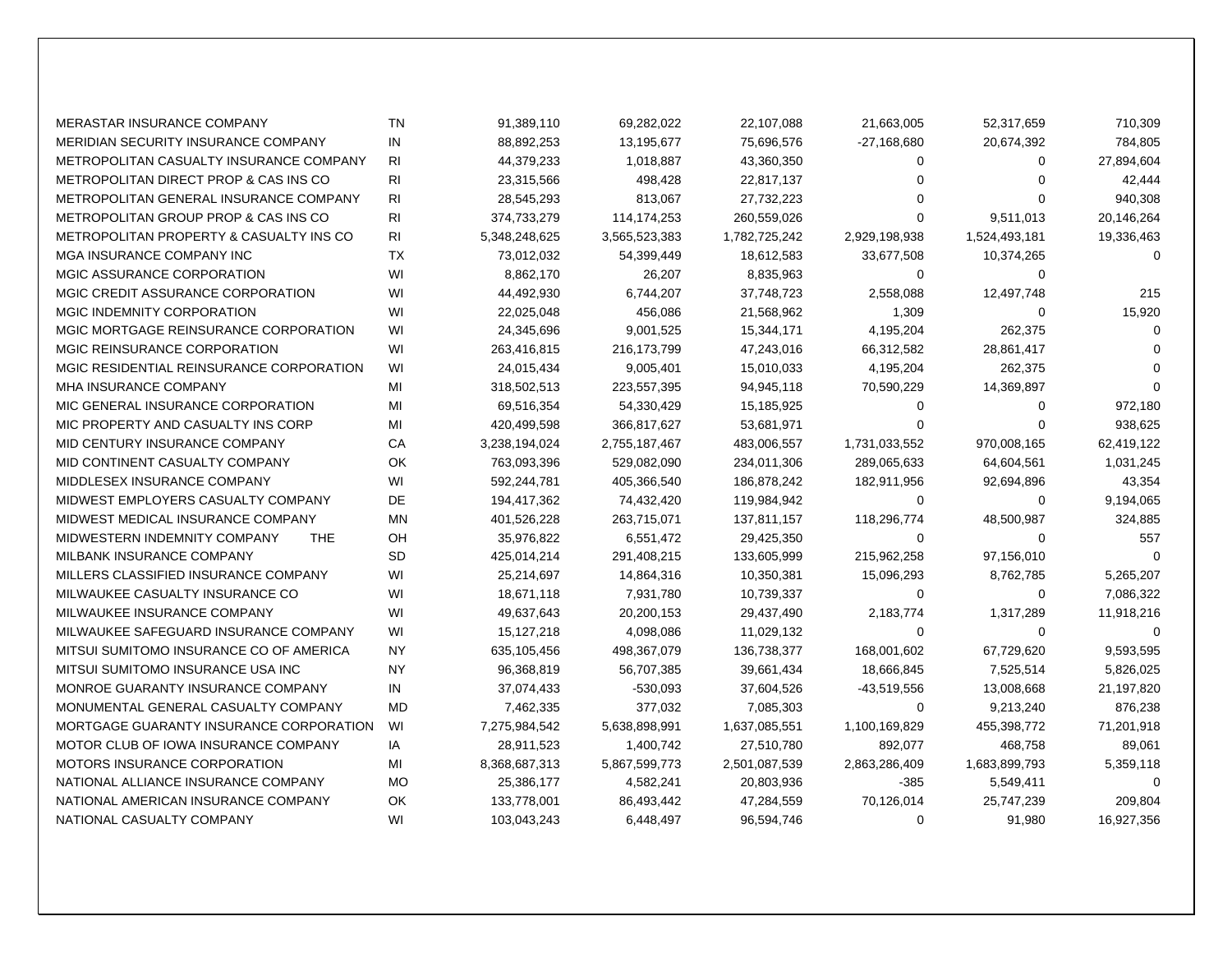| | | | | | | | |
|---|---|---|---|---|---|---|---|
| MERASTAR INSURANCE COMPANY | TN | 91,389,110 | 69,282,022 | 22,107,088 | 21,663,005 | 52,317,659 | 710,309 |
| MERIDIAN SECURITY INSURANCE COMPANY | IN | 88,892,253 | 13,195,677 | 75,696,576 | -27,168,680 | 20,674,392 | 784,805 |
| METROPOLITAN CASUALTY INSURANCE COMPANY | RI | 44,379,233 | 1,018,887 | 43,360,350 | 0 | 0 | 27,894,604 |
| METROPOLITAN DIRECT PROP & CAS INS CO | RI | 23,315,566 | 498,428 | 22,817,137 | 0 | 0 | 42,444 |
| METROPOLITAN GENERAL INSURANCE COMPANY | RI | 28,545,293 | 813,067 | 27,732,223 | 0 | 0 | 940,308 |
| METROPOLITAN GROUP PROP & CAS INS CO | RI | 374,733,279 | 114,174,253 | 260,559,026 | 0 | 9,511,013 | 20,146,264 |
| METROPOLITAN PROPERTY & CASUALTY INS CO | RI | 5,348,248,625 | 3,565,523,383 | 1,782,725,242 | 2,929,198,938 | 1,524,493,181 | 19,336,463 |
| MGA INSURANCE COMPANY INC | TX | 73,012,032 | 54,399,449 | 18,612,583 | 33,677,508 | 10,374,265 | 0 |
| MGIC ASSURANCE CORPORATION | WI | 8,862,170 | 26,207 | 8,835,963 | 0 | 0 | |
| MGIC CREDIT ASSURANCE CORPORATION | WI | 44,492,930 | 6,744,207 | 37,748,723 | 2,558,088 | 12,497,748 | 215 |
| MGIC INDEMNITY CORPORATION | WI | 22,025,048 | 456,086 | 21,568,962 | 1,309 | 0 | 15,920 |
| MGIC MORTGAGE REINSURANCE CORPORATION | WI | 24,345,696 | 9,001,525 | 15,344,171 | 4,195,204 | 262,375 | 0 |
| MGIC REINSURANCE CORPORATION | WI | 263,416,815 | 216,173,799 | 47,243,016 | 66,312,582 | 28,861,417 | 0 |
| MGIC RESIDENTIAL REINSURANCE CORPORATION | WI | 24,015,434 | 9,005,401 | 15,010,033 | 4,195,204 | 262,375 | 0 |
| MHA INSURANCE COMPANY | MI | 318,502,513 | 223,557,395 | 94,945,118 | 70,590,229 | 14,369,897 | 0 |
| MIC GENERAL INSURANCE CORPORATION | MI | 69,516,354 | 54,330,429 | 15,185,925 | 0 | 0 | 972,180 |
| MIC PROPERTY AND CASUALTY INS CORP | MI | 420,499,598 | 366,817,627 | 53,681,971 | 0 | 0 | 938,625 |
| MID CENTURY INSURANCE COMPANY | CA | 3,238,194,024 | 2,755,187,467 | 483,006,557 | 1,731,033,552 | 970,008,165 | 62,419,122 |
| MID CONTINENT CASUALTY COMPANY | OK | 763,093,396 | 529,082,090 | 234,011,306 | 289,065,633 | 64,604,561 | 1,031,245 |
| MIDDLESEX INSURANCE COMPANY | WI | 592,244,781 | 405,366,540 | 186,878,242 | 182,911,956 | 92,694,896 | 43,354 |
| MIDWEST EMPLOYERS CASUALTY COMPANY | DE | 194,417,362 | 74,432,420 | 119,984,942 | 0 | 0 | 9,194,065 |
| MIDWEST MEDICAL INSURANCE COMPANY | MN | 401,526,228 | 263,715,071 | 137,811,157 | 118,296,774 | 48,500,987 | 324,885 |
| MIDWESTERN INDEMNITY COMPANY THE | OH | 35,976,822 | 6,551,472 | 29,425,350 | 0 | 0 | 557 |
| MILBANK INSURANCE COMPANY | SD | 425,014,214 | 291,408,215 | 133,605,999 | 215,962,258 | 97,156,010 | 0 |
| MILLERS CLASSIFIED INSURANCE COMPANY | WI | 25,214,697 | 14,864,316 | 10,350,381 | 15,096,293 | 8,762,785 | 5,265,207 |
| MILWAUKEE CASUALTY INSURANCE CO | WI | 18,671,118 | 7,931,780 | 10,739,337 | 0 | 0 | 7,086,322 |
| MILWAUKEE INSURANCE COMPANY | WI | 49,637,643 | 20,200,153 | 29,437,490 | 2,183,774 | 1,317,289 | 11,918,216 |
| MILWAUKEE SAFEGUARD INSURANCE COMPANY | WI | 15,127,218 | 4,098,086 | 11,029,132 | 0 | 0 | 0 |
| MITSUI SUMITOMO INSURANCE CO OF AMERICA | NY | 635,105,456 | 498,367,079 | 136,738,377 | 168,001,602 | 67,729,620 | 9,593,595 |
| MITSUI SUMITOMO INSURANCE USA INC | NY | 96,368,819 | 56,707,385 | 39,661,434 | 18,666,845 | 7,525,514 | 5,826,025 |
| MONROE GUARANTY INSURANCE COMPANY | IN | 37,074,433 | -530,093 | 37,604,526 | -43,519,556 | 13,008,668 | 21,197,820 |
| MONUMENTAL GENERAL CASUALTY COMPANY | MD | 7,462,335 | 377,032 | 7,085,303 | 0 | 9,213,240 | 876,238 |
| MORTGAGE GUARANTY INSURANCE CORPORATION | WI | 7,275,984,542 | 5,638,898,991 | 1,637,085,551 | 1,100,169,829 | 455,398,772 | 71,201,918 |
| MOTOR CLUB OF IOWA INSURANCE COMPANY | IA | 28,911,523 | 1,400,742 | 27,510,780 | 892,077 | 468,758 | 89,061 |
| MOTORS INSURANCE CORPORATION | MI | 8,368,687,313 | 5,867,599,773 | 2,501,087,539 | 2,863,286,409 | 1,683,899,793 | 5,359,118 |
| NATIONAL ALLIANCE INSURANCE COMPANY | MO | 25,386,177 | 4,582,241 | 20,803,936 | -385 | 5,549,411 | 0 |
| NATIONAL AMERICAN INSURANCE COMPANY | OK | 133,778,001 | 86,493,442 | 47,284,559 | 70,126,014 | 25,747,239 | 209,804 |
| NATIONAL CASUALTY COMPANY | WI | 103,043,243 | 6,448,497 | 96,594,746 | 0 | 91,980 | 16,927,356 |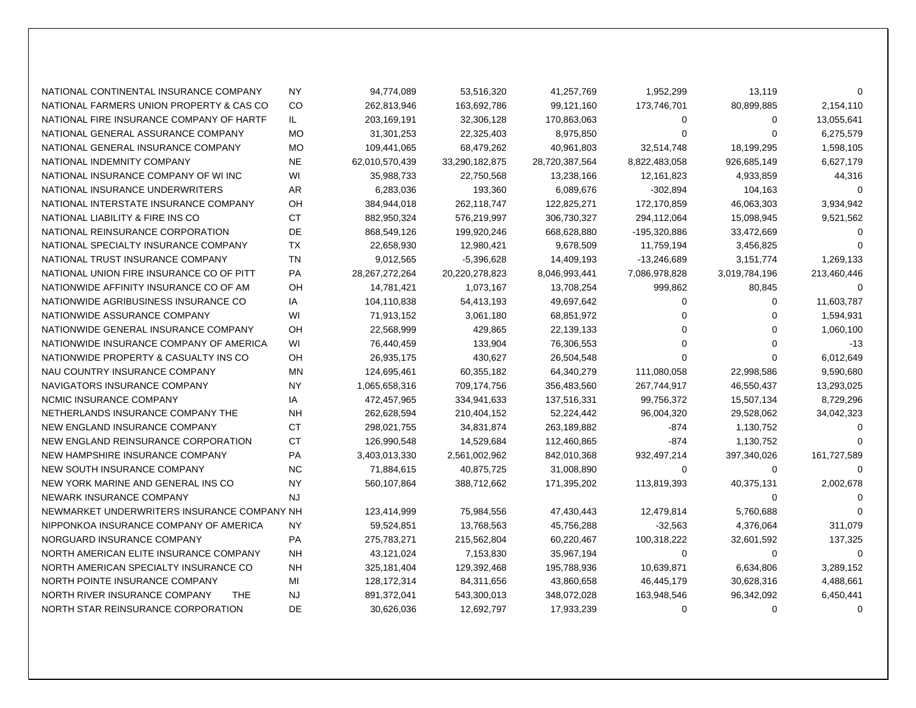| | | | | | | | |
|---|---|---|---|---|---|---|---|
| NATIONAL CONTINENTAL INSURANCE COMPANY | NY | 94,774,089 | 53,516,320 | 41,257,769 | 1,952,299 | 13,119 | 0 |
| NATIONAL FARMERS UNION PROPERTY & CAS CO | CO | 262,813,946 | 163,692,786 | 99,121,160 | 173,746,701 | 80,899,885 | 2,154,110 |
| NATIONAL FIRE INSURANCE COMPANY OF HARTF | IL | 203,169,191 | 32,306,128 | 170,863,063 | 0 | 0 | 13,055,641 |
| NATIONAL GENERAL ASSURANCE COMPANY | MO | 31,301,253 | 22,325,403 | 8,975,850 | 0 | 0 | 6,275,579 |
| NATIONAL GENERAL INSURANCE COMPANY | MO | 109,441,065 | 68,479,262 | 40,961,803 | 32,514,748 | 18,199,295 | 1,598,105 |
| NATIONAL INDEMNITY COMPANY | NE | 62,010,570,439 | 33,290,182,875 | 28,720,387,564 | 8,822,483,058 | 926,685,149 | 6,627,179 |
| NATIONAL INSURANCE COMPANY OF WI INC | WI | 35,988,733 | 22,750,568 | 13,238,166 | 12,161,823 | 4,933,859 | 44,316 |
| NATIONAL INSURANCE UNDERWRITERS | AR | 6,283,036 | 193,360 | 6,089,676 | -302,894 | 104,163 | 0 |
| NATIONAL INTERSTATE INSURANCE COMPANY | OH | 384,944,018 | 262,118,747 | 122,825,271 | 172,170,859 | 46,063,303 | 3,934,942 |
| NATIONAL LIABILITY & FIRE INS CO | CT | 882,950,324 | 576,219,997 | 306,730,327 | 294,112,064 | 15,098,945 | 9,521,562 |
| NATIONAL REINSURANCE CORPORATION | DE | 868,549,126 | 199,920,246 | 668,628,880 | -195,320,886 | 33,472,669 | 0 |
| NATIONAL SPECIALTY INSURANCE COMPANY | TX | 22,658,930 | 12,980,421 | 9,678,509 | 11,759,194 | 3,456,825 | 0 |
| NATIONAL TRUST INSURANCE COMPANY | TN | 9,012,565 | -5,396,628 | 14,409,193 | -13,246,689 | 3,151,774 | 1,269,133 |
| NATIONAL UNION FIRE INSURANCE CO OF PITT | PA | 28,267,272,264 | 20,220,278,823 | 8,046,993,441 | 7,086,978,828 | 3,019,784,196 | 213,460,446 |
| NATIONWIDE AFFINITY INSURANCE CO OF AM | OH | 14,781,421 | 1,073,167 | 13,708,254 | 999,862 | 80,845 | 0 |
| NATIONWIDE AGRIBUSINESS INSURANCE CO | IA | 104,110,838 | 54,413,193 | 49,697,642 | 0 | 0 | 11,603,787 |
| NATIONWIDE ASSURANCE COMPANY | WI | 71,913,152 | 3,061,180 | 68,851,972 | 0 | 0 | 1,594,931 |
| NATIONWIDE GENERAL INSURANCE COMPANY | OH | 22,568,999 | 429,865 | 22,139,133 | 0 | 0 | 1,060,100 |
| NATIONWIDE INSURANCE COMPANY OF AMERICA | WI | 76,440,459 | 133,904 | 76,306,553 | 0 | 0 | -13 |
| NATIONWIDE PROPERTY & CASUALTY INS CO | OH | 26,935,175 | 430,627 | 26,504,548 | 0 | 0 | 6,012,649 |
| NAU COUNTRY INSURANCE COMPANY | MN | 124,695,461 | 60,355,182 | 64,340,279 | 111,080,058 | 22,998,586 | 9,590,680 |
| NAVIGATORS INSURANCE COMPANY | NY | 1,065,658,316 | 709,174,756 | 356,483,560 | 267,744,917 | 46,550,437 | 13,293,025 |
| NCMIC INSURANCE COMPANY | IA | 472,457,965 | 334,941,633 | 137,516,331 | 99,756,372 | 15,507,134 | 8,729,296 |
| NETHERLANDS INSURANCE COMPANY THE | NH | 262,628,594 | 210,404,152 | 52,224,442 | 96,004,320 | 29,528,062 | 34,042,323 |
| NEW ENGLAND INSURANCE COMPANY | CT | 298,021,755 | 34,831,874 | 263,189,882 | -874 | 1,130,752 | 0 |
| NEW ENGLAND REINSURANCE CORPORATION | CT | 126,990,548 | 14,529,684 | 112,460,865 | -874 | 1,130,752 | 0 |
| NEW HAMPSHIRE INSURANCE COMPANY | PA | 3,403,013,330 | 2,561,002,962 | 842,010,368 | 932,497,214 | 397,340,026 | 161,727,589 |
| NEW SOUTH INSURANCE COMPANY | NC | 71,884,615 | 40,875,725 | 31,008,890 | 0 | 0 | 0 |
| NEW YORK MARINE AND GENERAL INS CO | NY | 560,107,864 | 388,712,662 | 171,395,202 | 113,819,393 | 40,375,131 | 2,002,678 |
| NEWARK INSURANCE COMPANY | NJ | | | | | 0 | 0 |
| NEWMARKET UNDERWRITERS INSURANCE COMPANY | NH | 123,414,999 | 75,984,556 | 47,430,443 | 12,479,814 | 5,760,688 | 0 |
| NIPPONKOA INSURANCE COMPANY OF AMERICA | NY | 59,524,851 | 13,768,563 | 45,756,288 | -32,563 | 4,376,064 | 311,079 |
| NORGUARD INSURANCE COMPANY | PA | 275,783,271 | 215,562,804 | 60,220,467 | 100,318,222 | 32,601,592 | 137,325 |
| NORTH AMERICAN ELITE INSURANCE COMPANY | NH | 43,121,024 | 7,153,830 | 35,967,194 | 0 | 0 | 0 |
| NORTH AMERICAN SPECIALTY INSURANCE CO | NH | 325,181,404 | 129,392,468 | 195,788,936 | 10,639,871 | 6,634,806 | 3,289,152 |
| NORTH POINTE INSURANCE COMPANY | MI | 128,172,314 | 84,311,656 | 43,860,658 | 46,445,179 | 30,628,316 | 4,488,661 |
| NORTH RIVER INSURANCE COMPANY THE | NJ | 891,372,041 | 543,300,013 | 348,072,028 | 163,948,546 | 96,342,092 | 6,450,441 |
| NORTH STAR REINSURANCE CORPORATION | DE | 30,626,036 | 12,692,797 | 17,933,239 | 0 | 0 | 0 |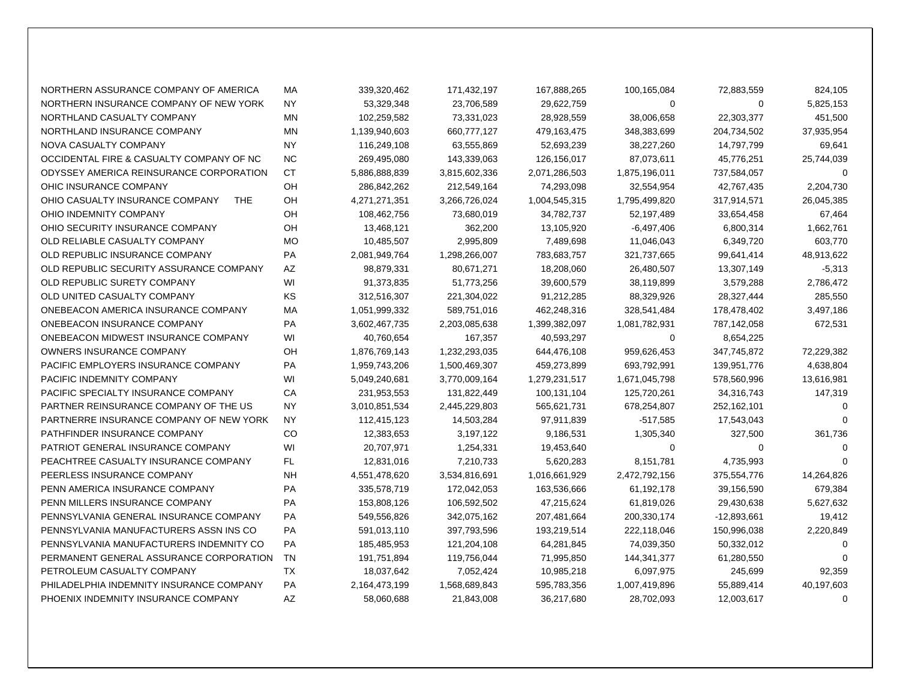| | | | | | | | |
|---|---|---|---|---|---|---|---|
| NORTHERN ASSURANCE COMPANY OF AMERICA | MA | 339,320,462 | 171,432,197 | 167,888,265 | 100,165,084 | 72,883,559 | 824,105 |
| NORTHERN INSURANCE COMPANY OF NEW YORK | NY | 53,329,348 | 23,706,589 | 29,622,759 | 0 | 0 | 5,825,153 |
| NORTHLAND CASUALTY COMPANY | MN | 102,259,582 | 73,331,023 | 28,928,559 | 38,006,658 | 22,303,377 | 451,500 |
| NORTHLAND INSURANCE COMPANY | MN | 1,139,940,603 | 660,777,127 | 479,163,475 | 348,383,699 | 204,734,502 | 37,935,954 |
| NOVA CASUALTY COMPANY | NY | 116,249,108 | 63,555,869 | 52,693,239 | 38,227,260 | 14,797,799 | 69,641 |
| OCCIDENTAL FIRE & CASUALTY COMPANY OF NC | NC | 269,495,080 | 143,339,063 | 126,156,017 | 87,073,611 | 45,776,251 | 25,744,039 |
| ODYSSEY AMERICA REINSURANCE CORPORATION | CT | 5,886,888,839 | 3,815,602,336 | 2,071,286,503 | 1,875,196,011 | 737,584,057 | 0 |
| OHIC INSURANCE COMPANY | OH | 286,842,262 | 212,549,164 | 74,293,098 | 32,554,954 | 42,767,435 | 2,204,730 |
| OHIO CASUALTY INSURANCE COMPANY THE | OH | 4,271,271,351 | 3,266,726,024 | 1,004,545,315 | 1,795,499,820 | 317,914,571 | 26,045,385 |
| OHIO INDEMNITY COMPANY | OH | 108,462,756 | 73,680,019 | 34,782,737 | 52,197,489 | 33,654,458 | 67,464 |
| OHIO SECURITY INSURANCE COMPANY | OH | 13,468,121 | 362,200 | 13,105,920 | -6,497,406 | 6,800,314 | 1,662,761 |
| OLD RELIABLE CASUALTY COMPANY | MO | 10,485,507 | 2,995,809 | 7,489,698 | 11,046,043 | 6,349,720 | 603,770 |
| OLD REPUBLIC INSURANCE COMPANY | PA | 2,081,949,764 | 1,298,266,007 | 783,683,757 | 321,737,665 | 99,641,414 | 48,913,622 |
| OLD REPUBLIC SECURITY ASSURANCE COMPANY | AZ | 98,879,331 | 80,671,271 | 18,208,060 | 26,480,507 | 13,307,149 | -5,313 |
| OLD REPUBLIC SURETY COMPANY | WI | 91,373,835 | 51,773,256 | 39,600,579 | 38,119,899 | 3,579,288 | 2,786,472 |
| OLD UNITED CASUALTY COMPANY | KS | 312,516,307 | 221,304,022 | 91,212,285 | 88,329,926 | 28,327,444 | 285,550 |
| ONEBEACON AMERICA INSURANCE COMPANY | MA | 1,051,999,332 | 589,751,016 | 462,248,316 | 328,541,484 | 178,478,402 | 3,497,186 |
| ONEBEACON INSURANCE COMPANY | PA | 3,602,467,735 | 2,203,085,638 | 1,399,382,097 | 1,081,782,931 | 787,142,058 | 672,531 |
| ONEBEACON MIDWEST INSURANCE COMPANY | WI | 40,760,654 | 167,357 | 40,593,297 | 0 | 8,654,225 | |
| OWNERS INSURANCE COMPANY | OH | 1,876,769,143 | 1,232,293,035 | 644,476,108 | 959,626,453 | 347,745,872 | 72,229,382 |
| PACIFIC EMPLOYERS INSURANCE COMPANY | PA | 1,959,743,206 | 1,500,469,307 | 459,273,899 | 693,792,991 | 139,951,776 | 4,638,804 |
| PACIFIC INDEMNITY COMPANY | WI | 5,049,240,681 | 3,770,009,164 | 1,279,231,517 | 1,671,045,798 | 578,560,996 | 13,616,981 |
| PACIFIC SPECIALTY INSURANCE COMPANY | CA | 231,953,553 | 131,822,449 | 100,131,104 | 125,720,261 | 34,316,743 | 147,319 |
| PARTNER REINSURANCE COMPANY OF THE US | NY | 3,010,851,534 | 2,445,229,803 | 565,621,731 | 678,254,807 | 252,162,101 | 0 |
| PARTNERRE INSURANCE COMPANY OF NEW YORK | NY | 112,415,123 | 14,503,284 | 97,911,839 | -517,585 | 17,543,043 | 0 |
| PATHFINDER INSURANCE COMPANY | CO | 12,383,653 | 3,197,122 | 9,186,531 | 1,305,340 | 327,500 | 361,736 |
| PATRIOT GENERAL INSURANCE COMPANY | WI | 20,707,971 | 1,254,331 | 19,453,640 | 0 | 0 | 0 |
| PEACHTREE CASUALTY INSURANCE COMPANY | FL | 12,831,016 | 7,210,733 | 5,620,283 | 8,151,781 | 4,735,993 | 0 |
| PEERLESS INSURANCE COMPANY | NH | 4,551,478,620 | 3,534,816,691 | 1,016,661,929 | 2,472,792,156 | 375,554,776 | 14,264,826 |
| PENN AMERICA INSURANCE COMPANY | PA | 335,578,719 | 172,042,053 | 163,536,666 | 61,192,178 | 39,156,590 | 679,384 |
| PENN MILLERS INSURANCE COMPANY | PA | 153,808,126 | 106,592,502 | 47,215,624 | 61,819,026 | 29,430,638 | 5,627,632 |
| PENNSYLVANIA GENERAL INSURANCE COMPANY | PA | 549,556,826 | 342,075,162 | 207,481,664 | 200,330,174 | -12,893,661 | 19,412 |
| PENNSYLVANIA MANUFACTURERS ASSN INS CO | PA | 591,013,110 | 397,793,596 | 193,219,514 | 222,118,046 | 150,996,038 | 2,220,849 |
| PENNSYLVANIA MANUFACTURERS INDEMNITY CO | PA | 185,485,953 | 121,204,108 | 64,281,845 | 74,039,350 | 50,332,012 | 0 |
| PERMANENT GENERAL ASSURANCE CORPORATION | TN | 191,751,894 | 119,756,044 | 71,995,850 | 144,341,377 | 61,280,550 | 0 |
| PETROLEUM CASUALTY COMPANY | TX | 18,037,642 | 7,052,424 | 10,985,218 | 6,097,975 | 245,699 | 92,359 |
| PHILADELPHIA INDEMNITY INSURANCE COMPANY | PA | 2,164,473,199 | 1,568,689,843 | 595,783,356 | 1,007,419,896 | 55,889,414 | 40,197,603 |
| PHOENIX INDEMNITY INSURANCE COMPANY | AZ | 58,060,688 | 21,843,008 | 36,217,680 | 28,702,093 | 12,003,617 | 0 |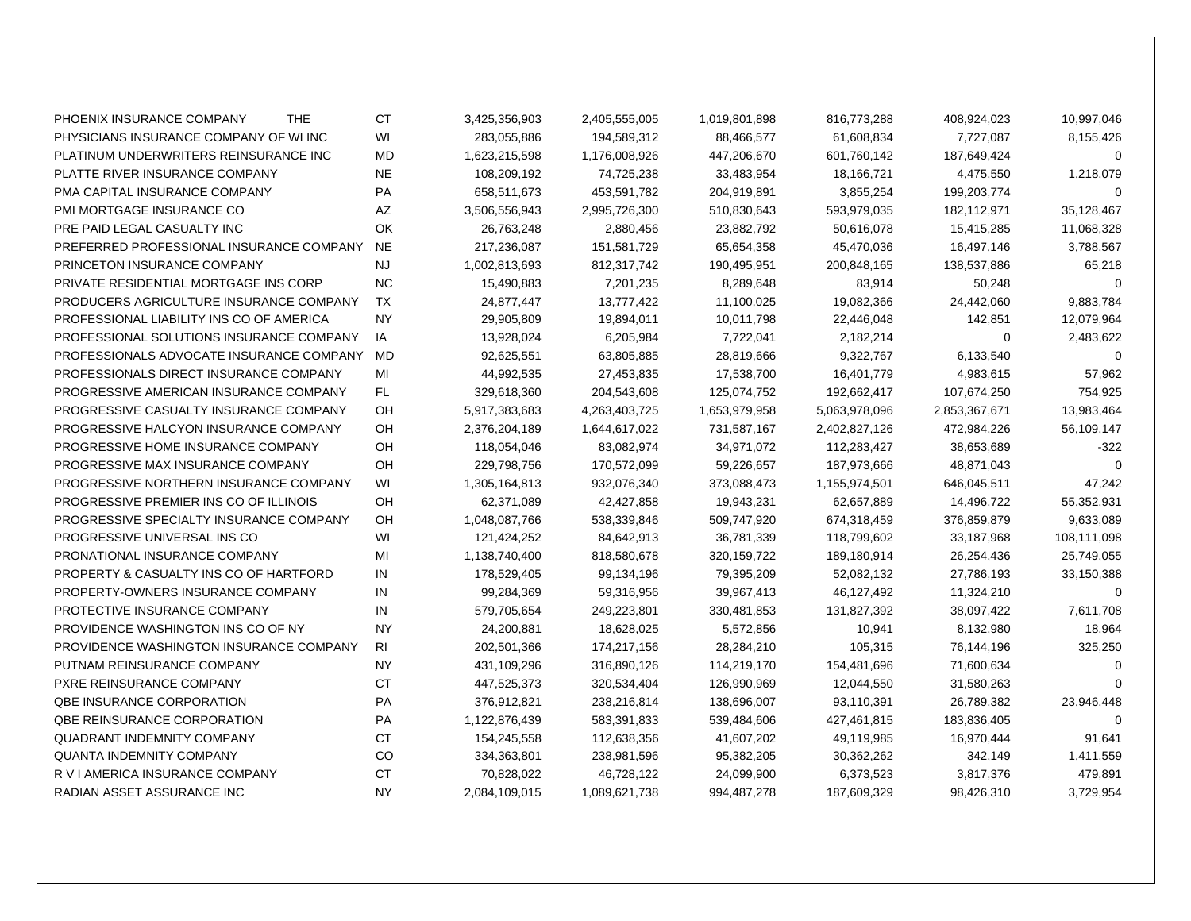| | | | | | | | |
|---|---|---|---|---|---|---|---|
| PHOENIX INSURANCE COMPANY THE | CT | 3,425,356,903 | 2,405,555,005 | 1,019,801,898 | 816,773,288 | 408,924,023 | 10,997,046 |
| PHYSICIANS INSURANCE COMPANY OF WI INC | WI | 283,055,886 | 194,589,312 | 88,466,577 | 61,608,834 | 7,727,087 | 8,155,426 |
| PLATINUM UNDERWRITERS REINSURANCE INC | MD | 1,623,215,598 | 1,176,008,926 | 447,206,670 | 601,760,142 | 187,649,424 | 0 |
| PLATTE RIVER INSURANCE COMPANY | NE | 108,209,192 | 74,725,238 | 33,483,954 | 18,166,721 | 4,475,550 | 1,218,079 |
| PMA CAPITAL INSURANCE COMPANY | PA | 658,511,673 | 453,591,782 | 204,919,891 | 3,855,254 | 199,203,774 | 0 |
| PMI MORTGAGE INSURANCE CO | AZ | 3,506,556,943 | 2,995,726,300 | 510,830,643 | 593,979,035 | 182,112,971 | 35,128,467 |
| PRE PAID LEGAL CASUALTY INC | OK | 26,763,248 | 2,880,456 | 23,882,792 | 50,616,078 | 15,415,285 | 11,068,328 |
| PREFERRED PROFESSIONAL INSURANCE COMPANY | NE | 217,236,087 | 151,581,729 | 65,654,358 | 45,470,036 | 16,497,146 | 3,788,567 |
| PRINCETON INSURANCE COMPANY | NJ | 1,002,813,693 | 812,317,742 | 190,495,951 | 200,848,165 | 138,537,886 | 65,218 |
| PRIVATE RESIDENTIAL MORTGAGE INS CORP | NC | 15,490,883 | 7,201,235 | 8,289,648 | 83,914 | 50,248 | 0 |
| PRODUCERS AGRICULTURE INSURANCE COMPANY | TX | 24,877,447 | 13,777,422 | 11,100,025 | 19,082,366 | 24,442,060 | 9,883,784 |
| PROFESSIONAL LIABILITY INS CO OF AMERICA | NY | 29,905,809 | 19,894,011 | 10,011,798 | 22,446,048 | 142,851 | 12,079,964 |
| PROFESSIONAL SOLUTIONS INSURANCE COMPANY | IA | 13,928,024 | 6,205,984 | 7,722,041 | 2,182,214 | 0 | 2,483,622 |
| PROFESSIONALS ADVOCATE INSURANCE COMPANY | MD | 92,625,551 | 63,805,885 | 28,819,666 | 9,322,767 | 6,133,540 | 0 |
| PROFESSIONALS DIRECT INSURANCE COMPANY | MI | 44,992,535 | 27,453,835 | 17,538,700 | 16,401,779 | 4,983,615 | 57,962 |
| PROGRESSIVE AMERICAN INSURANCE COMPANY | FL | 329,618,360 | 204,543,608 | 125,074,752 | 192,662,417 | 107,674,250 | 754,925 |
| PROGRESSIVE CASUALTY INSURANCE COMPANY | OH | 5,917,383,683 | 4,263,403,725 | 1,653,979,958 | 5,063,978,096 | 2,853,367,671 | 13,983,464 |
| PROGRESSIVE HALCYON INSURANCE COMPANY | OH | 2,376,204,189 | 1,644,617,022 | 731,587,167 | 2,402,827,126 | 472,984,226 | 56,109,147 |
| PROGRESSIVE HOME INSURANCE COMPANY | OH | 118,054,046 | 83,082,974 | 34,971,072 | 112,283,427 | 38,653,689 | -322 |
| PROGRESSIVE MAX INSURANCE COMPANY | OH | 229,798,756 | 170,572,099 | 59,226,657 | 187,973,666 | 48,871,043 | 0 |
| PROGRESSIVE NORTHERN INSURANCE COMPANY | WI | 1,305,164,813 | 932,076,340 | 373,088,473 | 1,155,974,501 | 646,045,511 | 47,242 |
| PROGRESSIVE PREMIER INS CO OF ILLINOIS | OH | 62,371,089 | 42,427,858 | 19,943,231 | 62,657,889 | 14,496,722 | 55,352,931 |
| PROGRESSIVE SPECIALTY INSURANCE COMPANY | OH | 1,048,087,766 | 538,339,846 | 509,747,920 | 674,318,459 | 376,859,879 | 9,633,089 |
| PROGRESSIVE UNIVERSAL INS CO | WI | 121,424,252 | 84,642,913 | 36,781,339 | 118,799,602 | 33,187,968 | 108,111,098 |
| PRONATIONAL INSURANCE COMPANY | MI | 1,138,740,400 | 818,580,678 | 320,159,722 | 189,180,914 | 26,254,436 | 25,749,055 |
| PROPERTY & CASUALTY INS CO OF HARTFORD | IN | 178,529,405 | 99,134,196 | 79,395,209 | 52,082,132 | 27,786,193 | 33,150,388 |
| PROPERTY-OWNERS INSURANCE COMPANY | IN | 99,284,369 | 59,316,956 | 39,967,413 | 46,127,492 | 11,324,210 | 0 |
| PROTECTIVE INSURANCE COMPANY | IN | 579,705,654 | 249,223,801 | 330,481,853 | 131,827,392 | 38,097,422 | 7,611,708 |
| PROVIDENCE WASHINGTON INS CO OF NY | NY | 24,200,881 | 18,628,025 | 5,572,856 | 10,941 | 8,132,980 | 18,964 |
| PROVIDENCE WASHINGTON INSURANCE COMPANY | RI | 202,501,366 | 174,217,156 | 28,284,210 | 105,315 | 76,144,196 | 325,250 |
| PUTNAM REINSURANCE COMPANY | NY | 431,109,296 | 316,890,126 | 114,219,170 | 154,481,696 | 71,600,634 | 0 |
| PXRE REINSURANCE COMPANY | CT | 447,525,373 | 320,534,404 | 126,990,969 | 12,044,550 | 31,580,263 | 0 |
| QBE INSURANCE CORPORATION | PA | 376,912,821 | 238,216,814 | 138,696,007 | 93,110,391 | 26,789,382 | 23,946,448 |
| QBE REINSURANCE CORPORATION | PA | 1,122,876,439 | 583,391,833 | 539,484,606 | 427,461,815 | 183,836,405 | 0 |
| QUADRANT INDEMNITY COMPANY | CT | 154,245,558 | 112,638,356 | 41,607,202 | 49,119,985 | 16,970,444 | 91,641 |
| QUANTA INDEMNITY COMPANY | CO | 334,363,801 | 238,981,596 | 95,382,205 | 30,362,262 | 342,149 | 1,411,559 |
| R V I AMERICA INSURANCE COMPANY | CT | 70,828,022 | 46,728,122 | 24,099,900 | 6,373,523 | 3,817,376 | 479,891 |
| RADIAN ASSET ASSURANCE INC | NY | 2,084,109,015 | 1,089,621,738 | 994,487,278 | 187,609,329 | 98,426,310 | 3,729,954 |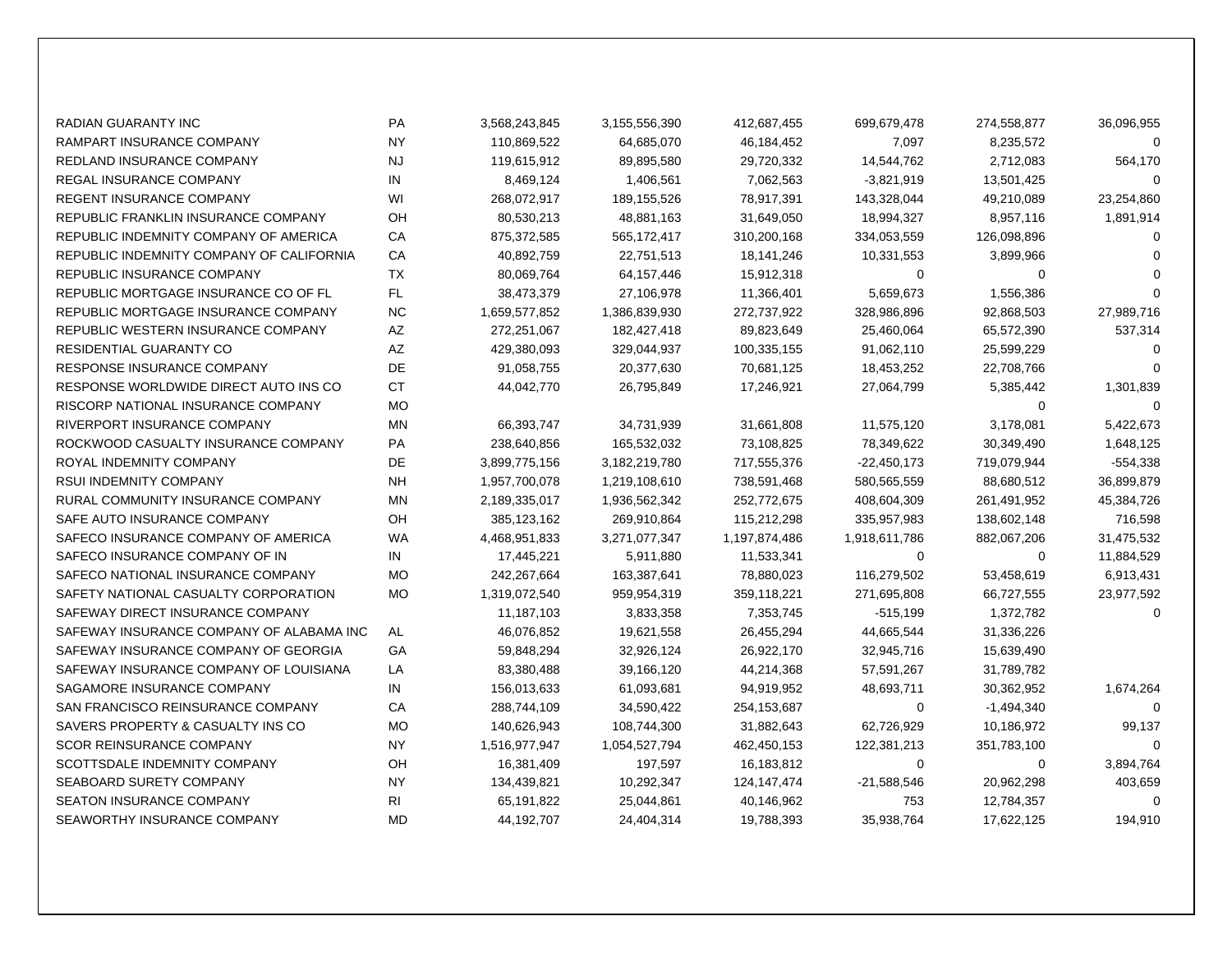| | | | | | | | |
|---|---|---|---|---|---|---|---|
| RADIAN GUARANTY INC | PA | 3,568,243,845 | 3,155,556,390 | 412,687,455 | 699,679,478 | 274,558,877 | 36,096,955 |
| RAMPART INSURANCE COMPANY | NY | 110,869,522 | 64,685,070 | 46,184,452 | 7,097 | 8,235,572 | 0 |
| REDLAND INSURANCE COMPANY | NJ | 119,615,912 | 89,895,580 | 29,720,332 | 14,544,762 | 2,712,083 | 564,170 |
| REGAL INSURANCE COMPANY | IN | 8,469,124 | 1,406,561 | 7,062,563 | -3,821,919 | 13,501,425 | 0 |
| REGENT INSURANCE COMPANY | WI | 268,072,917 | 189,155,526 | 78,917,391 | 143,328,044 | 49,210,089 | 23,254,860 |
| REPUBLIC FRANKLIN INSURANCE COMPANY | OH | 80,530,213 | 48,881,163 | 31,649,050 | 18,994,327 | 8,957,116 | 1,891,914 |
| REPUBLIC INDEMNITY COMPANY OF AMERICA | CA | 875,372,585 | 565,172,417 | 310,200,168 | 334,053,559 | 126,098,896 | 0 |
| REPUBLIC INDEMNITY COMPANY OF CALIFORNIA | CA | 40,892,759 | 22,751,513 | 18,141,246 | 10,331,553 | 3,899,966 | 0 |
| REPUBLIC INSURANCE COMPANY | TX | 80,069,764 | 64,157,446 | 15,912,318 | 0 | 0 | 0 |
| REPUBLIC MORTGAGE INSURANCE CO OF FL | FL | 38,473,379 | 27,106,978 | 11,366,401 | 5,659,673 | 1,556,386 | 0 |
| REPUBLIC MORTGAGE INSURANCE COMPANY | NC | 1,659,577,852 | 1,386,839,930 | 272,737,922 | 328,986,896 | 92,868,503 | 27,989,716 |
| REPUBLIC WESTERN INSURANCE COMPANY | AZ | 272,251,067 | 182,427,418 | 89,823,649 | 25,460,064 | 65,572,390 | 537,314 |
| RESIDENTIAL GUARANTY CO | AZ | 429,380,093 | 329,044,937 | 100,335,155 | 91,062,110 | 25,599,229 | 0 |
| RESPONSE INSURANCE COMPANY | DE | 91,058,755 | 20,377,630 | 70,681,125 | 18,453,252 | 22,708,766 | 0 |
| RESPONSE WORLDWIDE DIRECT AUTO INS CO | CT | 44,042,770 | 26,795,849 | 17,246,921 | 27,064,799 | 5,385,442 | 1,301,839 |
| RISCORP NATIONAL INSURANCE COMPANY | MO | | | | | 0 | 0 |
| RIVERPORT INSURANCE COMPANY | MN | 66,393,747 | 34,731,939 | 31,661,808 | 11,575,120 | 3,178,081 | 5,422,673 |
| ROCKWOOD CASUALTY INSURANCE COMPANY | PA | 238,640,856 | 165,532,032 | 73,108,825 | 78,349,622 | 30,349,490 | 1,648,125 |
| ROYAL INDEMNITY COMPANY | DE | 3,899,775,156 | 3,182,219,780 | 717,555,376 | -22,450,173 | 719,079,944 | -554,338 |
| RSUI INDEMNITY COMPANY | NH | 1,957,700,078 | 1,219,108,610 | 738,591,468 | 580,565,559 | 88,680,512 | 36,899,879 |
| RURAL COMMUNITY INSURANCE COMPANY | MN | 2,189,335,017 | 1,936,562,342 | 252,772,675 | 408,604,309 | 261,491,952 | 45,384,726 |
| SAFE AUTO INSURANCE COMPANY | OH | 385,123,162 | 269,910,864 | 115,212,298 | 335,957,983 | 138,602,148 | 716,598 |
| SAFECO INSURANCE COMPANY OF AMERICA | WA | 4,468,951,833 | 3,271,077,347 | 1,197,874,486 | 1,918,611,786 | 882,067,206 | 31,475,532 |
| SAFECO INSURANCE COMPANY OF IN | IN | 17,445,221 | 5,911,880 | 11,533,341 | 0 | 0 | 11,884,529 |
| SAFECO NATIONAL INSURANCE COMPANY | MO | 242,267,664 | 163,387,641 | 78,880,023 | 116,279,502 | 53,458,619 | 6,913,431 |
| SAFETY NATIONAL CASUALTY CORPORATION | MO | 1,319,072,540 | 959,954,319 | 359,118,221 | 271,695,808 | 66,727,555 | 23,977,592 |
| SAFEWAY DIRECT INSURANCE COMPANY | | 11,187,103 | 3,833,358 | 7,353,745 | -515,199 | 1,372,782 | 0 |
| SAFEWAY INSURANCE COMPANY OF ALABAMA INC | AL | 46,076,852 | 19,621,558 | 26,455,294 | 44,665,544 | 31,336,226 | |
| SAFEWAY INSURANCE COMPANY OF GEORGIA | GA | 59,848,294 | 32,926,124 | 26,922,170 | 32,945,716 | 15,639,490 | |
| SAFEWAY INSURANCE COMPANY OF LOUISIANA | LA | 83,380,488 | 39,166,120 | 44,214,368 | 57,591,267 | 31,789,782 | |
| SAGAMORE INSURANCE COMPANY | IN | 156,013,633 | 61,093,681 | 94,919,952 | 48,693,711 | 30,362,952 | 1,674,264 |
| SAN FRANCISCO REINSURANCE COMPANY | CA | 288,744,109 | 34,590,422 | 254,153,687 | 0 | -1,494,340 | 0 |
| SAVERS PROPERTY & CASUALTY INS CO | MO | 140,626,943 | 108,744,300 | 31,882,643 | 62,726,929 | 10,186,972 | 99,137 |
| SCOR REINSURANCE COMPANY | NY | 1,516,977,947 | 1,054,527,794 | 462,450,153 | 122,381,213 | 351,783,100 | 0 |
| SCOTTSDALE INDEMNITY COMPANY | OH | 16,381,409 | 197,597 | 16,183,812 | 0 | 0 | 3,894,764 |
| SEABOARD SURETY COMPANY | NY | 134,439,821 | 10,292,347 | 124,147,474 | -21,588,546 | 20,962,298 | 403,659 |
| SEATON INSURANCE COMPANY | RI | 65,191,822 | 25,044,861 | 40,146,962 | 753 | 12,784,357 | 0 |
| SEAWORTHY INSURANCE COMPANY | MD | 44,192,707 | 24,404,314 | 19,788,393 | 35,938,764 | 17,622,125 | 194,910 |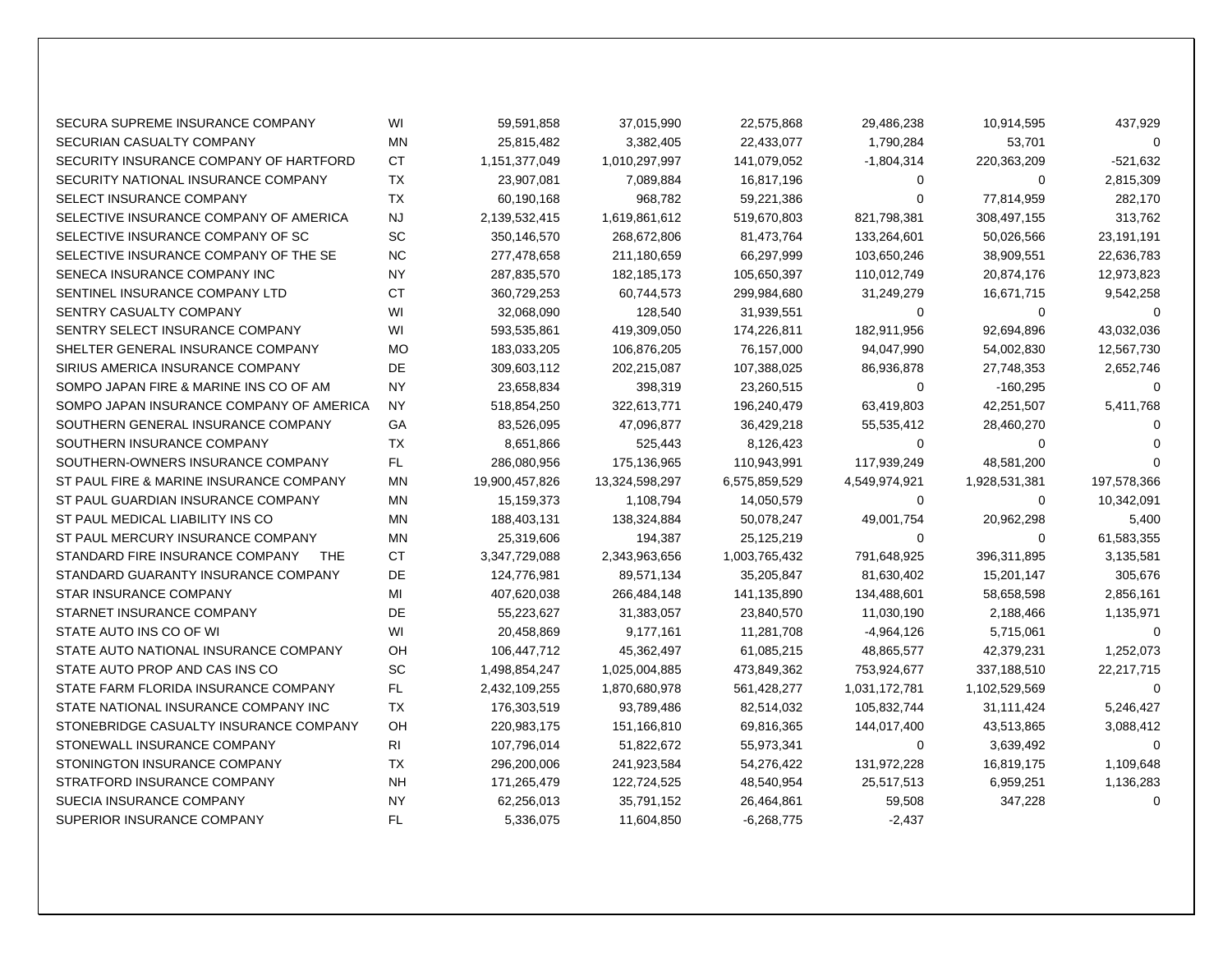| | | | | | | | |
|---|---|---|---|---|---|---|---|
| SECURA SUPREME INSURANCE COMPANY | WI | 59,591,858 | 37,015,990 | 22,575,868 | 29,486,238 | 10,914,595 | 437,929 |
| SECURIAN CASUALTY COMPANY | MN | 25,815,482 | 3,382,405 | 22,433,077 | 1,790,284 | 53,701 | 0 |
| SECURITY INSURANCE COMPANY OF HARTFORD | CT | 1,151,377,049 | 1,010,297,997 | 141,079,052 | -1,804,314 | 220,363,209 | -521,632 |
| SECURITY NATIONAL INSURANCE COMPANY | TX | 23,907,081 | 7,089,884 | 16,817,196 | 0 | 0 | 2,815,309 |
| SELECT INSURANCE COMPANY | TX | 60,190,168 | 968,782 | 59,221,386 | 0 | 77,814,959 | 282,170 |
| SELECTIVE INSURANCE COMPANY OF AMERICA | NJ | 2,139,532,415 | 1,619,861,612 | 519,670,803 | 821,798,381 | 308,497,155 | 313,762 |
| SELECTIVE INSURANCE COMPANY OF SC | SC | 350,146,570 | 268,672,806 | 81,473,764 | 133,264,601 | 50,026,566 | 23,191,191 |
| SELECTIVE INSURANCE COMPANY OF THE SE | NC | 277,478,658 | 211,180,659 | 66,297,999 | 103,650,246 | 38,909,551 | 22,636,783 |
| SENECA INSURANCE COMPANY INC | NY | 287,835,570 | 182,185,173 | 105,650,397 | 110,012,749 | 20,874,176 | 12,973,823 |
| SENTINEL INSURANCE COMPANY LTD | CT | 360,729,253 | 60,744,573 | 299,984,680 | 31,249,279 | 16,671,715 | 9,542,258 |
| SENTRY CASUALTY COMPANY | WI | 32,068,090 | 128,540 | 31,939,551 | 0 | 0 | 0 |
| SENTRY SELECT INSURANCE COMPANY | WI | 593,535,861 | 419,309,050 | 174,226,811 | 182,911,956 | 92,694,896 | 43,032,036 |
| SHELTER GENERAL INSURANCE COMPANY | MO | 183,033,205 | 106,876,205 | 76,157,000 | 94,047,990 | 54,002,830 | 12,567,730 |
| SIRIUS AMERICA INSURANCE COMPANY | DE | 309,603,112 | 202,215,087 | 107,388,025 | 86,936,878 | 27,748,353 | 2,652,746 |
| SOMPO JAPAN FIRE & MARINE INS CO OF AM | NY | 23,658,834 | 398,319 | 23,260,515 | 0 | -160,295 | 0 |
| SOMPO JAPAN INSURANCE COMPANY OF AMERICA | NY | 518,854,250 | 322,613,771 | 196,240,479 | 63,419,803 | 42,251,507 | 5,411,768 |
| SOUTHERN GENERAL INSURANCE COMPANY | GA | 83,526,095 | 47,096,877 | 36,429,218 | 55,535,412 | 28,460,270 | 0 |
| SOUTHERN INSURANCE COMPANY | TX | 8,651,866 | 525,443 | 8,126,423 | 0 | 0 | 0 |
| SOUTHERN-OWNERS INSURANCE COMPANY | FL | 286,080,956 | 175,136,965 | 110,943,991 | 117,939,249 | 48,581,200 | 0 |
| ST PAUL FIRE & MARINE INSURANCE COMPANY | MN | 19,900,457,826 | 13,324,598,297 | 6,575,859,529 | 4,549,974,921 | 1,928,531,381 | 197,578,366 |
| ST PAUL GUARDIAN INSURANCE COMPANY | MN | 15,159,373 | 1,108,794 | 14,050,579 | 0 | 0 | 10,342,091 |
| ST PAUL MEDICAL LIABILITY INS CO | MN | 188,403,131 | 138,324,884 | 50,078,247 | 49,001,754 | 20,962,298 | 5,400 |
| ST PAUL MERCURY INSURANCE COMPANY | MN | 25,319,606 | 194,387 | 25,125,219 | 0 | 0 | 61,583,355 |
| STANDARD FIRE INSURANCE COMPANY THE | CT | 3,347,729,088 | 2,343,963,656 | 1,003,765,432 | 791,648,925 | 396,311,895 | 3,135,581 |
| STANDARD GUARANTY INSURANCE COMPANY | DE | 124,776,981 | 89,571,134 | 35,205,847 | 81,630,402 | 15,201,147 | 305,676 |
| STAR INSURANCE COMPANY | MI | 407,620,038 | 266,484,148 | 141,135,890 | 134,488,601 | 58,658,598 | 2,856,161 |
| STARNET INSURANCE COMPANY | DE | 55,223,627 | 31,383,057 | 23,840,570 | 11,030,190 | 2,188,466 | 1,135,971 |
| STATE AUTO INS CO OF WI | WI | 20,458,869 | 9,177,161 | 11,281,708 | -4,964,126 | 5,715,061 | 0 |
| STATE AUTO NATIONAL INSURANCE COMPANY | OH | 106,447,712 | 45,362,497 | 61,085,215 | 48,865,577 | 42,379,231 | 1,252,073 |
| STATE AUTO PROP AND CAS INS CO | SC | 1,498,854,247 | 1,025,004,885 | 473,849,362 | 753,924,677 | 337,188,510 | 22,217,715 |
| STATE FARM FLORIDA INSURANCE COMPANY | FL | 2,432,109,255 | 1,870,680,978 | 561,428,277 | 1,031,172,781 | 1,102,529,569 | 0 |
| STATE NATIONAL INSURANCE COMPANY INC | TX | 176,303,519 | 93,789,486 | 82,514,032 | 105,832,744 | 31,111,424 | 5,246,427 |
| STONEBRIDGE CASUALTY INSURANCE COMPANY | OH | 220,983,175 | 151,166,810 | 69,816,365 | 144,017,400 | 43,513,865 | 3,088,412 |
| STONEWALL INSURANCE COMPANY | RI | 107,796,014 | 51,822,672 | 55,973,341 | 0 | 3,639,492 | 0 |
| STONINGTON INSURANCE COMPANY | TX | 296,200,006 | 241,923,584 | 54,276,422 | 131,972,228 | 16,819,175 | 1,109,648 |
| STRATFORD INSURANCE COMPANY | NH | 171,265,479 | 122,724,525 | 48,540,954 | 25,517,513 | 6,959,251 | 1,136,283 |
| SUECIA INSURANCE COMPANY | NY | 62,256,013 | 35,791,152 | 26,464,861 | 59,508 | 347,228 | 0 |
| SUPERIOR INSURANCE COMPANY | FL | 5,336,075 | 11,604,850 | -6,268,775 | -2,437 | | |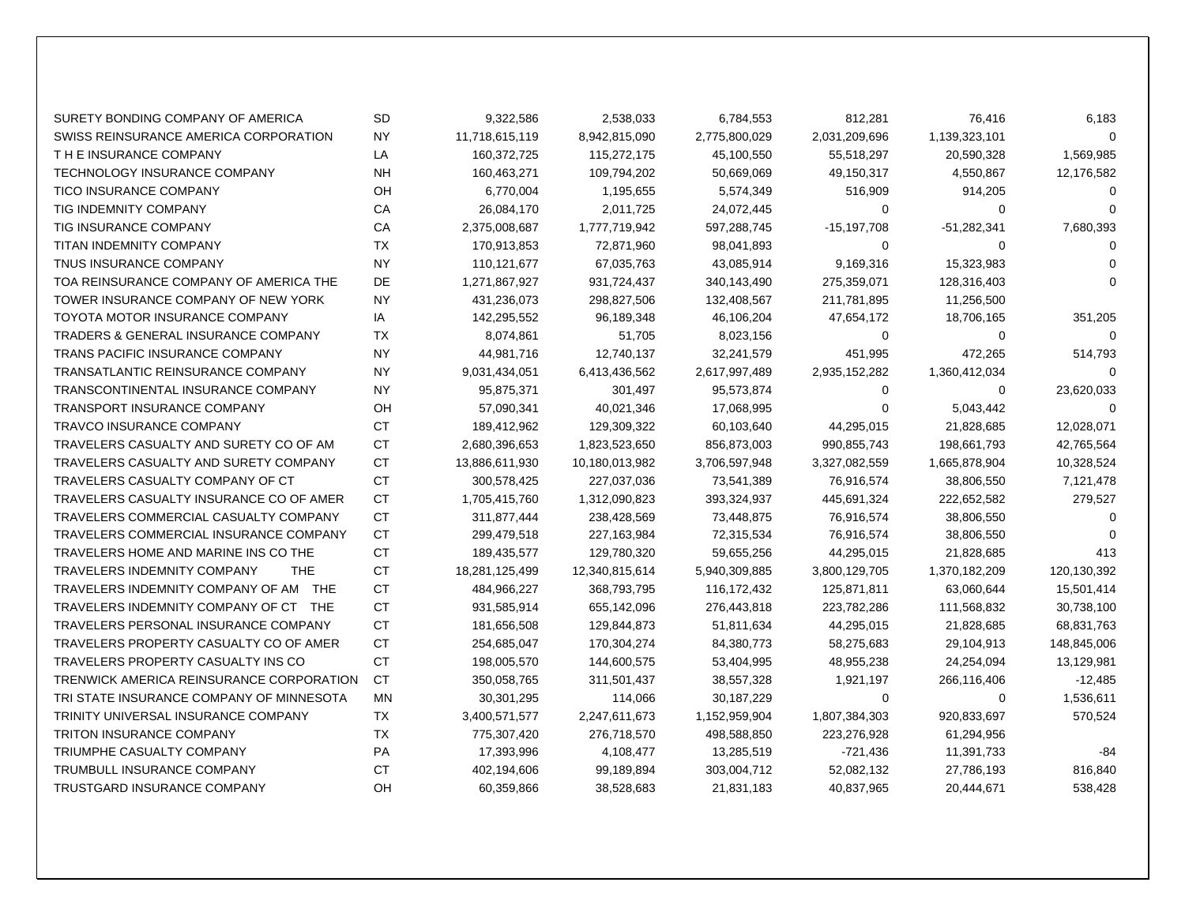| | | | | | | | |
|---|---|---|---|---|---|---|---|
| SURETY BONDING COMPANY OF AMERICA | SD | 9,322,586 | 2,538,033 | 6,784,553 | 812,281 | 76,416 | 6,183 |
| SWISS REINSURANCE AMERICA CORPORATION | NY | 11,718,615,119 | 8,942,815,090 | 2,775,800,029 | 2,031,209,696 | 1,139,323,101 | 0 |
| T H E INSURANCE COMPANY | LA | 160,372,725 | 115,272,175 | 45,100,550 | 55,518,297 | 20,590,328 | 1,569,985 |
| TECHNOLOGY INSURANCE COMPANY | NH | 160,463,271 | 109,794,202 | 50,669,069 | 49,150,317 | 4,550,867 | 12,176,582 |
| TICO INSURANCE COMPANY | OH | 6,770,004 | 1,195,655 | 5,574,349 | 516,909 | 914,205 | 0 |
| TIG INDEMNITY COMPANY | CA | 26,084,170 | 2,011,725 | 24,072,445 | 0 | 0 | 0 |
| TIG INSURANCE COMPANY | CA | 2,375,008,687 | 1,777,719,942 | 597,288,745 | -15,197,708 | -51,282,341 | 7,680,393 |
| TITAN INDEMNITY COMPANY | TX | 170,913,853 | 72,871,960 | 98,041,893 | 0 | 0 | 0 |
| TNUS INSURANCE COMPANY | NY | 110,121,677 | 67,035,763 | 43,085,914 | 9,169,316 | 15,323,983 | 0 |
| TOA REINSURANCE COMPANY OF AMERICA THE | DE | 1,271,867,927 | 931,724,437 | 340,143,490 | 275,359,071 | 128,316,403 | 0 |
| TOWER INSURANCE COMPANY OF NEW YORK | NY | 431,236,073 | 298,827,506 | 132,408,567 | 211,781,895 | 11,256,500 | |
| TOYOTA MOTOR INSURANCE COMPANY | IA | 142,295,552 | 96,189,348 | 46,106,204 | 47,654,172 | 18,706,165 | 351,205 |
| TRADERS & GENERAL INSURANCE COMPANY | TX | 8,074,861 | 51,705 | 8,023,156 | 0 | 0 | 0 |
| TRANS PACIFIC INSURANCE COMPANY | NY | 44,981,716 | 12,740,137 | 32,241,579 | 451,995 | 472,265 | 514,793 |
| TRANSATLANTIC REINSURANCE COMPANY | NY | 9,031,434,051 | 6,413,436,562 | 2,617,997,489 | 2,935,152,282 | 1,360,412,034 | 0 |
| TRANSCONTINENTAL INSURANCE COMPANY | NY | 95,875,371 | 301,497 | 95,573,874 | 0 | 0 | 23,620,033 |
| TRANSPORT INSURANCE COMPANY | OH | 57,090,341 | 40,021,346 | 17,068,995 | 0 | 5,043,442 | 0 |
| TRAVCO INSURANCE COMPANY | CT | 189,412,962 | 129,309,322 | 60,103,640 | 44,295,015 | 21,828,685 | 12,028,071 |
| TRAVELERS CASUALTY AND SURETY CO OF AM | CT | 2,680,396,653 | 1,823,523,650 | 856,873,003 | 990,855,743 | 198,661,793 | 42,765,564 |
| TRAVELERS CASUALTY AND SURETY COMPANY | CT | 13,886,611,930 | 10,180,013,982 | 3,706,597,948 | 3,327,082,559 | 1,665,878,904 | 10,328,524 |
| TRAVELERS CASUALTY COMPANY OF CT | CT | 300,578,425 | 227,037,036 | 73,541,389 | 76,916,574 | 38,806,550 | 7,121,478 |
| TRAVELERS CASUALTY INSURANCE CO OF AMER | CT | 1,705,415,760 | 1,312,090,823 | 393,324,937 | 445,691,324 | 222,652,582 | 279,527 |
| TRAVELERS COMMERCIAL CASUALTY COMPANY | CT | 311,877,444 | 238,428,569 | 73,448,875 | 76,916,574 | 38,806,550 | 0 |
| TRAVELERS COMMERCIAL INSURANCE COMPANY | CT | 299,479,518 | 227,163,984 | 72,315,534 | 76,916,574 | 38,806,550 | 0 |
| TRAVELERS HOME AND MARINE INS CO THE | CT | 189,435,577 | 129,780,320 | 59,655,256 | 44,295,015 | 21,828,685 | 413 |
| TRAVELERS INDEMNITY COMPANY THE | CT | 18,281,125,499 | 12,340,815,614 | 5,940,309,885 | 3,800,129,705 | 1,370,182,209 | 120,130,392 |
| TRAVELERS INDEMNITY COMPANY OF AM THE | CT | 484,966,227 | 368,793,795 | 116,172,432 | 125,871,811 | 63,060,644 | 15,501,414 |
| TRAVELERS INDEMNITY COMPANY OF CT THE | CT | 931,585,914 | 655,142,096 | 276,443,818 | 223,782,286 | 111,568,832 | 30,738,100 |
| TRAVELERS PERSONAL INSURANCE COMPANY | CT | 181,656,508 | 129,844,873 | 51,811,634 | 44,295,015 | 21,828,685 | 68,831,763 |
| TRAVELERS PROPERTY CASUALTY CO OF AMER | CT | 254,685,047 | 170,304,274 | 84,380,773 | 58,275,683 | 29,104,913 | 148,845,006 |
| TRAVELERS PROPERTY CASUALTY INS CO | CT | 198,005,570 | 144,600,575 | 53,404,995 | 48,955,238 | 24,254,094 | 13,129,981 |
| TRENWICK AMERICA REINSURANCE CORPORATION | CT | 350,058,765 | 311,501,437 | 38,557,328 | 1,921,197 | 266,116,406 | -12,485 |
| TRI STATE INSURANCE COMPANY OF MINNESOTA | MN | 30,301,295 | 114,066 | 30,187,229 | 0 | 0 | 1,536,611 |
| TRINITY UNIVERSAL INSURANCE COMPANY | TX | 3,400,571,577 | 2,247,611,673 | 1,152,959,904 | 1,807,384,303 | 920,833,697 | 570,524 |
| TRITON INSURANCE COMPANY | TX | 775,307,420 | 276,718,570 | 498,588,850 | 223,276,928 | 61,294,956 | |
| TRIUMPHE CASUALTY COMPANY | PA | 17,393,996 | 4,108,477 | 13,285,519 | -721,436 | 11,391,733 | -84 |
| TRUMBULL INSURANCE COMPANY | CT | 402,194,606 | 99,189,894 | 303,004,712 | 52,082,132 | 27,786,193 | 816,840 |
| TRUSTGARD INSURANCE COMPANY | OH | 60,359,866 | 38,528,683 | 21,831,183 | 40,837,965 | 20,444,671 | 538,428 |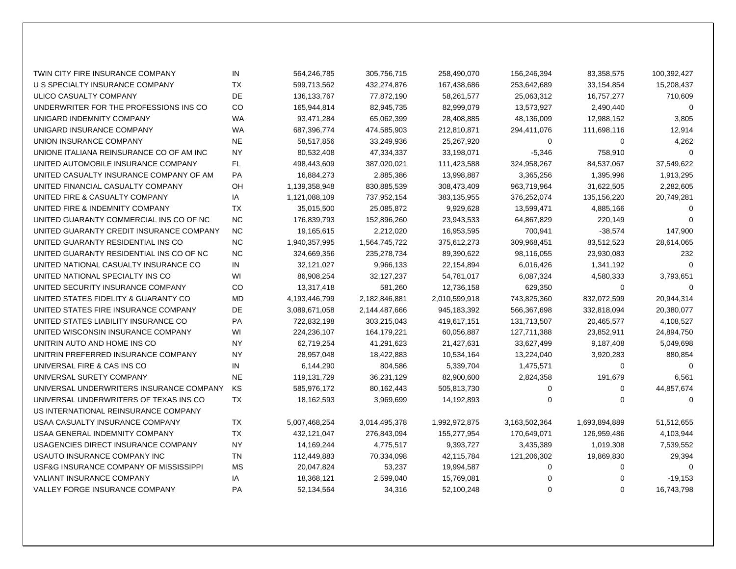| | | | | | | | |
|---|---|---|---|---|---|---|---|
| TWIN CITY FIRE INSURANCE COMPANY | IN | 564,246,785 | 305,756,715 | 258,490,070 | 156,246,394 | 83,358,575 | 100,392,427 |
| U S SPECIALTY INSURANCE COMPANY | TX | 599,713,562 | 432,274,876 | 167,438,686 | 253,642,689 | 33,154,854 | 15,208,437 |
| ULICO CASUALTY COMPANY | DE | 136,133,767 | 77,872,190 | 58,261,577 | 25,063,312 | 16,757,277 | 710,609 |
| UNDERWRITER FOR THE PROFESSIONS INS CO | CO | 165,944,814 | 82,945,735 | 82,999,079 | 13,573,927 | 2,490,440 | 0 |
| UNIGARD INDEMNITY COMPANY | WA | 93,471,284 | 65,062,399 | 28,408,885 | 48,136,009 | 12,988,152 | 3,805 |
| UNIGARD INSURANCE COMPANY | WA | 687,396,774 | 474,585,903 | 212,810,871 | 294,411,076 | 111,698,116 | 12,914 |
| UNION INSURANCE COMPANY | NE | 58,517,856 | 33,249,936 | 25,267,920 | 0 | 0 | 4,262 |
| UNIONE ITALIANA REINSURANCE CO OF AM INC | NY | 80,532,408 | 47,334,337 | 33,198,071 | -5,346 | 758,910 | 0 |
| UNITED AUTOMOBILE INSURANCE COMPANY | FL | 498,443,609 | 387,020,021 | 111,423,588 | 324,958,267 | 84,537,067 | 37,549,622 |
| UNITED CASUALTY INSURANCE COMPANY OF AM | PA | 16,884,273 | 2,885,386 | 13,998,887 | 3,365,256 | 1,395,996 | 1,913,295 |
| UNITED FINANCIAL CASUALTY COMPANY | OH | 1,139,358,948 | 830,885,539 | 308,473,409 | 963,719,964 | 31,622,505 | 2,282,605 |
| UNITED FIRE & CASUALTY COMPANY | IA | 1,121,088,109 | 737,952,154 | 383,135,955 | 376,252,074 | 135,156,220 | 20,749,281 |
| UNITED FIRE & INDEMNITY COMPANY | TX | 35,015,500 | 25,085,872 | 9,929,628 | 13,599,471 | 4,885,166 | 0 |
| UNITED GUARANTY COMMERCIAL INS CO OF NC | NC | 176,839,793 | 152,896,260 | 23,943,533 | 64,867,829 | 220,149 | 0 |
| UNITED GUARANTY CREDIT INSURANCE COMPANY | NC | 19,165,615 | 2,212,020 | 16,953,595 | 700,941 | -38,574 | 147,900 |
| UNITED GUARANTY RESIDENTIAL INS CO | NC | 1,940,357,995 | 1,564,745,722 | 375,612,273 | 309,968,451 | 83,512,523 | 28,614,065 |
| UNITED GUARANTY RESIDENTIAL INS CO OF NC | NC | 324,669,356 | 235,278,734 | 89,390,622 | 98,116,055 | 23,930,083 | 232 |
| UNITED NATIONAL CASUALTY INSURANCE CO | IN | 32,121,027 | 9,966,133 | 22,154,894 | 6,016,426 | 1,341,192 | 0 |
| UNITED NATIONAL SPECIALTY INS CO | WI | 86,908,254 | 32,127,237 | 54,781,017 | 6,087,324 | 4,580,333 | 3,793,651 |
| UNITED SECURITY INSURANCE COMPANY | CO | 13,317,418 | 581,260 | 12,736,158 | 629,350 | 0 | 0 |
| UNITED STATES FIDELITY & GUARANTY CO | MD | 4,193,446,799 | 2,182,846,881 | 2,010,599,918 | 743,825,360 | 832,072,599 | 20,944,314 |
| UNITED STATES FIRE INSURANCE COMPANY | DE | 3,089,671,058 | 2,144,487,666 | 945,183,392 | 566,367,698 | 332,818,094 | 20,380,077 |
| UNITED STATES LIABILITY INSURANCE CO | PA | 722,832,198 | 303,215,043 | 419,617,151 | 131,713,507 | 20,465,577 | 4,108,527 |
| UNITED WISCONSIN INSURANCE COMPANY | WI | 224,236,107 | 164,179,221 | 60,056,887 | 127,711,388 | 23,852,911 | 24,894,750 |
| UNITRIN AUTO AND HOME INS CO | NY | 62,719,254 | 41,291,623 | 21,427,631 | 33,627,499 | 9,187,408 | 5,049,698 |
| UNITRIN PREFERRED INSURANCE COMPANY | NY | 28,957,048 | 18,422,883 | 10,534,164 | 13,224,040 | 3,920,283 | 880,854 |
| UNIVERSAL FIRE & CAS INS CO | IN | 6,144,290 | 804,586 | 5,339,704 | 1,475,571 | 0 | 0 |
| UNIVERSAL SURETY COMPANY | NE | 119,131,729 | 36,231,129 | 82,900,600 | 2,824,358 | 191,679 | 6,561 |
| UNIVERSAL UNDERWRITERS INSURANCE COMPANY | KS | 585,976,172 | 80,162,443 | 505,813,730 | 0 | 0 | 44,857,674 |
| UNIVERSAL UNDERWRITERS OF TEXAS INS CO | TX | 18,162,593 | 3,969,699 | 14,192,893 | 0 | 0 | 0 |
| US INTERNATIONAL REINSURANCE COMPANY | | | | | | | |
| USAA CASUALTY INSURANCE COMPANY | TX | 5,007,468,254 | 3,014,495,378 | 1,992,972,875 | 3,163,502,364 | 1,693,894,889 | 51,512,655 |
| USAA GENERAL INDEMNITY COMPANY | TX | 432,121,047 | 276,843,094 | 155,277,954 | 170,649,071 | 126,959,486 | 4,103,944 |
| USAGENCIES DIRECT INSURANCE COMPANY | NY | 14,169,244 | 4,775,517 | 9,393,727 | 3,435,389 | 1,019,308 | 7,539,552 |
| USAUTO INSURANCE COMPANY INC | TN | 112,449,883 | 70,334,098 | 42,115,784 | 121,206,302 | 19,869,830 | 29,394 |
| USF&G INSURANCE COMPANY OF MISSISSIPPI | MS | 20,047,824 | 53,237 | 19,994,587 | 0 | 0 | 0 |
| VALIANT INSURANCE COMPANY | IA | 18,368,121 | 2,599,040 | 15,769,081 | 0 | 0 | -19,153 |
| VALLEY FORGE INSURANCE COMPANY | PA | 52,134,564 | 34,316 | 52,100,248 | 0 | 0 | 16,743,798 |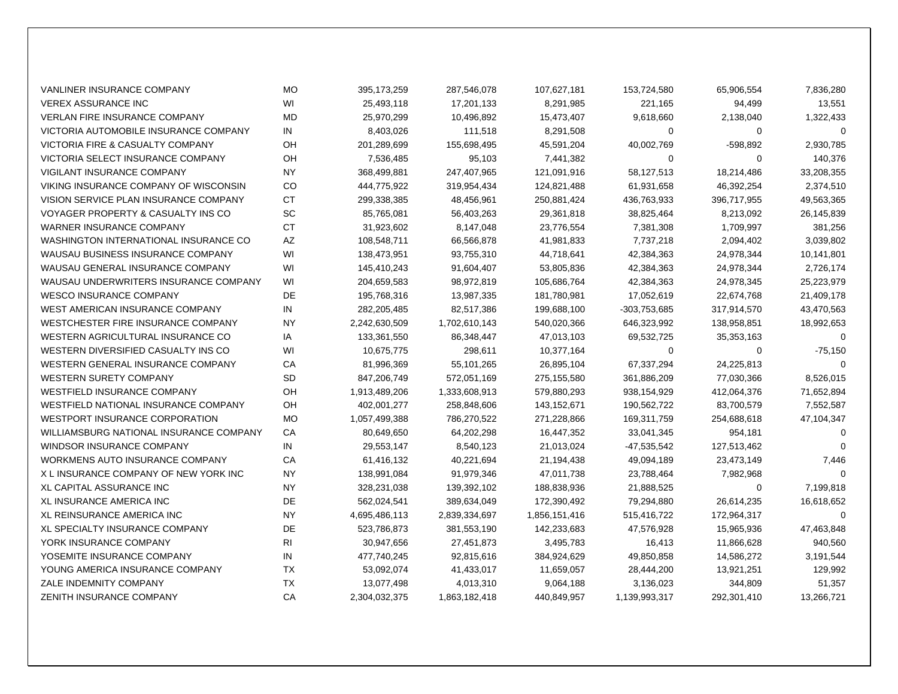| | | | | | | | |
|---|---|---|---|---|---|---|---|
| VANLINER INSURANCE COMPANY | MO | 395,173,259 | 287,546,078 | 107,627,181 | 153,724,580 | 65,906,554 | 7,836,280 |
| VEREX ASSURANCE INC | WI | 25,493,118 | 17,201,133 | 8,291,985 | 221,165 | 94,499 | 13,551 |
| VERLAN FIRE INSURANCE COMPANY | MD | 25,970,299 | 10,496,892 | 15,473,407 | 9,618,660 | 2,138,040 | 1,322,433 |
| VICTORIA AUTOMOBILE INSURANCE COMPANY | IN | 8,403,026 | 111,518 | 8,291,508 | 0 | 0 | 0 |
| VICTORIA FIRE & CASUALTY COMPANY | OH | 201,289,699 | 155,698,495 | 45,591,204 | 40,002,769 | -598,892 | 2,930,785 |
| VICTORIA SELECT INSURANCE COMPANY | OH | 7,536,485 | 95,103 | 7,441,382 | 0 | 0 | 140,376 |
| VIGILANT INSURANCE COMPANY | NY | 368,499,881 | 247,407,965 | 121,091,916 | 58,127,513 | 18,214,486 | 33,208,355 |
| VIKING INSURANCE COMPANY OF WISCONSIN | CO | 444,775,922 | 319,954,434 | 124,821,488 | 61,931,658 | 46,392,254 | 2,374,510 |
| VISION SERVICE PLAN INSURANCE COMPANY | CT | 299,338,385 | 48,456,961 | 250,881,424 | 436,763,933 | 396,717,955 | 49,563,365 |
| VOYAGER PROPERTY & CASUALTY INS CO | SC | 85,765,081 | 56,403,263 | 29,361,818 | 38,825,464 | 8,213,092 | 26,145,839 |
| WARNER INSURANCE COMPANY | CT | 31,923,602 | 8,147,048 | 23,776,554 | 7,381,308 | 1,709,997 | 381,256 |
| WASHINGTON INTERNATIONAL INSURANCE CO | AZ | 108,548,711 | 66,566,878 | 41,981,833 | 7,737,218 | 2,094,402 | 3,039,802 |
| WAUSAU BUSINESS INSURANCE COMPANY | WI | 138,473,951 | 93,755,310 | 44,718,641 | 42,384,363 | 24,978,344 | 10,141,801 |
| WAUSAU GENERAL INSURANCE COMPANY | WI | 145,410,243 | 91,604,407 | 53,805,836 | 42,384,363 | 24,978,344 | 2,726,174 |
| WAUSAU UNDERWRITERS INSURANCE COMPANY | WI | 204,659,583 | 98,972,819 | 105,686,764 | 42,384,363 | 24,978,345 | 25,223,979 |
| WESCO INSURANCE COMPANY | DE | 195,768,316 | 13,987,335 | 181,780,981 | 17,052,619 | 22,674,768 | 21,409,178 |
| WEST AMERICAN INSURANCE COMPANY | IN | 282,205,485 | 82,517,386 | 199,688,100 | -303,753,685 | 317,914,570 | 43,470,563 |
| WESTCHESTER FIRE INSURANCE COMPANY | NY | 2,242,630,509 | 1,702,610,143 | 540,020,366 | 646,323,992 | 138,958,851 | 18,992,653 |
| WESTERN AGRICULTURAL INSURANCE CO | IA | 133,361,550 | 86,348,447 | 47,013,103 | 69,532,725 | 35,353,163 | 0 |
| WESTERN DIVERSIFIED CASUALTY INS CO | WI | 10,675,775 | 298,611 | 10,377,164 | 0 | 0 | -75,150 |
| WESTERN GENERAL INSURANCE COMPANY | CA | 81,996,369 | 55,101,265 | 26,895,104 | 67,337,294 | 24,225,813 | 0 |
| WESTERN SURETY COMPANY | SD | 847,206,749 | 572,051,169 | 275,155,580 | 361,886,209 | 77,030,366 | 8,526,015 |
| WESTFIELD INSURANCE COMPANY | OH | 1,913,489,206 | 1,333,608,913 | 579,880,293 | 938,154,929 | 412,064,376 | 71,652,894 |
| WESTFIELD NATIONAL INSURANCE COMPANY | OH | 402,001,277 | 258,848,606 | 143,152,671 | 190,562,722 | 83,700,579 | 7,552,587 |
| WESTPORT INSURANCE CORPORATION | MO | 1,057,499,388 | 786,270,522 | 271,228,866 | 169,311,759 | 254,688,618 | 47,104,347 |
| WILLIAMSBURG NATIONAL INSURANCE COMPANY | CA | 80,649,650 | 64,202,298 | 16,447,352 | 33,041,345 | 954,181 | 0 |
| WINDSOR INSURANCE COMPANY | IN | 29,553,147 | 8,540,123 | 21,013,024 | -47,535,542 | 127,513,462 | 0 |
| WORKMENS AUTO INSURANCE COMPANY | CA | 61,416,132 | 40,221,694 | 21,194,438 | 49,094,189 | 23,473,149 | 7,446 |
| X L INSURANCE COMPANY OF NEW YORK INC | NY | 138,991,084 | 91,979,346 | 47,011,738 | 23,788,464 | 7,982,968 | 0 |
| XL CAPITAL ASSURANCE INC | NY | 328,231,038 | 139,392,102 | 188,838,936 | 21,888,525 | 0 | 7,199,818 |
| XL INSURANCE AMERICA INC | DE | 562,024,541 | 389,634,049 | 172,390,492 | 79,294,880 | 26,614,235 | 16,618,652 |
| XL REINSURANCE AMERICA INC | NY | 4,695,486,113 | 2,839,334,697 | 1,856,151,416 | 515,416,722 | 172,964,317 | 0 |
| XL SPECIALTY INSURANCE COMPANY | DE | 523,786,873 | 381,553,190 | 142,233,683 | 47,576,928 | 15,965,936 | 47,463,848 |
| YORK INSURANCE COMPANY | RI | 30,947,656 | 27,451,873 | 3,495,783 | 16,413 | 11,866,628 | 940,560 |
| YOSEMITE INSURANCE COMPANY | IN | 477,740,245 | 92,815,616 | 384,924,629 | 49,850,858 | 14,586,272 | 3,191,544 |
| YOUNG AMERICA INSURANCE COMPANY | TX | 53,092,074 | 41,433,017 | 11,659,057 | 28,444,200 | 13,921,251 | 129,992 |
| ZALE INDEMNITY COMPANY | TX | 13,077,498 | 4,013,310 | 9,064,188 | 3,136,023 | 344,809 | 51,357 |
| ZENITH INSURANCE COMPANY | CA | 2,304,032,375 | 1,863,182,418 | 440,849,957 | 1,139,993,317 | 292,301,410 | 13,266,721 |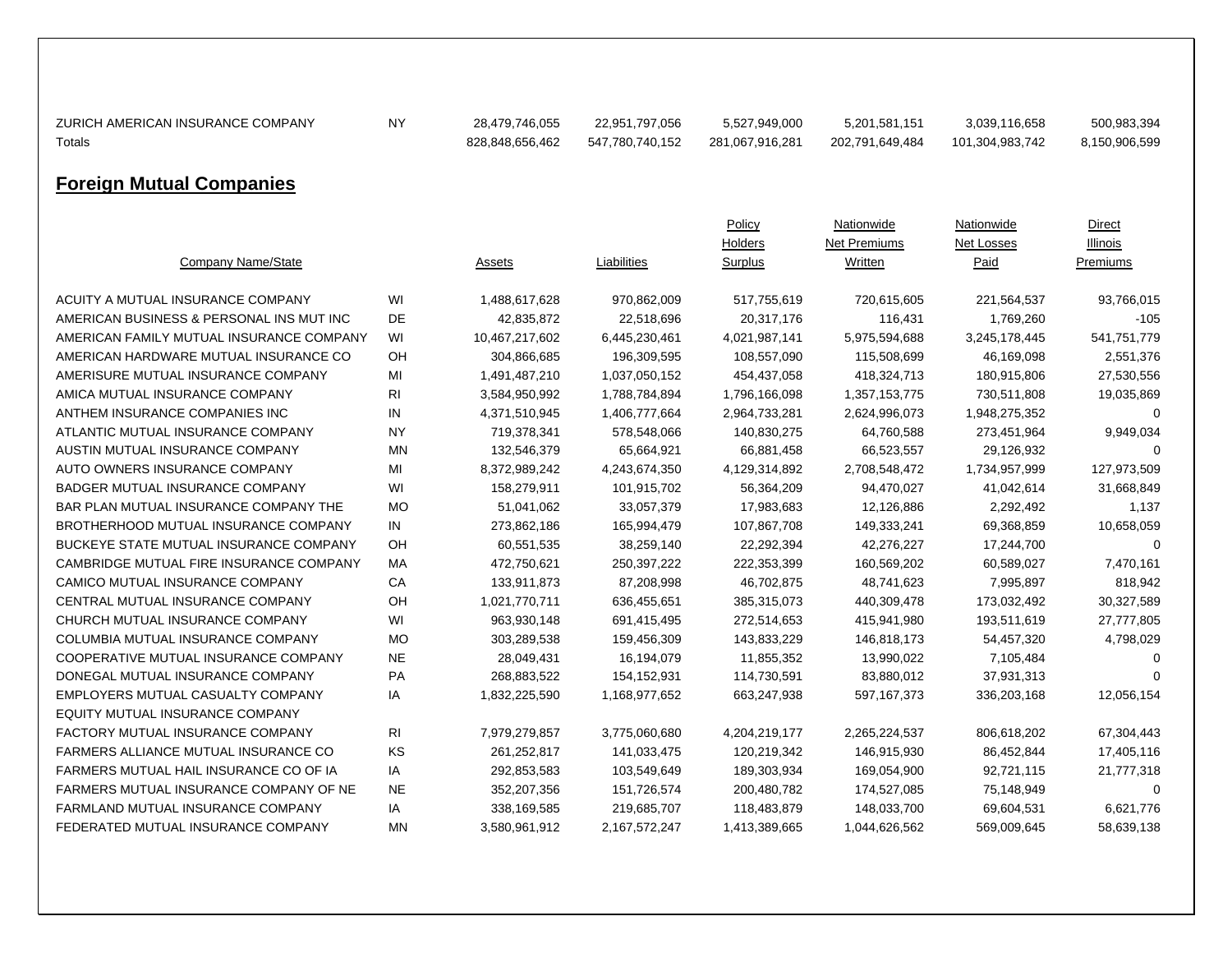| | | | | | | | |
|---|---|---|---|---|---|---|---|
| ZURICH AMERICAN INSURANCE COMPANY | NY | 28,479,746,055 | 22,951,797,056 | 5,527,949,000 | 5,201,581,151 | 3,039,116,658 | 500,983,394 |
| Totals | | 828,848,656,462 | 547,780,740,152 | 281,067,916,281 | 202,791,649,484 | 101,304,983,742 | 8,150,906,599 |

## Foreign Mutual Companies

| Company Name/State | | Assets | Liabilities | Policy Holders Surplus | Nationwide Net Premiums Written | Nationwide Net Losses Paid | Direct Illinois Premiums |
|---|---|---|---|---|---|---|---|
| ACUITY A MUTUAL INSURANCE COMPANY | WI | 1,488,617,628 | 970,862,009 | 517,755,619 | 720,615,605 | 221,564,537 | 93,766,015 |
| AMERICAN BUSINESS & PERSONAL INS MUT INC | DE | 42,835,872 | 22,518,696 | 20,317,176 | 116,431 | 1,769,260 | -105 |
| AMERICAN FAMILY MUTUAL INSURANCE COMPANY | WI | 10,467,217,602 | 6,445,230,461 | 4,021,987,141 | 5,975,594,688 | 3,245,178,445 | 541,751,779 |
| AMERICAN HARDWARE MUTUAL INSURANCE CO | OH | 304,866,685 | 196,309,595 | 108,557,090 | 115,508,699 | 46,169,098 | 2,551,376 |
| AMERISURE MUTUAL INSURANCE COMPANY | MI | 1,491,487,210 | 1,037,050,152 | 454,437,058 | 418,324,713 | 180,915,806 | 27,530,556 |
| AMICA MUTUAL INSURANCE COMPANY | RI | 3,584,950,992 | 1,788,784,894 | 1,796,166,098 | 1,357,153,775 | 730,511,808 | 19,035,869 |
| ANTHEM INSURANCE COMPANIES INC | IN | 4,371,510,945 | 1,406,777,664 | 2,964,733,281 | 2,624,996,073 | 1,948,275,352 | 0 |
| ATLANTIC MUTUAL INSURANCE COMPANY | NY | 719,378,341 | 578,548,066 | 140,830,275 | 64,760,588 | 273,451,964 | 9,949,034 |
| AUSTIN MUTUAL INSURANCE COMPANY | MN | 132,546,379 | 65,664,921 | 66,881,458 | 66,523,557 | 29,126,932 | 0 |
| AUTO OWNERS INSURANCE COMPANY | MI | 8,372,989,242 | 4,243,674,350 | 4,129,314,892 | 2,708,548,472 | 1,734,957,999 | 127,973,509 |
| BADGER MUTUAL INSURANCE COMPANY | WI | 158,279,911 | 101,915,702 | 56,364,209 | 94,470,027 | 41,042,614 | 31,668,849 |
| BAR PLAN MUTUAL INSURANCE COMPANY THE | MO | 51,041,062 | 33,057,379 | 17,983,683 | 12,126,886 | 2,292,492 | 1,137 |
| BROTHERHOOD MUTUAL INSURANCE COMPANY | IN | 273,862,186 | 165,994,479 | 107,867,708 | 149,333,241 | 69,368,859 | 10,658,059 |
| BUCKEYE STATE MUTUAL INSURANCE COMPANY | OH | 60,551,535 | 38,259,140 | 22,292,394 | 42,276,227 | 17,244,700 | 0 |
| CAMBRIDGE MUTUAL FIRE INSURANCE COMPANY | MA | 472,750,621 | 250,397,222 | 222,353,399 | 160,569,202 | 60,589,027 | 7,470,161 |
| CAMICO MUTUAL INSURANCE COMPANY | CA | 133,911,873 | 87,208,998 | 46,702,875 | 48,741,623 | 7,995,897 | 818,942 |
| CENTRAL MUTUAL INSURANCE COMPANY | OH | 1,021,770,711 | 636,455,651 | 385,315,073 | 440,309,478 | 173,032,492 | 30,327,589 |
| CHURCH MUTUAL INSURANCE COMPANY | WI | 963,930,148 | 691,415,495 | 272,514,653 | 415,941,980 | 193,511,619 | 27,777,805 |
| COLUMBIA MUTUAL INSURANCE COMPANY | MO | 303,289,538 | 159,456,309 | 143,833,229 | 146,818,173 | 54,457,320 | 4,798,029 |
| COOPERATIVE MUTUAL INSURANCE COMPANY | NE | 28,049,431 | 16,194,079 | 11,855,352 | 13,990,022 | 7,105,484 | 0 |
| DONEGAL MUTUAL INSURANCE COMPANY | PA | 268,883,522 | 154,152,931 | 114,730,591 | 83,880,012 | 37,931,313 | 0 |
| EMPLOYERS MUTUAL CASUALTY COMPANY | IA | 1,832,225,590 | 1,168,977,652 | 663,247,938 | 597,167,373 | 336,203,168 | 12,056,154 |
| EQUITY MUTUAL INSURANCE COMPANY | | | | | | | |
| FACTORY MUTUAL INSURANCE COMPANY | RI | 7,979,279,857 | 3,775,060,680 | 4,204,219,177 | 2,265,224,537 | 806,618,202 | 67,304,443 |
| FARMERS ALLIANCE MUTUAL INSURANCE CO | KS | 261,252,817 | 141,033,475 | 120,219,342 | 146,915,930 | 86,452,844 | 17,405,116 |
| FARMERS MUTUAL HAIL INSURANCE CO OF IA | IA | 292,853,583 | 103,549,649 | 189,303,934 | 169,054,900 | 92,721,115 | 21,777,318 |
| FARMERS MUTUAL INSURANCE COMPANY OF NE | NE | 352,207,356 | 151,726,574 | 200,480,782 | 174,527,085 | 75,148,949 | 0 |
| FARMLAND MUTUAL INSURANCE COMPANY | IA | 338,169,585 | 219,685,707 | 118,483,879 | 148,033,700 | 69,604,531 | 6,621,776 |
| FEDERATED MUTUAL INSURANCE COMPANY | MN | 3,580,961,912 | 2,167,572,247 | 1,413,389,665 | 1,044,626,562 | 569,009,645 | 58,639,138 |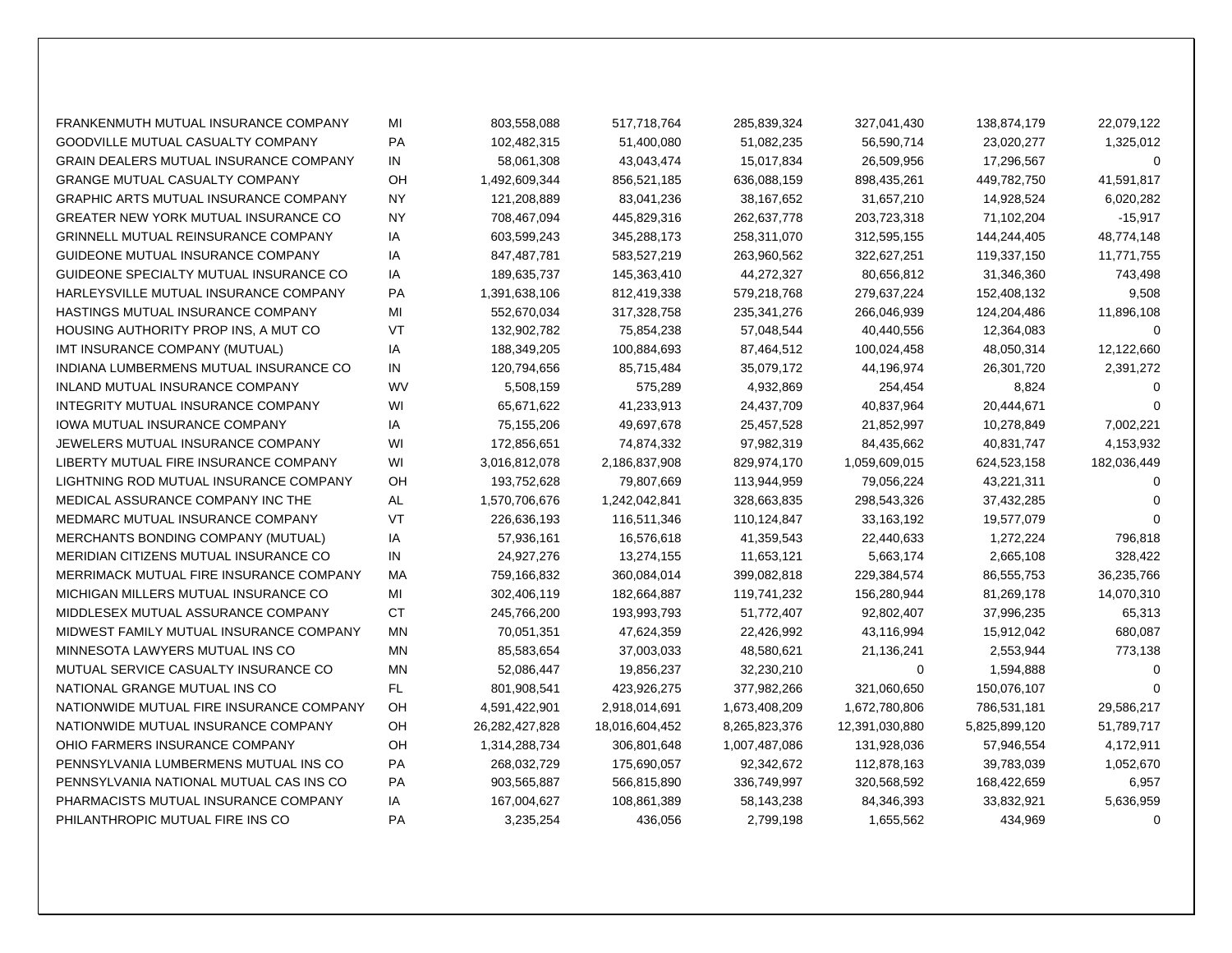| | | | | | | | |
|---|---|---|---|---|---|---|---|
| FRANKENMUTH MUTUAL INSURANCE COMPANY | MI | 803,558,088 | 517,718,764 | 285,839,324 | 327,041,430 | 138,874,179 | 22,079,122 |
| GOODVILLE MUTUAL CASUALTY COMPANY | PA | 102,482,315 | 51,400,080 | 51,082,235 | 56,590,714 | 23,020,277 | 1,325,012 |
| GRAIN DEALERS MUTUAL INSURANCE COMPANY | IN | 58,061,308 | 43,043,474 | 15,017,834 | 26,509,956 | 17,296,567 | 0 |
| GRANGE MUTUAL CASUALTY COMPANY | OH | 1,492,609,344 | 856,521,185 | 636,088,159 | 898,435,261 | 449,782,750 | 41,591,817 |
| GRAPHIC ARTS MUTUAL INSURANCE COMPANY | NY | 121,208,889 | 83,041,236 | 38,167,652 | 31,657,210 | 14,928,524 | 6,020,282 |
| GREATER NEW YORK MUTUAL INSURANCE CO | NY | 708,467,094 | 445,829,316 | 262,637,778 | 203,723,318 | 71,102,204 | -15,917 |
| GRINNELL MUTUAL REINSURANCE COMPANY | IA | 603,599,243 | 345,288,173 | 258,311,070 | 312,595,155 | 144,244,405 | 48,774,148 |
| GUIDEONE MUTUAL INSURANCE COMPANY | IA | 847,487,781 | 583,527,219 | 263,960,562 | 322,627,251 | 119,337,150 | 11,771,755 |
| GUIDEONE SPECIALTY MUTUAL INSURANCE CO | IA | 189,635,737 | 145,363,410 | 44,272,327 | 80,656,812 | 31,346,360 | 743,498 |
| HARLEYSVILLE MUTUAL INSURANCE COMPANY | PA | 1,391,638,106 | 812,419,338 | 579,218,768 | 279,637,224 | 152,408,132 | 9,508 |
| HASTINGS MUTUAL INSURANCE COMPANY | MI | 552,670,034 | 317,328,758 | 235,341,276 | 266,046,939 | 124,204,486 | 11,896,108 |
| HOUSING AUTHORITY PROP INS, A MUT CO | VT | 132,902,782 | 75,854,238 | 57,048,544 | 40,440,556 | 12,364,083 | 0 |
| IMT INSURANCE COMPANY (MUTUAL) | IA | 188,349,205 | 100,884,693 | 87,464,512 | 100,024,458 | 48,050,314 | 12,122,660 |
| INDIANA LUMBERMENS MUTUAL INSURANCE CO | IN | 120,794,656 | 85,715,484 | 35,079,172 | 44,196,974 | 26,301,720 | 2,391,272 |
| INLAND MUTUAL INSURANCE COMPANY | WV | 5,508,159 | 575,289 | 4,932,869 | 254,454 | 8,824 | 0 |
| INTEGRITY MUTUAL INSURANCE COMPANY | WI | 65,671,622 | 41,233,913 | 24,437,709 | 40,837,964 | 20,444,671 | 0 |
| IOWA MUTUAL INSURANCE COMPANY | IA | 75,155,206 | 49,697,678 | 25,457,528 | 21,852,997 | 10,278,849 | 7,002,221 |
| JEWELERS MUTUAL INSURANCE COMPANY | WI | 172,856,651 | 74,874,332 | 97,982,319 | 84,435,662 | 40,831,747 | 4,153,932 |
| LIBERTY MUTUAL FIRE INSURANCE COMPANY | WI | 3,016,812,078 | 2,186,837,908 | 829,974,170 | 1,059,609,015 | 624,523,158 | 182,036,449 |
| LIGHTNING ROD MUTUAL INSURANCE COMPANY | OH | 193,752,628 | 79,807,669 | 113,944,959 | 79,056,224 | 43,221,311 | 0 |
| MEDICAL ASSURANCE COMPANY INC THE | AL | 1,570,706,676 | 1,242,042,841 | 328,663,835 | 298,543,326 | 37,432,285 | 0 |
| MEDMARC MUTUAL INSURANCE COMPANY | VT | 226,636,193 | 116,511,346 | 110,124,847 | 33,163,192 | 19,577,079 | 0 |
| MERCHANTS BONDING COMPANY (MUTUAL) | IA | 57,936,161 | 16,576,618 | 41,359,543 | 22,440,633 | 1,272,224 | 796,818 |
| MERIDIAN CITIZENS MUTUAL INSURANCE CO | IN | 24,927,276 | 13,274,155 | 11,653,121 | 5,663,174 | 2,665,108 | 328,422 |
| MERRIMACK MUTUAL FIRE INSURANCE COMPANY | MA | 759,166,832 | 360,084,014 | 399,082,818 | 229,384,574 | 86,555,753 | 36,235,766 |
| MICHIGAN MILLERS MUTUAL INSURANCE CO | MI | 302,406,119 | 182,664,887 | 119,741,232 | 156,280,944 | 81,269,178 | 14,070,310 |
| MIDDLESEX MUTUAL ASSURANCE COMPANY | CT | 245,766,200 | 193,993,793 | 51,772,407 | 92,802,407 | 37,996,235 | 65,313 |
| MIDWEST FAMILY MUTUAL INSURANCE COMPANY | MN | 70,051,351 | 47,624,359 | 22,426,992 | 43,116,994 | 15,912,042 | 680,087 |
| MINNESOTA LAWYERS MUTUAL INS CO | MN | 85,583,654 | 37,003,033 | 48,580,621 | 21,136,241 | 2,553,944 | 773,138 |
| MUTUAL SERVICE CASUALTY INSURANCE CO | MN | 52,086,447 | 19,856,237 | 32,230,210 | 0 | 1,594,888 | 0 |
| NATIONAL GRANGE MUTUAL INS CO | FL | 801,908,541 | 423,926,275 | 377,982,266 | 321,060,650 | 150,076,107 | 0 |
| NATIONWIDE MUTUAL FIRE INSURANCE COMPANY | OH | 4,591,422,901 | 2,918,014,691 | 1,673,408,209 | 1,672,780,806 | 786,531,181 | 29,586,217 |
| NATIONWIDE MUTUAL INSURANCE COMPANY | OH | 26,282,427,828 | 18,016,604,452 | 8,265,823,376 | 12,391,030,880 | 5,825,899,120 | 51,789,717 |
| OHIO FARMERS INSURANCE COMPANY | OH | 1,314,288,734 | 306,801,648 | 1,007,487,086 | 131,928,036 | 57,946,554 | 4,172,911 |
| PENNSYLVANIA LUMBERMENS MUTUAL INS CO | PA | 268,032,729 | 175,690,057 | 92,342,672 | 112,878,163 | 39,783,039 | 1,052,670 |
| PENNSYLVANIA NATIONAL MUTUAL CAS INS CO | PA | 903,565,887 | 566,815,890 | 336,749,997 | 320,568,592 | 168,422,659 | 6,957 |
| PHARMACISTS MUTUAL INSURANCE COMPANY | IA | 167,004,627 | 108,861,389 | 58,143,238 | 84,346,393 | 33,832,921 | 5,636,959 |
| PHILANTHROPIC MUTUAL FIRE INS CO | PA | 3,235,254 | 436,056 | 2,799,198 | 1,655,562 | 434,969 | 0 |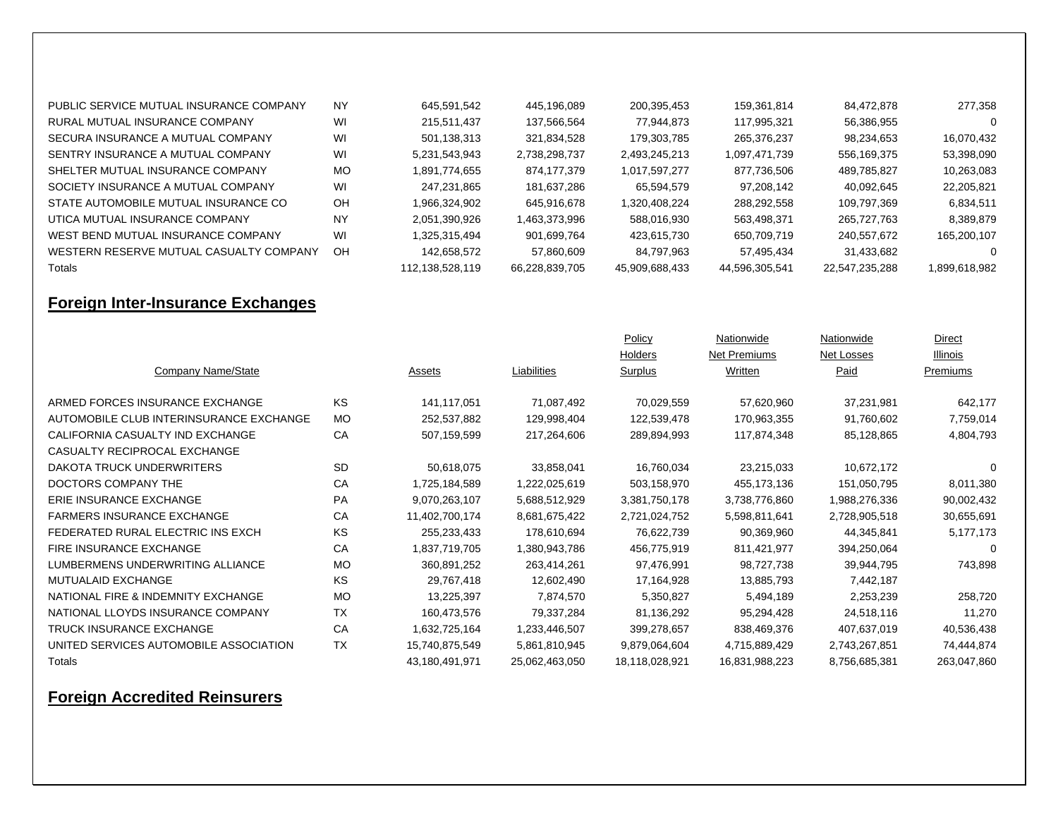| | | | | | | | |
|---|---|---|---|---|---|---|---|
| PUBLIC SERVICE MUTUAL INSURANCE COMPANY | NY | 645,591,542 | 445,196,089 | 200,395,453 | 159,361,814 | 84,472,878 | 277,358 |
| RURAL MUTUAL INSURANCE COMPANY | WI | 215,511,437 | 137,566,564 | 77,944,873 | 117,995,321 | 56,386,955 | 0 |
| SECURA INSURANCE A MUTUAL COMPANY | WI | 501,138,313 | 321,834,528 | 179,303,785 | 265,376,237 | 98,234,653 | 16,070,432 |
| SENTRY INSURANCE A MUTUAL COMPANY | WI | 5,231,543,943 | 2,738,298,737 | 2,493,245,213 | 1,097,471,739 | 556,169,375 | 53,398,090 |
| SHELTER MUTUAL INSURANCE COMPANY | MO | 1,891,774,655 | 874,177,379 | 1,017,597,277 | 877,736,506 | 489,785,827 | 10,263,083 |
| SOCIETY INSURANCE A MUTUAL COMPANY | WI | 247,231,865 | 181,637,286 | 65,594,579 | 97,208,142 | 40,092,645 | 22,205,821 |
| STATE AUTOMOBILE MUTUAL INSURANCE CO | OH | 1,966,324,902 | 645,916,678 | 1,320,408,224 | 288,292,558 | 109,797,369 | 6,834,511 |
| UTICA MUTUAL INSURANCE COMPANY | NY | 2,051,390,926 | 1,463,373,996 | 588,016,930 | 563,498,371 | 265,727,763 | 8,389,879 |
| WEST BEND MUTUAL INSURANCE COMPANY | WI | 1,325,315,494 | 901,699,764 | 423,615,730 | 650,709,719 | 240,557,672 | 165,200,107 |
| WESTERN RESERVE MUTUAL CASUALTY COMPANY | OH | 142,658,572 | 57,860,609 | 84,797,963 | 57,495,434 | 31,433,682 | 0 |
| Totals | | 112,138,528,119 | 66,228,839,705 | 45,909,688,433 | 44,596,305,541 | 22,547,235,288 | 1,899,618,982 |

## Foreign Inter-Insurance Exchanges

| Company Name/State | | Assets | Liabilities | Policy Holders Surplus | Nationwide Net Premiums Written | Nationwide Net Losses Paid | Direct Illinois Premiums |
|---|---|---|---|---|---|---|---|
| ARMED FORCES INSURANCE EXCHANGE | KS | 141,117,051 | 71,087,492 | 70,029,559 | 57,620,960 | 37,231,981 | 642,177 |
| AUTOMOBILE CLUB INTERINSURANCE EXCHANGE | MO | 252,537,882 | 129,998,404 | 122,539,478 | 170,963,355 | 91,760,602 | 7,759,014 |
| CALIFORNIA CASUALTY IND EXCHANGE | CA | 507,159,599 | 217,264,606 | 289,894,993 | 117,874,348 | 85,128,865 | 4,804,793 |
| CASUALTY RECIPROCAL EXCHANGE | | | | | | | |
| DAKOTA TRUCK UNDERWRITERS | SD | 50,618,075 | 33,858,041 | 16,760,034 | 23,215,033 | 10,672,172 | 0 |
| DOCTORS COMPANY THE | CA | 1,725,184,589 | 1,222,025,619 | 503,158,970 | 455,173,136 | 151,050,795 | 8,011,380 |
| ERIE INSURANCE EXCHANGE | PA | 9,070,263,107 | 5,688,512,929 | 3,381,750,178 | 3,738,776,860 | 1,988,276,336 | 90,002,432 |
| FARMERS INSURANCE EXCHANGE | CA | 11,402,700,174 | 8,681,675,422 | 2,721,024,752 | 5,598,811,641 | 2,728,905,518 | 30,655,691 |
| FEDERATED RURAL ELECTRIC INS EXCH | KS | 255,233,433 | 178,610,694 | 76,622,739 | 90,369,960 | 44,345,841 | 5,177,173 |
| FIRE INSURANCE EXCHANGE | CA | 1,837,719,705 | 1,380,943,786 | 456,775,919 | 811,421,977 | 394,250,064 | 0 |
| LUMBERMENS UNDERWRITING ALLIANCE | MO | 360,891,252 | 263,414,261 | 97,476,991 | 98,727,738 | 39,944,795 | 743,898 |
| MUTUALAID EXCHANGE | KS | 29,767,418 | 12,602,490 | 17,164,928 | 13,885,793 | 7,442,187 | |
| NATIONAL FIRE & INDEMNITY EXCHANGE | MO | 13,225,397 | 7,874,570 | 5,350,827 | 5,494,189 | 2,253,239 | 258,720 |
| NATIONAL LLOYDS INSURANCE COMPANY | TX | 160,473,576 | 79,337,284 | 81,136,292 | 95,294,428 | 24,518,116 | 11,270 |
| TRUCK INSURANCE EXCHANGE | CA | 1,632,725,164 | 1,233,446,507 | 399,278,657 | 838,469,376 | 407,637,019 | 40,536,438 |
| UNITED SERVICES AUTOMOBILE ASSOCIATION | TX | 15,740,875,549 | 5,861,810,945 | 9,879,064,604 | 4,715,889,429 | 2,743,267,851 | 74,444,874 |
| Totals | | 43,180,491,971 | 25,062,463,050 | 18,118,028,921 | 16,831,988,223 | 8,756,685,381 | 263,047,860 |

## Foreign Accredited Reinsurers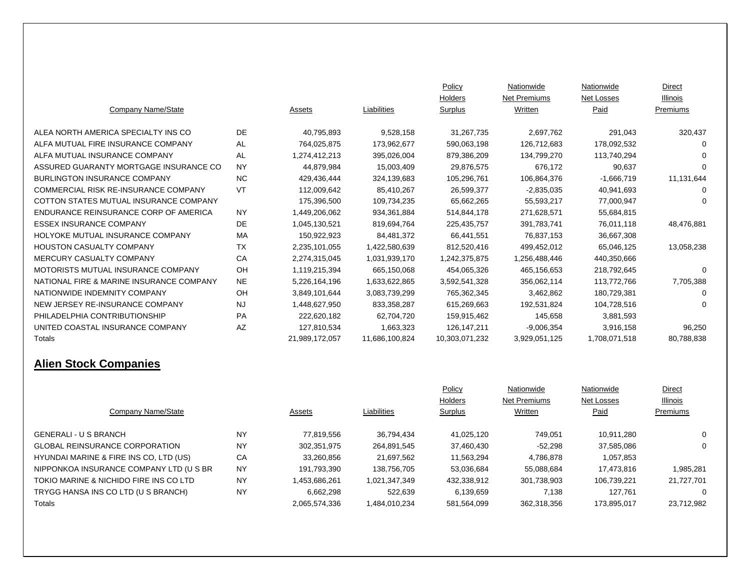| Company Name/State | | Assets | Liabilities | Policy Holders Surplus | Nationwide Net Premiums Written | Nationwide Net Losses Paid | Direct Illinois Premiums |
|---|---|---|---|---|---|---|---|
| ALEA NORTH AMERICA SPECIALTY INS CO | DE | 40,795,893 | 9,528,158 | 31,267,735 | 2,697,762 | 291,043 | 320,437 |
| ALFA MUTUAL FIRE INSURANCE COMPANY | AL | 764,025,875 | 173,962,677 | 590,063,198 | 126,712,683 | 178,092,532 | 0 |
| ALFA MUTUAL INSURANCE COMPANY | AL | 1,274,412,213 | 395,026,004 | 879,386,209 | 134,799,270 | 113,740,294 | 0 |
| ASSURED GUARANTY MORTGAGE INSURANCE CO | NY | 44,879,984 | 15,003,409 | 29,876,575 | 676,172 | 90,637 | 0 |
| BURLINGTON INSURANCE COMPANY | NC | 429,436,444 | 324,139,683 | 105,296,761 | 106,864,376 | -1,666,719 | 11,131,644 |
| COMMERCIAL RISK RE-INSURANCE COMPANY | VT | 112,009,642 | 85,410,267 | 26,599,377 | -2,835,035 | 40,941,693 | 0 |
| COTTON STATES MUTUAL INSURANCE COMPANY | | 175,396,500 | 109,734,235 | 65,662,265 | 55,593,217 | 77,000,947 | 0 |
| ENDURANCE REINSURANCE CORP OF AMERICA | NY | 1,449,206,062 | 934,361,884 | 514,844,178 | 271,628,571 | 55,684,815 | |
| ESSEX INSURANCE COMPANY | DE | 1,045,130,521 | 819,694,764 | 225,435,757 | 391,783,741 | 76,011,118 | 48,476,881 |
| HOLYOKE MUTUAL INSURANCE COMPANY | MA | 150,922,923 | 84,481,372 | 66,441,551 | 76,837,153 | 36,667,308 | |
| HOUSTON CASUALTY COMPANY | TX | 2,235,101,055 | 1,422,580,639 | 812,520,416 | 499,452,012 | 65,046,125 | 13,058,238 |
| MERCURY CASUALTY COMPANY | CA | 2,274,315,045 | 1,031,939,170 | 1,242,375,875 | 1,256,488,446 | 440,350,666 | |
| MOTORISTS MUTUAL INSURANCE COMPANY | OH | 1,119,215,394 | 665,150,068 | 454,065,326 | 465,156,653 | 218,792,645 | 0 |
| NATIONAL FIRE & MARINE INSURANCE COMPANY | NE | 5,226,164,196 | 1,633,622,865 | 3,592,541,328 | 356,062,114 | 113,772,766 | 7,705,388 |
| NATIONWIDE INDEMNITY COMPANY | OH | 3,849,101,644 | 3,083,739,299 | 765,362,345 | 3,462,862 | 180,729,381 | 0 |
| NEW JERSEY RE-INSURANCE COMPANY | NJ | 1,448,627,950 | 833,358,287 | 615,269,663 | 192,531,824 | 104,728,516 | 0 |
| PHILADELPHIA CONTRIBUTIONSHIP | PA | 222,620,182 | 62,704,720 | 159,915,462 | 145,658 | 3,881,593 | |
| UNITED COASTAL INSURANCE COMPANY | AZ | 127,810,534 | 1,663,323 | 126,147,211 | -9,006,354 | 3,916,158 | 96,250 |
| Totals | | 21,989,172,057 | 11,686,100,824 | 10,303,071,232 | 3,929,051,125 | 1,708,071,518 | 80,788,838 |

## Alien Stock Companies

| Company Name/State | | Assets | Liabilities | Policy Holders Surplus | Nationwide Net Premiums Written | Nationwide Net Losses Paid | Direct Illinois Premiums |
|---|---|---|---|---|---|---|---|
| GENERALI - U S BRANCH | NY | 77,819,556 | 36,794,434 | 41,025,120 | 749,051 | 10,911,280 | 0 |
| GLOBAL REINSURANCE CORPORATION | NY | 302,351,975 | 264,891,545 | 37,460,430 | -52,298 | 37,585,086 | 0 |
| HYUNDAI MARINE & FIRE INS CO, LTD (US) | CA | 33,260,856 | 21,697,562 | 11,563,294 | 4,786,878 | 1,057,853 | |
| NIPPONKOA INSURANCE COMPANY LTD (U S BR | NY | 191,793,390 | 138,756,705 | 53,036,684 | 55,088,684 | 17,473,816 | 1,985,281 |
| TOKIO MARINE & NICHIDO FIRE INS CO LTD | NY | 1,453,686,261 | 1,021,347,349 | 432,338,912 | 301,738,903 | 106,739,221 | 21,727,701 |
| TRYGG HANSA INS CO LTD (U S BRANCH) | NY | 6,662,298 | 522,639 | 6,139,659 | 7,138 | 127,761 | 0 |
| Totals | | 2,065,574,336 | 1,484,010,234 | 581,564,099 | 362,318,356 | 173,895,017 | 23,712,982 |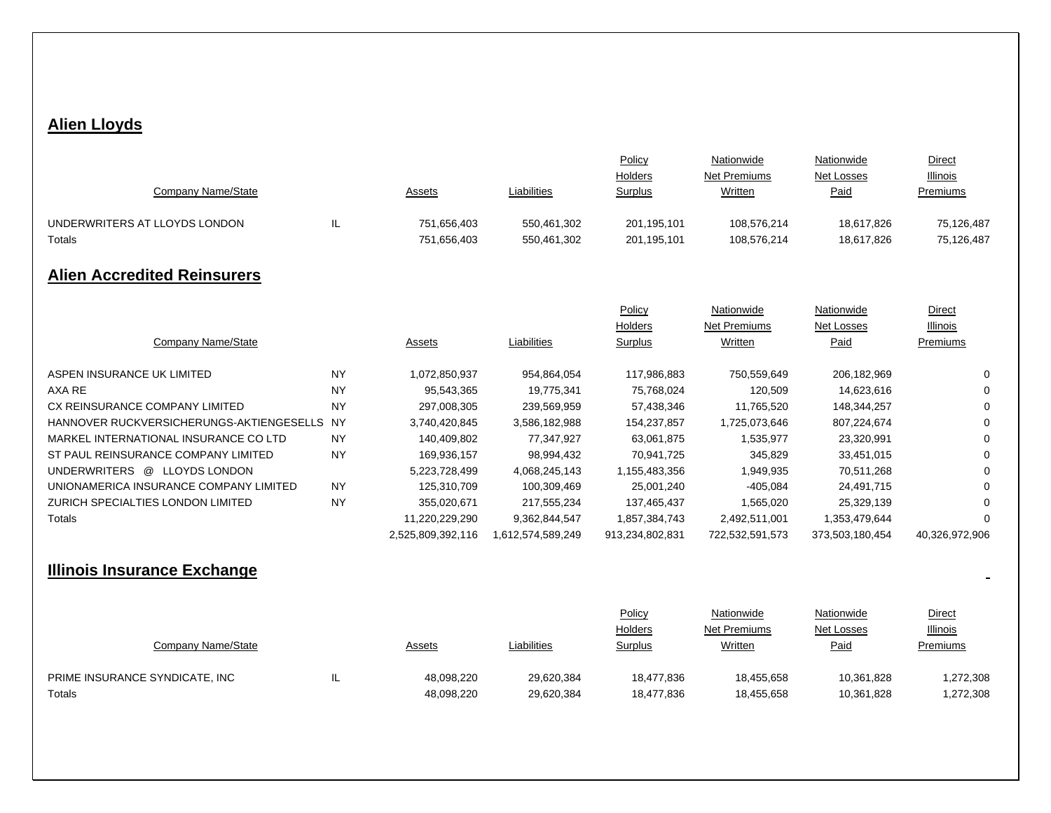## Alien Lloyds

| Company Name/State | | Assets | Liabilities | Policy Holders Surplus | Nationwide Net Premiums Written | Nationwide Net Losses Paid | Direct Illinois Premiums |
|---|---|---|---|---|---|---|---|
| UNDERWRITERS AT LLOYDS LONDON | IL | 751,656,403 | 550,461,302 | 201,195,101 | 108,576,214 | 18,617,826 | 75,126,487 |
| Totals | | 751,656,403 | 550,461,302 | 201,195,101 | 108,576,214 | 18,617,826 | 75,126,487 |

## Alien Accredited Reinsurers

| Company Name/State | | Assets | Liabilities | Policy Holders Surplus | Nationwide Net Premiums Written | Nationwide Net Losses Paid | Direct Illinois Premiums |
|---|---|---|---|---|---|---|---|
| ASPEN INSURANCE UK LIMITED | NY | 1,072,850,937 | 954,864,054 | 117,986,883 | 750,559,649 | 206,182,969 | 0 |
| AXA RE | NY | 95,543,365 | 19,775,341 | 75,768,024 | 120,509 | 14,623,616 | 0 |
| CX REINSURANCE COMPANY LIMITED | NY | 297,008,305 | 239,569,959 | 57,438,346 | 11,765,520 | 148,344,257 | 0 |
| HANNOVER RUCKVERSICHERUNGS-AKTIENGESELLS | NY | 3,740,420,845 | 3,586,182,988 | 154,237,857 | 1,725,073,646 | 807,224,674 | 0 |
| MARKEL INTERNATIONAL INSURANCE CO LTD | NY | 140,409,802 | 77,347,927 | 63,061,875 | 1,535,977 | 23,320,991 | 0 |
| ST PAUL REINSURANCE COMPANY LIMITED | NY | 169,936,157 | 98,994,432 | 70,941,725 | 345,829 | 33,451,015 | 0 |
| UNDERWRITERS @ LLOYDS LONDON | | 5,223,728,499 | 4,068,245,143 | 1,155,483,356 | 1,949,935 | 70,511,268 | 0 |
| UNIONAMERICA INSURANCE COMPANY LIMITED | NY | 125,310,709 | 100,309,469 | 25,001,240 | -405,084 | 24,491,715 | 0 |
| ZURICH SPECIALTIES LONDON LIMITED | NY | 355,020,671 | 217,555,234 | 137,465,437 | 1,565,020 | 25,329,139 | 0 |
| Totals | | 11,220,229,290 | 9,362,844,547 | 1,857,384,743 | 2,492,511,001 | 1,353,479,644 | 0 |
| | | 2,525,809,392,116 | 1,612,574,589,249 | 913,234,802,831 | 722,532,591,573 | 373,503,180,454 | 40,326,972,906 |

## Illinois Insurance Exchange

| Company Name/State | | Assets | Liabilities | Policy Holders Surplus | Nationwide Net Premiums Written | Nationwide Net Losses Paid | Direct Illinois Premiums |
|---|---|---|---|---|---|---|---|
| PRIME INSURANCE SYNDICATE, INC | IL | 48,098,220 | 29,620,384 | 18,477,836 | 18,455,658 | 10,361,828 | 1,272,308 |
| Totals | | 48,098,220 | 29,620,384 | 18,477,836 | 18,455,658 | 10,361,828 | 1,272,308 |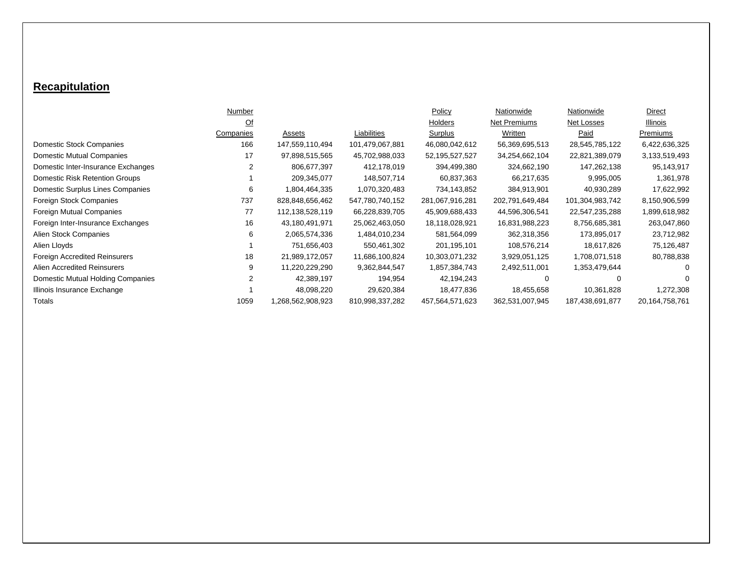## Recapitulation

| | Number Of Companies | Assets | Liabilities | Policy Holders Surplus | Nationwide Net Premiums Written | Nationwide Net Losses Paid | Direct Illinois Premiums |
|---|---|---|---|---|---|---|---|
| Domestic Stock Companies | 166 | 147,559,110,494 | 101,479,067,881 | 46,080,042,612 | 56,369,695,513 | 28,545,785,122 | 6,422,636,325 |
| Domestic Mutual Companies | 17 | 97,898,515,565 | 45,702,988,033 | 52,195,527,527 | 34,254,662,104 | 22,821,389,079 | 3,133,519,493 |
| Domestic Inter-Insurance Exchanges | 2 | 806,677,397 | 412,178,019 | 394,499,380 | 324,662,190 | 147,262,138 | 95,143,917 |
| Domestic Risk Retention Groups | 1 | 209,345,077 | 148,507,714 | 60,837,363 | 66,217,635 | 9,995,005 | 1,361,978 |
| Domestic Surplus Lines Companies | 6 | 1,804,464,335 | 1,070,320,483 | 734,143,852 | 384,913,901 | 40,930,289 | 17,622,992 |
| Foreign Stock Companies | 737 | 828,848,656,462 | 547,780,740,152 | 281,067,916,281 | 202,791,649,484 | 101,304,983,742 | 8,150,906,599 |
| Foreign Mutual Companies | 77 | 112,138,528,119 | 66,228,839,705 | 45,909,688,433 | 44,596,306,541 | 22,547,235,288 | 1,899,618,982 |
| Foreign Inter-Insurance Exchanges | 16 | 43,180,491,971 | 25,062,463,050 | 18,118,028,921 | 16,831,988,223 | 8,756,685,381 | 263,047,860 |
| Alien Stock Companies | 6 | 2,065,574,336 | 1,484,010,234 | 581,564,099 | 362,318,356 | 173,895,017 | 23,712,982 |
| Alien Lloyds | 1 | 751,656,403 | 550,461,302 | 201,195,101 | 108,576,214 | 18,617,826 | 75,126,487 |
| Foreign Accredited Reinsurers | 18 | 21,989,172,057 | 11,686,100,824 | 10,303,071,232 | 3,929,051,125 | 1,708,071,518 | 80,788,838 |
| Alien Accredited Reinsurers | 9 | 11,220,229,290 | 9,362,844,547 | 1,857,384,743 | 2,492,511,001 | 1,353,479,644 | 0 |
| Domestic Mutual Holding Companies | 2 | 42,389,197 | 194,954 | 42,194,243 | 0 | 0 | 0 |
| Illinois Insurance Exchange | 1 | 48,098,220 | 29,620,384 | 18,477,836 | 18,455,658 | 10,361,828 | 1,272,308 |
| Totals | 1059 | 1,268,562,908,923 | 810,998,337,282 | 457,564,571,623 | 362,531,007,945 | 187,438,691,877 | 20,164,758,761 |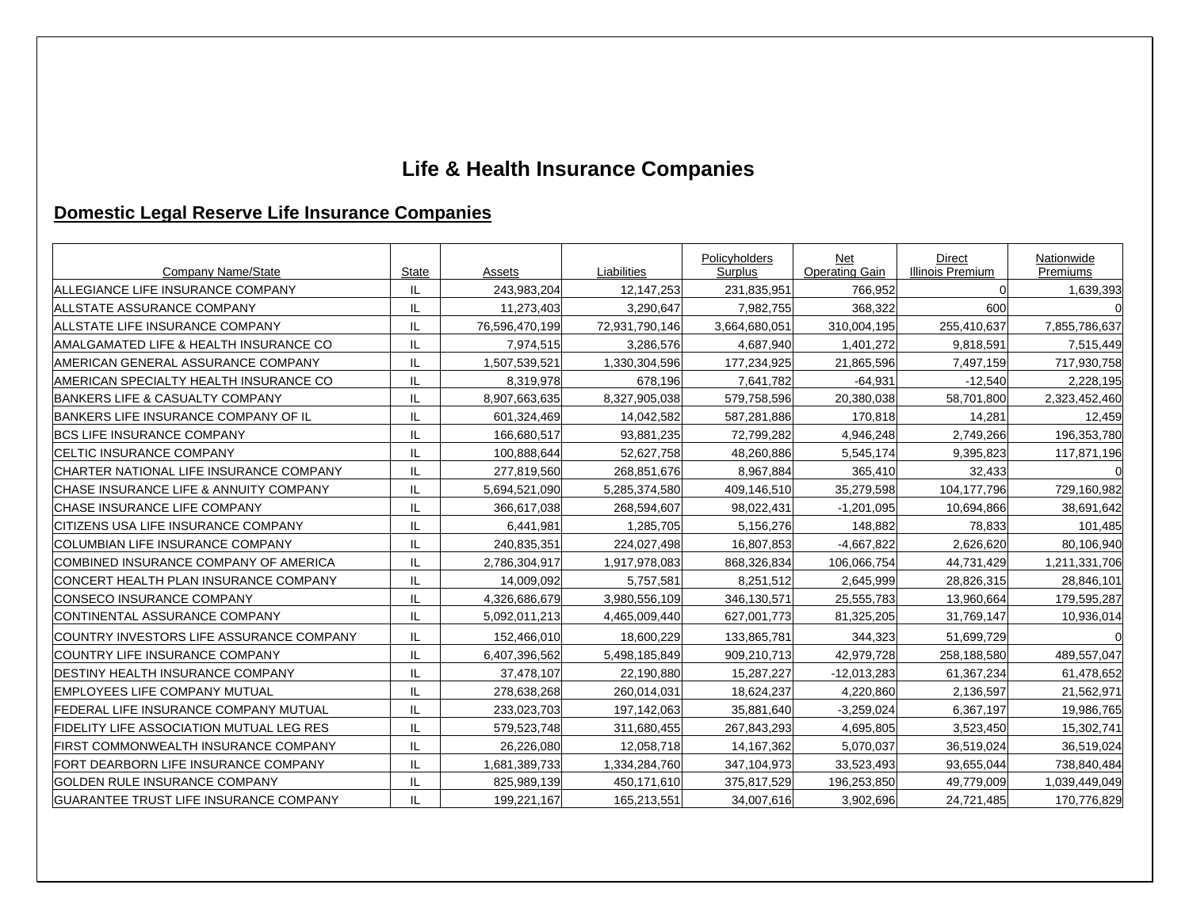# Life & Health Insurance Companies

## Domestic Legal Reserve Life Insurance Companies

| Company Name/State | State | Assets | Liabilities | Policyholders Surplus | Net Operating Gain | Direct Illinois Premium | Nationwide Premiums |
|---|---|---|---|---|---|---|---|
| ALLEGIANCE LIFE INSURANCE COMPANY | IL | 243,983,204 | 12,147,253 | 231,835,951 | 766,952 | 0 | 1,639,393 |
| ALLSTATE ASSURANCE COMPANY | IL | 11,273,403 | 3,290,647 | 7,982,755 | 368,322 | 600 | 0 |
| ALLSTATE LIFE INSURANCE COMPANY | IL | 76,596,470,199 | 72,931,790,146 | 3,664,680,051 | 310,004,195 | 255,410,637 | 7,855,786,637 |
| AMALGAMATED LIFE & HEALTH INSURANCE CO | IL | 7,974,515 | 3,286,576 | 4,687,940 | 1,401,272 | 9,818,591 | 7,515,449 |
| AMERICAN GENERAL ASSURANCE COMPANY | IL | 1,507,539,521 | 1,330,304,596 | 177,234,925 | 21,865,596 | 7,497,159 | 717,930,758 |
| AMERICAN SPECIALTY HEALTH INSURANCE CO | IL | 8,319,978 | 678,196 | 7,641,782 | -64,931 | -12,540 | 2,228,195 |
| BANKERS LIFE & CASUALTY COMPANY | IL | 8,907,663,635 | 8,327,905,038 | 579,758,596 | 20,380,038 | 58,701,800 | 2,323,452,460 |
| BANKERS LIFE INSURANCE COMPANY OF IL | IL | 601,324,469 | 14,042,582 | 587,281,886 | 170,818 | 14,281 | 12,459 |
| BCS LIFE INSURANCE COMPANY | IL | 166,680,517 | 93,881,235 | 72,799,282 | 4,946,248 | 2,749,266 | 196,353,780 |
| CELTIC INSURANCE COMPANY | IL | 100,888,644 | 52,627,758 | 48,260,886 | 5,545,174 | 9,395,823 | 117,871,196 |
| CHARTER NATIONAL LIFE INSURANCE COMPANY | IL | 277,819,560 | 268,851,676 | 8,967,884 | 365,410 | 32,433 | 0 |
| CHASE INSURANCE LIFE & ANNUITY COMPANY | IL | 5,694,521,090 | 5,285,374,580 | 409,146,510 | 35,279,598 | 104,177,796 | 729,160,982 |
| CHASE INSURANCE LIFE COMPANY | IL | 366,617,038 | 268,594,607 | 98,022,431 | -1,201,095 | 10,694,866 | 38,691,642 |
| CITIZENS USA LIFE INSURANCE COMPANY | IL | 6,441,981 | 1,285,705 | 5,156,276 | 148,882 | 78,833 | 101,485 |
| COLUMBIAN LIFE INSURANCE COMPANY | IL | 240,835,351 | 224,027,498 | 16,807,853 | -4,667,822 | 2,626,620 | 80,106,940 |
| COMBINED INSURANCE COMPANY OF AMERICA | IL | 2,786,304,917 | 1,917,978,083 | 868,326,834 | 106,066,754 | 44,731,429 | 1,211,331,706 |
| CONCERT HEALTH PLAN INSURANCE COMPANY | IL | 14,009,092 | 5,757,581 | 8,251,512 | 2,645,999 | 28,826,315 | 28,846,101 |
| CONSECO INSURANCE COMPANY | IL | 4,326,686,679 | 3,980,556,109 | 346,130,571 | 25,555,783 | 13,960,664 | 179,595,287 |
| CONTINENTAL ASSURANCE COMPANY | IL | 5,092,011,213 | 4,465,009,440 | 627,001,773 | 81,325,205 | 31,769,147 | 10,936,014 |
| COUNTRY INVESTORS LIFE ASSURANCE COMPANY | IL | 152,466,010 | 18,600,229 | 133,865,781 | 344,323 | 51,699,729 | 0 |
| COUNTRY LIFE INSURANCE COMPANY | IL | 6,407,396,562 | 5,498,185,849 | 909,210,713 | 42,979,728 | 258,188,580 | 489,557,047 |
| DESTINY HEALTH INSURANCE COMPANY | IL | 37,478,107 | 22,190,880 | 15,287,227 | -12,013,283 | 61,367,234 | 61,478,652 |
| EMPLOYEES LIFE COMPANY MUTUAL | IL | 278,638,268 | 260,014,031 | 18,624,237 | 4,220,860 | 2,136,597 | 21,562,971 |
| FEDERAL LIFE INSURANCE COMPANY MUTUAL | IL | 233,023,703 | 197,142,063 | 35,881,640 | -3,259,024 | 6,367,197 | 19,986,765 |
| FIDELITY LIFE ASSOCIATION MUTUAL LEG RES | IL | 579,523,748 | 311,680,455 | 267,843,293 | 4,695,805 | 3,523,450 | 15,302,741 |
| FIRST COMMONWEALTH INSURANCE COMPANY | IL | 26,226,080 | 12,058,718 | 14,167,362 | 5,070,037 | 36,519,024 | 36,519,024 |
| FORT DEARBORN LIFE INSURANCE COMPANY | IL | 1,681,389,733 | 1,334,284,760 | 347,104,973 | 33,523,493 | 93,655,044 | 738,840,484 |
| GOLDEN RULE INSURANCE COMPANY | IL | 825,989,139 | 450,171,610 | 375,817,529 | 196,253,850 | 49,779,009 | 1,039,449,049 |
| GUARANTEE TRUST LIFE INSURANCE COMPANY | IL | 199,221,167 | 165,213,551 | 34,007,616 | 3,902,696 | 24,721,485 | 170,776,829 |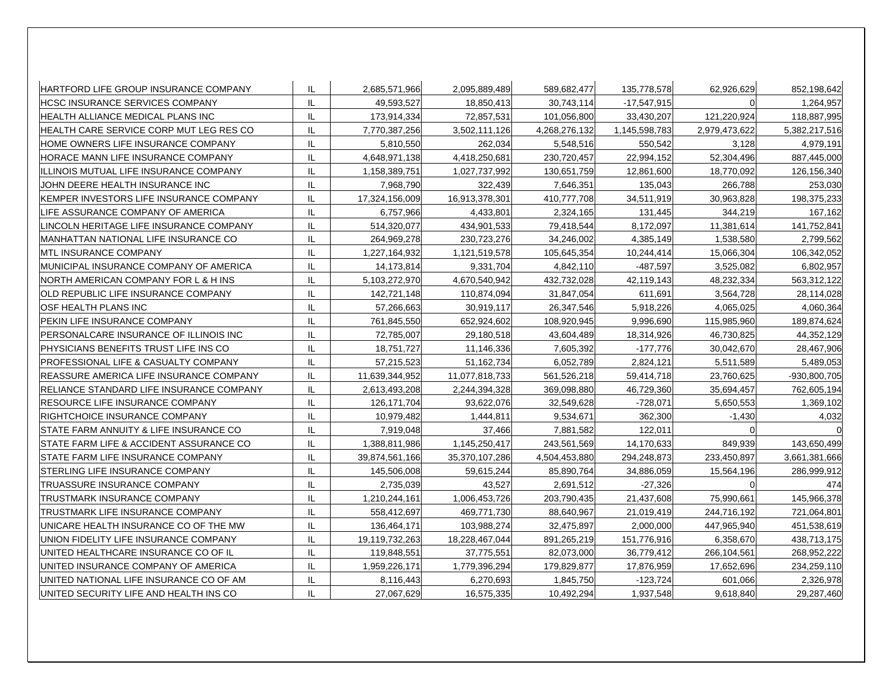| | | | | | | | |
|---|---|---|---|---|---|---|---|
| HARTFORD LIFE GROUP INSURANCE COMPANY | IL | 2,685,571,966 | 2,095,889,489 | 589,682,477 | 135,778,578 | 62,926,629 | 852,198,642 |
| HCSC INSURANCE SERVICES COMPANY | IL | 49,593,527 | 18,850,413 | 30,743,114 | -17,547,915 | 0 | 1,264,957 |
| HEALTH ALLIANCE MEDICAL PLANS INC | IL | 173,914,334 | 72,857,531 | 101,056,800 | 33,430,207 | 121,220,924 | 118,887,995 |
| HEALTH CARE SERVICE CORP MUT LEG RES CO | IL | 7,770,387,256 | 3,502,111,126 | 4,268,276,132 | 1,145,598,783 | 2,979,473,622 | 5,382,217,516 |
| HOME OWNERS LIFE INSURANCE COMPANY | IL | 5,810,550 | 262,034 | 5,548,516 | 550,542 | 3,128 | 4,979,191 |
| HORACE MANN LIFE INSURANCE COMPANY | IL | 4,648,971,138 | 4,418,250,681 | 230,720,457 | 22,994,152 | 52,304,496 | 887,445,000 |
| ILLINOIS MUTUAL LIFE INSURANCE COMPANY | IL | 1,158,389,751 | 1,027,737,992 | 130,651,759 | 12,861,600 | 18,770,092 | 126,156,340 |
| JOHN DEERE HEALTH INSURANCE INC | IL | 7,968,790 | 322,439 | 7,646,351 | 135,043 | 266,788 | 253,030 |
| KEMPER INVESTORS LIFE INSURANCE COMPANY | IL | 17,324,156,009 | 16,913,378,301 | 410,777,708 | 34,511,919 | 30,963,828 | 198,375,233 |
| LIFE ASSURANCE COMPANY OF AMERICA | IL | 6,757,966 | 4,433,801 | 2,324,165 | 131,445 | 344,219 | 167,162 |
| LINCOLN HERITAGE LIFE INSURANCE COMPANY | IL | 514,320,077 | 434,901,533 | 79,418,544 | 8,172,097 | 11,381,614 | 141,752,841 |
| MANHATTAN NATIONAL LIFE INSURANCE CO | IL | 264,969,278 | 230,723,276 | 34,246,002 | 4,385,149 | 1,538,580 | 2,799,562 |
| MTL INSURANCE COMPANY | IL | 1,227,164,932 | 1,121,519,578 | 105,645,354 | 10,244,414 | 15,066,304 | 106,342,052 |
| MUNICIPAL INSURANCE COMPANY OF AMERICA | IL | 14,173,814 | 9,331,704 | 4,842,110 | -487,597 | 3,525,082 | 6,802,957 |
| NORTH AMERICAN COMPANY FOR L & H INS | IL | 5,103,272,970 | 4,670,540,942 | 432,732,028 | 42,119,143 | 48,232,334 | 563,312,122 |
| OLD REPUBLIC LIFE INSURANCE COMPANY | IL | 142,721,148 | 110,874,094 | 31,847,054 | 611,691 | 3,564,728 | 28,114,028 |
| OSF HEALTH PLANS INC | IL | 57,266,663 | 30,919,117 | 26,347,546 | 5,918,226 | 4,065,025 | 4,060,364 |
| PEKIN LIFE INSURANCE COMPANY | IL | 761,845,550 | 652,924,602 | 108,920,945 | 9,996,690 | 115,985,960 | 189,874,624 |
| PERSONALCARE INSURANCE OF ILLINOIS INC | IL | 72,785,007 | 29,180,518 | 43,604,489 | 18,314,926 | 46,730,825 | 44,352,129 |
| PHYSICIANS BENEFITS TRUST LIFE INS CO | IL | 18,751,727 | 11,146,336 | 7,605,392 | -177,776 | 30,042,670 | 28,467,906 |
| PROFESSIONAL LIFE & CASUALTY COMPANY | IL | 57,215,523 | 51,162,734 | 6,052,789 | 2,824,121 | 5,511,589 | 5,489,053 |
| REASSURE AMERICA LIFE INSURANCE COMPANY | IL | 11,639,344,952 | 11,077,818,733 | 561,526,218 | 59,414,718 | 23,760,625 | -930,800,705 |
| RELIANCE STANDARD LIFE INSURANCE COMPANY | IL | 2,613,493,208 | 2,244,394,328 | 369,098,880 | 46,729,360 | 35,694,457 | 762,605,194 |
| RESOURCE LIFE INSURANCE COMPANY | IL | 126,171,704 | 93,622,076 | 32,549,628 | -728,071 | 5,650,553 | 1,369,102 |
| RIGHTCHOICE INSURANCE COMPANY | IL | 10,979,482 | 1,444,811 | 9,534,671 | 362,300 | -1,430 | 4,032 |
| STATE FARM ANNUITY & LIFE INSURANCE CO | IL | 7,919,048 | 37,466 | 7,881,582 | 122,011 | 0 | 0 |
| STATE FARM LIFE & ACCIDENT ASSURANCE CO | IL | 1,388,811,986 | 1,145,250,417 | 243,561,569 | 14,170,633 | 849,939 | 143,650,499 |
| STATE FARM LIFE INSURANCE COMPANY | IL | 39,874,561,166 | 35,370,107,286 | 4,504,453,880 | 294,248,873 | 233,450,897 | 3,661,381,666 |
| STERLING LIFE INSURANCE COMPANY | IL | 145,506,008 | 59,615,244 | 85,890,764 | 34,886,059 | 15,564,196 | 286,999,912 |
| TRUASSURE INSURANCE COMPANY | IL | 2,735,039 | 43,527 | 2,691,512 | -27,326 | 0 | 474 |
| TRUSTMARK INSURANCE COMPANY | IL | 1,210,244,161 | 1,006,453,726 | 203,790,435 | 21,437,608 | 75,990,661 | 145,966,378 |
| TRUSTMARK LIFE INSURANCE COMPANY | IL | 558,412,697 | 469,771,730 | 88,640,967 | 21,019,419 | 244,716,192 | 721,064,801 |
| UNICARE HEALTH INSURANCE CO OF THE MW | IL | 136,464,171 | 103,988,274 | 32,475,897 | 2,000,000 | 447,965,940 | 451,538,619 |
| UNION FIDELITY LIFE INSURANCE COMPANY | IL | 19,119,732,263 | 18,228,467,044 | 891,265,219 | 151,776,916 | 6,358,670 | 438,713,175 |
| UNITED HEALTHCARE INSURANCE CO OF IL | IL | 119,848,551 | 37,775,551 | 82,073,000 | 36,779,412 | 266,104,561 | 268,952,222 |
| UNITED INSURANCE COMPANY OF AMERICA | IL | 1,959,226,171 | 1,779,396,294 | 179,829,877 | 17,876,959 | 17,652,696 | 234,259,110 |
| UNITED NATIONAL LIFE INSURANCE CO OF AM | IL | 8,116,443 | 6,270,693 | 1,845,750 | -123,724 | 601,066 | 2,326,978 |
| UNITED SECURITY LIFE AND HEALTH INS CO | IL | 27,067,629 | 16,575,335 | 10,492,294 | 1,937,548 | 9,618,840 | 29,287,460 |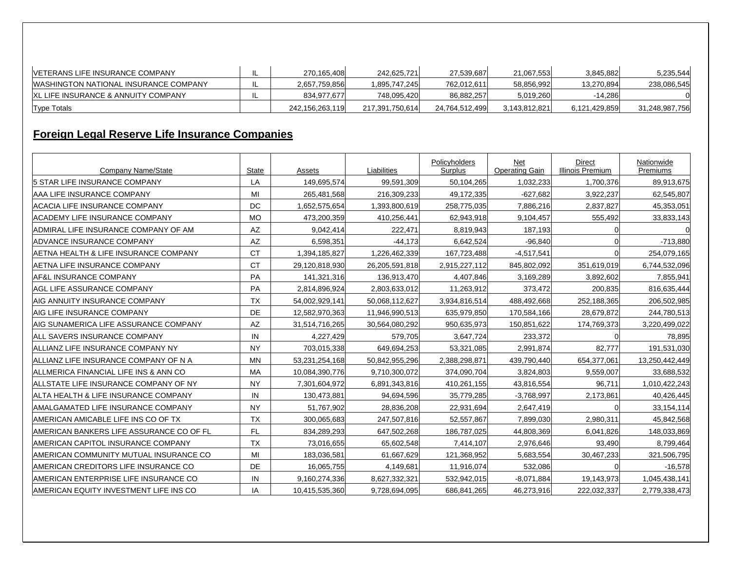| | | | | | | | |
|---|---|---|---|---|---|---|---|
| VETERANS LIFE INSURANCE COMPANY | IL | 270,165,408 | 242,625,721 | 27,539,687 | 21,067,553 | 3,845,882 | 5,235,544 |
| WASHINGTON NATIONAL INSURANCE COMPANY | IL | 2,657,759,856 | 1,895,747,245 | 762,012,611 | 58,856,992 | 13,270,894 | 238,086,545 |
| XL LIFE INSURANCE & ANNUITY COMPANY | IL | 834,977,677 | 748,095,420 | 86,882,257 | 5,019,260 | -14,286 | 0 |
| Type Totals | | 242,156,263,119 | 217,391,750,614 | 24,764,512,499 | 3,143,812,821 | 6,121,429,859 | 31,248,987,756 |

## Foreign Legal Reserve Life Insurance Companies

| Company Name/State | State | Assets | Liabilities | Policyholders Surplus | Net Operating Gain | Direct Illinois Premium | Nationwide Premiums |
|---|---|---|---|---|---|---|---|
| 5 STAR LIFE INSURANCE COMPANY | LA | 149,695,574 | 99,591,309 | 50,104,265 | 1,032,233 | 1,700,376 | 89,913,675 |
| AAA LIFE INSURANCE COMPANY | MI | 265,481,568 | 216,309,233 | 49,172,335 | -627,682 | 3,922,237 | 62,545,807 |
| ACACIA LIFE INSURANCE COMPANY | DC | 1,652,575,654 | 1,393,800,619 | 258,775,035 | 7,886,216 | 2,837,827 | 45,353,051 |
| ACADEMY LIFE INSURANCE COMPANY | MO | 473,200,359 | 410,256,441 | 62,943,918 | 9,104,457 | 555,492 | 33,833,143 |
| ADMIRAL LIFE INSURANCE COMPANY OF AM | AZ | 9,042,414 | 222,471 | 8,819,943 | 187,193 | 0 | 0 |
| ADVANCE INSURANCE COMPANY | AZ | 6,598,351 | -44,173 | 6,642,524 | -96,840 | 0 | -713,880 |
| AETNA HEALTH & LIFE INSURANCE COMPANY | CT | 1,394,185,827 | 1,226,462,339 | 167,723,488 | -4,517,541 | 0 | 254,079,165 |
| AETNA LIFE INSURANCE COMPANY | CT | 29,120,818,930 | 26,205,591,818 | 2,915,227,112 | 845,802,092 | 351,619,019 | 6,744,532,096 |
| AF&L INSURANCE COMPANY | PA | 141,321,316 | 136,913,470 | 4,407,846 | 3,169,289 | 3,892,602 | 7,855,941 |
| AGL LIFE ASSURANCE COMPANY | PA | 2,814,896,924 | 2,803,633,012 | 11,263,912 | 373,472 | 200,835 | 816,635,444 |
| AIG ANNUITY INSURANCE COMPANY | TX | 54,002,929,141 | 50,068,112,627 | 3,934,816,514 | 488,492,668 | 252,188,365 | 206,502,985 |
| AIG LIFE INSURANCE COMPANY | DE | 12,582,970,363 | 11,946,990,513 | 635,979,850 | 170,584,166 | 28,679,872 | 244,780,513 |
| AIG SUNAMERICA LIFE ASSURANCE COMPANY | AZ | 31,514,716,265 | 30,564,080,292 | 950,635,973 | 150,851,622 | 174,769,373 | 3,220,499,022 |
| ALL SAVERS INSURANCE COMPANY | IN | 4,227,429 | 579,705 | 3,647,724 | 233,372 | 0 | 78,895 |
| ALLIANZ LIFE INSURANCE COMPANY NY | NY | 703,015,338 | 649,694,253 | 53,321,085 | 2,991,874 | 82,777 | 191,531,030 |
| ALLIANZ LIFE INSURANCE COMPANY OF N A | MN | 53,231,254,168 | 50,842,955,296 | 2,388,298,871 | 439,790,440 | 654,377,061 | 13,250,442,449 |
| ALLMERICA FINANCIAL LIFE INS & ANN CO | MA | 10,084,390,776 | 9,710,300,072 | 374,090,704 | 3,824,803 | 9,559,007 | 33,688,532 |
| ALLSTATE LIFE INSURANCE COMPANY OF NY | NY | 7,301,604,972 | 6,891,343,816 | 410,261,155 | 43,816,554 | 96,711 | 1,010,422,243 |
| ALTA HEALTH & LIFE INSURANCE COMPANY | IN | 130,473,881 | 94,694,596 | 35,779,285 | -3,768,997 | 2,173,861 | 40,426,445 |
| AMALGAMATED LIFE INSURANCE COMPANY | NY | 51,767,902 | 28,836,208 | 22,931,694 | 2,647,419 | 0 | 33,154,114 |
| AMERICAN AMICABLE LIFE INS CO OF TX | TX | 300,065,683 | 247,507,816 | 52,557,867 | 7,899,030 | 2,980,311 | 45,842,568 |
| AMERICAN BANKERS LIFE ASSURANCE CO OF FL | FL | 834,289,293 | 647,502,268 | 186,787,025 | 44,808,369 | 6,041,826 | 148,033,869 |
| AMERICAN CAPITOL INSURANCE COMPANY | TX | 73,016,655 | 65,602,548 | 7,414,107 | 2,976,646 | 93,490 | 8,799,464 |
| AMERICAN COMMUNITY MUTUAL INSURANCE CO | MI | 183,036,581 | 61,667,629 | 121,368,952 | 5,683,554 | 30,467,233 | 321,506,795 |
| AMERICAN CREDITORS LIFE INSURANCE CO | DE | 16,065,755 | 4,149,681 | 11,916,074 | 532,086 | 0 | -16,578 |
| AMERICAN ENTERPRISE LIFE INSURANCE CO | IN | 9,160,274,336 | 8,627,332,321 | 532,942,015 | -8,071,884 | 19,143,973 | 1,045,438,141 |
| AMERICAN EQUITY INVESTMENT LIFE INS CO | IA | 10,415,535,360 | 9,728,694,095 | 686,841,265 | 46,273,916 | 222,032,337 | 2,779,338,473 |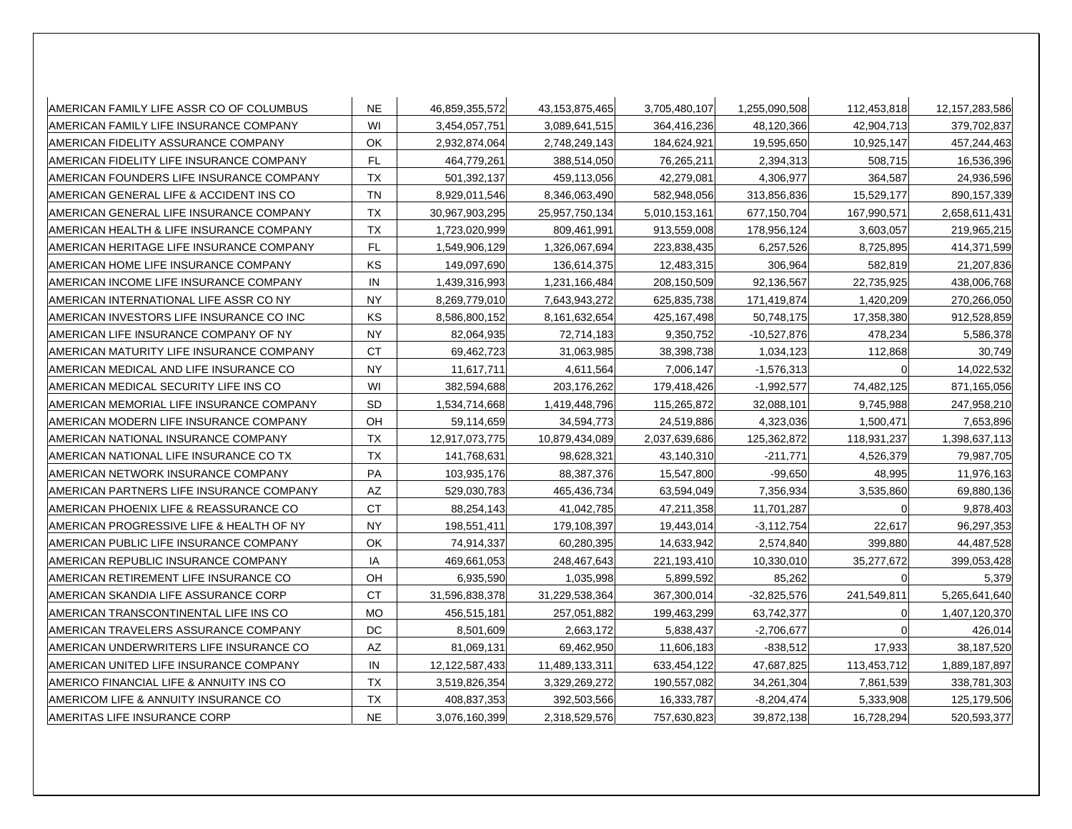| | | | | | | | |
|---|---|---|---|---|---|---|---|
| AMERICAN FAMILY LIFE ASSR CO OF COLUMBUS | NE | 46,859,355,572 | 43,153,875,465 | 3,705,480,107 | 1,255,090,508 | 112,453,818 | 12,157,283,586 |
| AMERICAN FAMILY LIFE INSURANCE COMPANY | WI | 3,454,057,751 | 3,089,641,515 | 364,416,236 | 48,120,366 | 42,904,713 | 379,702,837 |
| AMERICAN FIDELITY ASSURANCE COMPANY | OK | 2,932,874,064 | 2,748,249,143 | 184,624,921 | 19,595,650 | 10,925,147 | 457,244,463 |
| AMERICAN FIDELITY LIFE INSURANCE COMPANY | FL | 464,779,261 | 388,514,050 | 76,265,211 | 2,394,313 | 508,715 | 16,536,396 |
| AMERICAN FOUNDERS LIFE INSURANCE COMPANY | TX | 501,392,137 | 459,113,056 | 42,279,081 | 4,306,977 | 364,587 | 24,936,596 |
| AMERICAN GENERAL LIFE & ACCIDENT INS CO | TN | 8,929,011,546 | 8,346,063,490 | 582,948,056 | 313,856,836 | 15,529,177 | 890,157,339 |
| AMERICAN GENERAL LIFE INSURANCE COMPANY | TX | 30,967,903,295 | 25,957,750,134 | 5,010,153,161 | 677,150,704 | 167,990,571 | 2,658,611,431 |
| AMERICAN HEALTH & LIFE INSURANCE COMPANY | TX | 1,723,020,999 | 809,461,991 | 913,559,008 | 178,956,124 | 3,603,057 | 219,965,215 |
| AMERICAN HERITAGE LIFE INSURANCE COMPANY | FL | 1,549,906,129 | 1,326,067,694 | 223,838,435 | 6,257,526 | 8,725,895 | 414,371,599 |
| AMERICAN HOME LIFE INSURANCE COMPANY | KS | 149,097,690 | 136,614,375 | 12,483,315 | 306,964 | 582,819 | 21,207,836 |
| AMERICAN INCOME LIFE INSURANCE COMPANY | IN | 1,439,316,993 | 1,231,166,484 | 208,150,509 | 92,136,567 | 22,735,925 | 438,006,768 |
| AMERICAN INTERNATIONAL LIFE ASSR CO NY | NY | 8,269,779,010 | 7,643,943,272 | 625,835,738 | 171,419,874 | 1,420,209 | 270,266,050 |
| AMERICAN INVESTORS LIFE INSURANCE CO INC | KS | 8,586,800,152 | 8,161,632,654 | 425,167,498 | 50,748,175 | 17,358,380 | 912,528,859 |
| AMERICAN LIFE INSURANCE COMPANY OF NY | NY | 82,064,935 | 72,714,183 | 9,350,752 | -10,527,876 | 478,234 | 5,586,378 |
| AMERICAN MATURITY LIFE INSURANCE COMPANY | CT | 69,462,723 | 31,063,985 | 38,398,738 | 1,034,123 | 112,868 | 30,749 |
| AMERICAN MEDICAL AND LIFE INSURANCE CO | NY | 11,617,711 | 4,611,564 | 7,006,147 | -1,576,313 | 0 | 14,022,532 |
| AMERICAN MEDICAL SECURITY LIFE INS CO | WI | 382,594,688 | 203,176,262 | 179,418,426 | -1,992,577 | 74,482,125 | 871,165,056 |
| AMERICAN MEMORIAL LIFE INSURANCE COMPANY | SD | 1,534,714,668 | 1,419,448,796 | 115,265,872 | 32,088,101 | 9,745,988 | 247,958,210 |
| AMERICAN MODERN LIFE INSURANCE COMPANY | OH | 59,114,659 | 34,594,773 | 24,519,886 | 4,323,036 | 1,500,471 | 7,653,896 |
| AMERICAN NATIONAL INSURANCE COMPANY | TX | 12,917,073,775 | 10,879,434,089 | 2,037,639,686 | 125,362,872 | 118,931,237 | 1,398,637,113 |
| AMERICAN NATIONAL LIFE INSURANCE CO TX | TX | 141,768,631 | 98,628,321 | 43,140,310 | -211,771 | 4,526,379 | 79,987,705 |
| AMERICAN NETWORK INSURANCE COMPANY | PA | 103,935,176 | 88,387,376 | 15,547,800 | -99,650 | 48,995 | 11,976,163 |
| AMERICAN PARTNERS LIFE INSURANCE COMPANY | AZ | 529,030,783 | 465,436,734 | 63,594,049 | 7,356,934 | 3,535,860 | 69,880,136 |
| AMERICAN PHOENIX LIFE & REASSURANCE CO | CT | 88,254,143 | 41,042,785 | 47,211,358 | 11,701,287 | 0 | 9,878,403 |
| AMERICAN PROGRESSIVE LIFE & HEALTH OF NY | NY | 198,551,411 | 179,108,397 | 19,443,014 | -3,112,754 | 22,617 | 96,297,353 |
| AMERICAN PUBLIC LIFE INSURANCE COMPANY | OK | 74,914,337 | 60,280,395 | 14,633,942 | 2,574,840 | 399,880 | 44,487,528 |
| AMERICAN REPUBLIC INSURANCE COMPANY | IA | 469,661,053 | 248,467,643 | 221,193,410 | 10,330,010 | 35,277,672 | 399,053,428 |
| AMERICAN RETIREMENT LIFE INSURANCE CO | OH | 6,935,590 | 1,035,998 | 5,899,592 | 85,262 | 0 | 5,379 |
| AMERICAN SKANDIA LIFE ASSURANCE CORP | CT | 31,596,838,378 | 31,229,538,364 | 367,300,014 | -32,825,576 | 241,549,811 | 5,265,641,640 |
| AMERICAN TRANSCONTINENTAL LIFE INS CO | MO | 456,515,181 | 257,051,882 | 199,463,299 | 63,742,377 | 0 | 1,407,120,370 |
| AMERICAN TRAVELERS ASSURANCE COMPANY | DC | 8,501,609 | 2,663,172 | 5,838,437 | -2,706,677 | 0 | 426,014 |
| AMERICAN UNDERWRITERS LIFE INSURANCE CO | AZ | 81,069,131 | 69,462,950 | 11,606,183 | -838,512 | 17,933 | 38,187,520 |
| AMERICAN UNITED LIFE INSURANCE COMPANY | IN | 12,122,587,433 | 11,489,133,311 | 633,454,122 | 47,687,825 | 113,453,712 | 1,889,187,897 |
| AMERICO FINANCIAL LIFE & ANNUITY INS CO | TX | 3,519,826,354 | 3,329,269,272 | 190,557,082 | 34,261,304 | 7,861,539 | 338,781,303 |
| AMERICOM LIFE & ANNUITY INSURANCE CO | TX | 408,837,353 | 392,503,566 | 16,333,787 | -8,204,474 | 5,333,908 | 125,179,506 |
| AMERITAS LIFE INSURANCE CORP | NE | 3,076,160,399 | 2,318,529,576 | 757,630,823 | 39,872,138 | 16,728,294 | 520,593,377 |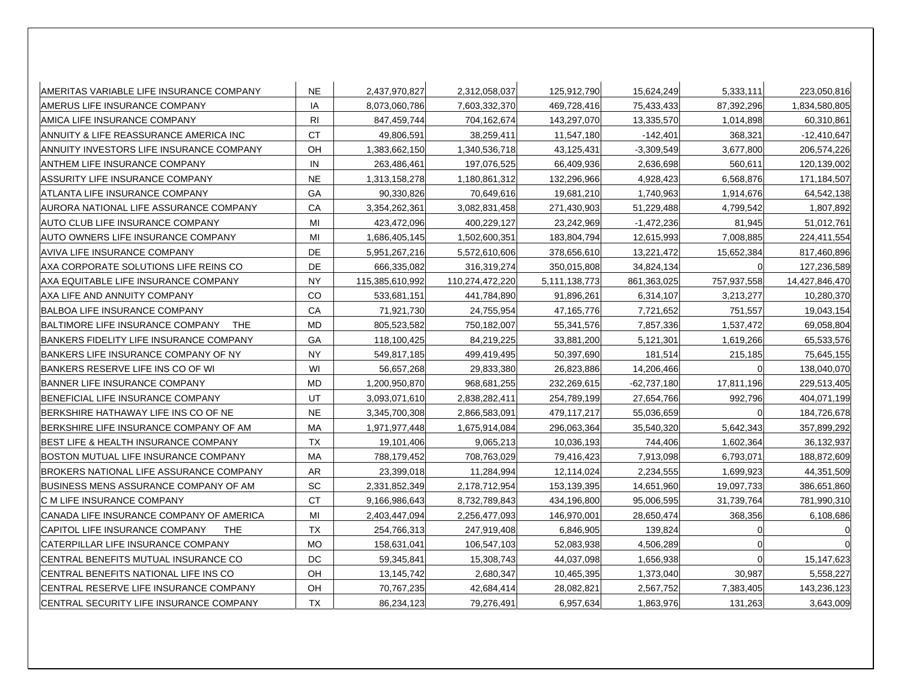| | | | | | | | |
|---|---|---|---|---|---|---|---|
| AMERITAS VARIABLE LIFE INSURANCE COMPANY | NE | 2,437,970,827 | 2,312,058,037 | 125,912,790 | 15,624,249 | 5,333,111 | 223,050,816 |
| AMERUS LIFE INSURANCE COMPANY | IA | 8,073,060,786 | 7,603,332,370 | 469,728,416 | 75,433,433 | 87,392,296 | 1,834,580,805 |
| AMICA LIFE INSURANCE COMPANY | RI | 847,459,744 | 704,162,674 | 143,297,070 | 13,335,570 | 1,014,898 | 60,310,861 |
| ANNUITY & LIFE REASSURANCE AMERICA INC | CT | 49,806,591 | 38,259,411 | 11,547,180 | -142,401 | 368,321 | -12,410,647 |
| ANNUITY INVESTORS LIFE INSURANCE COMPANY | OH | 1,383,662,150 | 1,340,536,718 | 43,125,431 | -3,309,549 | 3,677,800 | 206,574,226 |
| ANTHEM LIFE INSURANCE COMPANY | IN | 263,486,461 | 197,076,525 | 66,409,936 | 2,636,698 | 560,611 | 120,139,002 |
| ASSURITY LIFE INSURANCE COMPANY | NE | 1,313,158,278 | 1,180,861,312 | 132,296,966 | 4,928,423 | 6,568,876 | 171,184,507 |
| ATLANTA LIFE INSURANCE COMPANY | GA | 90,330,826 | 70,649,616 | 19,681,210 | 1,740,963 | 1,914,676 | 64,542,138 |
| AURORA NATIONAL LIFE ASSURANCE COMPANY | CA | 3,354,262,361 | 3,082,831,458 | 271,430,903 | 51,229,488 | 4,799,542 | 1,807,892 |
| AUTO CLUB LIFE INSURANCE COMPANY | MI | 423,472,096 | 400,229,127 | 23,242,969 | -1,472,236 | 81,945 | 51,012,761 |
| AUTO OWNERS LIFE INSURANCE COMPANY | MI | 1,686,405,145 | 1,502,600,351 | 183,804,794 | 12,615,993 | 7,008,885 | 224,411,554 |
| AVIVA LIFE INSURANCE COMPANY | DE | 5,951,267,216 | 5,572,610,606 | 378,656,610 | 13,221,472 | 15,652,384 | 817,460,896 |
| AXA CORPORATE SOLUTIONS LIFE REINS CO | DE | 666,335,082 | 316,319,274 | 350,015,808 | 34,824,134 | 0 | 127,236,589 |
| AXA EQUITABLE LIFE INSURANCE COMPANY | NY | 115,385,610,992 | 110,274,472,220 | 5,111,138,773 | 861,363,025 | 757,937,558 | 14,427,846,470 |
| AXA LIFE AND ANNUITY COMPANY | CO | 533,681,151 | 441,784,890 | 91,896,261 | 6,314,107 | 3,213,277 | 10,280,370 |
| BALBOA LIFE INSURANCE COMPANY | CA | 71,921,730 | 24,755,954 | 47,165,776 | 7,721,652 | 751,557 | 19,043,154 |
| BALTIMORE LIFE INSURANCE COMPANY THE | MD | 805,523,582 | 750,182,007 | 55,341,576 | 7,857,336 | 1,537,472 | 69,058,804 |
| BANKERS FIDELITY LIFE INSURANCE COMPANY | GA | 118,100,425 | 84,219,225 | 33,881,200 | 5,121,301 | 1,619,266 | 65,533,576 |
| BANKERS LIFE INSURANCE COMPANY OF NY | NY | 549,817,185 | 499,419,495 | 50,397,690 | 181,514 | 215,185 | 75,645,155 |
| BANKERS RESERVE LIFE INS CO OF WI | WI | 56,657,268 | 29,833,380 | 26,823,886 | 14,206,466 | 0 | 138,040,070 |
| BANNER LIFE INSURANCE COMPANY | MD | 1,200,950,870 | 968,681,255 | 232,269,615 | -62,737,180 | 17,811,196 | 229,513,405 |
| BENEFICIAL LIFE INSURANCE COMPANY | UT | 3,093,071,610 | 2,838,282,411 | 254,789,199 | 27,654,766 | 992,796 | 404,071,199 |
| BERKSHIRE HATHAWAY LIFE INS CO OF NE | NE | 3,345,700,308 | 2,866,583,091 | 479,117,217 | 55,036,659 | 0 | 184,726,678 |
| BERKSHIRE LIFE INSURANCE COMPANY OF AM | MA | 1,971,977,448 | 1,675,914,084 | 296,063,364 | 35,540,320 | 5,642,343 | 357,899,292 |
| BEST LIFE & HEALTH INSURANCE COMPANY | TX | 19,101,406 | 9,065,213 | 10,036,193 | 744,406 | 1,602,364 | 36,132,937 |
| BOSTON MUTUAL LIFE INSURANCE COMPANY | MA | 788,179,452 | 708,763,029 | 79,416,423 | 7,913,098 | 6,793,071 | 188,872,609 |
| BROKERS NATIONAL LIFE ASSURANCE COMPANY | AR | 23,399,018 | 11,284,994 | 12,114,024 | 2,234,555 | 1,699,923 | 44,351,509 |
| BUSINESS MENS ASSURANCE COMPANY OF AM | SC | 2,331,852,349 | 2,178,712,954 | 153,139,395 | 14,651,960 | 19,097,733 | 386,651,860 |
| C M LIFE INSURANCE COMPANY | CT | 9,166,986,643 | 8,732,789,843 | 434,196,800 | 95,006,595 | 31,739,764 | 781,990,310 |
| CANADA LIFE INSURANCE COMPANY OF AMERICA | MI | 2,403,447,094 | 2,256,477,093 | 146,970,001 | 28,650,474 | 368,356 | 6,108,686 |
| CAPITOL LIFE INSURANCE COMPANY THE | TX | 254,766,313 | 247,919,408 | 6,846,905 | 139,824 | 0 | 0 |
| CATERPILLAR LIFE INSURANCE COMPANY | MO | 158,631,041 | 106,547,103 | 52,083,938 | 4,506,289 | 0 | 0 |
| CENTRAL BENEFITS MUTUAL INSURANCE CO | DC | 59,345,841 | 15,308,743 | 44,037,098 | 1,656,938 | 0 | 15,147,623 |
| CENTRAL BENEFITS NATIONAL LIFE INS CO | OH | 13,145,742 | 2,680,347 | 10,465,395 | 1,373,040 | 30,987 | 5,558,227 |
| CENTRAL RESERVE LIFE INSURANCE COMPANY | OH | 70,767,235 | 42,684,414 | 28,082,821 | 2,567,752 | 7,383,405 | 143,236,123 |
| CENTRAL SECURITY LIFE INSURANCE COMPANY | TX | 86,234,123 | 79,276,491 | 6,957,634 | 1,863,976 | 131,263 | 3,643,009 |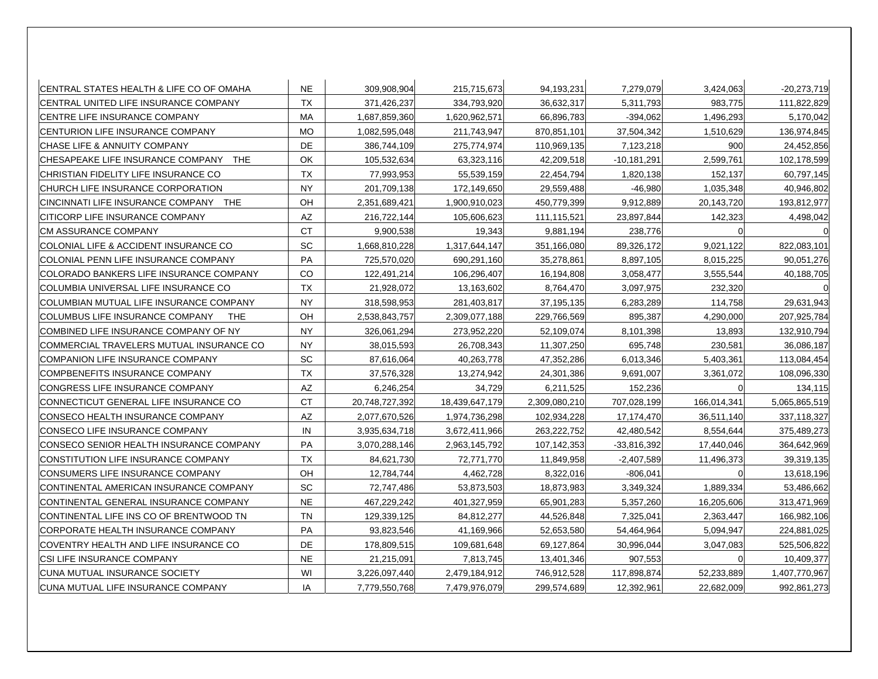| | | | | | | | |
|---|---|---|---|---|---|---|---|
| CENTRAL STATES HEALTH & LIFE CO OF OMAHA | NE | 309,908,904 | 215,715,673 | 94,193,231 | 7,279,079 | 3,424,063 | -20,273,719 |
| CENTRAL UNITED LIFE INSURANCE COMPANY | TX | 371,426,237 | 334,793,920 | 36,632,317 | 5,311,793 | 983,775 | 111,822,829 |
| CENTRE LIFE INSURANCE COMPANY | MA | 1,687,859,360 | 1,620,962,571 | 66,896,783 | -394,062 | 1,496,293 | 5,170,042 |
| CENTURION LIFE INSURANCE COMPANY | MO | 1,082,595,048 | 211,743,947 | 870,851,101 | 37,504,342 | 1,510,629 | 136,974,845 |
| CHASE LIFE & ANNUITY COMPANY | DE | 386,744,109 | 275,774,974 | 110,969,135 | 7,123,218 | 900 | 24,452,856 |
| CHESAPEAKE LIFE INSURANCE COMPANY THE | OK | 105,532,634 | 63,323,116 | 42,209,518 | -10,181,291 | 2,599,761 | 102,178,599 |
| CHRISTIAN FIDELITY LIFE INSURANCE CO | TX | 77,993,953 | 55,539,159 | 22,454,794 | 1,820,138 | 152,137 | 60,797,145 |
| CHURCH LIFE INSURANCE CORPORATION | NY | 201,709,138 | 172,149,650 | 29,559,488 | -46,980 | 1,035,348 | 40,946,802 |
| CINCINNATI LIFE INSURANCE COMPANY THE | OH | 2,351,689,421 | 1,900,910,023 | 450,779,399 | 9,912,889 | 20,143,720 | 193,812,977 |
| CITICORP LIFE INSURANCE COMPANY | AZ | 216,722,144 | 105,606,623 | 111,115,521 | 23,897,844 | 142,323 | 4,498,042 |
| CM ASSURANCE COMPANY | CT | 9,900,538 | 19,343 | 9,881,194 | 238,776 | 0 | 0 |
| COLONIAL LIFE & ACCIDENT INSURANCE CO | SC | 1,668,810,228 | 1,317,644,147 | 351,166,080 | 89,326,172 | 9,021,122 | 822,083,101 |
| COLONIAL PENN LIFE INSURANCE COMPANY | PA | 725,570,020 | 690,291,160 | 35,278,861 | 8,897,105 | 8,015,225 | 90,051,276 |
| COLORADO BANKERS LIFE INSURANCE COMPANY | CO | 122,491,214 | 106,296,407 | 16,194,808 | 3,058,477 | 3,555,544 | 40,188,705 |
| COLUMBIA UNIVERSAL LIFE INSURANCE CO | TX | 21,928,072 | 13,163,602 | 8,764,470 | 3,097,975 | 232,320 | 0 |
| COLUMBIAN MUTUAL LIFE INSURANCE COMPANY | NY | 318,598,953 | 281,403,817 | 37,195,135 | 6,283,289 | 114,758 | 29,631,943 |
| COLUMBUS LIFE INSURANCE COMPANY THE | OH | 2,538,843,757 | 2,309,077,188 | 229,766,569 | 895,387 | 4,290,000 | 207,925,784 |
| COMBINED LIFE INSURANCE COMPANY OF NY | NY | 326,061,294 | 273,952,220 | 52,109,074 | 8,101,398 | 13,893 | 132,910,794 |
| COMMERCIAL TRAVELERS MUTUAL INSURANCE CO | NY | 38,015,593 | 26,708,343 | 11,307,250 | 695,748 | 230,581 | 36,086,187 |
| COMPANION LIFE INSURANCE COMPANY | SC | 87,616,064 | 40,263,778 | 47,352,286 | 6,013,346 | 5,403,361 | 113,084,454 |
| COMPBENEFITS INSURANCE COMPANY | TX | 37,576,328 | 13,274,942 | 24,301,386 | 9,691,007 | 3,361,072 | 108,096,330 |
| CONGRESS LIFE INSURANCE COMPANY | AZ | 6,246,254 | 34,729 | 6,211,525 | 152,236 | 0 | 134,115 |
| CONNECTICUT GENERAL LIFE INSURANCE CO | CT | 20,748,727,392 | 18,439,647,179 | 2,309,080,210 | 707,028,199 | 166,014,341 | 5,065,865,519 |
| CONSECO HEALTH INSURANCE COMPANY | AZ | 2,077,670,526 | 1,974,736,298 | 102,934,228 | 17,174,470 | 36,511,140 | 337,118,327 |
| CONSECO LIFE INSURANCE COMPANY | IN | 3,935,634,718 | 3,672,411,966 | 263,222,752 | 42,480,542 | 8,554,644 | 375,489,273 |
| CONSECO SENIOR HEALTH INSURANCE COMPANY | PA | 3,070,288,146 | 2,963,145,792 | 107,142,353 | -33,816,392 | 17,440,046 | 364,642,969 |
| CONSTITUTION LIFE INSURANCE COMPANY | TX | 84,621,730 | 72,771,770 | 11,849,958 | -2,407,589 | 11,496,373 | 39,319,135 |
| CONSUMERS LIFE INSURANCE COMPANY | OH | 12,784,744 | 4,462,728 | 8,322,016 | -806,041 | 0 | 13,618,196 |
| CONTINENTAL AMERICAN INSURANCE COMPANY | SC | 72,747,486 | 53,873,503 | 18,873,983 | 3,349,324 | 1,889,334 | 53,486,662 |
| CONTINENTAL GENERAL INSURANCE COMPANY | NE | 467,229,242 | 401,327,959 | 65,901,283 | 5,357,260 | 16,205,606 | 313,471,969 |
| CONTINENTAL LIFE INS CO OF BRENTWOOD TN | TN | 129,339,125 | 84,812,277 | 44,526,848 | 7,325,041 | 2,363,447 | 166,982,106 |
| CORPORATE HEALTH INSURANCE COMPANY | PA | 93,823,546 | 41,169,966 | 52,653,580 | 54,464,964 | 5,094,947 | 224,881,025 |
| COVENTRY HEALTH AND LIFE INSURANCE CO | DE | 178,809,515 | 109,681,648 | 69,127,864 | 30,996,044 | 3,047,083 | 525,506,822 |
| CSI LIFE INSURANCE COMPANY | NE | 21,215,091 | 7,813,745 | 13,401,346 | 907,553 | 0 | 10,409,377 |
| CUNA MUTUAL INSURANCE SOCIETY | WI | 3,226,097,440 | 2,479,184,912 | 746,912,528 | 117,898,874 | 52,233,889 | 1,407,770,967 |
| CUNA MUTUAL LIFE INSURANCE COMPANY | IA | 7,779,550,768 | 7,479,976,079 | 299,574,689 | 12,392,961 | 22,682,009 | 992,861,273 |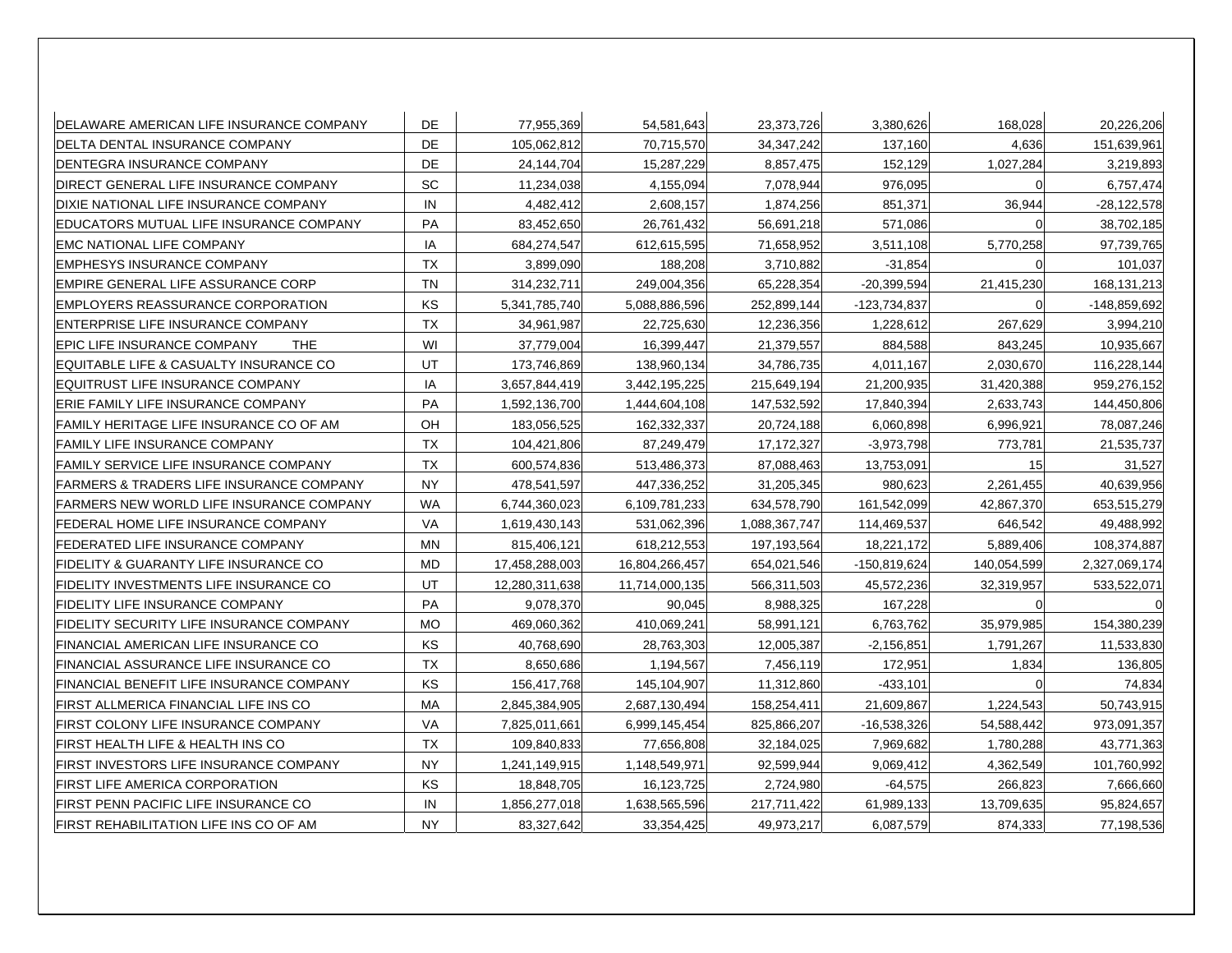| | | | | | | | |
|---|---|---|---|---|---|---|---|
| DELAWARE AMERICAN LIFE INSURANCE COMPANY | DE | 77,955,369 | 54,581,643 | 23,373,726 | 3,380,626 | 168,028 | 20,226,206 |
| DELTA DENTAL INSURANCE COMPANY | DE | 105,062,812 | 70,715,570 | 34,347,242 | 137,160 | 4,636 | 151,639,961 |
| DENTEGRA INSURANCE COMPANY | DE | 24,144,704 | 15,287,229 | 8,857,475 | 152,129 | 1,027,284 | 3,219,893 |
| DIRECT GENERAL LIFE INSURANCE COMPANY | SC | 11,234,038 | 4,155,094 | 7,078,944 | 976,095 | 0 | 6,757,474 |
| DIXIE NATIONAL LIFE INSURANCE COMPANY | IN | 4,482,412 | 2,608,157 | 1,874,256 | 851,371 | 36,944 | -28,122,578 |
| EDUCATORS MUTUAL LIFE INSURANCE COMPANY | PA | 83,452,650 | 26,761,432 | 56,691,218 | 571,086 | 0 | 38,702,185 |
| EMC NATIONAL LIFE COMPANY | IA | 684,274,547 | 612,615,595 | 71,658,952 | 3,511,108 | 5,770,258 | 97,739,765 |
| EMPHESYS INSURANCE COMPANY | TX | 3,899,090 | 188,208 | 3,710,882 | -31,854 | 0 | 101,037 |
| EMPIRE GENERAL LIFE ASSURANCE CORP | TN | 314,232,711 | 249,004,356 | 65,228,354 | -20,399,594 | 21,415,230 | 168,131,213 |
| EMPLOYERS REASSURANCE CORPORATION | KS | 5,341,785,740 | 5,088,886,596 | 252,899,144 | -123,734,837 | 0 | -148,859,692 |
| ENTERPRISE LIFE INSURANCE COMPANY | TX | 34,961,987 | 22,725,630 | 12,236,356 | 1,228,612 | 267,629 | 3,994,210 |
| EPIC LIFE INSURANCE COMPANY THE | WI | 37,779,004 | 16,399,447 | 21,379,557 | 884,588 | 843,245 | 10,935,667 |
| EQUITABLE LIFE & CASUALTY INSURANCE CO | UT | 173,746,869 | 138,960,134 | 34,786,735 | 4,011,167 | 2,030,670 | 116,228,144 |
| EQUITRUST LIFE INSURANCE COMPANY | IA | 3,657,844,419 | 3,442,195,225 | 215,649,194 | 21,200,935 | 31,420,388 | 959,276,152 |
| ERIE FAMILY LIFE INSURANCE COMPANY | PA | 1,592,136,700 | 1,444,604,108 | 147,532,592 | 17,840,394 | 2,633,743 | 144,450,806 |
| FAMILY HERITAGE LIFE INSURANCE CO OF AM | OH | 183,056,525 | 162,332,337 | 20,724,188 | 6,060,898 | 6,996,921 | 78,087,246 |
| FAMILY LIFE INSURANCE COMPANY | TX | 104,421,806 | 87,249,479 | 17,172,327 | -3,973,798 | 773,781 | 21,535,737 |
| FAMILY SERVICE LIFE INSURANCE COMPANY | TX | 600,574,836 | 513,486,373 | 87,088,463 | 13,753,091 | 15 | 31,527 |
| FARMERS & TRADERS LIFE INSURANCE COMPANY | NY | 478,541,597 | 447,336,252 | 31,205,345 | 980,623 | 2,261,455 | 40,639,956 |
| FARMERS NEW WORLD LIFE INSURANCE COMPANY | WA | 6,744,360,023 | 6,109,781,233 | 634,578,790 | 161,542,099 | 42,867,370 | 653,515,279 |
| FEDERAL HOME LIFE INSURANCE COMPANY | VA | 1,619,430,143 | 531,062,396 | 1,088,367,747 | 114,469,537 | 646,542 | 49,488,992 |
| FEDERATED LIFE INSURANCE COMPANY | MN | 815,406,121 | 618,212,553 | 197,193,564 | 18,221,172 | 5,889,406 | 108,374,887 |
| FIDELITY & GUARANTY LIFE INSURANCE CO | MD | 17,458,288,003 | 16,804,266,457 | 654,021,546 | -150,819,624 | 140,054,599 | 2,327,069,174 |
| FIDELITY INVESTMENTS LIFE INSURANCE CO | UT | 12,280,311,638 | 11,714,000,135 | 566,311,503 | 45,572,236 | 32,319,957 | 533,522,071 |
| FIDELITY LIFE INSURANCE COMPANY | PA | 9,078,370 | 90,045 | 8,988,325 | 167,228 | 0 | 0 |
| FIDELITY SECURITY LIFE INSURANCE COMPANY | MO | 469,060,362 | 410,069,241 | 58,991,121 | 6,763,762 | 35,979,985 | 154,380,239 |
| FINANCIAL AMERICAN LIFE INSURANCE CO | KS | 40,768,690 | 28,763,303 | 12,005,387 | -2,156,851 | 1,791,267 | 11,533,830 |
| FINANCIAL ASSURANCE LIFE INSURANCE CO | TX | 8,650,686 | 1,194,567 | 7,456,119 | 172,951 | 1,834 | 136,805 |
| FINANCIAL BENEFIT LIFE INSURANCE COMPANY | KS | 156,417,768 | 145,104,907 | 11,312,860 | -433,101 | 0 | 74,834 |
| FIRST ALLMERICA FINANCIAL LIFE INS CO | MA | 2,845,384,905 | 2,687,130,494 | 158,254,411 | 21,609,867 | 1,224,543 | 50,743,915 |
| FIRST COLONY LIFE INSURANCE COMPANY | VA | 7,825,011,661 | 6,999,145,454 | 825,866,207 | -16,538,326 | 54,588,442 | 973,091,357 |
| FIRST HEALTH LIFE & HEALTH INS CO | TX | 109,840,833 | 77,656,808 | 32,184,025 | 7,969,682 | 1,780,288 | 43,771,363 |
| FIRST INVESTORS LIFE INSURANCE COMPANY | NY | 1,241,149,915 | 1,148,549,971 | 92,599,944 | 9,069,412 | 4,362,549 | 101,760,992 |
| FIRST LIFE AMERICA CORPORATION | KS | 18,848,705 | 16,123,725 | 2,724,980 | -64,575 | 266,823 | 7,666,660 |
| FIRST PENN PACIFIC LIFE INSURANCE CO | IN | 1,856,277,018 | 1,638,565,596 | 217,711,422 | 61,989,133 | 13,709,635 | 95,824,657 |
| FIRST REHABILITATION LIFE INS CO OF AM | NY | 83,327,642 | 33,354,425 | 49,973,217 | 6,087,579 | 874,333 | 77,198,536 |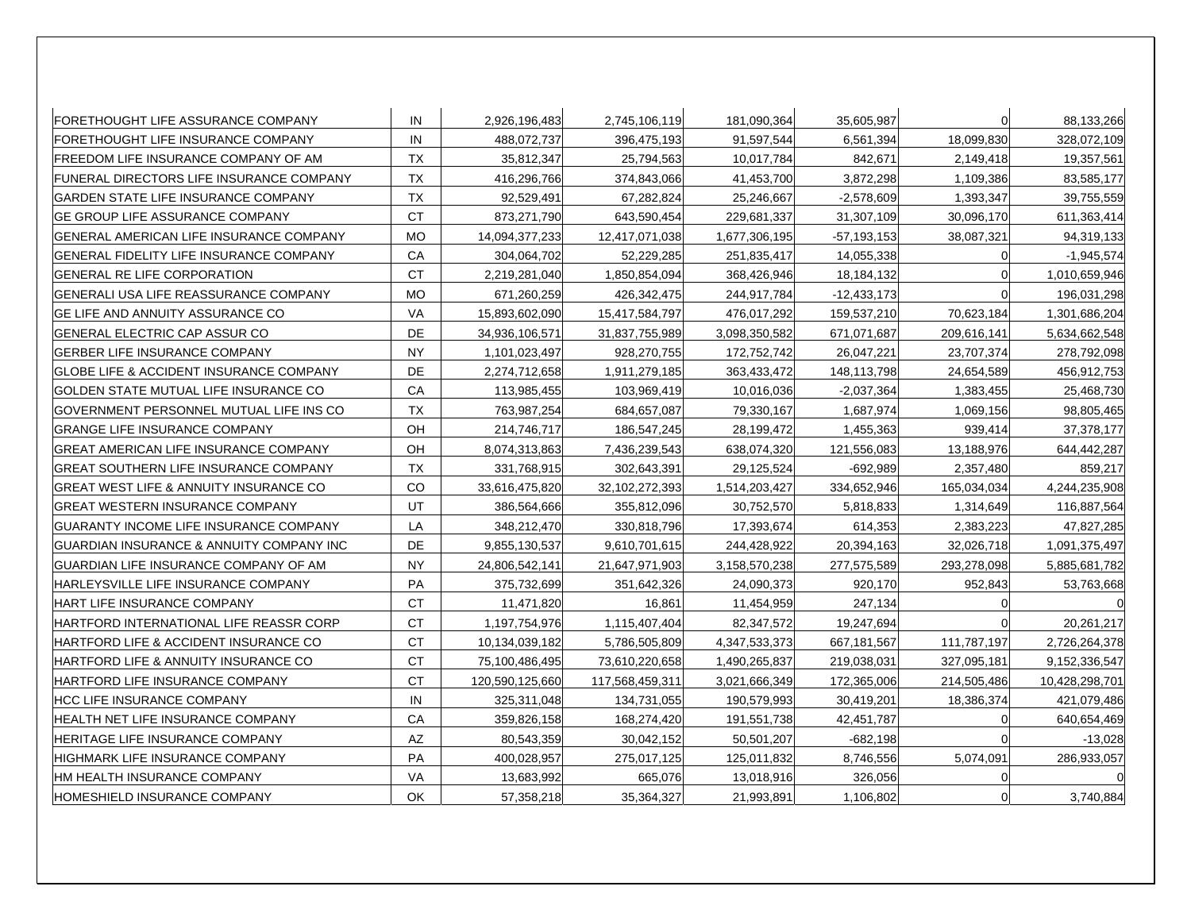| | | | | | | | |
|---|---|---|---|---|---|---|---|
| FORETHOUGHT LIFE ASSURANCE COMPANY | IN | 2,926,196,483 | 2,745,106,119 | 181,090,364 | 35,605,987 | 0 | 88,133,266 |
| FORETHOUGHT LIFE INSURANCE COMPANY | IN | 488,072,737 | 396,475,193 | 91,597,544 | 6,561,394 | 18,099,830 | 328,072,109 |
| FREEDOM LIFE INSURANCE COMPANY OF AM | TX | 35,812,347 | 25,794,563 | 10,017,784 | 842,671 | 2,149,418 | 19,357,561 |
| FUNERAL DIRECTORS LIFE INSURANCE COMPANY | TX | 416,296,766 | 374,843,066 | 41,453,700 | 3,872,298 | 1,109,386 | 83,585,177 |
| GARDEN STATE LIFE INSURANCE COMPANY | TX | 92,529,491 | 67,282,824 | 25,246,667 | -2,578,609 | 1,393,347 | 39,755,559 |
| GE GROUP LIFE ASSURANCE COMPANY | CT | 873,271,790 | 643,590,454 | 229,681,337 | 31,307,109 | 30,096,170 | 611,363,414 |
| GENERAL AMERICAN LIFE INSURANCE COMPANY | MO | 14,094,377,233 | 12,417,071,038 | 1,677,306,195 | -57,193,153 | 38,087,321 | 94,319,133 |
| GENERAL FIDELITY LIFE INSURANCE COMPANY | CA | 304,064,702 | 52,229,285 | 251,835,417 | 14,055,338 | 0 | -1,945,574 |
| GENERAL RE LIFE CORPORATION | CT | 2,219,281,040 | 1,850,854,094 | 368,426,946 | 18,184,132 | 0 | 1,010,659,946 |
| GENERALI USA LIFE REASSURANCE COMPANY | MO | 671,260,259 | 426,342,475 | 244,917,784 | -12,433,173 | 0 | 196,031,298 |
| GE LIFE AND ANNUITY ASSURANCE CO | VA | 15,893,602,090 | 15,417,584,797 | 476,017,292 | 159,537,210 | 70,623,184 | 1,301,686,204 |
| GENERAL ELECTRIC CAP ASSUR CO | DE | 34,936,106,571 | 31,837,755,989 | 3,098,350,582 | 671,071,687 | 209,616,141 | 5,634,662,548 |
| GERBER LIFE INSURANCE COMPANY | NY | 1,101,023,497 | 928,270,755 | 172,752,742 | 26,047,221 | 23,707,374 | 278,792,098 |
| GLOBE LIFE & ACCIDENT INSURANCE COMPANY | DE | 2,274,712,658 | 1,911,279,185 | 363,433,472 | 148,113,798 | 24,654,589 | 456,912,753 |
| GOLDEN STATE MUTUAL LIFE INSURANCE CO | CA | 113,985,455 | 103,969,419 | 10,016,036 | -2,037,364 | 1,383,455 | 25,468,730 |
| GOVERNMENT PERSONNEL MUTUAL LIFE INS CO | TX | 763,987,254 | 684,657,087 | 79,330,167 | 1,687,974 | 1,069,156 | 98,805,465 |
| GRANGE LIFE INSURANCE COMPANY | OH | 214,746,717 | 186,547,245 | 28,199,472 | 1,455,363 | 939,414 | 37,378,177 |
| GREAT AMERICAN LIFE INSURANCE COMPANY | OH | 8,074,313,863 | 7,436,239,543 | 638,074,320 | 121,556,083 | 13,188,976 | 644,442,287 |
| GREAT SOUTHERN LIFE INSURANCE COMPANY | TX | 331,768,915 | 302,643,391 | 29,125,524 | -692,989 | 2,357,480 | 859,217 |
| GREAT WEST LIFE & ANNUITY INSURANCE CO | CO | 33,616,475,820 | 32,102,272,393 | 1,514,203,427 | 334,652,946 | 165,034,034 | 4,244,235,908 |
| GREAT WESTERN INSURANCE COMPANY | UT | 386,564,666 | 355,812,096 | 30,752,570 | 5,818,833 | 1,314,649 | 116,887,564 |
| GUARANTY INCOME LIFE INSURANCE COMPANY | LA | 348,212,470 | 330,818,796 | 17,393,674 | 614,353 | 2,383,223 | 47,827,285 |
| GUARDIAN INSURANCE & ANNUITY COMPANY INC | DE | 9,855,130,537 | 9,610,701,615 | 244,428,922 | 20,394,163 | 32,026,718 | 1,091,375,497 |
| GUARDIAN LIFE INSURANCE COMPANY OF AM | NY | 24,806,542,141 | 21,647,971,903 | 3,158,570,238 | 277,575,589 | 293,278,098 | 5,885,681,782 |
| HARLEYSVILLE LIFE INSURANCE COMPANY | PA | 375,732,699 | 351,642,326 | 24,090,373 | 920,170 | 952,843 | 53,763,668 |
| HART LIFE INSURANCE COMPANY | CT | 11,471,820 | 16,861 | 11,454,959 | 247,134 | 0 | 0 |
| HARTFORD INTERNATIONAL LIFE REASSR CORP | CT | 1,197,754,976 | 1,115,407,404 | 82,347,572 | 19,247,694 | 0 | 20,261,217 |
| HARTFORD LIFE & ACCIDENT INSURANCE CO | CT | 10,134,039,182 | 5,786,505,809 | 4,347,533,373 | 667,181,567 | 111,787,197 | 2,726,264,378 |
| HARTFORD LIFE & ANNUITY INSURANCE CO | CT | 75,100,486,495 | 73,610,220,658 | 1,490,265,837 | 219,038,031 | 327,095,181 | 9,152,336,547 |
| HARTFORD LIFE INSURANCE COMPANY | CT | 120,590,125,660 | 117,568,459,311 | 3,021,666,349 | 172,365,006 | 214,505,486 | 10,428,298,701 |
| HCC LIFE INSURANCE COMPANY | IN | 325,311,048 | 134,731,055 | 190,579,993 | 30,419,201 | 18,386,374 | 421,079,486 |
| HEALTH NET LIFE INSURANCE COMPANY | CA | 359,826,158 | 168,274,420 | 191,551,738 | 42,451,787 | 0 | 640,654,469 |
| HERITAGE LIFE INSURANCE COMPANY | AZ | 80,543,359 | 30,042,152 | 50,501,207 | -682,198 | 0 | -13,028 |
| HIGHMARK LIFE INSURANCE COMPANY | PA | 400,028,957 | 275,017,125 | 125,011,832 | 8,746,556 | 5,074,091 | 286,933,057 |
| HM HEALTH INSURANCE COMPANY | VA | 13,683,992 | 665,076 | 13,018,916 | 326,056 | 0 | 0 |
| HOMESHIELD INSURANCE COMPANY | OK | 57,358,218 | 35,364,327 | 21,993,891 | 1,106,802 | 0 | 3,740,884 |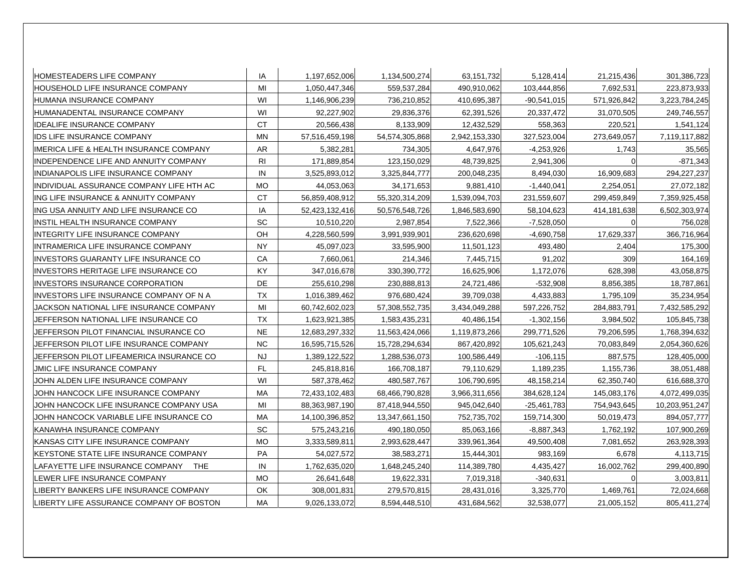| | | | | | | | |
|---|---|---|---|---|---|---|---|
| HOMESTEADERS LIFE COMPANY | IA | 1,197,652,006 | 1,134,500,274 | 63,151,732 | 5,128,414 | 21,215,436 | 301,386,723 |
| HOUSEHOLD LIFE INSURANCE COMPANY | MI | 1,050,447,346 | 559,537,284 | 490,910,062 | 103,444,856 | 7,692,531 | 223,873,933 |
| HUMANA INSURANCE COMPANY | WI | 1,146,906,239 | 736,210,852 | 410,695,387 | -90,541,015 | 571,926,842 | 3,223,784,245 |
| HUMANADENTAL INSURANCE COMPANY | WI | 92,227,902 | 29,836,376 | 62,391,526 | 20,337,472 | 31,070,505 | 249,746,557 |
| IDEALIFE INSURANCE COMPANY | CT | 20,566,438 | 8,133,909 | 12,432,529 | 558,363 | 220,521 | 1,541,124 |
| IDS LIFE INSURANCE COMPANY | MN | 57,516,459,198 | 54,574,305,868 | 2,942,153,330 | 327,523,004 | 273,649,057 | 7,119,117,882 |
| IMERICA LIFE & HEALTH INSURANCE COMPANY | AR | 5,382,281 | 734,305 | 4,647,976 | -4,253,926 | 1,743 | 35,565 |
| INDEPENDENCE LIFE AND ANNUITY COMPANY | RI | 171,889,854 | 123,150,029 | 48,739,825 | 2,941,306 | 0 | -871,343 |
| INDIANAPOLIS LIFE INSURANCE COMPANY | IN | 3,525,893,012 | 3,325,844,777 | 200,048,235 | 8,494,030 | 16,909,683 | 294,227,237 |
| INDIVIDUAL ASSURANCE COMPANY LIFE HTH AC | MO | 44,053,063 | 34,171,653 | 9,881,410 | -1,440,041 | 2,254,051 | 27,072,182 |
| ING LIFE INSURANCE & ANNUITY COMPANY | CT | 56,859,408,912 | 55,320,314,209 | 1,539,094,703 | 231,559,607 | 299,459,849 | 7,359,925,458 |
| ING USA ANNUITY AND LIFE INSURANCE CO | IA | 52,423,132,416 | 50,576,548,726 | 1,846,583,690 | 58,104,623 | 414,181,638 | 6,502,303,974 |
| INSTIL HEALTH INSURANCE COMPANY | SC | 10,510,220 | 2,987,854 | 7,522,366 | -7,528,050 | 0 | 756,028 |
| INTEGRITY LIFE INSURANCE COMPANY | OH | 4,228,560,599 | 3,991,939,901 | 236,620,698 | -4,690,758 | 17,629,337 | 366,716,964 |
| INTRAMERICA LIFE INSURANCE COMPANY | NY | 45,097,023 | 33,595,900 | 11,501,123 | 493,480 | 2,404 | 175,300 |
| INVESTORS GUARANTY LIFE INSURANCE CO | CA | 7,660,061 | 214,346 | 7,445,715 | 91,202 | 309 | 164,169 |
| INVESTORS HERITAGE LIFE INSURANCE CO | KY | 347,016,678 | 330,390,772 | 16,625,906 | 1,172,076 | 628,398 | 43,058,875 |
| INVESTORS INSURANCE CORPORATION | DE | 255,610,298 | 230,888,813 | 24,721,486 | -532,908 | 8,856,385 | 18,787,861 |
| INVESTORS LIFE INSURANCE COMPANY OF N A | TX | 1,016,389,462 | 976,680,424 | 39,709,038 | 4,433,883 | 1,795,109 | 35,234,954 |
| JACKSON NATIONAL LIFE INSURANCE COMPANY | MI | 60,742,602,023 | 57,308,552,735 | 3,434,049,288 | 597,226,752 | 284,883,791 | 7,432,585,292 |
| JEFFERSON NATIONAL LIFE INSURANCE CO | TX | 1,623,921,385 | 1,583,435,231 | 40,486,154 | -1,302,156 | 3,984,502 | 105,845,738 |
| JEFFERSON PILOT FINANCIAL INSURANCE CO | NE | 12,683,297,332 | 11,563,424,066 | 1,119,873,266 | 299,771,526 | 79,206,595 | 1,768,394,632 |
| JEFFERSON PILOT LIFE INSURANCE COMPANY | NC | 16,595,715,526 | 15,728,294,634 | 867,420,892 | 105,621,243 | 70,083,849 | 2,054,360,626 |
| JEFFERSON PILOT LIFEAMERICA INSURANCE CO | NJ | 1,389,122,522 | 1,288,536,073 | 100,586,449 | -106,115 | 887,575 | 128,405,000 |
| JMIC LIFE INSURANCE COMPANY | FL | 245,818,816 | 166,708,187 | 79,110,629 | 1,189,235 | 1,155,736 | 38,051,488 |
| JOHN ALDEN LIFE INSURANCE COMPANY | WI | 587,378,462 | 480,587,767 | 106,790,695 | 48,158,214 | 62,350,740 | 616,688,370 |
| JOHN HANCOCK LIFE INSURANCE COMPANY | MA | 72,433,102,483 | 68,466,790,828 | 3,966,311,656 | 384,628,124 | 145,083,176 | 4,072,499,035 |
| JOHN HANCOCK LIFE INSURANCE COMPANY USA | MI | 88,363,987,190 | 87,418,944,550 | 945,042,640 | -25,461,783 | 754,943,645 | 10,203,951,247 |
| JOHN HANCOCK VARIABLE LIFE INSURANCE CO | MA | 14,100,396,852 | 13,347,661,150 | 752,735,702 | 159,714,300 | 50,019,473 | 894,057,777 |
| KANAWHA INSURANCE COMPANY | SC | 575,243,216 | 490,180,050 | 85,063,166 | -8,887,343 | 1,762,192 | 107,900,269 |
| KANSAS CITY LIFE INSURANCE COMPANY | MO | 3,333,589,811 | 2,993,628,447 | 339,961,364 | 49,500,408 | 7,081,652 | 263,928,393 |
| KEYSTONE STATE LIFE INSURANCE COMPANY | PA | 54,027,572 | 38,583,271 | 15,444,301 | 983,169 | 6,678 | 4,113,715 |
| LAFAYETTE LIFE INSURANCE COMPANY THE | IN | 1,762,635,020 | 1,648,245,240 | 114,389,780 | 4,435,427 | 16,002,762 | 299,400,890 |
| LEWER LIFE INSURANCE COMPANY | MO | 26,641,648 | 19,622,331 | 7,019,318 | -340,631 | 0 | 3,003,811 |
| LIBERTY BANKERS LIFE INSURANCE COMPANY | OK | 308,001,831 | 279,570,815 | 28,431,016 | 3,325,770 | 1,469,761 | 72,024,668 |
| LIBERTY LIFE ASSURANCE COMPANY OF BOSTON | MA | 9,026,133,072 | 8,594,448,510 | 431,684,562 | 32,538,077 | 21,005,152 | 805,411,274 |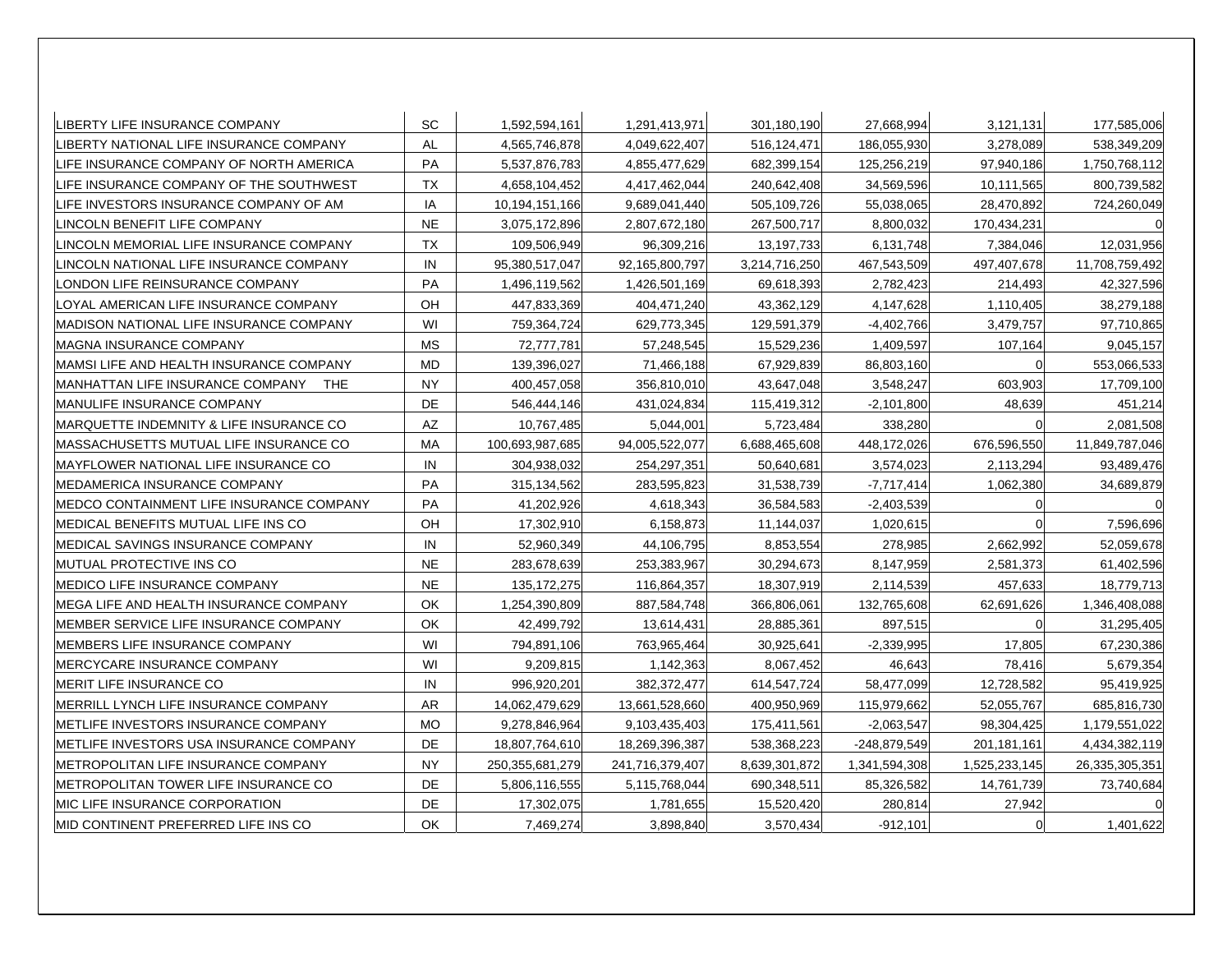| | | | | | | | |
|---|---|---|---|---|---|---|---|
| LIBERTY LIFE INSURANCE COMPANY | SC | 1,592,594,161 | 1,291,413,971 | 301,180,190 | 27,668,994 | 3,121,131 | 177,585,006 |
| LIBERTY NATIONAL LIFE INSURANCE COMPANY | AL | 4,565,746,878 | 4,049,622,407 | 516,124,471 | 186,055,930 | 3,278,089 | 538,349,209 |
| LIFE INSURANCE COMPANY OF NORTH AMERICA | PA | 5,537,876,783 | 4,855,477,629 | 682,399,154 | 125,256,219 | 97,940,186 | 1,750,768,112 |
| LIFE INSURANCE COMPANY OF THE SOUTHWEST | TX | 4,658,104,452 | 4,417,462,044 | 240,642,408 | 34,569,596 | 10,111,565 | 800,739,582 |
| LIFE INVESTORS INSURANCE COMPANY OF AM | IA | 10,194,151,166 | 9,689,041,440 | 505,109,726 | 55,038,065 | 28,470,892 | 724,260,049 |
| LINCOLN BENEFIT LIFE COMPANY | NE | 3,075,172,896 | 2,807,672,180 | 267,500,717 | 8,800,032 | 170,434,231 | 0 |
| LINCOLN MEMORIAL LIFE INSURANCE COMPANY | TX | 109,506,949 | 96,309,216 | 13,197,733 | 6,131,748 | 7,384,046 | 12,031,956 |
| LINCOLN NATIONAL LIFE INSURANCE COMPANY | IN | 95,380,517,047 | 92,165,800,797 | 3,214,716,250 | 467,543,509 | 497,407,678 | 11,708,759,492 |
| LONDON LIFE REINSURANCE COMPANY | PA | 1,496,119,562 | 1,426,501,169 | 69,618,393 | 2,782,423 | 214,493 | 42,327,596 |
| LOYAL AMERICAN LIFE INSURANCE COMPANY | OH | 447,833,369 | 404,471,240 | 43,362,129 | 4,147,628 | 1,110,405 | 38,279,188 |
| MADISON NATIONAL LIFE INSURANCE COMPANY | WI | 759,364,724 | 629,773,345 | 129,591,379 | -4,402,766 | 3,479,757 | 97,710,865 |
| MAGNA INSURANCE COMPANY | MS | 72,777,781 | 57,248,545 | 15,529,236 | 1,409,597 | 107,164 | 9,045,157 |
| MAMSI LIFE AND HEALTH INSURANCE COMPANY | MD | 139,396,027 | 71,466,188 | 67,929,839 | 86,803,160 | 0 | 553,066,533 |
| MANHATTAN LIFE INSURANCE COMPANY THE | NY | 400,457,058 | 356,810,010 | 43,647,048 | 3,548,247 | 603,903 | 17,709,100 |
| MANULIFE INSURANCE COMPANY | DE | 546,444,146 | 431,024,834 | 115,419,312 | -2,101,800 | 48,639 | 451,214 |
| MARQUETTE INDEMNITY & LIFE INSURANCE CO | AZ | 10,767,485 | 5,044,001 | 5,723,484 | 338,280 | 0 | 2,081,508 |
| MASSACHUSETTS MUTUAL LIFE INSURANCE CO | MA | 100,693,987,685 | 94,005,522,077 | 6,688,465,608 | 448,172,026 | 676,596,550 | 11,849,787,046 |
| MAYFLOWER NATIONAL LIFE INSURANCE CO | IN | 304,938,032 | 254,297,351 | 50,640,681 | 3,574,023 | 2,113,294 | 93,489,476 |
| MEDAMERICA INSURANCE COMPANY | PA | 315,134,562 | 283,595,823 | 31,538,739 | -7,717,414 | 1,062,380 | 34,689,879 |
| MEDCO CONTAINMENT LIFE INSURANCE COMPANY | PA | 41,202,926 | 4,618,343 | 36,584,583 | -2,403,539 | 0 | 0 |
| MEDICAL BENEFITS MUTUAL LIFE INS CO | OH | 17,302,910 | 6,158,873 | 11,144,037 | 1,020,615 | 0 | 7,596,696 |
| MEDICAL SAVINGS INSURANCE COMPANY | IN | 52,960,349 | 44,106,795 | 8,853,554 | 278,985 | 2,662,992 | 52,059,678 |
| MUTUAL PROTECTIVE INS CO | NE | 283,678,639 | 253,383,967 | 30,294,673 | 8,147,959 | 2,581,373 | 61,402,596 |
| MEDICO LIFE INSURANCE COMPANY | NE | 135,172,275 | 116,864,357 | 18,307,919 | 2,114,539 | 457,633 | 18,779,713 |
| MEGA LIFE AND HEALTH INSURANCE COMPANY | OK | 1,254,390,809 | 887,584,748 | 366,806,061 | 132,765,608 | 62,691,626 | 1,346,408,088 |
| MEMBER SERVICE LIFE INSURANCE COMPANY | OK | 42,499,792 | 13,614,431 | 28,885,361 | 897,515 | 0 | 31,295,405 |
| MEMBERS LIFE INSURANCE COMPANY | WI | 794,891,106 | 763,965,464 | 30,925,641 | -2,339,995 | 17,805 | 67,230,386 |
| MERCYCARE INSURANCE COMPANY | WI | 9,209,815 | 1,142,363 | 8,067,452 | 46,643 | 78,416 | 5,679,354 |
| MERIT LIFE INSURANCE CO | IN | 996,920,201 | 382,372,477 | 614,547,724 | 58,477,099 | 12,728,582 | 95,419,925 |
| MERRILL LYNCH LIFE INSURANCE COMPANY | AR | 14,062,479,629 | 13,661,528,660 | 400,950,969 | 115,979,662 | 52,055,767 | 685,816,730 |
| METLIFE INVESTORS INSURANCE COMPANY | MO | 9,278,846,964 | 9,103,435,403 | 175,411,561 | -2,063,547 | 98,304,425 | 1,179,551,022 |
| METLIFE INVESTORS USA INSURANCE COMPANY | DE | 18,807,764,610 | 18,269,396,387 | 538,368,223 | -248,879,549 | 201,181,161 | 4,434,382,119 |
| METROPOLITAN LIFE INSURANCE COMPANY | NY | 250,355,681,279 | 241,716,379,407 | 8,639,301,872 | 1,341,594,308 | 1,525,233,145 | 26,335,305,351 |
| METROPOLITAN TOWER LIFE INSURANCE CO | DE | 5,806,116,555 | 5,115,768,044 | 690,348,511 | 85,326,582 | 14,761,739 | 73,740,684 |
| MIC LIFE INSURANCE CORPORATION | DE | 17,302,075 | 1,781,655 | 15,520,420 | 280,814 | 27,942 | 0 |
| MID CONTINENT PREFERRED LIFE INS CO | OK | 7,469,274 | 3,898,840 | 3,570,434 | -912,101 | 0 | 1,401,622 |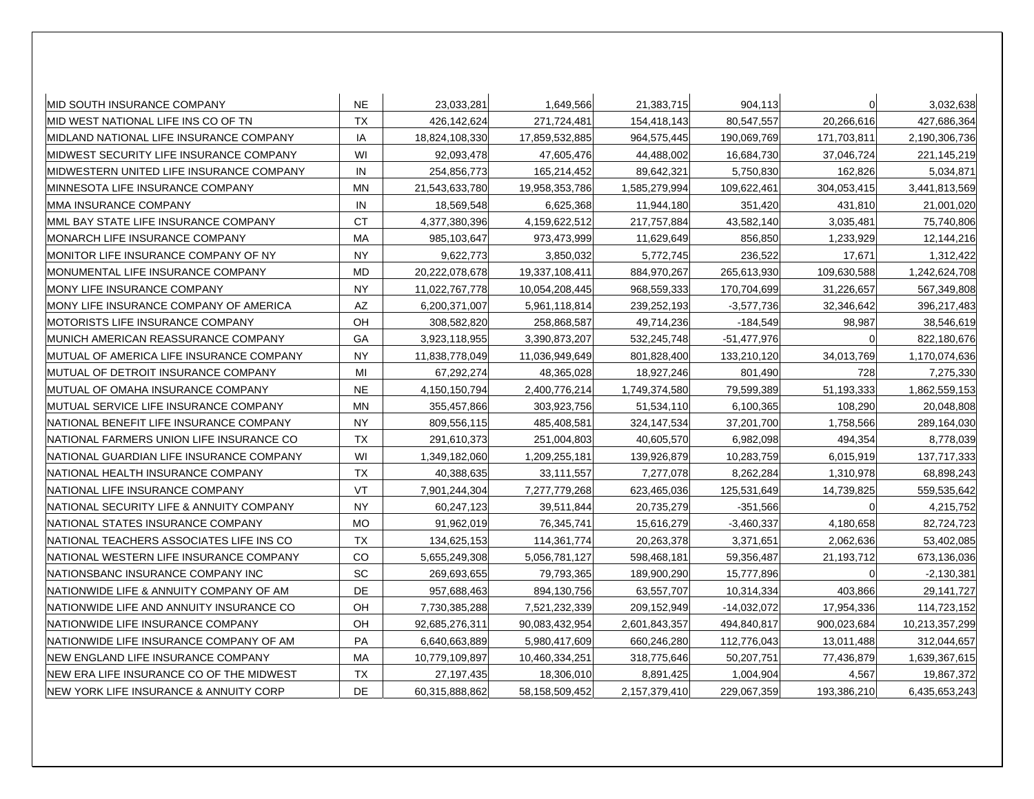| | | | | | | | |
|---|---|---|---|---|---|---|---|
| MID SOUTH INSURANCE COMPANY | NE | 23,033,281 | 1,649,566 | 21,383,715 | 904,113 | 0 | 3,032,638 |
| MID WEST NATIONAL LIFE INS CO OF TN | TX | 426,142,624 | 271,724,481 | 154,418,143 | 80,547,557 | 20,266,616 | 427,686,364 |
| MIDLAND NATIONAL LIFE INSURANCE COMPANY | IA | 18,824,108,330 | 17,859,532,885 | 964,575,445 | 190,069,769 | 171,703,811 | 2,190,306,736 |
| MIDWEST SECURITY LIFE INSURANCE COMPANY | WI | 92,093,478 | 47,605,476 | 44,488,002 | 16,684,730 | 37,046,724 | 221,145,219 |
| MIDWESTERN UNITED LIFE INSURANCE COMPANY | IN | 254,856,773 | 165,214,452 | 89,642,321 | 5,750,830 | 162,826 | 5,034,871 |
| MINNESOTA LIFE INSURANCE COMPANY | MN | 21,543,633,780 | 19,958,353,786 | 1,585,279,994 | 109,622,461 | 304,053,415 | 3,441,813,569 |
| MMA INSURANCE COMPANY | IN | 18,569,548 | 6,625,368 | 11,944,180 | 351,420 | 431,810 | 21,001,020 |
| MML BAY STATE LIFE INSURANCE COMPANY | CT | 4,377,380,396 | 4,159,622,512 | 217,757,884 | 43,582,140 | 3,035,481 | 75,740,806 |
| MONARCH LIFE INSURANCE COMPANY | MA | 985,103,647 | 973,473,999 | 11,629,649 | 856,850 | 1,233,929 | 12,144,216 |
| MONITOR LIFE INSURANCE COMPANY OF NY | NY | 9,622,773 | 3,850,032 | 5,772,745 | 236,522 | 17,671 | 1,312,422 |
| MONUMENTAL LIFE INSURANCE COMPANY | MD | 20,222,078,678 | 19,337,108,411 | 884,970,267 | 265,613,930 | 109,630,588 | 1,242,624,708 |
| MONY LIFE INSURANCE COMPANY | NY | 11,022,767,778 | 10,054,208,445 | 968,559,333 | 170,704,699 | 31,226,657 | 567,349,808 |
| MONY LIFE INSURANCE COMPANY OF AMERICA | AZ | 6,200,371,007 | 5,961,118,814 | 239,252,193 | -3,577,736 | 32,346,642 | 396,217,483 |
| MOTORISTS LIFE INSURANCE COMPANY | OH | 308,582,820 | 258,868,587 | 49,714,236 | -184,549 | 98,987 | 38,546,619 |
| MUNICH AMERICAN REASSURANCE COMPANY | GA | 3,923,118,955 | 3,390,873,207 | 532,245,748 | -51,477,976 | 0 | 822,180,676 |
| MUTUAL OF AMERICA LIFE INSURANCE COMPANY | NY | 11,838,778,049 | 11,036,949,649 | 801,828,400 | 133,210,120 | 34,013,769 | 1,170,074,636 |
| MUTUAL OF DETROIT INSURANCE COMPANY | MI | 67,292,274 | 48,365,028 | 18,927,246 | 801,490 | 728 | 7,275,330 |
| MUTUAL OF OMAHA INSURANCE COMPANY | NE | 4,150,150,794 | 2,400,776,214 | 1,749,374,580 | 79,599,389 | 51,193,333 | 1,862,559,153 |
| MUTUAL SERVICE LIFE INSURANCE COMPANY | MN | 355,457,866 | 303,923,756 | 51,534,110 | 6,100,365 | 108,290 | 20,048,808 |
| NATIONAL BENEFIT LIFE INSURANCE COMPANY | NY | 809,556,115 | 485,408,581 | 324,147,534 | 37,201,700 | 1,758,566 | 289,164,030 |
| NATIONAL FARMERS UNION LIFE INSURANCE CO | TX | 291,610,373 | 251,004,803 | 40,605,570 | 6,982,098 | 494,354 | 8,778,039 |
| NATIONAL GUARDIAN LIFE INSURANCE COMPANY | WI | 1,349,182,060 | 1,209,255,181 | 139,926,879 | 10,283,759 | 6,015,919 | 137,717,333 |
| NATIONAL HEALTH INSURANCE COMPANY | TX | 40,388,635 | 33,111,557 | 7,277,078 | 8,262,284 | 1,310,978 | 68,898,243 |
| NATIONAL LIFE INSURANCE COMPANY | VT | 7,901,244,304 | 7,277,779,268 | 623,465,036 | 125,531,649 | 14,739,825 | 559,535,642 |
| NATIONAL SECURITY LIFE & ANNUITY COMPANY | NY | 60,247,123 | 39,511,844 | 20,735,279 | -351,566 | 0 | 4,215,752 |
| NATIONAL STATES INSURANCE COMPANY | MO | 91,962,019 | 76,345,741 | 15,616,279 | -3,460,337 | 4,180,658 | 82,724,723 |
| NATIONAL TEACHERS ASSOCIATES LIFE INS CO | TX | 134,625,153 | 114,361,774 | 20,263,378 | 3,371,651 | 2,062,636 | 53,402,085 |
| NATIONAL WESTERN LIFE INSURANCE COMPANY | CO | 5,655,249,308 | 5,056,781,127 | 598,468,181 | 59,356,487 | 21,193,712 | 673,136,036 |
| NATIONSBANC INSURANCE COMPANY INC | SC | 269,693,655 | 79,793,365 | 189,900,290 | 15,777,896 | 0 | -2,130,381 |
| NATIONWIDE LIFE & ANNUITY COMPANY OF AM | DE | 957,688,463 | 894,130,756 | 63,557,707 | 10,314,334 | 403,866 | 29,141,727 |
| NATIONWIDE LIFE AND ANNUITY INSURANCE CO | OH | 7,730,385,288 | 7,521,232,339 | 209,152,949 | -14,032,072 | 17,954,336 | 114,723,152 |
| NATIONWIDE LIFE INSURANCE COMPANY | OH | 92,685,276,311 | 90,083,432,954 | 2,601,843,357 | 494,840,817 | 900,023,684 | 10,213,357,299 |
| NATIONWIDE LIFE INSURANCE COMPANY OF AM | PA | 6,640,663,889 | 5,980,417,609 | 660,246,280 | 112,776,043 | 13,011,488 | 312,044,657 |
| NEW ENGLAND LIFE INSURANCE COMPANY | MA | 10,779,109,897 | 10,460,334,251 | 318,775,646 | 50,207,751 | 77,436,879 | 1,639,367,615 |
| NEW ERA LIFE INSURANCE CO OF THE MIDWEST | TX | 27,197,435 | 18,306,010 | 8,891,425 | 1,004,904 | 4,567 | 19,867,372 |
| NEW YORK LIFE INSURANCE & ANNUITY CORP | DE | 60,315,888,862 | 58,158,509,452 | 2,157,379,410 | 229,067,359 | 193,386,210 | 6,435,653,243 |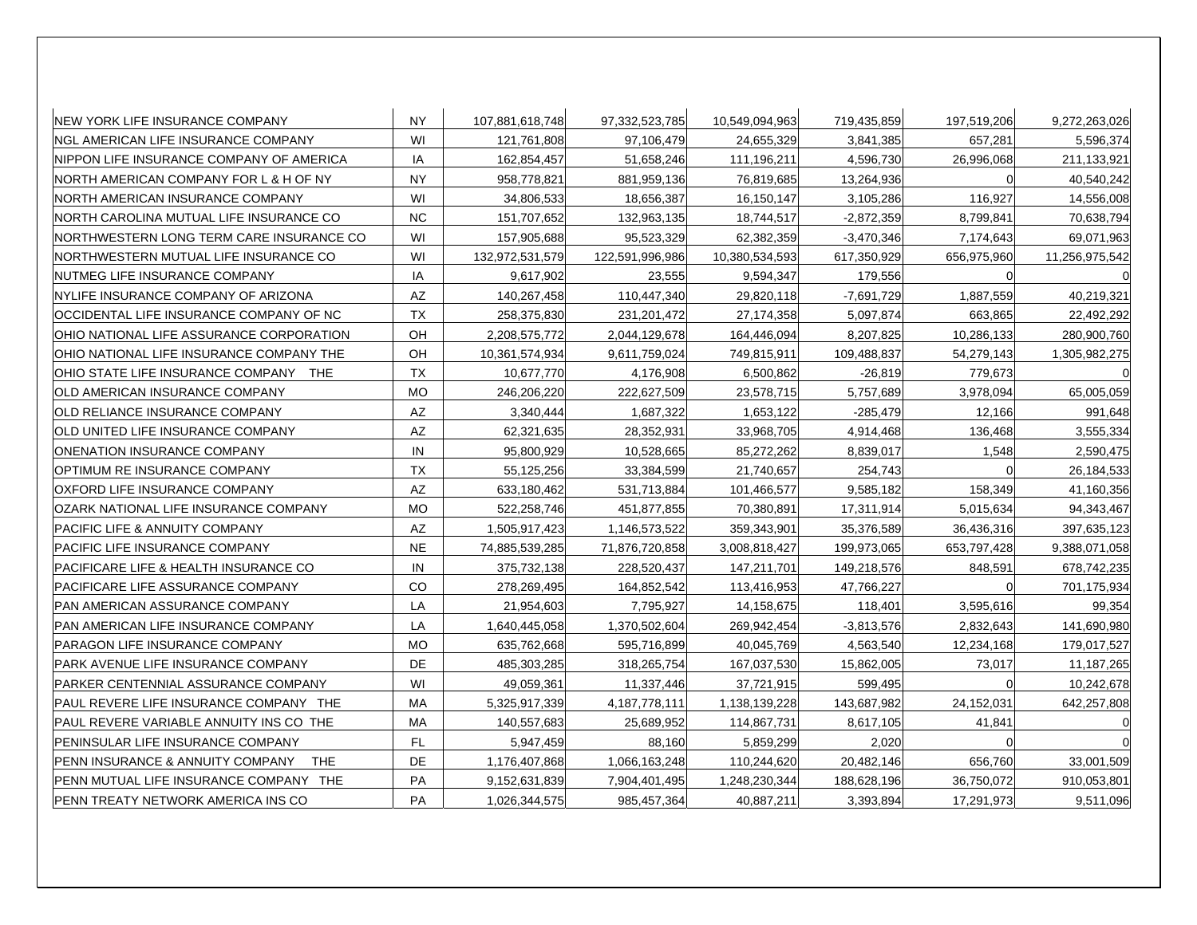| | | | | | | | |
|---|---|---|---|---|---|---|---|
| NEW YORK LIFE INSURANCE COMPANY | NY | 107,881,618,748 | 97,332,523,785 | 10,549,094,963 | 719,435,859 | 197,519,206 | 9,272,263,026 |
| NGL AMERICAN LIFE INSURANCE COMPANY | WI | 121,761,808 | 97,106,479 | 24,655,329 | 3,841,385 | 657,281 | 5,596,374 |
| NIPPON LIFE INSURANCE COMPANY OF AMERICA | IA | 162,854,457 | 51,658,246 | 111,196,211 | 4,596,730 | 26,996,068 | 211,133,921 |
| NORTH AMERICAN COMPANY FOR L & H OF NY | NY | 958,778,821 | 881,959,136 | 76,819,685 | 13,264,936 | 0 | 40,540,242 |
| NORTH AMERICAN INSURANCE COMPANY | WI | 34,806,533 | 18,656,387 | 16,150,147 | 3,105,286 | 116,927 | 14,556,008 |
| NORTH CAROLINA MUTUAL LIFE INSURANCE CO | NC | 151,707,652 | 132,963,135 | 18,744,517 | -2,872,359 | 8,799,841 | 70,638,794 |
| NORTHWESTERN LONG TERM CARE INSURANCE CO | WI | 157,905,688 | 95,523,329 | 62,382,359 | -3,470,346 | 7,174,643 | 69,071,963 |
| NORTHWESTERN MUTUAL LIFE INSURANCE CO | WI | 132,972,531,579 | 122,591,996,986 | 10,380,534,593 | 617,350,929 | 656,975,960 | 11,256,975,542 |
| NUTMEG LIFE INSURANCE COMPANY | IA | 9,617,902 | 23,555 | 9,594,347 | 179,556 | 0 | 0 |
| NYLIFE INSURANCE COMPANY OF ARIZONA | AZ | 140,267,458 | 110,447,340 | 29,820,118 | -7,691,729 | 1,887,559 | 40,219,321 |
| OCCIDENTAL LIFE INSURANCE COMPANY OF NC | TX | 258,375,830 | 231,201,472 | 27,174,358 | 5,097,874 | 663,865 | 22,492,292 |
| OHIO NATIONAL LIFE ASSURANCE CORPORATION | OH | 2,208,575,772 | 2,044,129,678 | 164,446,094 | 8,207,825 | 10,286,133 | 280,900,760 |
| OHIO NATIONAL LIFE INSURANCE COMPANY THE | OH | 10,361,574,934 | 9,611,759,024 | 749,815,911 | 109,488,837 | 54,279,143 | 1,305,982,275 |
| OHIO STATE LIFE INSURANCE COMPANY THE | TX | 10,677,770 | 4,176,908 | 6,500,862 | -26,819 | 779,673 | 0 |
| OLD AMERICAN INSURANCE COMPANY | MO | 246,206,220 | 222,627,509 | 23,578,715 | 5,757,689 | 3,978,094 | 65,005,059 |
| OLD RELIANCE INSURANCE COMPANY | AZ | 3,340,444 | 1,687,322 | 1,653,122 | -285,479 | 12,166 | 991,648 |
| OLD UNITED LIFE INSURANCE COMPANY | AZ | 62,321,635 | 28,352,931 | 33,968,705 | 4,914,468 | 136,468 | 3,555,334 |
| ONENATION INSURANCE COMPANY | IN | 95,800,929 | 10,528,665 | 85,272,262 | 8,839,017 | 1,548 | 2,590,475 |
| OPTIMUM RE INSURANCE COMPANY | TX | 55,125,256 | 33,384,599 | 21,740,657 | 254,743 | 0 | 26,184,533 |
| OXFORD LIFE INSURANCE COMPANY | AZ | 633,180,462 | 531,713,884 | 101,466,577 | 9,585,182 | 158,349 | 41,160,356 |
| OZARK NATIONAL LIFE INSURANCE COMPANY | MO | 522,258,746 | 451,877,855 | 70,380,891 | 17,311,914 | 5,015,634 | 94,343,467 |
| PACIFIC LIFE & ANNUITY COMPANY | AZ | 1,505,917,423 | 1,146,573,522 | 359,343,901 | 35,376,589 | 36,436,316 | 397,635,123 |
| PACIFIC LIFE INSURANCE COMPANY | NE | 74,885,539,285 | 71,876,720,858 | 3,008,818,427 | 199,973,065 | 653,797,428 | 9,388,071,058 |
| PACIFICARE LIFE & HEALTH INSURANCE CO | IN | 375,732,138 | 228,520,437 | 147,211,701 | 149,218,576 | 848,591 | 678,742,235 |
| PACIFICARE LIFE ASSURANCE COMPANY | CO | 278,269,495 | 164,852,542 | 113,416,953 | 47,766,227 | 0 | 701,175,934 |
| PAN AMERICAN ASSURANCE COMPANY | LA | 21,954,603 | 7,795,927 | 14,158,675 | 118,401 | 3,595,616 | 99,354 |
| PAN AMERICAN LIFE INSURANCE COMPANY | LA | 1,640,445,058 | 1,370,502,604 | 269,942,454 | -3,813,576 | 2,832,643 | 141,690,980 |
| PARAGON LIFE INSURANCE COMPANY | MO | 635,762,668 | 595,716,899 | 40,045,769 | 4,563,540 | 12,234,168 | 179,017,527 |
| PARK AVENUE LIFE INSURANCE COMPANY | DE | 485,303,285 | 318,265,754 | 167,037,530 | 15,862,005 | 73,017 | 11,187,265 |
| PARKER CENTENNIAL ASSURANCE COMPANY | WI | 49,059,361 | 11,337,446 | 37,721,915 | 599,495 | 0 | 10,242,678 |
| PAUL REVERE LIFE INSURANCE COMPANY THE | MA | 5,325,917,339 | 4,187,778,111 | 1,138,139,228 | 143,687,982 | 24,152,031 | 642,257,808 |
| PAUL REVERE VARIABLE ANNUITY INS CO THE | MA | 140,557,683 | 25,689,952 | 114,867,731 | 8,617,105 | 41,841 | 0 |
| PENINSULAR LIFE INSURANCE COMPANY | FL | 5,947,459 | 88,160 | 5,859,299 | 2,020 | 0 | 0 |
| PENN INSURANCE & ANNUITY COMPANY THE | DE | 1,176,407,868 | 1,066,163,248 | 110,244,620 | 20,482,146 | 656,760 | 33,001,509 |
| PENN MUTUAL LIFE INSURANCE COMPANY THE | PA | 9,152,631,839 | 7,904,401,495 | 1,248,230,344 | 188,628,196 | 36,750,072 | 910,053,801 |
| PENN TREATY NETWORK AMERICA INS CO | PA | 1,026,344,575 | 985,457,364 | 40,887,211 | 3,393,894 | 17,291,973 | 9,511,096 |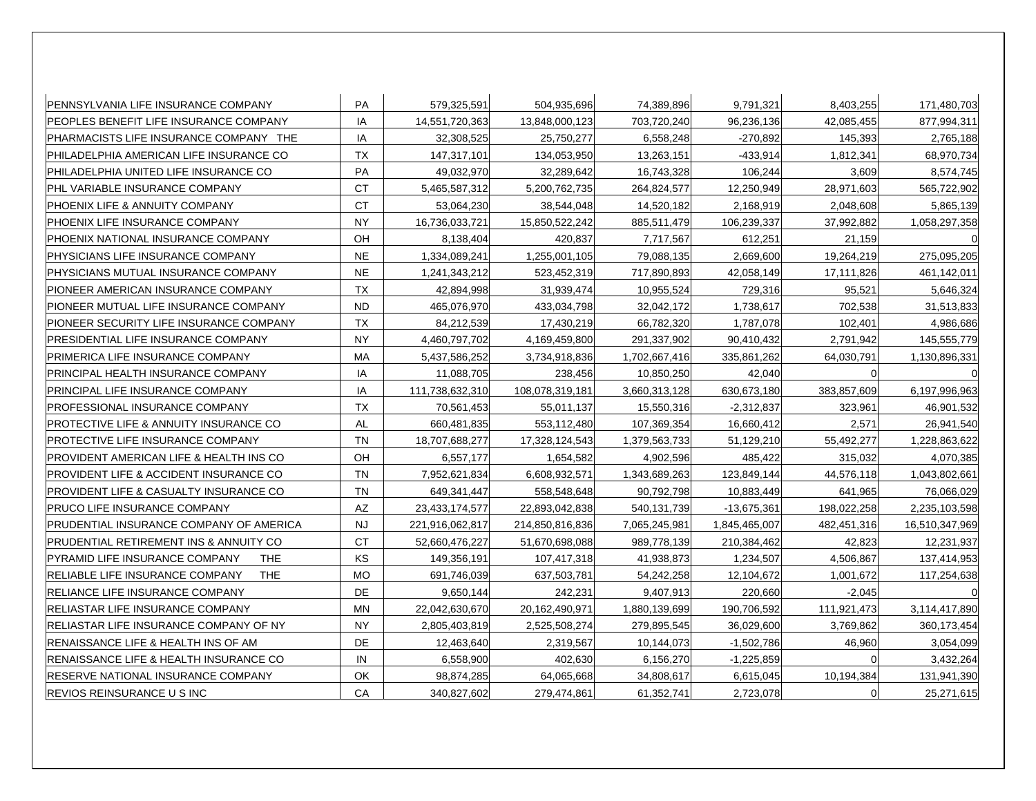| | | | | | | | |
|---|---|---|---|---|---|---|---|
| PENNSYLVANIA LIFE INSURANCE COMPANY | PA | 579,325,591 | 504,935,696 | 74,389,896 | 9,791,321 | 8,403,255 | 171,480,703 |
| PEOPLES BENEFIT LIFE INSURANCE COMPANY | IA | 14,551,720,363 | 13,848,000,123 | 703,720,240 | 96,236,136 | 42,085,455 | 877,994,311 |
| PHARMACISTS LIFE INSURANCE COMPANY THE | IA | 32,308,525 | 25,750,277 | 6,558,248 | -270,892 | 145,393 | 2,765,188 |
| PHILADELPHIA AMERICAN LIFE INSURANCE CO | TX | 147,317,101 | 134,053,950 | 13,263,151 | -433,914 | 1,812,341 | 68,970,734 |
| PHILADELPHIA UNITED LIFE INSURANCE CO | PA | 49,032,970 | 32,289,642 | 16,743,328 | 106,244 | 3,609 | 8,574,745 |
| PHL VARIABLE INSURANCE COMPANY | CT | 5,465,587,312 | 5,200,762,735 | 264,824,577 | 12,250,949 | 28,971,603 | 565,722,902 |
| PHOENIX LIFE & ANNUITY COMPANY | CT | 53,064,230 | 38,544,048 | 14,520,182 | 2,168,919 | 2,048,608 | 5,865,139 |
| PHOENIX LIFE INSURANCE COMPANY | NY | 16,736,033,721 | 15,850,522,242 | 885,511,479 | 106,239,337 | 37,992,882 | 1,058,297,358 |
| PHOENIX NATIONAL INSURANCE COMPANY | OH | 8,138,404 | 420,837 | 7,717,567 | 612,251 | 21,159 | 0 |
| PHYSICIANS LIFE INSURANCE COMPANY | NE | 1,334,089,241 | 1,255,001,105 | 79,088,135 | 2,669,600 | 19,264,219 | 275,095,205 |
| PHYSICIANS MUTUAL INSURANCE COMPANY | NE | 1,241,343,212 | 523,452,319 | 717,890,893 | 42,058,149 | 17,111,826 | 461,142,011 |
| PIONEER AMERICAN INSURANCE COMPANY | TX | 42,894,998 | 31,939,474 | 10,955,524 | 729,316 | 95,521 | 5,646,324 |
| PIONEER MUTUAL LIFE INSURANCE COMPANY | ND | 465,076,970 | 433,034,798 | 32,042,172 | 1,738,617 | 702,538 | 31,513,833 |
| PIONEER SECURITY LIFE INSURANCE COMPANY | TX | 84,212,539 | 17,430,219 | 66,782,320 | 1,787,078 | 102,401 | 4,986,686 |
| PRESIDENTIAL LIFE INSURANCE COMPANY | NY | 4,460,797,702 | 4,169,459,800 | 291,337,902 | 90,410,432 | 2,791,942 | 145,555,779 |
| PRIMERICA LIFE INSURANCE COMPANY | MA | 5,437,586,252 | 3,734,918,836 | 1,702,667,416 | 335,861,262 | 64,030,791 | 1,130,896,331 |
| PRINCIPAL HEALTH INSURANCE COMPANY | IA | 11,088,705 | 238,456 | 10,850,250 | 42,040 | 0 | 0 |
| PRINCIPAL LIFE INSURANCE COMPANY | IA | 111,738,632,310 | 108,078,319,181 | 3,660,313,128 | 630,673,180 | 383,857,609 | 6,197,996,963 |
| PROFESSIONAL INSURANCE COMPANY | TX | 70,561,453 | 55,011,137 | 15,550,316 | -2,312,837 | 323,961 | 46,901,532 |
| PROTECTIVE LIFE & ANNUITY INSURANCE CO | AL | 660,481,835 | 553,112,480 | 107,369,354 | 16,660,412 | 2,571 | 26,941,540 |
| PROTECTIVE LIFE INSURANCE COMPANY | TN | 18,707,688,277 | 17,328,124,543 | 1,379,563,733 | 51,129,210 | 55,492,277 | 1,228,863,622 |
| PROVIDENT AMERICAN LIFE & HEALTH INS CO | OH | 6,557,177 | 1,654,582 | 4,902,596 | 485,422 | 315,032 | 4,070,385 |
| PROVIDENT LIFE & ACCIDENT INSURANCE CO | TN | 7,952,621,834 | 6,608,932,571 | 1,343,689,263 | 123,849,144 | 44,576,118 | 1,043,802,661 |
| PROVIDENT LIFE & CASUALTY INSURANCE CO | TN | 649,341,447 | 558,548,648 | 90,792,798 | 10,883,449 | 641,965 | 76,066,029 |
| PRUCO LIFE INSURANCE COMPANY | AZ | 23,433,174,577 | 22,893,042,838 | 540,131,739 | -13,675,361 | 198,022,258 | 2,235,103,598 |
| PRUDENTIAL INSURANCE COMPANY OF AMERICA | NJ | 221,916,062,817 | 214,850,816,836 | 7,065,245,981 | 1,845,465,007 | 482,451,316 | 16,510,347,969 |
| PRUDENTIAL RETIREMENT INS & ANNUITY CO | CT | 52,660,476,227 | 51,670,698,088 | 989,778,139 | 210,384,462 | 42,823 | 12,231,937 |
| PYRAMID LIFE INSURANCE COMPANY THE | KS | 149,356,191 | 107,417,318 | 41,938,873 | 1,234,507 | 4,506,867 | 137,414,953 |
| RELIABLE LIFE INSURANCE COMPANY THE | MO | 691,746,039 | 637,503,781 | 54,242,258 | 12,104,672 | 1,001,672 | 117,254,638 |
| RELIANCE LIFE INSURANCE COMPANY | DE | 9,650,144 | 242,231 | 9,407,913 | 220,660 | -2,045 | 0 |
| RELIASTAR LIFE INSURANCE COMPANY | MN | 22,042,630,670 | 20,162,490,971 | 1,880,139,699 | 190,706,592 | 111,921,473 | 3,114,417,890 |
| RELIASTAR LIFE INSURANCE COMPANY OF NY | NY | 2,805,403,819 | 2,525,508,274 | 279,895,545 | 36,029,600 | 3,769,862 | 360,173,454 |
| RENAISSANCE LIFE & HEALTH INS OF AM | DE | 12,463,640 | 2,319,567 | 10,144,073 | -1,502,786 | 46,960 | 3,054,099 |
| RENAISSANCE LIFE & HEALTH INSURANCE CO | IN | 6,558,900 | 402,630 | 6,156,270 | -1,225,859 | 0 | 3,432,264 |
| RESERVE NATIONAL INSURANCE COMPANY | OK | 98,874,285 | 64,065,668 | 34,808,617 | 6,615,045 | 10,194,384 | 131,941,390 |
| REVIOS REINSURANCE U S INC | CA | 340,827,602 | 279,474,861 | 61,352,741 | 2,723,078 | 0 | 25,271,615 |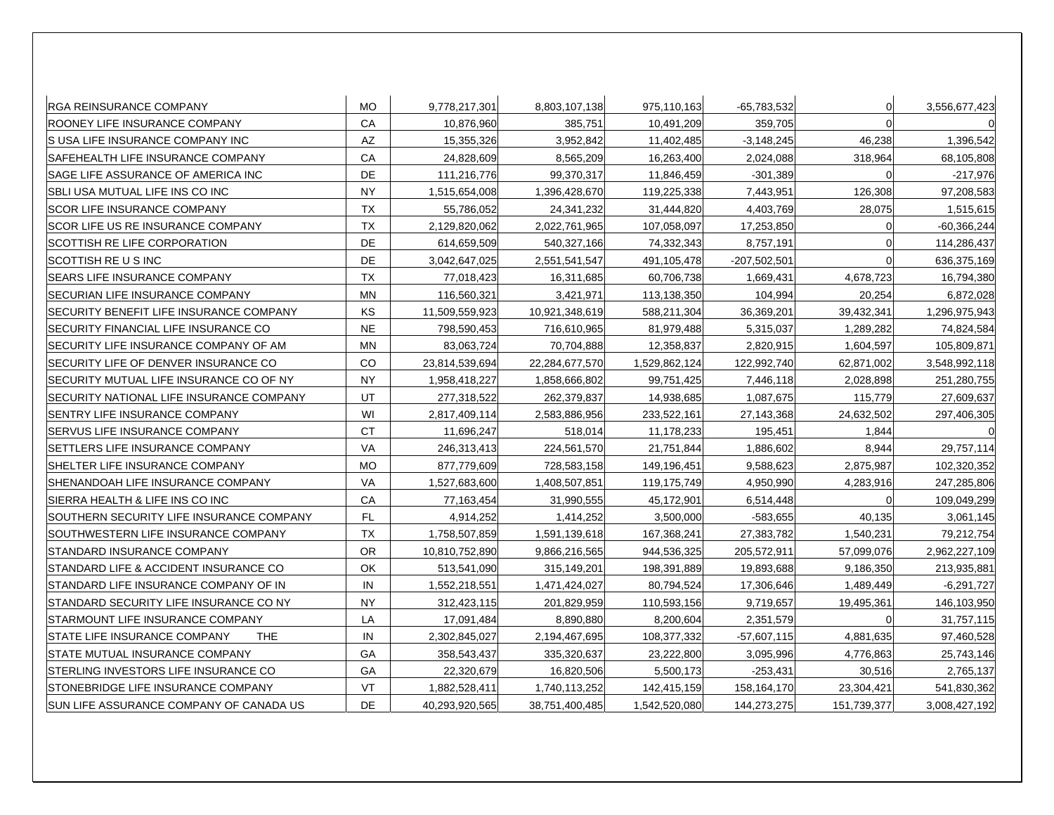| | | | | | | | |
|---|---|---|---|---|---|---|---|
| RGA REINSURANCE COMPANY | MO | 9,778,217,301 | 8,803,107,138 | 975,110,163 | -65,783,532 | 0 | 3,556,677,423 |
| ROONEY LIFE INSURANCE COMPANY | CA | 10,876,960 | 385,751 | 10,491,209 | 359,705 | 0 | 0 |
| S USA LIFE INSURANCE COMPANY INC | AZ | 15,355,326 | 3,952,842 | 11,402,485 | -3,148,245 | 46,238 | 1,396,542 |
| SAFEHEALTH LIFE INSURANCE COMPANY | CA | 24,828,609 | 8,565,209 | 16,263,400 | 2,024,088 | 318,964 | 68,105,808 |
| SAGE LIFE ASSURANCE OF AMERICA INC | DE | 111,216,776 | 99,370,317 | 11,846,459 | -301,389 | 0 | -217,976 |
| SBLI USA MUTUAL LIFE INS CO INC | NY | 1,515,654,008 | 1,396,428,670 | 119,225,338 | 7,443,951 | 126,308 | 97,208,583 |
| SCOR LIFE INSURANCE COMPANY | TX | 55,786,052 | 24,341,232 | 31,444,820 | 4,403,769 | 28,075 | 1,515,615 |
| SCOR LIFE US RE INSURANCE COMPANY | TX | 2,129,820,062 | 2,022,761,965 | 107,058,097 | 17,253,850 | 0 | -60,366,244 |
| SCOTTISH RE LIFE CORPORATION | DE | 614,659,509 | 540,327,166 | 74,332,343 | 8,757,191 | 0 | 114,286,437 |
| SCOTTISH RE U S INC | DE | 3,042,647,025 | 2,551,541,547 | 491,105,478 | -207,502,501 | 0 | 636,375,169 |
| SEARS LIFE INSURANCE COMPANY | TX | 77,018,423 | 16,311,685 | 60,706,738 | 1,669,431 | 4,678,723 | 16,794,380 |
| SECURIAN LIFE INSURANCE COMPANY | MN | 116,560,321 | 3,421,971 | 113,138,350 | 104,994 | 20,254 | 6,872,028 |
| SECURITY BENEFIT LIFE INSURANCE COMPANY | KS | 11,509,559,923 | 10,921,348,619 | 588,211,304 | 36,369,201 | 39,432,341 | 1,296,975,943 |
| SECURITY FINANCIAL LIFE INSURANCE CO | NE | 798,590,453 | 716,610,965 | 81,979,488 | 5,315,037 | 1,289,282 | 74,824,584 |
| SECURITY LIFE INSURANCE COMPANY OF AM | MN | 83,063,724 | 70,704,888 | 12,358,837 | 2,820,915 | 1,604,597 | 105,809,871 |
| SECURITY LIFE OF DENVER INSURANCE CO | CO | 23,814,539,694 | 22,284,677,570 | 1,529,862,124 | 122,992,740 | 62,871,002 | 3,548,992,118 |
| SECURITY MUTUAL LIFE INSURANCE CO OF NY | NY | 1,958,418,227 | 1,858,666,802 | 99,751,425 | 7,446,118 | 2,028,898 | 251,280,755 |
| SECURITY NATIONAL LIFE INSURANCE COMPANY | UT | 277,318,522 | 262,379,837 | 14,938,685 | 1,087,675 | 115,779 | 27,609,637 |
| SENTRY LIFE INSURANCE COMPANY | WI | 2,817,409,114 | 2,583,886,956 | 233,522,161 | 27,143,368 | 24,632,502 | 297,406,305 |
| SERVUS LIFE INSURANCE COMPANY | CT | 11,696,247 | 518,014 | 11,178,233 | 195,451 | 1,844 | 0 |
| SETTLERS LIFE INSURANCE COMPANY | VA | 246,313,413 | 224,561,570 | 21,751,844 | 1,886,602 | 8,944 | 29,757,114 |
| SHELTER LIFE INSURANCE COMPANY | MO | 877,779,609 | 728,583,158 | 149,196,451 | 9,588,623 | 2,875,987 | 102,320,352 |
| SHENANDOAH LIFE INSURANCE COMPANY | VA | 1,527,683,600 | 1,408,507,851 | 119,175,749 | 4,950,990 | 4,283,916 | 247,285,806 |
| SIERRA HEALTH & LIFE INS CO INC | CA | 77,163,454 | 31,990,555 | 45,172,901 | 6,514,448 | 0 | 109,049,299 |
| SOUTHERN SECURITY LIFE INSURANCE COMPANY | FL | 4,914,252 | 1,414,252 | 3,500,000 | -583,655 | 40,135 | 3,061,145 |
| SOUTHWESTERN LIFE INSURANCE COMPANY | TX | 1,758,507,859 | 1,591,139,618 | 167,368,241 | 27,383,782 | 1,540,231 | 79,212,754 |
| STANDARD INSURANCE COMPANY | OR | 10,810,752,890 | 9,866,216,565 | 944,536,325 | 205,572,911 | 57,099,076 | 2,962,227,109 |
| STANDARD LIFE & ACCIDENT INSURANCE CO | OK | 513,541,090 | 315,149,201 | 198,391,889 | 19,893,688 | 9,186,350 | 213,935,881 |
| STANDARD LIFE INSURANCE COMPANY OF IN | IN | 1,552,218,551 | 1,471,424,027 | 80,794,524 | 17,306,646 | 1,489,449 | -6,291,727 |
| STANDARD SECURITY LIFE INSURANCE CO NY | NY | 312,423,115 | 201,829,959 | 110,593,156 | 9,719,657 | 19,495,361 | 146,103,950 |
| STARMOUNT LIFE INSURANCE COMPANY | LA | 17,091,484 | 8,890,880 | 8,200,604 | 2,351,579 | 0 | 31,757,115 |
| STATE LIFE INSURANCE COMPANY THE | IN | 2,302,845,027 | 2,194,467,695 | 108,377,332 | -57,607,115 | 4,881,635 | 97,460,528 |
| STATE MUTUAL INSURANCE COMPANY | GA | 358,543,437 | 335,320,637 | 23,222,800 | 3,095,996 | 4,776,863 | 25,743,146 |
| STERLING INVESTORS LIFE INSURANCE CO | GA | 22,320,679 | 16,820,506 | 5,500,173 | -253,431 | 30,516 | 2,765,137 |
| STONEBRIDGE LIFE INSURANCE COMPANY | VT | 1,882,528,411 | 1,740,113,252 | 142,415,159 | 158,164,170 | 23,304,421 | 541,830,362 |
| SUN LIFE ASSURANCE COMPANY OF CANADA US | DE | 40,293,920,565 | 38,751,400,485 | 1,542,520,080 | 144,273,275 | 151,739,377 | 3,008,427,192 |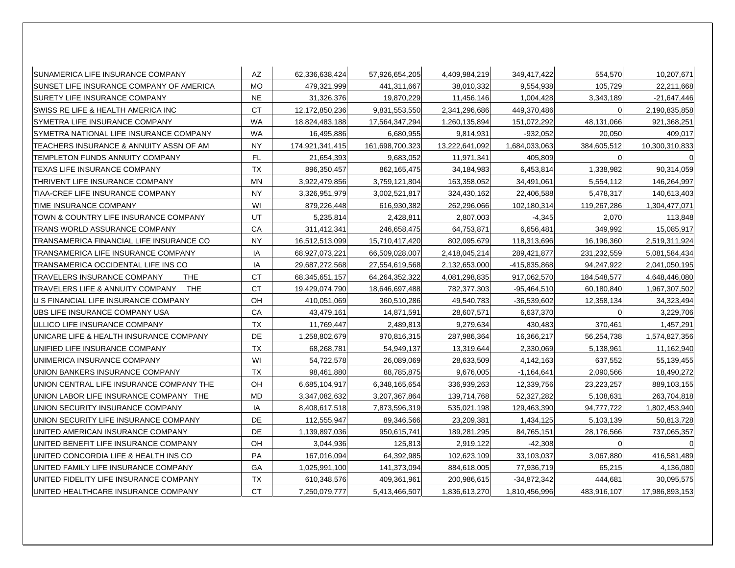| | | | | | | | |
|---|---|---|---|---|---|---|---|
| SUNAMERICA LIFE INSURANCE COMPANY | AZ | 62,336,638,424 | 57,926,654,205 | 4,409,984,219 | 349,417,422 | 554,570 | 10,207,671 |
| SUNSET LIFE INSURANCE COMPANY OF AMERICA | MO | 479,321,999 | 441,311,667 | 38,010,332 | 9,554,938 | 105,729 | 22,211,668 |
| SURETY LIFE INSURANCE COMPANY | NE | 31,326,376 | 19,870,229 | 11,456,146 | 1,004,428 | 3,343,189 | -21,647,446 |
| SWISS RE LIFE & HEALTH AMERICA INC | CT | 12,172,850,236 | 9,831,553,550 | 2,341,296,686 | 449,370,486 | 0 | 2,190,835,858 |
| SYMETRA LIFE INSURANCE COMPANY | WA | 18,824,483,188 | 17,564,347,294 | 1,260,135,894 | 151,072,292 | 48,131,066 | 921,368,251 |
| SYMETRA NATIONAL LIFE INSURANCE COMPANY | WA | 16,495,886 | 6,680,955 | 9,814,931 | -932,052 | 20,050 | 409,017 |
| TEACHERS INSURANCE & ANNUITY ASSN OF AM | NY | 174,921,341,415 | 161,698,700,323 | 13,222,641,092 | 1,684,033,063 | 384,605,512 | 10,300,310,833 |
| TEMPLETON FUNDS ANNUITY COMPANY | FL | 21,654,393 | 9,683,052 | 11,971,341 | 405,809 | 0 | 0 |
| TEXAS LIFE INSURANCE COMPANY | TX | 896,350,457 | 862,165,475 | 34,184,983 | 6,453,814 | 1,338,982 | 90,314,059 |
| THRIVENT LIFE INSURANCE COMPANY | MN | 3,922,479,856 | 3,759,121,804 | 163,358,052 | 34,491,061 | 5,554,112 | 146,264,997 |
| TIAA-CREF LIFE INSURANCE COMPANY | NY | 3,326,951,979 | 3,002,521,817 | 324,430,162 | 22,406,588 | 5,478,317 | 140,613,403 |
| TIME INSURANCE COMPANY | WI | 879,226,448 | 616,930,382 | 262,296,066 | 102,180,314 | 119,267,286 | 1,304,477,071 |
| TOWN & COUNTRY LIFE INSURANCE COMPANY | UT | 5,235,814 | 2,428,811 | 2,807,003 | -4,345 | 2,070 | 113,848 |
| TRANS WORLD ASSURANCE COMPANY | CA | 311,412,341 | 246,658,475 | 64,753,871 | 6,656,481 | 349,992 | 15,085,917 |
| TRANSAMERICA FINANCIAL LIFE INSURANCE CO | NY | 16,512,513,099 | 15,710,417,420 | 802,095,679 | 118,313,696 | 16,196,360 | 2,519,311,924 |
| TRANSAMERICA LIFE INSURANCE COMPANY | IA | 68,927,073,221 | 66,509,028,007 | 2,418,045,214 | 289,421,877 | 231,232,559 | 5,081,584,434 |
| TRANSAMERICA OCCIDENTAL LIFE INS CO | IA | 29,687,272,568 | 27,554,619,568 | 2,132,653,000 | -415,835,868 | 94,247,922 | 2,041,050,195 |
| TRAVELERS INSURANCE COMPANY THE | CT | 68,345,651,157 | 64,264,352,322 | 4,081,298,835 | 917,062,570 | 184,548,577 | 4,648,446,080 |
| TRAVELERS LIFE & ANNUITY COMPANY THE | CT | 19,429,074,790 | 18,646,697,488 | 782,377,303 | -95,464,510 | 60,180,840 | 1,967,307,502 |
| U S FINANCIAL LIFE INSURANCE COMPANY | OH | 410,051,069 | 360,510,286 | 49,540,783 | -36,539,602 | 12,358,134 | 34,323,494 |
| UBS LIFE INSURANCE COMPANY USA | CA | 43,479,161 | 14,871,591 | 28,607,571 | 6,637,370 | 0 | 3,229,706 |
| ULLICO LIFE INSURANCE COMPANY | TX | 11,769,447 | 2,489,813 | 9,279,634 | 430,483 | 370,461 | 1,457,291 |
| UNICARE LIFE & HEALTH INSURANCE COMPANY | DE | 1,258,802,679 | 970,816,315 | 287,986,364 | 16,366,217 | 56,254,738 | 1,574,827,356 |
| UNIFIED LIFE INSURANCE COMPANY | TX | 68,268,781 | 54,949,137 | 13,319,644 | 2,330,069 | 5,138,961 | 11,162,940 |
| UNIMERICA INSURANCE COMPANY | WI | 54,722,578 | 26,089,069 | 28,633,509 | 4,142,163 | 637,552 | 55,139,455 |
| UNION BANKERS INSURANCE COMPANY | TX | 98,461,880 | 88,785,875 | 9,676,005 | -1,164,641 | 2,090,566 | 18,490,272 |
| UNION CENTRAL LIFE INSURANCE COMPANY THE | OH | 6,685,104,917 | 6,348,165,654 | 336,939,263 | 12,339,756 | 23,223,257 | 889,103,155 |
| UNION LABOR LIFE INSURANCE COMPANY THE | MD | 3,347,082,632 | 3,207,367,864 | 139,714,768 | 52,327,282 | 5,108,631 | 263,704,818 |
| UNION SECURITY INSURANCE COMPANY | IA | 8,408,617,518 | 7,873,596,319 | 535,021,198 | 129,463,390 | 94,777,722 | 1,802,453,940 |
| UNION SECURITY LIFE INSURANCE COMPANY | DE | 112,555,947 | 89,346,566 | 23,209,381 | 1,434,125 | 5,103,139 | 50,813,728 |
| UNITED AMERICAN INSURANCE COMPANY | DE | 1,139,897,036 | 950,615,741 | 189,281,295 | 84,765,151 | 28,176,566 | 737,065,357 |
| UNITED BENEFIT LIFE INSURANCE COMPANY | OH | 3,044,936 | 125,813 | 2,919,122 | -42,308 | 0 | 0 |
| UNITED CONCORDIA LIFE & HEALTH INS CO | PA | 167,016,094 | 64,392,985 | 102,623,109 | 33,103,037 | 3,067,880 | 416,581,489 |
| UNITED FAMILY LIFE INSURANCE COMPANY | GA | 1,025,991,100 | 141,373,094 | 884,618,005 | 77,936,719 | 65,215 | 4,136,080 |
| UNITED FIDELITY LIFE INSURANCE COMPANY | TX | 610,348,576 | 409,361,961 | 200,986,615 | -34,872,342 | 444,681 | 30,095,575 |
| UNITED HEALTHCARE INSURANCE COMPANY | CT | 7,250,079,777 | 5,413,466,507 | 1,836,613,270 | 1,810,456,996 | 483,916,107 | 17,986,893,153 |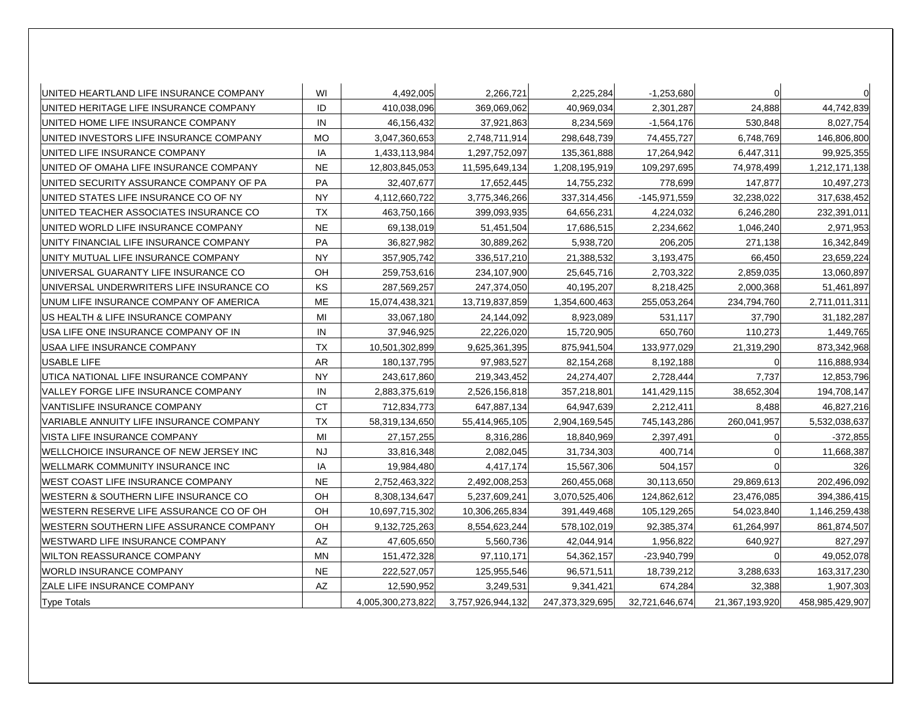| | | | | | | | |
|---|---|---|---|---|---|---|---|
| UNITED HEARTLAND LIFE INSURANCE COMPANY | WI | 4,492,005 | 2,266,721 | 2,225,284 | -1,253,680 | 0 | 0 |
| UNITED HERITAGE LIFE INSURANCE COMPANY | ID | 410,038,096 | 369,069,062 | 40,969,034 | 2,301,287 | 24,888 | 44,742,839 |
| UNITED HOME LIFE INSURANCE COMPANY | IN | 46,156,432 | 37,921,863 | 8,234,569 | -1,564,176 | 530,848 | 8,027,754 |
| UNITED INVESTORS LIFE INSURANCE COMPANY | MO | 3,047,360,653 | 2,748,711,914 | 298,648,739 | 74,455,727 | 6,748,769 | 146,806,800 |
| UNITED LIFE INSURANCE COMPANY | IA | 1,433,113,984 | 1,297,752,097 | 135,361,888 | 17,264,942 | 6,447,311 | 99,925,355 |
| UNITED OF OMAHA LIFE INSURANCE COMPANY | NE | 12,803,845,053 | 11,595,649,134 | 1,208,195,919 | 109,297,695 | 74,978,499 | 1,212,171,138 |
| UNITED SECURITY ASSURANCE COMPANY OF PA | PA | 32,407,677 | 17,652,445 | 14,755,232 | 778,699 | 147,877 | 10,497,273 |
| UNITED STATES LIFE INSURANCE CO OF NY | NY | 4,112,660,722 | 3,775,346,266 | 337,314,456 | -145,971,559 | 32,238,022 | 317,638,452 |
| UNITED TEACHER ASSOCIATES INSURANCE CO | TX | 463,750,166 | 399,093,935 | 64,656,231 | 4,224,032 | 6,246,280 | 232,391,011 |
| UNITED WORLD LIFE INSURANCE COMPANY | NE | 69,138,019 | 51,451,504 | 17,686,515 | 2,234,662 | 1,046,240 | 2,971,953 |
| UNITY FINANCIAL LIFE INSURANCE COMPANY | PA | 36,827,982 | 30,889,262 | 5,938,720 | 206,205 | 271,138 | 16,342,849 |
| UNITY MUTUAL LIFE INSURANCE COMPANY | NY | 357,905,742 | 336,517,210 | 21,388,532 | 3,193,475 | 66,450 | 23,659,224 |
| UNIVERSAL GUARANTY LIFE INSURANCE CO | OH | 259,753,616 | 234,107,900 | 25,645,716 | 2,703,322 | 2,859,035 | 13,060,897 |
| UNIVERSAL UNDERWRITERS LIFE INSURANCE CO | KS | 287,569,257 | 247,374,050 | 40,195,207 | 8,218,425 | 2,000,368 | 51,461,897 |
| UNUM LIFE INSURANCE COMPANY OF AMERICA | ME | 15,074,438,321 | 13,719,837,859 | 1,354,600,463 | 255,053,264 | 234,794,760 | 2,711,011,311 |
| US HEALTH & LIFE INSURANCE COMPANY | MI | 33,067,180 | 24,144,092 | 8,923,089 | 531,117 | 37,790 | 31,182,287 |
| USA LIFE ONE INSURANCE COMPANY OF IN | IN | 37,946,925 | 22,226,020 | 15,720,905 | 650,760 | 110,273 | 1,449,765 |
| USAA LIFE INSURANCE COMPANY | TX | 10,501,302,899 | 9,625,361,395 | 875,941,504 | 133,977,029 | 21,319,290 | 873,342,968 |
| USABLE LIFE | AR | 180,137,795 | 97,983,527 | 82,154,268 | 8,192,188 | 0 | 116,888,934 |
| UTICA NATIONAL LIFE INSURANCE COMPANY | NY | 243,617,860 | 219,343,452 | 24,274,407 | 2,728,444 | 7,737 | 12,853,796 |
| VALLEY FORGE LIFE INSURANCE COMPANY | IN | 2,883,375,619 | 2,526,156,818 | 357,218,801 | 141,429,115 | 38,652,304 | 194,708,147 |
| VANTISLIFE INSURANCE COMPANY | CT | 712,834,773 | 647,887,134 | 64,947,639 | 2,212,411 | 8,488 | 46,827,216 |
| VARIABLE ANNUITY LIFE INSURANCE COMPANY | TX | 58,319,134,650 | 55,414,965,105 | 2,904,169,545 | 745,143,286 | 260,041,957 | 5,532,038,637 |
| VISTA LIFE INSURANCE COMPANY | MI | 27,157,255 | 8,316,286 | 18,840,969 | 2,397,491 | 0 | -372,855 |
| WELLCHOICE INSURANCE OF NEW JERSEY INC | NJ | 33,816,348 | 2,082,045 | 31,734,303 | 400,714 | 0 | 11,668,387 |
| WELLMARK COMMUNITY INSURANCE INC | IA | 19,984,480 | 4,417,174 | 15,567,306 | 504,157 | 0 | 326 |
| WEST COAST LIFE INSURANCE COMPANY | NE | 2,752,463,322 | 2,492,008,253 | 260,455,068 | 30,113,650 | 29,869,613 | 202,496,092 |
| WESTERN & SOUTHERN LIFE INSURANCE CO | OH | 8,308,134,647 | 5,237,609,241 | 3,070,525,406 | 124,862,612 | 23,476,085 | 394,386,415 |
| WESTERN RESERVE LIFE ASSURANCE CO OF OH | OH | 10,697,715,302 | 10,306,265,834 | 391,449,468 | 105,129,265 | 54,023,840 | 1,146,259,438 |
| WESTERN SOUTHERN LIFE ASSURANCE COMPANY | OH | 9,132,725,263 | 8,554,623,244 | 578,102,019 | 92,385,374 | 61,264,997 | 861,874,507 |
| WESTWARD LIFE INSURANCE COMPANY | AZ | 47,605,650 | 5,560,736 | 42,044,914 | 1,956,822 | 640,927 | 827,297 |
| WILTON REASSURANCE COMPANY | MN | 151,472,328 | 97,110,171 | 54,362,157 | -23,940,799 | 0 | 49,052,078 |
| WORLD INSURANCE COMPANY | NE | 222,527,057 | 125,955,546 | 96,571,511 | 18,739,212 | 3,288,633 | 163,317,230 |
| ZALE LIFE INSURANCE COMPANY | AZ | 12,590,952 | 3,249,531 | 9,341,421 | 674,284 | 32,388 | 1,907,303 |
| Type Totals | | 4,005,300,273,822 | 3,757,926,944,132 | 247,373,329,695 | 32,721,646,674 | 21,367,193,920 | 458,985,429,907 |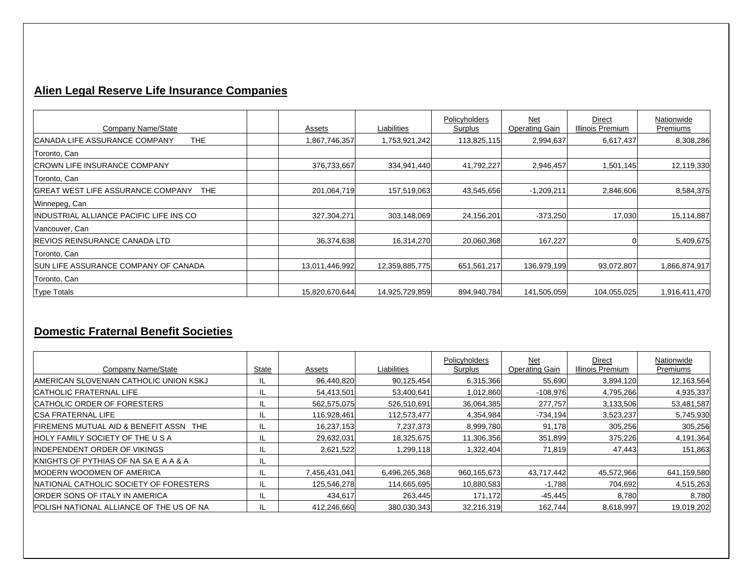## Alien Legal Reserve Life Insurance Companies

| Company Name/State | | Assets | Liabilities | Policyholders Surplus | Net Operating Gain | Direct Illinois Premium | Nationwide Premiums |
|---|---|---|---|---|---|---|---|
| CANADA LIFE ASSURANCE COMPANY THE | | 1,867,746,357 | 1,753,921,242 | 113,825,115 | 2,994,637 | 6,617,437 | 8,308,286 |
| Toronto, Can | | | | | | | |
| CROWN LIFE INSURANCE COMPANY | | 376,733,667 | 334,941,440 | 41,792,227 | 2,946,457 | 1,501,145 | 12,119,330 |
| Toronto, Can | | | | | | | |
| GREAT WEST LIFE ASSURANCE COMPANY THE | | 201,064,719 | 157,519,063 | 43,545,656 | -1,209,211 | 2,846,606 | 8,584,375 |
| Winnepeg, Can | | | | | | | |
| INDUSTRIAL ALLIANCE PACIFIC LIFE INS CO | | 327,304,271 | 303,148,069 | 24,156,201 | -373,250 | 17,030 | 15,114,887 |
| Vancouver, Can | | | | | | | |
| REVIOS REINSURANCE CANADA LTD | | 36,374,638 | 16,314,270 | 20,060,368 | 167,227 | 0 | 5,409,675 |
| Toronto, Can | | | | | | | |
| SUN LIFE ASSURANCE COMPANY OF CANADA | | 13,011,446,992 | 12,359,885,775 | 651,561,217 | 136,979,199 | 93,072,807 | 1,866,874,917 |
| Toronto, Can | | | | | | | |
| Type Totals | | 15,820,670,644 | 14,925,729,859 | 894,940,784 | 141,505,059 | 104,055,025 | 1,916,411,470 |

## Domestic Fraternal Benefit Societies

| Company Name/State | State | Assets | Liabilities | Policyholders Surplus | Net Operating Gain | Direct Illinois Premium | Nationwide Premiums |
|---|---|---|---|---|---|---|---|
| AMERICAN SLOVENIAN CATHOLIC UNION KSKJ | IL | 96,440,820 | 90,125,454 | 6,315,366 | 55,690 | 3,894,120 | 12,163,564 |
| CATHOLIC FRATERNAL LIFE | IL | 54,413,501 | 53,400,641 | 1,012,860 | -108,976 | 4,795,266 | 4,935,337 |
| CATHOLIC ORDER OF FORESTERS | IL | 562,575,075 | 526,510,691 | 36,064,385 | 277,757 | 3,133,506 | 53,481,587 |
| CSA FRATERNAL LIFE | IL | 116,928,461 | 112,573,477 | 4,354,984 | -734,194 | 3,523,237 | 5,745,930 |
| FIREMENS MUTUAL AID & BENEFIT ASSN THE | IL | 16,237,153 | 7,237,373 | 8,999,780 | 91,178 | 305,256 | 305,256 |
| HOLY FAMILY SOCIETY OF THE U S A | IL | 29,632,031 | 18,325,675 | 11,306,356 | 351,899 | 375,226 | 4,191,364 |
| INDEPENDENT ORDER OF VIKINGS | IL | 2,621,522 | 1,299,118 | 1,322,404 | 71,819 | 47,443 | 151,863 |
| KNIGHTS OF PYTHIAS OF NA SA E A A & A | IL | | | | | | |
| MODERN WOODMEN OF AMERICA | IL | 7,456,431,041 | 6,496,265,368 | 960,165,673 | 43,717,442 | 45,572,966 | 641,159,580 |
| NATIONAL CATHOLIC SOCIETY OF FORESTERS | IL | 125,546,278 | 114,665,695 | 10,880,583 | -1,788 | 704,692 | 4,515,263 |
| ORDER SONS OF ITALY IN AMERICA | IL | 434,617 | 263,445 | 171,172 | -45,445 | 8,780 | 8,780 |
| POLISH NATIONAL ALLIANCE OF THE US OF NA | IL | 412,246,660 | 380,030,343 | 32,216,319 | 162,744 | 8,618,997 | 19,019,202 |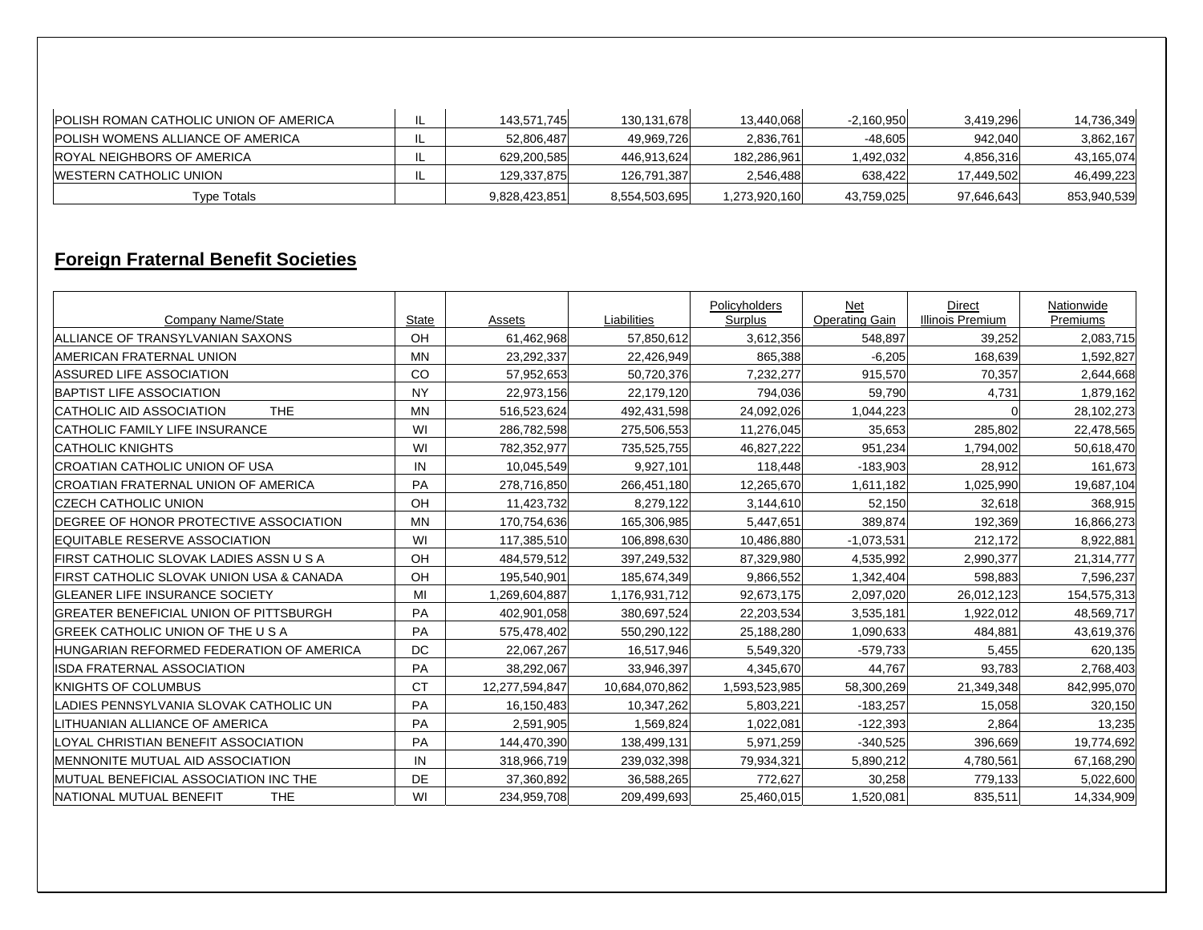| | | | | | | | |
|---|---|---|---|---|---|---|---|
| POLISH ROMAN CATHOLIC UNION OF AMERICA | IL | 143,571,745 | 130,131,678 | 13,440,068 | -2,160,950 | 3,419,296 | 14,736,349 |
| POLISH WOMENS ALLIANCE OF AMERICA | IL | 52,806,487 | 49,969,726 | 2,836,761 | -48,605 | 942,040 | 3,862,167 |
| ROYAL NEIGHBORS OF AMERICA | IL | 629,200,585 | 446,913,624 | 182,286,961 | 1,492,032 | 4,856,316 | 43,165,074 |
| WESTERN CATHOLIC UNION | IL | 129,337,875 | 126,791,387 | 2,546,488 | 638,422 | 17,449,502 | 46,499,223 |
| Type Totals | | 9,828,423,851 | 8,554,503,695 | 1,273,920,160 | 43,759,025 | 97,646,643 | 853,940,539 |

## Foreign Fraternal Benefit Societies

| Company Name/State | State | Assets | Liabilities | Policyholders Surplus | Net Operating Gain | Direct Illinois Premium | Nationwide Premiums |
|---|---|---|---|---|---|---|---|
| ALLIANCE OF TRANSYLVANIAN SAXONS | OH | 61,462,968 | 57,850,612 | 3,612,356 | 548,897 | 39,252 | 2,083,715 |
| AMERICAN FRATERNAL UNION | MN | 23,292,337 | 22,426,949 | 865,388 | -6,205 | 168,639 | 1,592,827 |
| ASSURED LIFE ASSOCIATION | CO | 57,952,653 | 50,720,376 | 7,232,277 | 915,570 | 70,357 | 2,644,668 |
| BAPTIST LIFE ASSOCIATION | NY | 22,973,156 | 22,179,120 | 794,036 | 59,790 | 4,731 | 1,879,162 |
| CATHOLIC AID ASSOCIATION THE | MN | 516,523,624 | 492,431,598 | 24,092,026 | 1,044,223 | 0 | 28,102,273 |
| CATHOLIC FAMILY LIFE INSURANCE | WI | 286,782,598 | 275,506,553 | 11,276,045 | 35,653 | 285,802 | 22,478,565 |
| CATHOLIC KNIGHTS | WI | 782,352,977 | 735,525,755 | 46,827,222 | 951,234 | 1,794,002 | 50,618,470 |
| CROATIAN CATHOLIC UNION OF USA | IN | 10,045,549 | 9,927,101 | 118,448 | -183,903 | 28,912 | 161,673 |
| CROATIAN FRATERNAL UNION OF AMERICA | PA | 278,716,850 | 266,451,180 | 12,265,670 | 1,611,182 | 1,025,990 | 19,687,104 |
| CZECH CATHOLIC UNION | OH | 11,423,732 | 8,279,122 | 3,144,610 | 52,150 | 32,618 | 368,915 |
| DEGREE OF HONOR PROTECTIVE ASSOCIATION | MN | 170,754,636 | 165,306,985 | 5,447,651 | 389,874 | 192,369 | 16,866,273 |
| EQUITABLE RESERVE ASSOCIATION | WI | 117,385,510 | 106,898,630 | 10,486,880 | -1,073,531 | 212,172 | 8,922,881 |
| FIRST CATHOLIC SLOVAK LADIES ASSN U S A | OH | 484,579,512 | 397,249,532 | 87,329,980 | 4,535,992 | 2,990,377 | 21,314,777 |
| FIRST CATHOLIC SLOVAK UNION USA & CANADA | OH | 195,540,901 | 185,674,349 | 9,866,552 | 1,342,404 | 598,883 | 7,596,237 |
| GLEANER LIFE INSURANCE SOCIETY | MI | 1,269,604,887 | 1,176,931,712 | 92,673,175 | 2,097,020 | 26,012,123 | 154,575,313 |
| GREATER BENEFICIAL UNION OF PITTSBURGH | PA | 402,901,058 | 380,697,524 | 22,203,534 | 3,535,181 | 1,922,012 | 48,569,717 |
| GREEK CATHOLIC UNION OF THE U S A | PA | 575,478,402 | 550,290,122 | 25,188,280 | 1,090,633 | 484,881 | 43,619,376 |
| HUNGARIAN REFORMED FEDERATION OF AMERICA | DC | 22,067,267 | 16,517,946 | 5,549,320 | -579,733 | 5,455 | 620,135 |
| ISDA FRATERNAL ASSOCIATION | PA | 38,292,067 | 33,946,397 | 4,345,670 | 44,767 | 93,783 | 2,768,403 |
| KNIGHTS OF COLUMBUS | CT | 12,277,594,847 | 10,684,070,862 | 1,593,523,985 | 58,300,269 | 21,349,348 | 842,995,070 |
| LADIES PENNSYLVANIA SLOVAK CATHOLIC UN | PA | 16,150,483 | 10,347,262 | 5,803,221 | -183,257 | 15,058 | 320,150 |
| LITHUANIAN ALLIANCE OF AMERICA | PA | 2,591,905 | 1,569,824 | 1,022,081 | -122,393 | 2,864 | 13,235 |
| LOYAL CHRISTIAN BENEFIT ASSOCIATION | PA | 144,470,390 | 138,499,131 | 5,971,259 | -340,525 | 396,669 | 19,774,692 |
| MENNONITE MUTUAL AID ASSOCIATION | IN | 318,966,719 | 239,032,398 | 79,934,321 | 5,890,212 | 4,780,561 | 67,168,290 |
| MUTUAL BENEFICIAL ASSOCIATION INC THE | DE | 37,360,892 | 36,588,265 | 772,627 | 30,258 | 779,133 | 5,022,600 |
| NATIONAL MUTUAL BENEFIT THE | WI | 234,959,708 | 209,499,693 | 25,460,015 | 1,520,081 | 835,511 | 14,334,909 |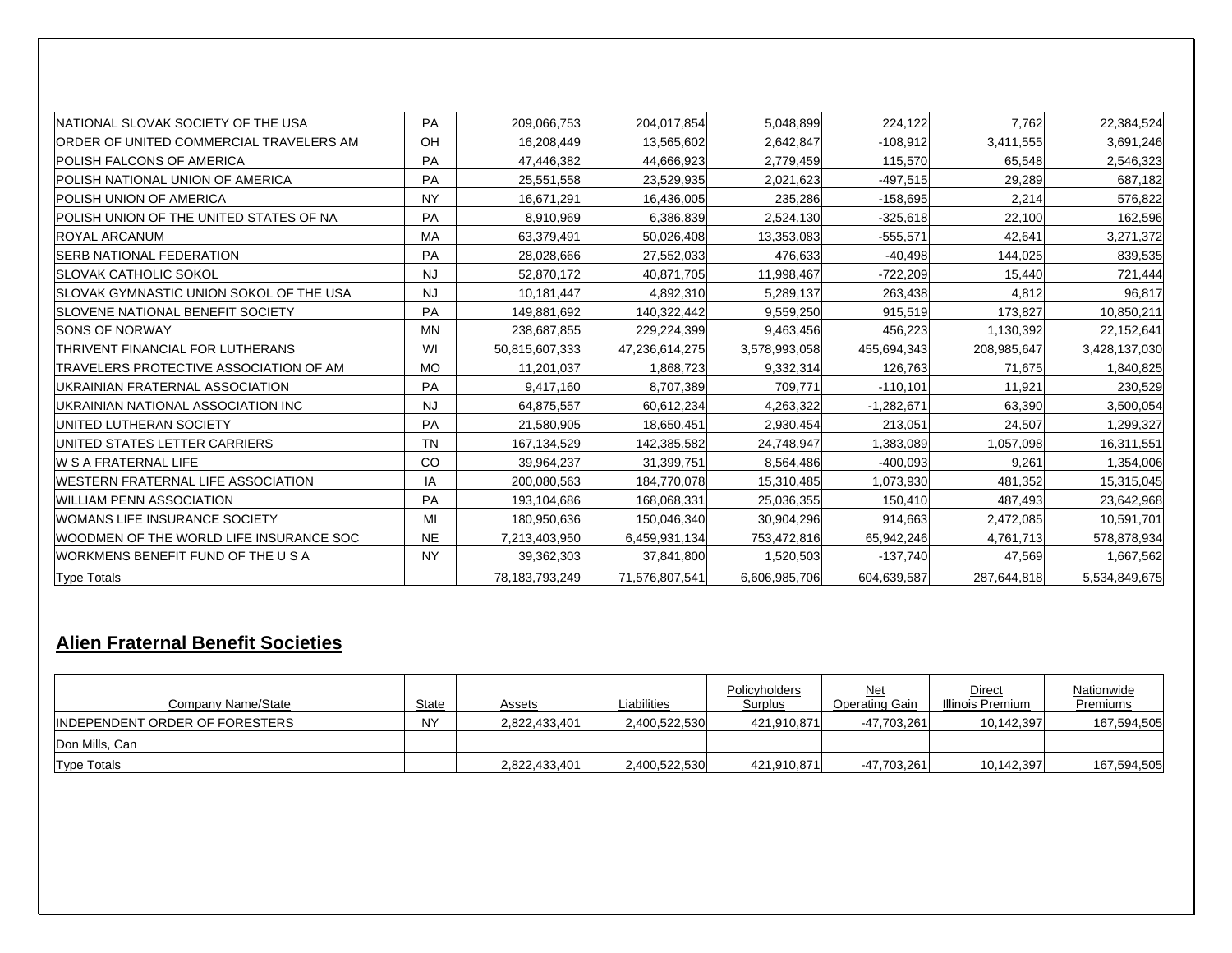| | | | | | | | |
|---|---|---|---|---|---|---|---|
| NATIONAL SLOVAK SOCIETY OF THE USA | PA | 209,066,753 | 204,017,854 | 5,048,899 | 224,122 | 7,762 | 22,384,524 |
| ORDER OF UNITED COMMERCIAL TRAVELERS AM | OH | 16,208,449 | 13,565,602 | 2,642,847 | -108,912 | 3,411,555 | 3,691,246 |
| POLISH FALCONS OF AMERICA | PA | 47,446,382 | 44,666,923 | 2,779,459 | 115,570 | 65,548 | 2,546,323 |
| POLISH NATIONAL UNION OF AMERICA | PA | 25,551,558 | 23,529,935 | 2,021,623 | -497,515 | 29,289 | 687,182 |
| POLISH UNION OF AMERICA | NY | 16,671,291 | 16,436,005 | 235,286 | -158,695 | 2,214 | 576,822 |
| POLISH UNION OF THE UNITED STATES OF NA | PA | 8,910,969 | 6,386,839 | 2,524,130 | -325,618 | 22,100 | 162,596 |
| ROYAL ARCANUM | MA | 63,379,491 | 50,026,408 | 13,353,083 | -555,571 | 42,641 | 3,271,372 |
| SERB NATIONAL FEDERATION | PA | 28,028,666 | 27,552,033 | 476,633 | -40,498 | 144,025 | 839,535 |
| SLOVAK CATHOLIC SOKOL | NJ | 52,870,172 | 40,871,705 | 11,998,467 | -722,209 | 15,440 | 721,444 |
| SLOVAK GYMNASTIC UNION SOKOL OF THE USA | NJ | 10,181,447 | 4,892,310 | 5,289,137 | 263,438 | 4,812 | 96,817 |
| SLOVENE NATIONAL BENEFIT SOCIETY | PA | 149,881,692 | 140,322,442 | 9,559,250 | 915,519 | 173,827 | 10,850,211 |
| SONS OF NORWAY | MN | 238,687,855 | 229,224,399 | 9,463,456 | 456,223 | 1,130,392 | 22,152,641 |
| THRIVENT FINANCIAL FOR LUTHERANS | WI | 50,815,607,333 | 47,236,614,275 | 3,578,993,058 | 455,694,343 | 208,985,647 | 3,428,137,030 |
| TRAVELERS PROTECTIVE ASSOCIATION OF AM | MO | 11,201,037 | 1,868,723 | 9,332,314 | 126,763 | 71,675 | 1,840,825 |
| UKRAINIAN FRATERNAL ASSOCIATION | PA | 9,417,160 | 8,707,389 | 709,771 | -110,101 | 11,921 | 230,529 |
| UKRAINIAN NATIONAL ASSOCIATION INC | NJ | 64,875,557 | 60,612,234 | 4,263,322 | -1,282,671 | 63,390 | 3,500,054 |
| UNITED LUTHERAN SOCIETY | PA | 21,580,905 | 18,650,451 | 2,930,454 | 213,051 | 24,507 | 1,299,327 |
| UNITED STATES LETTER CARRIERS | TN | 167,134,529 | 142,385,582 | 24,748,947 | 1,383,089 | 1,057,098 | 16,311,551 |
| W S A FRATERNAL LIFE | CO | 39,964,237 | 31,399,751 | 8,564,486 | -400,093 | 9,261 | 1,354,006 |
| WESTERN FRATERNAL LIFE ASSOCIATION | IA | 200,080,563 | 184,770,078 | 15,310,485 | 1,073,930 | 481,352 | 15,315,045 |
| WILLIAM PENN ASSOCIATION | PA | 193,104,686 | 168,068,331 | 25,036,355 | 150,410 | 487,493 | 23,642,968 |
| WOMANS LIFE INSURANCE SOCIETY | MI | 180,950,636 | 150,046,340 | 30,904,296 | 914,663 | 2,472,085 | 10,591,701 |
| WOODMEN OF THE WORLD LIFE INSURANCE SOC | NE | 7,213,403,950 | 6,459,931,134 | 753,472,816 | 65,942,246 | 4,761,713 | 578,878,934 |
| WORKMENS BENEFIT FUND OF THE U S A | NY | 39,362,303 | 37,841,800 | 1,520,503 | -137,740 | 47,569 | 1,667,562 |
| Type Totals | | 78,183,793,249 | 71,576,807,541 | 6,606,985,706 | 604,639,587 | 287,644,818 | 5,534,849,675 |

## Alien Fraternal Benefit Societies

| Company Name/State | State | Assets | Liabilities | Policyholders Surplus | Net Operating Gain | Direct Illinois Premium | Nationwide Premiums |
|---|---|---|---|---|---|---|---|
| INDEPENDENT ORDER OF FORESTERS | NY | 2,822,433,401 | 2,400,522,530 | 421,910,871 | -47,703,261 | 10,142,397 | 167,594,505 |
| Don Mills, Can | | | | | | | |
| Type Totals | | 2,822,433,401 | 2,400,522,530 | 421,910,871 | -47,703,261 | 10,142,397 | 167,594,505 |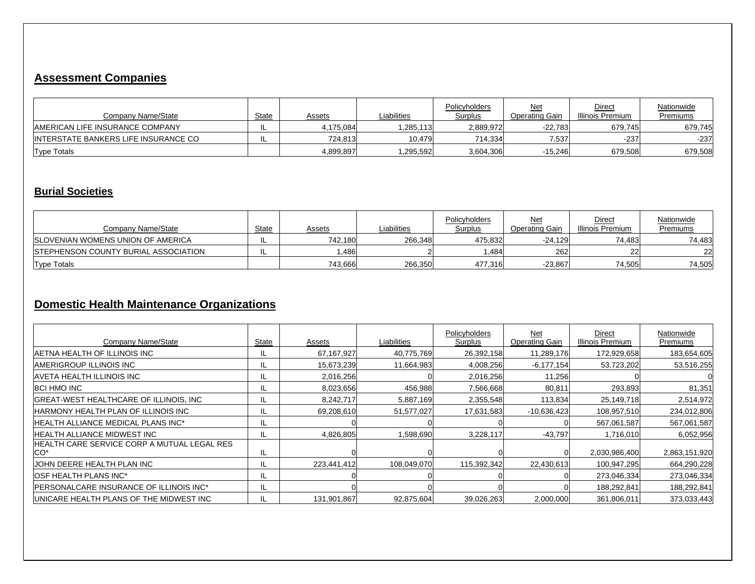## Assessment Companies

| Company Name/State | State | Assets | Liabilities | Policyholders Surplus | Net Operating Gain | Direct Illinois Premium | Nationwide Premiums |
|---|---|---|---|---|---|---|---|
| AMERICAN LIFE INSURANCE COMPANY | IL | 4,175,084 | 1,285,113 | 2,889,972 | -22,783 | 679,745 | 679,745 |
| INTERSTATE BANKERS LIFE INSURANCE CO | IL | 724,813 | 10,479 | 714,334 | 7,537 | -237 | -237 |
| Type Totals | | 4,899,897 | 1,295,592 | 3,604,306 | -15,246 | 679,508 | 679,508 |

## Burial Societies

| Company Name/State | State | Assets | Liabilities | Policyholders Surplus | Net Operating Gain | Direct Illinois Premium | Nationwide Premiums |
|---|---|---|---|---|---|---|---|
| SLOVENIAN WOMENS UNION OF AMERICA | IL | 742,180 | 266,348 | 475,832 | -24,129 | 74,483 | 74,483 |
| STEPHENSON COUNTY BURIAL ASSOCIATION | IL | 1,486 | 2 | 1,484 | 262 | 22 | 22 |
| Type Totals | | 743,666 | 266,350 | 477,316 | -23,867 | 74,505 | 74,505 |

## Domestic Health Maintenance Organizations

| Company Name/State | State | Assets | Liabilities | Policyholders Surplus | Net Operating Gain | Direct Illinois Premium | Nationwide Premiums |
|---|---|---|---|---|---|---|---|
| AETNA HEALTH OF ILLINOIS INC | IL | 67,167,927 | 40,775,769 | 26,392,158 | 11,289,176 | 172,929,658 | 183,654,605 |
| AMERIGROUP ILLINOIS INC | IL | 15,673,239 | 11,664,983 | 4,008,256 | -6,177,154 | 53,723,202 | 53,516,255 |
| AVETA HEALTH ILLINOIS INC | IL | 2,016,256 | 0 | 2,016,256 | 11,256 | 0 | 0 |
| BCI HMO INC | IL | 8,023,656 | 456,988 | 7,566,668 | 80,811 | 293,893 | 81,351 |
| GREAT-WEST HEALTHCARE OF ILLINOIS, INC | IL | 8,242,717 | 5,887,169 | 2,355,548 | 113,834 | 25,149,718 | 2,514,972 |
| HARMONY HEALTH PLAN OF ILLINOIS INC | IL | 69,208,610 | 51,577,027 | 17,631,583 | -10,636,423 | 108,957,510 | 234,012,806 |
| HEALTH ALLIANCE MEDICAL PLANS INC* | IL | 0 | 0 | 0 | 0 | 567,061,587 | 567,061,587 |
| HEALTH ALLIANCE MIDWEST INC | IL | 4,826,805 | 1,598,690 | 3,228,117 | -43,797 | 1,716,010 | 6,052,956 |
| HEALTH CARE SERVICE CORP A MUTUAL LEGAL RES CO* | IL | 0 | 0 | 0 | 0 | 2,030,986,400 | 2,863,151,920 |
| JOHN DEERE HEALTH PLAN INC | IL | 223,441,412 | 108,049,070 | 115,392,342 | 22,430,613 | 100,947,295 | 664,290,228 |
| OSF HEALTH PLANS INC* | IL | 0 | 0 | 0 | 0 | 273,046,334 | 273,046,334 |
| PERSONALCARE INSURANCE OF ILLINOIS INC* | IL | 0 | 0 | 0 | 0 | 188,292,841 | 188,292,841 |
| UNICARE HEALTH PLANS OF THE MIDWEST INC | IL | 131,901,867 | 92,875,604 | 39,026,263 | 2,000,000 | 361,806,011 | 373,033,443 |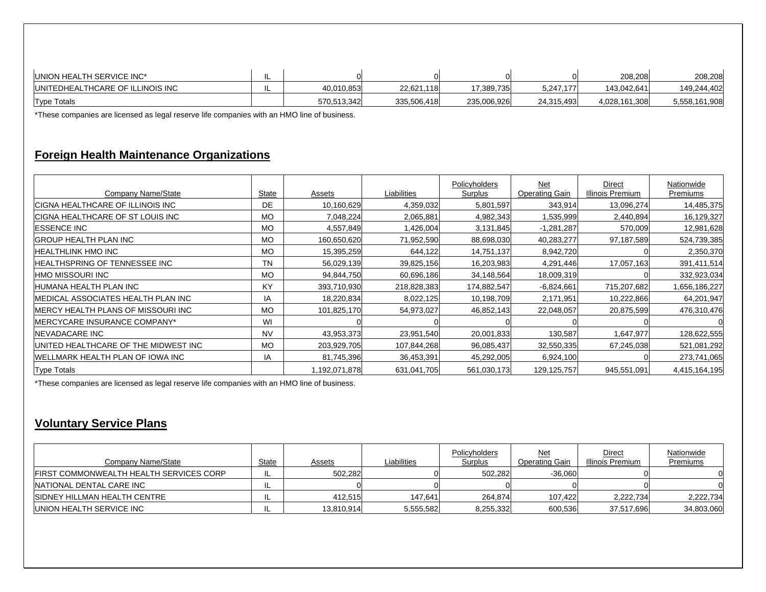| | | | | | | | |
|---|---|---|---|---|---|---|---|
| UNION HEALTH SERVICE INC* | IL | 0 | 0 | 0 | 0 | 208,208 | 208,208 |
| UNITEDHEALTHCARE OF ILLINOIS INC | IL | 40,010,853 | 22,621,118 | 17,389,735 | 5,247,177 | 143,042,641 | 149,244,402 |
| Type Totals | | 570,513,342 | 335,506,418 | 235,006,926 | 24,315,493 | 4,028,161,308 | 5,558,161,908 |

*These companies are licensed as legal reserve life companies with an HMO line of business.

## Foreign Health Maintenance Organizations

| Company Name/State | State | Assets | Liabilities | Policyholders Surplus | Net Operating Gain | Direct Illinois Premium | Nationwide Premiums |
|---|---|---|---|---|---|---|---|
| CIGNA HEALTHCARE OF ILLINOIS INC | DE | 10,160,629 | 4,359,032 | 5,801,597 | 343,914 | 13,096,274 | 14,485,375 |
| CIGNA HEALTHCARE OF ST LOUIS INC | MO | 7,048,224 | 2,065,881 | 4,982,343 | 1,535,999 | 2,440,894 | 16,129,327 |
| ESSENCE INC | MO | 4,557,849 | 1,426,004 | 3,131,845 | -1,281,287 | 570,009 | 12,981,628 |
| GROUP HEALTH PLAN INC | MO | 160,650,620 | 71,952,590 | 88,698,030 | 40,283,277 | 97,187,589 | 524,739,385 |
| HEALTHLINK HMO INC | MO | 15,395,259 | 644,122 | 14,751,137 | 8,942,720 | 0 | 2,350,370 |
| HEALTHSPRING OF TENNESSEE INC | TN | 56,029,139 | 39,825,156 | 16,203,983 | 4,291,446 | 17,057,163 | 391,411,514 |
| HMO MISSOURI INC | MO | 94,844,750 | 60,696,186 | 34,148,564 | 18,009,319 | 0 | 332,923,034 |
| HUMANA HEALTH PLAN INC | KY | 393,710,930 | 218,828,383 | 174,882,547 | -6,824,661 | 715,207,682 | 1,656,186,227 |
| MEDICAL ASSOCIATES HEALTH PLAN INC | IA | 18,220,834 | 8,022,125 | 10,198,709 | 2,171,951 | 10,222,866 | 64,201,947 |
| MERCY HEALTH PLANS OF MISSOURI INC | MO | 101,825,170 | 54,973,027 | 46,852,143 | 22,048,057 | 20,875,599 | 476,310,476 |
| MERCYCARE INSURANCE COMPANY* | WI | 0 | 0 | 0 | 0 | 0 | 0 |
| NEVADACARE INC | NV | 43,953,373 | 23,951,540 | 20,001,833 | 130,587 | 1,647,977 | 128,622,555 |
| UNITED HEALTHCARE OF THE MIDWEST INC | MO | 203,929,705 | 107,844,268 | 96,085,437 | 32,550,335 | 67,245,038 | 521,081,292 |
| WELLMARK HEALTH PLAN OF IOWA INC | IA | 81,745,396 | 36,453,391 | 45,292,005 | 6,924,100 | 0 | 273,741,065 |
| Type Totals | | 1,192,071,878 | 631,041,705 | 561,030,173 | 129,125,757 | 945,551,091 | 4,415,164,195 |

*These companies are licensed as legal reserve life companies with an HMO line of business.

## Voluntary Service Plans

| Company Name/State | State | Assets | Liabilities | Policyholders Surplus | Net Operating Gain | Direct Illinois Premium | Nationwide Premiums |
|---|---|---|---|---|---|---|---|
| FIRST COMMONWEALTH HEALTH SERVICES CORP | IL | 502,282 | 0 | 502,282 | -36,060 | 0 | 0 |
| NATIONAL DENTAL CARE INC | IL | 0 | 0 | 0 | 0 | 0 | 0 |
| SIDNEY HILLMAN HEALTH CENTRE | IL | 412,515 | 147,641 | 264,874 | 107,422 | 2,222,734 | 2,222,734 |
| UNION HEALTH SERVICE INC | IL | 13,810,914 | 5,555,582 | 8,255,332 | 600,536 | 37,517,696 | 34,803,060 |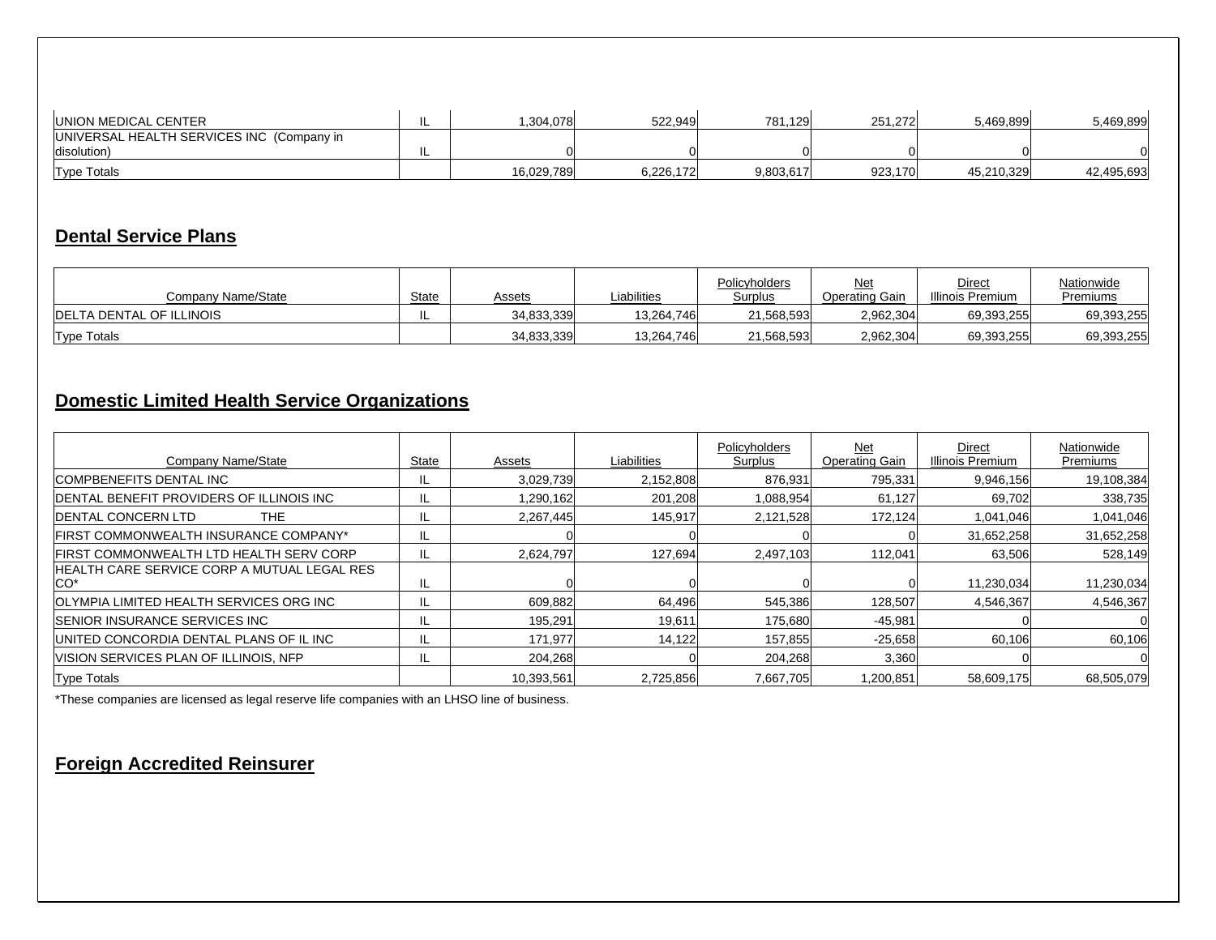| | | | | | | | |
|---|---|---|---|---|---|---|---|
| UNION MEDICAL CENTER | IL | 1,304,078 | 522,949 | 781,129 | 251,272 | 5,469,899 | 5,469,899 |
| UNIVERSAL HEALTH SERVICES INC (Company in disolution) | IL | 0 | 0 | 0 | 0 | 0 | 0 |
| Type Totals | | 16,029,789 | 6,226,172 | 9,803,617 | 923,170 | 45,210,329 | 42,495,693 |

## Dental Service Plans

| Company Name/State | State | Assets | Liabilities | Policyholders Surplus | Net Operating Gain | Direct Illinois Premium | Nationwide Premiums |
|---|---|---|---|---|---|---|---|
| DELTA DENTAL OF ILLINOIS | IL | 34,833,339 | 13,264,746 | 21,568,593 | 2,962,304 | 69,393,255 | 69,393,255 |
| Type Totals | | 34,833,339 | 13,264,746 | 21,568,593 | 2,962,304 | 69,393,255 | 69,393,255 |

## Domestic Limited Health Service Organizations

| Company Name/State | State | Assets | Liabilities | Policyholders Surplus | Net Operating Gain | Direct Illinois Premium | Nationwide Premiums |
|---|---|---|---|---|---|---|---|
| COMPBENEFITS DENTAL INC | IL | 3,029,739 | 2,152,808 | 876,931 | 795,331 | 9,946,156 | 19,108,384 |
| DENTAL BENEFIT PROVIDERS OF ILLINOIS INC | IL | 1,290,162 | 201,208 | 1,088,954 | 61,127 | 69,702 | 338,735 |
| DENTAL CONCERN LTD THE | IL | 2,267,445 | 145,917 | 2,121,528 | 172,124 | 1,041,046 | 1,041,046 |
| FIRST COMMONWEALTH INSURANCE COMPANY* | IL | 0 | 0 | 0 | 0 | 31,652,258 | 31,652,258 |
| FIRST COMMONWEALTH LTD HEALTH SERV CORP | IL | 2,624,797 | 127,694 | 2,497,103 | 112,041 | 63,506 | 528,149 |
| HEALTH CARE SERVICE CORP A MUTUAL LEGAL RES CO* | IL | 0 | 0 | 0 | 0 | 11,230,034 | 11,230,034 |
| OLYMPIA LIMITED HEALTH SERVICES ORG INC | IL | 609,882 | 64,496 | 545,386 | 128,507 | 4,546,367 | 4,546,367 |
| SENIOR INSURANCE SERVICES INC | IL | 195,291 | 19,611 | 175,680 | -45,981 | 0 | 0 |
| UNITED CONCORDIA DENTAL PLANS OF IL INC | IL | 171,977 | 14,122 | 157,855 | -25,658 | 60,106 | 60,106 |
| VISION SERVICES PLAN OF ILLINOIS, NFP | IL | 204,268 | 0 | 204,268 | 3,360 | 0 | 0 |
| Type Totals | | 10,393,561 | 2,725,856 | 7,667,705 | 1,200,851 | 58,609,175 | 68,505,079 |

*These companies are licensed as legal reserve life companies with an LHSO line of business.

## Foreign Accredited Reinsurer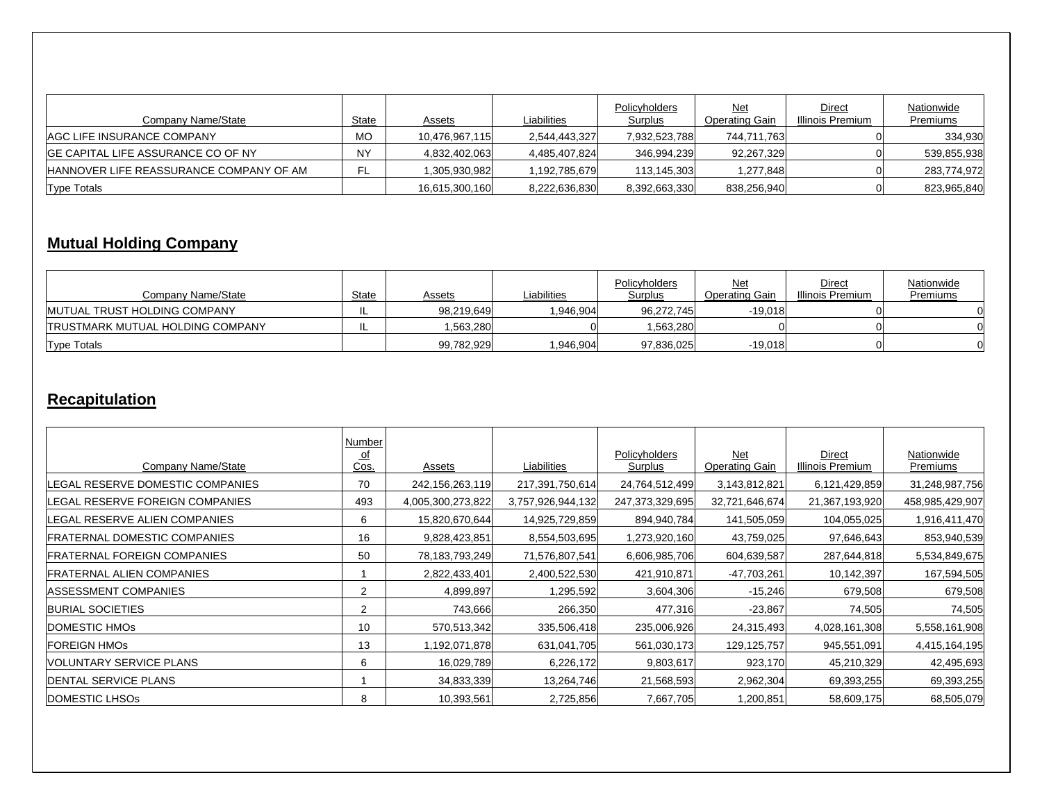| Company Name/State | State | Assets | Liabilities | Policyholders Surplus | Net Operating Gain | Direct Illinois Premium | Nationwide Premiums |
|---|---|---|---|---|---|---|---|
| AGC LIFE INSURANCE COMPANY | MO | 10,476,967,115 | 2,544,443,327 | 7,932,523,788 | 744,711,763 | 0 | 334,930 |
| GE CAPITAL LIFE ASSURANCE CO OF NY | NY | 4,832,402,063 | 4,485,407,824 | 346,994,239 | 92,267,329 | 0 | 539,855,938 |
| HANNOVER LIFE REASSURANCE COMPANY OF AM | FL | 1,305,930,982 | 1,192,785,679 | 113,145,303 | 1,277,848 | 0 | 283,774,972 |
| Type Totals | | 16,615,300,160 | 8,222,636,830 | 8,392,663,330 | 838,256,940 | 0 | 823,965,840 |

## Mutual Holding Company

| Company Name/State | State | Assets | Liabilities | Policyholders Surplus | Net Operating Gain | Direct Illinois Premium | Nationwide Premiums |
|---|---|---|---|---|---|---|---|
| MUTUAL TRUST HOLDING COMPANY | IL | 98,219,649 | 1,946,904 | 96,272,745 | -19,018 | 0 | 0 |
| TRUSTMARK MUTUAL HOLDING COMPANY | IL | 1,563,280 | 0 | 1,563,280 | 0 | 0 | 0 |
| Type Totals | | 99,782,929 | 1,946,904 | 97,836,025 | -19,018 | 0 | 0 |

## Recapitulation

| Company Name/State | Number of Cos. | Assets | Liabilities | Policyholders Surplus | Net Operating Gain | Direct Illinois Premium | Nationwide Premiums |
|---|---|---|---|---|---|---|---|
| LEGAL RESERVE DOMESTIC COMPANIES | 70 | 242,156,263,119 | 217,391,750,614 | 24,764,512,499 | 3,143,812,821 | 6,121,429,859 | 31,248,987,756 |
| LEGAL RESERVE FOREIGN COMPANIES | 493 | 4,005,300,273,822 | 3,757,926,944,132 | 247,373,329,695 | 32,721,646,674 | 21,367,193,920 | 458,985,429,907 |
| LEGAL RESERVE ALIEN COMPANIES | 6 | 15,820,670,644 | 14,925,729,859 | 894,940,784 | 141,505,059 | 104,055,025 | 1,916,411,470 |
| FRATERNAL DOMESTIC COMPANIES | 16 | 9,828,423,851 | 8,554,503,695 | 1,273,920,160 | 43,759,025 | 97,646,643 | 853,940,539 |
| FRATERNAL FOREIGN COMPANIES | 50 | 78,183,793,249 | 71,576,807,541 | 6,606,985,706 | 604,639,587 | 287,644,818 | 5,534,849,675 |
| FRATERNAL ALIEN COMPANIES | 1 | 2,822,433,401 | 2,400,522,530 | 421,910,871 | -47,703,261 | 10,142,397 | 167,594,505 |
| ASSESSMENT COMPANIES | 2 | 4,899,897 | 1,295,592 | 3,604,306 | -15,246 | 679,508 | 679,508 |
| BURIAL SOCIETIES | 2 | 743,666 | 266,350 | 477,316 | -23,867 | 74,505 | 74,505 |
| DOMESTIC HMOs | 10 | 570,513,342 | 335,506,418 | 235,006,926 | 24,315,493 | 4,028,161,308 | 5,558,161,908 |
| FOREIGN HMOs | 13 | 1,192,071,878 | 631,041,705 | 561,030,173 | 129,125,757 | 945,551,091 | 4,415,164,195 |
| VOLUNTARY SERVICE PLANS | 6 | 16,029,789 | 6,226,172 | 9,803,617 | 923,170 | 45,210,329 | 42,495,693 |
| DENTAL SERVICE PLANS | 1 | 34,833,339 | 13,264,746 | 21,568,593 | 2,962,304 | 69,393,255 | 69,393,255 |
| DOMESTIC LHSOs | 8 | 10,393,561 | 2,725,856 | 7,667,705 | 1,200,851 | 58,609,175 | 68,505,079 |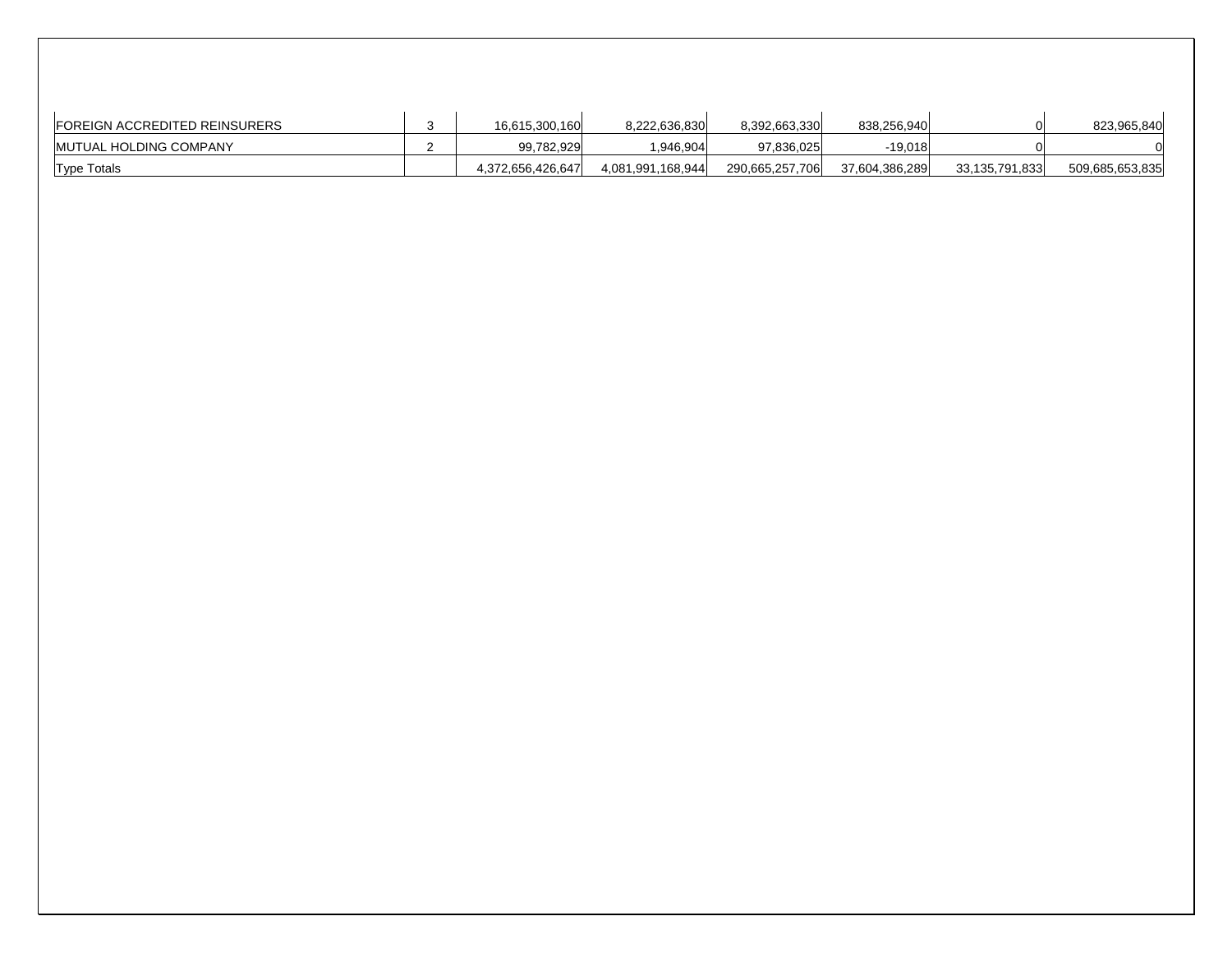| | | | | | | | |
|---|---|---|---|---|---|---|---|
| FOREIGN ACCREDITED REINSURERS | 3 | 16,615,300,160 | 8,222,636,830 | 8,392,663,330 | 838,256,940 | 0 | 823,965,840 |
| MUTUAL HOLDING COMPANY | 2 | 99,782,929 | 1,946,904 | 97,836,025 | -19,018 | 0 | 0 |
| Type Totals | | 4,372,656,426,647 | 4,081,991,168,944 | 290,665,257,706 | 37,604,386,289 | 33,135,791,833 | 509,685,653,835 |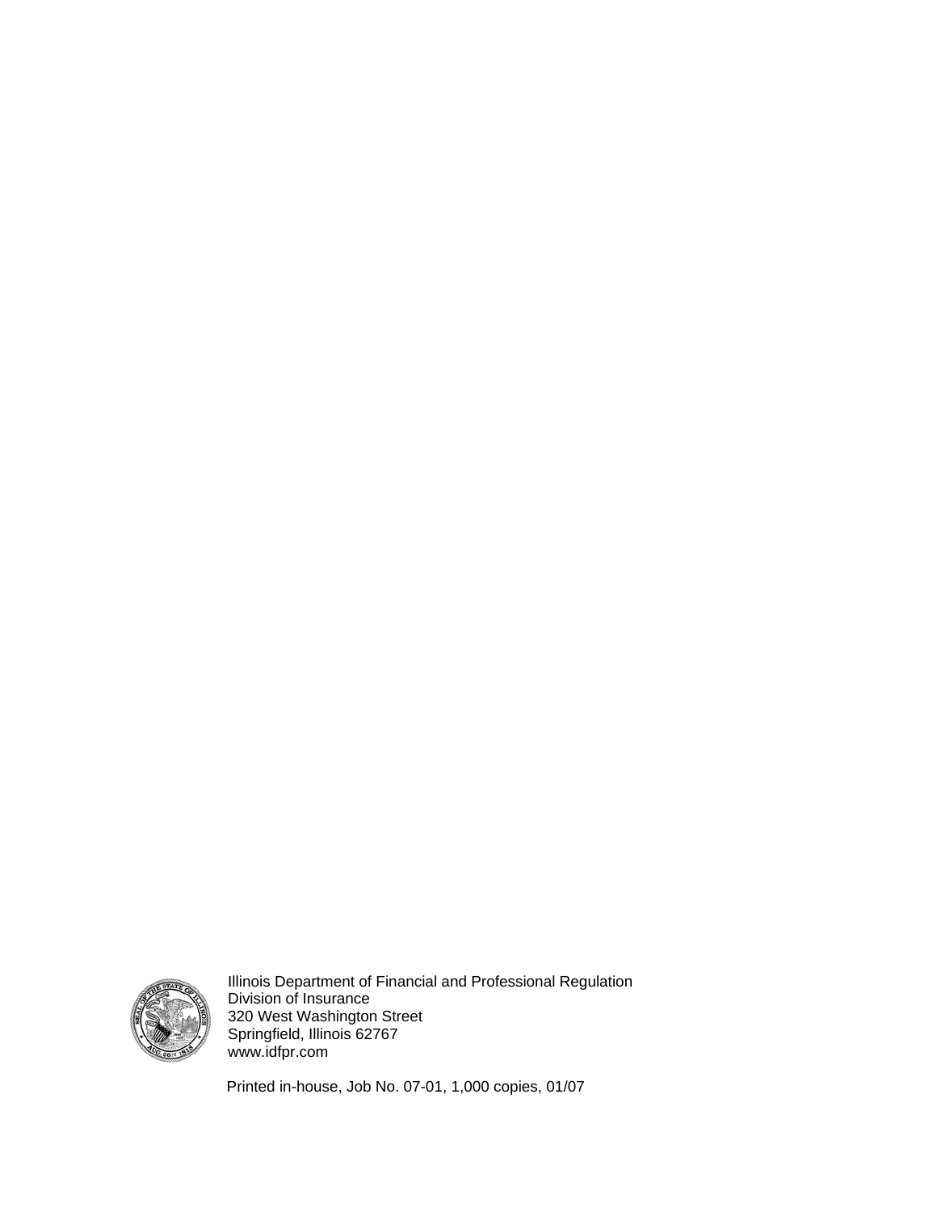Illinois Department of Financial and Professional Regulation
Division of Insurance
320 West Washington Street
Springfield, Illinois 62767
www.idfpr.com

Printed in-house, Job No. 07-01, 1,000 copies, 01/07